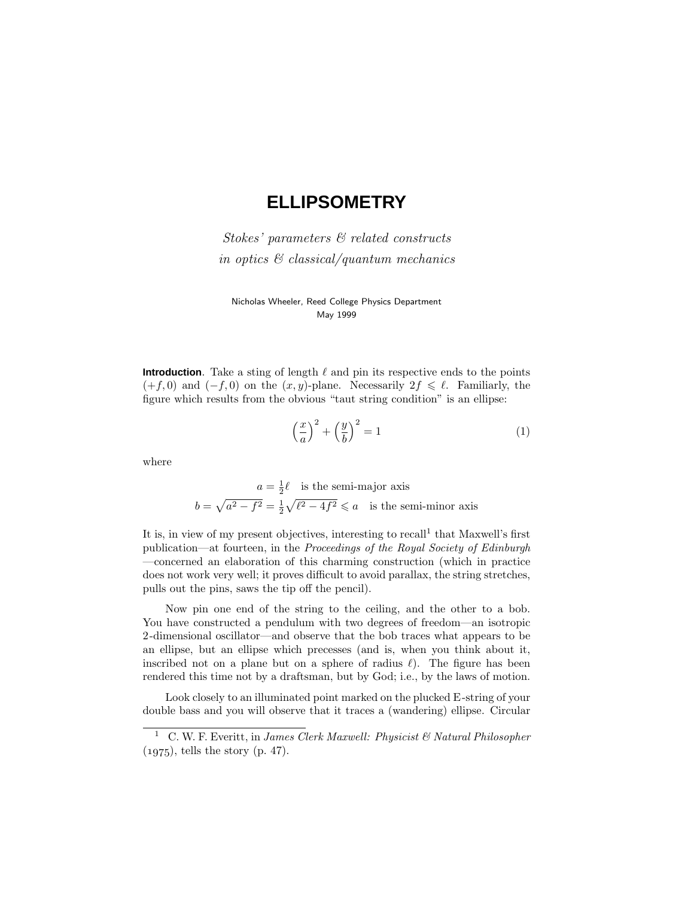# ELLIPSOMETRY

*Stokes' parameters & related constructs*
*in optics & classical/quantum mechanics*

Nicholas Wheeler, Reed College Physics Department
May 1999

**Introduction**. Take a sting of length $\ell$ and pin its respective ends to the points $(+f, 0)$ and $(-f, 0)$ on the $(x, y)$-plane. Necessarily $2f \leqslant \ell$. Familiarly, the figure which results from the obvious "taut string condition" is an ellipse:

$$\left(\frac{x}{a}\right)^2 + \left(\frac{y}{b}\right)^2 = 1 \tag{1}$$

where

$$a = \tfrac{1}{2}\ell \quad \text{is the semi-major axis}$$
$$b = \sqrt{a^2 - f^2} = \tfrac{1}{2}\sqrt{\ell^2 - 4f^2} \leqslant a \quad \text{is the semi-minor axis}$$

It is, in view of my present objectives, interesting to recall[1] that Maxwell's first publication—at fourteen, in the *Proceedings of the Royal Society of Edinburgh* —concerned an elaboration of this charming construction (which in practice does not work very well; it proves difficult to avoid parallax, the string stretches, pulls out the pins, saws the tip off the pencil).

Now pin one end of the string to the ceiling, and the other to a bob. You have constructed a pendulum with two degrees of freedom—an isotropic 2-dimensional oscillator—and observe that the bob traces what appears to be an ellipse, but an ellipse which precesses (and is, when you think about it, inscribed not on a plane but on a sphere of radius $\ell$). The figure has been rendered this time not by a draftsman, but by God; i.e., by the laws of motion.

Look closely to an illuminated point marked on the plucked E-string of your double bass and you will observe that it traces a (wandering) ellipse. Circular

[1] C. W. F. Everitt, in *James Clerk Maxwell: Physicist & Natural Philosopher* (1975), tells the story (p. 47).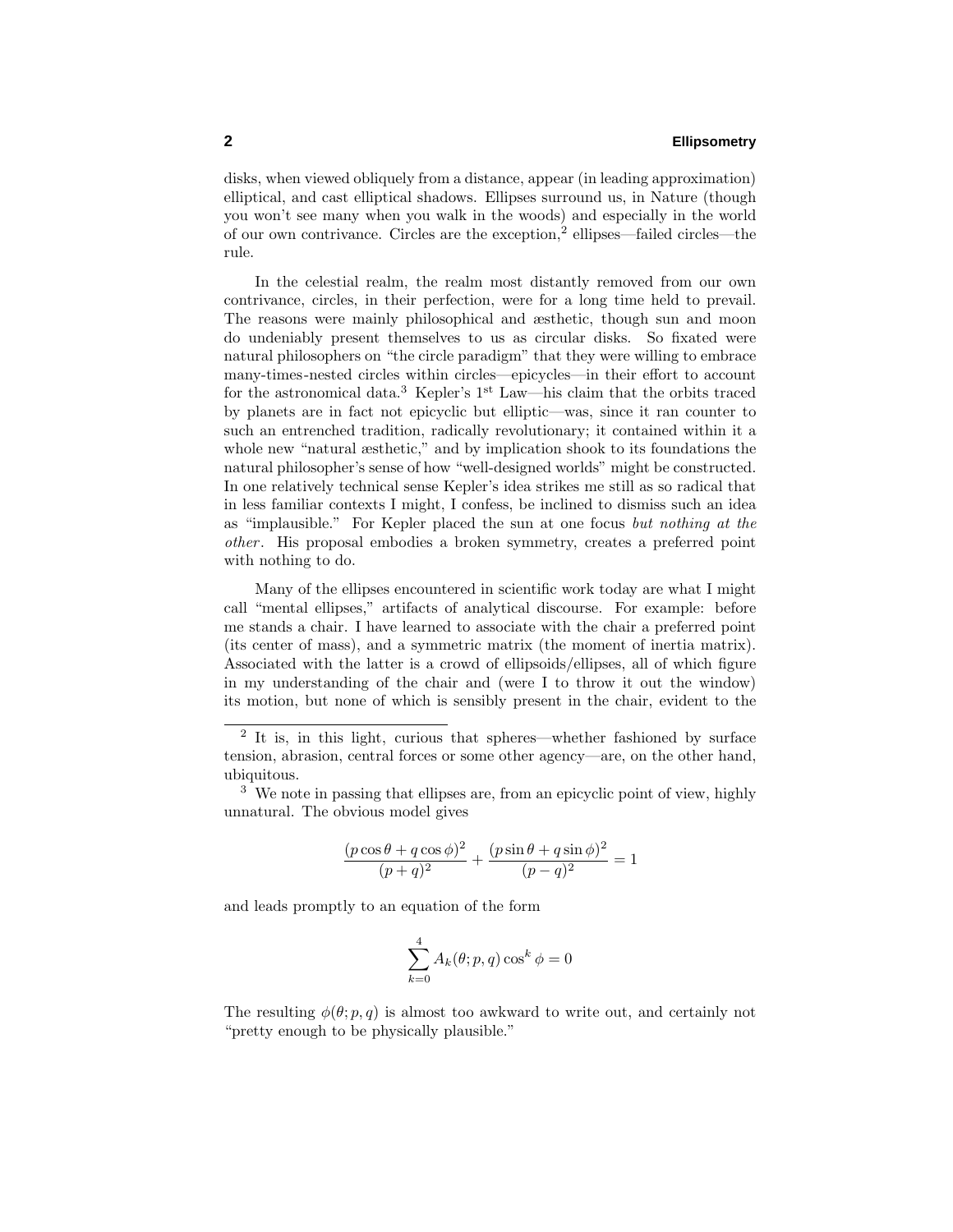disks, when viewed obliquely from a distance, appear (in leading approximation) elliptical, and cast elliptical shadows. Ellipses surround us, in Nature (though you won't see many when you walk in the woods) and especially in the world of our own contrivance. Circles are the exception,[2] ellipses—failed circles—the rule.

In the celestial realm, the realm most distantly removed from our own contrivance, circles, in their perfection, were for a long time held to prevail. The reasons were mainly philosophical and æsthetic, though sun and moon do undeniably present themselves to us as circular disks. So fixated were natural philosophers on "the circle paradigm" that they were willing to embrace many-times-nested circles within circles—epicycles—in their effort to account for the astronomical data.[3] Kepler's 1st Law—his claim that the orbits traced by planets are in fact not epicyclic but elliptic—was, since it ran counter to such an entrenched tradition, radically revolutionary; it contained within it a whole new "natural æsthetic," and by implication shook to its foundations the natural philosopher's sense of how "well-designed worlds" might be constructed. In one relatively technical sense Kepler's idea strikes me still as so radical that in less familiar contexts I might, I confess, be inclined to dismiss such an idea as "implausible." For Kepler placed the sun at one focus *but nothing at the other*. His proposal embodies a broken symmetry, creates a preferred point with nothing to do.

Many of the ellipses encountered in scientific work today are what I might call "mental ellipses," artifacts of analytical discourse. For example: before me stands a chair. I have learned to associate with the chair a preferred point (its center of mass), and a symmetric matrix (the moment of inertia matrix). Associated with the latter is a crowd of ellipsoids/ellipses, all of which figure in my understanding of the chair and (were I to throw it out the window) its motion, but none of which is sensibly present in the chair, evident to the

---

[2] It is, in this light, curious that spheres—whether fashioned by surface tension, abrasion, central forces or some other agency—are, on the other hand, ubiquitous.

[3] We note in passing that ellipses are, from an epicyclic point of view, highly unnatural. The obvious model gives

$$\frac{(p\cos\theta + q\cos\phi)^2}{(p+q)^2} + \frac{(p\sin\theta + q\sin\phi)^2}{(p-q)^2} = 1$$

and leads promptly to an equation of the form

$$\sum_{k=0}^{4} A_k(\theta; p, q)\cos^k\phi = 0$$

The resulting $\phi(\theta; p, q)$ is almost too awkward to write out, and certainly not "pretty enough to be physically plausible."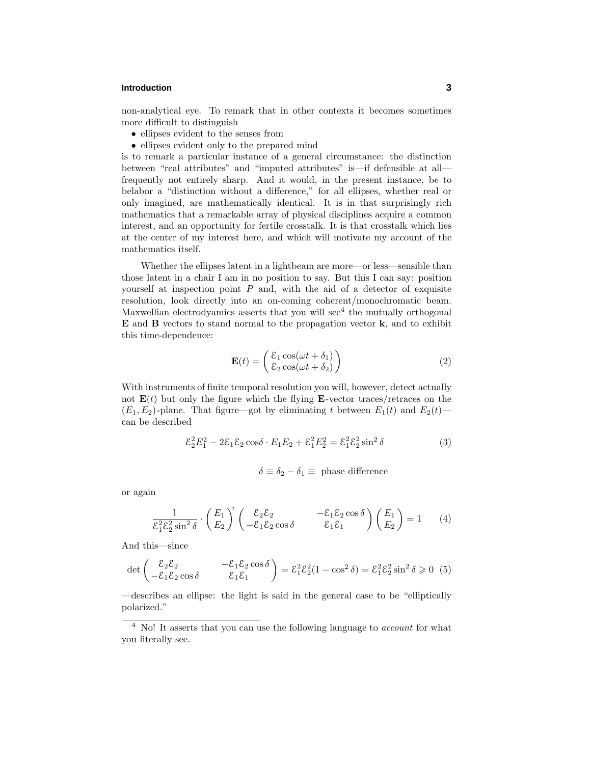non-analytical eye. To remark that in other contexts it becomes sometimes more difficult to distinguish

- ellipses evident to the senses from
- ellipses evident only to the prepared mind

is to remark a particular instance of a general circumstance: the distinction between "real attributes" and "imputed attributes" is—if defensible at all—frequently not entirely sharp. And it would, in the present instance, be to belabor a "distinction without a difference," for all ellipses, whether real or only imagined, are mathematically identical. It is in that surprisingly rich mathematics that a remarkable array of physical disciplines acquire a common interest, and an opportunity for fertile crosstalk. It is that crosstalk which lies at the center of my interest here, and which will motivate my account of the mathematics itself.

Whether the ellipses latent in a lightbeam are more—or less—sensible than those latent in a chair I am in no position to say. But this I can say: position yourself at inspection point $P$ and, with the aid of a detector of exquisite resolution, look directly into an on-coming coherent/monochromatic beam. Maxwellian electrodyamics asserts that you will see[4] the mutually orthogonal $\mathbf{E}$ and $\mathbf{B}$ vectors to stand normal to the propagation vector $\mathbf{k}$, and to exhibit this time-dependence:

$$\mathbf{E}(t) = \begin{pmatrix} \mathcal{E}_1 \cos(\omega t + \delta_1) \\ \mathcal{E}_2 \cos(\omega t + \delta_2) \end{pmatrix} \tag{2}$$

With instruments of finite temporal resolution you will, however, detect actually not $\mathbf{E}(t)$ but only the figure which the flying $\mathbf{E}$-vector traces/retraces on the $(E_1, E_2)$-plane. That figure—got by eliminating $t$ between $E_1(t)$ and $E_2(t)$—can be described

$$\mathcal{E}_2^2 E_1^2 - 2\mathcal{E}_1\mathcal{E}_2 \cos\delta \cdot E_1 E_2 + \mathcal{E}_1^2 E_2^2 = \mathcal{E}_1^2 \mathcal{E}_2^2 \sin^2 \delta \tag{3}$$

$$\delta \equiv \delta_2 - \delta_1 \equiv \text{ phase difference}$$

or again

$$\frac{1}{\mathcal{E}_1^2 \mathcal{E}_2^2 \sin^2 \delta} \cdot \begin{pmatrix} E_1 \\ E_2 \end{pmatrix}^{\!\intercal} \begin{pmatrix} \mathcal{E}_2\mathcal{E}_2 & -\mathcal{E}_1\mathcal{E}_2 \cos\delta \\ -\mathcal{E}_1\mathcal{E}_2 \cos\delta & \mathcal{E}_1\mathcal{E}_1 \end{pmatrix} \begin{pmatrix} E_1 \\ E_2 \end{pmatrix} = 1 \tag{4}$$

And this—since

$$\det \begin{pmatrix} \mathcal{E}_2\mathcal{E}_2 & -\mathcal{E}_1\mathcal{E}_2 \cos\delta \\ -\mathcal{E}_1\mathcal{E}_2 \cos\delta & \mathcal{E}_1\mathcal{E}_1 \end{pmatrix} = \mathcal{E}_1^2\mathcal{E}_2^2(1 - \cos^2\delta) = \mathcal{E}_1^2\mathcal{E}_2^2 \sin^2\delta \geqslant 0 \tag{5}$$

—describes an ellipse: the light is said in the general case to be "elliptically polarized."

---

[4] No! It asserts that you can use the following language to *account* for what you literally see.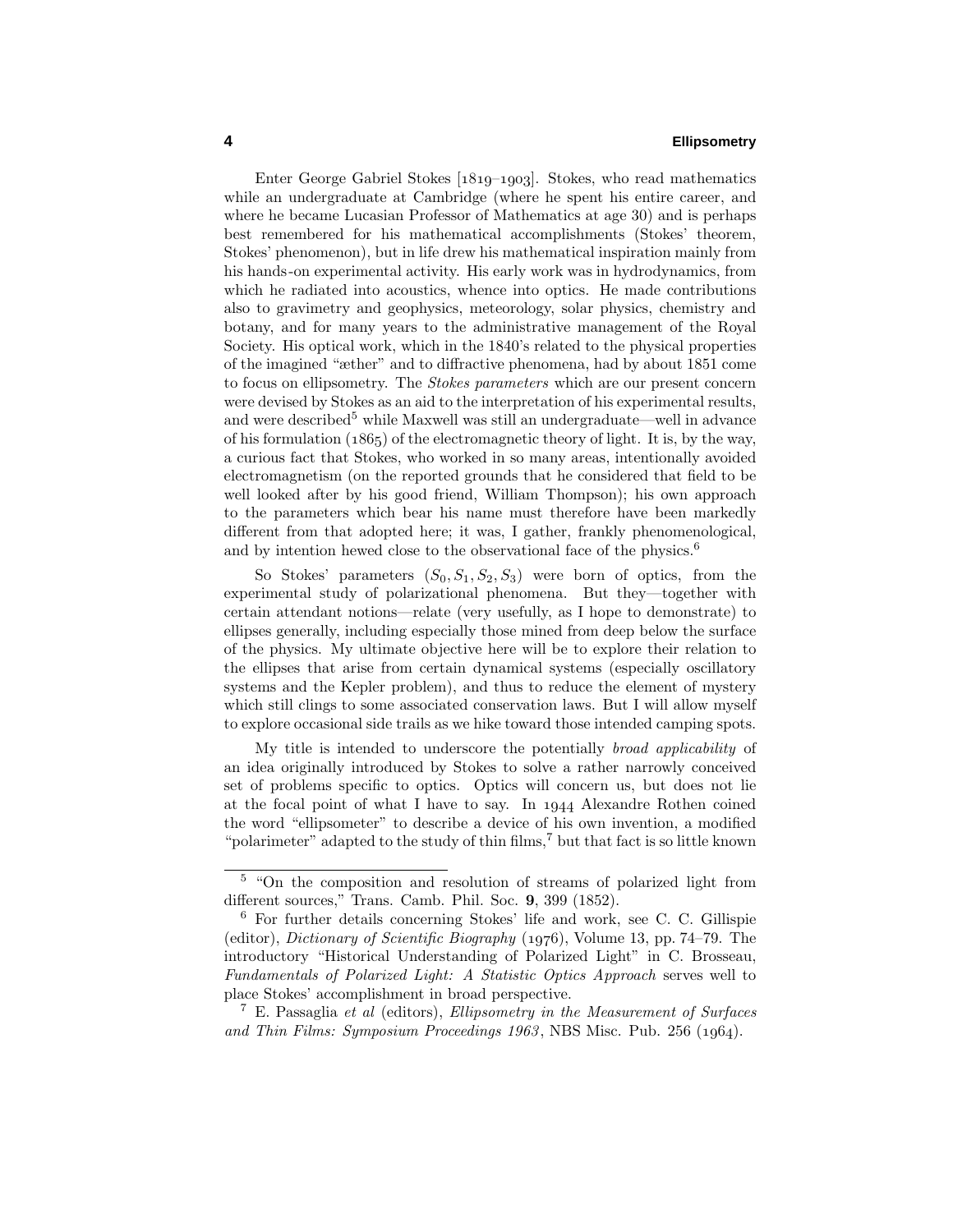Enter George Gabriel Stokes [1819–1903]. Stokes, who read mathematics while an undergraduate at Cambridge (where he spent his entire career, and where he became Lucasian Professor of Mathematics at age 30) and is perhaps best remembered for his mathematical accomplishments (Stokes' theorem, Stokes' phenomenon), but in life drew his mathematical inspiration mainly from his hands-on experimental activity. His early work was in hydrodynamics, from which he radiated into acoustics, whence into optics. He made contributions also to gravimetry and geophysics, meteorology, solar physics, chemistry and botany, and for many years to the administrative management of the Royal Society. His optical work, which in the 1840's related to the physical properties of the imagined "æther" and to diffractive phenomena, had by about 1851 come to focus on ellipsometry. The *Stokes parameters* which are our present concern were devised by Stokes as an aid to the interpretation of his experimental results, and were described[5] while Maxwell was still an undergraduate—well in advance of his formulation (1865) of the electromagnetic theory of light. It is, by the way, a curious fact that Stokes, who worked in so many areas, intentionally avoided electromagnetism (on the reported grounds that he considered that field to be well looked after by his good friend, William Thompson); his own approach to the parameters which bear his name must therefore have been markedly different from that adopted here; it was, I gather, frankly phenomenological, and by intention hewed close to the observational face of the physics.[6]

So Stokes' parameters $(S_0, S_1, S_2, S_3)$ were born of optics, from the experimental study of polarizational phenomena. But they—together with certain attendant notions—relate (very usefully, as I hope to demonstrate) to ellipses generally, including especially those mined from deep below the surface of the physics. My ultimate objective here will be to explore their relation to the ellipses that arise from certain dynamical systems (especially oscillatory systems and the Kepler problem), and thus to reduce the element of mystery which still clings to some associated conservation laws. But I will allow myself to explore occasional side trails as we hike toward those intended camping spots.

My title is intended to underscore the potentially *broad applicability* of an idea originally introduced by Stokes to solve a rather narrowly conceived set of problems specific to optics. Optics will concern us, but does not lie at the focal point of what I have to say. In 1944 Alexandre Rothen coined the word "ellipsometer" to describe a device of his own invention, a modified "polarimeter" adapted to the study of thin films,[7] but that fact is so little known

---

[5] "On the composition and resolution of streams of polarized light from different sources," Trans. Camb. Phil. Soc. **9**, 399 (1852).

[6] For further details concerning Stokes' life and work, see C. C. Gillispie (editor), *Dictionary of Scientific Biography* (1976), Volume 13, pp. 74–79. The introductory "Historical Understanding of Polarized Light" in C. Brosseau, *Fundamentals of Polarized Light: A Statistic Optics Approach* serves well to place Stokes' accomplishment in broad perspective.

[7] E. Passaglia *et al* (editors), *Ellipsometry in the Measurement of Surfaces and Thin Films: Symposium Proceedings 1963*, NBS Misc. Pub. 256 (1964).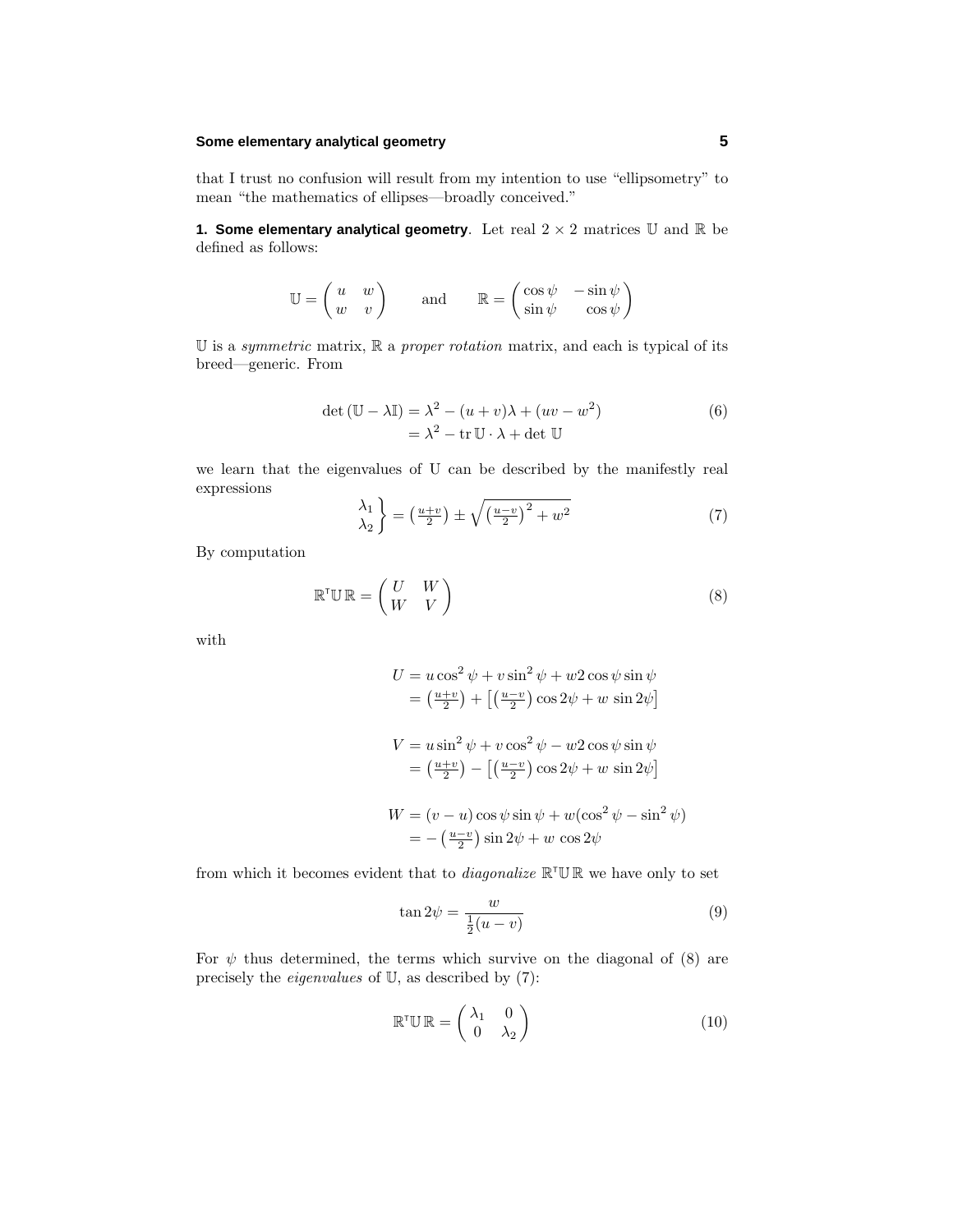that I trust no confusion will result from my intention to use "ellipsometry" to mean "the mathematics of ellipses—broadly conceived."

**1. Some elementary analytical geometry**. Let real $2 \times 2$ matrices $\mathbb{U}$ and $\mathbb{R}$ be defined as follows:

$$\mathbb{U} = \begin{pmatrix} u & w \\ w & v \end{pmatrix} \qquad \text{and} \qquad \mathbb{R} = \begin{pmatrix} \cos\psi & -\sin\psi \\ \sin\psi & \cos\psi \end{pmatrix}$$

$\mathbb{U}$ is a *symmetric* matrix, $\mathbb{R}$ a *proper rotation* matrix, and each is typical of its breed—generic. From

$$\begin{aligned} \det(\mathbb{U} - \lambda\mathbb{I}) &= \lambda^2 - (u+v)\lambda + (uv - w^2) \\ &= \lambda^2 - \operatorname{tr}\mathbb{U}\cdot\lambda + \det\mathbb{U} \end{aligned} \tag{6}$$

we learn that the eigenvalues of U can be described by the manifestly real expressions

$$\left.\begin{matrix} \lambda_1 \\ \lambda_2 \end{matrix}\right\} = \left(\tfrac{u+v}{2}\right) \pm \sqrt{\left(\tfrac{u-v}{2}\right)^2 + w^2} \tag{7}$$

By computation

$$\mathbb{R}^{\mathsf{T}}\mathbb{U}\,\mathbb{R} = \begin{pmatrix} U & W \\ W & V \end{pmatrix} \tag{8}$$

with

$$\begin{aligned} U &= u\cos^2\psi + v\sin^2\psi + w2\cos\psi\sin\psi \\ &= \left(\tfrac{u+v}{2}\right) + \left[\left(\tfrac{u-v}{2}\right)\cos 2\psi + w\,\sin 2\psi\right] \\[1em] V &= u\sin^2\psi + v\cos^2\psi - w2\cos\psi\sin\psi \\ &= \left(\tfrac{u+v}{2}\right) - \left[\left(\tfrac{u-v}{2}\right)\cos 2\psi + w\,\sin 2\psi\right] \\[1em] W &= (v-u)\cos\psi\sin\psi + w(\cos^2\psi - \sin^2\psi) \\ &= -\left(\tfrac{u-v}{2}\right)\sin 2\psi + w\,\cos 2\psi \end{aligned}$$

from which it becomes evident that to *diagonalize* $\mathbb{R}^{\mathsf{T}}\mathbb{U}\,\mathbb{R}$ we have only to set

$$\tan 2\psi = \frac{w}{\frac{1}{2}(u-v)} \tag{9}$$

For $\psi$ thus determined, the terms which survive on the diagonal of (8) are precisely the *eigenvalues* of $\mathbb{U}$, as described by (7):

$$\mathbb{R}^{\mathsf{T}}\mathbb{U}\,\mathbb{R} = \begin{pmatrix} \lambda_1 & 0 \\ 0 & \lambda_2 \end{pmatrix} \tag{10}$$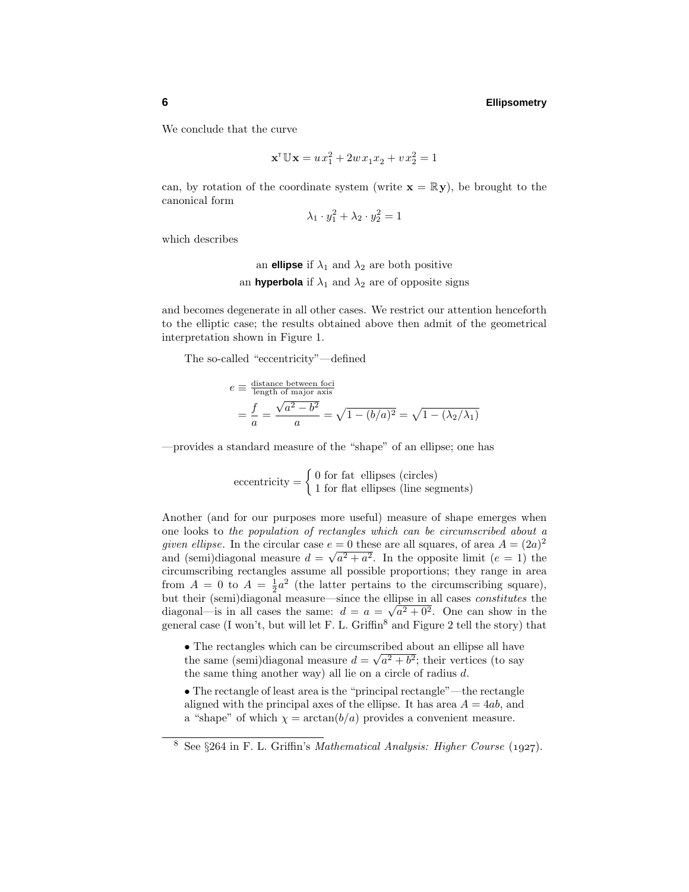We conclude that the curve

$$\mathbf{x}^\intercal \mathbb{U}\mathbf{x} = u\,x_1^2 + 2w\,x_1x_2 + v\,x_2^2 = 1$$

can, by rotation of the coordinate system (write $\mathbf{x} = \mathbb{R}\mathbf{y}$), be brought to the canonical form

$$\lambda_1 \cdot y_1^2 + \lambda_2 \cdot y_2^2 = 1$$

which describes

an **ellipse** if $\lambda_1$ and $\lambda_2$ are both positive
an **hyperbola** if $\lambda_1$ and $\lambda_2$ are of opposite signs

and becomes degenerate in all other cases. We restrict our attention henceforth to the elliptic case; the results obtained above then admit of the geometrical interpretation shown in Figure 1.

The so-called "eccentricity"—defined

$$\begin{aligned} e &\equiv \tfrac{\text{distance between foci}}{\text{length of major axis}} \\ &= \frac{f}{a} = \frac{\sqrt{a^2 - b^2}}{a} = \sqrt{1 - (b/a)^2} = \sqrt{1 - (\lambda_2/\lambda_1)} \end{aligned}$$

—provides a standard measure of the "shape" of an ellipse; one has

$$\text{eccentricity} = \begin{cases} 0 \text{ for fat ellipses (circles)} \\ 1 \text{ for flat ellipses (line segments)} \end{cases}$$

Another (and for our purposes more useful) measure of shape emerges when one looks to *the population of rectangles which can be circumscribed about a given ellipse*. In the circular case $e = 0$ these are all squares, of area $A = (2a)^2$ and (semi)diagonal measure $d = \sqrt{a^2 + a^2}$. In the opposite limit ($e = 1$) the circumscribing rectangles assume all possible proportions; they range in area from $A = 0$ to $A = \frac{1}{2}a^2$ (the latter pertains to the circumscribing square), but their (semi)diagonal measure—since the ellipse in all cases *constitutes* the diagonal—is in all cases the same: $d = a = \sqrt{a^2 + 0^2}$. One can show in the general case (I won't, but will let F. L. Griffin[8] and Figure 2 tell the story) that

- The rectangles which can be circumscribed about an ellipse all have the same (semi)diagonal measure $d = \sqrt{a^2 + b^2}$; their vertices (to say the same thing another way) all lie on a circle of radius $d$.

- The rectangle of least area is the "principal rectangle"—the rectangle aligned with the principal axes of the ellipse. It has area $A = 4ab$, and a "shape" of which $\chi = \arctan(b/a)$ provides a convenient measure.

[8] See §264 in F. L. Griffin's *Mathematical Analysis: Higher Course* (1927).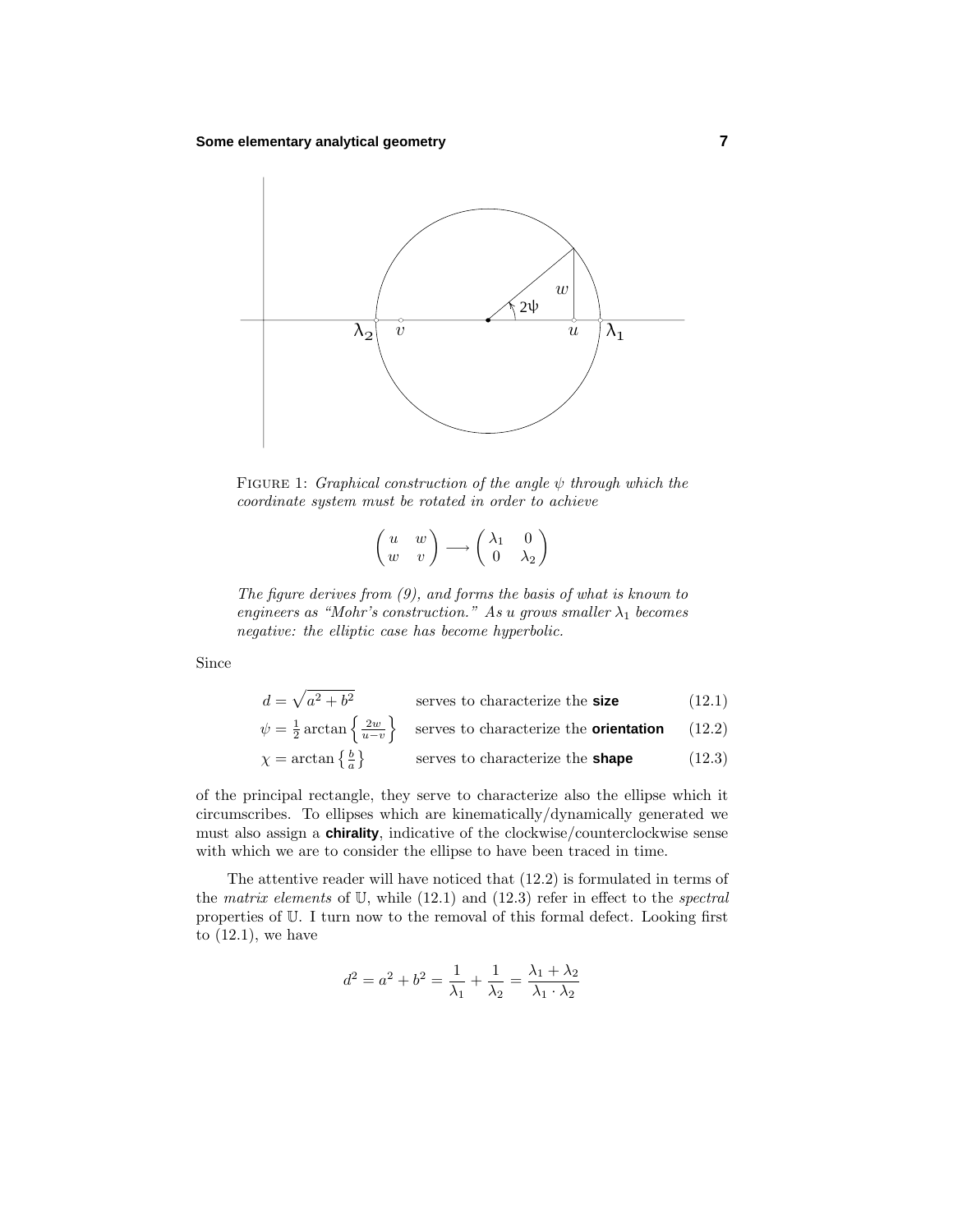FIGURE 1: *Graphical construction of the angle $\psi$ through which the coordinate system must be rotated in order to achieve*

$$\begin{pmatrix} u & w \\ w & v \end{pmatrix} \longrightarrow \begin{pmatrix} \lambda_1 & 0 \\ 0 & \lambda_2 \end{pmatrix}$$

*The figure derives from (9), and forms the basis of what is known to engineers as "Mohr's construction." As $u$ grows smaller $\lambda_1$ becomes negative: the elliptic case has become hyperbolic.*

Since

$$d = \sqrt{a^2 + b^2} \qquad \text{serves to characterize the } \textbf{size} \tag{12.1}$$

$$\psi = \tfrac{1}{2}\arctan\left\{\tfrac{2w}{u-v}\right\} \qquad \text{serves to characterize the } \textbf{orientation} \tag{12.2}$$

$$\chi = \arctan\left\{\tfrac{b}{a}\right\} \qquad \text{serves to characterize the } \textbf{shape} \tag{12.3}$$

of the principal rectangle, they serve to characterize also the ellipse which it circumscribes. To ellipses which are kinematically/dynamically generated we must also assign a **chirality**, indicative of the clockwise/counterclockwise sense with which we are to consider the ellipse to have been traced in time.

The attentive reader will have noticed that (12.2) is formulated in terms of the *matrix elements* of $\mathbb{U}$, while (12.1) and (12.3) refer in effect to the *spectral* properties of $\mathbb{U}$. I turn now to the removal of this formal defect. Looking first to (12.1), we have

$$d^2 = a^2 + b^2 = \frac{1}{\lambda_1} + \frac{1}{\lambda_2} = \frac{\lambda_1 + \lambda_2}{\lambda_1 \cdot \lambda_2}$$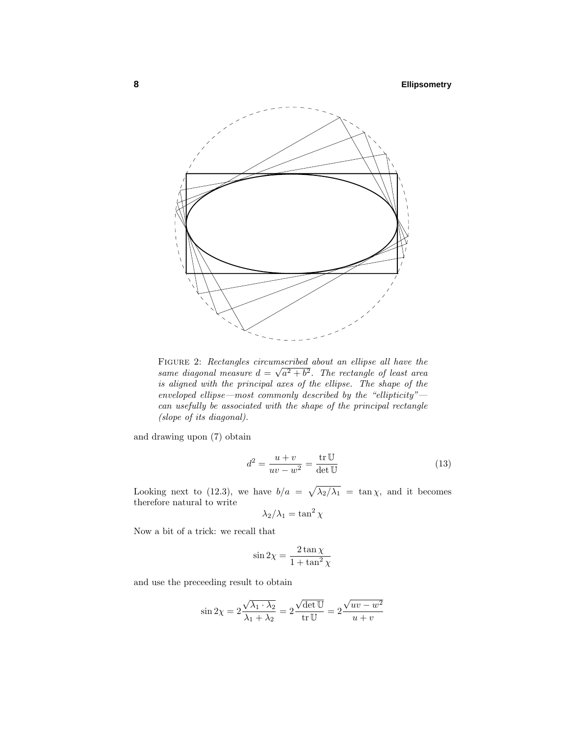FIGURE 2: *Rectangles circumscribed about an ellipse all have the same diagonal measure $d = \sqrt{a^2 + b^2}$. The rectangle of least area is aligned with the principal axes of the ellipse. The shape of the enveloped ellipse—most commonly described by the "ellipticity"—can usefully be associated with the shape of the principal rectangle (slope of its diagonal).*

and drawing upon (7) obtain

$$d^2 = \frac{u + v}{uv - w^2} = \frac{\operatorname{tr} \mathbb{U}}{\det \mathbb{U}} \tag{13}$$

Looking next to (12.3), we have $b/a = \sqrt{\lambda_2/\lambda_1} = \tan \chi$, and it becomes therefore natural to write

$$\lambda_2/\lambda_1 = \tan^2 \chi$$

Now a bit of a trick: we recall that

$$\sin 2\chi = \frac{2 \tan \chi}{1 + \tan^2 \chi}$$

and use the preceeding result to obtain

$$\sin 2\chi = 2\frac{\sqrt{\lambda_1 \cdot \lambda_2}}{\lambda_1 + \lambda_2} = 2\frac{\sqrt{\det \mathbb{U}}}{\operatorname{tr} \mathbb{U}} = 2\frac{\sqrt{uv - w^2}}{u + v}$$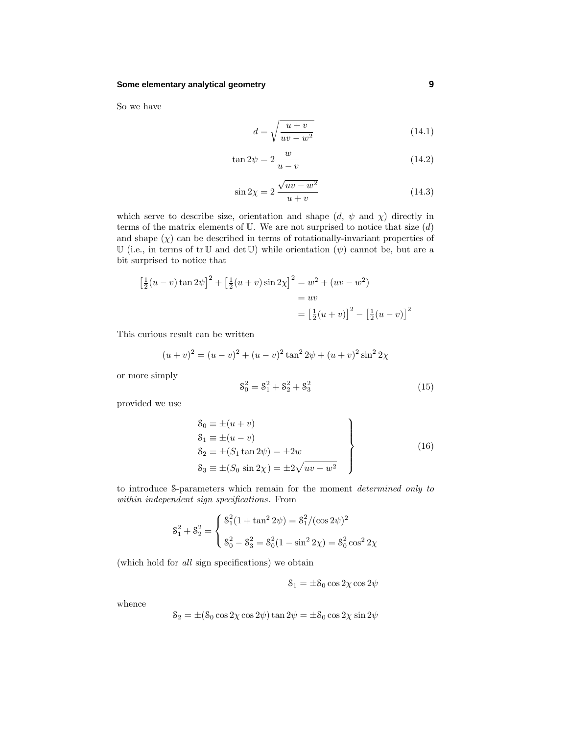So we have

$$d = \sqrt{\frac{u+v}{uv-w^2}} \tag{14.1}$$

$$\tan 2\psi = 2\,\frac{w}{u-v} \tag{14.2}$$

$$\sin 2\chi = 2\,\frac{\sqrt{uv-w^2}}{u+v} \tag{14.3}$$

which serve to describe size, orientation and shape ($d$, $\psi$ and $\chi$) directly in terms of the matrix elements of $\mathbb{U}$. We are not surprised to notice that size ($d$) and shape ($\chi$) can be described in terms of rotationally-invariant properties of $\mathbb{U}$ (i.e., in terms of $\text{tr}\,\mathbb{U}$ and $\det\mathbb{U}$) while orientation ($\psi$) cannot be, but are a bit surprised to notice that

$$\begin{aligned}
\big[\tfrac{1}{2}(u-v)\tan 2\psi\big]^2 + \big[\tfrac{1}{2}(u+v)\sin 2\chi\big]^2 &= w^2 + (uv - w^2)\\
&= uv\\
&= \big[\tfrac{1}{2}(u+v)\big]^2 - \big[\tfrac{1}{2}(u-v)\big]^2
\end{aligned}$$

This curious result can be written

$$(u+v)^2 = (u-v)^2 + (u-v)^2\tan^2 2\psi + (u+v)^2 \sin^2 2\chi$$

or more simply

$$\mathcal{S}_0^2 = \mathcal{S}_1^2 + \mathcal{S}_2^2 + \mathcal{S}_3^2 \tag{15}$$

provided we use

$$\left.\begin{aligned}
\mathcal{S}_0 &\equiv \pm(u+v)\\
\mathcal{S}_1 &\equiv \pm(u-v)\\
\mathcal{S}_2 &\equiv \pm(S_1\tan 2\psi) = \pm 2w\\
\mathcal{S}_3 &\equiv \pm(S_0\,\sin 2\chi) = \pm 2\sqrt{uv-w^2}
\end{aligned}\right\} \tag{16}$$

to introduce $\mathcal{S}$-parameters which remain for the moment *determined only to within independent sign specifications*. From

$$\mathcal{S}_1^2 + \mathcal{S}_2^2 = \begin{cases} \mathcal{S}_1^2(1+\tan^2 2\psi) = \mathcal{S}_1^2/(\cos 2\psi)^2 \\[6pt] \mathcal{S}_0^2 - \mathcal{S}_3^2 = \mathcal{S}_0^2(1-\sin^2 2\chi) = \mathcal{S}_0^2\cos^2 2\chi \end{cases}$$

(which hold for *all* sign specifications) we obtain

$$\mathcal{S}_1 = \pm\mathcal{S}_0 \cos 2\chi \cos 2\psi$$

whence

$$\mathcal{S}_2 = \pm(\mathcal{S}_0 \cos 2\chi \cos 2\psi)\tan 2\psi = \pm\mathcal{S}_0\cos 2\chi \sin 2\psi$$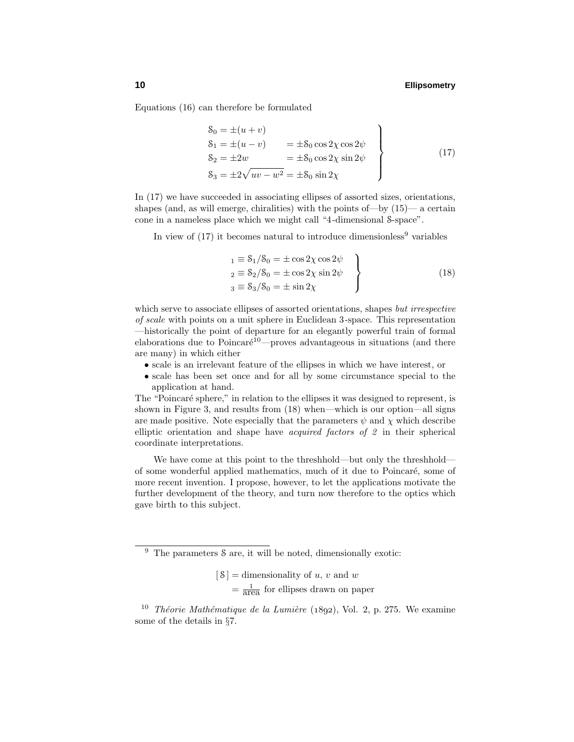Equations (16) can therefore be formulated

$$
\left.
\begin{aligned}
\mathcal{S}_0 &= \pm(u+v) \\
\mathcal{S}_1 &= \pm(u-v) &&= \pm\mathcal{S}_0 \cos 2\chi \cos 2\psi \\
\mathcal{S}_2 &= \pm 2w &&= \pm\mathcal{S}_0 \cos 2\chi \sin 2\psi \\
\mathcal{S}_3 &= \pm 2\sqrt{uv - w^2} &&= \pm\mathcal{S}_0 \sin 2\chi
\end{aligned}
\right\} \tag{17}
$$

In (17) we have succeeded in associating ellipses of assorted sizes, orientations, shapes (and, as will emerge, chiralities) with the points of—by (15)— a certain cone in a nameless place which we might call "4-dimensional $\mathcal{S}$-space".

In view of (17) it becomes natural to introduce dimensionless[9] variables

$$
\left.
\begin{aligned}
{}_1 &\equiv \mathcal{S}_1/\mathcal{S}_0 = \pm \cos 2\chi \cos 2\psi \\
{}_2 &\equiv \mathcal{S}_2/\mathcal{S}_0 = \pm \cos 2\chi \sin 2\psi \\
{}_3 &\equiv \mathcal{S}_3/\mathcal{S}_0 = \pm \sin 2\chi
\end{aligned}
\right\} \tag{18}
$$

which serve to associate ellipses of assorted orientations, shapes *but irrespective of scale* with points on a unit sphere in Euclidean 3-space. This representation —historically the point of departure for an elegantly powerful train of formal elaborations due to Poincaré[10]—proves advantageous in situations (and there are many) in which either

- scale is an irrelevant feature of the ellipses in which we have interest, or
- scale has been set once and for all by some circumstance special to the application at hand.

The "Poincaré sphere," in relation to the ellipses it was designed to represent, is shown in Figure 3, and results from (18) when—which is our option—all signs are made positive. Note especially that the parameters $\psi$ and $\chi$ which describe elliptic orientation and shape have *acquired factors of 2* in their spherical coordinate interpretations.

We have come at this point to the threshhold—but only the threshhold— of some wonderful applied mathematics, much of it due to Poincaré, some of more recent invention. I propose, however, to let the applications motivate the further development of the theory, and turn now therefore to the optics which gave birth to this subject.

---

[9] The parameters $\mathcal{S}$ are, it will be noted, dimensionally exotic:

$$
\begin{aligned}
[\,\mathcal{S}\,] &= \text{dimensionality of } u,\ v \text{ and } w \\
&= \tfrac{1}{\text{area}} \text{ for ellipses drawn on paper}
\end{aligned}
$$

[10] *Théorie Mathématique de la Lumière* (1892), Vol. 2, p. 275. We examine some of the details in §7.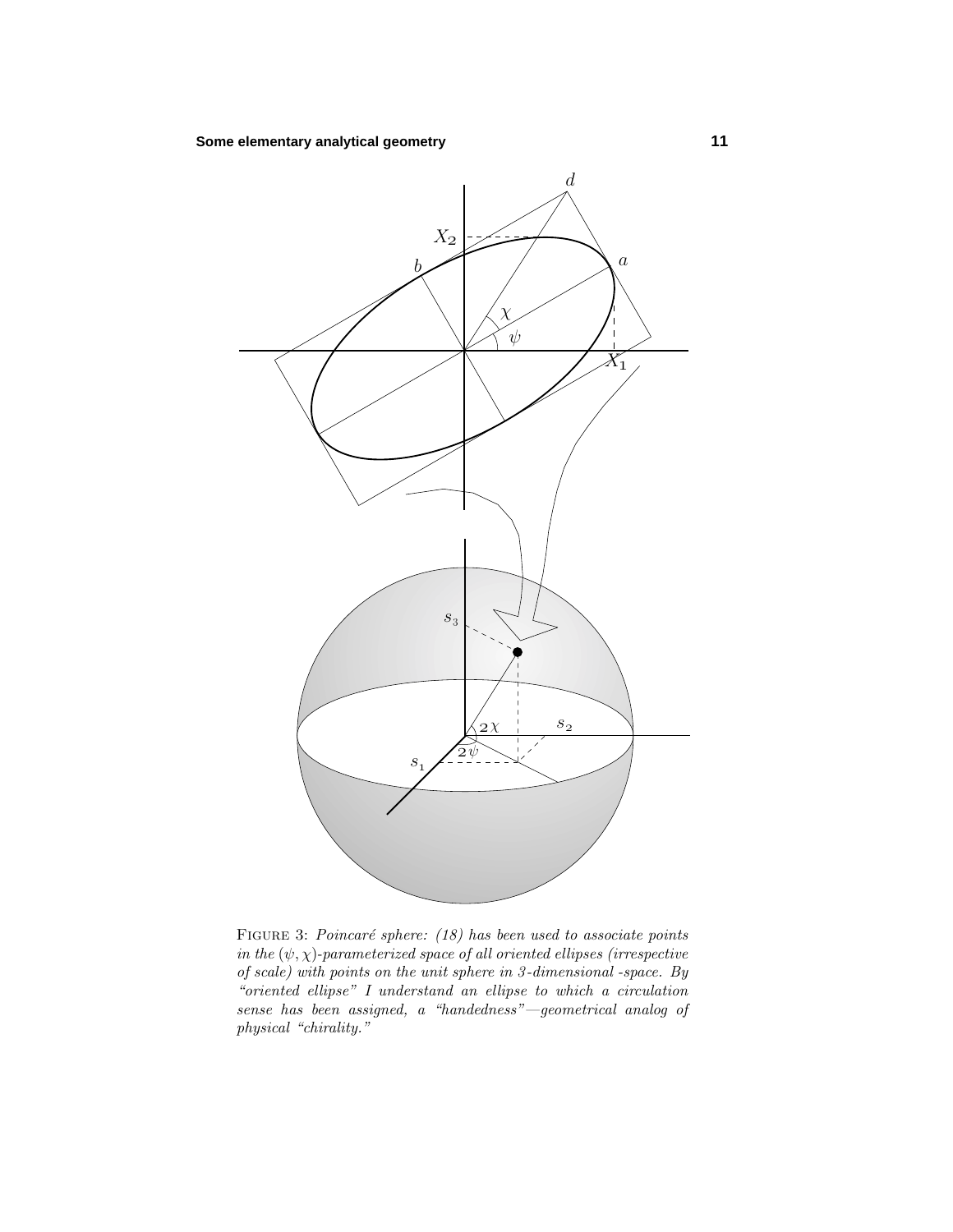FIGURE 3: *Poincaré sphere: (18) has been used to associate points in the $(\psi,\chi)$-parameterized space of all oriented ellipses (irrespective of scale) with points on the unit sphere in 3-dimensional -space. By "oriented ellipse" I understand an ellipse to which a circulation sense has been assigned, a "handedness"—geometrical analog of physical "chirality."*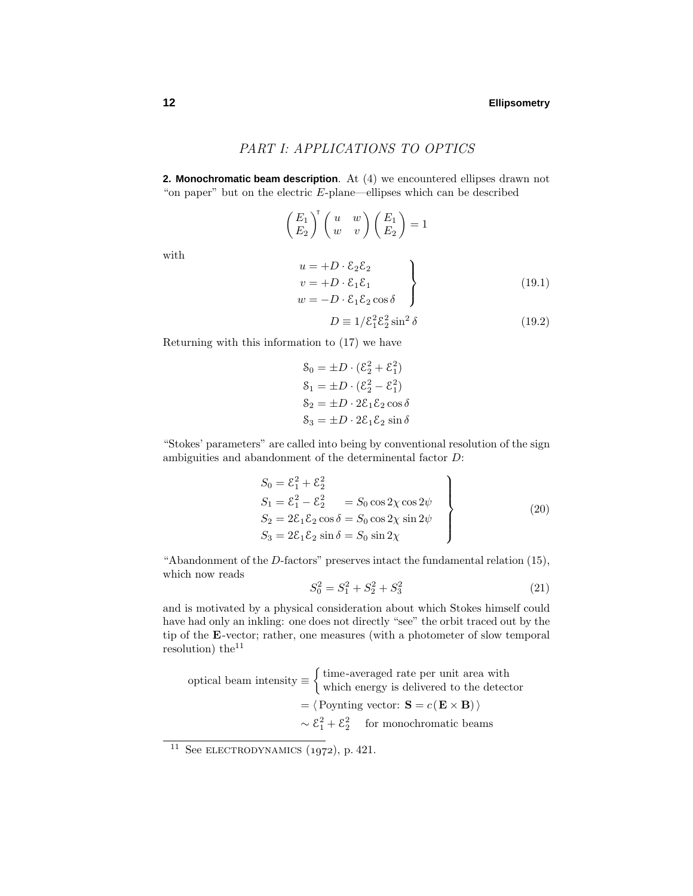## PART I: APPLICATIONS TO OPTICS

**2. Monochromatic beam description**. At (4) we encountered ellipses drawn not "on paper" but on the electric $E$-plane—ellipses which can be described

$$\begin{pmatrix} E_1 \\ E_2 \end{pmatrix}^{\mathsf{T}} \begin{pmatrix} u & w \\ w & v \end{pmatrix} \begin{pmatrix} E_1 \\ E_2 \end{pmatrix} = 1$$

with

$$\left.\begin{aligned} u &= +D \cdot \mathcal{E}_2 \mathcal{E}_2 \\ v &= +D \cdot \mathcal{E}_1 \mathcal{E}_1 \\ w &= -D \cdot \mathcal{E}_1 \mathcal{E}_2 \cos\delta \end{aligned}\right\} \tag{19.1}$$

$$D \equiv 1/\mathcal{E}_1^2 \mathcal{E}_2^2 \sin^2\delta \tag{19.2}$$

Returning with this information to (17) we have

$$\begin{aligned} \mathcal{S}_0 &= \pm D \cdot (\mathcal{E}_2^2 + \mathcal{E}_1^2) \\ \mathcal{S}_1 &= \pm D \cdot (\mathcal{E}_2^2 - \mathcal{E}_1^2) \\ \mathcal{S}_2 &= \pm D \cdot 2\mathcal{E}_1 \mathcal{E}_2 \cos\delta \\ \mathcal{S}_3 &= \pm D \cdot 2\mathcal{E}_1 \mathcal{E}_2 \sin\delta \end{aligned}$$

"Stokes' parameters" are called into being by conventional resolution of the sign ambiguities and abandonment of the determinental factor $D$:

$$\left.\begin{aligned} S_0 &= \mathcal{E}_1^2 + \mathcal{E}_2^2 \\ S_1 &= \mathcal{E}_1^2 - \mathcal{E}_2^2 &&= S_0 \cos 2\chi \cos 2\psi \\ S_2 &= 2\mathcal{E}_1 \mathcal{E}_2 \cos\delta &&= S_0 \cos 2\chi \sin 2\psi \\ S_3 &= 2\mathcal{E}_1 \mathcal{E}_2 \sin\delta &&= S_0 \sin 2\chi \end{aligned}\right\} \tag{20}$$

"Abandonment of the $D$-factors" preserves intact the fundamental relation (15), which now reads

$$S_0^2 = S_1^2 + S_2^2 + S_3^2 \tag{21}$$

and is motivated by a physical consideration about which Stokes himself could have had only an inkling: one does not directly "see" the orbit traced out by the tip of the $\mathbf{E}$-vector; rather, one measures (with a photometer of slow temporal resolution) the[11]

$$\begin{aligned} \text{optical beam intensity} &\equiv \begin{cases} \text{time-averaged rate per unit area with} \\ \text{which energy is delivered to the detector} \end{cases} \\ &= \langle\, \text{Poynting vector: } \mathbf{S} = c(\mathbf{E} \times \mathbf{B})\,\rangle \\ &\sim \mathcal{E}_1^2 + \mathcal{E}_2^2 \quad \text{for monochromatic beams} \end{aligned}$$

[11] See ELECTRODYNAMICS (1972), p. 421.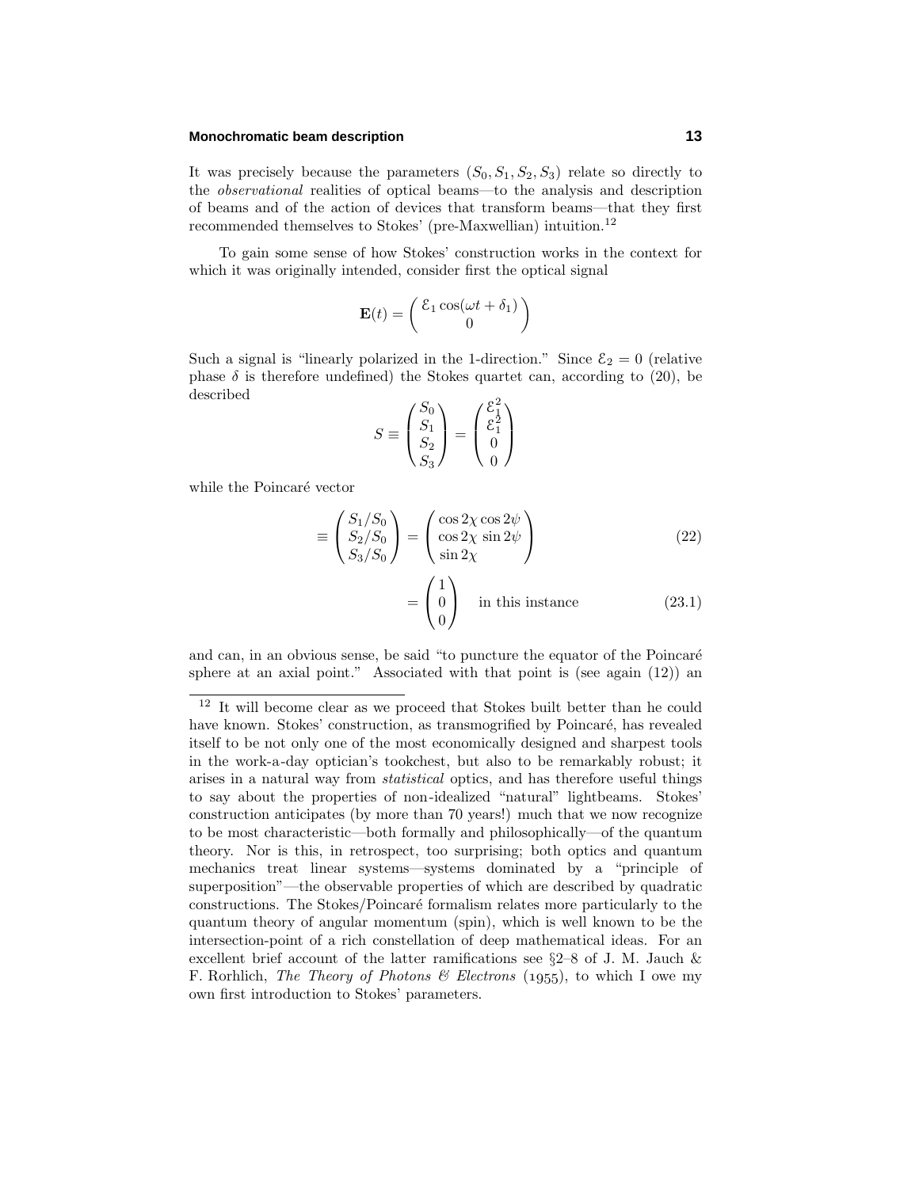It was precisely because the parameters $(S_0, S_1, S_2, S_3)$ relate so directly to the *observational* realities of optical beams—to the analysis and description of beams and of the action of devices that transform beams—that they first recommended themselves to Stokes' (pre-Maxwellian) intuition.[12]

To gain some sense of how Stokes' construction works in the context for which it was originally intended, consider first the optical signal

$$\mathbf{E}(t) = \begin{pmatrix} \mathcal{E}_1 \cos(\omega t + \delta_1) \\ 0 \end{pmatrix}$$

Such a signal is "linearly polarized in the 1-direction." Since $\mathcal{E}_2 = 0$ (relative phase $\delta$ is therefore undefined) the Stokes quartet can, according to (20), be described

$$S \equiv \begin{pmatrix} S_0 \\ S_1 \\ S_2 \\ S_3 \end{pmatrix} = \begin{pmatrix} \mathcal{E}_1^2 \\ \mathcal{E}_1^2 \\ 0 \\ 0 \end{pmatrix}$$

while the Poincaré vector

$$\equiv \begin{pmatrix} S_1/S_0 \\ S_2/S_0 \\ S_3/S_0 \end{pmatrix} = \begin{pmatrix} \cos 2\chi \cos 2\psi \\ \cos 2\chi \sin 2\psi \\ \sin 2\chi \end{pmatrix} \tag{22}$$

$$= \begin{pmatrix} 1 \\ 0 \\ 0 \end{pmatrix} \quad \text{in this instance} \tag{23.1}$$

and can, in an obvious sense, be said "to puncture the equator of the Poincaré sphere at an axial point." Associated with that point is (see again (12)) an

---

[12] It will become clear as we proceed that Stokes built better than he could have known. Stokes' construction, as transmogrified by Poincaré, has revealed itself to be not only one of the most economically designed and sharpest tools in the work-a-day optician's tookchest, but also to be remarkably robust; it arises in a natural way from *statistical* optics, and has therefore useful things to say about the properties of non-idealized "natural" lightbeams. Stokes' construction anticipates (by more than 70 years!) much that we now recognize to be most characteristic—both formally and philosophically—of the quantum theory. Nor is this, in retrospect, too surprising; both optics and quantum mechanics treat linear systems—systems dominated by a "principle of superposition"—the observable properties of which are described by quadratic constructions. The Stokes/Poincaré formalism relates more particularly to the quantum theory of angular momentum (spin), which is well known to be the intersection-point of a rich constellation of deep mathematical ideas. For an excellent brief account of the latter ramifications see §2–8 of J. M. Jauch & F. Rorhlich, *The Theory of Photons & Electrons* (1955), to which I owe my own first introduction to Stokes' parameters.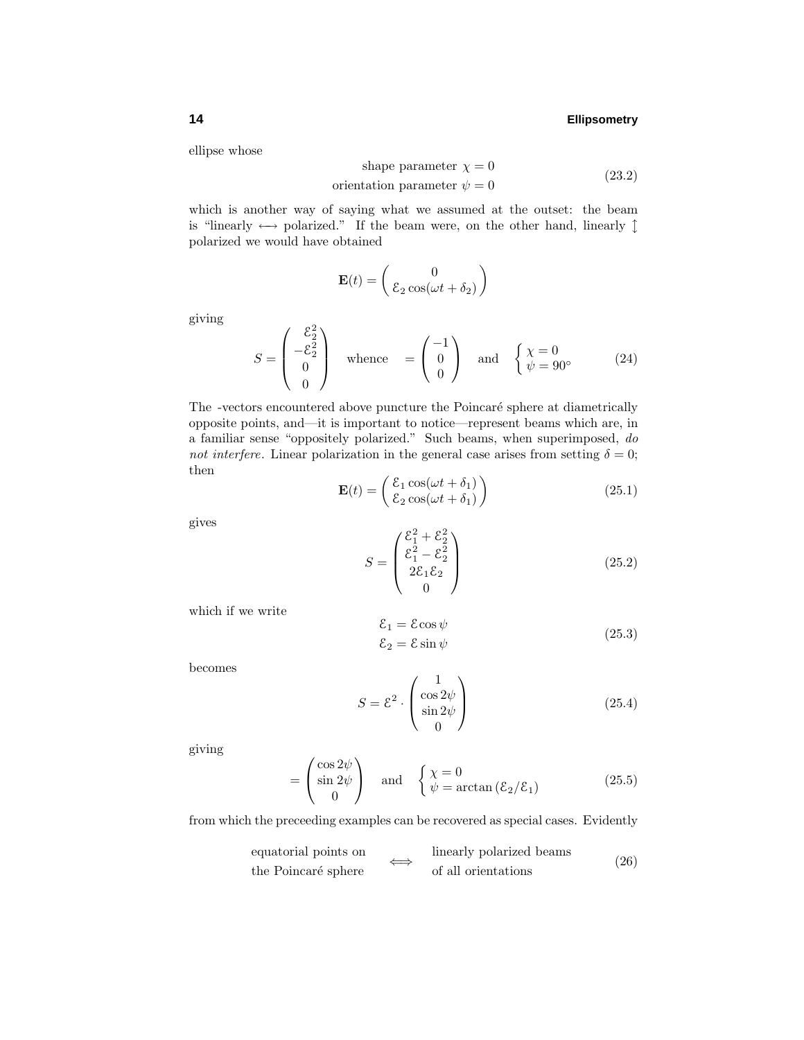ellipse whose

$$
\begin{aligned}
\text{shape parameter } \chi &= 0 \\
\text{orientation parameter } \psi &= 0
\end{aligned}
\tag{23.2}
$$

which is another way of saying what we assumed at the outset: the beam is "linearly $\longleftrightarrow$ polarized." If the beam were, on the other hand, linearly $\updownarrow$ polarized we would have obtained

$$
\mathbf{E}(t) = \begin{pmatrix} 0 \\ \mathcal{E}_2 \cos(\omega t + \delta_2) \end{pmatrix}
$$

giving

$$
S = \begin{pmatrix} \mathcal{E}_2^2 \\ -\mathcal{E}_2^2 \\ 0 \\ 0 \end{pmatrix} \quad \text{whence} \quad = \begin{pmatrix} -1 \\ 0 \\ 0 \end{pmatrix} \quad \text{and} \quad \begin{cases} \chi = 0 \\ \psi = 90^\circ \end{cases} \tag{24}
$$

The -vectors encountered above puncture the Poincaré sphere at diametrically opposite points, and—it is important to notice—represent beams which are, in a familiar sense "oppositely polarized." Such beams, when superimposed, *do not interfere*. Linear polarization in the general case arises from setting $\delta = 0$; then

$$
\mathbf{E}(t) = \begin{pmatrix} \mathcal{E}_1 \cos(\omega t + \delta_1) \\ \mathcal{E}_2 \cos(\omega t + \delta_1) \end{pmatrix} \tag{25.1}
$$

gives

$$
S = \begin{pmatrix} \mathcal{E}_1^2 + \mathcal{E}_2^2 \\ \mathcal{E}_1^2 - \mathcal{E}_2^2 \\ 2\mathcal{E}_1\mathcal{E}_2 \\ 0 \end{pmatrix} \tag{25.2}
$$

which if we write

$$
\begin{aligned}
\mathcal{E}_1 &= \mathcal{E}\cos\psi \\
\mathcal{E}_2 &= \mathcal{E}\sin\psi
\end{aligned}
\tag{25.3}
$$

becomes

$$
S = \mathcal{E}^2 \cdot \begin{pmatrix} 1 \\ \cos 2\psi \\ \sin 2\psi \\ 0 \end{pmatrix} \tag{25.4}
$$

giving

$$
= \begin{pmatrix} \cos 2\psi \\ \sin 2\psi \\ 0 \end{pmatrix} \quad \text{and} \quad \begin{cases} \chi = 0 \\ \psi = \arctan\left(\mathcal{E}_2/\mathcal{E}_1\right) \end{cases} \tag{25.5}
$$

from which the preceeding examples can be recovered as special cases. Evidently

$$
\begin{matrix} \text{equatorial points on} \\ \text{the Poincaré sphere} \end{matrix} \iff \begin{matrix} \text{linearly polarized beams} \\ \text{of all orientations} \end{matrix} \tag{26}
$$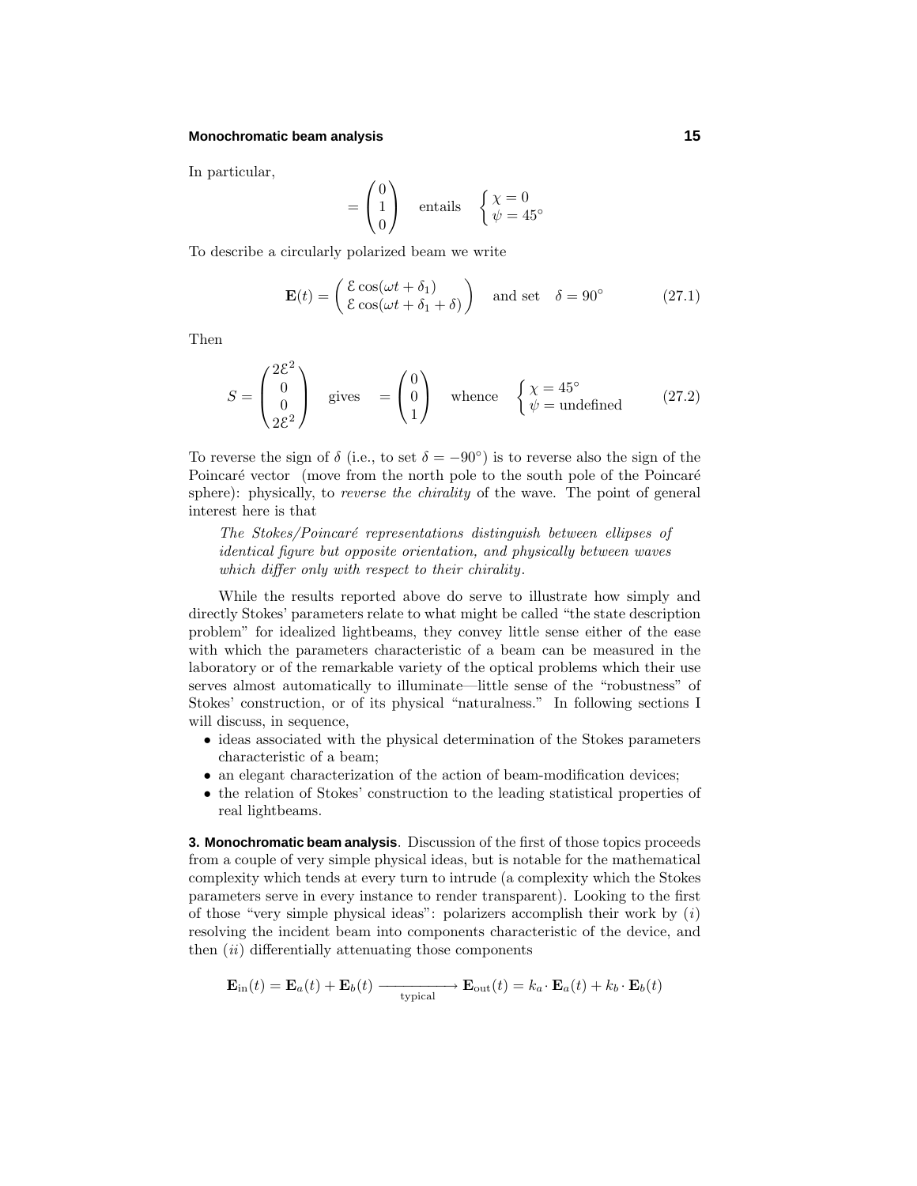In particular,

$$= \begin{pmatrix} 0 \\ 1 \\ 0 \end{pmatrix} \quad \text{entails} \quad \begin{cases} \chi = 0 \\ \psi = 45^\circ \end{cases}$$

To describe a circularly polarized beam we write

$$\mathbf{E}(t) = \begin{pmatrix} \mathcal{E}\cos(\omega t + \delta_1) \\ \mathcal{E}\cos(\omega t + \delta_1 + \delta) \end{pmatrix} \quad \text{and set} \quad \delta = 90^\circ \tag{27.1}$$

Then

$$S = \begin{pmatrix} 2\mathcal{E}^2 \\ 0 \\ 0 \\ 2\mathcal{E}^2 \end{pmatrix} \quad \text{gives} \quad = \begin{pmatrix} 0 \\ 0 \\ 1 \end{pmatrix} \quad \text{whence} \quad \begin{cases} \chi = 45^\circ \\ \psi = \text{undefined} \end{cases} \tag{27.2}$$

To reverse the sign of $\delta$ (i.e., to set $\delta = -90^\circ$) is to reverse also the sign of the Poincaré vector (move from the north pole to the south pole of the Poincaré sphere): physically, to *reverse the chirality* of the wave. The point of general interest here is that

> *The Stokes/Poincaré representations distinguish between ellipses of identical figure but opposite orientation, and physically between waves which differ only with respect to their chirality.*

While the results reported above do serve to illustrate how simply and directly Stokes' parameters relate to what might be called "the state description problem" for idealized lightbeams, they convey little sense either of the ease with which the parameters characteristic of a beam can be measured in the laboratory or of the remarkable variety of the optical problems which their use serves almost automatically to illuminate—little sense of the "robustness" of Stokes' construction, or of its physical "naturalness." In following sections I will discuss, in sequence,

- ideas associated with the physical determination of the Stokes parameters characteristic of a beam;
- an elegant characterization of the action of beam-modification devices;
- the relation of Stokes' construction to the leading statistical properties of real lightbeams.

**3. Monochromatic beam analysis**. Discussion of the first of those topics proceeds from a couple of very simple physical ideas, but is notable for the mathematical complexity which tends at every turn to intrude (a complexity which the Stokes parameters serve in every instance to render transparent). Looking to the first of those "very simple physical ideas": polarizers accomplish their work by ($i$) resolving the incident beam into components characteristic of the device, and then ($ii$) differentially attenuating those components

$$\mathbf{E}_{\text{in}}(t) = \mathbf{E}_a(t) + \mathbf{E}_b(t) \xrightarrow[\text{typical}]{} \mathbf{E}_{\text{out}}(t) = k_a \cdot \mathbf{E}_a(t) + k_b \cdot \mathbf{E}_b(t)$$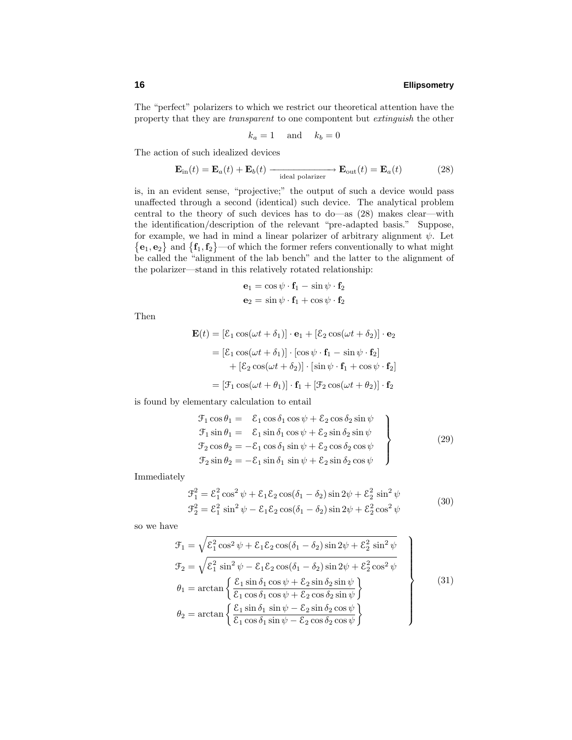The "perfect" polarizers to which we restrict our theoretical attention have the property that they are *transparent* to one compontent but *extinguish* the other

$$k_a = 1 \quad \text{and} \quad k_b = 0$$

The action of such idealized devices

$$\mathbf{E}_{\text{in}}(t) = \mathbf{E}_a(t) + \mathbf{E}_b(t) \xrightarrow[\text{ideal polarizer}]{} \mathbf{E}_{\text{out}}(t) = \mathbf{E}_a(t) \tag{28}$$

is, in an evident sense, "projective;" the output of such a device would pass unaffected through a second (identical) such device. The analytical problem central to the theory of such devices has to do—as (28) makes clear—with the identification/description of the relevant "pre-adapted basis." Suppose, for example, we had in mind a linear polarizer of arbitrary alignment $\psi$. Let $\{\mathbf{e}_1, \mathbf{e}_2\}$ and $\{\mathbf{f}_1, \mathbf{f}_2\}$—of which the former refers conventionally to what might be called the "alignment of the lab bench" and the latter to the alignment of the polarizer—stand in this relatively rotated relationship:

$$\begin{aligned}
\mathbf{e}_1 &= \cos\psi \cdot \mathbf{f}_1 - \sin\psi \cdot \mathbf{f}_2 \\
\mathbf{e}_2 &= \sin\psi \cdot \mathbf{f}_1 + \cos\psi \cdot \mathbf{f}_2
\end{aligned}$$

Then

$$\begin{aligned}
\mathbf{E}(t) &= [\mathcal{E}_1 \cos(\omega t + \delta_1)] \cdot \mathbf{e}_1 + [\mathcal{E}_2 \cos(\omega t + \delta_2)] \cdot \mathbf{e}_2 \\
&= [\mathcal{E}_1 \cos(\omega t + \delta_1)] \cdot [\cos\psi \cdot \mathbf{f}_1 - \sin\psi \cdot \mathbf{f}_2] \\
&\qquad + [\mathcal{E}_2 \cos(\omega t + \delta_2)] \cdot [\sin\psi \cdot \mathbf{f}_1 + \cos\psi \cdot \mathbf{f}_2] \\
&= [\mathcal{F}_1 \cos(\omega t + \theta_1)] \cdot \mathbf{f}_1 + [\mathcal{F}_2 \cos(\omega t + \theta_2)] \cdot \mathbf{f}_2
\end{aligned}$$

is found by elementary calculation to entail

$$\left.\begin{aligned}
\mathcal{F}_1 \cos\theta_1 &= \phantom{-}\mathcal{E}_1 \cos\delta_1 \cos\psi + \mathcal{E}_2 \cos\delta_2 \sin\psi \\
\mathcal{F}_1 \sin\theta_1 &= \phantom{-}\mathcal{E}_1 \sin\delta_1 \cos\psi + \mathcal{E}_2 \sin\delta_2 \sin\psi \\
\mathcal{F}_2 \cos\theta_2 &= -\mathcal{E}_1 \cos\delta_1 \sin\psi + \mathcal{E}_2 \cos\delta_2 \cos\psi \\
\mathcal{F}_2 \sin\theta_2 &= -\mathcal{E}_1 \sin\delta_1 \sin\psi + \mathcal{E}_2 \sin\delta_2 \cos\psi
\end{aligned}\right\} \tag{29}$$

Immediately

$$\begin{aligned}
\mathcal{F}_1^2 &= \mathcal{E}_1^2 \cos^2\psi + \mathcal{E}_1\mathcal{E}_2 \cos(\delta_1 - \delta_2) \sin 2\psi + \mathcal{E}_2^2 \sin^2\psi \\
\mathcal{F}_2^2 &= \mathcal{E}_1^2 \sin^2\psi - \mathcal{E}_1\mathcal{E}_2 \cos(\delta_1 - \delta_2) \sin 2\psi + \mathcal{E}_2^2 \cos^2\psi
\end{aligned} \tag{30}$$

so we have

$$\left.\begin{aligned}
\mathcal{F}_1 &= \sqrt{\mathcal{E}_1^2 \cos^2\psi + \mathcal{E}_1\mathcal{E}_2 \cos(\delta_1 - \delta_2) \sin 2\psi + \mathcal{E}_2^2 \sin^2\psi} \\
\mathcal{F}_2 &= \sqrt{\mathcal{E}_1^2 \sin^2\psi - \mathcal{E}_1\mathcal{E}_2 \cos(\delta_1 - \delta_2) \sin 2\psi + \mathcal{E}_2^2 \cos^2\psi} \\
\theta_1 &= \arctan\left\{ \frac{\mathcal{E}_1 \sin\delta_1 \cos\psi + \mathcal{E}_2 \sin\delta_2 \sin\psi}{\mathcal{E}_1 \cos\delta_1 \cos\psi + \mathcal{E}_2 \cos\delta_2 \sin\psi} \right\} \\
\theta_2 &= \arctan\left\{ \frac{\mathcal{E}_1 \sin\delta_1 \sin\psi - \mathcal{E}_2 \sin\delta_2 \cos\psi}{\mathcal{E}_1 \cos\delta_1 \sin\psi - \mathcal{E}_2 \cos\delta_2 \cos\psi} \right\}
\end{aligned}\right\} \tag{31}$$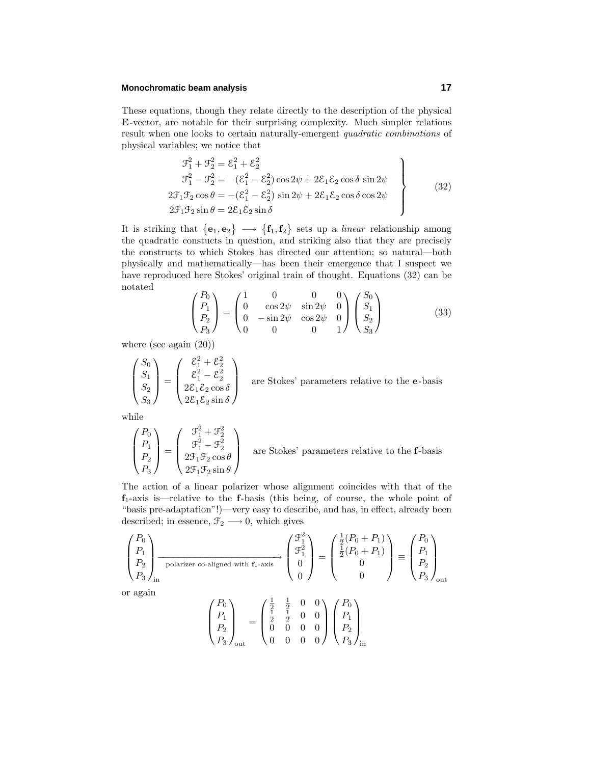These equations, though they relate directly to the description of the physical **E**-vector, are notable for their surprising complexity. Much simpler relations result when one looks to certain naturally-emergent *quadratic combinations* of physical variables; we notice that

$$\left.\begin{aligned}
\mathcal{F}_1^2 + \mathcal{F}_2^2 &= \mathcal{E}_1^2 + \mathcal{E}_2^2 \\
\mathcal{F}_1^2 - \mathcal{F}_2^2 &= \quad(\mathcal{E}_1^2 - \mathcal{E}_2^2)\cos 2\psi + 2\mathcal{E}_1\mathcal{E}_2\cos\delta\,\sin 2\psi \\
2\mathcal{F}_1\mathcal{F}_2\cos\theta &= -(\mathcal{E}_1^2 - \mathcal{E}_2^2)\,\sin 2\psi + 2\mathcal{E}_1\mathcal{E}_2\cos\delta\cos 2\psi \\
2\mathcal{F}_1\mathcal{F}_2\sin\theta &= 2\mathcal{E}_1\mathcal{E}_2\sin\delta
\end{aligned}\right\} \tag{32}$$

It is striking that $\{\mathbf{e}_1, \mathbf{e}_2\} \longrightarrow \{\mathbf{f}_1, \mathbf{f}_2\}$ sets up a *linear* relationship among the quadratic constucts in question, and striking also that they are precisely the constructs to which Stokes has directed our attention; so natural—both physically and mathematically—has been their emergence that I suspect we have reproduced here Stokes' original train of thought. Equations (32) can be notated

$$\begin{pmatrix} P_0 \\ P_1 \\ P_2 \\ P_3 \end{pmatrix} = \begin{pmatrix} 1 & 0 & 0 & 0 \\ 0 & \cos 2\psi & \sin 2\psi & 0 \\ 0 & -\sin 2\psi & \cos 2\psi & 0 \\ 0 & 0 & 0 & 1 \end{pmatrix} \begin{pmatrix} S_0 \\ S_1 \\ S_2 \\ S_3 \end{pmatrix} \tag{33}$$

where (see again (20))

$$\begin{pmatrix} S_0 \\ S_1 \\ S_2 \\ S_3 \end{pmatrix} = \begin{pmatrix} \mathcal{E}_1^2 + \mathcal{E}_2^2 \\ \mathcal{E}_1^2 - \mathcal{E}_2^2 \\ 2\mathcal{E}_1\mathcal{E}_2\cos\delta \\ 2\mathcal{E}_1\mathcal{E}_2\sin\delta \end{pmatrix} \quad \text{are Stokes' parameters relative to the } \mathbf{e}\text{-basis}$$

while

$$\begin{pmatrix} P_0 \\ P_1 \\ P_2 \\ P_3 \end{pmatrix} = \begin{pmatrix} \mathcal{F}_1^2 + \mathcal{F}_2^2 \\ \mathcal{F}_1^2 - \mathcal{F}_2^2 \\ 2\mathcal{F}_1\mathcal{F}_2\cos\theta \\ 2\mathcal{F}_1\mathcal{F}_2\sin\theta \end{pmatrix} \quad \text{are Stokes' parameters relative to the } \mathbf{f}\text{-basis}$$

The action of a linear polarizer whose alignment coincides with that of the $\mathbf{f}_1$-axis is—relative to the **f**-basis (this being, of course, the whole point of "basis pre-adaptation"!)—very easy to describe, and has, in effect, already been described; in essence, $\mathcal{F}_2 \longrightarrow 0$, which gives

$$\begin{pmatrix} P_0 \\ P_1 \\ P_2 \\ P_3 \end{pmatrix}_{\text{in}} \xrightarrow[\text{polarizer co-aligned with } \mathbf{f}_1\text{-axis}]{} \begin{pmatrix} \mathcal{F}_1^2 \\ \mathcal{F}_1^2 \\ 0 \\ 0 \end{pmatrix} = \begin{pmatrix} \frac{1}{2}(P_0 + P_1) \\ \frac{1}{2}(P_0 + P_1) \\ 0 \\ 0 \end{pmatrix} \equiv \begin{pmatrix} P_0 \\ P_1 \\ P_2 \\ P_3 \end{pmatrix}_{\text{out}}$$

or again

$$\begin{pmatrix} P_0 \\ P_1 \\ P_2 \\ P_3 \end{pmatrix}_{\text{out}} = \begin{pmatrix} \frac{1}{2} & \frac{1}{2} & 0 & 0 \\ \frac{1}{2} & \frac{1}{2} & 0 & 0 \\ 0 & 0 & 0 & 0 \\ 0 & 0 & 0 & 0 \end{pmatrix} \begin{pmatrix} P_0 \\ P_1 \\ P_2 \\ P_3 \end{pmatrix}_{\text{in}}$$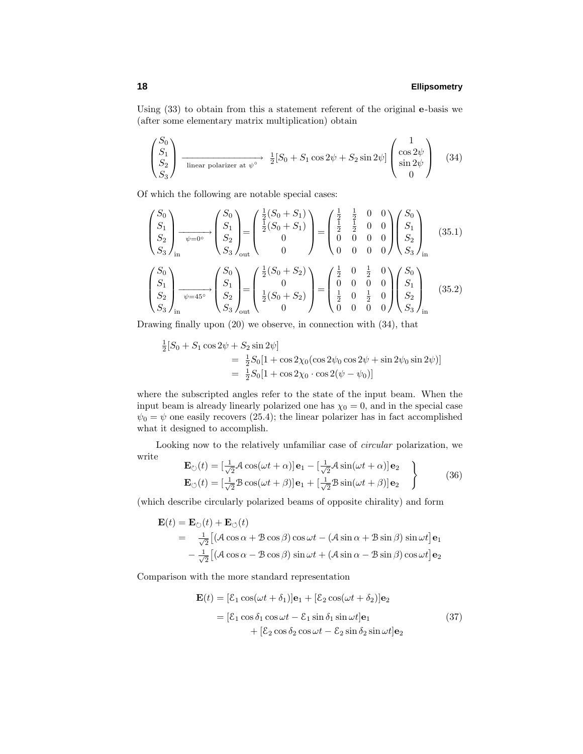Using (33) to obtain from this a statement referent of the original **e**-basis we (after some elementary matrix multiplication) obtain

$$
\begin{pmatrix} S_0 \\ S_1 \\ S_2 \\ S_3 \end{pmatrix} \xrightarrow[\text{linear polarizer at } \psi^\circ]{} \tfrac{1}{2}[S_0 + S_1 \cos 2\psi + S_2 \sin 2\psi] \begin{pmatrix} 1 \\ \cos 2\psi \\ \sin 2\psi \\ 0 \end{pmatrix} \tag{34}
$$

Of which the following are notable special cases:

$$
\begin{pmatrix} S_0 \\ S_1 \\ S_2 \\ S_3 \end{pmatrix}_{\text{in}} \xrightarrow[\psi=0^\circ]{} \begin{pmatrix} S_0 \\ S_1 \\ S_2 \\ S_3 \end{pmatrix}_{\text{out}} = \begin{pmatrix} \frac{1}{2}(S_0 + S_1) \\ \frac{1}{2}(S_0 + S_1) \\ 0 \\ 0 \end{pmatrix} = \begin{pmatrix} \frac{1}{2} & \frac{1}{2} & 0 & 0 \\ \frac{1}{2} & \frac{1}{2} & 0 & 0 \\ 0 & 0 & 0 & 0 \\ 0 & 0 & 0 & 0 \end{pmatrix} \begin{pmatrix} S_0 \\ S_1 \\ S_2 \\ S_3 \end{pmatrix}_{\text{in}} \tag{35.1}
$$

$$
\begin{pmatrix} S_0 \\ S_1 \\ S_2 \\ S_3 \end{pmatrix}_{\text{in}} \xrightarrow[\psi=45^\circ]{} \begin{pmatrix} S_0 \\ S_1 \\ S_2 \\ S_3 \end{pmatrix}_{\text{out}} = \begin{pmatrix} \frac{1}{2}(S_0 + S_2) \\ 0 \\ \frac{1}{2}(S_0 + S_2) \\ 0 \end{pmatrix} = \begin{pmatrix} \frac{1}{2} & 0 & \frac{1}{2} & 0 \\ 0 & 0 & 0 & 0 \\ \frac{1}{2} & 0 & \frac{1}{2} & 0 \\ 0 & 0 & 0 & 0 \end{pmatrix} \begin{pmatrix} S_0 \\ S_1 \\ S_2 \\ S_3 \end{pmatrix}_{\text{in}} \tag{35.2}
$$

Drawing finally upon (20) we observe, in connection with (34), that

$$
\begin{aligned}
\tfrac{1}{2}[S_0 &+ S_1 \cos 2\psi + S_2 \sin 2\psi] \\
&= \tfrac{1}{2} S_0 [1 + \cos 2\chi_0 (\cos 2\psi_0 \cos 2\psi + \sin 2\psi_0 \sin 2\psi)] \\
&= \tfrac{1}{2} S_0 [1 + \cos 2\chi_0 \cdot \cos 2(\psi - \psi_0)]
\end{aligned}
$$

where the subscripted angles refer to the state of the input beam. When the input beam is already linearly polarized one has $\chi_0 = 0$, and in the special case $\psi_0 = \psi$ one easily recovers (25.4); the linear polarizer has in fact accomplished what it designed to accomplish.

Looking now to the relatively unfamiliar case of *circular* polarization, we write

$$
\left.
\begin{aligned}
\mathbf{E}_{\circlearrowright}(t) &= [\tfrac{1}{\sqrt{2}} \mathcal{A} \cos(\omega t + \alpha)]\,\mathbf{e}_1 - [\tfrac{1}{\sqrt{2}} \mathcal{A} \sin(\omega t + \alpha)]\,\mathbf{e}_2 \\
\mathbf{E}_{\circlearrowleft}(t) &= [\tfrac{1}{\sqrt{2}} \mathcal{B} \cos(\omega t + \beta)]\,\mathbf{e}_1 + [\tfrac{1}{\sqrt{2}} \mathcal{B} \sin(\omega t + \beta)]\,\mathbf{e}_2
\end{aligned}
\right\} \tag{36}
$$

(which describe circularly polarized beams of opposite chirality) and form

$$
\begin{aligned}
\mathbf{E}(t) &= \mathbf{E}_{\circlearrowright}(t) + \mathbf{E}_{\circlearrowleft}(t) \\
&= \tfrac{1}{\sqrt{2}} \big[ (\mathcal{A} \cos\alpha + \mathcal{B} \cos\beta) \cos\omega t - (\mathcal{A} \sin\alpha + \mathcal{B} \sin\beta) \sin\omega t \big]\,\mathbf{e}_1 \\
&\quad - \tfrac{1}{\sqrt{2}} \big[ (\mathcal{A} \cos\alpha - \mathcal{B} \cos\beta) \sin\omega t + (\mathcal{A} \sin\alpha - \mathcal{B} \sin\beta) \cos\omega t \big]\,\mathbf{e}_2
\end{aligned}
$$

Comparison with the more standard representation

$$
\begin{aligned}
\mathbf{E}(t) &= [\mathcal{E}_1 \cos(\omega t + \delta_1)]\mathbf{e}_1 + [\mathcal{E}_2 \cos(\omega t + \delta_2)]\mathbf{e}_2 \\
&= [\mathcal{E}_1 \cos\delta_1 \cos\omega t - \mathcal{E}_1 \sin\delta_1 \sin\omega t]\mathbf{e}_1 \\
&\qquad + [\mathcal{E}_2 \cos\delta_2 \cos\omega t - \mathcal{E}_2 \sin\delta_2 \sin\omega t]\mathbf{e}_2
\end{aligned} \tag{37}
$$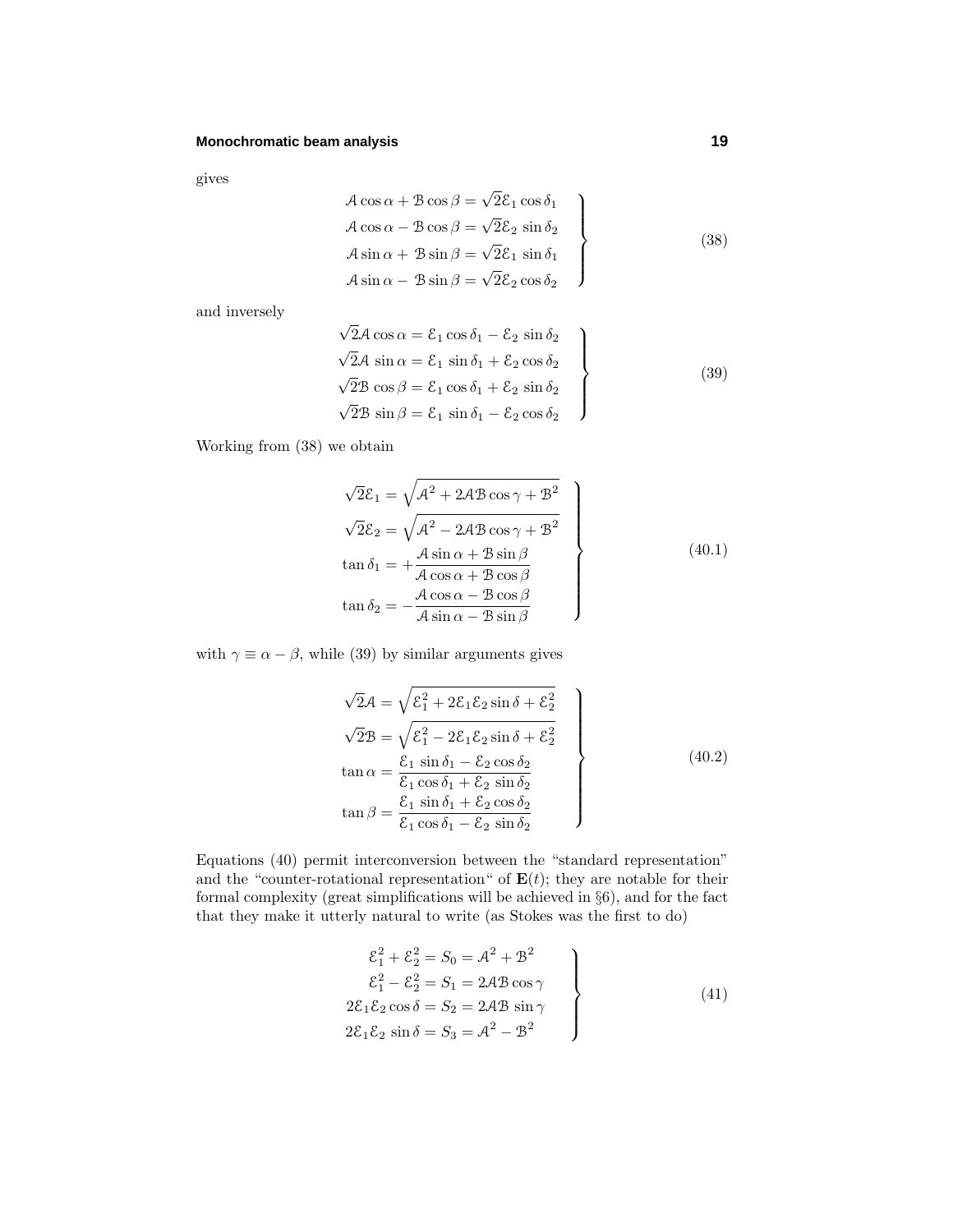gives

$$
\left.\begin{aligned}
\mathcal{A}\cos\alpha + \mathcal{B}\cos\beta &= \sqrt{2}\mathcal{E}_1\cos\delta_1\\
\mathcal{A}\cos\alpha - \mathcal{B}\cos\beta &= \sqrt{2}\mathcal{E}_2\sin\delta_2\\
\mathcal{A}\sin\alpha + \mathcal{B}\sin\beta &= \sqrt{2}\mathcal{E}_1\sin\delta_1\\
\mathcal{A}\sin\alpha - \mathcal{B}\sin\beta &= \sqrt{2}\mathcal{E}_2\cos\delta_2
\end{aligned}\right\}\tag{38}
$$

and inversely

$$
\left.\begin{aligned}
\sqrt{2}\mathcal{A}\cos\alpha &= \mathcal{E}_1\cos\delta_1 - \mathcal{E}_2\sin\delta_2\\
\sqrt{2}\mathcal{A}\sin\alpha &= \mathcal{E}_1\sin\delta_1 + \mathcal{E}_2\cos\delta_2\\
\sqrt{2}\mathcal{B}\cos\beta &= \mathcal{E}_1\cos\delta_1 + \mathcal{E}_2\sin\delta_2\\
\sqrt{2}\mathcal{B}\sin\beta &= \mathcal{E}_1\sin\delta_1 - \mathcal{E}_2\cos\delta_2
\end{aligned}\right\}\tag{39}
$$

Working from (38) we obtain

$$
\left.\begin{aligned}
\sqrt{2}\mathcal{E}_1 &= \sqrt{\mathcal{A}^2 + 2\mathcal{A}\mathcal{B}\cos\gamma + \mathcal{B}^2}\\
\sqrt{2}\mathcal{E}_2 &= \sqrt{\mathcal{A}^2 - 2\mathcal{A}\mathcal{B}\cos\gamma + \mathcal{B}^2}\\
\tan\delta_1 &= +\frac{\mathcal{A}\sin\alpha + \mathcal{B}\sin\beta}{\mathcal{A}\cos\alpha + \mathcal{B}\cos\beta}\\
\tan\delta_2 &= -\frac{\mathcal{A}\cos\alpha - \mathcal{B}\cos\beta}{\mathcal{A}\sin\alpha - \mathcal{B}\sin\beta}
\end{aligned}\right\}\tag{40.1}
$$

with $\gamma \equiv \alpha - \beta$, while (39) by similar arguments gives

$$
\left.\begin{aligned}
\sqrt{2}\mathcal{A} &= \sqrt{\mathcal{E}_1^2 + 2\mathcal{E}_1\mathcal{E}_2\sin\delta + \mathcal{E}_2^2}\\
\sqrt{2}\mathcal{B} &= \sqrt{\mathcal{E}_1^2 - 2\mathcal{E}_1\mathcal{E}_2\sin\delta + \mathcal{E}_2^2}\\
\tan\alpha &= \frac{\mathcal{E}_1\sin\delta_1 - \mathcal{E}_2\cos\delta_2}{\mathcal{E}_1\cos\delta_1 + \mathcal{E}_2\sin\delta_2}\\
\tan\beta &= \frac{\mathcal{E}_1\sin\delta_1 + \mathcal{E}_2\cos\delta_2}{\mathcal{E}_1\cos\delta_1 - \mathcal{E}_2\sin\delta_2}
\end{aligned}\right\}\tag{40.2}
$$

Equations (40) permit interconversion between the "standard representation" and the "counter-rotational representation" of $\mathbf{E}(t)$; they are notable for their formal complexity (great simplifications will be achieved in §6), and for the fact that they make it utterly natural to write (as Stokes was the first to do)

$$
\left.\begin{aligned}
\mathcal{E}_1^2 + \mathcal{E}_2^2 &= S_0 = \mathcal{A}^2 + \mathcal{B}^2\\
\mathcal{E}_1^2 - \mathcal{E}_2^2 &= S_1 = 2\mathcal{A}\mathcal{B}\cos\gamma\\
2\mathcal{E}_1\mathcal{E}_2\cos\delta &= S_2 = 2\mathcal{A}\mathcal{B}\sin\gamma\\
2\mathcal{E}_1\mathcal{E}_2\sin\delta &= S_3 = \mathcal{A}^2 - \mathcal{B}^2
\end{aligned}\right\}\tag{41}
$$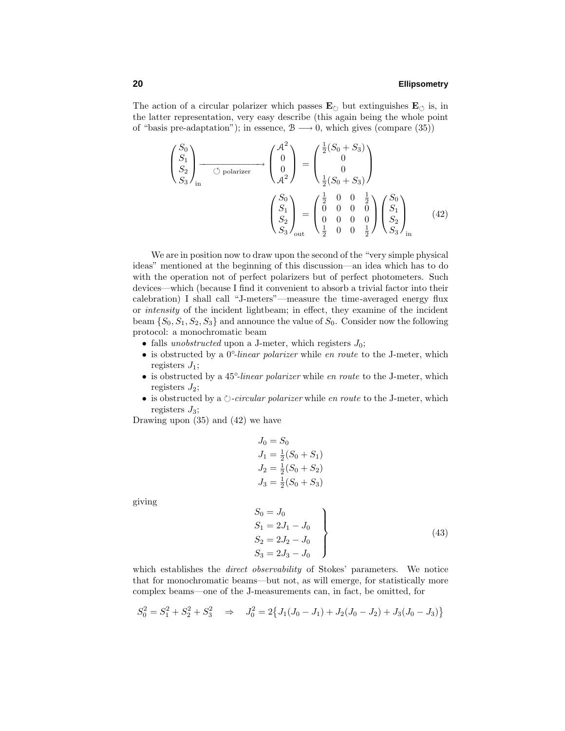The action of a circular polarizer which passes $\mathbf{E}_{\circlearrowleft}$ but extinguishes $\mathbf{E}_{\circlearrowright}$ is, in the latter representation, very easy describe (this again being the whole point of "basis pre-adaptation"); in essence, $\mathcal{B} \longrightarrow 0$, which gives (compare (35))

$$\begin{pmatrix} S_0 \\ S_1 \\ S_2 \\ S_3 \end{pmatrix}_{\text{in}} \xrightarrow[\circlearrowleft \text{ polarizer}]{} \begin{pmatrix} \mathcal{A}^2 \\ 0 \\ 0 \\ \mathcal{A}^2 \end{pmatrix} = \begin{pmatrix} \frac{1}{2}(S_0 + S_3) \\ 0 \\ 0 \\ \frac{1}{2}(S_0 + S_3) \end{pmatrix}$$

$$\begin{pmatrix} S_0 \\ S_1 \\ S_2 \\ S_3 \end{pmatrix}_{\text{out}} = \begin{pmatrix} \frac{1}{2} & 0 & 0 & \frac{1}{2} \\ 0 & 0 & 0 & 0 \\ 0 & 0 & 0 & 0 \\ \frac{1}{2} & 0 & 0 & \frac{1}{2} \end{pmatrix} \begin{pmatrix} S_0 \\ S_1 \\ S_2 \\ S_3 \end{pmatrix}_{\text{in}} \tag{42}$$

We are in position now to draw upon the second of the "very simple physical ideas" mentioned at the beginning of this discussion—an idea which has to do with the operation not of perfect polarizers but of perfect photometers. Such devices—which (because I find it convenient to absorb a trivial factor into their calebration) I shall call "J-meters"—measure the time-averaged energy flux or *intensity* of the incident lightbeam; in effect, they examine of the incident beam $\{S_0, S_1, S_2, S_3\}$ and announce the value of $S_0$. Consider now the following protocol: a monochromatic beam

- falls *unobstructed* upon a J-meter, which registers $J_0$;
- is obstructed by a $0°$-*linear polarizer* while *en route* to the J-meter, which registers $J_1$;
- is obstructed by a $45°$-*linear polarizer* while *en route* to the J-meter, which registers $J_2$;
- is obstructed by a $\circlearrowleft$-*circular polarizer* while *en route* to the J-meter, which registers $J_3$;

Drawing upon (35) and (42) we have

$$\begin{aligned} J_0 &= S_0 \\ J_1 &= \tfrac{1}{2}(S_0 + S_1) \\ J_2 &= \tfrac{1}{2}(S_0 + S_2) \\ J_3 &= \tfrac{1}{2}(S_0 + S_3) \end{aligned}$$

giving

$$\left.\begin{aligned} S_0 &= J_0 \\ S_1 &= 2J_1 - J_0 \\ S_2 &= 2J_2 - J_0 \\ S_3 &= 2J_3 - J_0 \end{aligned}\right\} \tag{43}$$

which establishes the *direct observability* of Stokes' parameters. We notice that for monochromatic beams—but not, as will emerge, for statistically more complex beams—one of the J-measurements can, in fact, be omitted, for

$$S_0^2 = S_1^2 + S_2^2 + S_3^2 \quad \Rightarrow \quad J_0^2 = 2\big\{J_1(J_0 - J_1) + J_2(J_0 - J_2) + J_3(J_0 - J_3)\big\}$$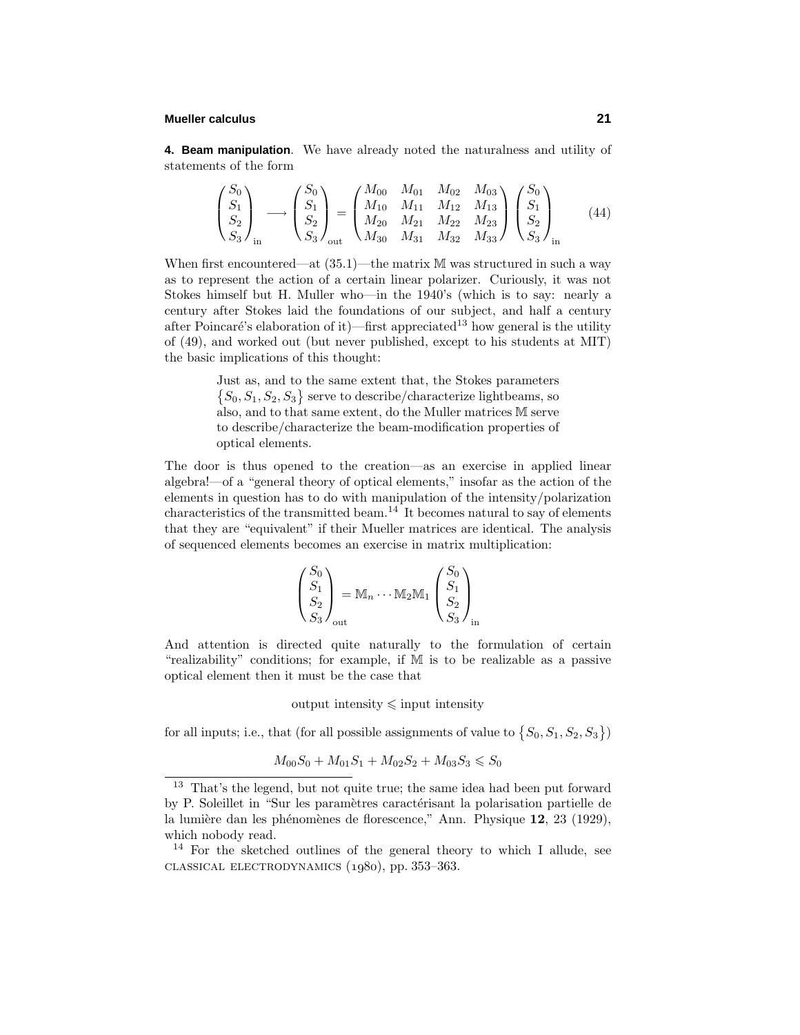**4. Beam manipulation**. We have already noted the naturalness and utility of statements of the form

$$\begin{pmatrix} S_0 \\ S_1 \\ S_2 \\ S_3 \end{pmatrix}_{\text{in}} \longrightarrow \begin{pmatrix} S_0 \\ S_1 \\ S_2 \\ S_3 \end{pmatrix}_{\text{out}} = \begin{pmatrix} M_{00} & M_{01} & M_{02} & M_{03} \\ M_{10} & M_{11} & M_{12} & M_{13} \\ M_{20} & M_{21} & M_{22} & M_{23} \\ M_{30} & M_{31} & M_{32} & M_{33} \end{pmatrix} \begin{pmatrix} S_0 \\ S_1 \\ S_2 \\ S_3 \end{pmatrix}_{\text{in}} \tag{44}$$

When first encountered—at (35.1)—the matrix $\mathbb{M}$ was structured in such a way as to represent the action of a certain linear polarizer. Curiously, it was not Stokes himself but H. Muller who—in the 1940's (which is to say: nearly a century after Stokes laid the foundations of our subject, and half a century after Poincaré's elaboration of it)—first appreciated[13] how general is the utility of (49), and worked out (but never published, except to his students at MIT) the basic implications of this thought:

> Just as, and to the same extent that, the Stokes parameters $\{S_0, S_1, S_2, S_3\}$ serve to describe/characterize lightbeams, so also, and to that same extent, do the Muller matrices $\mathbb{M}$ serve to describe/characterize the beam-modification properties of optical elements.

The door is thus opened to the creation—as an exercise in applied linear algebra!—of a "general theory of optical elements," insofar as the action of the elements in question has to do with manipulation of the intensity/polarization characteristics of the transmitted beam.[14] It becomes natural to say of elements that they are "equivalent" if their Mueller matrices are identical. The analysis of sequenced elements becomes an exercise in matrix multiplication:

$$\begin{pmatrix} S_0 \\ S_1 \\ S_2 \\ S_3 \end{pmatrix}_{\text{out}} = \mathbb{M}_n \cdots \mathbb{M}_2 \mathbb{M}_1 \begin{pmatrix} S_0 \\ S_1 \\ S_2 \\ S_3 \end{pmatrix}_{\text{in}}$$

And attention is directed quite naturally to the formulation of certain "realizability" conditions; for example, if $\mathbb{M}$ is to be realizable as a passive optical element then it must be the case that

$$\text{output intensity} \leqslant \text{input intensity}$$

for all inputs; i.e., that (for all possible assignments of value to $\{S_0, S_1, S_2, S_3\}$)

$$M_{00}S_0 + M_{01}S_1 + M_{02}S_2 + M_{03}S_3 \leqslant S_0$$

---

[13] That's the legend, but not quite true; the same idea had been put forward by P. Soleillet in "Sur les paramètres caractérisant la polarisation partielle de la lumière dan les phénomènes de florescence," Ann. Physique **12**, 23 (1929), which nobody read.

[14] For the sketched outlines of the general theory to which I allude, see CLASSICAL ELECTRODYNAMICS (1980), pp. 353–363.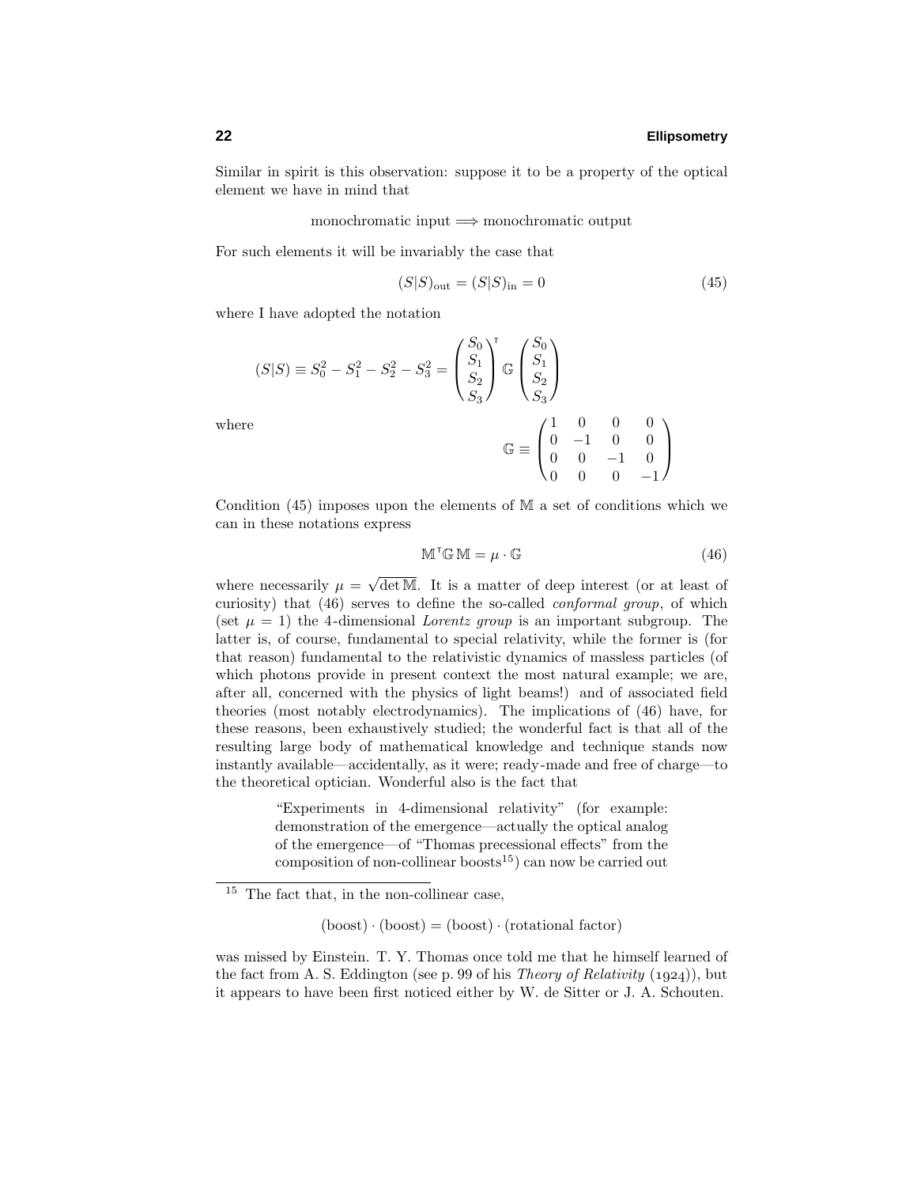Similar in spirit is this observation: suppose it to be a property of the optical element we have in mind that

$$\text{monochromatic input} \Longrightarrow \text{monochromatic output}$$

For such elements it will be invariably the case that

$$(S|S)_{\text{out}} = (S|S)_{\text{in}} = 0 \tag{45}$$

where I have adopted the notation

$$(S|S) \equiv S_0^2 - S_1^2 - S_2^2 - S_3^2 = \begin{pmatrix} S_0 \\ S_1 \\ S_2 \\ S_3 \end{pmatrix}^{\mathsf{T}} \mathbb{G} \begin{pmatrix} S_0 \\ S_1 \\ S_2 \\ S_3 \end{pmatrix}$$

where

$$\mathbb{G} \equiv \begin{pmatrix} 1 & 0 & 0 & 0 \\ 0 & -1 & 0 & 0 \\ 0 & 0 & -1 & 0 \\ 0 & 0 & 0 & -1 \end{pmatrix}$$

Condition (45) imposes upon the elements of $\mathbb{M}$ a set of conditions which we can in these notations express

$$\mathbb{M}^{\mathsf{T}} \mathbb{G} \, \mathbb{M} = \mu \cdot \mathbb{G} \tag{46}$$

where necessarily $\mu = \sqrt{\det \mathbb{M}}$. It is a matter of deep interest (or at least of curiosity) that (46) serves to define the so-called *conformal group*, of which (set $\mu = 1$) the 4-dimensional *Lorentz group* is an important subgroup. The latter is, of course, fundamental to special relativity, while the former is (for that reason) fundamental to the relativistic dynamics of massless particles (of which photons provide in present context the most natural example; we are, after all, concerned with the physics of light beams!) and of associated field theories (most notably electrodynamics). The implications of (46) have, for these reasons, been exhaustively studied; the wonderful fact is that all of the resulting large body of mathematical knowledge and technique stands now instantly available—accidentally, as it were; ready-made and free of charge—to the theoretical optician. Wonderful also is the fact that

> "Experiments in 4-dimensional relativity" (for example: demonstration of the emergence—actually the optical analog of the emergence—of "Thomas precessional effects" from the composition of non-collinear boosts[15]) can now be carried out

---

[15] The fact that, in the non-collinear case,

$$(\text{boost}) \cdot (\text{boost}) = (\text{boost}) \cdot (\text{rotational factor})$$

was missed by Einstein. T. Y. Thomas once told me that he himself learned of the fact from A. S. Eddington (see p. 99 of his *Theory of Relativity* (1924)), but it appears to have been first noticed either by W. de Sitter or J. A. Schouten.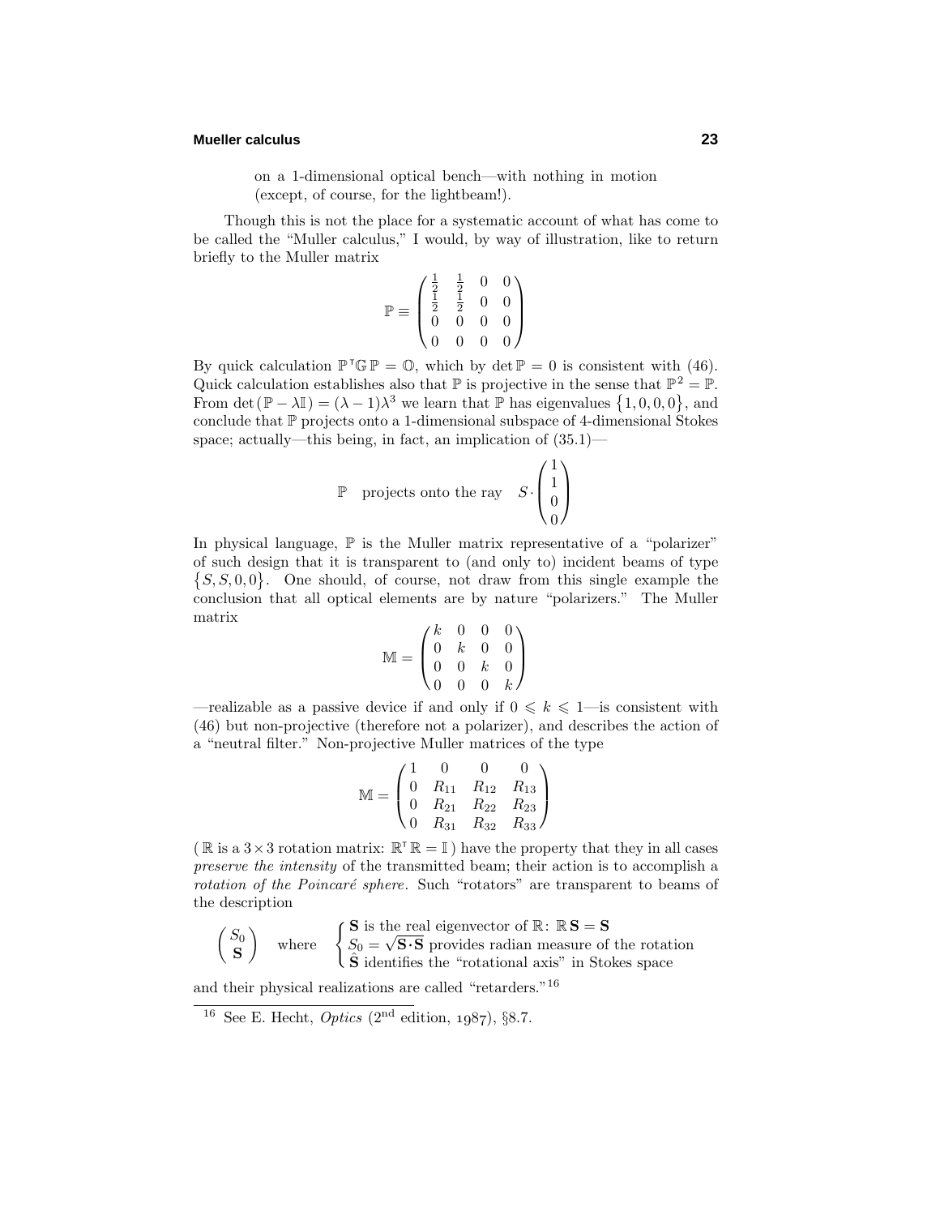on a 1-dimensional optical bench—with nothing in motion (except, of course, for the lightbeam!).

Though this is not the place for a systematic account of what has come to be called the "Muller calculus," I would, by way of illustration, like to return briefly to the Muller matrix

$$\mathbb{P} \equiv \begin{pmatrix} \frac{1}{2} & \frac{1}{2} & 0 & 0 \\ \frac{1}{2} & \frac{1}{2} & 0 & 0 \\ 0 & 0 & 0 & 0 \\ 0 & 0 & 0 & 0 \end{pmatrix}$$

By quick calculation $\mathbb{P}^{\mathsf{T}}\mathbb{G}\,\mathbb{P} = \mathbb{O}$, which by $\det \mathbb{P} = 0$ is consistent with (46). Quick calculation establishes also that $\mathbb{P}$ is projective in the sense that $\mathbb{P}^2 = \mathbb{P}$. From $\det(\mathbb{P} - \lambda\mathbb{I}) = (\lambda - 1)\lambda^3$ we learn that $\mathbb{P}$ has eigenvalues $\{1, 0, 0, 0\}$, and conclude that $\mathbb{P}$ projects onto a 1-dimensional subspace of 4-dimensional Stokes space; actually—this being, in fact, an implication of (35.1)—

$$\mathbb{P} \quad \text{projects onto the ray} \quad S \cdot \begin{pmatrix} 1 \\ 1 \\ 0 \\ 0 \end{pmatrix}$$

In physical language, $\mathbb{P}$ is the Muller matrix representative of a "polarizer" of such design that it is transparent to (and only to) incident beams of type $\{S, S, 0, 0\}$. One should, of course, not draw from this single example the conclusion that all optical elements are by nature "polarizers." The Muller matrix

$$\mathbb{M} = \begin{pmatrix} k & 0 & 0 & 0 \\ 0 & k & 0 & 0 \\ 0 & 0 & k & 0 \\ 0 & 0 & 0 & k \end{pmatrix}$$

—realizable as a passive device if and only if $0 \leqslant k \leqslant 1$—is consistent with (46) but non-projective (therefore not a polarizer), and describes the action of a "neutral filter." Non-projective Muller matrices of the type

$$\mathbb{M} = \begin{pmatrix} 1 & 0 & 0 & 0 \\ 0 & R_{11} & R_{12} & R_{13} \\ 0 & R_{21} & R_{22} & R_{23} \\ 0 & R_{31} & R_{32} & R_{33} \end{pmatrix}$$

($\mathbb{R}$ is a $3\times 3$ rotation matrix: $\mathbb{R}^{\mathsf{T}}\mathbb{R} = \mathbb{I}$) have the property that they in all cases *preserve the intensity* of the transmitted beam; their action is to accomplish a *rotation of the Poincaré sphere*. Such "rotators" are transparent to beams of the description

$$\begin{pmatrix} S_0 \\ \mathbf{S} \end{pmatrix} \quad \text{where} \quad \begin{cases} \mathbf{S} \text{ is the real eigenvector of } \mathbb{R}\text{: } \mathbb{R}\,\mathbf{S} = \mathbf{S} \\ S_0 = \sqrt{\mathbf{S}\cdot\mathbf{S}} \text{ provides radian measure of the rotation} \\ \hat{\mathbf{S}} \text{ identifies the "rotational axis" in Stokes space} \end{cases}$$

and their physical realizations are called "retarders."[16]

---

[16] See E. Hecht, *Optics* (2nd edition, 1987), §8.7.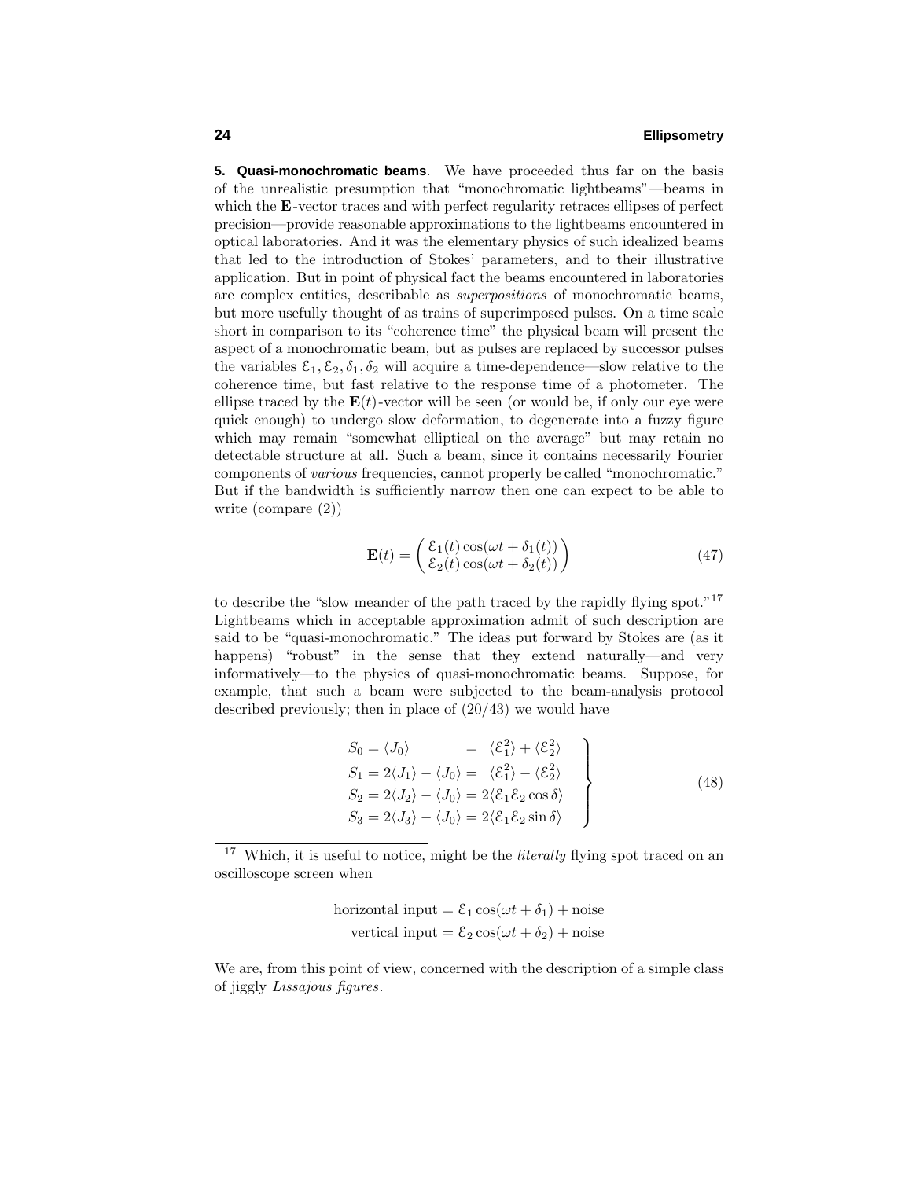**5. Quasi-monochromatic beams**. We have proceeded thus far on the basis of the unrealistic presumption that "monochromatic lightbeams"—beams in which the **E**-vector traces and with perfect regularity retraces ellipses of perfect precision—provide reasonable approximations to the lightbeams encountered in optical laboratories. And it was the elementary physics of such idealized beams that led to the introduction of Stokes' parameters, and to their illustrative application. But in point of physical fact the beams encountered in laboratories are complex entities, describable as *superpositions* of monochromatic beams, but more usefully thought of as trains of superimposed pulses. On a time scale short in comparison to its "coherence time" the physical beam will present the aspect of a monochromatic beam, but as pulses are replaced by successor pulses the variables $\mathcal{E}_1, \mathcal{E}_2, \delta_1, \delta_2$ will acquire a time-dependence—slow relative to the coherence time, but fast relative to the response time of a photometer. The ellipse traced by the $\mathbf{E}(t)$-vector will be seen (or would be, if only our eye were quick enough) to undergo slow deformation, to degenerate into a fuzzy figure which may remain "somewhat elliptical on the average" but may retain no detectable structure at all. Such a beam, since it contains necessarily Fourier components of *various* frequencies, cannot properly be called "monochromatic." But if the bandwidth is sufficiently narrow then one can expect to be able to write (compare (2))

$$\mathbf{E}(t) = \begin{pmatrix} \mathcal{E}_1(t)\cos(\omega t + \delta_1(t)) \\ \mathcal{E}_2(t)\cos(\omega t + \delta_2(t)) \end{pmatrix} \tag{47}$$

to describe the "slow meander of the path traced by the rapidly flying spot."[17] Lightbeams which in acceptable approximation admit of such description are said to be "quasi-monochromatic." The ideas put forward by Stokes are (as it happens) "robust" in the sense that they extend naturally—and very informatively—to the physics of quasi-monochromatic beams. Suppose, for example, that such a beam were subjected to the beam-analysis protocol described previously; then in place of (20/43) we would have

$$\left.\begin{aligned} S_0 &= \langle J_0\rangle &&= \langle \mathcal{E}_1^2\rangle + \langle \mathcal{E}_2^2\rangle \\ S_1 &= 2\langle J_1\rangle - \langle J_0\rangle &&= \langle \mathcal{E}_1^2\rangle - \langle \mathcal{E}_2^2\rangle \\ S_2 &= 2\langle J_2\rangle - \langle J_0\rangle &&= 2\langle \mathcal{E}_1\mathcal{E}_2\cos\delta\rangle \\ S_3 &= 2\langle J_3\rangle - \langle J_0\rangle &&= 2\langle \mathcal{E}_1\mathcal{E}_2\sin\delta\rangle \end{aligned}\right\} \tag{48}$$

---

[17] Which, it is useful to notice, might be the *literally* flying spot traced on an oscilloscope screen when

$$\begin{aligned} \text{horizontal input} &= \mathcal{E}_1\cos(\omega t + \delta_1) + \text{noise} \\ \text{vertical input} &= \mathcal{E}_2\cos(\omega t + \delta_2) + \text{noise} \end{aligned}$$

We are, from this point of view, concerned with the description of a simple class of jiggly *Lissajous figures*.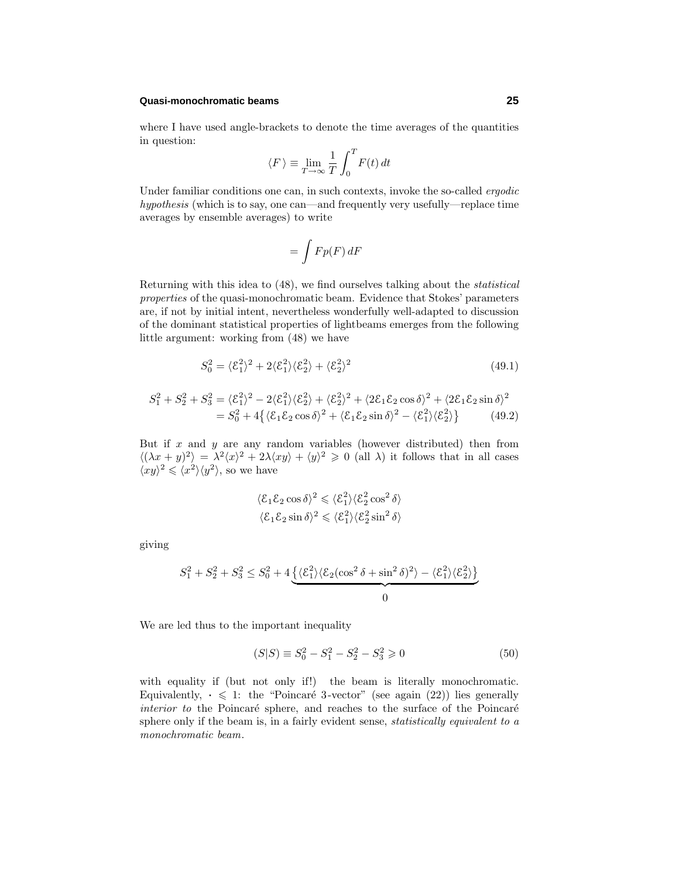where I have used angle-brackets to denote the time averages of the quantities in question:

$$\langle F \rangle \equiv \lim_{T\to\infty} \frac{1}{T}\int_0^T F(t)\,dt$$

Under familiar conditions one can, in such contexts, invoke the so-called *ergodic hypothesis* (which is to say, one can—and frequently very usefully—replace time averages by ensemble averages) to write

$$= \int F p(F)\,dF$$

Returning with this idea to (48), we find ourselves talking about the *statistical properties* of the quasi-monochromatic beam. Evidence that Stokes' parameters are, if not by initial intent, nevertheless wonderfully well-adapted to discussion of the dominant statistical properties of lightbeams emerges from the following little argument: working from (48) we have

$$S_0^2 = \langle \mathcal{E}_1^2\rangle^2 + 2\langle \mathcal{E}_1^2\rangle\langle \mathcal{E}_2^2\rangle + \langle \mathcal{E}_2^2\rangle^2 \tag{49.1}$$

$$\begin{aligned} S_1^2 + S_2^2 + S_3^2 &= \langle \mathcal{E}_1^2\rangle^2 - 2\langle \mathcal{E}_1^2\rangle\langle \mathcal{E}_2^2\rangle + \langle \mathcal{E}_2^2\rangle^2 + \langle 2\mathcal{E}_1\mathcal{E}_2\cos\delta\rangle^2 + \langle 2\mathcal{E}_1\mathcal{E}_2\sin\delta\rangle^2 \\ &= S_0^2 + 4\big\{\langle \mathcal{E}_1\mathcal{E}_2\cos\delta\rangle^2 + \langle \mathcal{E}_1\mathcal{E}_2\sin\delta\rangle^2 - \langle \mathcal{E}_1^2\rangle\langle \mathcal{E}_2^2\rangle\big\} \end{aligned} \tag{49.2}$$

But if $x$ and $y$ are any random variables (however distributed) then from $\langle(\lambda x + y)^2\rangle = \lambda^2\langle x\rangle^2 + 2\lambda\langle xy\rangle + \langle y\rangle^2 \geqslant 0$ (all $\lambda$) it follows that in all cases $\langle xy\rangle^2 \leqslant \langle x^2\rangle\langle y^2\rangle$, so we have

$$\begin{aligned} \langle \mathcal{E}_1\mathcal{E}_2\cos\delta\rangle^2 &\leqslant \langle \mathcal{E}_1^2\rangle\langle \mathcal{E}_2^2\cos^2\delta\rangle \\ \langle \mathcal{E}_1\mathcal{E}_2\sin\delta\rangle^2 &\leqslant \langle \mathcal{E}_1^2\rangle\langle \mathcal{E}_2^2\sin^2\delta\rangle \end{aligned}$$

giving

$$S_1^2 + S_2^2 + S_3^2 \leq S_0^2 + 4\underbrace{\big\{\langle \mathcal{E}_1^2\rangle\langle \mathcal{E}_2(\cos^2\delta + \sin^2\delta)^2\rangle - \langle \mathcal{E}_1^2\rangle\langle \mathcal{E}_2^2\rangle\big\}}_{0}$$

We are led thus to the important inequality

$$(S|S) \equiv S_0^2 - S_1^2 - S_2^2 - S_3^2 \geqslant 0 \tag{50}$$

with equality if (but not only if!) the beam is literally monochromatic. Equivalently, $\cdot \leqslant 1$: the "Poincaré 3-vector" (see again (22)) lies generally *interior to* the Poincaré sphere, and reaches to the surface of the Poincaré sphere only if the beam is, in a fairly evident sense, *statistically equivalent to a monochromatic beam*.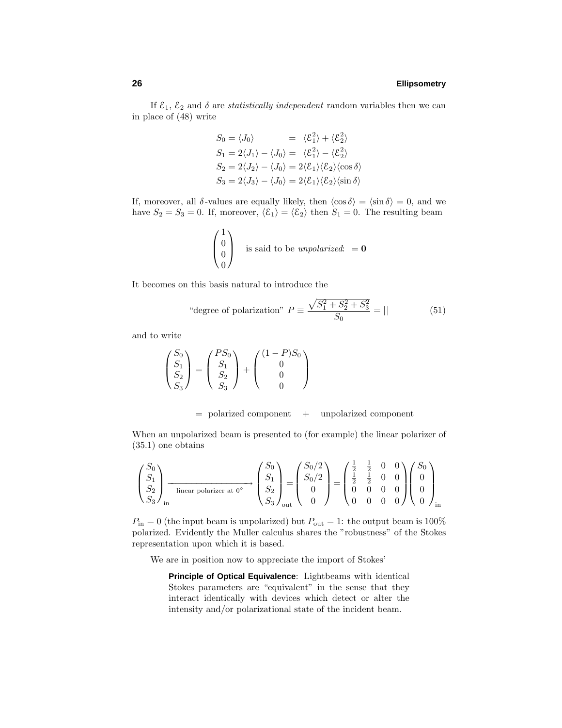If $\mathcal{E}_1$, $\mathcal{E}_2$ and $\delta$ are *statistically independent* random variables then we can in place of (48) write

$$
\begin{aligned}
S_0 &= \langle J_0 \rangle &&= \langle \mathcal{E}_1^2 \rangle + \langle \mathcal{E}_2^2 \rangle \\
S_1 &= 2\langle J_1 \rangle - \langle J_0 \rangle &&= \langle \mathcal{E}_1^2 \rangle - \langle \mathcal{E}_2^2 \rangle \\
S_2 &= 2\langle J_2 \rangle - \langle J_0 \rangle &&= 2\langle \mathcal{E}_1 \rangle \langle \mathcal{E}_2 \rangle \langle \cos\delta \rangle \\
S_3 &= 2\langle J_3 \rangle - \langle J_0 \rangle &&= 2\langle \mathcal{E}_1 \rangle \langle \mathcal{E}_2 \rangle \langle \sin\delta \rangle
\end{aligned}
$$

If, moreover, all $\delta$-values are equally likely, then $\langle \cos\delta \rangle = \langle \sin\delta \rangle = 0$, and we have $S_2 = S_3 = 0$. If, moreover, $\langle \mathcal{E}_1 \rangle = \langle \mathcal{E}_2 \rangle$ then $S_1 = 0$. The resulting beam

$$
\begin{pmatrix} 1 \\ 0 \\ 0 \\ 0 \end{pmatrix} \quad \text{is said to be } \textit{unpolarized}\text{:} \quad = \mathbf{0}
$$

It becomes on this basis natural to introduce the

$$
\text{“degree of polarization” } P \equiv \frac{\sqrt{S_1^2 + S_2^2 + S_3^2}}{S_0} = |\,| \tag{51}
$$

and to write

$$
\begin{pmatrix} S_0 \\ S_1 \\ S_2 \\ S_3 \end{pmatrix} = \begin{pmatrix} PS_0 \\ S_1 \\ S_2 \\ S_3 \end{pmatrix} + \begin{pmatrix} (1-P)S_0 \\ 0 \\ 0 \\ 0 \end{pmatrix}
$$

$$
= \text{ polarized component } \quad + \quad \text{unpolarized component}
$$

When an unpolarized beam is presented to (for example) the linear polarizer of (35.1) one obtains

$$
\begin{pmatrix} S_0 \\ S_1 \\ S_2 \\ S_3 \end{pmatrix}_{\text{in}} \xrightarrow[\text{linear polarizer at } 0^\circ]{} \begin{pmatrix} S_0 \\ S_1 \\ S_2 \\ S_3 \end{pmatrix}_{\text{out}} = \begin{pmatrix} S_0/2 \\ S_0/2 \\ 0 \\ 0 \end{pmatrix} = \begin{pmatrix} \frac{1}{2} & \frac{1}{2} & 0 & 0 \\ \frac{1}{2} & \frac{1}{2} & 0 & 0 \\ 0 & 0 & 0 & 0 \\ 0 & 0 & 0 & 0 \end{pmatrix} \begin{pmatrix} S_0 \\ 0 \\ 0 \\ 0 \end{pmatrix}_{\text{in}}
$$

$P_{\text{in}} = 0$ (the input beam is unpolarized) but $P_{\text{out}} = 1$: the output beam is 100% polarized. Evidently the Muller calculus shares the "robustness" of the Stokes representation upon which it is based.

We are in position now to appreciate the import of Stokes'

> **Principle of Optical Equivalence**: Lightbeams with identical Stokes parameters are "equivalent" in the sense that they interact identically with devices which detect or alter the intensity and/or polarizational state of the incident beam.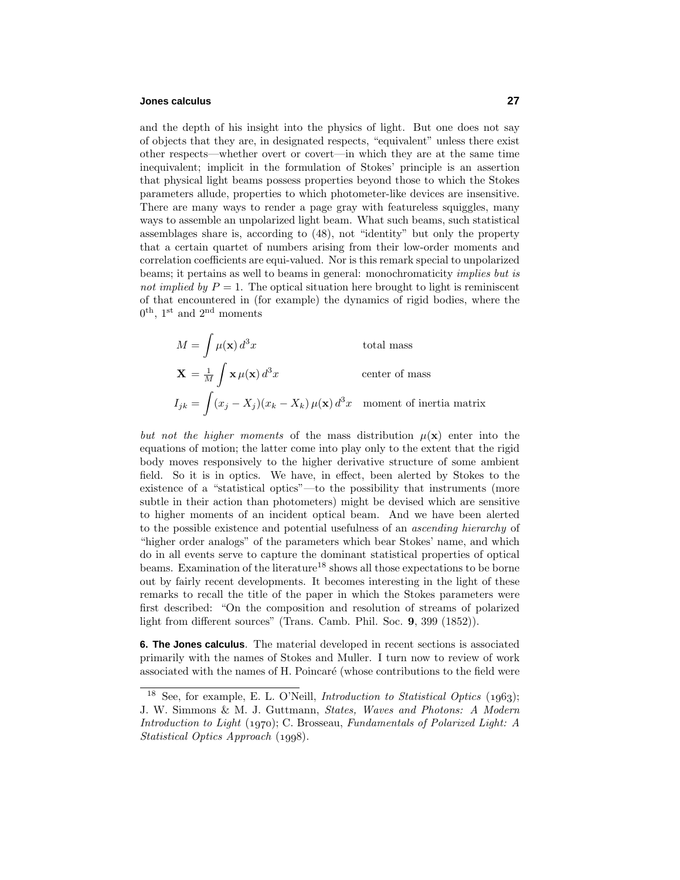and the depth of his insight into the physics of light. But one does not say of objects that they are, in designated respects, "equivalent" unless there exist other respects—whether overt or covert—in which they are at the same time inequivalent; implicit in the formulation of Stokes' principle is an assertion that physical light beams possess properties beyond those to which the Stokes parameters allude, properties to which photometer-like devices are insensitive. There are many ways to render a page gray with featureless squiggles, many ways to assemble an unpolarized light beam. What such beams, such statistical assemblages share is, according to (48), not "identity" but only the property that a certain quartet of numbers arising from their low-order moments and correlation coefficients are equi-valued. Nor is this remark special to unpolarized beams; it pertains as well to beams in general: monochromaticity *implies but is not implied by* $P = 1$. The optical situation here brought to light is reminiscent of that encountered in (for example) the dynamics of rigid bodies, where the $0^{\text{th}}$, $1^{\text{st}}$ and $2^{\text{nd}}$ moments

$$
\begin{aligned}
M &= \int \mu(\mathbf{x})\, d^3x && \text{total mass}\\
\mathbf{X} &= \tfrac{1}{M}\int \mathbf{x}\,\mu(\mathbf{x})\, d^3x && \text{center of mass}\\
I_{jk} &= \int (x_j - X_j)(x_k - X_k)\,\mu(\mathbf{x})\, d^3x && \text{moment of inertia matrix}
\end{aligned}
$$

*but not the higher moments* of the mass distribution $\mu(\mathbf{x})$ enter into the equations of motion; the latter come into play only to the extent that the rigid body moves responsively to the higher derivative structure of some ambient field. So it is in optics. We have, in effect, been alerted by Stokes to the existence of a "statistical optics"—to the possibility that instruments (more subtle in their action than photometers) might be devised which are sensitive to higher moments of an incident optical beam. And we have been alerted to the possible existence and potential usefulness of an *ascending hierarchy* of "higher order analogs" of the parameters which bear Stokes' name, and which do in all events serve to capture the dominant statistical properties of optical beams. Examination of the literature[18] shows all those expectations to be borne out by fairly recent developments. It becomes interesting in the light of these remarks to recall the title of the paper in which the Stokes parameters were first described: "On the composition and resolution of streams of polarized light from different sources" (Trans. Camb. Phil. Soc. **9**, 399 (1852)).

**6. The Jones calculus**. The material developed in recent sections is associated primarily with the names of Stokes and Muller. I turn now to review of work associated with the names of H. Poincaré (whose contributions to the field were

[18] See, for example, E. L. O'Neill, *Introduction to Statistical Optics* (1963); J. W. Simmons & M. J. Guttmann, *States, Waves and Photons: A Modern Introduction to Light* (1970); C. Brosseau, *Fundamentals of Polarized Light: A Statistical Optics Approach* (1998).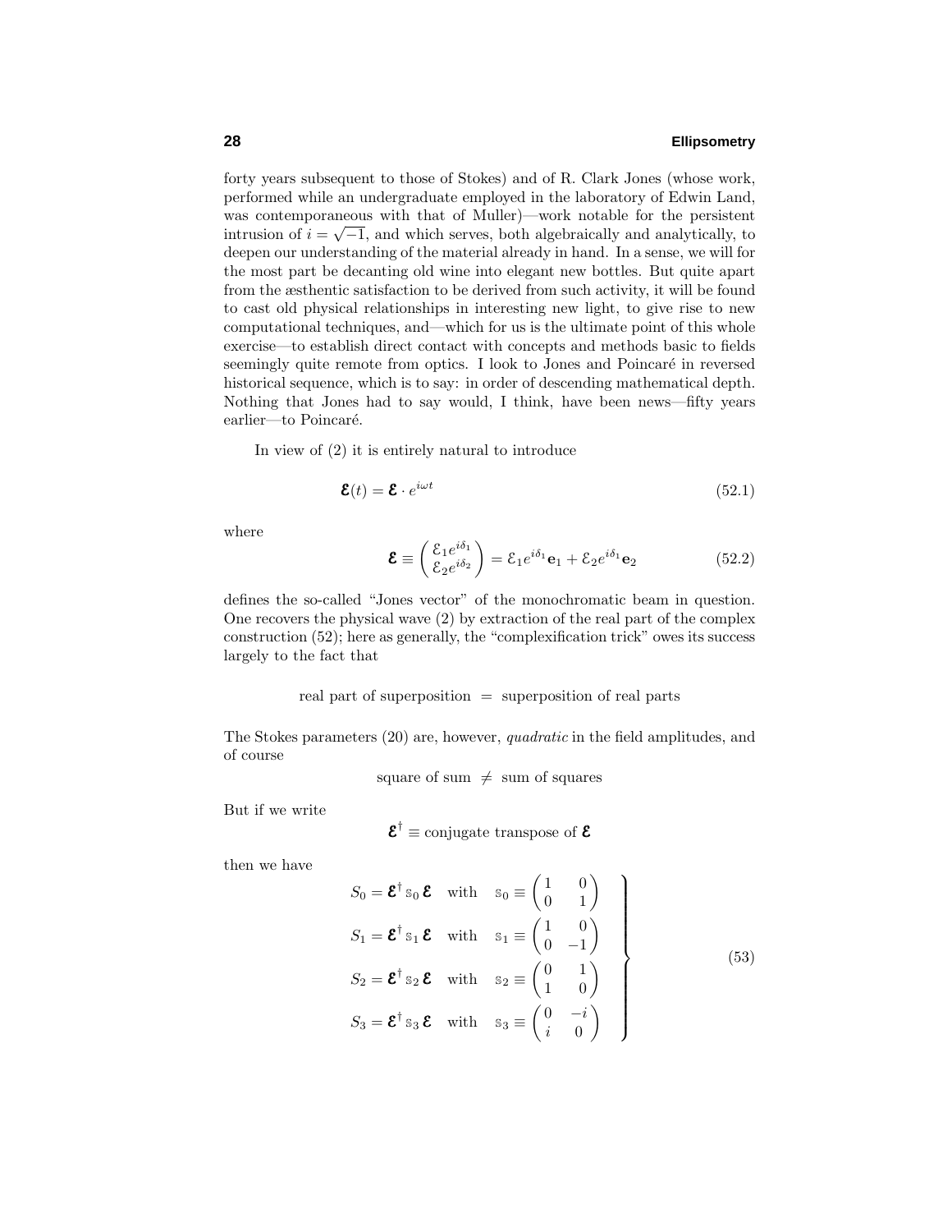forty years subsequent to those of Stokes) and of R. Clark Jones (whose work, performed while an undergraduate employed in the laboratory of Edwin Land, was contemporaneous with that of Muller)—work notable for the persistent intrusion of $i = \sqrt{-1}$, and which serves, both algebraically and analytically, to deepen our understanding of the material already in hand. In a sense, we will for the most part be decanting old wine into elegant new bottles. But quite apart from the æsthentic satisfaction to be derived from such activity, it will be found to cast old physical relationships in interesting new light, to give rise to new computational techniques, and—which for us is the ultimate point of this whole exercise—to establish direct contact with concepts and methods basic to fields seemingly quite remote from optics. I look to Jones and Poincaré in reversed historical sequence, which is to say: in order of descending mathematical depth. Nothing that Jones had to say would, I think, have been news—fifty years earlier—to Poincaré.

In view of (2) it is entirely natural to introduce

$$\boldsymbol{\mathcal{E}}(t) = \boldsymbol{\mathcal{E}} \cdot e^{i\omega t} \tag{52.1}$$

where

$$\boldsymbol{\mathcal{E}} \equiv \begin{pmatrix} \mathcal{E}_1 e^{i\delta_1} \\ \mathcal{E}_2 e^{i\delta_2} \end{pmatrix} = \mathcal{E}_1 e^{i\delta_1}\mathbf{e}_1 + \mathcal{E}_2 e^{i\delta_1}\mathbf{e}_2 \tag{52.2}$$

defines the so-called "Jones vector" of the monochromatic beam in question. One recovers the physical wave (2) by extraction of the real part of the complex construction (52); here as generally, the "complexification trick" owes its success largely to the fact that

real part of superposition = superposition of real parts

The Stokes parameters (20) are, however, *quadratic* in the field amplitudes, and of course

square of sum ≠ sum of squares

But if we write

$$\boldsymbol{\mathcal{E}}^\dagger \equiv \text{conjugate transpose of } \boldsymbol{\mathcal{E}}$$

then we have

$$\left.\begin{aligned}
S_0 &= \boldsymbol{\mathcal{E}}^\dagger\, \mathbb{s}_0\, \boldsymbol{\mathcal{E}} \quad \text{with} \quad \mathbb{s}_0 \equiv \begin{pmatrix} 1 & 0 \\ 0 & 1 \end{pmatrix} \\
S_1 &= \boldsymbol{\mathcal{E}}^\dagger\, \mathbb{s}_1\, \boldsymbol{\mathcal{E}} \quad \text{with} \quad \mathbb{s}_1 \equiv \begin{pmatrix} 1 & 0 \\ 0 & -1 \end{pmatrix} \\
S_2 &= \boldsymbol{\mathcal{E}}^\dagger\, \mathbb{s}_2\, \boldsymbol{\mathcal{E}} \quad \text{with} \quad \mathbb{s}_2 \equiv \begin{pmatrix} 0 & 1 \\ 1 & 0 \end{pmatrix} \\
S_3 &= \boldsymbol{\mathcal{E}}^\dagger\, \mathbb{s}_3\, \boldsymbol{\mathcal{E}} \quad \text{with} \quad \mathbb{s}_3 \equiv \begin{pmatrix} 0 & -i \\ i & 0 \end{pmatrix}
\end{aligned}\right\} \tag{53}$$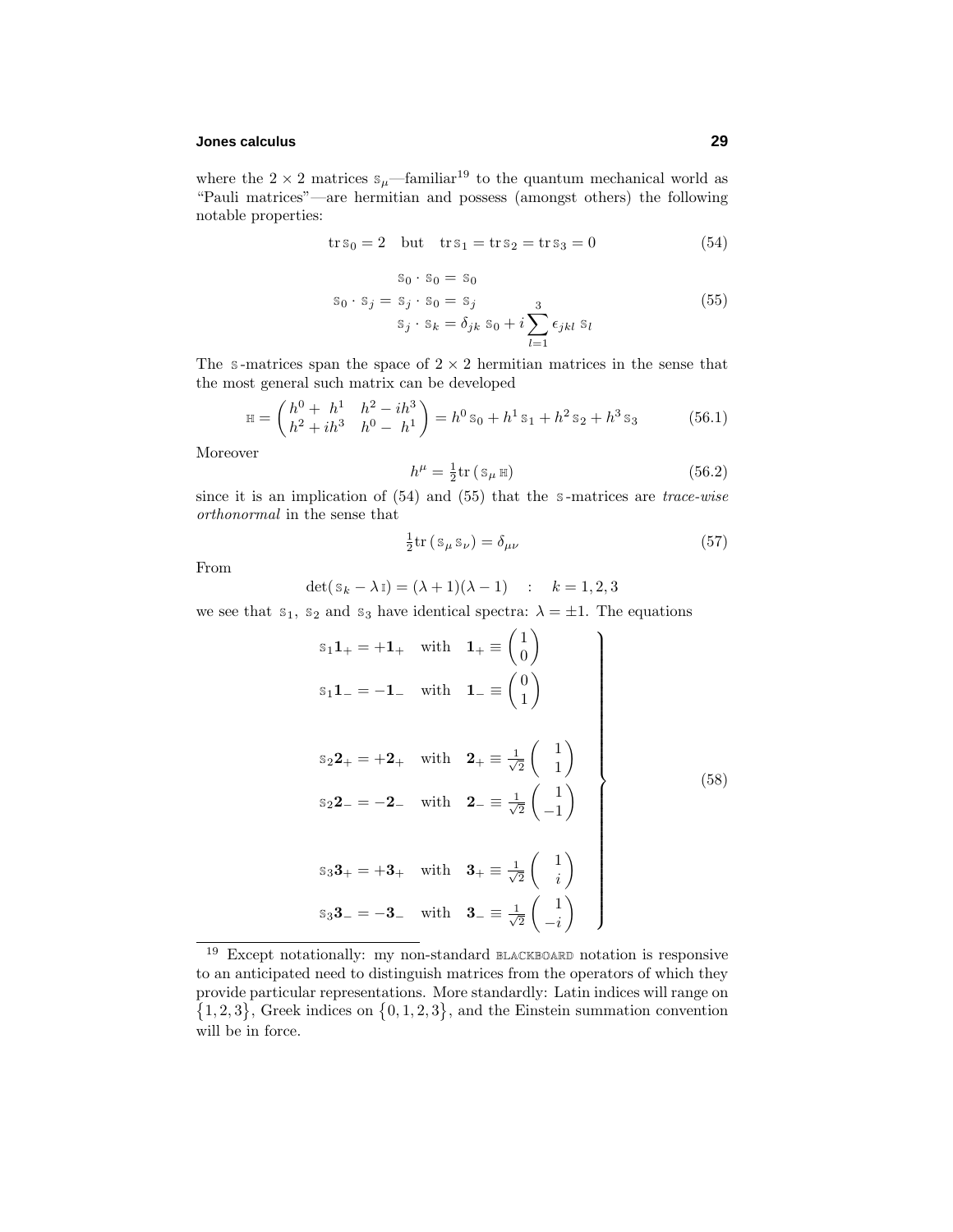where the $2 \times 2$ matrices $\mathbb{S}_\mu$—familiar[19] to the quantum mechanical world as "Pauli matrices"—are hermitian and possess (amongst others) the following notable properties:

$$\mathrm{tr}\,\mathbb{S}_0 = 2 \quad \text{but} \quad \mathrm{tr}\,\mathbb{S}_1 = \mathrm{tr}\,\mathbb{S}_2 = \mathrm{tr}\,\mathbb{S}_3 = 0 \tag{54}$$

$$\begin{aligned} \mathbb{S}_0 \cdot \mathbb{S}_0 &= \mathbb{S}_0 \\ \mathbb{S}_0 \cdot \mathbb{S}_j = \mathbb{S}_j \cdot \mathbb{S}_0 &= \mathbb{S}_j \\ \mathbb{S}_j \cdot \mathbb{S}_k &= \delta_{jk}\,\mathbb{S}_0 + i\sum_{l=1}^{3}\epsilon_{jkl}\,\mathbb{S}_l \end{aligned} \tag{55}$$

The $\mathbb{S}$-matrices span the space of $2 \times 2$ hermitian matrices in the sense that the most general such matrix can be developed

$$\mathbb{H} = \begin{pmatrix} h^0 + h^1 & h^2 - ih^3 \\ h^2 + ih^3 & h^0 - h^1 \end{pmatrix} = h^0\,\mathbb{S}_0 + h^1\,\mathbb{S}_1 + h^2\,\mathbb{S}_2 + h^3\,\mathbb{S}_3 \tag{56.1}$$

Moreover

$$h^\mu = \tfrac{1}{2}\mathrm{tr}\,(\mathbb{S}_\mu\,\mathbb{H}) \tag{56.2}$$

since it is an implication of (54) and (55) that the $\mathbb{S}$-matrices are *trace-wise orthonormal* in the sense that

$$\tfrac{1}{2}\mathrm{tr}\,(\mathbb{S}_\mu\,\mathbb{S}_\nu) = \delta_{\mu\nu} \tag{57}$$

From

$$\det(\mathbb{S}_k - \lambda\,\mathbb{I}) = (\lambda + 1)(\lambda - 1) \quad : \quad k = 1, 2, 3$$

we see that $\mathbb{S}_1$, $\mathbb{S}_2$ and $\mathbb{S}_3$ have identical spectra: $\lambda = \pm 1$. The equations

$$\left.\begin{aligned} \mathbb{S}_1\mathbf{1}_+ &= +\mathbf{1}_+ \quad \text{with} \quad \mathbf{1}_+ \equiv \begin{pmatrix} 1 \\ 0 \end{pmatrix} \\ \mathbb{S}_1\mathbf{1}_- &= -\mathbf{1}_- \quad \text{with} \quad \mathbf{1}_- \equiv \begin{pmatrix} 0 \\ 1 \end{pmatrix} \\ \\ \mathbb{S}_2\mathbf{2}_+ &= +\mathbf{2}_+ \quad \text{with} \quad \mathbf{2}_+ \equiv \tfrac{1}{\sqrt{2}}\begin{pmatrix} 1 \\ 1 \end{pmatrix} \\ \mathbb{S}_2\mathbf{2}_- &= -\mathbf{2}_- \quad \text{with} \quad \mathbf{2}_- \equiv \tfrac{1}{\sqrt{2}}\begin{pmatrix} 1 \\ -1 \end{pmatrix} \\ \\ \mathbb{S}_3\mathbf{3}_+ &= +\mathbf{3}_+ \quad \text{with} \quad \mathbf{3}_+ \equiv \tfrac{1}{\sqrt{2}}\begin{pmatrix} 1 \\ i \end{pmatrix} \\ \mathbb{S}_3\mathbf{3}_- &= -\mathbf{3}_- \quad \text{with} \quad \mathbf{3}_- \equiv \tfrac{1}{\sqrt{2}}\begin{pmatrix} 1 \\ -i \end{pmatrix} \end{aligned}\right\} \tag{58}$$

---

[19] Except notationally: my non-standard BLACKBOARD notation is responsive to an anticipated need to distinguish matrices from the operators of which they provide particular representations. More standardly: Latin indices will range on $\{1, 2, 3\}$, Greek indices on $\{0, 1, 2, 3\}$, and the Einstein summation convention will be in force.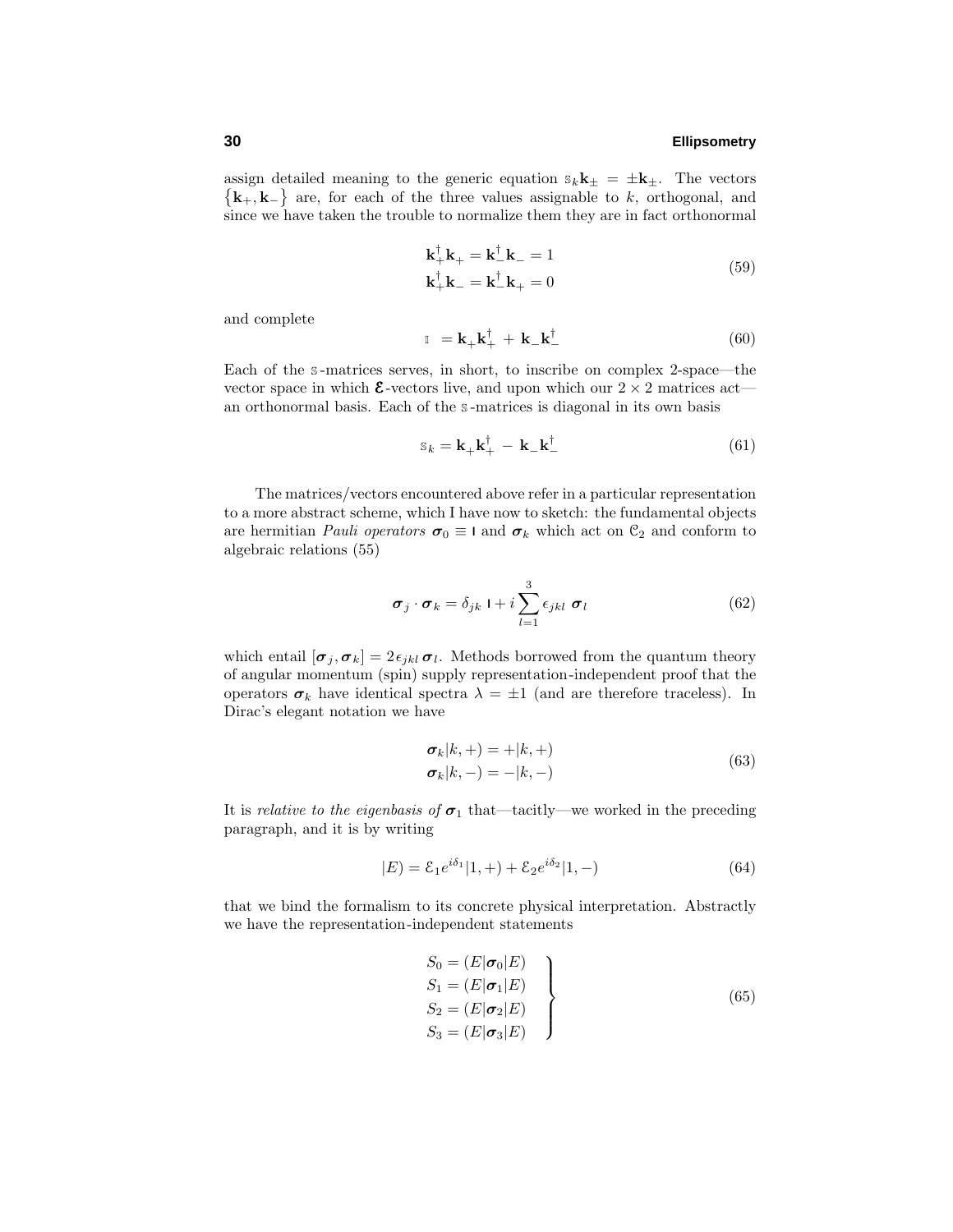assign detailed meaning to the generic equation $\mathbb{S}_k \mathbf{k}_\pm = \pm \mathbf{k}_\pm$. The vectors $\{\mathbf{k}_+, \mathbf{k}_-\}$ are, for each of the three values assignable to $k$, orthogonal, and since we have taken the trouble to normalize them they are in fact orthonormal

$$
\begin{aligned}
\mathbf{k}_+^\dagger \mathbf{k}_+ &= \mathbf{k}_-^\dagger \mathbf{k}_- = 1 \\
\mathbf{k}_+^\dagger \mathbf{k}_- &= \mathbf{k}_-^\dagger \mathbf{k}_+ = 0
\end{aligned}
\tag{59}
$$

and complete

$$
\mathbb{I} = \mathbf{k}_+ \mathbf{k}_+^\dagger + \mathbf{k}_- \mathbf{k}_-^\dagger \tag{60}
$$

Each of the $\mathbb{S}$-matrices serves, in short, to inscribe on complex 2-space—the vector space in which $\boldsymbol{\mathcal{E}}$-vectors live, and upon which our $2 \times 2$ matrices act—an orthonormal basis. Each of the $\mathbb{S}$-matrices is diagonal in its own basis

$$
\mathbb{S}_k = \mathbf{k}_+ \mathbf{k}_+^\dagger - \mathbf{k}_- \mathbf{k}_-^\dagger \tag{61}
$$

The matrices/vectors encountered above refer in a particular representation to a more abstract scheme, which I have now to sketch: the fundamental objects are hermitian *Pauli operators* $\boldsymbol{\sigma}_0 \equiv \mathsf{I}$ and $\boldsymbol{\sigma}_k$ which act on $\mathcal{C}_2$ and conform to algebraic relations (55)

$$
\boldsymbol{\sigma}_j \cdot \boldsymbol{\sigma}_k = \delta_{jk}\, \mathsf{I} + i \sum_{l=1}^{3} \epsilon_{jkl}\, \boldsymbol{\sigma}_l \tag{62}
$$

which entail $[\boldsymbol{\sigma}_j, \boldsymbol{\sigma}_k] = 2\epsilon_{jkl}\, \boldsymbol{\sigma}_l$. Methods borrowed from the quantum theory of angular momentum (spin) supply representation-independent proof that the operators $\boldsymbol{\sigma}_k$ have identical spectra $\lambda = \pm 1$ (and are therefore traceless). In Dirac's elegant notation we have

$$
\begin{aligned}
\boldsymbol{\sigma}_k |k,+) &= +|k,+) \\
\boldsymbol{\sigma}_k |k,-) &= -|k,-)
\end{aligned}
\tag{63}
$$

It is *relative to the eigenbasis of* $\boldsymbol{\sigma}_1$ that—tacitly—we worked in the preceding paragraph, and it is by writing

$$
|E) = \mathcal{E}_1 e^{i\delta_1} |1,+) + \mathcal{E}_2 e^{i\delta_2} |1,-) \tag{64}
$$

that we bind the formalism to its concrete physical interpretation. Abstractly we have the representation-independent statements

$$
\left.
\begin{aligned}
S_0 &= (E|\boldsymbol{\sigma}_0|E) \\
S_1 &= (E|\boldsymbol{\sigma}_1|E) \\
S_2 &= (E|\boldsymbol{\sigma}_2|E) \\
S_3 &= (E|\boldsymbol{\sigma}_3|E)
\end{aligned}
\right\}
\tag{65}
$$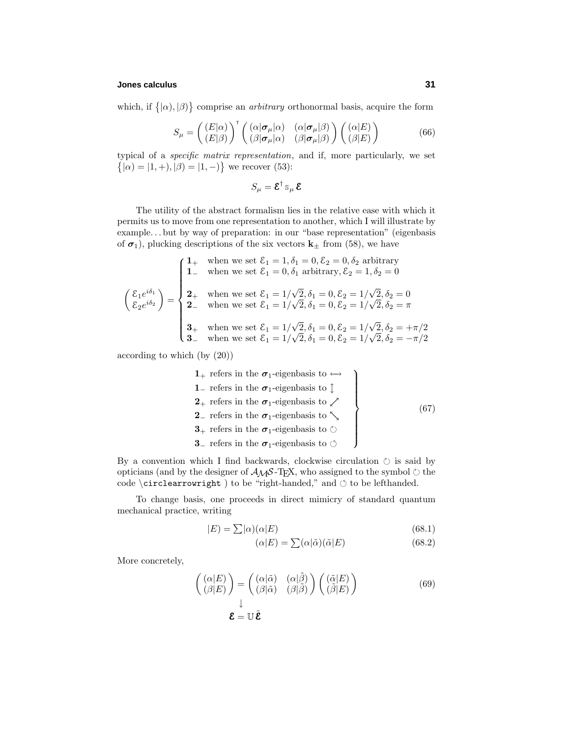which, if $\{|\alpha), |\beta)\}$ comprise an *arbitrary* orthonormal basis, acquire the form

$$S_\mu = \begin{pmatrix} (E|\alpha) \\ (E|\beta) \end{pmatrix}^{\mathsf{T}} \begin{pmatrix} (\alpha|\boldsymbol{\sigma}_\mu|\alpha) & (\alpha|\boldsymbol{\sigma}_\mu|\beta) \\ (\beta|\boldsymbol{\sigma}_\mu|\alpha) & (\beta|\boldsymbol{\sigma}_\mu|\beta) \end{pmatrix} \begin{pmatrix} (\alpha|E) \\ (\beta|E) \end{pmatrix} \tag{66}$$

typical of a *specific matrix representation*, and if, more particularly, we set $\{|\alpha) = |1,+), |\beta) = |1,-)\}$ we recover (53):

$$S_\mu = \boldsymbol{\mathcal{E}}^\dagger \, \mathbb{s}_\mu \, \boldsymbol{\mathcal{E}}$$

The utility of the abstract formalism lies in the relative ease with which it permits us to move from one representation to another, which I will illustrate by example... but by way of preparation: in our "base representation" (eigenbasis of $\boldsymbol{\sigma}_1$), plucking descriptions of the six vectors $\mathbf{k}_\pm$ from (58), we have

$$\begin{pmatrix} \mathcal{E}_1 e^{i\delta_1} \\ \mathcal{E}_2 e^{i\delta_2} \end{pmatrix} = \begin{cases} \mathbf{1}_+ & \text{when we set } \mathcal{E}_1 = 1, \delta_1 = 0, \mathcal{E}_2 = 0, \delta_2 \text{ arbitrary} \\ \mathbf{1}_- & \text{when we set } \mathcal{E}_1 = 0, \delta_1 \text{ arbitrary}, \mathcal{E}_2 = 1, \delta_2 = 0 \\ & \\ \mathbf{2}_+ & \text{when we set } \mathcal{E}_1 = 1/\sqrt{2}, \delta_1 = 0, \mathcal{E}_2 = 1/\sqrt{2}, \delta_2 = 0 \\ \mathbf{2}_- & \text{when we set } \mathcal{E}_1 = 1/\sqrt{2}, \delta_1 = 0, \mathcal{E}_2 = 1/\sqrt{2}, \delta_2 = \pi \\ & \\ \mathbf{3}_+ & \text{when we set } \mathcal{E}_1 = 1/\sqrt{2}, \delta_1 = 0, \mathcal{E}_2 = 1/\sqrt{2}, \delta_2 = +\pi/2 \\ \mathbf{3}_- & \text{when we set } \mathcal{E}_1 = 1/\sqrt{2}, \delta_1 = 0, \mathcal{E}_2 = 1/\sqrt{2}, \delta_2 = -\pi/2 \end{cases}$$

according to which (by (20))

$$\left.\begin{array}{l} \mathbf{1}_+ \text{ refers in the } \boldsymbol{\sigma}_1\text{-eigenbasis to } \longleftrightarrow \\ \mathbf{1}_- \text{ refers in the } \boldsymbol{\sigma}_1\text{-eigenbasis to } \updownarrow \\ \mathbf{2}_+ \text{ refers in the } \boldsymbol{\sigma}_1\text{-eigenbasis to } \nearrow \\ \mathbf{2}_- \text{ refers in the } \boldsymbol{\sigma}_1\text{-eigenbasis to } \searrow \\ \mathbf{3}_+ \text{ refers in the } \boldsymbol{\sigma}_1\text{-eigenbasis to } \circlearrowright \\ \mathbf{3}_- \text{ refers in the } \boldsymbol{\sigma}_1\text{-eigenbasis to } \circlearrowleft \end{array}\right\} \tag{67}$$

By a convention which I find backwards, clockwise circulation $\circlearrowright$ is said by opticians (and by the designer of $\mathcal{AMS}$-TEX, who assigned to the symbol $\circlearrowright$ the code `\circlearrowright` ) to be "right-handed," and $\circlearrowleft$ to be lefthanded.

To change basis, one proceeds in direct mimicry of standard quantum mechanical practice, writing

$$|E) = \sum |\alpha)(\alpha|E) \tag{68.1}$$

$$(\alpha|E) = \sum (\alpha|\tilde{\alpha})(\tilde{\alpha}|E) \tag{68.2}$$

More concretely,

$$\begin{pmatrix} (\alpha|E) \\ (\beta|E) \end{pmatrix} = \begin{pmatrix} (\alpha|\tilde{\alpha}) & (\alpha|\tilde{\beta}) \\ (\beta|\tilde{\alpha}) & (\beta|\tilde{\beta}) \end{pmatrix} \begin{pmatrix} (\tilde{\alpha}|E) \\ (\tilde{\beta}|E) \end{pmatrix} \tag{69}$$

$$\downarrow$$

$$\boldsymbol{\mathcal{E}} = \mathbb{U} \, \tilde{\boldsymbol{\mathcal{E}}}$$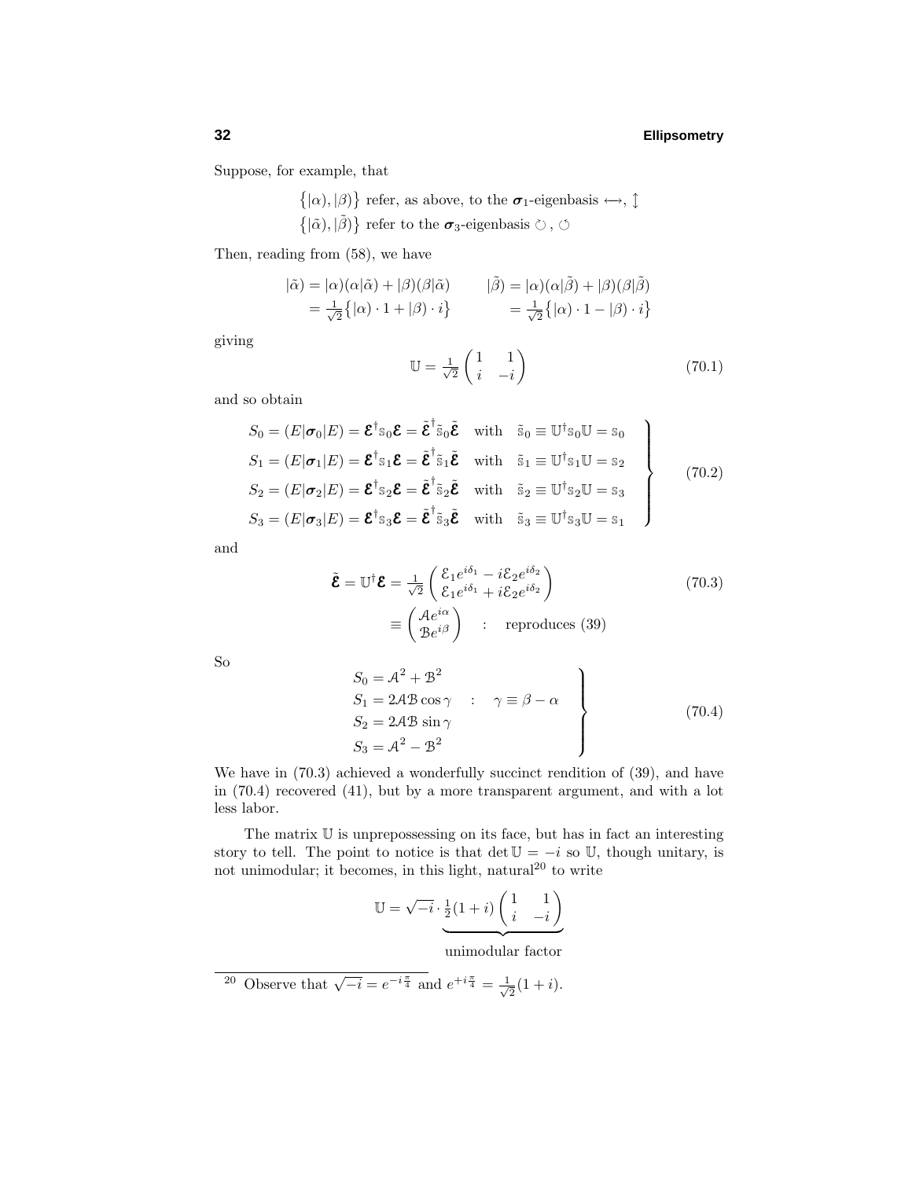Suppose, for example, that

$$\big\{|\alpha),|\beta)\big\} \text{ refer, as above, to the } \boldsymbol{\sigma}_1\text{-eigenbasis } \longleftrightarrow, \updownarrow$$
$$\big\{|\tilde{\alpha}),|\tilde{\beta})\big\} \text{ refer to the } \boldsymbol{\sigma}_3\text{-eigenbasis } \circlearrowright, \circlearrowleft$$

Then, reading from (58), we have

$$\begin{aligned} |\tilde{\alpha}) &= |\alpha)(\alpha|\tilde{\alpha}) + |\beta)(\beta|\tilde{\alpha}) \\ &= \tfrac{1}{\sqrt{2}}\big\{|\alpha)\cdot 1 + |\beta)\cdot i\big\} \end{aligned} \qquad \begin{aligned} |\tilde{\beta}) &= |\alpha)(\alpha|\tilde{\beta}) + |\beta)(\beta|\tilde{\beta}) \\ &= \tfrac{1}{\sqrt{2}}\big\{|\alpha)\cdot 1 - |\beta)\cdot i\big\} \end{aligned}$$

giving

$$\mathbb{U} = \tfrac{1}{\sqrt{2}}\begin{pmatrix} 1 & 1 \\ i & -i \end{pmatrix} \tag{70.1}$$

and so obtain

$$\left.\begin{aligned} S_0 &= (E|\boldsymbol{\sigma}_0|E) = \boldsymbol{\mathcal{E}}^\dagger \mathbb{s}_0 \boldsymbol{\mathcal{E}} = \tilde{\boldsymbol{\mathcal{E}}}^\dagger \tilde{\mathbb{s}}_0 \tilde{\boldsymbol{\mathcal{E}}} \quad \text{with} \quad \tilde{\mathbb{s}}_0 \equiv \mathbb{U}^\dagger \mathbb{s}_0 \mathbb{U} = \mathbb{s}_0 \\ S_1 &= (E|\boldsymbol{\sigma}_1|E) = \boldsymbol{\mathcal{E}}^\dagger \mathbb{s}_1 \boldsymbol{\mathcal{E}} = \tilde{\boldsymbol{\mathcal{E}}}^\dagger \tilde{\mathbb{s}}_1 \tilde{\boldsymbol{\mathcal{E}}} \quad \text{with} \quad \tilde{\mathbb{s}}_1 \equiv \mathbb{U}^\dagger \mathbb{s}_1 \mathbb{U} = \mathbb{s}_2 \\ S_2 &= (E|\boldsymbol{\sigma}_2|E) = \boldsymbol{\mathcal{E}}^\dagger \mathbb{s}_2 \boldsymbol{\mathcal{E}} = \tilde{\boldsymbol{\mathcal{E}}}^\dagger \tilde{\mathbb{s}}_2 \tilde{\boldsymbol{\mathcal{E}}} \quad \text{with} \quad \tilde{\mathbb{s}}_2 \equiv \mathbb{U}^\dagger \mathbb{s}_2 \mathbb{U} = \mathbb{s}_3 \\ S_3 &= (E|\boldsymbol{\sigma}_3|E) = \boldsymbol{\mathcal{E}}^\dagger \mathbb{s}_3 \boldsymbol{\mathcal{E}} = \tilde{\boldsymbol{\mathcal{E}}}^\dagger \tilde{\mathbb{s}}_3 \tilde{\boldsymbol{\mathcal{E}}} \quad \text{with} \quad \tilde{\mathbb{s}}_3 \equiv \mathbb{U}^\dagger \mathbb{s}_3 \mathbb{U} = \mathbb{s}_1 \end{aligned}\right\} \tag{70.2}$$

and

$$\begin{aligned} \tilde{\boldsymbol{\mathcal{E}}} = \mathbb{U}^\dagger \boldsymbol{\mathcal{E}} &= \tfrac{1}{\sqrt{2}}\begin{pmatrix} \mathcal{E}_1 e^{i\delta_1} - i\mathcal{E}_2 e^{i\delta_2} \\ \mathcal{E}_1 e^{i\delta_1} + i\mathcal{E}_2 e^{i\delta_2} \end{pmatrix} \\ &\equiv \begin{pmatrix} \mathcal{A}e^{i\alpha} \\ \mathcal{B}e^{i\beta} \end{pmatrix} \quad : \quad \text{reproduces (39)} \end{aligned} \tag{70.3}$$

So

$$\left.\begin{aligned} S_0 &= \mathcal{A}^2 + \mathcal{B}^2 \\ S_1 &= 2\mathcal{A}\mathcal{B}\cos\gamma \quad : \quad \gamma \equiv \beta - \alpha \\ S_2 &= 2\mathcal{A}\mathcal{B}\sin\gamma \\ S_3 &= \mathcal{A}^2 - \mathcal{B}^2 \end{aligned}\right\} \tag{70.4}$$

We have in (70.3) achieved a wonderfully succinct rendition of (39), and have in (70.4) recovered (41), but by a more transparent argument, and with a lot less labor.

The matrix $\mathbb{U}$ is unprepossessing on its face, but has in fact an interesting story to tell. The point to notice is that $\det\mathbb{U} = -i$ so $\mathbb{U}$, though unitary, is not unimodular; it becomes, in this light, natural[20] to write

$$\mathbb{U} = \sqrt{-i}\cdot \underbrace{\tfrac{1}{2}(1+i)\begin{pmatrix} 1 & 1 \\ i & -i \end{pmatrix}}_{\text{unimodular factor}}$$

[20] Observe that $\sqrt{-i} = e^{-i\frac{\pi}{4}}$ and $e^{+i\frac{\pi}{4}} = \frac{1}{\sqrt{2}}(1+i)$.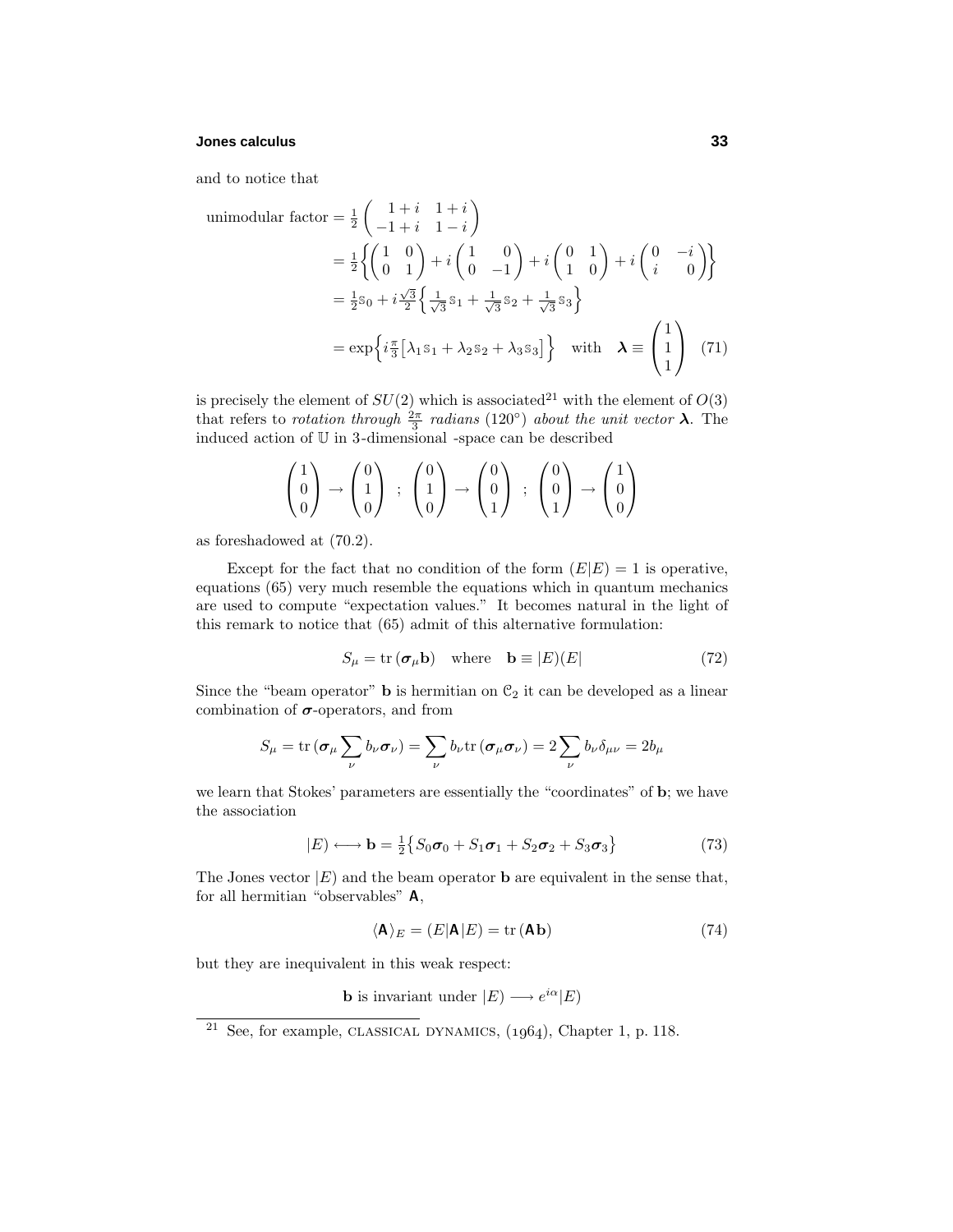and to notice that

$$
\begin{aligned}
\text{unimodular factor} &= \tfrac{1}{2}\begin{pmatrix} 1+i & 1+i \\ -1+i & 1-i \end{pmatrix} \\
&= \tfrac{1}{2}\Big\{\begin{pmatrix} 1 & 0 \\ 0 & 1 \end{pmatrix} + i\begin{pmatrix} 1 & 0 \\ 0 & -1 \end{pmatrix} + i\begin{pmatrix} 0 & 1 \\ 1 & 0 \end{pmatrix} + i\begin{pmatrix} 0 & -i \\ i & 0 \end{pmatrix}\Big\} \\
&= \tfrac{1}{2}\mathbb{S}_0 + i\tfrac{\sqrt{3}}{2}\Big\{\tfrac{1}{\sqrt{3}}\mathbb{S}_1 + \tfrac{1}{\sqrt{3}}\mathbb{S}_2 + \tfrac{1}{\sqrt{3}}\mathbb{S}_3\Big\} \\
&= \exp\Big\{i\tfrac{\pi}{3}\big[\lambda_1\mathbb{S}_1 + \lambda_2\mathbb{S}_2 + \lambda_3\mathbb{S}_3\big]\Big\} \quad \text{with} \quad \boldsymbol{\lambda} \equiv \begin{pmatrix} 1 \\ 1 \\ 1 \end{pmatrix} \qquad (71)
\end{aligned}
$$

is precisely the element of $SU(2)$ which is associated[21] with the element of $O(3)$ that refers to *rotation through* $\frac{2\pi}{3}$ *radians* (120°) *about the unit vector* $\boldsymbol{\lambda}$. The induced action of $\mathbb{U}$ in 3-dimensional -space can be described

$$
\begin{pmatrix} 1 \\ 0 \\ 0 \end{pmatrix} \to \begin{pmatrix} 0 \\ 1 \\ 0 \end{pmatrix} \;\; ; \;\; \begin{pmatrix} 0 \\ 1 \\ 0 \end{pmatrix} \to \begin{pmatrix} 0 \\ 0 \\ 1 \end{pmatrix} \;\; ; \;\; \begin{pmatrix} 0 \\ 0 \\ 1 \end{pmatrix} \to \begin{pmatrix} 1 \\ 0 \\ 0 \end{pmatrix}
$$

as foreshadowed at (70.2).

Except for the fact that no condition of the form $(E|E) = 1$ is operative, equations (65) very much resemble the equations which in quantum mechanics are used to compute "expectation values." It becomes natural in the light of this remark to notice that (65) admit of this alternative formulation:

$$
S_\mu = \text{tr}\,(\boldsymbol{\sigma}_\mu \mathbf{b}) \quad \text{where} \quad \mathbf{b} \equiv |E)(E| \qquad (72)
$$

Since the "beam operator" $\mathbf{b}$ is hermitian on $\mathcal{C}_2$ it can be developed as a linear combination of $\boldsymbol{\sigma}$-operators, and from

$$
S_\mu = \text{tr}\,(\boldsymbol{\sigma}_\mu \sum_\nu b_\nu \boldsymbol{\sigma}_\nu) = \sum_\nu b_\nu \text{tr}\,(\boldsymbol{\sigma}_\mu \boldsymbol{\sigma}_\nu) = 2\sum_\nu b_\nu \delta_{\mu\nu} = 2b_\mu
$$

we learn that Stokes' parameters are essentially the "coordinates" of $\mathbf{b}$; we have the association

$$
|E) \longleftrightarrow \mathbf{b} = \tfrac{1}{2}\big\{S_0\boldsymbol{\sigma}_0 + S_1\boldsymbol{\sigma}_1 + S_2\boldsymbol{\sigma}_2 + S_3\boldsymbol{\sigma}_3\big\} \qquad (73)
$$

The Jones vector $|E)$ and the beam operator $\mathbf{b}$ are equivalent in the sense that, for all hermitian "observables" $\mathsf{A}$,

$$
\langle \mathsf{A} \rangle_E = (E|\mathsf{A}|E) = \text{tr}\,(\mathsf{A}\mathbf{b}) \qquad (74)
$$

but they are inequivalent in this weak respect:

$$
\mathbf{b} \text{ is invariant under } |E) \longrightarrow e^{i\alpha}|E)
$$

---

[21] See, for example, CLASSICAL DYNAMICS, (1964), Chapter 1, p. 118.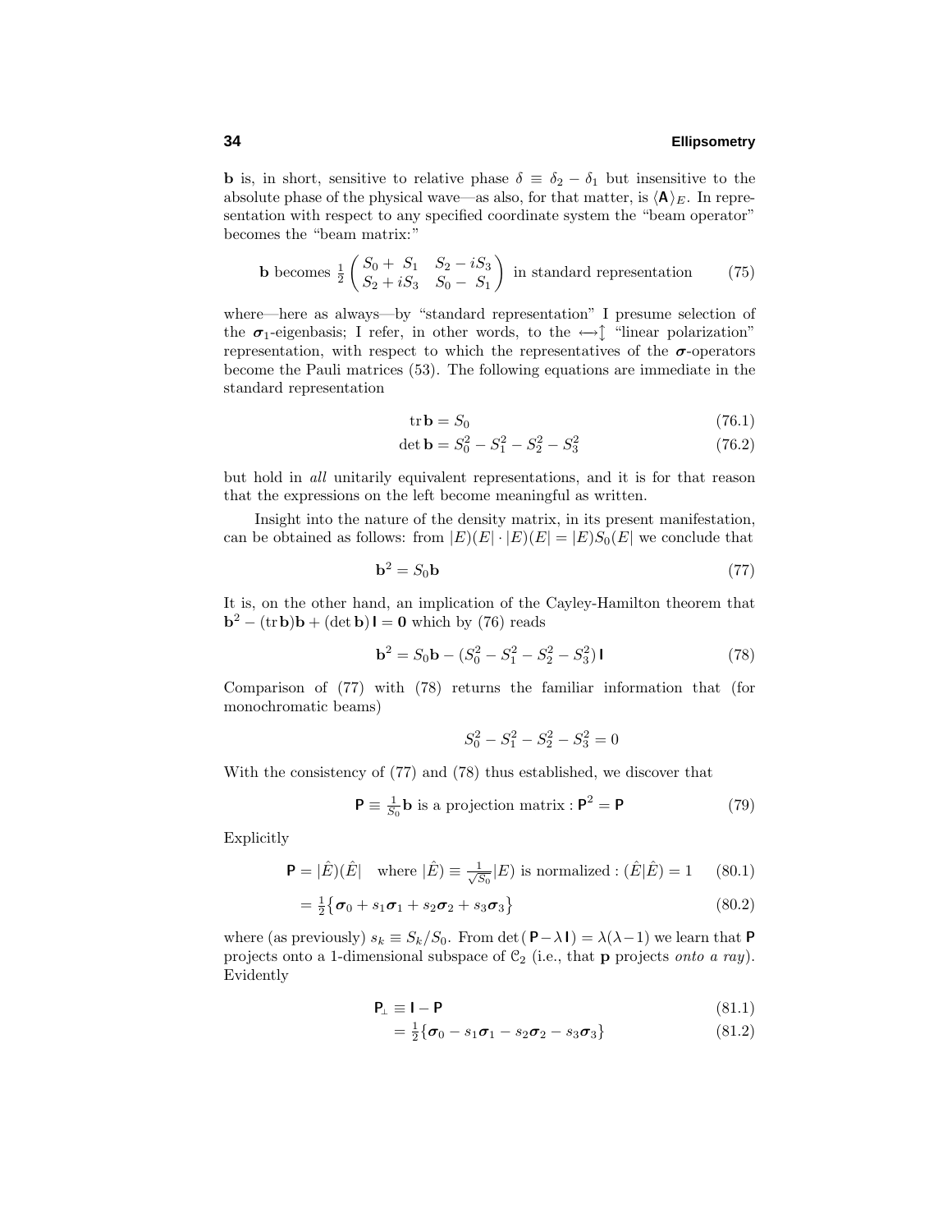**b** is, in short, sensitive to relative phase $\delta \equiv \delta_2 - \delta_1$ but insensitive to the absolute phase of the physical wave—as also, for that matter, is $\langle \mathsf{A} \rangle_E$. In representation with respect to any specified coordinate system the "beam operator" becomes the "beam matrix:"

$$\mathbf{b} \text{ becomes } \tfrac{1}{2}\begin{pmatrix} S_0 + S_1 & S_2 - iS_3 \\ S_2 + iS_3 & S_0 - S_1 \end{pmatrix} \text{ in standard representation} \tag{75}$$

where—here as always—by "standard representation" I presume selection of the $\boldsymbol{\sigma}_1$-eigenbasis; I refer, in other words, to the $\longleftrightarrow\!\updownarrow$ "linear polarization" representation, with respect to which the representatives of the $\boldsymbol{\sigma}$-operators become the Pauli matrices (53). The following equations are immediate in the standard representation

$$\operatorname{tr}\mathbf{b} = S_0 \tag{76.1}$$

$$\det\mathbf{b} = S_0^2 - S_1^2 - S_2^2 - S_3^2 \tag{76.2}$$

but hold in *all* unitarily equivalent representations, and it is for that reason that the expressions on the left become meaningful as written.

Insight into the nature of the density matrix, in its present manifestation, can be obtained as follows: from $|E)(E| \cdot |E)(E| = |E)S_0(E|$ we conclude that

$$\mathbf{b}^2 = S_0\mathbf{b} \tag{77}$$

It is, on the other hand, an implication of the Cayley-Hamilton theorem that $\mathbf{b}^2 - (\operatorname{tr}\mathbf{b})\mathbf{b} + (\det\mathbf{b})\,\mathsf{I} = \mathbf{0}$ which by (76) reads

$$\mathbf{b}^2 = S_0\mathbf{b} - (S_0^2 - S_1^2 - S_2^2 - S_3^2)\,\mathsf{I} \tag{78}$$

Comparison of (77) with (78) returns the familiar information that (for monochromatic beams)

$$S_0^2 - S_1^2 - S_2^2 - S_3^2 = 0$$

With the consistency of (77) and (78) thus established, we discover that

$$\mathsf{P} \equiv \tfrac{1}{S_0}\mathbf{b} \text{ is a projection matrix} : \mathsf{P}^2 = \mathsf{P} \tag{79}$$

Explicitly

$$\mathsf{P} = |\hat{E})(\hat{E}| \quad \text{where } |\hat{E}) \equiv \tfrac{1}{\sqrt{S_0}}|E) \text{ is normalized} : (\hat{E}|\hat{E}) = 1 \tag{80.1}$$

$$= \tfrac{1}{2}\big\{\boldsymbol{\sigma}_0 + s_1\boldsymbol{\sigma}_1 + s_2\boldsymbol{\sigma}_2 + s_3\boldsymbol{\sigma}_3\big\} \tag{80.2}$$

where (as previously) $s_k \equiv S_k/S_0$. From $\det(\mathsf{P} - \lambda\,\mathsf{I}) = \lambda(\lambda - 1)$ we learn that $\mathsf{P}$ projects onto a 1-dimensional subspace of $\mathcal{C}_2$ (i.e., that **p** projects *onto a ray*). Evidently

$$\mathsf{P}_\perp \equiv \mathsf{I} - \mathsf{P} \tag{81.1}$$

$$= \tfrac{1}{2}\{\boldsymbol{\sigma}_0 - s_1\boldsymbol{\sigma}_1 - s_2\boldsymbol{\sigma}_2 - s_3\boldsymbol{\sigma}_3\} \tag{81.2}$$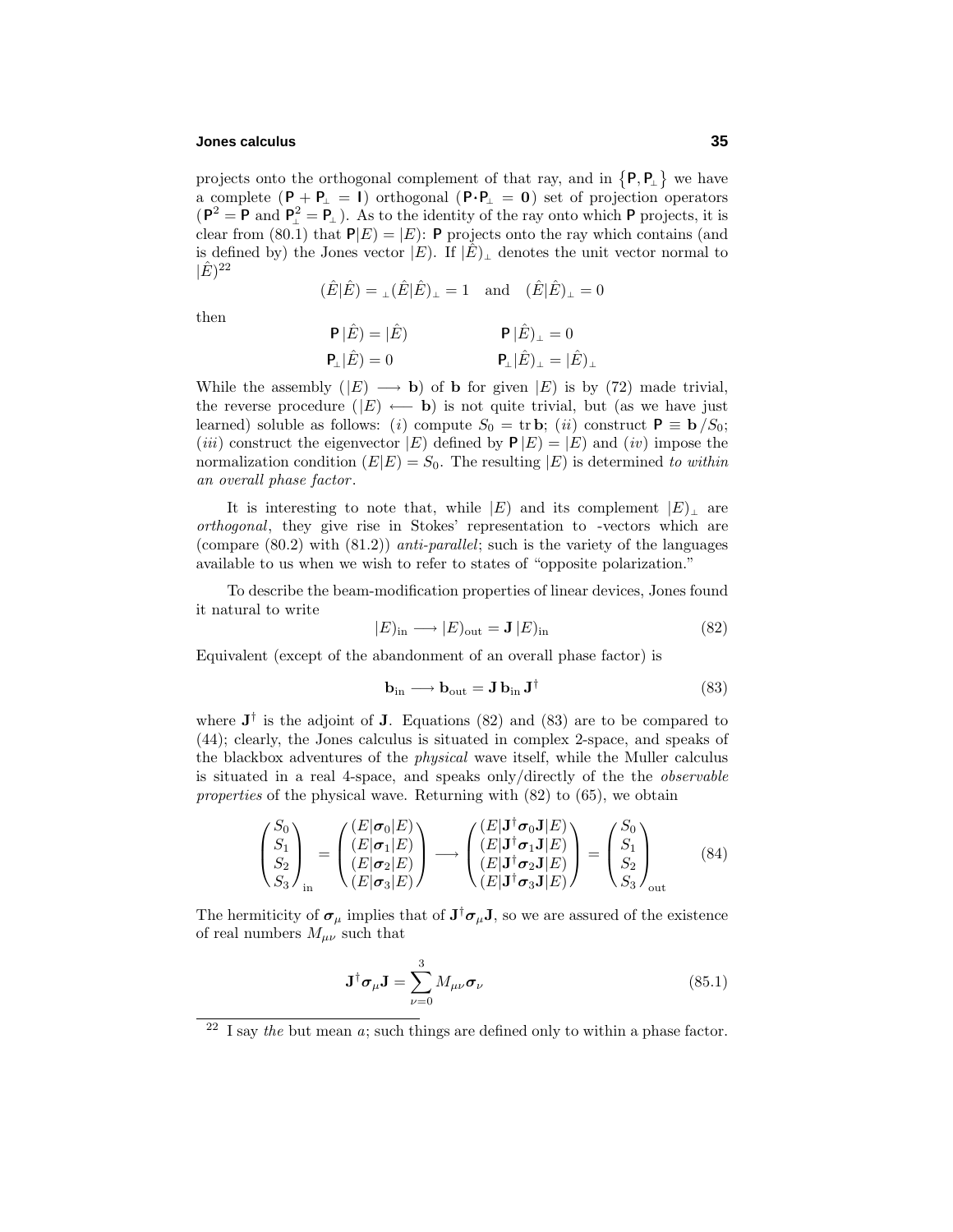projects onto the orthogonal complement of that ray, and in $\{\mathsf{P}, \mathsf{P}_\perp\}$ we have a complete ($\mathsf{P} + \mathsf{P}_\perp = \mathsf{I}$) orthogonal ($\mathsf{P}\cdot\mathsf{P}_\perp = \mathbf{0}$) set of projection operators ($\mathsf{P}^2 = \mathsf{P}$ and $\mathsf{P}_\perp^2 = \mathsf{P}_\perp$). As to the identity of the ray onto which $\mathsf{P}$ projects, it is clear from (80.1) that $\mathsf{P}|E) = |E)$: $\mathsf{P}$ projects onto the ray which contains (and is defined by) the Jones vector $|E)$. If $|\hat{E})_\perp$ denotes the unit vector normal to $|\hat{E})$[22]

$$(\hat{E}|\hat{E}) = {}_\perp(\hat{E}|\hat{E})_\perp = 1 \quad \text{and} \quad (\hat{E}|\hat{E})_\perp = 0$$

then

$$\begin{aligned} \mathsf{P}\,|\hat{E}) &= |\hat{E}) \qquad\qquad & \mathsf{P}\,|\hat{E})_\perp &= 0 \\ \mathsf{P}_\perp|\hat{E}) &= 0 & \mathsf{P}_\perp|\hat{E})_\perp &= |\hat{E})_\perp \end{aligned}$$

While the assembly ($|E) \longrightarrow \mathbf{b}$) of $\mathbf{b}$ for given $|E)$ is by (72) made trivial, the reverse procedure ($|E) \longleftarrow \mathbf{b}$) is not quite trivial, but (as we have just learned) soluble as follows: (*i*) compute $S_0 = \operatorname{tr}\mathbf{b}$; (*ii*) construct $\mathsf{P} \equiv \mathbf{b}\,/S_0$; (*iii*) construct the eigenvector $|E)$ defined by $\mathsf{P}\,|E) = |E)$ and (*iv*) impose the normalization condition $(E|E) = S_0$. The resulting $|E)$ is determined *to within an overall phase factor*.

It is interesting to note that, while $|E)$ and its complement $|E)_\perp$ are *orthogonal*, they give rise in Stokes' representation to -vectors which are (compare (80.2) with (81.2)) *anti-parallel*; such is the variety of the languages available to us when we wish to refer to states of "opposite polarization."

To describe the beam-modification properties of linear devices, Jones found it natural to write

$$|E)_{\text{in}} \longrightarrow |E)_{\text{out}} = \mathbf{J}\,|E)_{\text{in}} \tag{82}$$

Equivalent (except of the abandonment of an overall phase factor) is

$$\mathbf{b}_{\text{in}} \longrightarrow \mathbf{b}_{\text{out}} = \mathbf{J}\,\mathbf{b}_{\text{in}}\,\mathbf{J}^\dagger \tag{83}$$

where $\mathbf{J}^\dagger$ is the adjoint of $\mathbf{J}$. Equations (82) and (83) are to be compared to (44); clearly, the Jones calculus is situated in complex 2-space, and speaks of the blackbox adventures of the *physical* wave itself, while the Muller calculus is situated in a real 4-space, and speaks only/directly of the the *observable properties* of the physical wave. Returning with (82) to (65), we obtain

$$\begin{pmatrix} S_0 \\ S_1 \\ S_2 \\ S_3 \end{pmatrix}_{\text{in}} = \begin{pmatrix} (E|\boldsymbol{\sigma}_0|E) \\ (E|\boldsymbol{\sigma}_1|E) \\ (E|\boldsymbol{\sigma}_2|E) \\ (E|\boldsymbol{\sigma}_3|E) \end{pmatrix} \longrightarrow \begin{pmatrix} (E|\mathbf{J}^\dagger\boldsymbol{\sigma}_0\mathbf{J}|E) \\ (E|\mathbf{J}^\dagger\boldsymbol{\sigma}_1\mathbf{J}|E) \\ (E|\mathbf{J}^\dagger\boldsymbol{\sigma}_2\mathbf{J}|E) \\ (E|\mathbf{J}^\dagger\boldsymbol{\sigma}_3\mathbf{J}|E) \end{pmatrix} = \begin{pmatrix} S_0 \\ S_1 \\ S_2 \\ S_3 \end{pmatrix}_{\text{out}} \tag{84}$$

The hermiticity of $\boldsymbol{\sigma}_\mu$ implies that of $\mathbf{J}^\dagger\boldsymbol{\sigma}_\mu\mathbf{J}$, so we are assured of the existence of real numbers $M_{\mu\nu}$ such that

$$\mathbf{J}^\dagger\boldsymbol{\sigma}_\mu\mathbf{J} = \sum_{\nu=0}^{3} M_{\mu\nu}\boldsymbol{\sigma}_\nu \tag{85.1}$$

---

[22] I say *the* but mean *a*; such things are defined only to within a phase factor.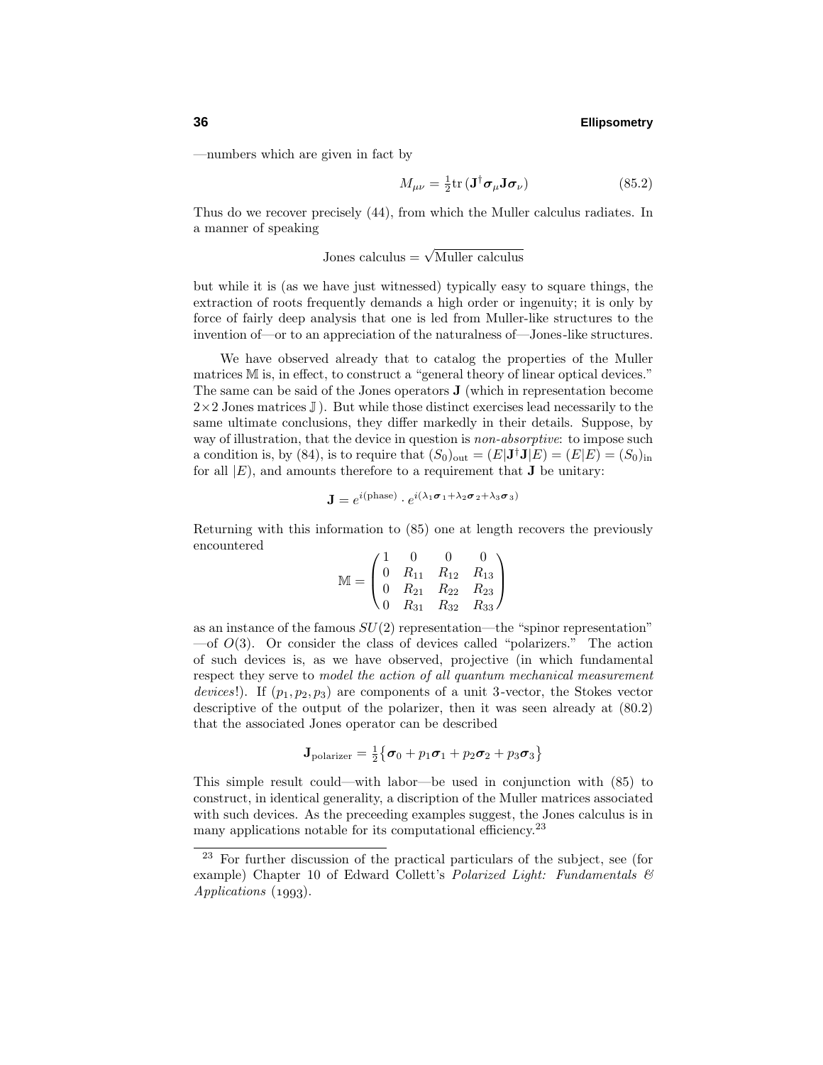—numbers which are given in fact by

$$M_{\mu\nu} = \tfrac{1}{2}\text{tr}\,(\mathbf{J}^\dagger \boldsymbol{\sigma}_\mu \mathbf{J} \boldsymbol{\sigma}_\nu) \tag{85.2}$$

Thus do we recover precisely (44), from which the Muller calculus radiates. In a manner of speaking

$$\text{Jones calculus} = \sqrt{\text{Muller calculus}}$$

but while it is (as we have just witnessed) typically easy to square things, the extraction of roots frequently demands a high order or ingenuity; it is only by force of fairly deep analysis that one is led from Muller-like structures to the invention of—or to an appreciation of the naturalness of—Jones-like structures.

We have observed already that to catalog the properties of the Muller matrices $\mathbb{M}$ is, in effect, to construct a "general theory of linear optical devices." The same can be said of the Jones operators $\mathbf{J}$ (which in representation become $2\times 2$ Jones matrices $\mathbb{J}$ ). But while those distinct exercises lead necessarily to the same ultimate conclusions, they differ markedly in their details. Suppose, by way of illustration, that the device in question is *non-absorptive*: to impose such a condition is, by (84), is to require that $(S_0)_{\text{out}} = (E|\mathbf{J}^\dagger\mathbf{J}|E) = (E|E) = (S_0)_{\text{in}}$ for all $|E)$, and amounts therefore to a requirement that $\mathbf{J}$ be unitary:

$$\mathbf{J} = e^{i(\text{phase})} \cdot e^{i(\lambda_1\boldsymbol{\sigma}_1 + \lambda_2\boldsymbol{\sigma}_2 + \lambda_3\boldsymbol{\sigma}_3)}$$

Returning with this information to (85) one at length recovers the previously encountered

$$\mathbb{M} = \begin{pmatrix} 1 & 0 & 0 & 0 \\ 0 & R_{11} & R_{12} & R_{13} \\ 0 & R_{21} & R_{22} & R_{23} \\ 0 & R_{31} & R_{32} & R_{33} \end{pmatrix}$$

as an instance of the famous $SU(2)$ representation—the "spinor representation" —of $O(3)$. Or consider the class of devices called "polarizers." The action of such devices is, as we have observed, projective (in which fundamental respect they serve to *model the action of all quantum mechanical measurement devices*!). If $(p_1, p_2, p_3)$ are components of a unit 3-vector, the Stokes vector descriptive of the output of the polarizer, then it was seen already at (80.2) that the associated Jones operator can be described

$$\mathbf{J}_{\text{polarizer}} = \tfrac{1}{2}\big\{\boldsymbol{\sigma}_0 + p_1\boldsymbol{\sigma}_1 + p_2\boldsymbol{\sigma}_2 + p_3\boldsymbol{\sigma}_3\big\}$$

This simple result could—with labor—be used in conjunction with (85) to construct, in identical generality, a discription of the Muller matrices associated with such devices. As the preceeding examples suggest, the Jones calculus is in many applications notable for its computational efficiency.[23]

---

[23] For further discussion of the practical particulars of the subject, see (for example) Chapter 10 of Edward Collett's *Polarized Light: Fundamentals & Applications* (1993).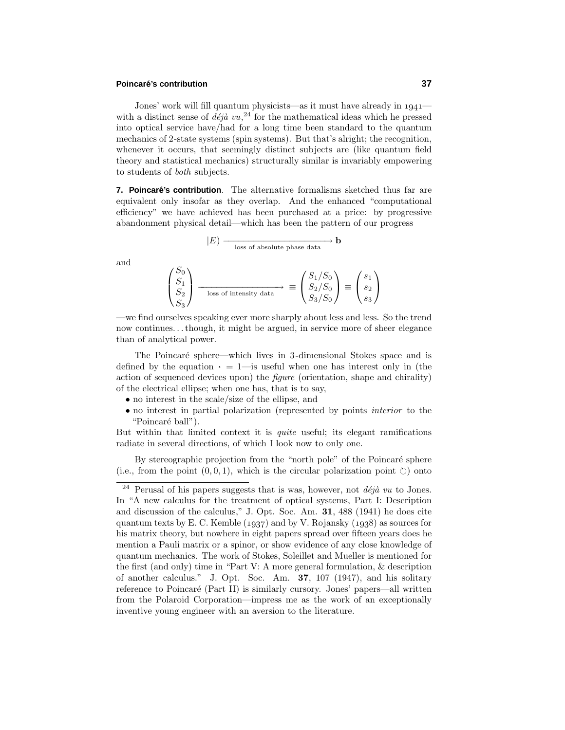Jones' work will fill quantum physicists—as it must have already in 1941—with a distinct sense of *déjà vu*,[24] for the mathematical ideas which he pressed into optical service have/had for a long time been standard to the quantum mechanics of 2-state systems (spin systems). But that's alright; the recognition, whenever it occurs, that seemingly distinct subjects are (like quantum field theory and statistical mechanics) structurally similar is invariably empowering to students of *both* subjects.

**7. Poincaré's contribution**. The alternative formalisms sketched thus far are equivalent only insofar as they overlap. And the enhanced "computational efficiency" we have achieved has been purchased at a price: by progressive abandonment physical detail—which has been the pattern of our progress

$$|E) \xrightarrow[\text{loss of absolute phase data}]{} \mathbf{b}$$

and

$$\begin{pmatrix} S_0 \\ S_1 \\ S_2 \\ S_3 \end{pmatrix} \xrightarrow[\text{loss of intensity data}]{} \equiv \begin{pmatrix} S_1/S_0 \\ S_2/S_0 \\ S_3/S_0 \end{pmatrix} \equiv \begin{pmatrix} s_1 \\ s_2 \\ s_3 \end{pmatrix}$$

—we find ourselves speaking ever more sharply about less and less. So the trend now continues... though, it might be argued, in service more of sheer elegance than of analytical power.

The Poincaré sphere—which lives in 3-dimensional Stokes space and is defined by the equation $\cdot = 1$—is useful when one has interest only in (the action of sequenced devices upon) the *figure* (orientation, shape and chirality) of the electrical ellipse; when one has, that is to say,

- no interest in the scale/size of the ellipse, and
- no interest in partial polarization (represented by points *interior* to the "Poincaré ball").

But within that limited context it is *quite* useful; its elegant ramifications radiate in several directions, of which I look now to only one.

By stereographic projection from the "north pole" of the Poincaré sphere (i.e., from the point $(0, 0, 1)$, which is the circular polarization point ↻) onto

---

[24] Perusal of his papers suggests that is was, however, not *déjà vu* to Jones. In "A new calculus for the treatment of optical systems, Part I: Description and discussion of the calculus," J. Opt. Soc. Am. **31**, 488 (1941) he does cite quantum texts by E. C. Kemble (1937) and by V. Rojansky (1938) as sources for his matrix theory, but nowhere in eight papers spread over fifteen years does he mention a Pauli matrix or a spinor, or show evidence of any close knowledge of quantum mechanics. The work of Stokes, Soleillet and Mueller is mentioned for the first (and only) time in "Part V: A more general formulation, & description of another calculus." J. Opt. Soc. Am. **37**, 107 (1947), and his solitary reference to Poincaré (Part II) is similarly cursory. Jones' papers—all written from the Polaroid Corporation—impress me as the work of an exceptionally inventive young engineer with an aversion to the literature.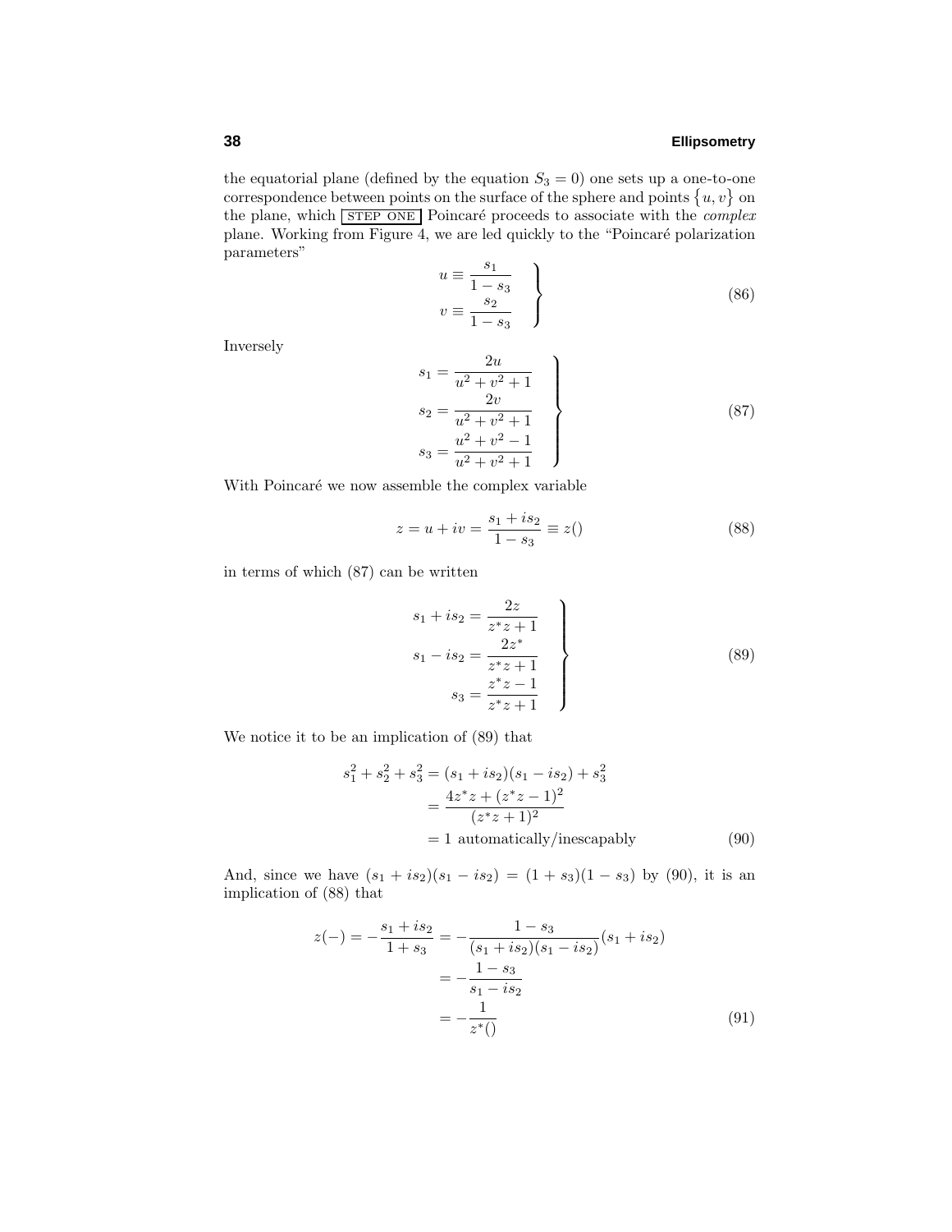the equatorial plane (defined by the equation $S_3 = 0$) one sets up a one-to-one correspondence between points on the surface of the sphere and points $\{u, v\}$ on the plane, which STEP ONE Poincaré proceeds to associate with the *complex* plane. Working from Figure 4, we are led quickly to the "Poincaré polarization parameters"

$$\left.\begin{aligned} u &\equiv \frac{s_1}{1 - s_3} \\ v &\equiv \frac{s_2}{1 - s_3} \end{aligned}\right\} \tag{86}$$

Inversely

$$\left.\begin{aligned} s_1 &= \frac{2u}{u^2 + v^2 + 1} \\ s_2 &= \frac{2v}{u^2 + v^2 + 1} \\ s_3 &= \frac{u^2 + v^2 - 1}{u^2 + v^2 + 1} \end{aligned}\right\} \tag{87}$$

With Poincaré we now assemble the complex variable

$$z = u + iv = \frac{s_1 + is_2}{1 - s_3} \equiv z() \tag{88}$$

in terms of which (87) can be written

$$\left.\begin{aligned} s_1 + is_2 &= \frac{2z}{z^*z + 1} \\ s_1 - is_2 &= \frac{2z^*}{z^*z + 1} \\ s_3 &= \frac{z^*z - 1}{z^*z + 1} \end{aligned}\right\} \tag{89}$$

We notice it to be an implication of (89) that

$$\begin{aligned} s_1^2 + s_2^2 + s_3^2 &= (s_1 + is_2)(s_1 - is_2) + s_3^2 \\ &= \frac{4z^*z + (z^*z - 1)^2}{(z^*z + 1)^2} \\ &= 1 \text{ automatically/inescapably} \end{aligned} \tag{90}$$

And, since we have $(s_1 + is_2)(s_1 - is_2) = (1 + s_3)(1 - s_3)$ by (90), it is an implication of (88) that

$$\begin{aligned} z(-) = -\frac{s_1 + is_2}{1 + s_3} &= -\frac{1 - s_3}{(s_1 + is_2)(s_1 - is_2)}(s_1 + is_2) \\ &= -\frac{1 - s_3}{s_1 - is_2} \\ &= -\frac{1}{z^*()} \end{aligned} \tag{91}$$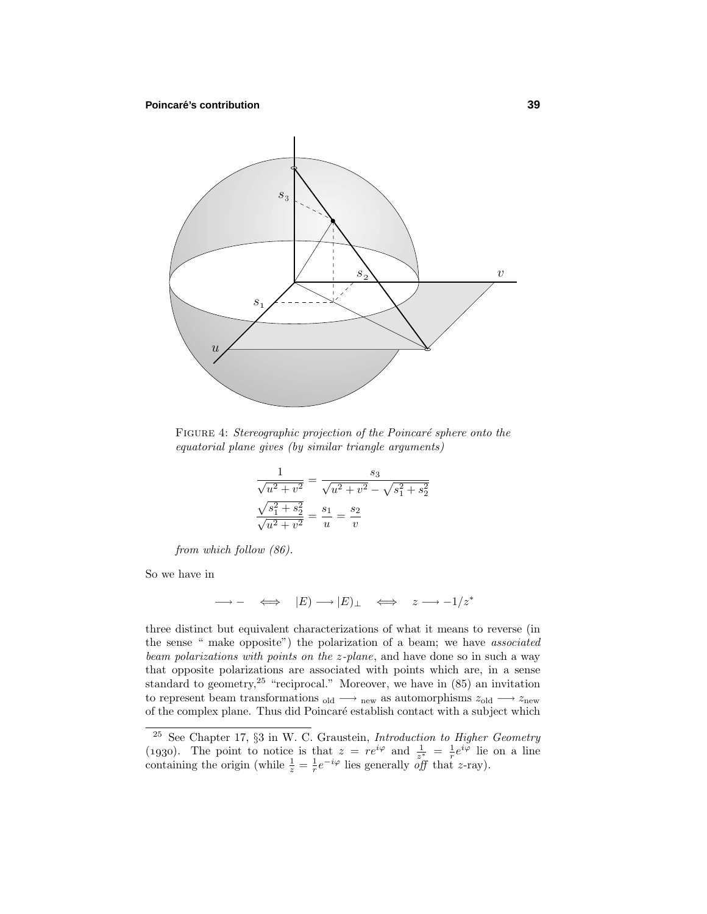FIGURE 4: *Stereographic projection of the Poincaré sphere onto the equatorial plane gives (by similar triangle arguments)*

$$\frac{1}{\sqrt{u^2+v^2}} = \frac{s_3}{\sqrt{u^2+v^2}-\sqrt{s_1^2+s_2^2}}$$

$$\frac{\sqrt{s_1^2+s_2^2}}{\sqrt{u^2+v^2}} = \frac{s_1}{u} = \frac{s_2}{v}$$

*from which follow (86).*

So we have in

$$\longrightarrow - \quad \Longleftrightarrow \quad |E) \longrightarrow |E)_\perp \quad \Longleftrightarrow \quad z \longrightarrow -1/z^*$$

three distinct but equivalent characterizations of what it means to reverse (in the sense " make opposite") the polarization of a beam; we have *associated beam polarizations with points on the z-plane*, and have done so in such a way that opposite polarizations are associated with points which are, in a sense standard to geometry,[25] "reciprocal." Moreover, we have in (85) an invitation to represent beam transformations $_{\text{old}} \longrightarrow {}_{\text{new}}$ as automorphisms $z_{\text{old}} \longrightarrow z_{\text{new}}$ of the complex plane. Thus did Poincaré establish contact with a subject which

---

[25] See Chapter 17, §3 in W. C. Graustein, *Introduction to Higher Geometry* (1930). The point to notice is that $z = re^{i\varphi}$ and $\frac{1}{z^*} = \frac{1}{r}e^{i\varphi}$ lie on a line containing the origin (while $\frac{1}{z} = \frac{1}{r}e^{-i\varphi}$ lies generally *off* that $z$-ray).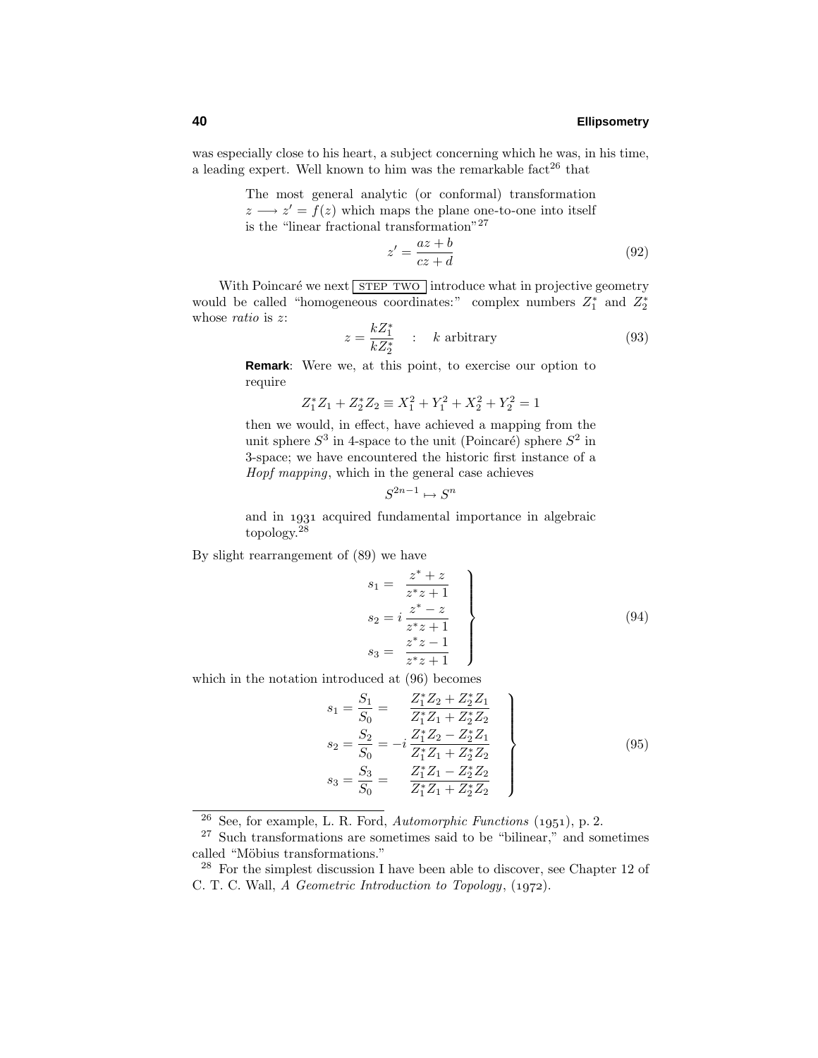was especially close to his heart, a subject concerning which he was, in his time, a leading expert. Well known to him was the remarkable fact[26] that

> The most general analytic (or conformal) transformation $z \longrightarrow z' = f(z)$ which maps the plane one-to-one into itself is the "linear fractional transformation"[27]
>
> $$z' = \frac{az + b}{cz + d} \tag{92}$$

With Poincaré we next STEP TWO introduce what in projective geometry would be called "homogeneous coordinates:" complex numbers $Z_1^*$ and $Z_2^*$ whose *ratio* is $z$:

$$z = \frac{kZ_1^*}{kZ_2^*} \quad : \quad k \text{ arbitrary} \tag{93}$$

> **Remark**: Were we, at this point, to exercise our option to require
>
> $$Z_1^* Z_1 + Z_2^* Z_2 \equiv X_1^2 + Y_1^2 + X_2^2 + Y_2^2 = 1$$
>
> then we would, in effect, have achieved a mapping from the unit sphere $S^3$ in 4-space to the unit (Poincaré) sphere $S^2$ in 3-space; we have encountered the historic first instance of a *Hopf mapping*, which in the general case achieves
>
> $$S^{2n-1} \mapsto S^n$$
>
> and in 1931 acquired fundamental importance in algebraic topology.[28]

By slight rearrangement of (89) we have

$$\left.\begin{aligned}
s_1 &= \frac{z^* + z}{z^* z + 1} \\
s_2 &= i\,\frac{z^* - z}{z^* z + 1} \\
s_3 &= \frac{z^* z - 1}{z^* z + 1}
\end{aligned}\right\} \tag{94}$$

which in the notation introduced at (96) becomes

$$\left.\begin{aligned}
s_1 &= \frac{S_1}{S_0} = \frac{Z_1^* Z_2 + Z_2^* Z_1}{Z_1^* Z_1 + Z_2^* Z_2} \\
s_2 &= \frac{S_2}{S_0} = -i\,\frac{Z_1^* Z_2 - Z_2^* Z_1}{Z_1^* Z_1 + Z_2^* Z_2} \\
s_3 &= \frac{S_3}{S_0} = \frac{Z_1^* Z_1 - Z_2^* Z_2}{Z_1^* Z_1 + Z_2^* Z_2}
\end{aligned}\right\} \tag{95}$$

---

[26] See, for example, L. R. Ford, *Automorphic Functions* (1951), p. 2.

[27] Such transformations are sometimes said to be "bilinear," and sometimes called "Möbius transformations."

[28] For the simplest discussion I have been able to discover, see Chapter 12 of C. T. C. Wall, *A Geometric Introduction to Topology*, (1972).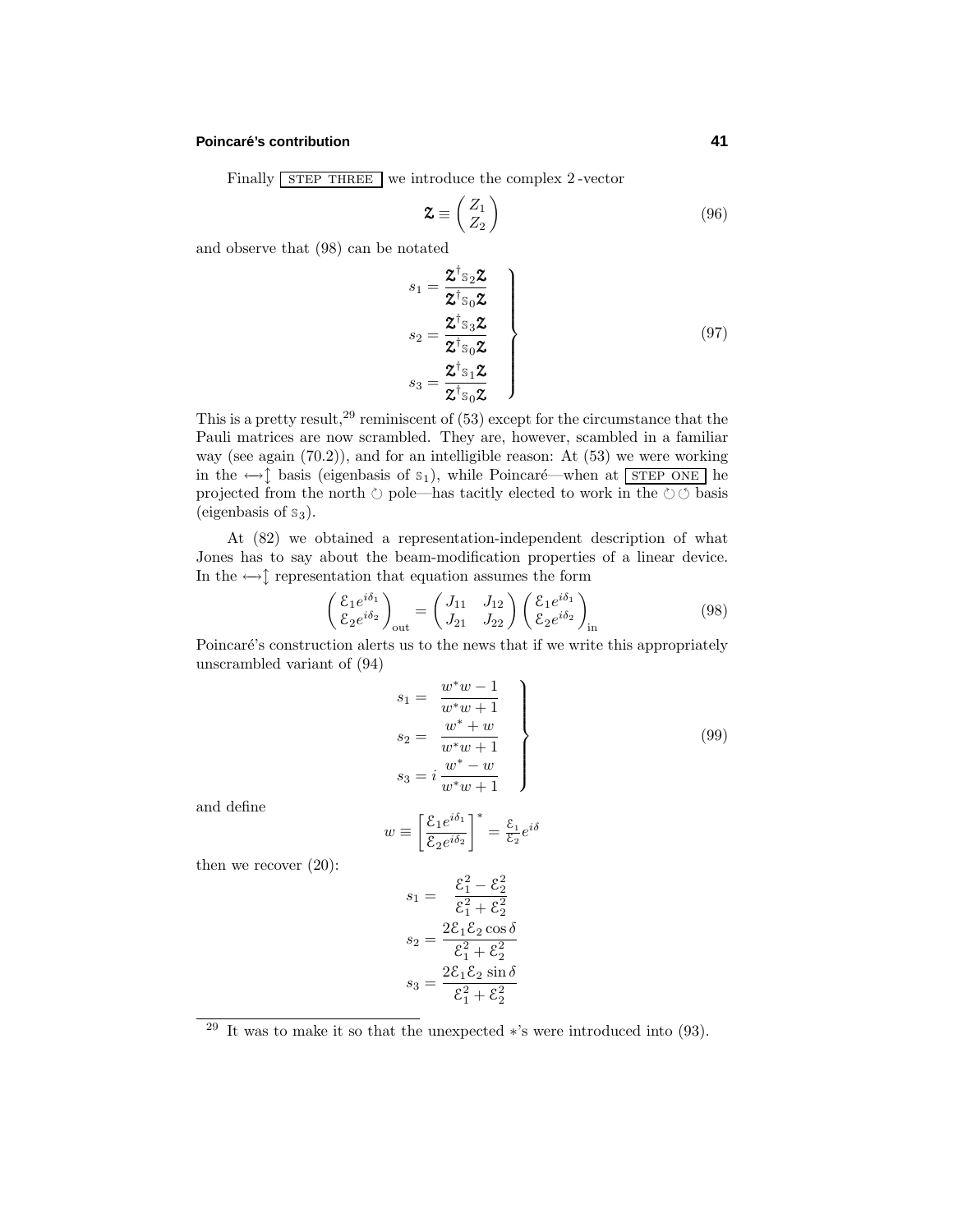Finally STEP THREE we introduce the complex 2-vector

$$\boldsymbol{\mathcal{Z}} \equiv \begin{pmatrix} Z_1 \\ Z_2 \end{pmatrix} \tag{96}$$

and observe that (98) can be notated

$$\left.\begin{aligned} s_1 &= \frac{\boldsymbol{\mathcal{Z}}^\dagger \mathbb{S}_2 \boldsymbol{\mathcal{Z}}}{\boldsymbol{\mathcal{Z}}^\dagger \mathbb{S}_0 \boldsymbol{\mathcal{Z}}} \\ s_2 &= \frac{\boldsymbol{\mathcal{Z}}^\dagger \mathbb{S}_3 \boldsymbol{\mathcal{Z}}}{\boldsymbol{\mathcal{Z}}^\dagger \mathbb{S}_0 \boldsymbol{\mathcal{Z}}} \\ s_3 &= \frac{\boldsymbol{\mathcal{Z}}^\dagger \mathbb{S}_1 \boldsymbol{\mathcal{Z}}}{\boldsymbol{\mathcal{Z}}^\dagger \mathbb{S}_0 \boldsymbol{\mathcal{Z}}} \end{aligned}\right\} \tag{97}$$

This is a pretty result,[29] reminiscent of (53) except for the circumstance that the Pauli matrices are now scrambled. They are, however, scambled in a familiar way (see again (70.2)), and for an intelligible reason: At (53) we were working in the $\longleftrightarrow\updownarrow$ basis (eigenbasis of $\mathbb{S}_1$), while Poincaré—when at STEP ONE he projected from the north $\circlearrowright$ pole—has tacitly elected to work in the $\circlearrowright\circlearrowleft$ basis (eigenbasis of $\mathbb{S}_3$).

At (82) we obtained a representation-independent description of what Jones has to say about the beam-modification properties of a linear device. In the $\longleftrightarrow\updownarrow$ representation that equation assumes the form

$$\begin{pmatrix} \mathcal{E}_1 e^{i\delta_1} \\ \mathcal{E}_2 e^{i\delta_2} \end{pmatrix}_{\text{out}} = \begin{pmatrix} J_{11} & J_{12} \\ J_{21} & J_{22} \end{pmatrix} \begin{pmatrix} \mathcal{E}_1 e^{i\delta_1} \\ \mathcal{E}_2 e^{i\delta_2} \end{pmatrix}_{\text{in}} \tag{98}$$

Poincaré's construction alerts us to the news that if we write this appropriately unscrambled variant of (94)

$$\left.\begin{aligned} s_1 &= \;\;\frac{w^*w - 1}{w^*w + 1} \\ s_2 &= \;\;\frac{w^* + w}{w^*w + 1} \\ s_3 &= i\,\frac{w^* - w}{w^*w + 1} \end{aligned}\right\} \tag{99}$$

and define

$$w \equiv \left[\frac{\mathcal{E}_1 e^{i\delta_1}}{\mathcal{E}_2 e^{i\delta_2}}\right]^* = \tfrac{\mathcal{E}_1}{\mathcal{E}_2} e^{i\delta}$$

then we recover (20):

$$\begin{aligned} s_1 &= \;\;\frac{\mathcal{E}_1^2 - \mathcal{E}_2^2}{\mathcal{E}_1^2 + \mathcal{E}_2^2} \\ s_2 &= \frac{2\mathcal{E}_1\mathcal{E}_2 \cos\delta}{\mathcal{E}_1^2 + \mathcal{E}_2^2} \\ s_3 &= \frac{2\mathcal{E}_1\mathcal{E}_2 \sin\delta}{\mathcal{E}_1^2 + \mathcal{E}_2^2} \end{aligned}$$

---

[29] It was to make it so that the unexpected $*$'s were introduced into (93).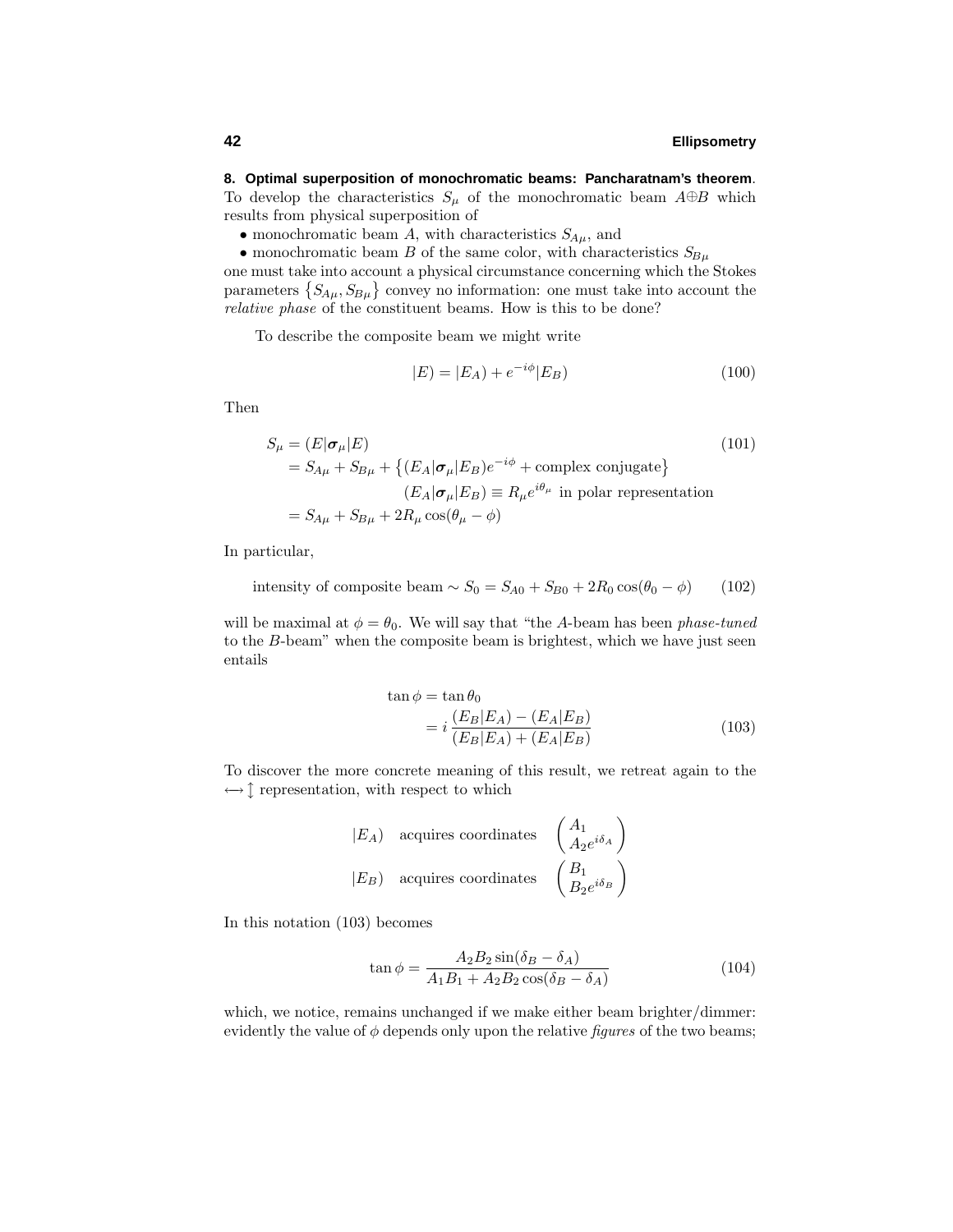**8. Optimal superposition of monochromatic beams: Pancharatnam's theorem**. To develop the characteristics $S_\mu$ of the monochromatic beam $A \oplus B$ which results from physical superposition of

- monochromatic beam $A$, with characteristics $S_{A\mu}$, and
- monochromatic beam $B$ of the same color, with characteristics $S_{B\mu}$

one must take into account a physical circumstance concerning which the Stokes parameters $\{S_{A\mu}, S_{B\mu}\}$ convey no information: one must take into account the *relative phase* of the constituent beams. How is this to be done?

To describe the composite beam we might write

$$|E) = |E_A) + e^{-i\phi}|E_B) \tag{100}$$

Then

$$\begin{aligned}
S_\mu &= (E|\boldsymbol{\sigma}_\mu|E) \qquad\qquad (101)\\
&= S_{A\mu} + S_{B\mu} + \big\{(E_A|\boldsymbol{\sigma}_\mu|E_B)e^{-i\phi} + \text{complex conjugate}\big\}\\
&\qquad\qquad (E_A|\boldsymbol{\sigma}_\mu|E_B) \equiv R_\mu e^{i\theta_\mu} \text{ in polar representation}\\
&= S_{A\mu} + S_{B\mu} + 2R_\mu \cos(\theta_\mu - \phi)
\end{aligned}$$

In particular,

$$\text{intensity of composite beam} \sim S_0 = S_{A0} + S_{B0} + 2R_0 \cos(\theta_0 - \phi) \tag{102}$$

will be maximal at $\phi = \theta_0$. We will say that "the $A$-beam has been *phase-tuned* to the $B$-beam" when the composite beam is brightest, which we have just seen entails

$$\begin{aligned}
\tan\phi &= \tan\theta_0\\
&= i\,\frac{(E_B|E_A) - (E_A|E_B)}{(E_B|E_A) + (E_A|E_B)}
\end{aligned} \tag{103}$$

To discover the more concrete meaning of this result, we retreat again to the $\longleftrightarrow \updownarrow$ representation, with respect to which

$$\begin{aligned}
|E_A) &\quad \text{acquires coordinates} \quad \begin{pmatrix} A_1 \\ A_2 e^{i\delta_A} \end{pmatrix}\\
|E_B) &\quad \text{acquires coordinates} \quad \begin{pmatrix} B_1 \\ B_2 e^{i\delta_B} \end{pmatrix}
\end{aligned}$$

In this notation (103) becomes

$$\tan\phi = \frac{A_2 B_2 \sin(\delta_B - \delta_A)}{A_1 B_1 + A_2 B_2 \cos(\delta_B - \delta_A)} \tag{104}$$

which, we notice, remains unchanged if we make either beam brighter/dimmer: evidently the value of $\phi$ depends only upon the relative *figures* of the two beams;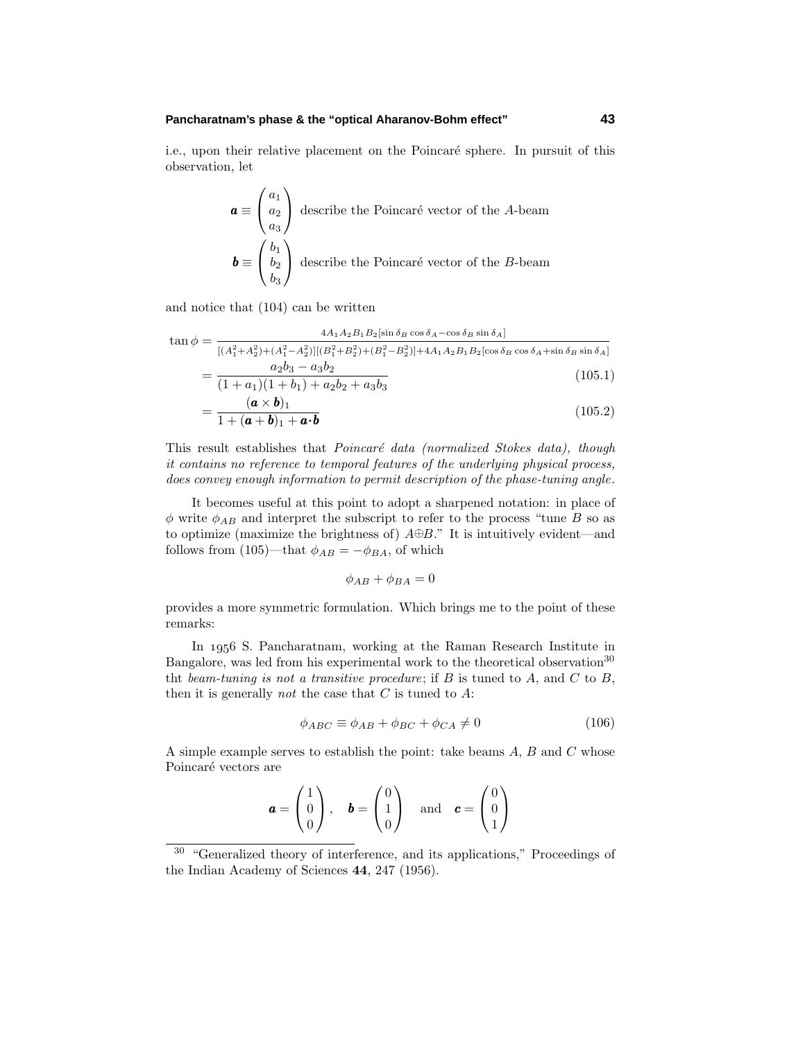i.e., upon their relative placement on the Poincaré sphere. In pursuit of this observation, let

$$\boldsymbol{a} \equiv \begin{pmatrix} a_1 \\ a_2 \\ a_3 \end{pmatrix} \text{ describe the Poincaré vector of the } A\text{-beam}$$

$$\boldsymbol{b} \equiv \begin{pmatrix} b_1 \\ b_2 \\ b_3 \end{pmatrix} \text{ describe the Poincaré vector of the } B\text{-beam}$$

and notice that (104) can be written

$$\begin{aligned}
\tan\phi &= \frac{4A_1A_2B_1B_2[\sin\delta_B\cos\delta_A - \cos\delta_B\sin\delta_A]}{[(A_1^2+A_2^2)+(A_1^2-A_2^2)][(B_1^2+B_2^2)+(B_1^2-B_2^2)]+4A_1A_2B_1B_2[\cos\delta_B\cos\delta_A+\sin\delta_B\sin\delta_A]} \\
&= \frac{a_2b_3 - a_3b_2}{(1+a_1)(1+b_1)+a_2b_2+a_3b_3} \qquad (105.1) \\
&= \frac{(\boldsymbol{a}\times\boldsymbol{b})_1}{1+(\boldsymbol{a}+\boldsymbol{b})_1+\boldsymbol{a}\cdot\boldsymbol{b}} \qquad (105.2)
\end{aligned}$$

This result establishes that *Poincaré data (normalized Stokes data), though it contains no reference to temporal features of the underlying physical process, does convey enough information to permit description of the phase-tuning angle*.

It becomes useful at this point to adopt a sharpened notation: in place of $\phi$ write $\phi_{AB}$ and interpret the subscript to refer to the process "tune $B$ so as to optimize (maximize the brightness of) $A \oplus B$." It is intuitively evident—and follows from (105)—that $\phi_{AB} = -\phi_{BA}$, of which

$$\phi_{AB} + \phi_{BA} = 0$$

provides a more symmetric formulation. Which brings me to the point of these remarks:

In 1956 S. Pancharatnam, working at the Raman Research Institute in Bangalore, was led from his experimental work to the theoretical observation[30] tht *beam-tuning is not a transitive procedure*; if $B$ is tuned to $A$, and $C$ to $B$, then it is generally *not* the case that $C$ is tuned to $A$:

$$\phi_{ABC} \equiv \phi_{AB} + \phi_{BC} + \phi_{CA} \neq 0 \qquad (106)$$

A simple example serves to establish the point: take beams $A$, $B$ and $C$ whose Poincaré vectors are

$$\boldsymbol{a} = \begin{pmatrix} 1 \\ 0 \\ 0 \end{pmatrix}, \quad \boldsymbol{b} = \begin{pmatrix} 0 \\ 1 \\ 0 \end{pmatrix} \quad \text{and} \quad \boldsymbol{c} = \begin{pmatrix} 0 \\ 0 \\ 1 \end{pmatrix}$$

[30] "Generalized theory of interference, and its applications," Proceedings of the Indian Academy of Sciences **44**, 247 (1956).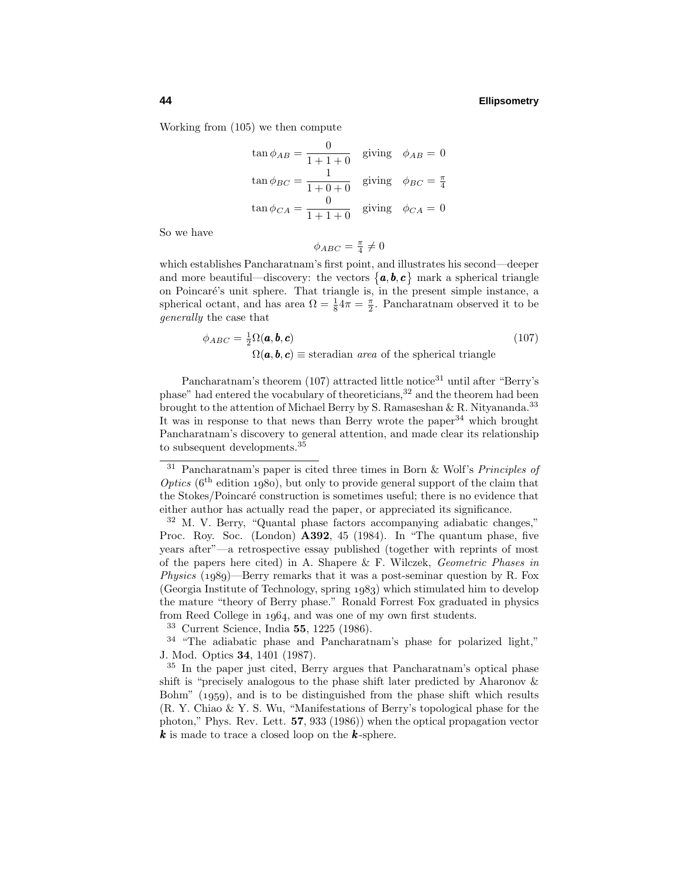Working from (105) we then compute

$$\tan\phi_{AB} = \frac{0}{1+1+0} \quad \text{giving} \quad \phi_{AB} = 0$$
$$\tan\phi_{BC} = \frac{1}{1+0+0} \quad \text{giving} \quad \phi_{BC} = \tfrac{\pi}{4}$$
$$\tan\phi_{CA} = \frac{0}{1+1+0} \quad \text{giving} \quad \phi_{CA} = 0$$

So we have

$$\phi_{ABC} = \tfrac{\pi}{4} \neq 0$$

which establishes Pancharatnam's first point, and illustrates his second—deeper and more beautiful—discovery: the vectors $\{\boldsymbol{a}, \boldsymbol{b}, \boldsymbol{c}\}$ mark a spherical triangle on Poincaré's unit sphere. That triangle is, in the present simple instance, a spherical octant, and has area $\Omega = \frac{1}{8}4\pi = \frac{\pi}{2}$. Pancharatnam observed it to be *generally* the case that

$$\phi_{ABC} = \tfrac{1}{2}\Omega(\boldsymbol{a}, \boldsymbol{b}, \boldsymbol{c}) \tag{107}$$
$$\Omega(\boldsymbol{a}, \boldsymbol{b}, \boldsymbol{c}) \equiv \text{steradian } \textit{area} \text{ of the spherical triangle}$$

Pancharatnam's theorem (107) attracted little notice[31] until after "Berry's phase" had entered the vocabulary of theoreticians,[32] and the theorem had been brought to the attention of Michael Berry by S. Ramaseshan & R. Nityananda.[33] It was in response to that news than Berry wrote the paper[34] which brought Pancharatnam's discovery to general attention, and made clear its relationship to subsequent developments.[35]

---

[31] Pancharatnam's paper is cited three times in Born & Wolf's *Principles of Optics* (6th edition 1980), but only to provide general support of the claim that the Stokes/Poincaré construction is sometimes useful; there is no evidence that either author has actually read the paper, or appreciated its significance.

[32] M. V. Berry, "Quantal phase factors accompanying adiabatic changes," Proc. Roy. Soc. (London) **A392**, 45 (1984). In "The quantum phase, five years after"—a retrospective essay published (together with reprints of most of the papers here cited) in A. Shapere & F. Wilczek, *Geometric Phases in Physics* (1989)—Berry remarks that it was a post-seminar question by R. Fox (Georgia Institute of Technology, spring 1983) which stimulated him to develop the mature "theory of Berry phase." Ronald Forrest Fox graduated in physics from Reed College in 1964, and was one of my own first students.

[33] Current Science, India **55**, 1225 (1986).

[34] "The adiabatic phase and Pancharatnam's phase for polarized light," J. Mod. Optics **34**, 1401 (1987).

[35] In the paper just cited, Berry argues that Pancharatnam's optical phase shift is "precisely analogous to the phase shift later predicted by Aharonov & Bohm" (1959), and is to be distinguished from the phase shift which results (R. Y. Chiao & Y. S. Wu, "Manifestations of Berry's topological phase for the photon," Phys. Rev. Lett. **57**, 933 (1986)) when the optical propagation vector $\boldsymbol{k}$ is made to trace a closed loop on the $\boldsymbol{k}$-sphere.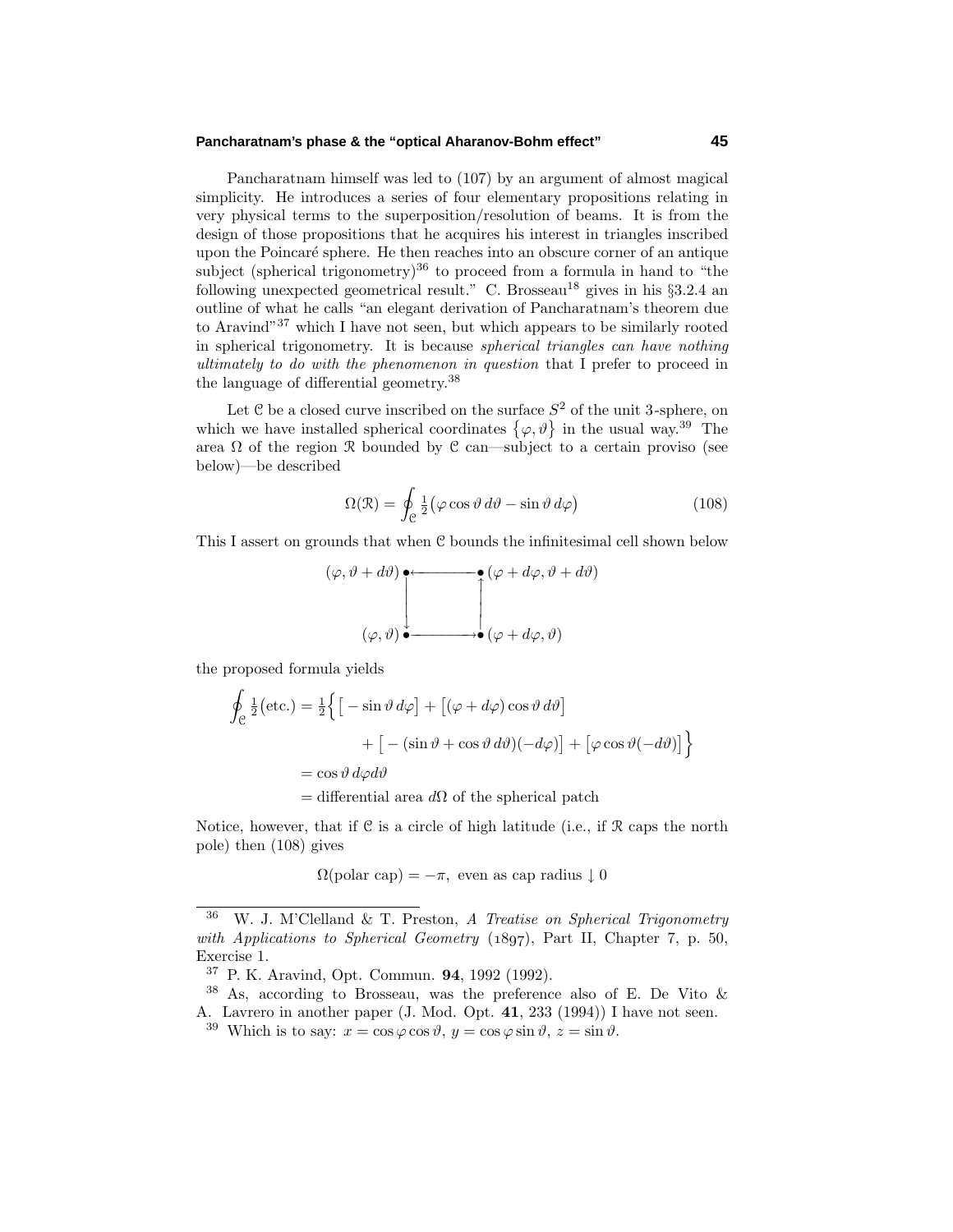Pancharatnam himself was led to (107) by an argument of almost magical simplicity. He introduces a series of four elementary propositions relating in very physical terms to the superposition/resolution of beams. It is from the design of those propositions that he acquires his interest in triangles inscribed upon the Poincaré sphere. He then reaches into an obscure corner of an antique subject (spherical trigonometry)[36] to proceed from a formula in hand to "the following unexpected geometrical result." C. Brosseau[18] gives in his §3.2.4 an outline of what he calls "an elegant derivation of Pancharatnam's theorem due to Aravind"[37] which I have not seen, but which appears to be similarly rooted in spherical trigonometry. It is because *spherical triangles can have nothing ultimately to do with the phenomenon in question* that I prefer to proceed in the language of differential geometry.[38]

Let $\mathcal{C}$ be a closed curve inscribed on the surface $S^2$ of the unit 3-sphere, on which we have installed spherical coordinates $\{\varphi, \vartheta\}$ in the usual way.[39] The area $\Omega$ of the region $\mathcal{R}$ bounded by $\mathcal{C}$ can—subject to a certain proviso (see below)—be described

$$\Omega(\mathcal{R}) = \oint_{\mathcal{C}} \tfrac{1}{2}\big(\varphi \cos\vartheta \, d\vartheta - \sin\vartheta \, d\varphi\big) \tag{108}$$

This I assert on grounds that when $\mathcal{C}$ bounds the infinitesimal cell shown below

$$\begin{array}{ccc} (\varphi, \vartheta + d\vartheta) \bullet & \longleftarrow & \bullet\, (\varphi + d\varphi, \vartheta + d\vartheta) \\ \downarrow & & \uparrow \\ (\varphi, \vartheta) \bullet & \longrightarrow & \bullet\, (\varphi + d\varphi, \vartheta) \end{array}$$

the proposed formula yields

$$\begin{aligned} \oint_{\mathcal{C}} \tfrac{1}{2}(\text{etc.}) &= \tfrac{1}{2}\Big\{ \big[ -\sin\vartheta \, d\varphi \big] + \big[ (\varphi + d\varphi)\cos\vartheta \, d\vartheta \big] \\ &\qquad + \big[ -(\sin\vartheta + \cos\vartheta \, d\vartheta)(-d\varphi) \big] + \big[ \varphi \cos\vartheta(-d\vartheta) \big] \Big\} \\ &= \cos\vartheta \, d\varphi d\vartheta \\ &= \text{differential area } d\Omega \text{ of the spherical patch} \end{aligned}$$

Notice, however, that if $\mathcal{C}$ is a circle of high latitude (i.e., if $\mathcal{R}$ caps the north pole) then (108) gives

$$\Omega(\text{polar cap}) = -\pi, \ \text{even as cap radius} \downarrow 0$$

---

[36] W. J. M'Clelland & T. Preston, *A Treatise on Spherical Trigonometry with Applications to Spherical Geometry* (1897), Part II, Chapter 7, p. 50, Exercise 1.

[37] P. K. Aravind, Opt. Commun. **94**, 1992 (1992).

[38] As, according to Brosseau, was the preference also of E. De Vito & A. Lavrero in another paper (J. Mod. Opt. **41**, 233 (1994)) I have not seen.

[39] Which is to say: $x = \cos\varphi \cos\vartheta$, $y = \cos\varphi \sin\vartheta$, $z = \sin\vartheta$.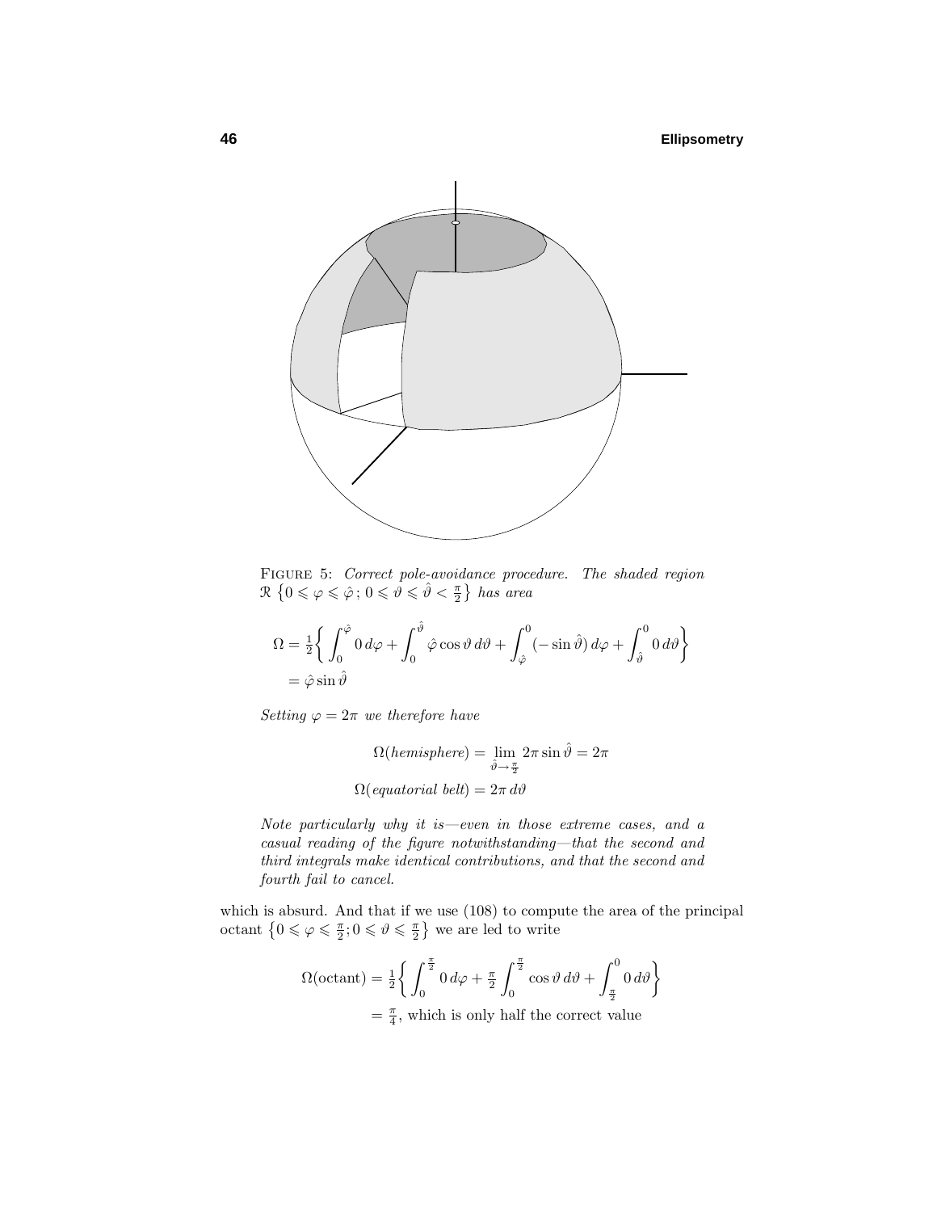FIGURE 5: *Correct pole-avoidance procedure. The shaded region* $\mathcal{R}\,\{0 \leqslant \varphi \leqslant \hat{\varphi}\,;\, 0 \leqslant \vartheta \leqslant \hat{\vartheta} < \frac{\pi}{2}\}$ *has area*

$$
\begin{aligned}
\Omega &= \tfrac{1}{2}\left\{ \int_0^{\hat{\varphi}} 0\, d\varphi + \int_0^{\hat{\vartheta}} \hat{\varphi}\cos\vartheta\, d\vartheta + \int_{\hat{\varphi}}^{0} (-\sin\hat{\vartheta})\, d\varphi + \int_{\hat{\vartheta}}^{0} 0\, d\vartheta \right\} \\
&= \hat{\varphi}\sin\hat{\vartheta}
\end{aligned}
$$

*Setting* $\varphi = 2\pi$ *we therefore have*

$$
\begin{aligned}
\Omega(\textit{hemisphere}) &= \lim_{\hat{\vartheta}\to\frac{\pi}{2}} 2\pi\sin\hat{\vartheta} = 2\pi \\
\Omega(\textit{equatorial belt}) &= 2\pi\, d\vartheta
\end{aligned}
$$

*Note particularly why it is—even in those extreme cases, and a casual reading of the figure notwithstanding—that the second and third integrals make identical contributions, and that the second and fourth fail to cancel.*

which is absurd. And that if we use (108) to compute the area of the principal octant $\{0 \leqslant \varphi \leqslant \frac{\pi}{2}; 0 \leqslant \vartheta \leqslant \frac{\pi}{2}\}$ we are led to write

$$
\begin{aligned}
\Omega(\text{octant}) &= \tfrac{1}{2}\left\{ \int_0^{\frac{\pi}{2}} 0\, d\varphi + \tfrac{\pi}{2}\int_0^{\frac{\pi}{2}} \cos\vartheta\, d\vartheta + \int_{\frac{\pi}{2}}^{0} 0\, d\vartheta \right\} \\
&= \tfrac{\pi}{4}, \text{ which is only half the correct value}
\end{aligned}
$$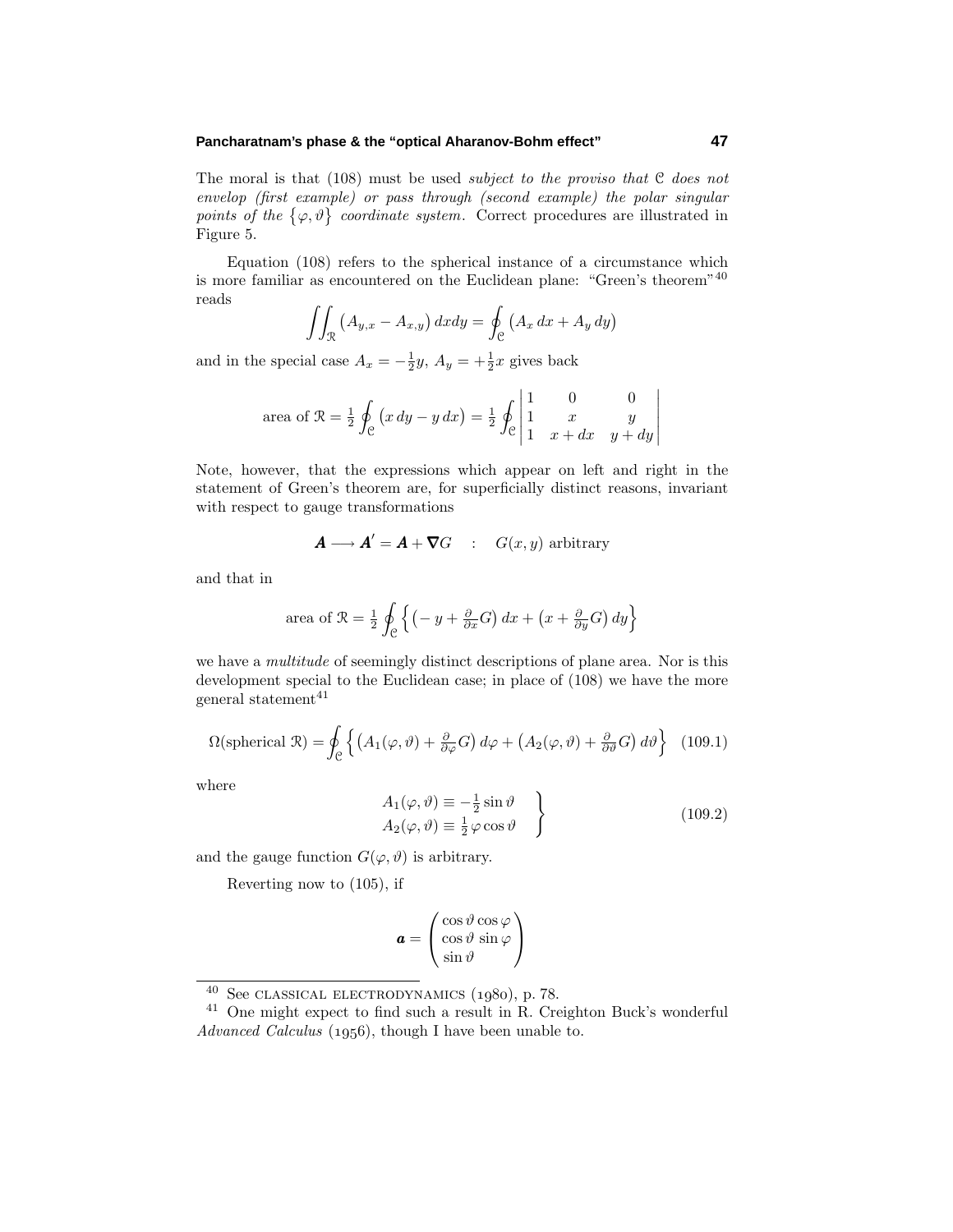The moral is that (108) must be used *subject to the proviso that* $\mathcal{C}$ *does not envelop (first example) or pass through (second example) the polar singular points of the* $\{\varphi,\vartheta\}$ *coordinate system.* Correct procedures are illustrated in Figure 5.

Equation (108) refers to the spherical instance of a circumstance which is more familiar as encountered on the Euclidean plane: "Green's theorem"[40] reads

$$\iint_{\mathcal{R}} \big(A_{y,x} - A_{x,y}\big)\,dxdy = \oint_{\mathcal{C}} \big(A_x\,dx + A_y\,dy\big)$$

and in the special case $A_x = -\tfrac{1}{2}y$, $A_y = +\tfrac{1}{2}x$ gives back

$$\text{area of }\mathcal{R} = \tfrac{1}{2}\oint_{\mathcal{C}}\big(x\,dy - y\,dx\big) = \tfrac{1}{2}\oint_{\mathcal{C}}\begin{vmatrix} 1 & 0 & 0\\ 1 & x & y\\ 1 & x+dx & y+dy\end{vmatrix}$$

Note, however, that the expressions which appear on left and right in the statement of Green's theorem are, for superficially distinct reasons, invariant with respect to gauge transformations

$$\boldsymbol{A}\longrightarrow\boldsymbol{A}' = \boldsymbol{A} + \boldsymbol{\nabla}G \quad : \quad G(x,y)\text{ arbitrary}$$

and that in

$$\text{area of }\mathcal{R} = \tfrac{1}{2}\oint_{\mathcal{C}}\Big\{\big(-y + \tfrac{\partial}{\partial x}G\big)\,dx + \big(x + \tfrac{\partial}{\partial y}G\big)\,dy\Big\}$$

we have a *multitude* of seemingly distinct descriptions of plane area. Nor is this development special to the Euclidean case; in place of (108) we have the more general statement[41]

$$\Omega(\text{spherical }\mathcal{R}) = \oint_{\mathcal{C}}\Big\{\big(A_1(\varphi,\vartheta) + \tfrac{\partial}{\partial\varphi}G\big)\,d\varphi + \big(A_2(\varphi,\vartheta) + \tfrac{\partial}{\partial\vartheta}G\big)\,d\vartheta\Big\} \tag{109.1}$$

where

$$\left.\begin{aligned} A_1(\varphi,\vartheta) &\equiv -\tfrac{1}{2}\sin\vartheta\\ A_2(\varphi,\vartheta) &\equiv \tfrac{1}{2}\varphi\cos\vartheta \end{aligned}\right\} \tag{109.2}$$

and the gauge function $G(\varphi,\vartheta)$ is arbitrary.

Reverting now to (105), if

$$\boldsymbol{a} = \begin{pmatrix}\cos\vartheta\cos\varphi\\ \cos\vartheta\,\sin\varphi\\ \sin\vartheta\end{pmatrix}$$

---

[40] See CLASSICAL ELECTRODYNAMICS (1980), p. 78.

[41] One might expect to find such a result in R. Creighton Buck's wonderful *Advanced Calculus* (1956), though I have been unable to.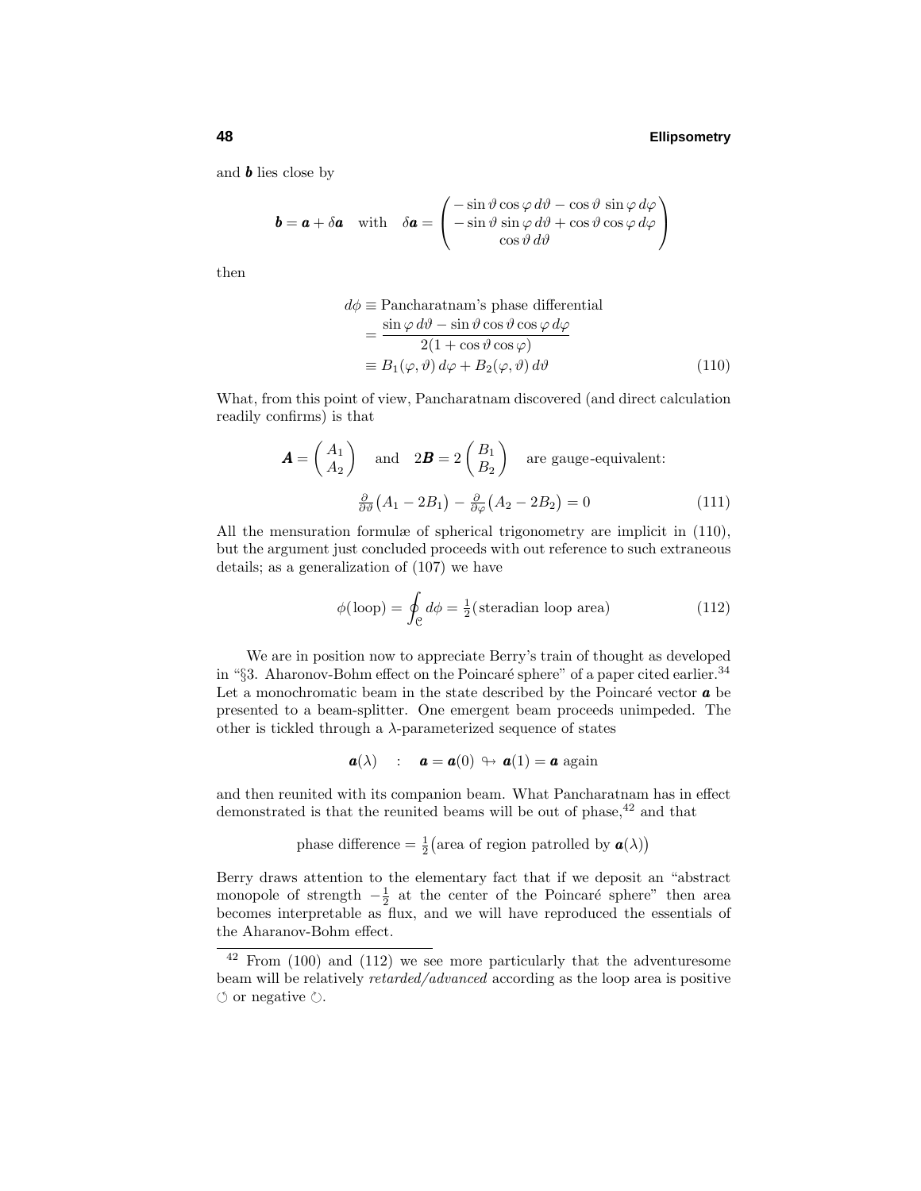and $\boldsymbol{b}$ lies close by

$$\boldsymbol{b} = \boldsymbol{a} + \delta\boldsymbol{a} \quad \text{with} \quad \delta\boldsymbol{a} = \begin{pmatrix} -\sin\vartheta\cos\varphi\,d\vartheta - \cos\vartheta\,\sin\varphi\,d\varphi \\ -\sin\vartheta\,\sin\varphi\,d\vartheta + \cos\vartheta\cos\varphi\,d\varphi \\ \cos\vartheta\,d\vartheta \end{pmatrix}$$

then

$$\begin{aligned} d\phi &\equiv \text{Pancharatnam's phase differential} \\ &= \frac{\sin\varphi\,d\vartheta - \sin\vartheta\cos\vartheta\cos\varphi\,d\varphi}{2(1+\cos\vartheta\cos\varphi)} \\ &\equiv B_1(\varphi,\vartheta)\,d\varphi + B_2(\varphi,\vartheta)\,d\vartheta \end{aligned} \tag{110}$$

What, from this point of view, Pancharatnam discovered (and direct calculation readily confirms) is that

$$\boldsymbol{A} = \begin{pmatrix} A_1 \\ A_2 \end{pmatrix} \quad \text{and} \quad 2\boldsymbol{B} = 2\begin{pmatrix} B_1 \\ B_2 \end{pmatrix} \quad \text{are gauge-equivalent:}$$

$$\tfrac{\partial}{\partial\vartheta}\big(A_1 - 2B_1\big) - \tfrac{\partial}{\partial\varphi}\big(A_2 - 2B_2\big) = 0 \tag{111}$$

All the mensuration formulæ of spherical trigonometry are implicit in (110), but the argument just concluded proceeds with out reference to such extraneous details; as a generalization of (107) we have

$$\phi(\text{loop}) = \oint_{\mathcal{C}} d\phi = \tfrac{1}{2}(\text{steradian loop area}) \tag{112}$$

We are in position now to appreciate Berry's train of thought as developed in "§3. Aharonov-Bohm effect on the Poincaré sphere" of a paper cited earlier.[34] Let a monochromatic beam in the state described by the Poincaré vector $\boldsymbol{a}$ be presented to a beam-splitter. One emergent beam proceeds unimpeded. The other is tickled through a $\lambda$-parameterized sequence of states

$$\boldsymbol{a}(\lambda) \quad : \quad \boldsymbol{a} = \boldsymbol{a}(0) \looparrowright \boldsymbol{a}(1) = \boldsymbol{a} \text{ again}$$

and then reunited with its companion beam. What Pancharatnam has in effect demonstrated is that the reunited beams will be out of phase,[42] and that

$$\text{phase difference} = \tfrac{1}{2}\big(\text{area of region patrolled by } \boldsymbol{a}(\lambda)\big)$$

Berry draws attention to the elementary fact that if we deposit an "abstract monopole of strength $-\frac{1}{2}$ at the center of the Poincaré sphere" then area becomes interpretable as flux, and we will have reproduced the essentials of the Aharanov-Bohm effect.

---

[42] From (100) and (112) we see more particularly that the adventuresome beam will be relatively *retarded/advanced* according as the loop area is positive ↺ or negative ↻.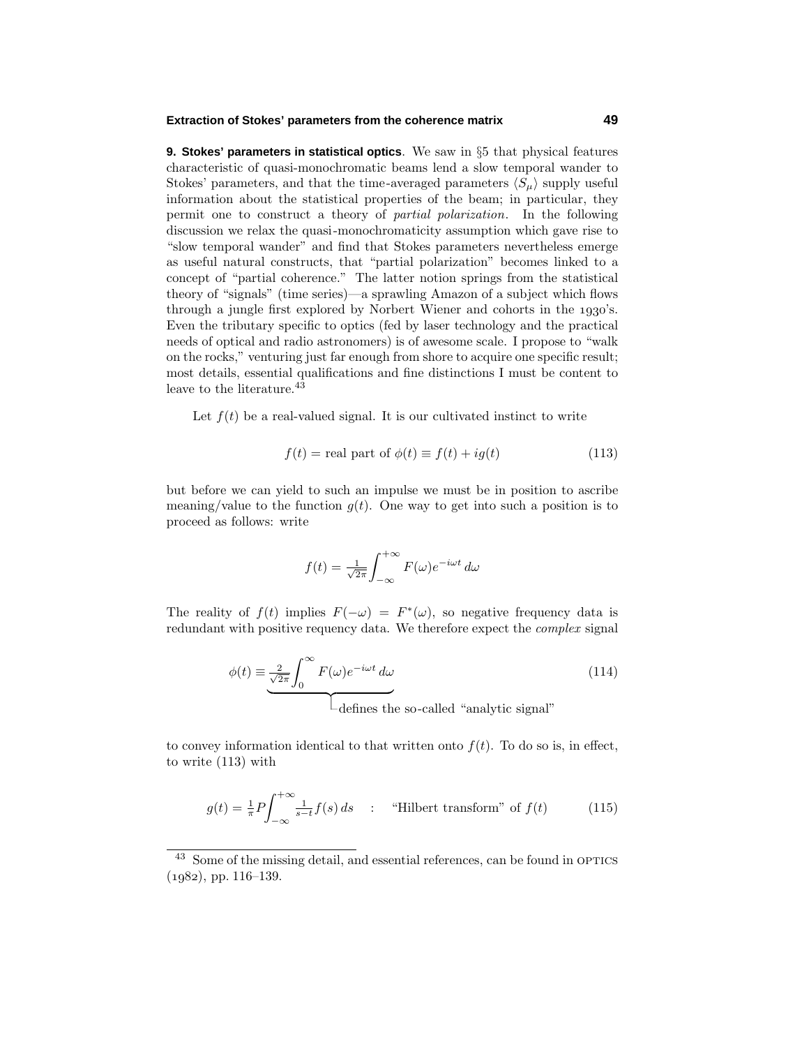**9. Stokes' parameters in statistical optics**. We saw in §5 that physical features characteristic of quasi-monochromatic beams lend a slow temporal wander to Stokes' parameters, and that the time-averaged parameters $\langle S_\mu \rangle$ supply useful information about the statistical properties of the beam; in particular, they permit one to construct a theory of *partial polarization*. In the following discussion we relax the quasi-monochromaticity assumption which gave rise to "slow temporal wander" and find that Stokes parameters nevertheless emerge as useful natural constructs, that "partial polarization" becomes linked to a concept of "partial coherence." The latter notion springs from the statistical theory of "signals" (time series)—a sprawling Amazon of a subject which flows through a jungle first explored by Norbert Wiener and cohorts in the 1930's. Even the tributary specific to optics (fed by laser technology and the practical needs of optical and radio astronomers) is of awesome scale. I propose to "walk on the rocks," venturing just far enough from shore to acquire one specific result; most details, essential qualifications and fine distinctions I must be content to leave to the literature.[43]

Let $f(t)$ be a real-valued signal. It is our cultivated instinct to write

$$f(t) = \text{real part of } \phi(t) \equiv f(t) + ig(t) \tag{113}$$

but before we can yield to such an impulse we must be in position to ascribe meaning/value to the function $g(t)$. One way to get into such a position is to proceed as follows: write

$$f(t) = \tfrac{1}{\sqrt{2\pi}}\int_{-\infty}^{+\infty} F(\omega)e^{-i\omega t}\,d\omega$$

The reality of $f(t)$ implies $F(-\omega) = F^*(\omega)$, so negative frequency data is redundant with positive requency data. We therefore expect the *complex* signal

$$\phi(t) \equiv \underbrace{\tfrac{2}{\sqrt{2\pi}}\int_{0}^{\infty} F(\omega)e^{-i\omega t}\,d\omega}_{\text{defines the so-called "analytic signal"}} \tag{114}$$

to convey information identical to that written onto $f(t)$. To do so is, in effect, to write (113) with

$$g(t) = \tfrac{1}{\pi}P\int_{-\infty}^{+\infty} \tfrac{1}{s-t}f(s)\,ds \quad : \quad \text{"Hilbert transform" of } f(t) \tag{115}$$

---

[43] Some of the missing detail, and essential references, can be found in OPTICS (1982), pp. 116–139.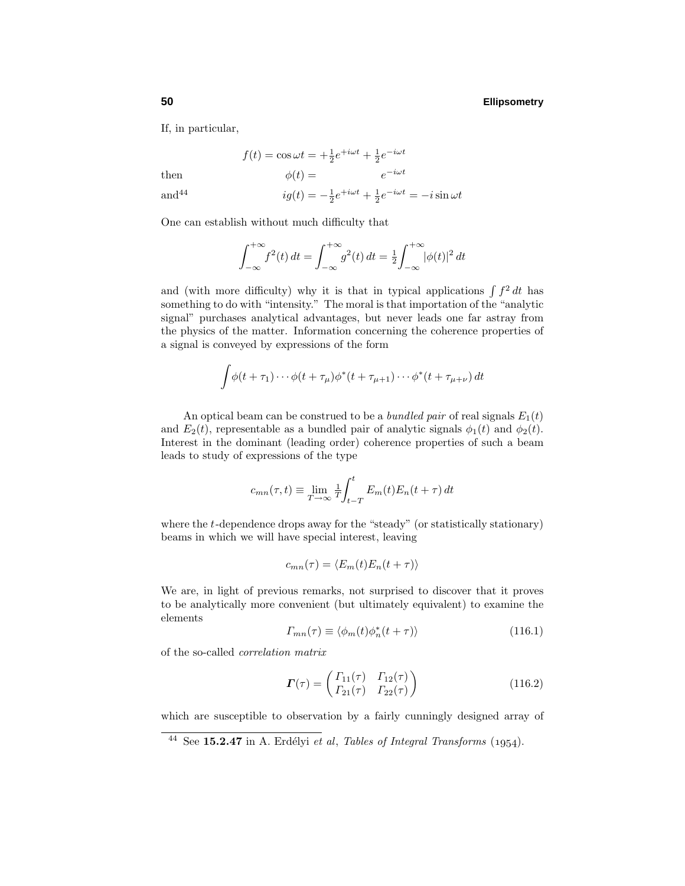If, in particular,

$$f(t) = \cos \omega t = +\tfrac{1}{2}e^{+i\omega t} + \tfrac{1}{2}e^{-i\omega t}$$

then

$$\phi(t) = \qquad\qquad e^{-i\omega t}$$

and[44]

$$ig(t) = -\tfrac{1}{2}e^{+i\omega t} + \tfrac{1}{2}e^{-i\omega t} = -i\sin\omega t$$

One can establish without much difficulty that

$$\int_{-\infty}^{+\infty} f^2(t)\,dt = \int_{-\infty}^{+\infty} g^2(t)\,dt = \tfrac{1}{2}\int_{-\infty}^{+\infty} |\phi(t)|^2\,dt$$

and (with more difficulty) why it is that in typical applications $\int f^2\,dt$ has something to do with "intensity." The moral is that importation of the "analytic signal" purchases analytical advantages, but never leads one far astray from the physics of the matter. Information concerning the coherence properties of a signal is conveyed by expressions of the form

$$\int \phi(t+\tau_1)\cdots\phi(t+\tau_\mu)\phi^*(t+\tau_{\mu+1})\cdots\phi^*(t+\tau_{\mu+\nu})\,dt$$

An optical beam can be construed to be a *bundled pair* of real signals $E_1(t)$ and $E_2(t)$, representable as a bundled pair of analytic signals $\phi_1(t)$ and $\phi_2(t)$. Interest in the dominant (leading order) coherence properties of such a beam leads to study of expressions of the type

$$c_{mn}(\tau,t) \equiv \lim_{T\to\infty}\tfrac{1}{T}\int_{t-T}^{t} E_m(t)E_n(t+\tau)\,dt$$

where the $t$-dependence drops away for the "steady" (or statistically stationary) beams in which we will have special interest, leaving

$$c_{mn}(\tau) = \langle E_m(t)E_n(t+\tau)\rangle$$

We are, in light of previous remarks, not surprised to discover that it proves to be analytically more convenient (but ultimately equivalent) to examine the elements

$$\Gamma_{mn}(\tau) \equiv \langle \phi_m(t)\phi_n^*(t+\tau)\rangle \tag{116.1}$$

of the so-called *correlation matrix*

$$\boldsymbol{\Gamma}(\tau) = \begin{pmatrix} \Gamma_{11}(\tau) & \Gamma_{12}(\tau) \\ \Gamma_{21}(\tau) & \Gamma_{22}(\tau) \end{pmatrix} \tag{116.2}$$

which are susceptible to observation by a fairly cunningly designed array of

---

[44] See **15.2.47** in A. Erdélyi *et al*, *Tables of Integral Transforms* (1954).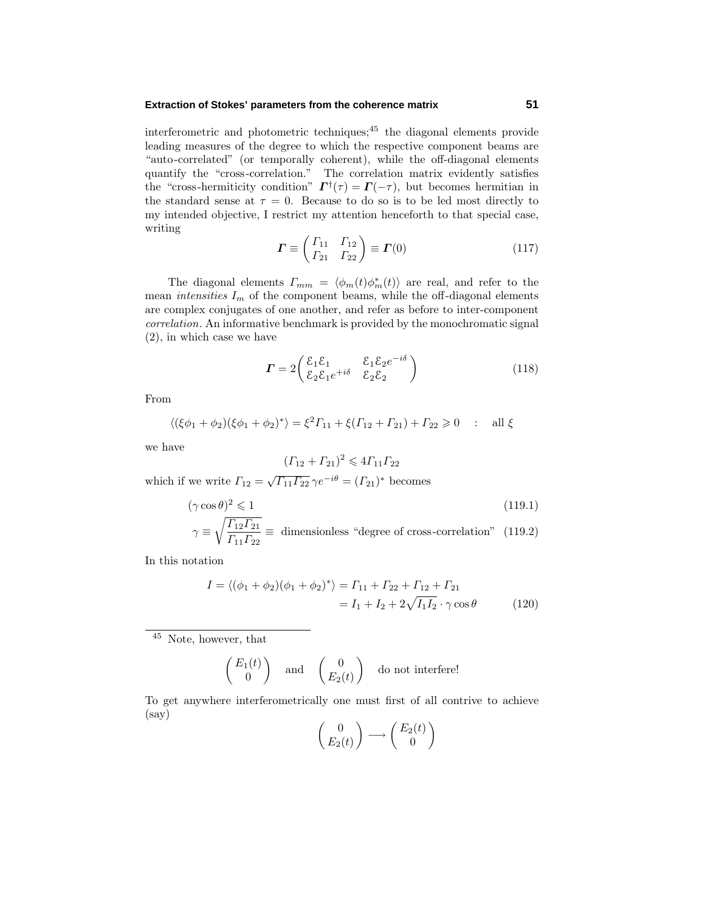interferometric and photometric techniques;[45] the diagonal elements provide leading measures of the degree to which the respective component beams are "auto-correlated" (or temporally coherent), while the off-diagonal elements quantify the "cross-correlation." The correlation matrix evidently satisfies the "cross-hermiticity condition" $\boldsymbol{\Gamma}^\dagger(\tau) = \boldsymbol{\Gamma}(-\tau)$, but becomes hermitian in the standard sense at $\tau = 0$. Because to do so is to be led most directly to my intended objective, I restrict my attention henceforth to that special case, writing

$$\boldsymbol{\Gamma} \equiv \begin{pmatrix} \Gamma_{11} & \Gamma_{12} \\ \Gamma_{21} & \Gamma_{22} \end{pmatrix} \equiv \boldsymbol{\Gamma}(0) \tag{117}$$

The diagonal elements $\Gamma_{mm} = \langle \phi_m(t)\phi_m^*(t)\rangle$ are real, and refer to the mean *intensities* $I_m$ of the component beams, while the off-diagonal elements are complex conjugates of one another, and refer as before to inter-component *correlation*. An informative benchmark is provided by the monochromatic signal (2), in which case we have

$$\boldsymbol{\Gamma} = 2\begin{pmatrix} \mathcal{E}_1\mathcal{E}_1 & \mathcal{E}_1\mathcal{E}_2 e^{-i\delta} \\ \mathcal{E}_2\mathcal{E}_1 e^{+i\delta} & \mathcal{E}_2\mathcal{E}_2 \end{pmatrix} \tag{118}$$

From

$$\langle(\xi\phi_1 + \phi_2)(\xi\phi_1 + \phi_2)^*\rangle = \xi^2\Gamma_{11} + \xi(\Gamma_{12} + \Gamma_{21}) + \Gamma_{22} \geqslant 0 \quad : \quad \text{all } \xi$$

we have

$$(\Gamma_{12} + \Gamma_{21})^2 \leqslant 4\Gamma_{11}\Gamma_{22}$$

which if we write $\Gamma_{12} = \sqrt{\Gamma_{11}\Gamma_{22}}\,\gamma e^{-i\theta} = (\Gamma_{21})^*$ becomes

$$(\gamma\cos\theta)^2 \leqslant 1 \tag{119.1}$$

$$\gamma \equiv \sqrt{\frac{\Gamma_{12}\Gamma_{21}}{\Gamma_{11}\Gamma_{22}}} \equiv \text{ dimensionless "degree of cross-correlation"} \tag{119.2}$$

In this notation

$$\begin{aligned} I = \langle(\phi_1 + \phi_2)(\phi_1 + \phi_2)^*\rangle &= \Gamma_{11} + \Gamma_{22} + \Gamma_{12} + \Gamma_{21} \\ &= I_1 + I_2 + 2\sqrt{I_1 I_2}\cdot\gamma\cos\theta \end{aligned} \tag{120}$$

---

[45] Note, however, that

$$\begin{pmatrix} E_1(t) \\ 0 \end{pmatrix} \quad \text{and} \quad \begin{pmatrix} 0 \\ E_2(t) \end{pmatrix} \quad \text{do not interfere!}$$

To get anywhere interferometrically one must first of all contrive to achieve (say)

$$\begin{pmatrix} 0 \\ E_2(t) \end{pmatrix} \longrightarrow \begin{pmatrix} E_2(t) \\ 0 \end{pmatrix}$$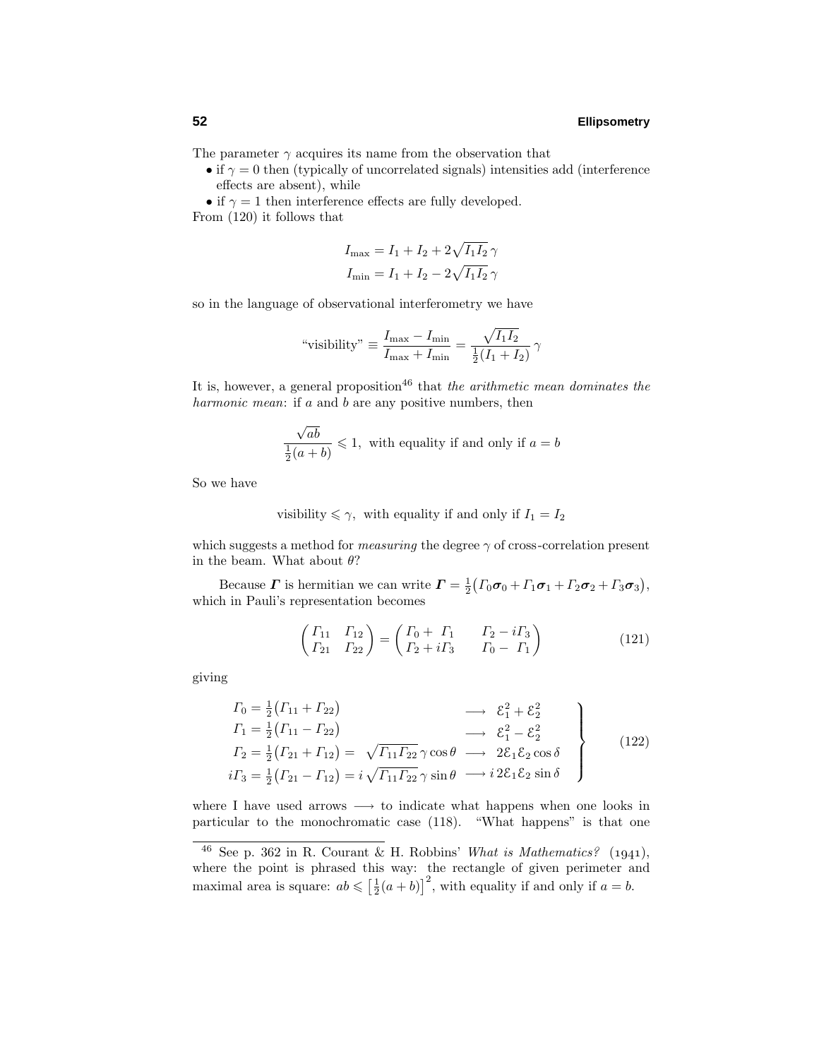The parameter $\gamma$ acquires its name from the observation that

- if $\gamma = 0$ then (typically of uncorrelated signals) intensities add (interference effects are absent), while
- if $\gamma = 1$ then interference effects are fully developed.

From (120) it follows that

$$
\begin{aligned}
I_{\max} &= I_1 + I_2 + 2\sqrt{I_1 I_2}\,\gamma \\
I_{\min} &= I_1 + I_2 - 2\sqrt{I_1 I_2}\,\gamma
\end{aligned}
$$

so in the language of observational interferometry we have

$$
\text{"visibility"} \equiv \frac{I_{\max} - I_{\min}}{I_{\max} + I_{\min}} = \frac{\sqrt{I_1 I_2}}{\frac{1}{2}(I_1 + I_2)}\,\gamma
$$

It is, however, a general proposition[46] that *the arithmetic mean dominates the harmonic mean*: if $a$ and $b$ are any positive numbers, then

$$
\frac{\sqrt{ab}}{\frac{1}{2}(a+b)} \leqslant 1, \text{ with equality if and only if } a = b
$$

So we have

$$
\text{visibility} \leqslant \gamma, \text{ with equality if and only if } I_1 = I_2
$$

which suggests a method for *measuring* the degree $\gamma$ of cross-correlation present in the beam. What about $\theta$?

Because $\boldsymbol{\Gamma}$ is hermitian we can write $\boldsymbol{\Gamma} = \frac{1}{2}\big(\Gamma_0\boldsymbol{\sigma}_0 + \Gamma_1\boldsymbol{\sigma}_1 + \Gamma_2\boldsymbol{\sigma}_2 + \Gamma_3\boldsymbol{\sigma}_3\big)$, which in Pauli's representation becomes

$$
\begin{pmatrix} \Gamma_{11} & \Gamma_{12} \\ \Gamma_{21} & \Gamma_{22} \end{pmatrix} = \begin{pmatrix} \Gamma_0 + \Gamma_1 & \Gamma_2 - i\Gamma_3 \\ \Gamma_2 + i\Gamma_3 & \Gamma_0 - \Gamma_1 \end{pmatrix} \tag{121}
$$

giving

$$
\left.
\begin{aligned}
\Gamma_0 &= \tfrac{1}{2}\big(\Gamma_{11} + \Gamma_{22}\big) & &\longrightarrow\ \ \mathcal{E}_1^2 + \mathcal{E}_2^2 \\
\Gamma_1 &= \tfrac{1}{2}\big(\Gamma_{11} - \Gamma_{22}\big) & &\longrightarrow\ \ \mathcal{E}_1^2 - \mathcal{E}_2^2 \\
\Gamma_2 &= \tfrac{1}{2}\big(\Gamma_{21} + \Gamma_{12}\big) = \ \sqrt{\Gamma_{11}\Gamma_{22}}\,\gamma\cos\theta & &\longrightarrow\ \ 2\mathcal{E}_1\mathcal{E}_2\cos\delta \\
i\Gamma_3 &= \tfrac{1}{2}\big(\Gamma_{21} - \Gamma_{12}\big) = i\sqrt{\Gamma_{11}\Gamma_{22}}\,\gamma\sin\theta & &\longrightarrow i\,2\mathcal{E}_1\mathcal{E}_2\sin\delta
\end{aligned}
\right\} \tag{122}
$$

where I have used arrows $\longrightarrow$ to indicate what happens when one looks in particular to the monochromatic case (118). "What happens" is that one

---

[46] See p. 362 in R. Courant & H. Robbins' *What is Mathematics?* (1941), where the point is phrased this way: the rectangle of given perimeter and maximal area is square: $ab \leqslant \big[\frac{1}{2}(a+b)\big]^2$, with equality if and only if $a = b$.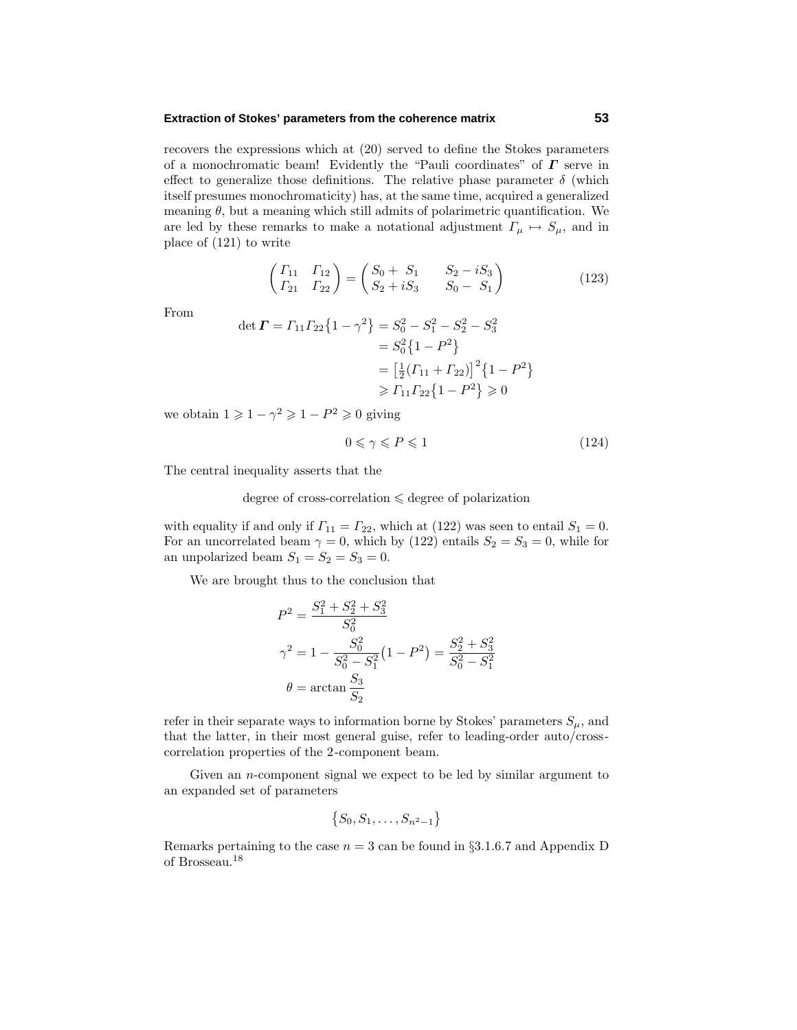recovers the expressions which at (20) served to define the Stokes parameters of a monochromatic beam! Evidently the "Pauli coordinates" of $\boldsymbol{\Gamma}$ serve in effect to generalize those definitions. The relative phase parameter $\delta$ (which itself presumes monochromaticity) has, at the same time, acquired a generalized meaning $\theta$, but a meaning which still admits of polarimetric quantification. We are led by these remarks to make a notational adjustment $\Gamma_\mu \mapsto S_\mu$, and in place of (121) to write

$$\begin{pmatrix} \Gamma_{11} & \Gamma_{12} \\ \Gamma_{21} & \Gamma_{22} \end{pmatrix} = \begin{pmatrix} S_0 + S_1 & S_2 - iS_3 \\ S_2 + iS_3 & S_0 - S_1 \end{pmatrix} \tag{123}$$

From

$$\begin{aligned}
\det \boldsymbol{\Gamma} = \Gamma_{11}\Gamma_{22}\big\{1 - \gamma^2\big\} &= S_0^2 - S_1^2 - S_2^2 - S_3^2 \\
&= S_0^2\big\{1 - P^2\big\} \\
&= \big[\tfrac{1}{2}(\Gamma_{11} + \Gamma_{22})\big]^2\big\{1 - P^2\big\} \\
&\geqslant \Gamma_{11}\Gamma_{22}\big\{1 - P^2\big\} \geqslant 0
\end{aligned}$$

we obtain $1 \geqslant 1 - \gamma^2 \geqslant 1 - P^2 \geqslant 0$ giving

$$0 \leqslant \gamma \leqslant P \leqslant 1 \tag{124}$$

The central inequality asserts that the

degree of cross-correlation $\leqslant$ degree of polarization

with equality if and only if $\Gamma_{11} = \Gamma_{22}$, which at (122) was seen to entail $S_1 = 0$. For an uncorrelated beam $\gamma = 0$, which by (122) entails $S_2 = S_3 = 0$, while for an unpolarized beam $S_1 = S_2 = S_3 = 0$.

We are brought thus to the conclusion that

$$\begin{aligned}
P^2 &= \frac{S_1^2 + S_2^2 + S_3^2}{S_0^2} \\
\gamma^2 &= 1 - \frac{S_0^2}{S_0^2 - S_1^2}\big(1 - P^2\big) = \frac{S_2^2 + S_3^2}{S_0^2 - S_1^2} \\
\theta &= \arctan\frac{S_3}{S_2}
\end{aligned}$$

refer in their separate ways to information borne by Stokes' parameters $S_\mu$, and that the latter, in their most general guise, refer to leading-order auto/cross-correlation properties of the 2-component beam.

Given an $n$-component signal we expect to be led by similar argument to an expanded set of parameters

$$\big\{S_0, S_1, \ldots, S_{n^2-1}\big\}$$

Remarks pertaining to the case $n = 3$ can be found in §3.1.6.7 and Appendix D of Brosseau.[18]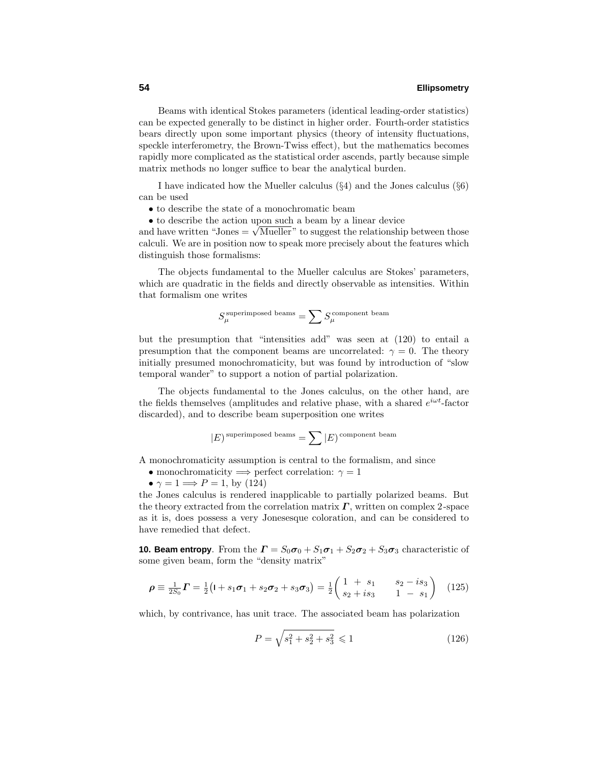Beams with identical Stokes parameters (identical leading-order statistics) can be expected generally to be distinct in higher order. Fourth-order statistics bears directly upon some important physics (theory of intensity fluctuations, speckle interferometry, the Brown-Twiss effect), but the mathematics becomes rapidly more complicated as the statistical order ascends, partly because simple matrix methods no longer suffice to bear the analytical burden.

I have indicated how the Mueller calculus (§4) and the Jones calculus (§6) can be used

- to describe the state of a monochromatic beam
- to describe the action upon such a beam by a linear device

and have written "Jones $=\sqrt{\text{Mueller}}$" to suggest the relationship between those calculi. We are in position now to speak more precisely about the features which distinguish those formalisms:

The objects fundamental to the Mueller calculus are Stokes' parameters, which are quadratic in the fields and directly observable as intensities. Within that formalism one writes

$$S_\mu^{\text{superimposed beams}} = \sum S_\mu^{\text{component beam}}$$

but the presumption that "intensities add" was seen at (120) to entail a presumption that the component beams are uncorrelated: $\gamma = 0$. The theory initially presumed monochromaticity, but was found by introduction of "slow temporal wander" to support a notion of partial polarization.

The objects fundamental to the Jones calculus, on the other hand, are the fields themselves (amplitudes and relative phase, with a shared $e^{i\omega t}$-factor discarded), and to describe beam superposition one writes

$$|E)^{\text{superimposed beams}} = \sum |E)^{\text{component beam}}$$

A monochromaticity assumption is central to the formalism, and since

- monochromaticity $\Longrightarrow$ perfect correlation: $\gamma = 1$
- $\gamma = 1 \Longrightarrow P = 1$, by (124)

the Jones calculus is rendered inapplicable to partially polarized beams. But the theory extracted from the correlation matrix $\boldsymbol{\Gamma}$, written on complex 2-space as it is, does possess a very Jonesesque coloration, and can be considered to have remedied that defect.

**10. Beam entropy**. From the $\boldsymbol{\Gamma} = S_0\boldsymbol{\sigma}_0 + S_1\boldsymbol{\sigma}_1 + S_2\boldsymbol{\sigma}_2 + S_3\boldsymbol{\sigma}_3$ characteristic of some given beam, form the "density matrix"

$$\boldsymbol{\rho} \equiv \tfrac{1}{2S_0}\boldsymbol{\Gamma} = \tfrac{1}{2}\big(\mathbf{I} + s_1\boldsymbol{\sigma}_1 + s_2\boldsymbol{\sigma}_2 + s_3\boldsymbol{\sigma}_3\big) = \tfrac{1}{2}\begin{pmatrix} 1 + s_1 & s_2 - is_3 \\ s_2 + is_3 & 1 - s_1 \end{pmatrix} \tag{125}$$

which, by contrivance, has unit trace. The associated beam has polarization

$$P = \sqrt{s_1^2 + s_2^2 + s_3^2} \leqslant 1 \tag{126}$$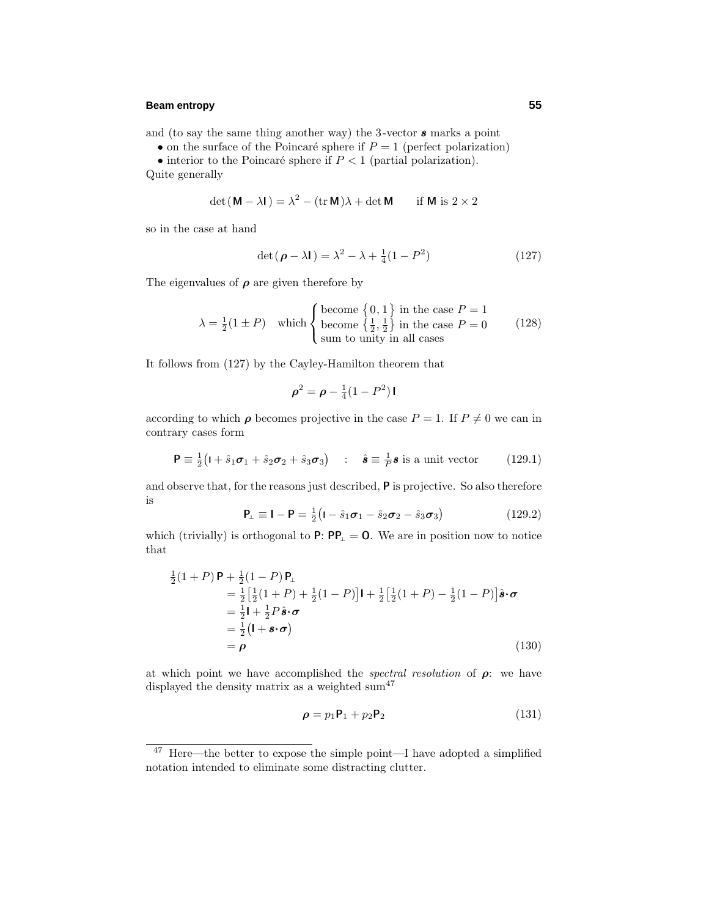and (to say the same thing another way) the 3-vector $\boldsymbol{s}$ marks a point

- on the surface of the Poincaré sphere if $P = 1$ (perfect polarization)
- interior to the Poincaré sphere if $P < 1$ (partial polarization).

Quite generally

$$\det(\mathsf{M} - \lambda\mathsf{I}) = \lambda^2 - (\mathrm{tr}\,\mathsf{M})\lambda + \det\mathsf{M} \qquad \text{if } \mathsf{M} \text{ is } 2\times 2$$

so in the case at hand

$$\det(\boldsymbol{\rho} - \lambda\mathsf{I}) = \lambda^2 - \lambda + \tfrac{1}{4}(1 - P^2) \tag{127}$$

The eigenvalues of $\boldsymbol{\rho}$ are given therefore by

$$\lambda = \tfrac{1}{2}(1 \pm P) \quad \text{which} \begin{cases} \text{become } \{0, 1\} \text{ in the case } P = 1 \\ \text{become } \{\frac{1}{2}, \frac{1}{2}\} \text{ in the case } P = 0 \\ \text{sum to unity in all cases} \end{cases} \tag{128}$$

It follows from (127) by the Cayley-Hamilton theorem that

$$\boldsymbol{\rho}^2 = \boldsymbol{\rho} - \tfrac{1}{4}(1 - P^2)\,\mathsf{I}$$

according to which $\boldsymbol{\rho}$ becomes projective in the case $P = 1$. If $P \neq 0$ we can in contrary cases form

$$\mathsf{P} \equiv \tfrac{1}{2}\big(\mathsf{I} + \hat{s}_1\boldsymbol{\sigma}_1 + \hat{s}_2\boldsymbol{\sigma}_2 + \hat{s}_3\boldsymbol{\sigma}_3\big) \quad : \quad \hat{\boldsymbol{s}} \equiv \tfrac{1}{P}\boldsymbol{s} \text{ is a unit vector} \tag{129.1}$$

and observe that, for the reasons just described, $\mathsf{P}$ is projective. So also therefore is

$$\mathsf{P}_\perp \equiv \mathsf{I} - \mathsf{P} = \tfrac{1}{2}\big(\mathsf{I} - \hat{s}_1\boldsymbol{\sigma}_1 - \hat{s}_2\boldsymbol{\sigma}_2 - \hat{s}_3\boldsymbol{\sigma}_3\big) \tag{129.2}$$

which (trivially) is orthogonal to $\mathsf{P}$: $\mathsf{P}\mathsf{P}_\perp = \mathsf{O}$. We are in position now to notice that

$$\begin{aligned}
\tfrac{1}{2}(1+P)\,\mathsf{P} + \tfrac{1}{2}(1-P)\,\mathsf{P}_\perp \\
&= \tfrac{1}{2}\big[\tfrac{1}{2}(1+P) + \tfrac{1}{2}(1-P)\big]\mathsf{I} + \tfrac{1}{2}\big[\tfrac{1}{2}(1+P) - \tfrac{1}{2}(1-P)\big]\hat{\boldsymbol{s}}\boldsymbol{\cdot}\boldsymbol{\sigma} \\
&= \tfrac{1}{2}\mathsf{I} + \tfrac{1}{2}P\,\hat{\boldsymbol{s}}\boldsymbol{\cdot}\boldsymbol{\sigma} \\
&= \tfrac{1}{2}\big(\mathsf{I} + \boldsymbol{s}\boldsymbol{\cdot}\boldsymbol{\sigma}\big) \\
&= \boldsymbol{\rho}
\end{aligned} \tag{130}$$

at which point we have accomplished the *spectral resolution* of $\boldsymbol{\rho}$: we have displayed the density matrix as a weighted sum[47]

$$\boldsymbol{\rho} = p_1\mathsf{P}_1 + p_2\mathsf{P}_2 \tag{131}$$

[47] Here—the better to expose the simple point—I have adopted a simplified notation intended to eliminate some distracting clutter.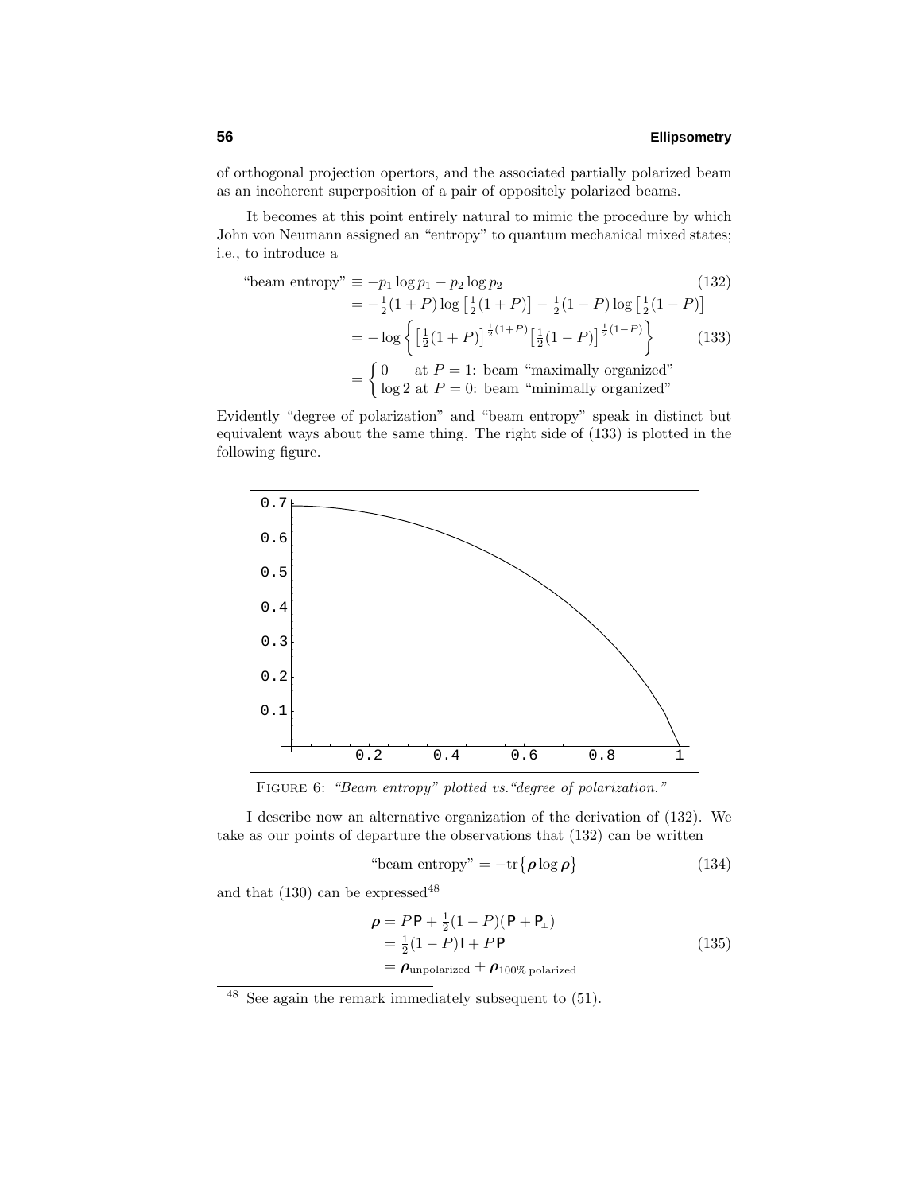of orthogonal projection opertors, and the associated partially polarized beam as an incoherent superposition of a pair of oppositely polarized beams.

It becomes at this point entirely natural to mimic the procedure by which John von Neumann assigned an "entropy" to quantum mechanical mixed states; i.e., to introduce a

$$
\begin{aligned}
\text{"beam entropy"} &\equiv -p_1 \log p_1 - p_2 \log p_2 && (132)\\
&= -\tfrac{1}{2}(1+P)\log\left[\tfrac{1}{2}(1+P)\right] - \tfrac{1}{2}(1-P)\log\left[\tfrac{1}{2}(1-P)\right]\\
&= -\log\left\{\left[\tfrac{1}{2}(1+P)\right]^{\frac{1}{2}(1+P)}\left[\tfrac{1}{2}(1-P)\right]^{\frac{1}{2}(1-P)}\right\} && (133)\\
&= \begin{cases} 0 & \text{at } P=1\text{: beam "maximally organized"}\\ \log 2 & \text{at } P=0\text{: beam "minimally organized"}\end{cases}
\end{aligned}
$$

Evidently "degree of polarization" and "beam entropy" speak in distinct but equivalent ways about the same thing. The right side of (133) is plotted in the following figure.

FIGURE 6: *"Beam entropy" plotted vs."degree of polarization."*

I describe now an alternative organization of the derivation of (132). We take as our points of departure the observations that (132) can be written

$$
\text{"beam entropy"} = -\text{tr}\big\{\boldsymbol{\rho}\log\boldsymbol{\rho}\big\} \tag{134}
$$

and that (130) can be expressed[48]

$$
\begin{aligned}
\boldsymbol{\rho} &= P\,\mathbf{P} + \tfrac{1}{2}(1-P)(\mathbf{P}+\mathbf{P}_\perp)\\
&= \tfrac{1}{2}(1-P)\,\mathbf{I} + P\,\mathbf{P} && (135)\\
&= \boldsymbol{\rho}_{\text{unpolarized}} + \boldsymbol{\rho}_{100\%\text{ polarized}}
\end{aligned}
$$

[48] See again the remark immediately subsequent to (51).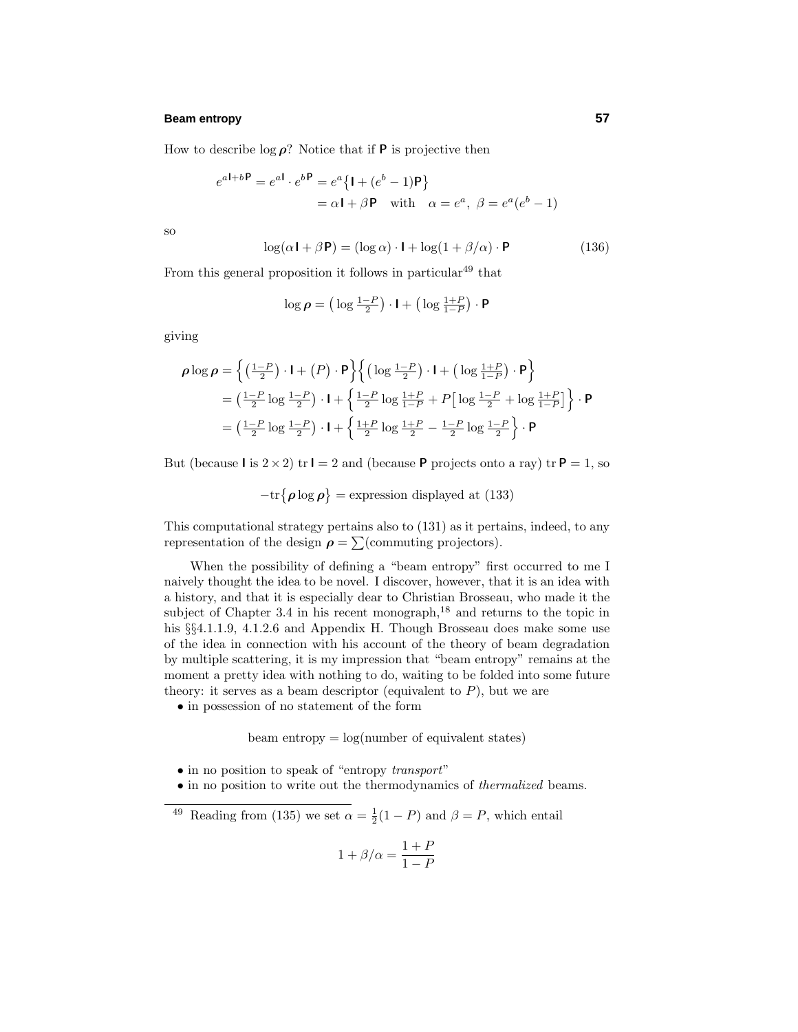How to describe $\log \boldsymbol{\rho}$? Notice that if $\mathsf{P}$ is projective then

$$
\begin{aligned}
e^{a\mathsf{I}+b\mathsf{P}} = e^{a\mathsf{I}} \cdot e^{b\mathsf{P}} &= e^{a}\big\{\mathsf{I} + (e^{b}-1)\mathsf{P}\big\} \\
&= \alpha\,\mathsf{I} + \beta\,\mathsf{P} \quad \text{with} \quad \alpha = e^{a},\ \beta = e^{a}(e^{b}-1)
\end{aligned}
$$

so

$$
\log(\alpha\,\mathsf{I} + \beta\,\mathsf{P}) = (\log \alpha)\cdot \mathsf{I} + \log(1+\beta/\alpha)\cdot \mathsf{P} \tag{136}
$$

From this general proposition it follows in particular[49] that

$$
\log \boldsymbol{\rho} = \big(\log \tfrac{1-P}{2}\big)\cdot \mathsf{I} + \big(\log \tfrac{1+P}{1-P}\big)\cdot \mathsf{P}
$$

giving

$$
\begin{aligned}
\boldsymbol{\rho}\log \boldsymbol{\rho} &= \Big\{\big(\tfrac{1-P}{2}\big)\cdot \mathsf{I} + \big(P\big)\cdot \mathsf{P}\Big\}\Big\{\big(\log \tfrac{1-P}{2}\big)\cdot \mathsf{I} + \big(\log \tfrac{1+P}{1-P}\big)\cdot \mathsf{P}\Big\} \\
&= \big(\tfrac{1-P}{2}\log \tfrac{1-P}{2}\big)\cdot \mathsf{I} + \Big\{\tfrac{1-P}{2}\log\tfrac{1+P}{1-P} + P\big[\log \tfrac{1-P}{2} + \log \tfrac{1+P}{1-P}\big]\Big\}\cdot \mathsf{P} \\
&= \big(\tfrac{1-P}{2}\log \tfrac{1-P}{2}\big)\cdot \mathsf{I} + \Big\{\tfrac{1+P}{2}\log\tfrac{1+P}{2} - \tfrac{1-P}{2}\log \tfrac{1-P}{2}\Big\}\cdot \mathsf{P}
\end{aligned}
$$

But (because $\mathsf{I}$ is $2\times 2$) $\text{tr}\,\mathsf{I} = 2$ and (because $\mathsf{P}$ projects onto a ray) $\text{tr}\,\mathsf{P} = 1$, so

$$
-\text{tr}\big\{\boldsymbol{\rho}\log\boldsymbol{\rho}\big\} = \text{expression displayed at (133)}
$$

This computational strategy pertains also to (131) as it pertains, indeed, to any representation of the design $\boldsymbol{\rho} = \sum(\text{commuting projectors})$.

When the possibility of defining a "beam entropy" first occurred to me I naively thought the idea to be novel. I discover, however, that it is an idea with a history, and that it is especially dear to Christian Brosseau, who made it the subject of Chapter 3.4 in his recent monograph,[18] and returns to the topic in his §§4.1.1.9, 4.1.2.6 and Appendix H. Though Brosseau does make some use of the idea in connection with his account of the theory of beam degradation by multiple scattering, it is my impression that "beam entropy" remains at the moment a pretty idea with nothing to do, waiting to be folded into some future theory: it serves as a beam descriptor (equivalent to $P$), but we are

- in possession of no statement of the form

$$
\text{beam entropy} = \log(\text{number of equivalent states})
$$

- in no position to speak of "entropy *transport*"
- in no position to write out the thermodynamics of *thermalized* beams.

---

[49] Reading from (135) we set $\alpha = \frac{1}{2}(1-P)$ and $\beta = P$, which entail

$$
1 + \beta/\alpha = \frac{1+P}{1-P}
$$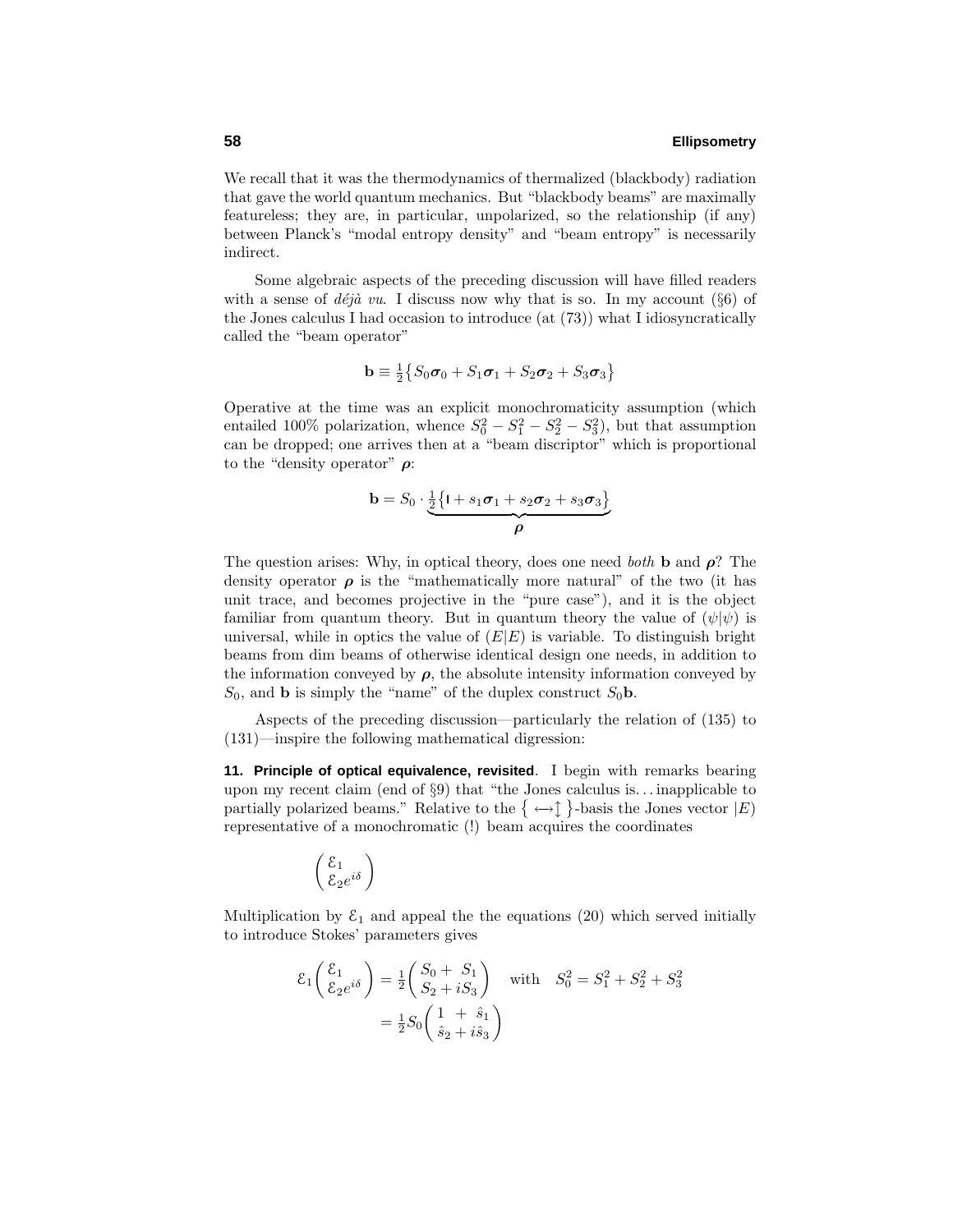We recall that it was the thermodynamics of thermalized (blackbody) radiation that gave the world quantum mechanics. But "blackbody beams" are maximally featureless; they are, in particular, unpolarized, so the relationship (if any) between Planck's "modal entropy density" and "beam entropy" is necessarily indirect.

Some algebraic aspects of the preceding discussion will have filled readers with a sense of *déjà vu*. I discuss now why that is so. In my account (§6) of the Jones calculus I had occasion to introduce (at (73)) what I idiosyncratically called the "beam operator"

$$\mathbf{b} \equiv \tfrac{1}{2}\big\{S_0\boldsymbol{\sigma}_0 + S_1\boldsymbol{\sigma}_1 + S_2\boldsymbol{\sigma}_2 + S_3\boldsymbol{\sigma}_3\big\}$$

Operative at the time was an explicit monochromaticity assumption (which entailed 100% polarization, whence $S_0^2 - S_1^2 - S_2^2 - S_3^2$), but that assumption can be dropped; one arrives then at a "beam discriptor" which is proportional to the "density operator" $\boldsymbol{\rho}$:

$$\mathbf{b} = S_0 \cdot \underbrace{\tfrac{1}{2}\big\{\mathbf{I} + s_1\boldsymbol{\sigma}_1 + s_2\boldsymbol{\sigma}_2 + s_3\boldsymbol{\sigma}_3\big\}}_{\boldsymbol{\rho}}$$

The question arises: Why, in optical theory, does one need *both* $\mathbf{b}$ and $\boldsymbol{\rho}$? The density operator $\boldsymbol{\rho}$ is the "mathematically more natural" of the two (it has unit trace, and becomes projective in the "pure case"), and it is the object familiar from quantum theory. But in quantum theory the value of $(\psi|\psi)$ is universal, while in optics the value of $(E|E)$ is variable. To distinguish bright beams from dim beams of otherwise identical design one needs, in addition to the information conveyed by $\boldsymbol{\rho}$, the absolute intensity information conveyed by $S_0$, and $\mathbf{b}$ is simply the "name" of the duplex construct $S_0\mathbf{b}$.

Aspects of the preceding discussion—particularly the relation of (135) to (131)—inspire the following mathematical digression:

**11. Principle of optical equivalence, revisited**. I begin with remarks bearing upon my recent claim (end of §9) that "the Jones calculus is. . . inapplicable to partially polarized beams." Relative to the $\{\leftrightarrow\updownarrow\}$-basis the Jones vector $|E)$ representative of a monochromatic (!) beam acquires the coordinates

$$\begin{pmatrix} \mathcal{E}_1 \\ \mathcal{E}_2 e^{i\delta} \end{pmatrix}$$

Multiplication by $\mathcal{E}_1$ and appeal the the equations (20) which served initially to introduce Stokes' parameters gives

$$\begin{aligned}
\mathcal{E}_1\begin{pmatrix} \mathcal{E}_1 \\ \mathcal{E}_2 e^{i\delta} \end{pmatrix} &= \tfrac{1}{2}\begin{pmatrix} S_0 + \ S_1 \\ S_2 + iS_3 \end{pmatrix} \quad \text{with} \quad S_0^2 = S_1^2 + S_2^2 + S_3^2 \\
&= \tfrac{1}{2}S_0\begin{pmatrix} 1 \ + \ \hat{s}_1 \\ \hat{s}_2 + i\hat{s}_3 \end{pmatrix}
\end{aligned}$$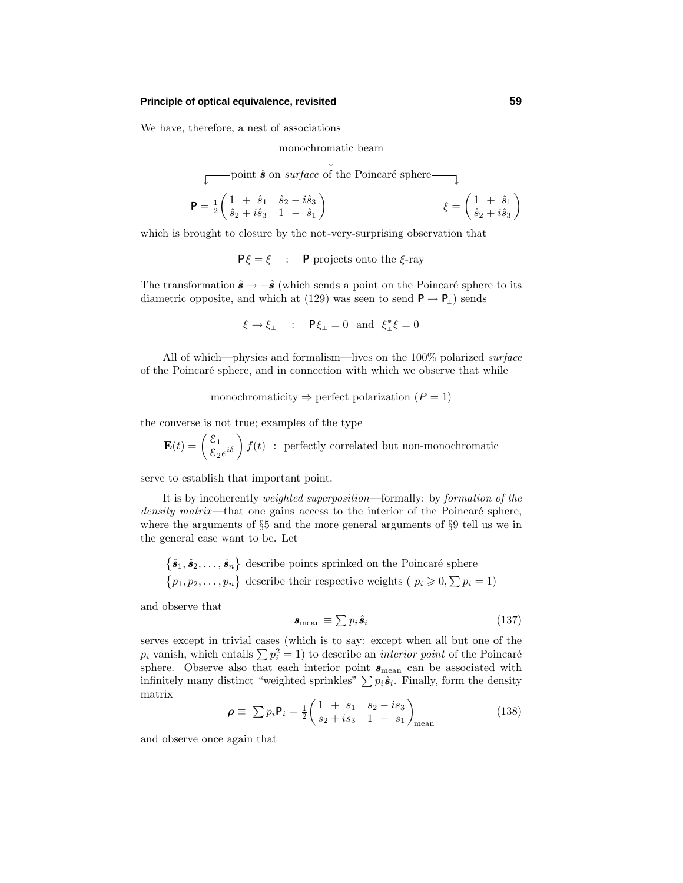We have, therefore, a nest of associations

$$
\begin{array}{c}
\text{monochromatic beam}\\
\downarrow\\
\text{point } \hat{\boldsymbol{s}} \text{ on } \textit{surface} \text{ of the Poincaré sphere}
\end{array}
$$

$$
\mathsf{P} = \tfrac{1}{2}\begin{pmatrix} 1 \;+\; \hat{s}_1 & \hat{s}_2 - i\hat{s}_3 \\ \hat{s}_2 + i\hat{s}_3 & 1 \;-\; \hat{s}_1 \end{pmatrix} \qquad\qquad \xi = \begin{pmatrix} 1 \;+\; \hat{s}_1 \\ \hat{s}_2 + i\hat{s}_3 \end{pmatrix}
$$

which is brought to closure by the not-very-surprising observation that

$$
\mathsf{P}\xi = \xi \quad : \quad \mathsf{P} \text{ projects onto the } \xi\text{-ray}
$$

The transformation $\hat{\boldsymbol{s}} \to -\hat{\boldsymbol{s}}$ (which sends a point on the Poincaré sphere to its diametric opposite, and which at (129) was seen to send $\mathsf{P} \to \mathsf{P}_\perp$) sends

$$
\xi \to \xi_\perp \quad : \quad \mathsf{P}\xi_\perp = 0 \;\text{ and }\; \xi_\perp^*\xi = 0
$$

All of which—physics and formalism—lives on the 100% polarized *surface* of the Poincaré sphere, and in connection with which we observe that while

$$
\text{monochromaticity} \Rightarrow \text{perfect polarization } (P = 1)
$$

the converse is not true; examples of the type

$$
\mathbf{E}(t) = \begin{pmatrix} \mathcal{E}_1 \\ \mathcal{E}_2 e^{i\delta} \end{pmatrix} f(t) \;\;:\;\; \text{perfectly correlated but non-monochromatic}
$$

serve to establish that important point.

It is by incoherently *weighted superposition*—formally: by *formation of the density matrix*—that one gains access to the interior of the Poincaré sphere, where the arguments of §5 and the more general arguments of §9 tell us we in the general case want to be. Let

$\{\hat{\boldsymbol{s}}_1, \hat{\boldsymbol{s}}_2, \ldots, \hat{\boldsymbol{s}}_n\}$ describe points sprinked on the Poincaré sphere
$\{p_1, p_2, \ldots, p_n\}$ describe their respective weights ( $p_i \geqslant 0, \sum p_i = 1$)

and observe that

$$
\boldsymbol{s}_{\text{mean}} \equiv \sum p_i \hat{\boldsymbol{s}}_i \tag{137}
$$

serves except in trivial cases (which is to say: except when all but one of the $p_i$ vanish, which entails $\sum p_i^2 = 1$) to describe an *interior point* of the Poincaré sphere. Observe also that each interior point $\boldsymbol{s}_{\text{mean}}$ can be associated with infinitely many distinct "weighted sprinkles" $\sum p_i \hat{\boldsymbol{s}}_i$. Finally, form the density matrix

$$
\boldsymbol{\rho} \equiv \sum p_i \mathsf{P}_i = \tfrac{1}{2}\begin{pmatrix} 1 \;+\; s_1 & s_2 - is_3 \\ s_2 + is_3 & 1 \;-\; s_1 \end{pmatrix}_{\text{mean}} \tag{138}
$$

and observe once again that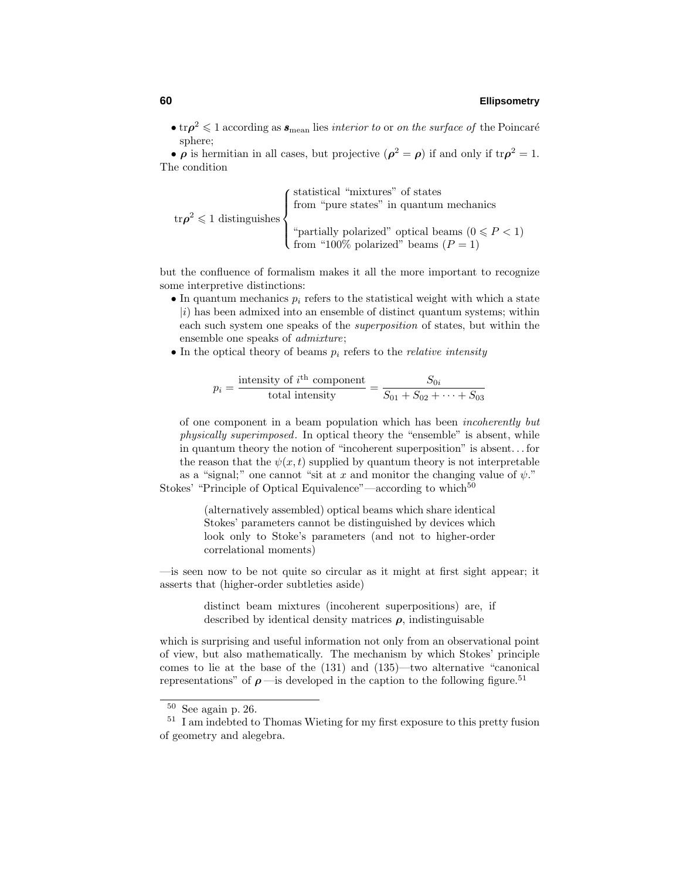- $\text{tr}\boldsymbol{\rho}^2 \leqslant 1$ according as $\boldsymbol{s}_{\text{mean}}$ lies *interior to* or *on the surface of* the Poincaré sphere;
- $\boldsymbol{\rho}$ is hermitian in all cases, but projective ($\boldsymbol{\rho}^2 = \boldsymbol{\rho}$) if and only if $\text{tr}\boldsymbol{\rho}^2 = 1$.

The condition

$$\text{tr}\boldsymbol{\rho}^2 \leqslant 1 \text{ distinguishes} \begin{cases} \text{statistical "mixtures" of states} \\ \text{from "pure states" in quantum mechanics} \\ \\ \text{"partially polarized" optical beams } (0 \leqslant P < 1) \\ \text{from "100\% polarized" beams } (P = 1) \end{cases}$$

but the confluence of formalism makes it all the more important to recognize some interpretive distinctions:

- In quantum mechanics $p_i$ refers to the statistical weight with which a state $|i)$ has been admixed into an ensemble of distinct quantum systems; within each such system one speaks of the *superposition* of states, but within the ensemble one speaks of *admixture*;
- In the optical theory of beams $p_i$ refers to the *relative intensity*

$$p_i = \frac{\text{intensity of } i^{\text{th}} \text{ component}}{\text{total intensity}} = \frac{S_{0i}}{S_{01} + S_{02} + \cdots + S_{03}}$$

  of one component in a beam population which has been *incoherently but physically superimposed*. In optical theory the "ensemble" is absent, while in quantum theory the notion of "incoherent superposition" is absent... for the reason that the $\psi(x,t)$ supplied by quantum theory is not interpretable as a "signal;" one cannot "sit at $x$ and monitor the changing value of $\psi$."

Stokes' "Principle of Optical Equivalence"—according to which[50]

> (alternatively assembled) optical beams which share identical Stokes' parameters cannot be distinguished by devices which look only to Stoke's parameters (and not to higher-order correlational moments)

—is seen now to be not quite so circular as it might at first sight appear; it asserts that (higher-order subtleties aside)

> distinct beam mixtures (incoherent superpositions) are, if described by identical density matrices $\boldsymbol{\rho}$, indistinguisable

which is surprising and useful information not only from an observational point of view, but also mathematically. The mechanism by which Stokes' principle comes to lie at the base of the (131) and (135)—two alternative "canonical representations" of $\boldsymbol{\rho}$—is developed in the caption to the following figure.[51]

[50] See again p. 26.

[51] I am indebted to Thomas Wieting for my first exposure to this pretty fusion of geometry and alegebra.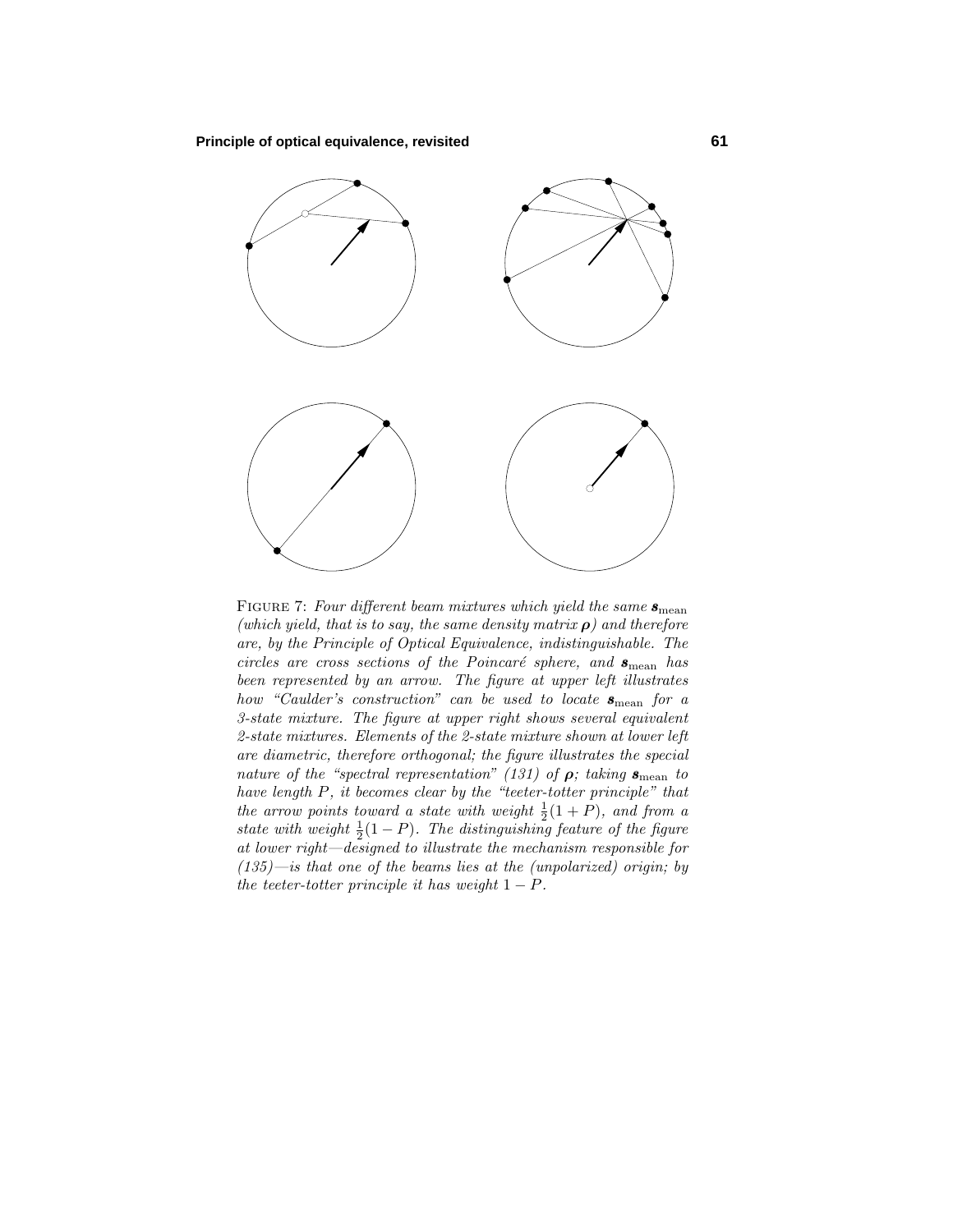FIGURE 7: *Four different beam mixtures which yield the same* $\boldsymbol{s}_{\text{mean}}$ *(which yield, that is to say, the same density matrix* $\boldsymbol{\rho}$*) and therefore are, by the Principle of Optical Equivalence, indistinguishable. The circles are cross sections of the Poincaré sphere, and* $\boldsymbol{s}_{\text{mean}}$ *has been represented by an arrow. The figure at upper left illustrates how "Caulder's construction" can be used to locate* $\boldsymbol{s}_{\text{mean}}$ *for a 3-state mixture. The figure at upper right shows several equivalent 2-state mixtures. Elements of the 2-state mixture shown at lower left are diametric, therefore orthogonal; the figure illustrates the special nature of the "spectral representation" (131) of* $\boldsymbol{\rho}$*; taking* $\boldsymbol{s}_{\text{mean}}$ *to have length* $P$*, it becomes clear by the "teeter-totter principle" that the arrow points toward a state with weight* $\frac{1}{2}(1+P)$*, and from a state with weight* $\frac{1}{2}(1-P)$*. The distinguishing feature of the figure at lower right—designed to illustrate the mechanism responsible for (135)—is that one of the beams lies at the (unpolarized) origin; by the teeter-totter principle it has weight* $1-P$*.*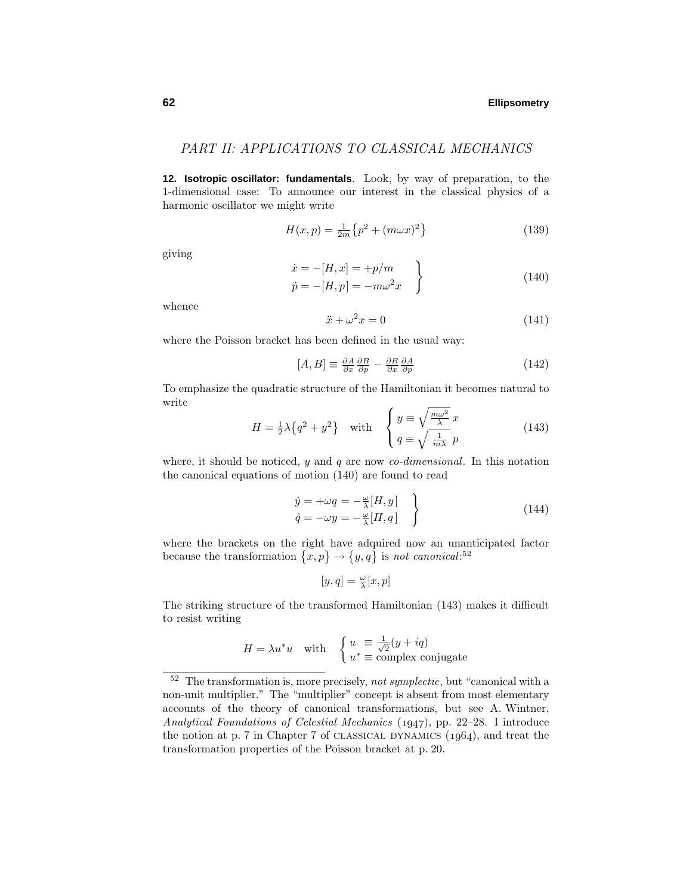## PART II: APPLICATIONS TO CLASSICAL MECHANICS

**12. Isotropic oscillator: fundamentals**. Look, by way of preparation, to the 1-dimensional case: To announce our interest in the classical physics of a harmonic oscillator we might write

$$H(x,p) = \tfrac{1}{2m}\big\{p^2 + (m\omega x)^2\big\} \tag{139}$$

giving

$$\left.\begin{aligned} \dot{x} &= -[H,x] = +p/m \\ \dot{p} &= -[H,p] = -m\omega^2 x \end{aligned}\right\} \tag{140}$$

whence

$$\ddot{x} + \omega^2 x = 0 \tag{141}$$

where the Poisson bracket has been defined in the usual way:

$$[A,B] \equiv \tfrac{\partial A}{\partial x}\tfrac{\partial B}{\partial p} - \tfrac{\partial B}{\partial x}\tfrac{\partial A}{\partial p} \tag{142}$$

To emphasize the quadratic structure of the Hamiltonian it becomes natural to write

$$H = \tfrac{1}{2}\lambda\big\{q^2 + y^2\big\} \quad \text{with} \quad \begin{cases} y \equiv \sqrt{\frac{m\omega^2}{\lambda}}\, x \\ q \equiv \sqrt{\frac{1}{m\lambda}}\ p \end{cases} \tag{143}$$

where, it should be noticed, $y$ and $q$ are now *co-dimensional*. In this notation the canonical equations of motion (140) are found to read

$$\left.\begin{aligned} \dot{y} &= +\omega q = -\tfrac{\omega}{\lambda}[H,y] \\ \dot{q} &= -\omega y = -\tfrac{\omega}{\lambda}[H,q] \end{aligned}\right\} \tag{144}$$

where the brackets on the right have adquired now an unanticipated factor because the transformation $\{x,p\} \to \{y,q\}$ is *not canonical*:[52]

$$[y,q] = \tfrac{\omega}{\lambda}[x,p]$$

The striking structure of the transformed Hamiltonian (143) makes it difficult to resist writing

$$H = \lambda u^* u \quad \text{with} \quad \begin{cases} u \ \equiv \frac{1}{\sqrt{2}}(y + iq) \\ u^* \equiv \text{complex conjugate} \end{cases}$$

---

[52] The transformation is, more precisely, *not symplectic*, but "canonical with a non-unit multiplier." The "multiplier" concept is absent from most elementary accounts of the theory of canonical transformations, but see A. Wintner, *Analytical Foundations of Celestial Mechanics* (1947), pp. 22–28. I introduce the notion at p. 7 in Chapter 7 of CLASSICAL DYNAMICS (1964), and treat the transformation properties of the Poisson bracket at p. 20.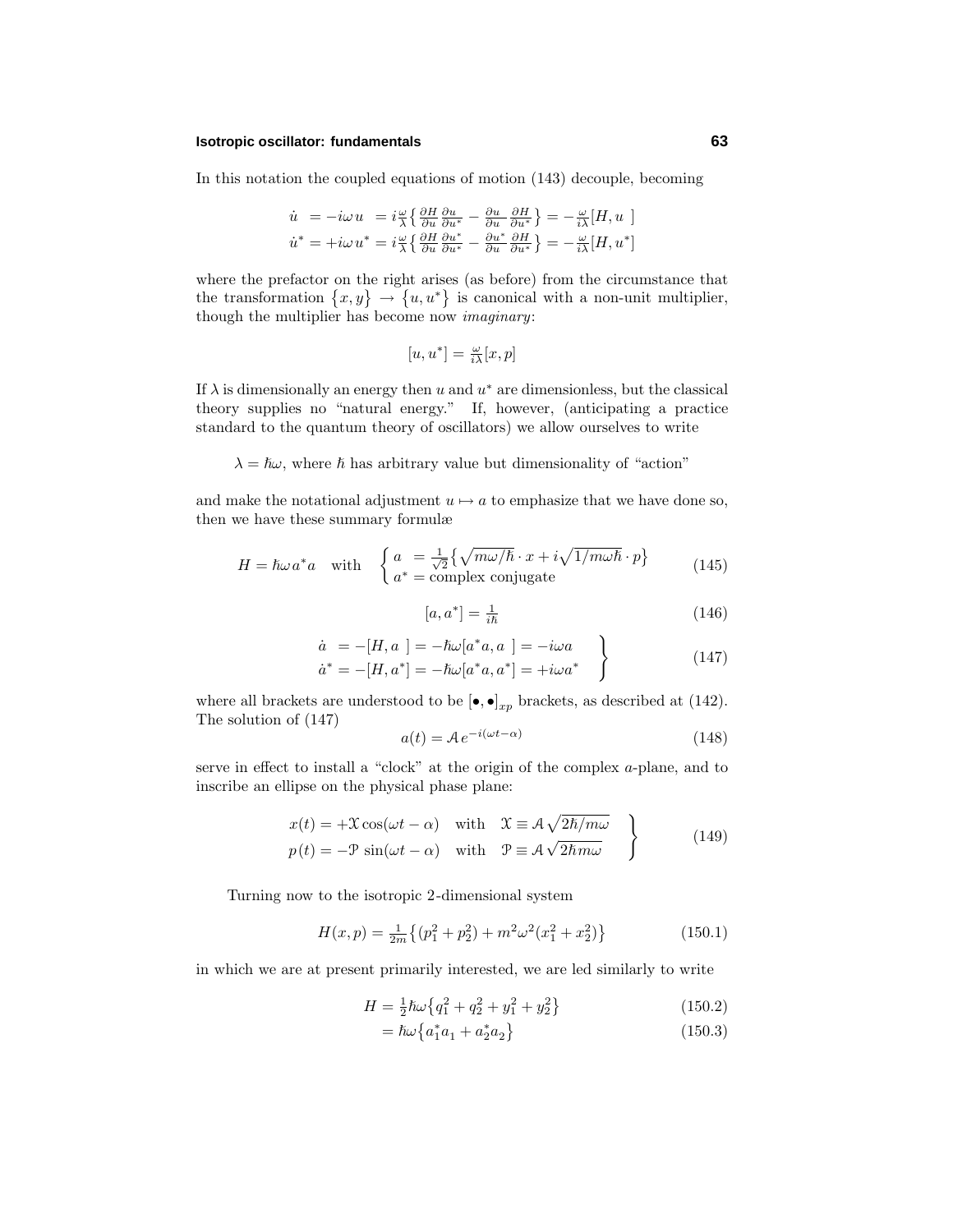In this notation the coupled equations of motion (143) decouple, becoming

$$
\begin{aligned}
\dot{u} \;\;&= -i\omega\, u \;\;= i\tfrac{\omega}{\lambda}\Big\{\tfrac{\partial H}{\partial u}\tfrac{\partial u}{\partial u^*} - \tfrac{\partial u}{\partial u}\tfrac{\partial H}{\partial u^*}\Big\} = -\tfrac{\omega}{i\lambda}[H, u\;\,]\\
\dot{u}^* &= +i\omega\, u^* = i\tfrac{\omega}{\lambda}\Big\{\tfrac{\partial H}{\partial u}\tfrac{\partial u^*}{\partial u^*} - \tfrac{\partial u^*}{\partial u}\tfrac{\partial H}{\partial u^*}\Big\} = -\tfrac{\omega}{i\lambda}[H, u^*]
\end{aligned}
$$

where the prefactor on the right arises (as before) from the circumstance that the transformation $\{x, y\} \to \{u, u^*\}$ is canonical with a non-unit multiplier, though the multiplier has become now *imaginary*:

$$
[u, u^*] = \tfrac{\omega}{i\lambda}[x, p]
$$

If $\lambda$ is dimensionally an energy then $u$ and $u^*$ are dimensionless, but the classical theory supplies no "natural energy." If, however, (anticipating a practice standard to the quantum theory of oscillators) we allow ourselves to write

$\lambda = \hbar\omega$, where $\hbar$ has arbitrary value but dimensionality of "action"

and make the notational adjustment $u \mapsto a$ to emphasize that we have done so, then we have these summary formulæ

$$
H = \hbar\omega\, a^*a \quad \text{with} \quad \begin{cases} a \;\;= \frac{1}{\sqrt{2}}\big\{\sqrt{m\omega/\hbar}\cdot x + i\sqrt{1/m\omega\hbar}\cdot p\big\} \\ a^* = \text{complex conjugate}\end{cases} \tag{145}
$$

$$
[a, a^*] = \tfrac{1}{i\hbar} \tag{146}
$$

$$
\left.
\begin{aligned}
\dot{a} \;\;&= -[H, a\;\,] = -\hbar\omega[a^*a, a\;\,] = -i\omega a\\
\dot{a}^* &= -[H, a^*] = -\hbar\omega[a^*a, a^*] = +i\omega a^*
\end{aligned}
\right\} \tag{147}
$$

where all brackets are understood to be $[\bullet,\bullet]_{xp}$ brackets, as described at (142). The solution of (147)

$$
a(t) = \mathcal{A}\, e^{-i(\omega t - \alpha)} \tag{148}
$$

serve in effect to install a "clock" at the origin of the complex $a$-plane, and to inscribe an ellipse on the physical phase plane:

$$
\left.
\begin{aligned}
x(t) &= +\mathcal{X}\cos(\omega t - \alpha) \quad \text{with} \quad \mathcal{X} \equiv \mathcal{A}\sqrt{2\hbar/m\omega}\\
p\,(t) &= -\mathcal{P}\,\sin(\omega t - \alpha) \quad \text{with} \quad \mathcal{P} \equiv \mathcal{A}\sqrt{2\hbar m\omega}
\end{aligned}
\right\} \tag{149}
$$

Turning now to the isotropic 2-dimensional system

$$
H(x, p) = \tfrac{1}{2m}\big\{(p_1^2 + p_2^2) + m^2\omega^2(x_1^2 + x_2^2)\big\} \tag{150.1}
$$

in which we are at present primarily interested, we are led similarly to write

$$
\begin{aligned}
H &= \tfrac{1}{2}\hbar\omega\big\{q_1^2 + q_2^2 + y_1^2 + y_2^2\big\} &(150.2)\\
&= \hbar\omega\big\{a_1^*a_1 + a_2^*a_2\big\} &(150.3)
\end{aligned}
$$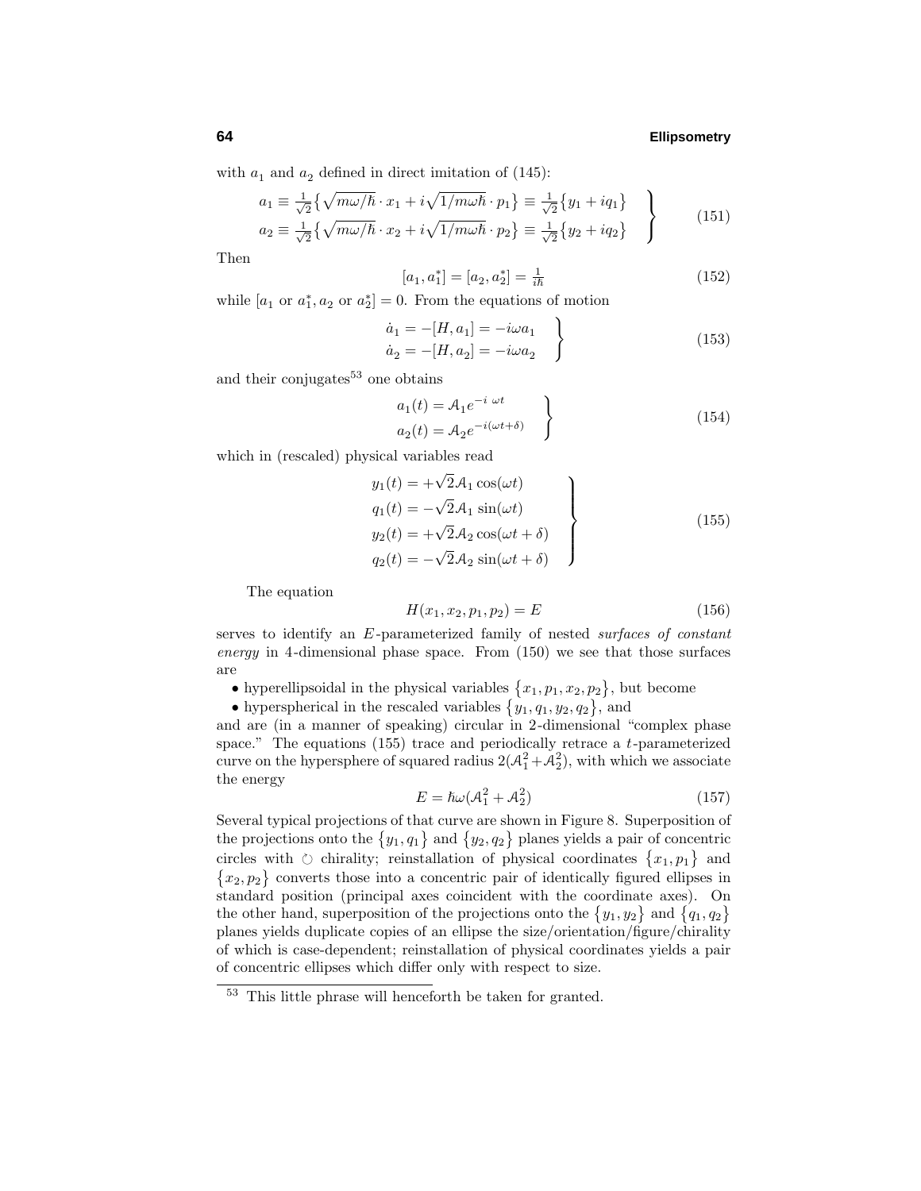with $a_1$ and $a_2$ defined in direct imitation of (145):

$$
\left.
\begin{aligned}
a_1 &\equiv \tfrac{1}{\sqrt{2}}\big\{\sqrt{m\omega/\hbar}\cdot x_1 + i\sqrt{1/m\omega\hbar}\cdot p_1\big\} \equiv \tfrac{1}{\sqrt{2}}\big\{y_1 + iq_1\big\}\\
a_2 &\equiv \tfrac{1}{\sqrt{2}}\big\{\sqrt{m\omega/\hbar}\cdot x_2 + i\sqrt{1/m\omega\hbar}\cdot p_2\big\} \equiv \tfrac{1}{\sqrt{2}}\big\{y_2 + iq_2\big\}
\end{aligned}
\right\}
\tag{151}
$$

Then

$$
[a_1, a_1^*] = [a_2, a_2^*] = \tfrac{1}{i\hbar} \tag{152}
$$

while $[a_1 \text{ or } a_1^*, a_2 \text{ or } a_2^*] = 0$. From the equations of motion

$$
\left.
\begin{aligned}
\dot{a}_1 &= -[H, a_1] = -i\omega a_1\\
\dot{a}_2 &= -[H, a_2] = -i\omega a_2
\end{aligned}
\right\}
\tag{153}
$$

and their conjugates[53] one obtains

$$
\left.
\begin{aligned}
a_1(t) &= \mathcal{A}_1 e^{-i\,\omega t}\\
a_2(t) &= \mathcal{A}_2 e^{-i(\omega t+\delta)}
\end{aligned}
\right\}
\tag{154}
$$

which in (rescaled) physical variables read

$$
\left.
\begin{aligned}
y_1(t) &= +\sqrt{2}\mathcal{A}_1\cos(\omega t)\\
q_1(t) &= -\sqrt{2}\mathcal{A}_1\sin(\omega t)\\
y_2(t) &= +\sqrt{2}\mathcal{A}_2\cos(\omega t+\delta)\\
q_2(t) &= -\sqrt{2}\mathcal{A}_2\sin(\omega t+\delta)
\end{aligned}
\right\}
\tag{155}
$$

The equation

$$
H(x_1, x_2, p_1, p_2) = E \tag{156}
$$

serves to identify an $E$-parameterized family of nested *surfaces of constant energy* in 4-dimensional phase space. From (150) we see that those surfaces are

- hyperellipsoidal in the physical variables $\{x_1, p_1, x_2, p_2\}$, but become
- hyperspherical in the rescaled variables $\{y_1, q_1, y_2, q_2\}$, and

and are (in a manner of speaking) circular in 2-dimensional "complex phase space." The equations (155) trace and periodically retrace a $t$-parameterized curve on the hypersphere of squared radius $2(\mathcal{A}_1^2 + \mathcal{A}_2^2)$, with which we associate the energy

$$
E = \hbar\omega(\mathcal{A}_1^2 + \mathcal{A}_2^2) \tag{157}
$$

Several typical projections of that curve are shown in Figure 8. Superposition of the projections onto the $\{y_1, q_1\}$ and $\{y_2, q_2\}$ planes yields a pair of concentric circles with $\circlearrowright$ chirality; reinstallation of physical coordinates $\{x_1, p_1\}$ and $\{x_2, p_2\}$ converts those into a concentric pair of identically figured ellipses in standard position (principal axes coincident with the coordinate axes). On the other hand, superposition of the projections onto the $\{y_1, y_2\}$ and $\{q_1, q_2\}$ planes yields duplicate copies of an ellipse the size/orientation/figure/chirality of which is case-dependent; reinstallation of physical coordinates yields a pair of concentric ellipses which differ only with respect to size.

---

[53] This little phrase will henceforth be taken for granted.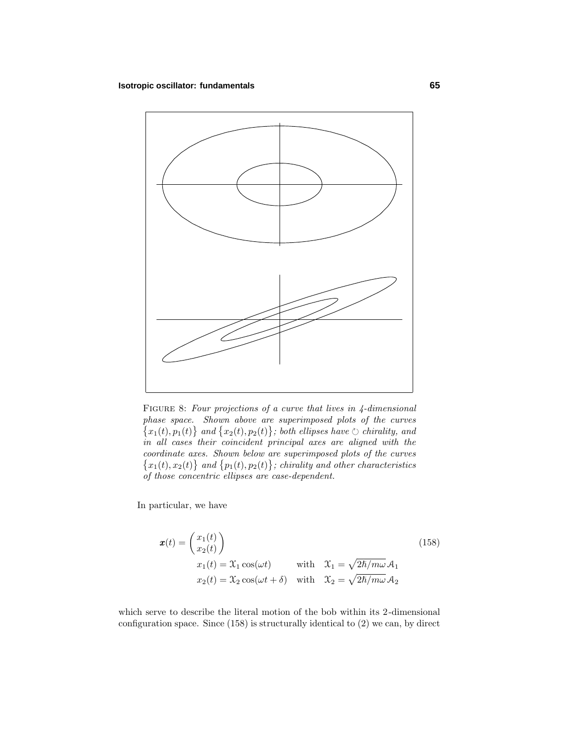FIGURE 8: *Four projections of a curve that lives in 4-dimensional phase space. Shown above are superimposed plots of the curves* $\{x_1(t), p_1(t)\}$ *and* $\{x_2(t), p_2(t)\}$*; both ellipses have* $\circlearrowleft$ *chirality, and in all cases their coincident principal axes are aligned with the coordinate axes. Shown below are superimposed plots of the curves* $\{x_1(t), x_2(t)\}$ *and* $\{p_1(t), p_2(t)\}$*; chirality and other characteristics of those concentric ellipses are case-dependent.*

In particular, we have

$$
\boldsymbol{x}(t) = \begin{pmatrix} x_1(t) \\ x_2(t) \end{pmatrix} \tag{158}
$$

$$
\begin{aligned}
x_1(t) &= \mathfrak{X}_1 \cos(\omega t) \qquad &&\text{with} \quad \mathfrak{X}_1 = \sqrt{2\hbar/m\omega}\,\mathcal{A}_1 \\
x_2(t) &= \mathfrak{X}_2 \cos(\omega t + \delta) \quad &&\text{with} \quad \mathfrak{X}_2 = \sqrt{2\hbar/m\omega}\,\mathcal{A}_2
\end{aligned}
$$

which serve to describe the literal motion of the bob within its 2-dimensional configuration space. Since (158) is structurally identical to (2) we can, by direct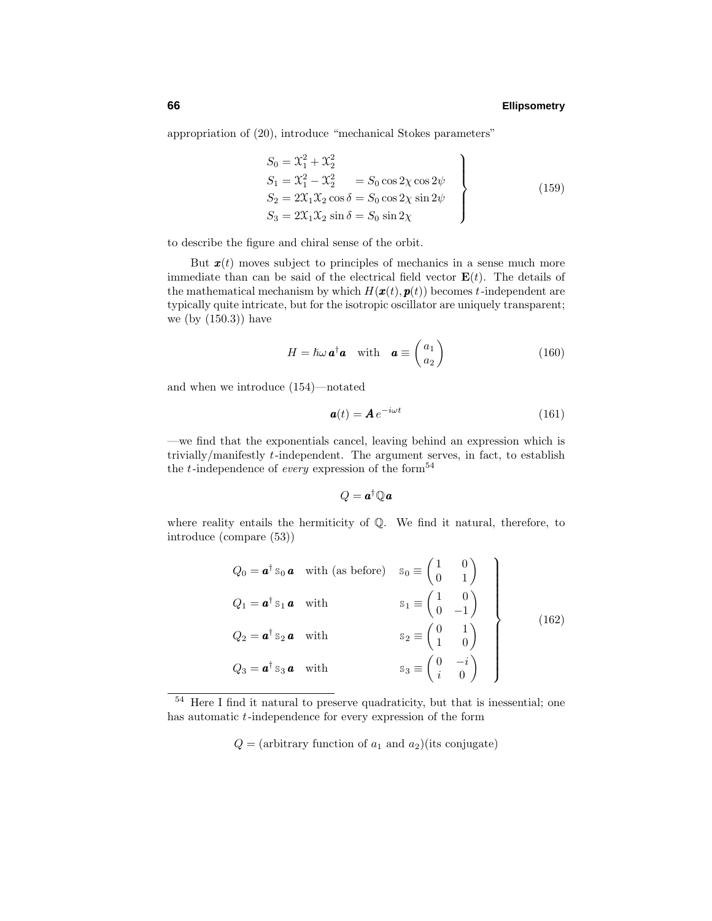appropriation of (20), introduce "mechanical Stokes parameters"

$$
\left.
\begin{aligned}
S_0 &= \mathcal{X}_1^2 + \mathcal{X}_2^2 \\
S_1 &= \mathcal{X}_1^2 - \mathcal{X}_2^2 \qquad = S_0 \cos 2\chi \cos 2\psi \\
S_2 &= 2\mathcal{X}_1\mathcal{X}_2 \cos\delta = S_0 \cos 2\chi \sin 2\psi \\
S_3 &= 2\mathcal{X}_1\mathcal{X}_2 \sin\delta = S_0 \sin 2\chi
\end{aligned}
\right\}
\tag{159}
$$

to describe the figure and chiral sense of the orbit.

But $\boldsymbol{x}(t)$ moves subject to principles of mechanics in a sense much more immediate than can be said of the electrical field vector $\mathbf{E}(t)$. The details of the mathematical mechanism by which $H(\boldsymbol{x}(t), \boldsymbol{p}(t))$ becomes $t$-independent are typically quite intricate, but for the isotropic oscillator are uniquely transparent; we (by (150.3)) have

$$
H = \hbar\omega\, \boldsymbol{a}^\dagger \boldsymbol{a} \quad \text{with} \quad \boldsymbol{a} \equiv \begin{pmatrix} a_1 \\ a_2 \end{pmatrix}
\tag{160}
$$

and when we introduce (154)—notated

$$
\boldsymbol{a}(t) = \boldsymbol{A}\, e^{-i\omega t}
\tag{161}
$$

—we find that the exponentials cancel, leaving behind an expression which is trivially/manifestly $t$-independent. The argument serves, in fact, to establish the $t$-independence of *every* expression of the form[54]

$$
Q = \boldsymbol{a}^\dagger \mathbb{Q} \boldsymbol{a}
$$

where reality entails the hermiticity of $\mathbb{Q}$. We find it natural, therefore, to introduce (compare (53))

$$
\left.
\begin{aligned}
Q_0 &= \boldsymbol{a}^\dagger\, \mathbb{s}_0\, \boldsymbol{a} \quad \text{with (as before)} \quad \mathbb{s}_0 \equiv \begin{pmatrix} 1 & 0 \\ 0 & 1 \end{pmatrix} \\
Q_1 &= \boldsymbol{a}^\dagger\, \mathbb{s}_1\, \boldsymbol{a} \quad \text{with} \quad \mathbb{s}_1 \equiv \begin{pmatrix} 1 & 0 \\ 0 & -1 \end{pmatrix} \\
Q_2 &= \boldsymbol{a}^\dagger\, \mathbb{s}_2\, \boldsymbol{a} \quad \text{with} \quad \mathbb{s}_2 \equiv \begin{pmatrix} 0 & 1 \\ 1 & 0 \end{pmatrix} \\
Q_3 &= \boldsymbol{a}^\dagger\, \mathbb{s}_3\, \boldsymbol{a} \quad \text{with} \quad \mathbb{s}_3 \equiv \begin{pmatrix} 0 & -i \\ i & 0 \end{pmatrix}
\end{aligned}
\right\}
\tag{162}
$$

---

[54] Here I find it natural to preserve quadraticity, but that is inessential; one has automatic $t$-independence for every expression of the form

$$
Q = (\text{arbitrary function of } a_1 \text{ and } a_2)(\text{its conjugate})
$$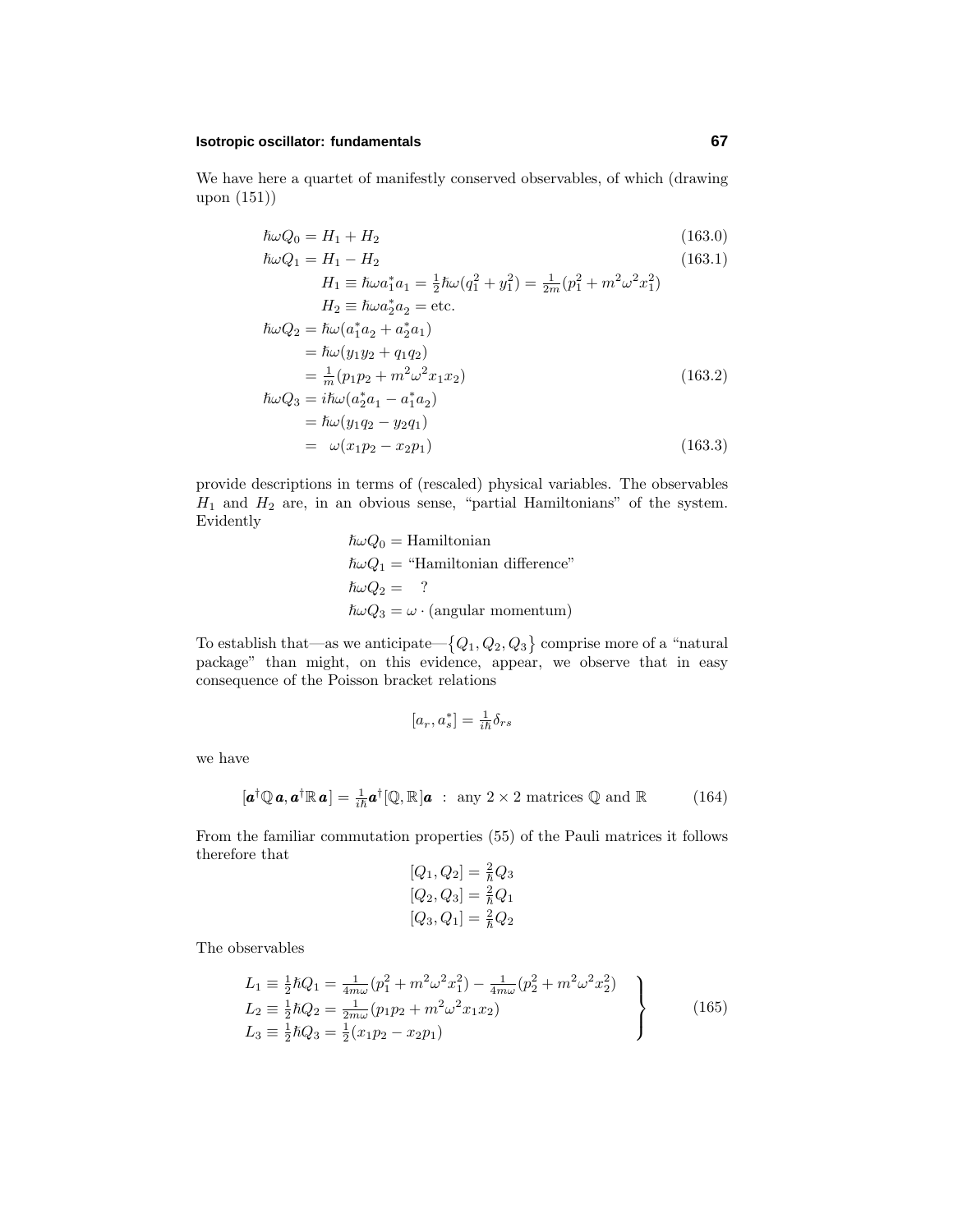We have here a quartet of manifestly conserved observables, of which (drawing upon (151))

$$
\begin{aligned}
\hbar\omega Q_0 &= H_1 + H_2 && (163.0)\\
\hbar\omega Q_1 &= H_1 - H_2 && (163.1)\\
&\qquad H_1 \equiv \hbar\omega a_1^* a_1 = \tfrac{1}{2}\hbar\omega(q_1^2 + y_1^2) = \tfrac{1}{2m}(p_1^2 + m^2\omega^2 x_1^2)\\
&\qquad H_2 \equiv \hbar\omega a_2^* a_2 = \text{etc.}\\
\hbar\omega Q_2 &= \hbar\omega(a_1^* a_2 + a_2^* a_1)\\
&= \hbar\omega(y_1 y_2 + q_1 q_2)\\
&= \tfrac{1}{m}(p_1 p_2 + m^2\omega^2 x_1 x_2) && (163.2)\\
\hbar\omega Q_3 &= i\hbar\omega(a_2^* a_1 - a_1^* a_2)\\
&= \hbar\omega(y_1 q_2 - y_2 q_1)\\
&= \ \omega(x_1 p_2 - x_2 p_1) && (163.3)
\end{aligned}
$$

provide descriptions in terms of (rescaled) physical variables. The observables $H_1$ and $H_2$ are, in an obvious sense, "partial Hamiltonians" of the system. Evidently

$$
\begin{aligned}
\hbar\omega Q_0 &= \text{Hamiltonian}\\
\hbar\omega Q_1 &= \text{"Hamiltonian difference"}\\
\hbar\omega Q_2 &= \quad ?\\
\hbar\omega Q_3 &= \omega\cdot(\text{angular momentum})
\end{aligned}
$$

To establish that—as we anticipate—$\{Q_1, Q_2, Q_3\}$ comprise more of a "natural package" than might, on this evidence, appear, we observe that in easy consequence of the Poisson bracket relations

$$
[a_r, a_s^*] = \tfrac{1}{i\hbar}\delta_{rs}
$$

we have

$$
[\boldsymbol{a}^\dagger \mathbb{Q}\,\boldsymbol{a}, \boldsymbol{a}^\dagger \mathbb{R}\,\boldsymbol{a}] = \tfrac{1}{i\hbar}\boldsymbol{a}^\dagger[\mathbb{Q},\mathbb{R}]\boldsymbol{a} \ \ : \ \text{any } 2\times 2 \text{ matrices } \mathbb{Q} \text{ and } \mathbb{R} \qquad (164)
$$

From the familiar commutation properties (55) of the Pauli matrices it follows therefore that

$$
\begin{aligned}
[Q_1, Q_2] &= \tfrac{2}{\hbar}Q_3\\
[Q_2, Q_3] &= \tfrac{2}{\hbar}Q_1\\
[Q_3, Q_1] &= \tfrac{2}{\hbar}Q_2
\end{aligned}
$$

The observables

$$
\left.
\begin{aligned}
L_1 &\equiv \tfrac{1}{2}\hbar Q_1 = \tfrac{1}{4m\omega}(p_1^2 + m^2\omega^2 x_1^2) - \tfrac{1}{4m\omega}(p_2^2 + m^2\omega^2 x_2^2)\\
L_2 &\equiv \tfrac{1}{2}\hbar Q_2 = \tfrac{1}{2m\omega}(p_1 p_2 + m^2\omega^2 x_1 x_2)\\
L_3 &\equiv \tfrac{1}{2}\hbar Q_3 = \tfrac{1}{2}(x_1 p_2 - x_2 p_1)
\end{aligned}
\right\} \qquad (165)
$$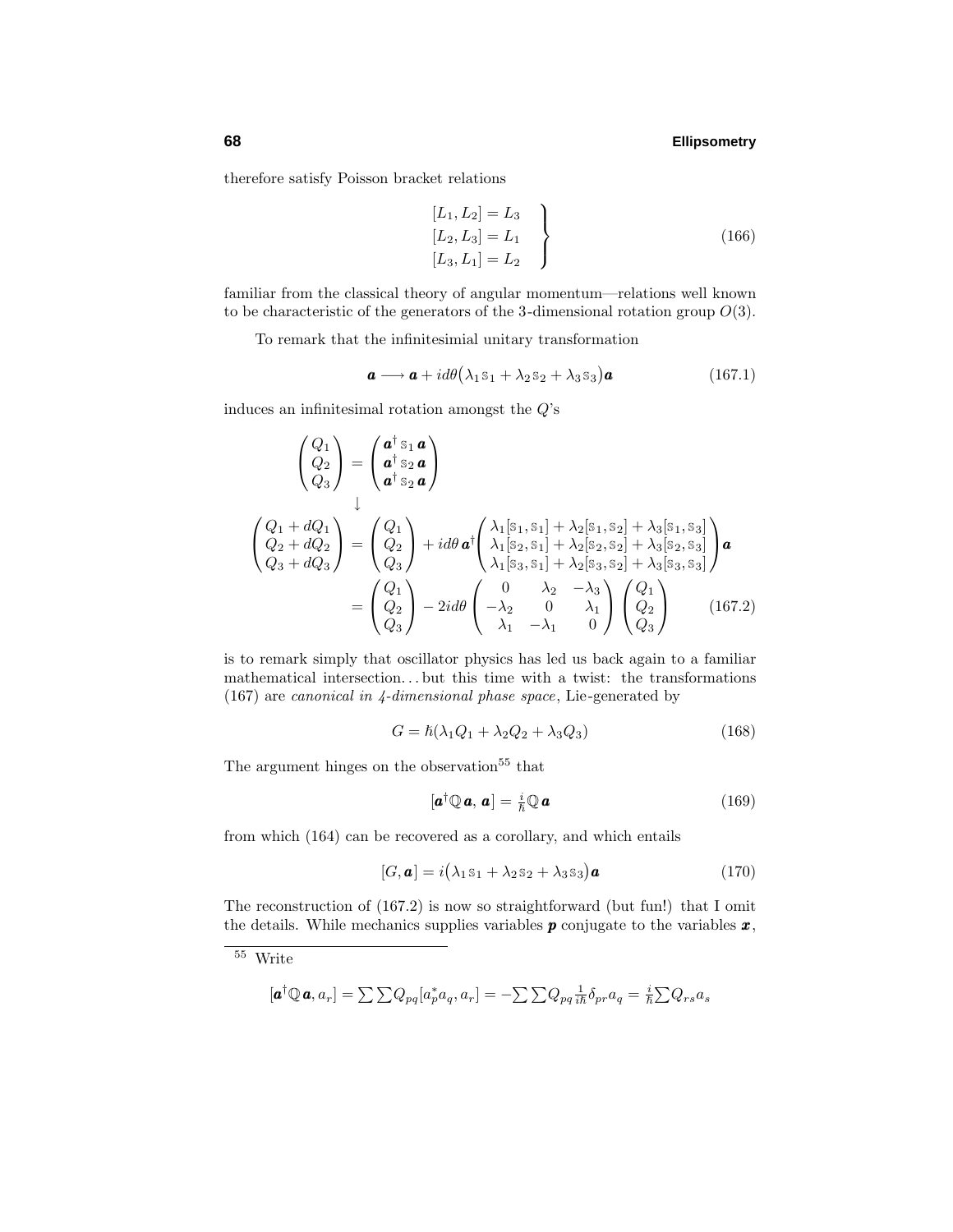therefore satisfy Poisson bracket relations

$$
\left.\begin{aligned}
[L_1, L_2] &= L_3 \\
[L_2, L_3] &= L_1 \\
[L_3, L_1] &= L_2
\end{aligned}\right\} \tag{166}
$$

familiar from the classical theory of angular momentum—relations well known to be characteristic of the generators of the 3-dimensional rotation group $O(3)$.

To remark that the infinitesimial unitary transformation

$$
\boldsymbol{a} \longrightarrow \boldsymbol{a} + i d\theta\big(\lambda_1 \mathbb{s}_1 + \lambda_2 \mathbb{s}_2 + \lambda_3 \mathbb{s}_3\big)\boldsymbol{a} \tag{167.1}
$$

induces an infinitesimal rotation amongst the $Q$'s

$$
\begin{aligned}
\begin{pmatrix} Q_1 \\ Q_2 \\ Q_3 \end{pmatrix} &= \begin{pmatrix} \boldsymbol{a}^\dagger \mathbb{s}_1 \boldsymbol{a} \\ \boldsymbol{a}^\dagger \mathbb{s}_2 \boldsymbol{a} \\ \boldsymbol{a}^\dagger \mathbb{s}_2 \boldsymbol{a} \end{pmatrix} \\
&\downarrow \\
\begin{pmatrix} Q_1 + dQ_1 \\ Q_2 + dQ_2 \\ Q_3 + dQ_3 \end{pmatrix} &= \begin{pmatrix} Q_1 \\ Q_2 \\ Q_3 \end{pmatrix} + i d\theta\, \boldsymbol{a}^\dagger \begin{pmatrix} \lambda_1[\mathbb{s}_1, \mathbb{s}_1] + \lambda_2[\mathbb{s}_1, \mathbb{s}_2] + \lambda_3[\mathbb{s}_1, \mathbb{s}_3] \\ \lambda_1[\mathbb{s}_2, \mathbb{s}_1] + \lambda_2[\mathbb{s}_2, \mathbb{s}_2] + \lambda_3[\mathbb{s}_2, \mathbb{s}_3] \\ \lambda_1[\mathbb{s}_3, \mathbb{s}_1] + \lambda_2[\mathbb{s}_3, \mathbb{s}_2] + \lambda_3[\mathbb{s}_3, \mathbb{s}_3] \end{pmatrix} \boldsymbol{a} \\
&= \begin{pmatrix} Q_1 \\ Q_2 \\ Q_3 \end{pmatrix} - 2 i d\theta \begin{pmatrix} 0 & \lambda_2 & -\lambda_3 \\ -\lambda_2 & 0 & \lambda_1 \\ \lambda_1 & -\lambda_1 & 0 \end{pmatrix} \begin{pmatrix} Q_1 \\ Q_2 \\ Q_3 \end{pmatrix}
\end{aligned} \tag{167.2}
$$

is to remark simply that oscillator physics has led us back again to a familiar mathematical intersection... but this time with a twist: the transformations (167) are *canonical in 4-dimensional phase space*, Lie-generated by

$$
G = \hbar(\lambda_1 Q_1 + \lambda_2 Q_2 + \lambda_3 Q_3) \tag{168}
$$

The argument hinges on the observation[55] that

$$
[\boldsymbol{a}^\dagger \mathbb{Q}\, \boldsymbol{a},\, \boldsymbol{a}] = \tfrac{i}{\hbar} \mathbb{Q}\, \boldsymbol{a} \tag{169}
$$

from which (164) can be recovered as a corollary, and which entails

$$
[G, \boldsymbol{a}] = i\big(\lambda_1 \mathbb{s}_1 + \lambda_2 \mathbb{s}_2 + \lambda_3 \mathbb{s}_3\big)\boldsymbol{a} \tag{170}
$$

The reconstruction of (167.2) is now so straightforward (but fun!) that I omit the details. While mechanics supplies variables $\boldsymbol{p}$ conjugate to the variables $\boldsymbol{x}$,

---

[55] Write

$$
[\boldsymbol{a}^\dagger \mathbb{Q}\, \boldsymbol{a}, a_r] = \sum\sum Q_{pq}[a_p^* a_q, a_r] = -\sum\sum Q_{pq} \tfrac{1}{i\hbar}\delta_{pr} a_q = \tfrac{i}{\hbar}\sum Q_{rs} a_s
$$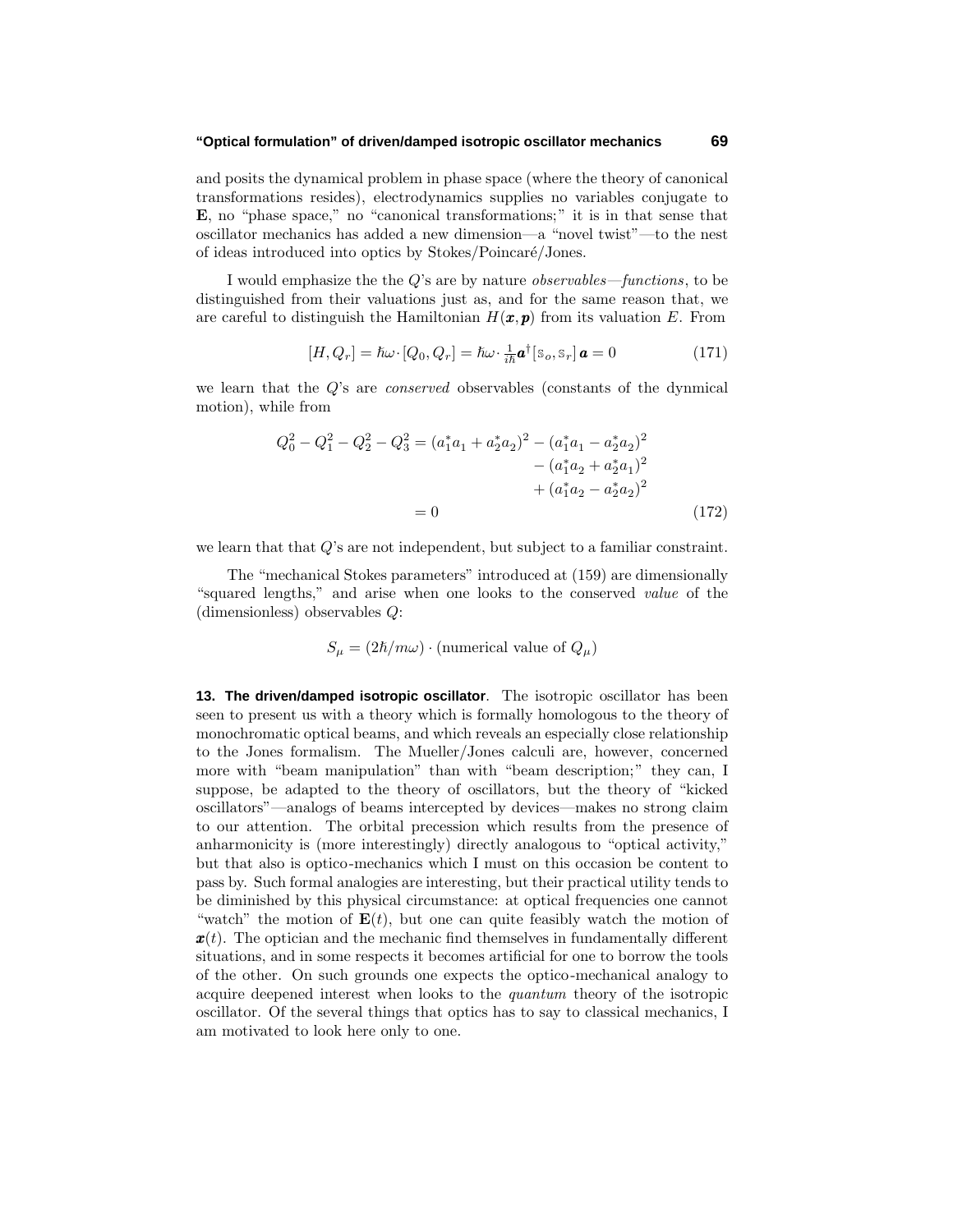and posits the dynamical problem in phase space (where the theory of canonical transformations resides), electrodynamics supplies no variables conjugate to **E**, no "phase space," no "canonical transformations;" it is in that sense that oscillator mechanics has added a new dimension—a "novel twist"—to the nest of ideas introduced into optics by Stokes/Poincaré/Jones.

I would emphasize the the $Q$'s are by nature *observables*—*functions*, to be distinguished from their valuations just as, and for the same reason that, we are careful to distinguish the Hamiltonian $H(\boldsymbol{x}, \boldsymbol{p})$ from its valuation $E$. From

$$[H, Q_r] = \hbar\omega\cdot[Q_0, Q_r] = \hbar\omega\cdot \tfrac{1}{i\hbar}\boldsymbol{a}^\dagger[\mathbb{S}_o, \mathbb{S}_r]\,\boldsymbol{a} = 0 \tag{171}$$

we learn that the $Q$'s are *conserved* observables (constants of the dynmical motion), while from

$$\begin{aligned} Q_0^2 - Q_1^2 - Q_2^2 - Q_3^2 = (a_1^*a_1 + a_2^*a_2)^2 &- (a_1^*a_1 - a_2^*a_2)^2 \\ &- (a_1^*a_2 + a_2^*a_1)^2 \\ &+ (a_1^*a_2 - a_2^*a_2)^2 \\ = 0 \end{aligned} \tag{172}$$

we learn that that $Q$'s are not independent, but subject to a familiar constraint.

The "mechanical Stokes parameters" introduced at (159) are dimensionally "squared lengths," and arise when one looks to the conserved *value* of the (dimensionless) observables $Q$:

$$S_\mu = (2\hbar/m\omega)\cdot(\text{numerical value of } Q_\mu)$$

**13. The driven/damped isotropic oscillator**. The isotropic oscillator has been seen to present us with a theory which is formally homologous to the theory of monochromatic optical beams, and which reveals an especially close relationship to the Jones formalism. The Mueller/Jones calculi are, however, concerned more with "beam manipulation" than with "beam description;" they can, I suppose, be adapted to the theory of oscillators, but the theory of "kicked oscillators"—analogs of beams intercepted by devices—makes no strong claim to our attention. The orbital precession which results from the presence of anharmonicity is (more interestingly) directly analogous to "optical activity," but that also is optico-mechanics which I must on this occasion be content to pass by. Such formal analogies are interesting, but their practical utility tends to be diminished by this physical circumstance: at optical frequencies one cannot "watch" the motion of $\mathbf{E}(t)$, but one can quite feasibly watch the motion of $\boldsymbol{x}(t)$. The optician and the mechanic find themselves in fundamentally different situations, and in some respects it becomes artificial for one to borrow the tools of the other. On such grounds one expects the optico-mechanical analogy to acquire deepened interest when looks to the *quantum* theory of the isotropic oscillator. Of the several things that optics has to say to classical mechanics, I am motivated to look here only to one.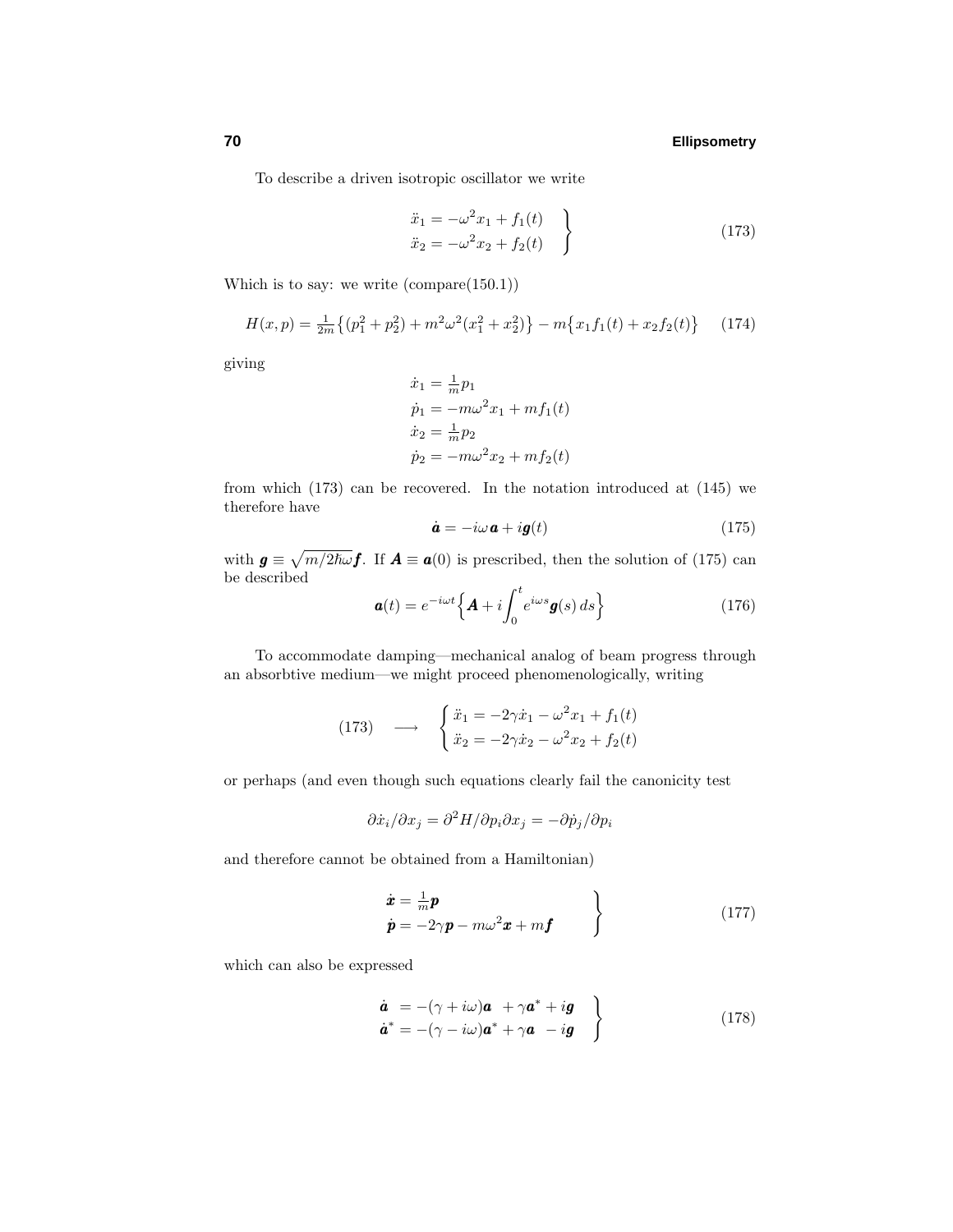To describe a driven isotropic oscillator we write

$$\left.\begin{aligned}\ddot{x}_1 &= -\omega^2 x_1 + f_1(t)\\ \ddot{x}_2 &= -\omega^2 x_2 + f_2(t)\end{aligned}\right\} \tag{173}$$

Which is to say: we write (compare(150.1))

$$H(x,p) = \tfrac{1}{2m}\big\{(p_1^2+p_2^2) + m^2\omega^2(x_1^2+x_2^2)\big\} - m\big\{x_1 f_1(t) + x_2 f_2(t)\big\} \tag{174}$$

giving

$$\begin{aligned}\dot{x}_1 &= \tfrac{1}{m}p_1\\ \dot{p}_1 &= -m\omega^2 x_1 + m f_1(t)\\ \dot{x}_2 &= \tfrac{1}{m}p_2\\ \dot{p}_2 &= -m\omega^2 x_2 + m f_2(t)\end{aligned}$$

from which (173) can be recovered. In the notation introduced at (145) we therefore have

$$\dot{\boldsymbol{a}} = -i\omega\,\boldsymbol{a} + i\boldsymbol{g}(t) \tag{175}$$

with $\boldsymbol{g} \equiv \sqrt{m/2\hbar\omega}\,\boldsymbol{f}$. If $\boldsymbol{A} \equiv \boldsymbol{a}(0)$ is prescribed, then the solution of (175) can be described

$$\boldsymbol{a}(t) = e^{-i\omega t}\Big\{\boldsymbol{A} + i\int_0^t e^{i\omega s}\boldsymbol{g}(s)\,ds\Big\} \tag{176}$$

To accommodate damping—mechanical analog of beam progress through an absorbtive medium—we might proceed phenomenologically, writing

$$(173) \quad \longrightarrow \quad \begin{cases}\ddot{x}_1 = -2\gamma\dot{x}_1 - \omega^2 x_1 + f_1(t)\\ \ddot{x}_2 = -2\gamma\dot{x}_2 - \omega^2 x_2 + f_2(t)\end{cases}$$

or perhaps (and even though such equations clearly fail the canonicity test

$$\partial\dot{x}_i/\partial x_j = \partial^2 H/\partial p_i \partial x_j = -\partial\dot{p}_j/\partial p_i$$

and therefore cannot be obtained from a Hamiltonian)

$$\left.\begin{aligned}\dot{\boldsymbol{x}} &= \tfrac{1}{m}\boldsymbol{p}\\ \dot{\boldsymbol{p}} &= -2\gamma\boldsymbol{p} - m\omega^2\boldsymbol{x} + m\boldsymbol{f}\end{aligned}\right\} \tag{177}$$

which can also be expressed

$$\left.\begin{aligned}\dot{\boldsymbol{a}} &= -(\gamma + i\omega)\boldsymbol{a} + \gamma\boldsymbol{a}^* + i\boldsymbol{g}\\ \dot{\boldsymbol{a}}^* &= -(\gamma - i\omega)\boldsymbol{a}^* + \gamma\boldsymbol{a} - i\boldsymbol{g}\end{aligned}\right\} \tag{178}$$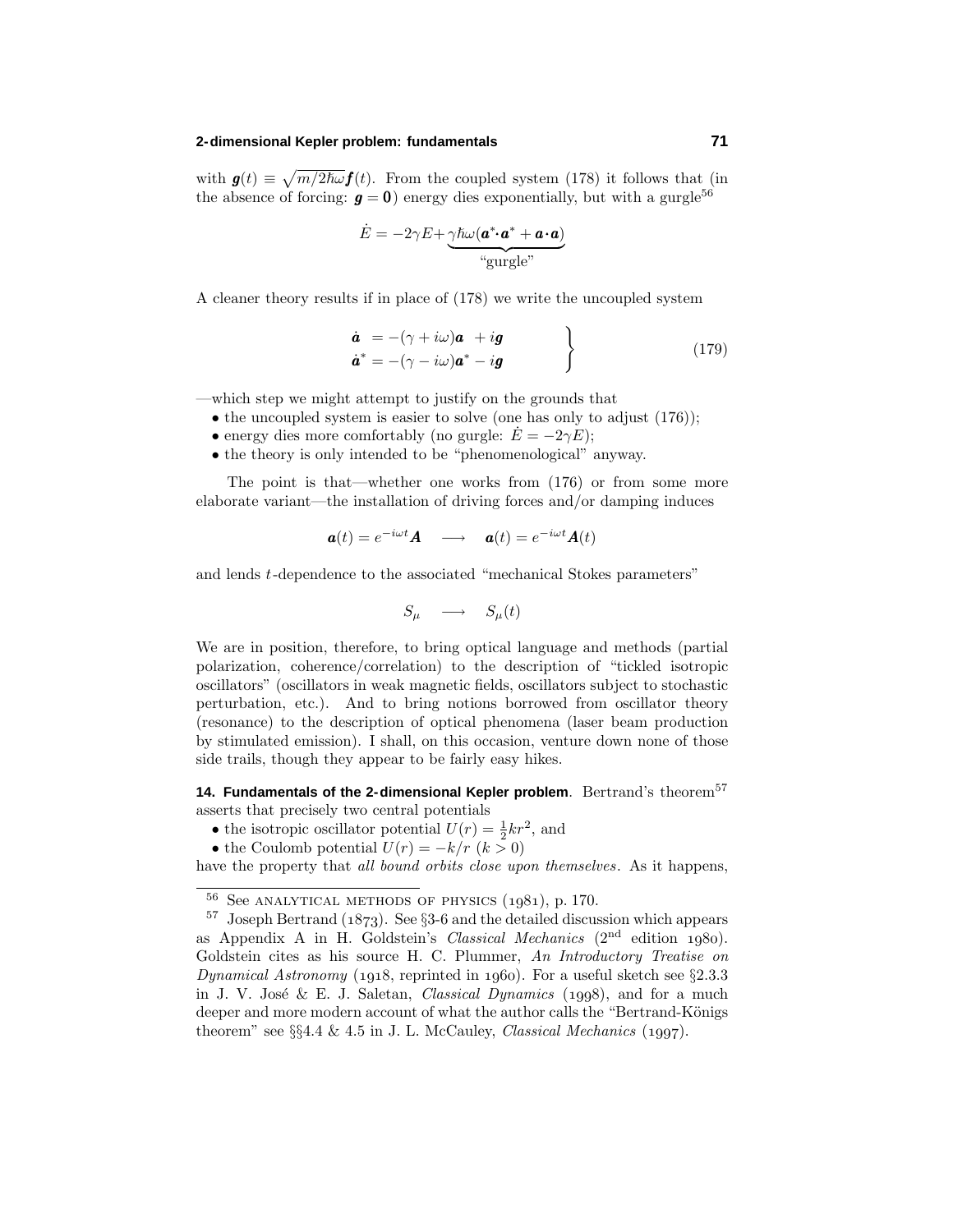with $\boldsymbol{g}(t) \equiv \sqrt{m/2\hbar\omega}\,\boldsymbol{f}(t)$. From the coupled system (178) it follows that (in the absence of forcing: $\boldsymbol{g} = \boldsymbol{0}$) energy dies exponentially, but with a gurgle[56]

$$\dot{E} = -2\gamma E + \underbrace{\gamma\hbar\omega(\boldsymbol{a}^*\!\cdot\boldsymbol{a}^* + \boldsymbol{a}\cdot\boldsymbol{a})}_{\text{“gurgle”}}$$

A cleaner theory results if in place of (178) we write the uncoupled system

$$\left.\begin{aligned}
\dot{\boldsymbol{a}} &= -(\gamma + i\omega)\boldsymbol{a} \ + i\boldsymbol{g}\\
\dot{\boldsymbol{a}}^* &= -(\gamma - i\omega)\boldsymbol{a}^* - i\boldsymbol{g}
\end{aligned}\right\} \tag{179}$$

—which step we might attempt to justify on the grounds that

- the uncoupled system is easier to solve (one has only to adjust (176));
- energy dies more comfortably (no gurgle: $\dot{E} = -2\gamma E$);
- the theory is only intended to be “phenomenological” anyway.

The point is that—whether one works from (176) or from some more elaborate variant—the installation of driving forces and/or damping induces

$$\boldsymbol{a}(t) = e^{-i\omega t}\boldsymbol{A} \quad \longrightarrow \quad \boldsymbol{a}(t) = e^{-i\omega t}\boldsymbol{A}(t)$$

and lends $t$-dependence to the associated “mechanical Stokes parameters”

$$S_\mu \quad \longrightarrow \quad S_\mu(t)$$

We are in position, therefore, to bring optical language and methods (partial polarization, coherence/correlation) to the description of “tickled isotropic oscillators” (oscillators in weak magnetic fields, oscillators subject to stochastic perturbation, etc.). And to bring notions borrowed from oscillator theory (resonance) to the description of optical phenomena (laser beam production by stimulated emission). I shall, on this occasion, venture down none of those side trails, though they appear to be fairly easy hikes.

**14. Fundamentals of the 2-dimensional Kepler problem**. Bertrand’s theorem[57] asserts that precisely two central potentials

- the isotropic oscillator potential $U(r) = \frac{1}{2}kr^2$, and
- the Coulomb potential $U(r) = -k/r$ $(k > 0)$

have the property that *all bound orbits close upon themselves*. As it happens,

---

[56] See ANALYTICAL METHODS OF PHYSICS (1981), p. 170.

[57] Joseph Bertrand (1873). See §3-6 and the detailed discussion which appears as Appendix A in H. Goldstein’s *Classical Mechanics* (2nd edition 1980). Goldstein cites as his source H. C. Plummer, *An Introductory Treatise on Dynamical Astronomy* (1918, reprinted in 1960). For a useful sketch see §2.3.3 in J. V. José & E. J. Saletan, *Classical Dynamics* (1998), and for a much deeper and more modern account of what the author calls the “Bertrand-Königs theorem” see §§4.4 & 4.5 in J. L. McCauley, *Classical Mechanics* (1997).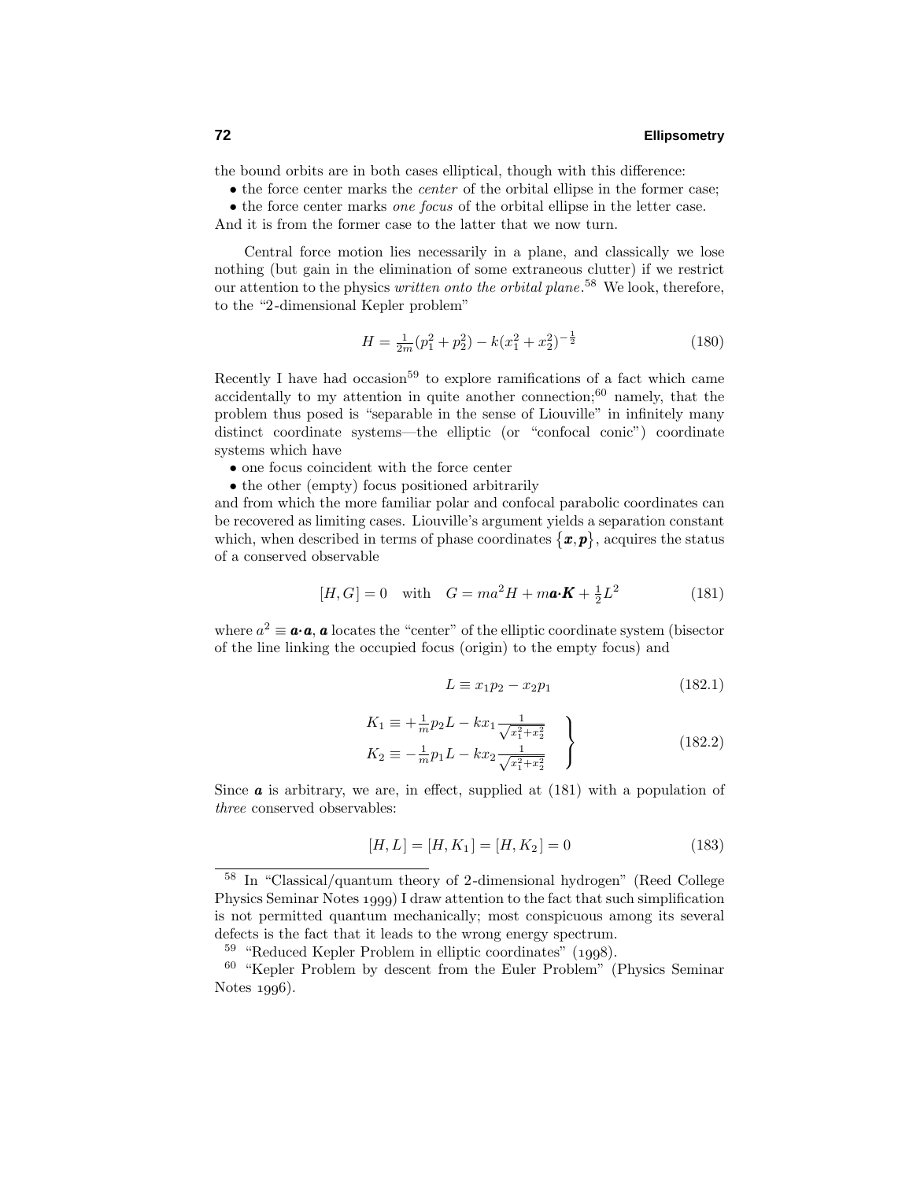the bound orbits are in both cases elliptical, though with this difference:

- the force center marks the *center* of the orbital ellipse in the former case;
- the force center marks *one focus* of the orbital ellipse in the letter case.

And it is from the former case to the latter that we now turn.

Central force motion lies necessarily in a plane, and classically we lose nothing (but gain in the elimination of some extraneous clutter) if we restrict our attention to the physics *written onto the orbital plane*.[58] We look, therefore, to the "2-dimensional Kepler problem"

$$H = \tfrac{1}{2m}(p_1^2 + p_2^2) - k(x_1^2 + x_2^2)^{-\frac{1}{2}} \tag{180}$$

Recently I have had occasion[59] to explore ramifications of a fact which came accidentally to my attention in quite another connection;[60] namely, that the problem thus posed is "separable in the sense of Liouville" in infinitely many distinct coordinate systems—the elliptic (or "confocal conic") coordinate systems which have

- one focus coincident with the force center
- the other (empty) focus positioned arbitrarily

and from which the more familiar polar and confocal parabolic coordinates can be recovered as limiting cases. Liouville's argument yields a separation constant which, when described in terms of phase coordinates $\{\boldsymbol{x}, \boldsymbol{p}\}$, acquires the status of a conserved observable

$$[H, G\,] = 0 \quad \text{with} \quad G = ma^2 H + m\boldsymbol{a}\boldsymbol{\cdot}\boldsymbol{K} + \tfrac{1}{2}L^2 \tag{181}$$

where $a^2 \equiv \boldsymbol{a}\boldsymbol{\cdot}\boldsymbol{a}$, $\boldsymbol{a}$ locates the "center" of the elliptic coordinate system (bisector of the line linking the occupied focus (origin) to the empty focus) and

$$L \equiv x_1 p_2 - x_2 p_1 \tag{182.1}$$

$$\left.\begin{aligned} K_1 &\equiv +\tfrac{1}{m}p_2 L - kx_1 \tfrac{1}{\sqrt{x_1^2 + x_2^2}} \\ K_2 &\equiv -\tfrac{1}{m}p_1 L - kx_2 \tfrac{1}{\sqrt{x_1^2 + x_2^2}} \end{aligned}\right\} \tag{182.2}$$

Since $\boldsymbol{a}$ is arbitrary, we are, in effect, supplied at (181) with a population of *three* conserved observables:

$$[H, L\,] = [H, K_1\,] = [H, K_2\,] = 0 \tag{183}$$

---

[58] In "Classical/quantum theory of 2-dimensional hydrogen" (Reed College Physics Seminar Notes 1999) I draw attention to the fact that such simplification is not permitted quantum mechanically; most conspicuous among its several defects is the fact that it leads to the wrong energy spectrum.

[59] "Reduced Kepler Problem in elliptic coordinates" (1998).

[60] "Kepler Problem by descent from the Euler Problem" (Physics Seminar Notes 1996).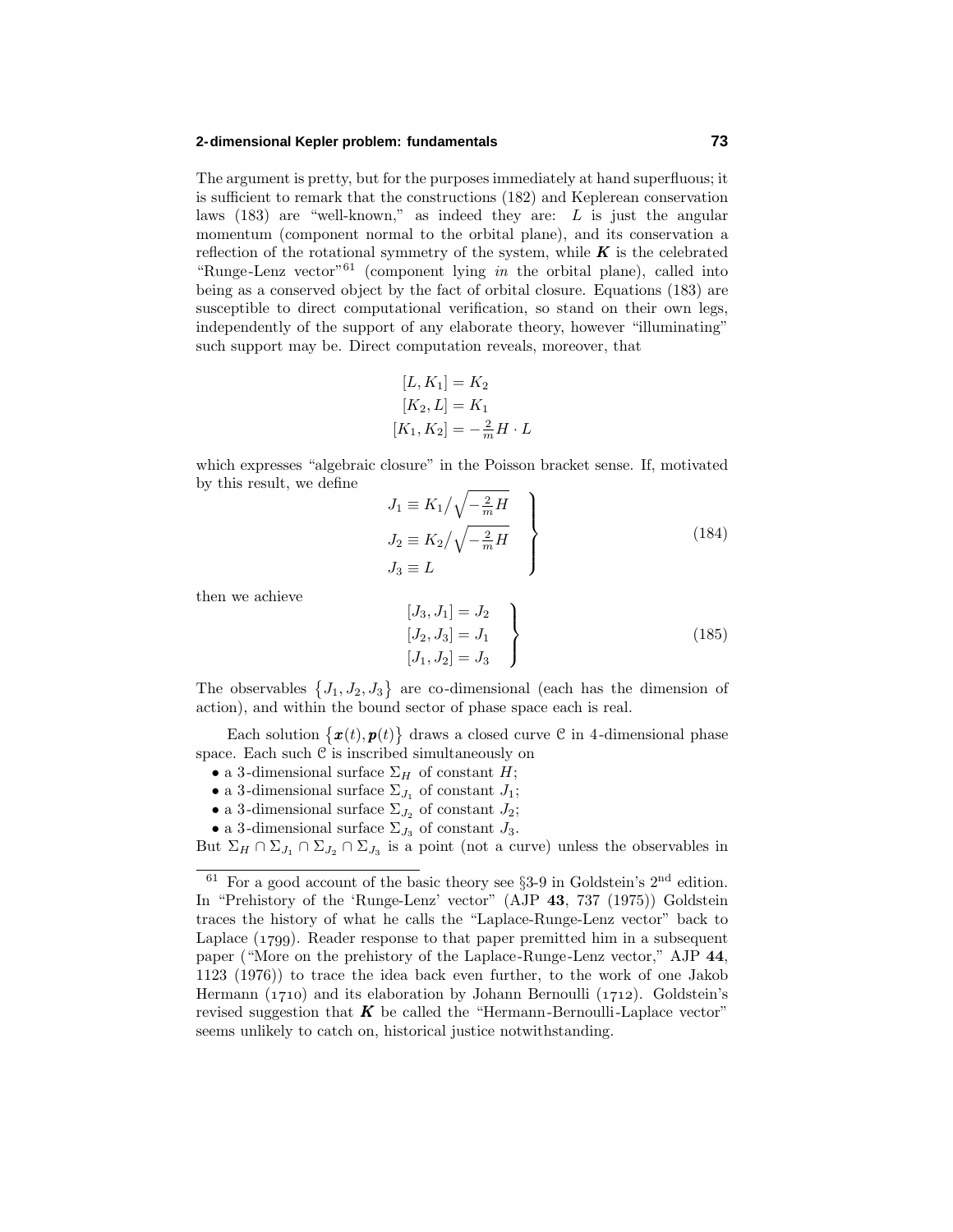The argument is pretty, but for the purposes immediately at hand superfluous; it is sufficient to remark that the constructions (182) and Keplerean conservation laws (183) are "well-known," as indeed they are: $L$ is just the angular momentum (component normal to the orbital plane), and its conservation a reflection of the rotational symmetry of the system, while $\boldsymbol{K}$ is the celebrated "Runge-Lenz vector"[61] (component lying *in* the orbital plane), called into being as a conserved object by the fact of orbital closure. Equations (183) are susceptible to direct computational verification, so stand on their own legs, independently of the support of any elaborate theory, however "illuminating" such support may be. Direct computation reveals, moreover, that

$$
\begin{aligned}
[L, K_1] &= K_2 \\
[K_2, L] &= K_1 \\
[K_1, K_2] &= -\tfrac{2}{m} H \cdot L
\end{aligned}
$$

which expresses "algebraic closure" in the Poisson bracket sense. If, motivated by this result, we define

$$
\left.
\begin{aligned}
J_1 &\equiv K_1 \Big/ \sqrt{-\tfrac{2}{m} H} \\
J_2 &\equiv K_2 \Big/ \sqrt{-\tfrac{2}{m} H} \\
J_3 &\equiv L
\end{aligned}
\right\} \tag{184}
$$

then we achieve

$$
\left.
\begin{aligned}
[J_3, J_1] &= J_2 \\
[J_2, J_3] &= J_1 \\
[J_1, J_2] &= J_3
\end{aligned}
\right\} \tag{185}
$$

The observables $\{J_1, J_2, J_3\}$ are co-dimensional (each has the dimension of action), and within the bound sector of phase space each is real.

Each solution $\{\boldsymbol{x}(t), \boldsymbol{p}(t)\}$ draws a closed curve $\mathcal{C}$ in 4-dimensional phase space. Each such $\mathcal{C}$ is inscribed simultaneously on

- a 3-dimensional surface $\Sigma_H$ of constant $H$;
- a 3-dimensional surface $\Sigma_{J_1}$ of constant $J_1$;
- a 3-dimensional surface $\Sigma_{J_2}$ of constant $J_2$;
- a 3-dimensional surface $\Sigma_{J_3}$ of constant $J_3$.

But $\Sigma_H \cap \Sigma_{J_1} \cap \Sigma_{J_2} \cap \Sigma_{J_3}$ is a point (not a curve) unless the observables in

---

[61] For a good account of the basic theory see §3-9 in Goldstein's 2nd edition. In "Prehistory of the 'Runge-Lenz' vector" (AJP **43**, 737 (1975)) Goldstein traces the history of what he calls the "Laplace-Runge-Lenz vector" back to Laplace (1799). Reader response to that paper premitted him in a subsequent paper ("More on the prehistory of the Laplace-Runge-Lenz vector," AJP **44**, 1123 (1976)) to trace the idea back even further, to the work of one Jakob Hermann (1710) and its elaboration by Johann Bernoulli (1712). Goldstein's revised suggestion that $\boldsymbol{K}$ be called the "Hermann-Bernoulli-Laplace vector" seems unlikely to catch on, historical justice notwithstanding.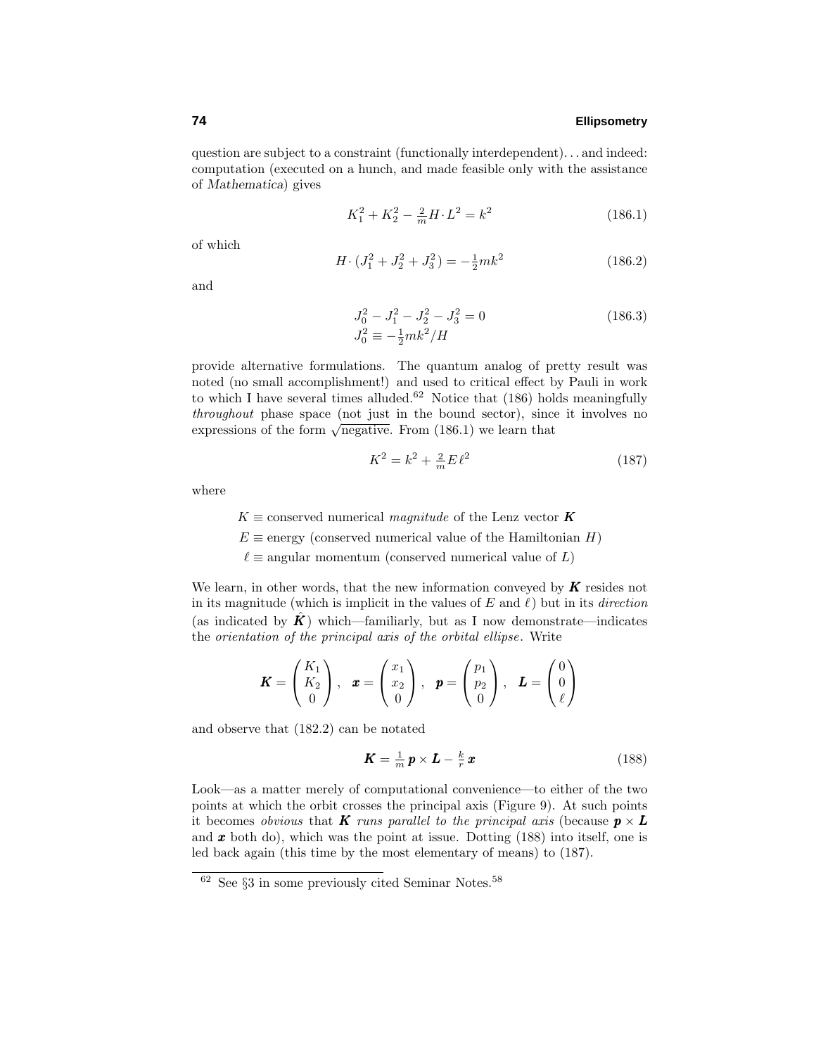question are subject to a constraint (functionally interdependent)... and indeed: computation (executed on a hunch, and made feasible only with the assistance of *Mathematica*) gives

$$K_1^2 + K_2^2 - \tfrac{2}{m}H\cdot L^2 = k^2 \tag{186.1}$$

of which

$$H\cdot(J_1^2 + J_2^2 + J_3^2) = -\tfrac{1}{2}mk^2 \tag{186.2}$$

and

$$\begin{aligned} &J_0^2 - J_1^2 - J_2^2 - J_3^2 = 0 \\ &J_0^2 \equiv -\tfrac{1}{2}mk^2/H \end{aligned} \tag{186.3}$$

provide alternative formulations. The quantum analog of pretty result was noted (no small accomplishment!) and used to critical effect by Pauli in work to which I have several times alluded.[62] Notice that (186) holds meaningfully *throughout* phase space (not just in the bound sector), since it involves no expressions of the form $\sqrt{\text{negative}}$. From (186.1) we learn that

$$K^2 = k^2 + \tfrac{2}{m}E\,\ell^2 \tag{187}$$

where

$K \equiv$ conserved numerical *magnitude* of the Lenz vector $\boldsymbol{K}$

$E \equiv$ energy (conserved numerical value of the Hamiltonian $H$)

$\ell \equiv$ angular momentum (conserved numerical value of $L$)

We learn, in other words, that the new information conveyed by $\boldsymbol{K}$ resides not in its magnitude (which is implicit in the values of $E$ and $\ell$) but in its *direction* (as indicated by $\hat{\boldsymbol{K}}$) which—familiarly, but as I now demonstrate—indicates the *orientation of the principal axis of the orbital ellipse*. Write

$$\boldsymbol{K} = \begin{pmatrix} K_1 \\ K_2 \\ 0 \end{pmatrix}, \quad \boldsymbol{x} = \begin{pmatrix} x_1 \\ x_2 \\ 0 \end{pmatrix}, \quad \boldsymbol{p} = \begin{pmatrix} p_1 \\ p_2 \\ 0 \end{pmatrix}, \quad \boldsymbol{L} = \begin{pmatrix} 0 \\ 0 \\ \ell \end{pmatrix}$$

and observe that (182.2) can be notated

$$\boldsymbol{K} = \tfrac{1}{m}\,\boldsymbol{p}\times\boldsymbol{L} - \tfrac{k}{r}\,\boldsymbol{x} \tag{188}$$

Look—as a matter merely of computational convenience—to either of the two points at which the orbit crosses the principal axis (Figure 9). At such points it becomes *obvious* that *$\boldsymbol{K}$ runs parallel to the principal axis* (because $\boldsymbol{p}\times\boldsymbol{L}$ and $\boldsymbol{x}$ both do), which was the point at issue. Dotting (188) into itself, one is led back again (this time by the most elementary of means) to (187).

[62] See §3 in some previously cited Seminar Notes.[58]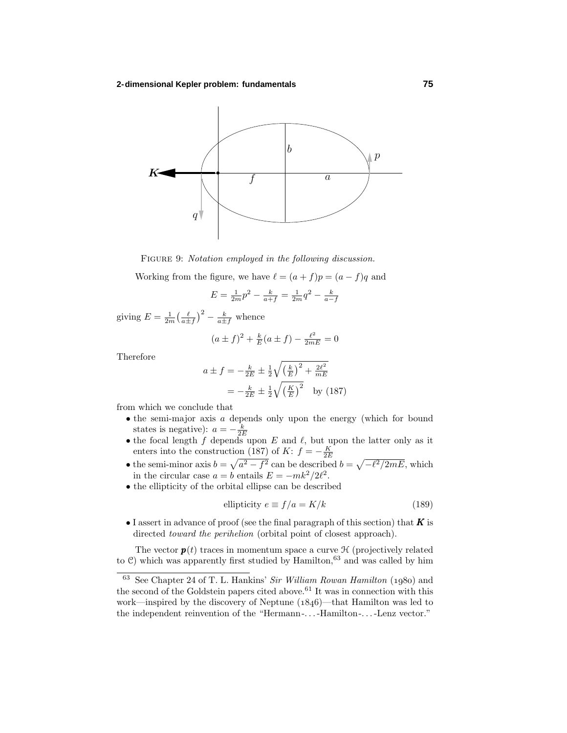FIGURE 9: *Notation employed in the following discussion.*

Working from the figure, we have $\ell = (a+f)p = (a-f)q$ and

$$E = \tfrac{1}{2m}p^2 - \tfrac{k}{a+f} = \tfrac{1}{2m}q^2 - \tfrac{k}{a-f}$$

giving $E = \frac{1}{2m}\big(\frac{\ell}{a\pm f}\big)^2 - \frac{k}{a\pm f}$ whence

$$(a \pm f)^2 + \tfrac{k}{E}(a \pm f) - \tfrac{\ell^2}{2mE} = 0$$

Therefore

$$\begin{aligned} a \pm f &= -\tfrac{k}{2E} \pm \tfrac{1}{2}\sqrt{\big(\tfrac{k}{E}\big)^2 + \tfrac{2\ell^2}{mE}} \\ &= -\tfrac{k}{2E} \pm \tfrac{1}{2}\sqrt{\big(\tfrac{K}{E}\big)^2} \quad \text{by (187)} \end{aligned}$$

from which we conclude that

- the semi-major axis $a$ depends only upon the energy (which for bound states is negative): $a = -\frac{k}{2E}$
- the focal length $f$ depends upon $E$ and $\ell$, but upon the latter only as it enters into the construction (187) of $K$: $f = -\frac{K}{2E}$
- the semi-minor axis $b = \sqrt{a^2 - f^2}$ can be described $b = \sqrt{-\ell^2/2mE}$, which in the circular case $a = b$ entails $E = -mk^2/2\ell^2$.
- the ellipticity of the orbital ellipse can be described

$$\text{ellipticity } e \equiv f/a = K/k \tag{189}$$

- I assert in advance of proof (see the final paragraph of this section) that $\boldsymbol{K}$ is directed *toward the perihelion* (orbital point of closest approach).

The vector $\boldsymbol{p}(t)$ traces in momentum space a curve $\mathcal{H}$ (projectively related to $\mathcal{C}$) which was apparently first studied by Hamilton,[63] and was called by him

---

[63] See Chapter 24 of T. L. Hankins' *Sir William Rowan Hamilton* (1980) and the second of the Goldstein papers cited above.[61] It was in connection with this work—inspired by the discovery of Neptune (1846)—that Hamilton was led to the independent reinvention of the "Hermann-...-Hamilton-...-Lenz vector."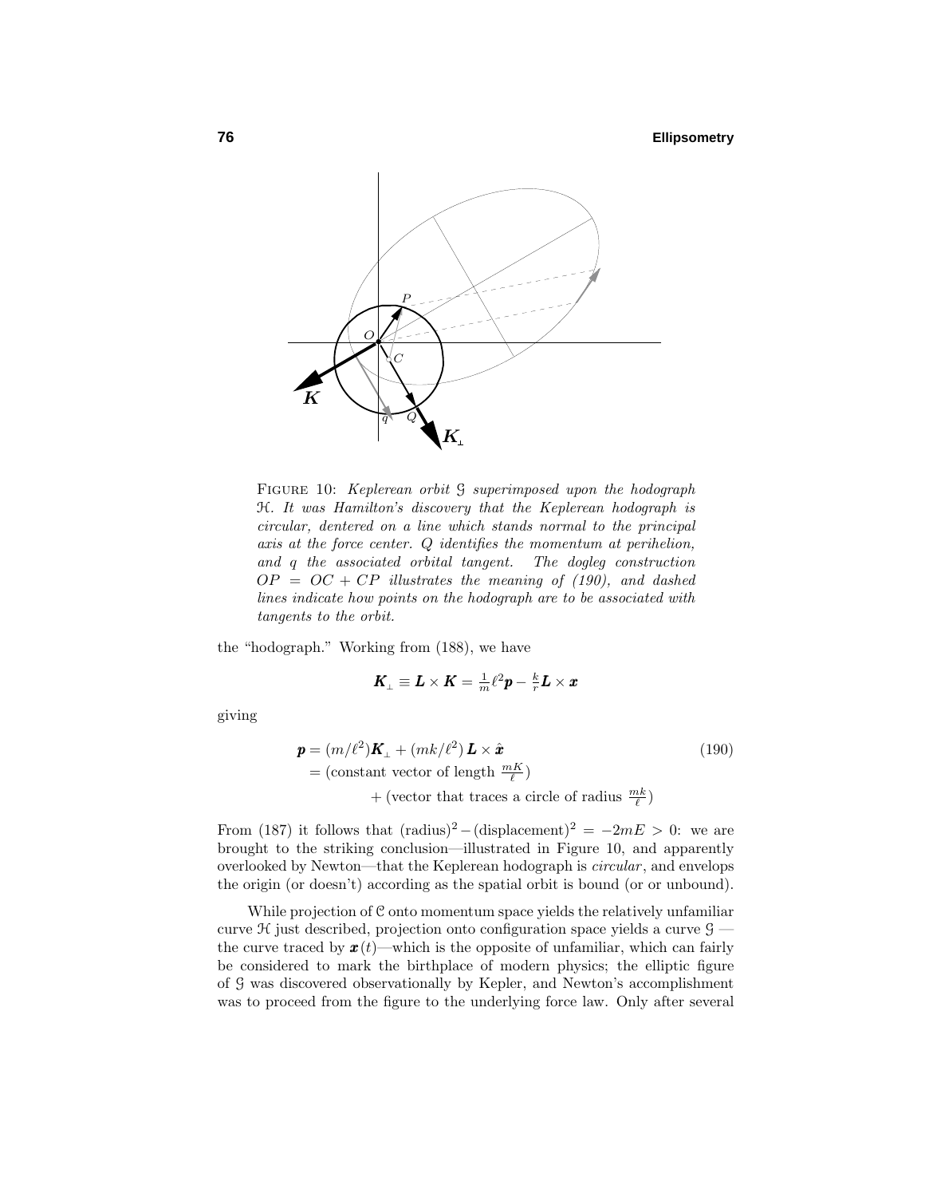FIGURE 10: *Keplerean orbit $\mathcal{G}$ superimposed upon the hodograph $\mathcal{H}$. It was Hamilton's discovery that the Keplerean hodograph is circular, dentered on a line which stands normal to the principal axis at the force center. $Q$ identifies the momentum at perihelion, and $q$ the associated orbital tangent. The dogleg construction $OP = OC + CP$ illustrates the meaning of (190), and dashed lines indicate how points on the hodograph are to be associated with tangents to the orbit.*

the "hodograph." Working from (188), we have

$$\boldsymbol{K}_\perp \equiv \boldsymbol{L}\times\boldsymbol{K} = \tfrac{1}{m}\ell^2\boldsymbol{p} - \tfrac{k}{r}\boldsymbol{L}\times\boldsymbol{x}$$

giving

$$\begin{aligned}\boldsymbol{p} &= (m/\ell^2)\boldsymbol{K}_\perp + (mk/\ell^2)\,\boldsymbol{L}\times\hat{\boldsymbol{x}} \qquad (190)\\ &= (\text{constant vector of length } \tfrac{mK}{\ell})\\ &\qquad + (\text{vector that traces a circle of radius } \tfrac{mk}{\ell})\end{aligned}$$

From (187) it follows that $(\text{radius})^2 - (\text{displacement})^2 = -2mE > 0$: we are brought to the striking conclusion—illustrated in Figure 10, and apparently overlooked by Newton—that the Keplerean hodograph is *circular*, and envelops the origin (or doesn't) according as the spatial orbit is bound (or or unbound).

While projection of $\mathcal{C}$ onto momentum space yields the relatively unfamiliar curve $\mathcal{H}$ just described, projection onto configuration space yields a curve $\mathcal{G}$ —the curve traced by $\boldsymbol{x}(t)$—which is the opposite of unfamiliar, which can fairly be considered to mark the birthplace of modern physics; the elliptic figure of $\mathcal{G}$ was discovered observationally by Kepler, and Newton's accomplishment was to proceed from the figure to the underlying force law. Only after several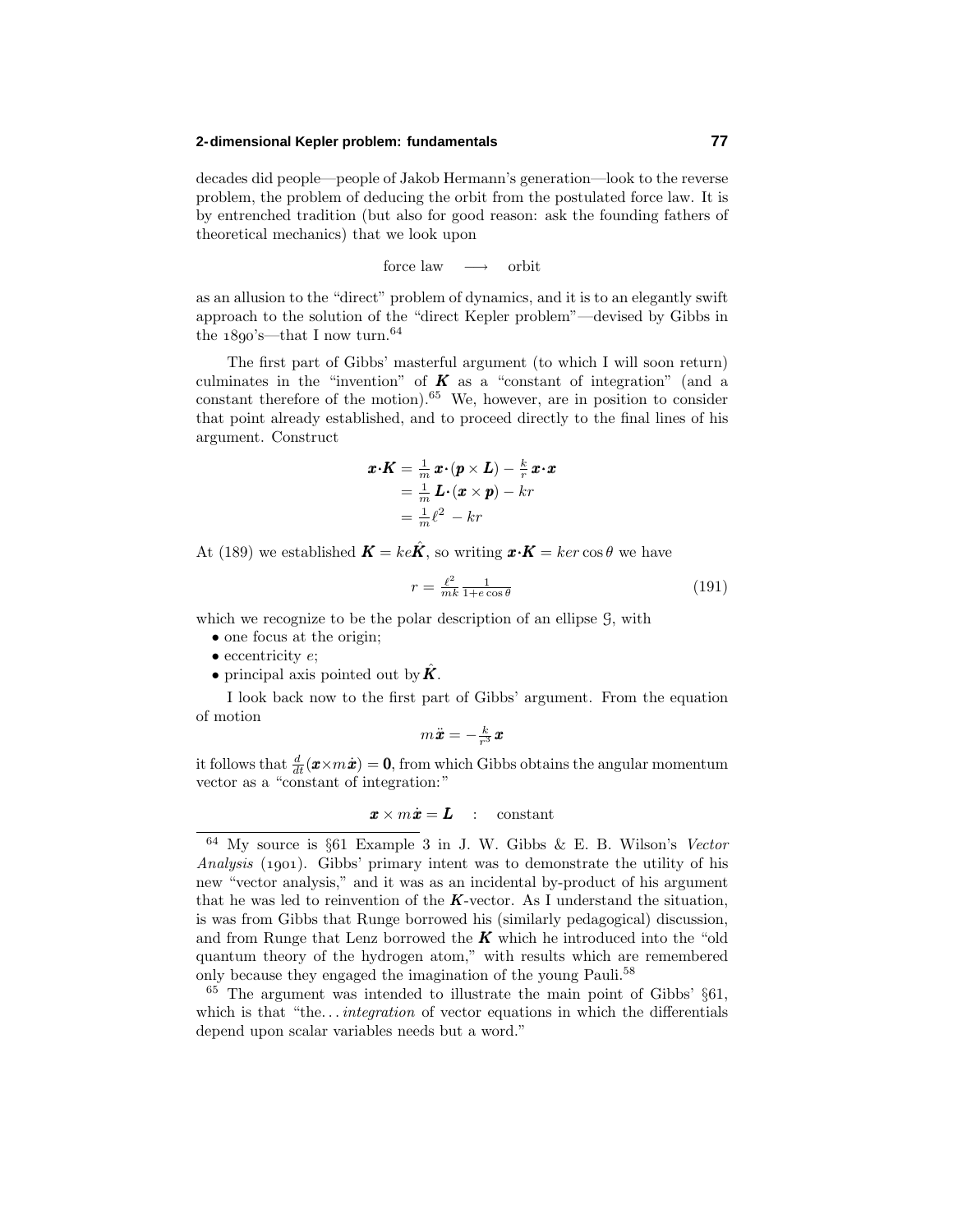decades did people—people of Jakob Hermann's generation—look to the reverse problem, the problem of deducing the orbit from the postulated force law. It is by entrenched tradition (but also for good reason: ask the founding fathers of theoretical mechanics) that we look upon

$$\text{force law} \quad \longrightarrow \quad \text{orbit}$$

as an allusion to the "direct" problem of dynamics, and it is to an elegantly swift approach to the solution of the "direct Kepler problem"—devised by Gibbs in the 1890's—that I now turn.[64]

The first part of Gibbs' masterful argument (to which I will soon return) culminates in the "invention" of $\boldsymbol{K}$ as a "constant of integration" (and a constant therefore of the motion).[65] We, however, are in position to consider that point already established, and to proceed directly to the final lines of his argument. Construct

$$\begin{aligned}
\boldsymbol{x}\cdot\boldsymbol{K} &= \tfrac{1}{m}\,\boldsymbol{x}\cdot(\boldsymbol{p}\times\boldsymbol{L}) - \tfrac{k}{r}\,\boldsymbol{x}\cdot\boldsymbol{x}\\
&= \tfrac{1}{m}\,\boldsymbol{L}\cdot(\boldsymbol{x}\times\boldsymbol{p}) - kr\\
&= \tfrac{1}{m}\ell^2 - kr
\end{aligned}$$

At (189) we established $\boldsymbol{K} = ke\hat{\boldsymbol{K}}$, so writing $\boldsymbol{x}\cdot\boldsymbol{K} = ker\cos\theta$ we have

$$r = \frac{\ell^2}{mk}\frac{1}{1+e\cos\theta} \tag{191}$$

which we recognize to be the polar description of an ellipse $\mathcal{G}$, with

- one focus at the origin;
- eccentricity $e$;
- principal axis pointed out by $\hat{\boldsymbol{K}}$.

I look back now to the first part of Gibbs' argument. From the equation of motion

$$m\ddot{\boldsymbol{x}} = -\tfrac{k}{r^3}\,\boldsymbol{x}$$

it follows that $\frac{d}{dt}(\boldsymbol{x}\times m\dot{\boldsymbol{x}}) = \boldsymbol{0}$, from which Gibbs obtains the angular momentum vector as a "constant of integration:"

$$\boldsymbol{x}\times m\dot{\boldsymbol{x}} = \boldsymbol{L} \quad : \quad \text{constant}$$

---

[64] My source is §61 Example 3 in J. W. Gibbs & E. B. Wilson's *Vector Analysis* (1901). Gibbs' primary intent was to demonstrate the utility of his new "vector analysis," and it was as an incidental by-product of his argument that he was led to reinvention of the $\boldsymbol{K}$-vector. As I understand the situation, is was from Gibbs that Runge borrowed his (similarly pedagogical) discussion, and from Runge that Lenz borrowed the $\boldsymbol{K}$ which he introduced into the "old quantum theory of the hydrogen atom," with results which are remembered only because they engaged the imagination of the young Pauli.[58]

[65] The argument was intended to illustrate the main point of Gibbs' §61, which is that "the... *integration* of vector equations in which the differentials depend upon scalar variables needs but a word."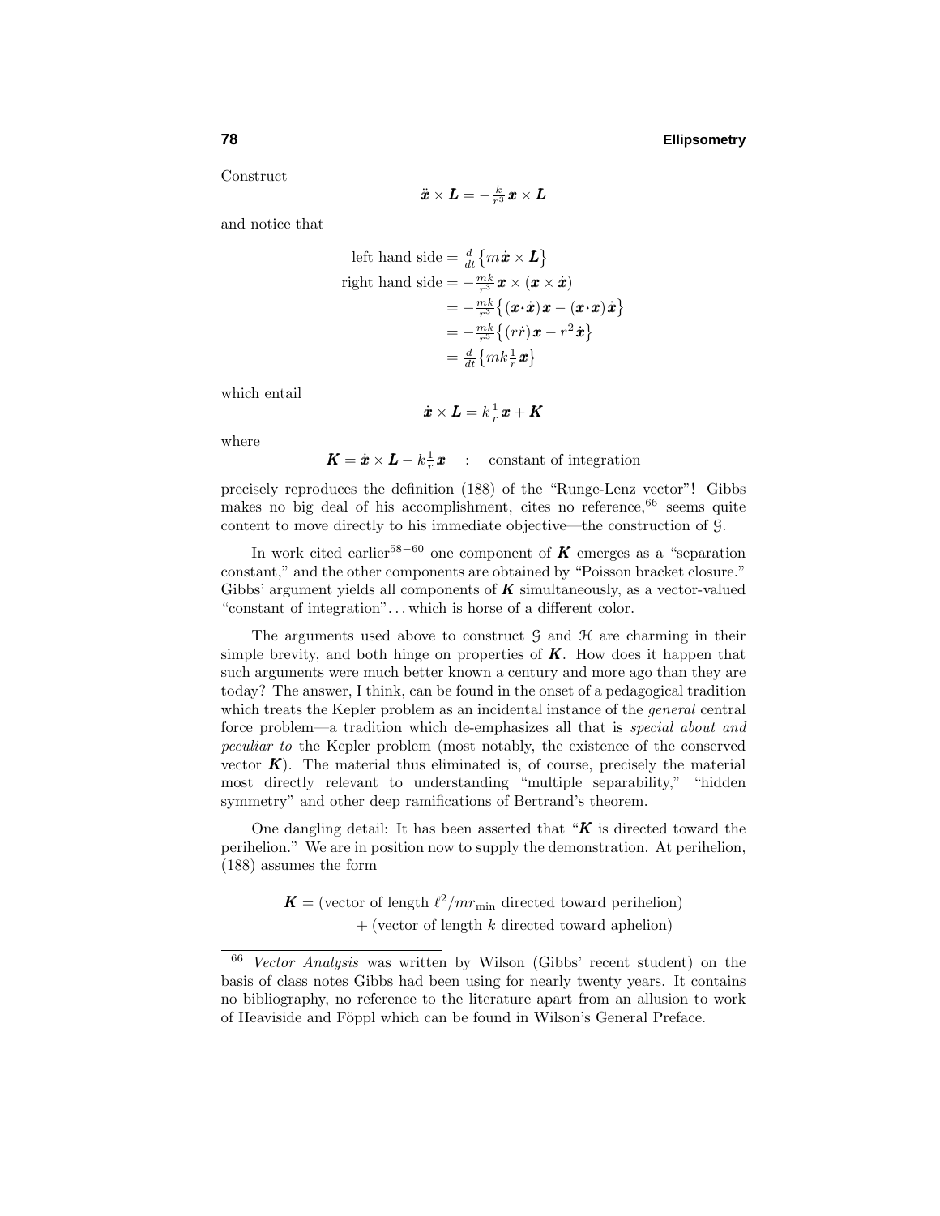Construct

$$\ddot{\boldsymbol{x}} \times \boldsymbol{L} = -\tfrac{k}{r^3}\,\boldsymbol{x} \times \boldsymbol{L}$$

and notice that

$$\begin{aligned}
\text{left hand side} &= \tfrac{d}{dt}\big\{m\dot{\boldsymbol{x}} \times \boldsymbol{L}\big\}\\
\text{right hand side} &= -\tfrac{mk}{r^3}\,\boldsymbol{x} \times (\boldsymbol{x} \times \dot{\boldsymbol{x}})\\
&= -\tfrac{mk}{r^3}\big\{(\boldsymbol{x}\cdot\dot{\boldsymbol{x}})\boldsymbol{x} - (\boldsymbol{x}\cdot\boldsymbol{x})\dot{\boldsymbol{x}}\big\}\\
&= -\tfrac{mk}{r^3}\big\{(r\dot{r})\boldsymbol{x} - r^2\dot{\boldsymbol{x}}\big\}\\
&= \tfrac{d}{dt}\big\{mk\tfrac{1}{r}\boldsymbol{x}\big\}
\end{aligned}$$

which entail

$$\dot{\boldsymbol{x}} \times \boldsymbol{L} = k\tfrac{1}{r}\boldsymbol{x} + \boldsymbol{K}$$

where

$$\boldsymbol{K} = \dot{\boldsymbol{x}} \times \boldsymbol{L} - k\tfrac{1}{r}\boldsymbol{x} \quad : \quad \text{constant of integration}$$

precisely reproduces the definition (188) of the "Runge-Lenz vector"! Gibbs makes no big deal of his accomplishment, cites no reference,[66] seems quite content to move directly to his immediate objective—the construction of $\mathcal{G}$.

In work cited earlier[58−60] one component of $\boldsymbol{K}$ emerges as a "separation constant," and the other components are obtained by "Poisson bracket closure." Gibbs' argument yields all components of $\boldsymbol{K}$ simultaneously, as a vector-valued "constant of integration"... which is horse of a different color.

The arguments used above to construct $\mathcal{G}$ and $\mathcal{H}$ are charming in their simple brevity, and both hinge on properties of $\boldsymbol{K}$. How does it happen that such arguments were much better known a century and more ago than they are today? The answer, I think, can be found in the onset of a pedagogical tradition which treats the Kepler problem as an incidental instance of the *general* central force problem—a tradition which de-emphasizes all that is *special about and peculiar to* the Kepler problem (most notably, the existence of the conserved vector $\boldsymbol{K}$). The material thus eliminated is, of course, precisely the material most directly relevant to understanding "multiple separability," "hidden symmetry" and other deep ramifications of Bertrand's theorem.

One dangling detail: It has been asserted that "$\boldsymbol{K}$ is directed toward the perihelion." We are in position now to supply the demonstration. At perihelion, (188) assumes the form

$$\begin{aligned}
\boldsymbol{K} = {} & (\text{vector of length } \ell^2/mr_{\text{min}} \text{ directed toward perihelion})\\
& + (\text{vector of length } k \text{ directed toward aphelion})
\end{aligned}$$

---

[66] *Vector Analysis* was written by Wilson (Gibbs' recent student) on the basis of class notes Gibbs had been using for nearly twenty years. It contains no bibliography, no reference to the literature apart from an allusion to work of Heaviside and Föppl which can be found in Wilson's General Preface.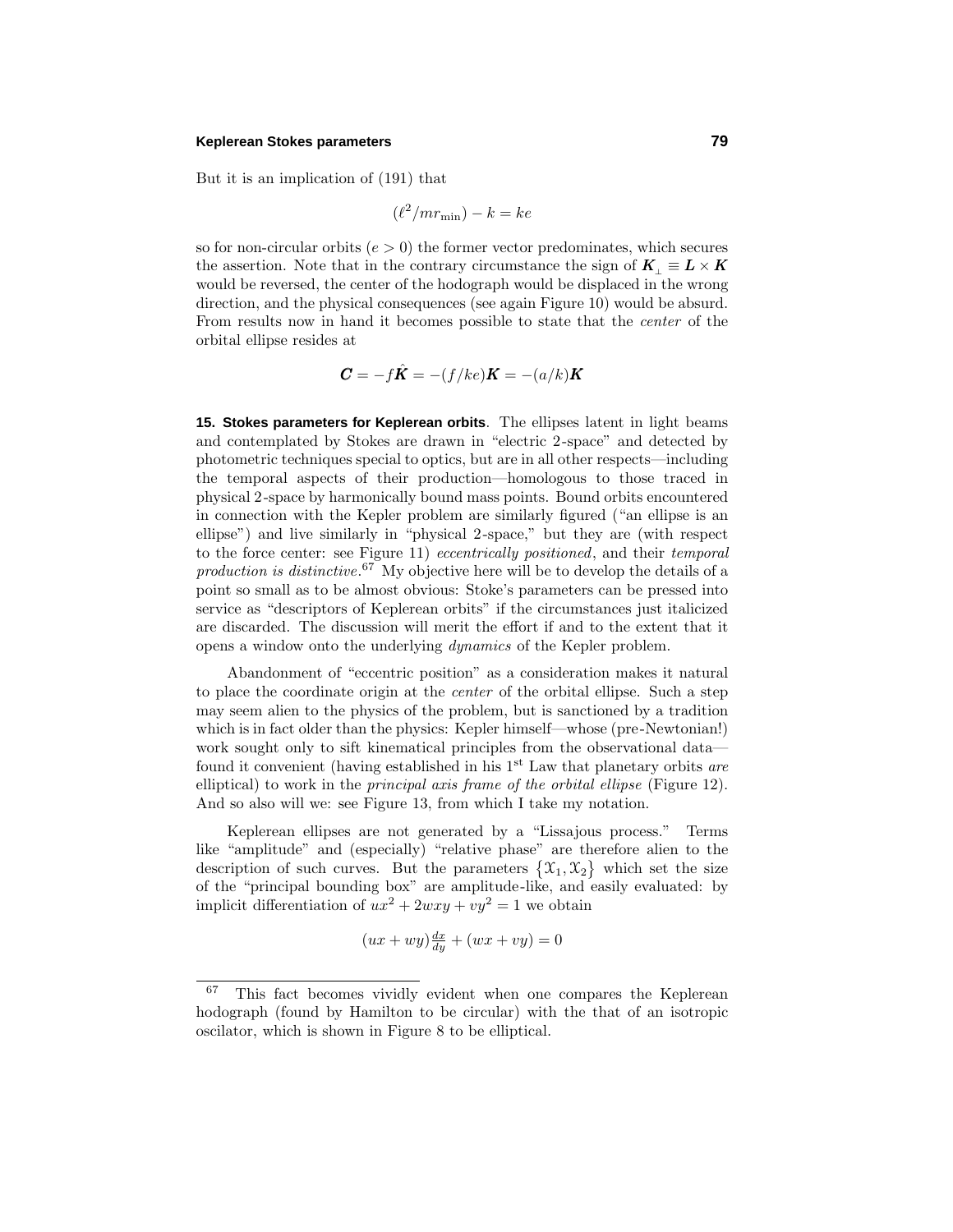But it is an implication of (191) that

$$(\ell^2/mr_{\min}) - k = ke$$

so for non-circular orbits ($e > 0$) the former vector predominates, which secures the assertion. Note that in the contrary circumstance the sign of $\boldsymbol{K}_\perp \equiv \boldsymbol{L}\times\boldsymbol{K}$ would be reversed, the center of the hodograph would be displaced in the wrong direction, and the physical consequences (see again Figure 10) would be absurd. From results now in hand it becomes possible to state that the *center* of the orbital ellipse resides at

$$\boldsymbol{C} = -f\hat{\boldsymbol{K}} = -(f/ke)\boldsymbol{K} = -(a/k)\boldsymbol{K}$$

**15. Stokes parameters for Keplerean orbits**. The ellipses latent in light beams and contemplated by Stokes are drawn in "electric 2-space" and detected by photometric techniques special to optics, but are in all other respects—including the temporal aspects of their production—homologous to those traced in physical 2-space by harmonically bound mass points. Bound orbits encountered in connection with the Kepler problem are similarly figured ("an ellipse is an ellipse") and live similarly in "physical 2-space," but they are (with respect to the force center: see Figure 11) *eccentrically positioned*, and their *temporal production is distinctive*.[67] My objective here will be to develop the details of a point so small as to be almost obvious: Stoke's parameters can be pressed into service as "descriptors of Keplerean orbits" if the circumstances just italicized are discarded. The discussion will merit the effort if and to the extent that it opens a window onto the underlying *dynamics* of the Kepler problem.

Abandonment of "eccentric position" as a consideration makes it natural to place the coordinate origin at the *center* of the orbital ellipse. Such a step may seem alien to the physics of the problem, but is sanctioned by a tradition which is in fact older than the physics: Kepler himself—whose (pre-Newtonian!) work sought only to sift kinematical principles from the observational data—found it convenient (having established in his 1st Law that planetary orbits *are* elliptical) to work in the *principal axis frame of the orbital ellipse* (Figure 12). And so also will we: see Figure 13, from which I take my notation.

Keplerean ellipses are not generated by a "Lissajous process." Terms like "amplitude" and (especially) "relative phase" are therefore alien to the description of such curves. But the parameters $\{\mathcal{X}_1, \mathcal{X}_2\}$ which set the size of the "principal bounding box" are amplitude-like, and easily evaluated: by implicit differentiation of $ux^2 + 2wxy + vy^2 = 1$ we obtain

$$(ux + wy)\tfrac{dx}{dy} + (wx + vy) = 0$$

[67] This fact becomes vividly evident when one compares the Keplerean hodograph (found by Hamilton to be circular) with the that of an isotropic oscilator, which is shown in Figure 8 to be elliptical.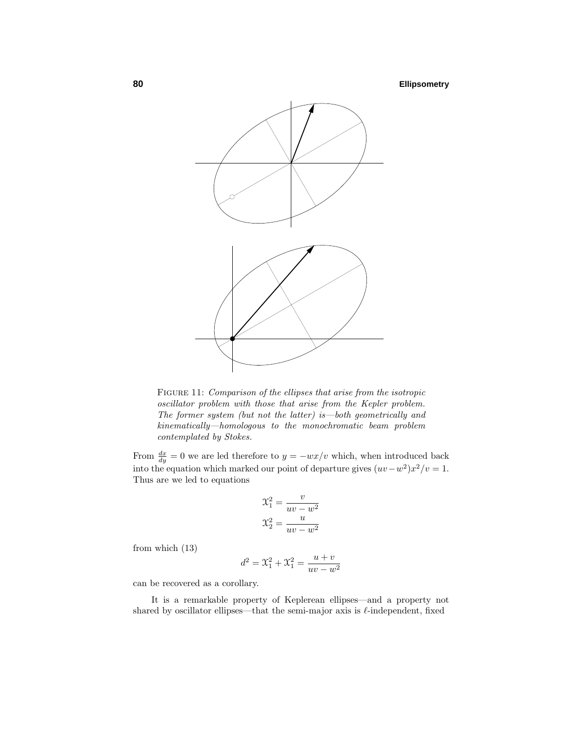FIGURE 11: *Comparison of the ellipses that arise from the isotropic oscillator problem with those that arise from the Kepler problem. The former system (but not the latter) is—both geometrically and kinematically—homologous to the monochromatic beam problem contemplated by Stokes.*

From $\frac{dx}{dy} = 0$ we are led therefore to $y = -wx/v$ which, when introduced back into the equation which marked our point of departure gives $(uv-w^2)x^2/v = 1$. Thus are we led to equations

$$\mathfrak{X}_1^2 = \frac{v}{uv - w^2}$$
$$\mathfrak{X}_2^2 = \frac{u}{uv - w^2}$$

from which (13)

$$d^2 = \mathfrak{X}_1^2 + \mathfrak{X}_1^2 = \frac{u+v}{uv - w^2}$$

can be recovered as a corollary.

It is a remarkable property of Keplerean ellipses—and a property not shared by oscillator ellipses—that the semi-major axis is $\ell$-independent, fixed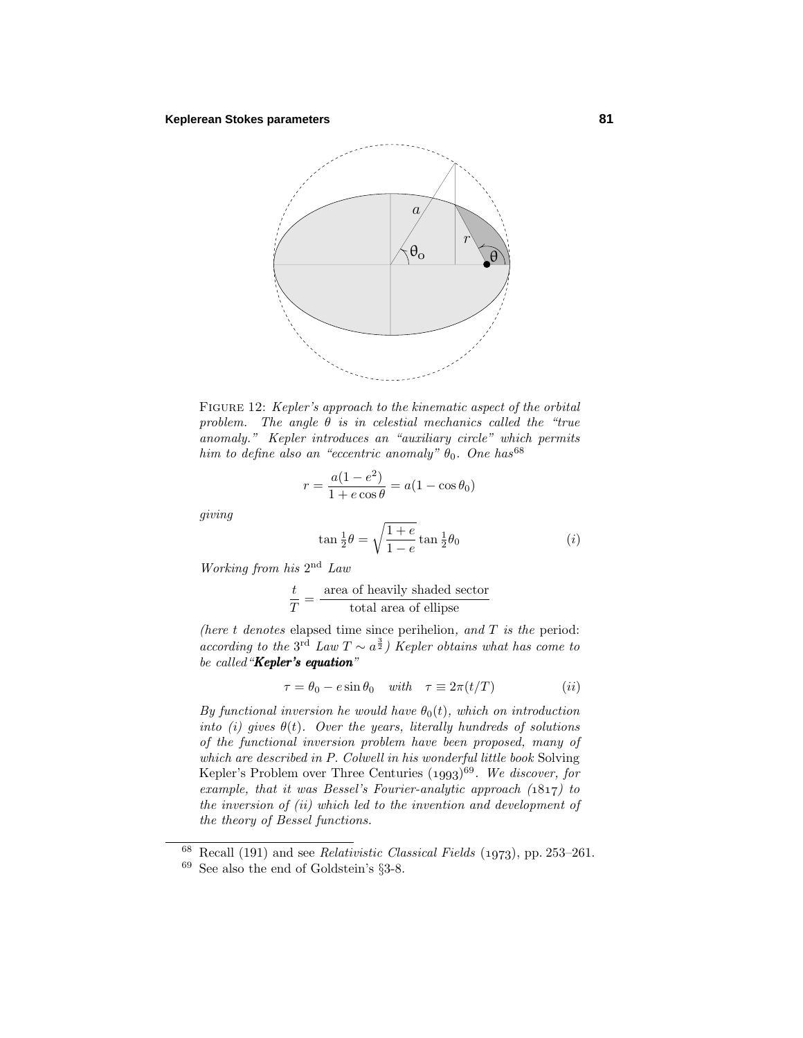FIGURE 12: *Kepler's approach to the kinematic aspect of the orbital problem. The angle $\theta$ is in celestial mechanics called the "true anomaly." Kepler introduces an "auxiliary circle" which permits him to define also an "eccentric anomaly" $\theta_0$. One has*[68]

$$r = \frac{a(1-e^2)}{1+e\cos\theta} = a(1-\cos\theta_0)$$

*giving*

$$\tan\tfrac{1}{2}\theta = \sqrt{\frac{1+e}{1-e}}\tan\tfrac{1}{2}\theta_0 \qquad (i)$$

*Working from his* $2^{\text{nd}}$ *Law*

$$\frac{t}{T} = \frac{\text{area of heavily shaded sector}}{\text{total area of ellipse}}$$

*(here $t$ denotes* elapsed time since perihelion*, and $T$ is the* period*: according to the* $3^{\text{rd}}$ *Law $T \sim a^{\frac{3}{2}}$) Kepler obtains what has come to be called "**Kepler's equation**"*

$$\tau = \theta_0 - e\sin\theta_0 \quad \textit{with} \quad \tau \equiv 2\pi(t/T) \qquad (ii)$$

*By functional inversion he would have $\theta_0(t)$, which on introduction into (i) gives $\theta(t)$. Over the years, literally hundreds of solutions of the functional inversion problem have been proposed, many of which are described in P. Colwell in his wonderful little book* Solving Kepler's Problem over Three Centuries (1993)[69]*. We discover, for example, that it was Bessel's Fourier-analytic approach (1817) to the inversion of (ii) which led to the invention and development of the theory of Bessel functions.*

---

[68] Recall (191) and see *Relativistic Classical Fields* (1973), pp. 253–261.

[69] See also the end of Goldstein's §3-8.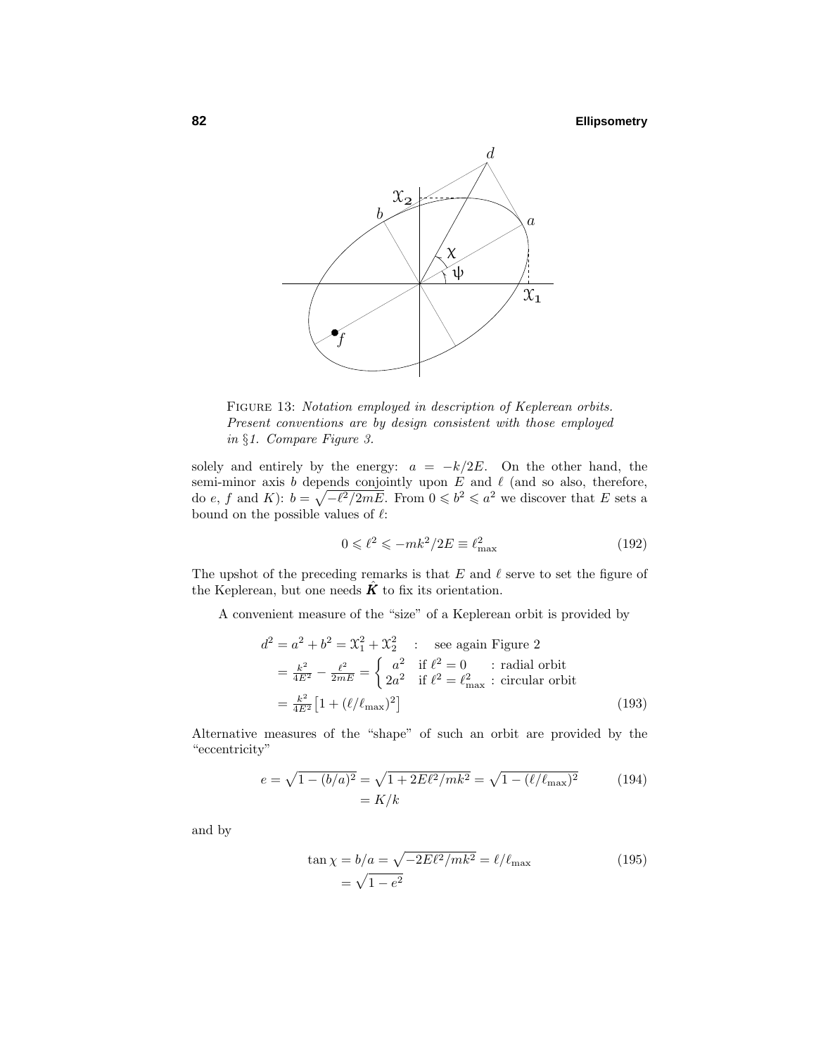FIGURE 13: *Notation employed in description of Keplerean orbits. Present conventions are by design consistent with those employed in §1. Compare Figure 3.*

solely and entirely by the energy: $a = -k/2E$. On the other hand, the semi-minor axis $b$ depends conjointly upon $E$ and $\ell$ (and so also, therefore, do $e$, $f$ and $K$): $b = \sqrt{-\ell^2/2mE}$. From $0 \leqslant b^2 \leqslant a^2$ we discover that $E$ sets a bound on the possible values of $\ell$:

$$0 \leqslant \ell^2 \leqslant -mk^2/2E \equiv \ell^2_{\max} \tag{192}$$

The upshot of the preceding remarks is that $E$ and $\ell$ serve to set the figure of the Keplerean, but one needs $\boldsymbol{\acute{K}}$ to fix its orientation.

A convenient measure of the "size" of a Keplerean orbit is provided by

$$\begin{aligned}
d^2 &= a^2 + b^2 = \mathfrak{X}_1^2 + \mathfrak{X}_2^2 \quad : \quad \text{see again Figure 2} \\
&= \tfrac{k^2}{4E^2} - \tfrac{\ell^2}{2mE} = \begin{cases} a^2 & \text{if } \ell^2 = 0 \quad\quad : \text{radial orbit} \\ 2a^2 & \text{if } \ell^2 = \ell^2_{\max} : \text{circular orbit} \end{cases} \\
&= \tfrac{k^2}{4E^2}\big[1 + (\ell/\ell_{\max})^2\big]
\end{aligned} \tag{193}$$

Alternative measures of the "shape" of such an orbit are provided by the "eccentricity"

$$\begin{aligned}
e &= \sqrt{1 - (b/a)^2} = \sqrt{1 + 2E\ell^2/mk^2} = \sqrt{1 - (\ell/\ell_{\max})^2} \\
&= K/k
\end{aligned} \tag{194}$$

and by

$$\begin{aligned}
\tan\chi &= b/a = \sqrt{-2E\ell^2/mk^2} = \ell/\ell_{\max} \\
&= \sqrt{1 - e^2}
\end{aligned} \tag{195}$$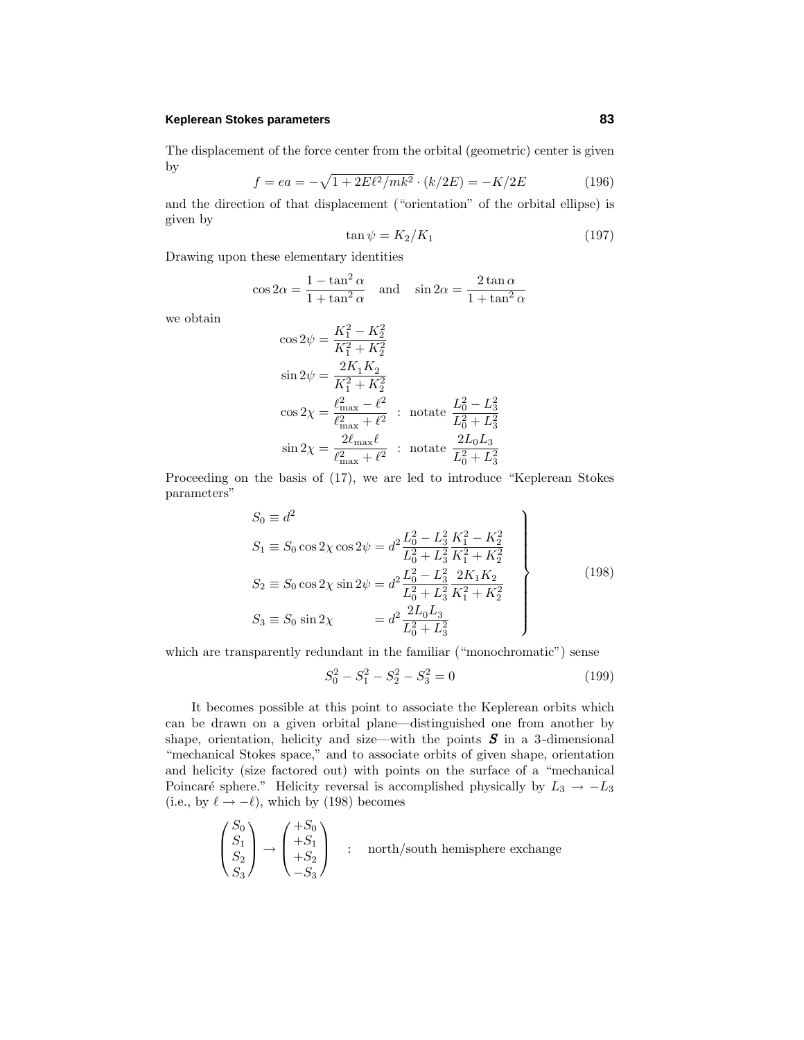The displacement of the force center from the orbital (geometric) center is given by

$$f = ea = -\sqrt{1 + 2E\ell^2/mk^2} \cdot (k/2E) = -K/2E \tag{196}$$

and the direction of that displacement ("orientation" of the orbital ellipse) is given by

$$\tan\psi = K_2/K_1 \tag{197}$$

Drawing upon these elementary identities

$$\cos 2\alpha = \frac{1 - \tan^2\alpha}{1 + \tan^2\alpha} \quad \text{and} \quad \sin 2\alpha = \frac{2\tan\alpha}{1 + \tan^2\alpha}$$

we obtain

$$\begin{aligned}
\cos 2\psi &= \frac{K_1^2 - K_2^2}{K_1^2 + K_2^2} \\
\sin 2\psi &= \frac{2K_1K_2}{K_1^2 + K_2^2} \\
\cos 2\chi &= \frac{\ell_{\max}^2 - \ell^2}{\ell_{\max}^2 + \ell^2} \ \ : \ \text{notate } \frac{L_0^2 - L_3^2}{L_0^2 + L_3^2} \\
\sin 2\chi &= \frac{2\ell_{\max}\ell}{\ell_{\max}^2 + \ell^2} \ \ : \ \text{notate } \frac{2L_0L_3}{L_0^2 + L_3^2}
\end{aligned}$$

Proceeding on the basis of (17), we are led to introduce "Keplerean Stokes parameters"

$$\left.\begin{aligned}
S_0 &\equiv d^2 \\
S_1 &\equiv S_0\cos 2\chi\cos 2\psi = d^2\frac{L_0^2 - L_3^2}{L_0^2 + L_3^2}\frac{K_1^2 - K_2^2}{K_1^2 + K_2^2} \\
S_2 &\equiv S_0\cos 2\chi\sin 2\psi = d^2\frac{L_0^2 - L_3^2}{L_0^2 + L_3^2}\frac{2K_1K_2}{K_1^2 + K_2^2} \\
S_3 &\equiv S_0\sin 2\chi \qquad\quad\;\; = d^2\frac{2L_0L_3}{L_0^2 + L_3^2}
\end{aligned}\right\} \tag{198}$$

which are transparently redundant in the familiar ("monochromatic") sense

$$S_0^2 - S_1^2 - S_2^2 - S_3^2 = 0 \tag{199}$$

It becomes possible at this point to associate the Keplerean orbits which can be drawn on a given orbital plane—distinguished one from another by shape, orientation, helicity and size—with the points $\boldsymbol{S}$ in a 3-dimensional "mechanical Stokes space," and to associate orbits of given shape, orientation and helicity (size factored out) with points on the surface of a "mechanical Poincaré sphere." Helicity reversal is accomplished physically by $L_3 \to -L_3$ (i.e., by $\ell \to -\ell$), which by (198) becomes

$$\begin{pmatrix} S_0 \\ S_1 \\ S_2 \\ S_3 \end{pmatrix} \to \begin{pmatrix} +S_0 \\ +S_1 \\ +S_2 \\ -S_3 \end{pmatrix} \quad : \quad \text{north/south hemisphere exchange}$$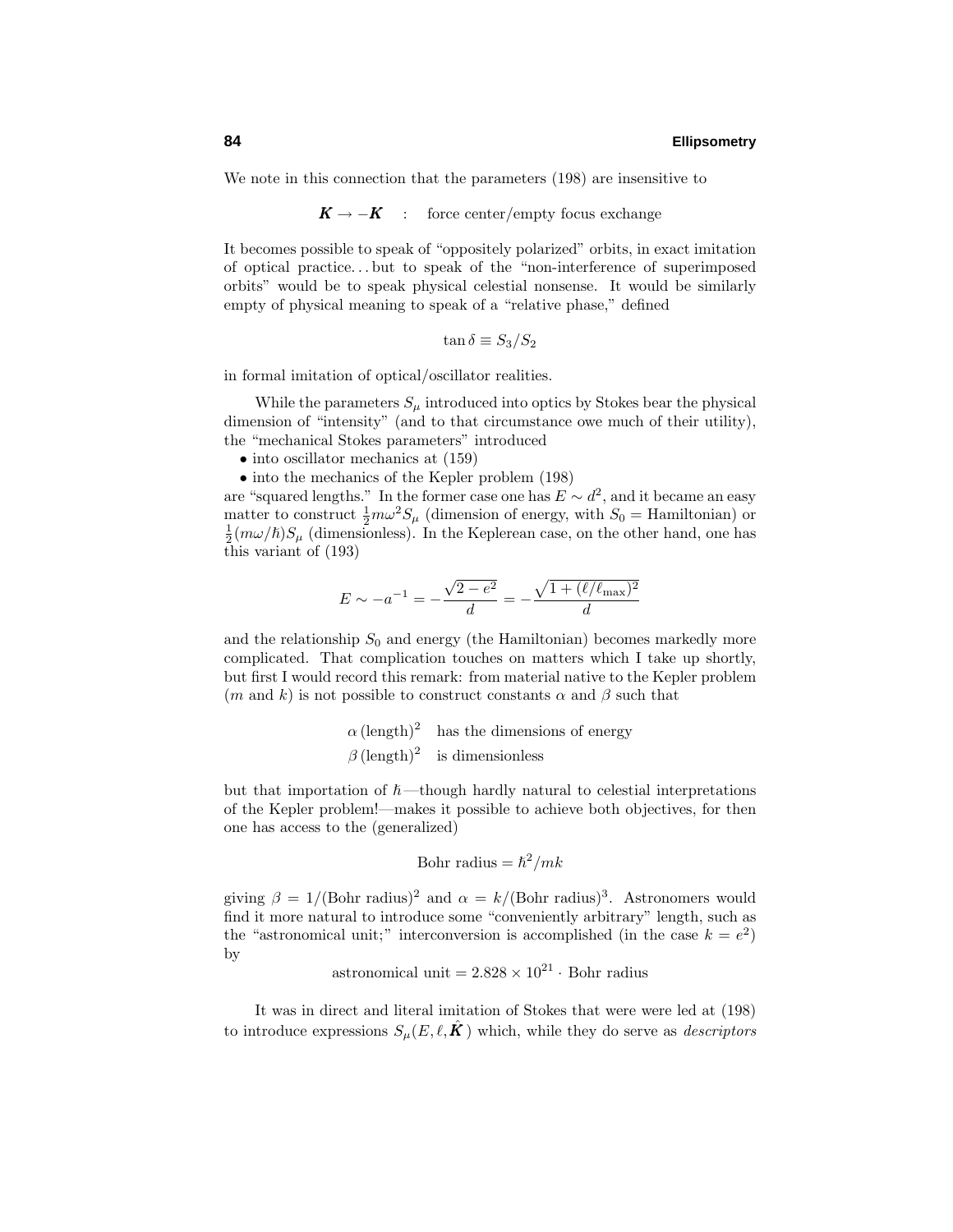We note in this connection that the parameters (198) are insensitive to

$$\boldsymbol{K} \rightarrow -\boldsymbol{K} \quad : \quad \text{force center/empty focus exchange}$$

It becomes possible to speak of "oppositely polarized" orbits, in exact imitation of optical practice... but to speak of the "non-interference of superimposed orbits" would be to speak physical celestial nonsense. It would be similarly empty of physical meaning to speak of a "relative phase," defined

$$\tan\delta \equiv S_3/S_2$$

in formal imitation of optical/oscillator realities.

While the parameters $S_\mu$ introduced into optics by Stokes bear the physical dimension of "intensity" (and to that circumstance owe much of their utility), the "mechanical Stokes parameters" introduced

- into oscillator mechanics at (159)
- into the mechanics of the Kepler problem (198)

are "squared lengths." In the former case one has $E \sim d^2$, and it became an easy matter to construct $\frac{1}{2}m\omega^2 S_\mu$ (dimension of energy, with $S_0 =$ Hamiltonian) or $\frac{1}{2}(m\omega/\hbar)S_\mu$ (dimensionless). In the Keplerean case, on the other hand, one has this variant of (193)

$$E \sim -a^{-1} = -\frac{\sqrt{2-e^2}}{d} = -\frac{\sqrt{1+(\ell/\ell_{\max})^2}}{d}$$

and the relationship $S_0$ and energy (the Hamiltonian) becomes markedly more complicated. That complication touches on matters which I take up shortly, but first I would record this remark: from material native to the Kepler problem ($m$ and $k$) is not possible to construct constants $\alpha$ and $\beta$ such that

$$\begin{aligned} &\alpha\,(\text{length})^2 \quad \text{has the dimensions of energy}\\ &\beta\,(\text{length})^2 \quad \text{is dimensionless} \end{aligned}$$

but that importation of $\hbar$—though hardly natural to celestial interpretations of the Kepler problem!—makes it possible to achieve both objectives, for then one has access to the (generalized)

$$\text{Bohr radius} = \hbar^2/mk$$

giving $\beta = 1/(\text{Bohr radius})^2$ and $\alpha = k/(\text{Bohr radius})^3$. Astronomers would find it more natural to introduce some "conveniently arbitrary" length, such as the "astronomical unit;" interconversion is accomplished (in the case $k = e^2$) by

$$\text{astronomical unit} = 2.828 \times 10^{21} \cdot \text{Bohr radius}$$

It was in direct and literal imitation of Stokes that were were led at (198) to introduce expressions $S_\mu(E, \ell, \hat{\boldsymbol{K}})$ which, while they do serve as *descriptors*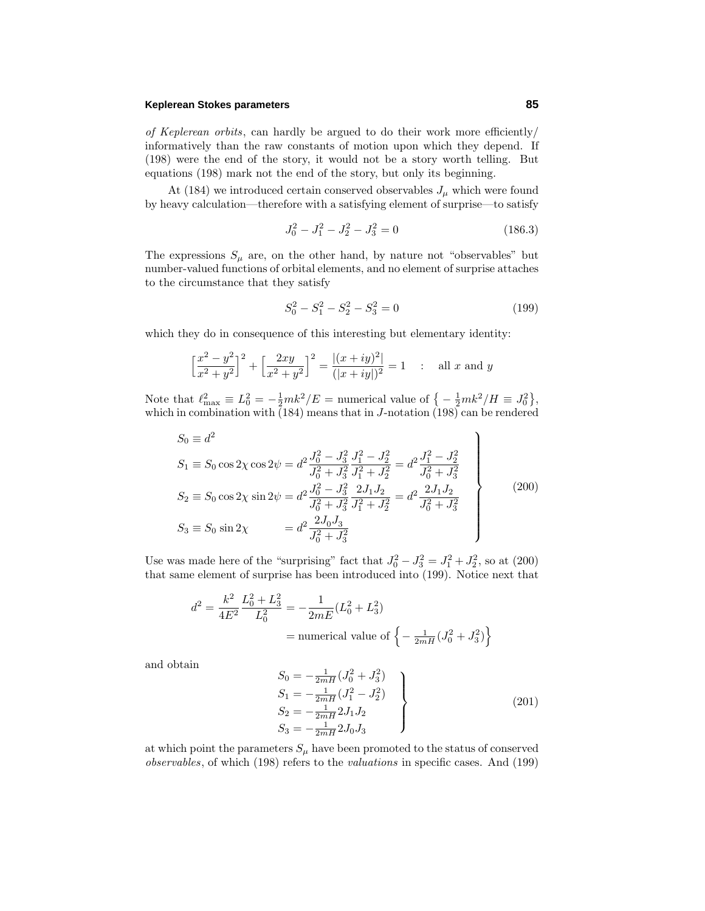*of Keplerean orbits*, can hardly be argued to do their work more efficiently/informatively than the raw constants of motion upon which they depend. If (198) were the end of the story, it would not be a story worth telling. But equations (198) mark not the end of the story, but only its beginning.

At (184) we introduced certain conserved observables $J_\mu$ which were found by heavy calculation—therefore with a satisfying element of surprise—to satisfy

$$J_0^2 - J_1^2 - J_2^2 - J_3^2 = 0 \tag{186.3}$$

The expressions $S_\mu$ are, on the other hand, by nature not "observables" but number-valued functions of orbital elements, and no element of surprise attaches to the circumstance that they satisfy

$$S_0^2 - S_1^2 - S_2^2 - S_3^2 = 0 \tag{199}$$

which they do in consequence of this interesting but elementary identity:

$$\Big[\frac{x^2-y^2}{x^2+y^2}\Big]^2 + \Big[\frac{2xy}{x^2+y^2}\Big]^2 = \frac{|(x+iy)^2|}{(|x+iy|)^2} = 1 \quad : \quad \text{all } x \text{ and } y$$

Note that $\ell_{\max}^2 \equiv L_0^2 = -\frac{1}{2}mk^2/E =$ numerical value of $\big\{-\frac{1}{2}mk^2/H \equiv J_0^2\big\}$, which in combination with (184) means that in $J$-notation (198) can be rendered

$$\left.\begin{aligned}
S_0 &\equiv d^2 \\
S_1 &\equiv S_0 \cos 2\chi \cos 2\psi = d^2 \frac{J_0^2 - J_3^2}{J_0^2 + J_3^2}\frac{J_1^2 - J_2^2}{J_1^2 + J_2^2} = d^2 \frac{J_1^2 - J_2^2}{J_0^2 + J_3^2} \\
S_2 &\equiv S_0 \cos 2\chi \sin 2\psi = d^2 \frac{J_0^2 - J_3^2}{J_0^2 + J_3^2}\frac{2J_1 J_2}{J_1^2 + J_2^2} = d^2 \frac{2J_1 J_2}{J_0^2 + J_3^2} \\
S_3 &\equiv S_0 \sin 2\chi \qquad\quad\;\; = d^2 \frac{2J_0 J_3}{J_0^2 + J_3^2}
\end{aligned}\right\} \tag{200}$$

Use was made here of the "surprising" fact that $J_0^2 - J_3^2 = J_1^2 + J_2^2$, so at (200) that same element of surprise has been introduced into (199). Notice next that

$$\begin{aligned}
d^2 = \frac{k^2}{4E^2}\frac{L_0^2 + L_3^2}{L_0^2} &= -\frac{1}{2mE}(L_0^2 + L_3^2) \\
&= \text{numerical value of } \Big\{-\tfrac{1}{2mH}(J_0^2 + J_3^2)\Big\}
\end{aligned}$$

and obtain

$$\left.\begin{aligned}
S_0 &= -\tfrac{1}{2mH}(J_0^2 + J_3^2) \\
S_1 &= -\tfrac{1}{2mH}(J_1^2 - J_2^2) \\
S_2 &= -\tfrac{1}{2mH}2J_1 J_2 \\
S_3 &= -\tfrac{1}{2mH}2J_0 J_3
\end{aligned}\right\} \tag{201}$$

at which point the parameters $S_\mu$ have been promoted to the status of conserved *observables*, of which (198) refers to the *valuations* in specific cases. And (199)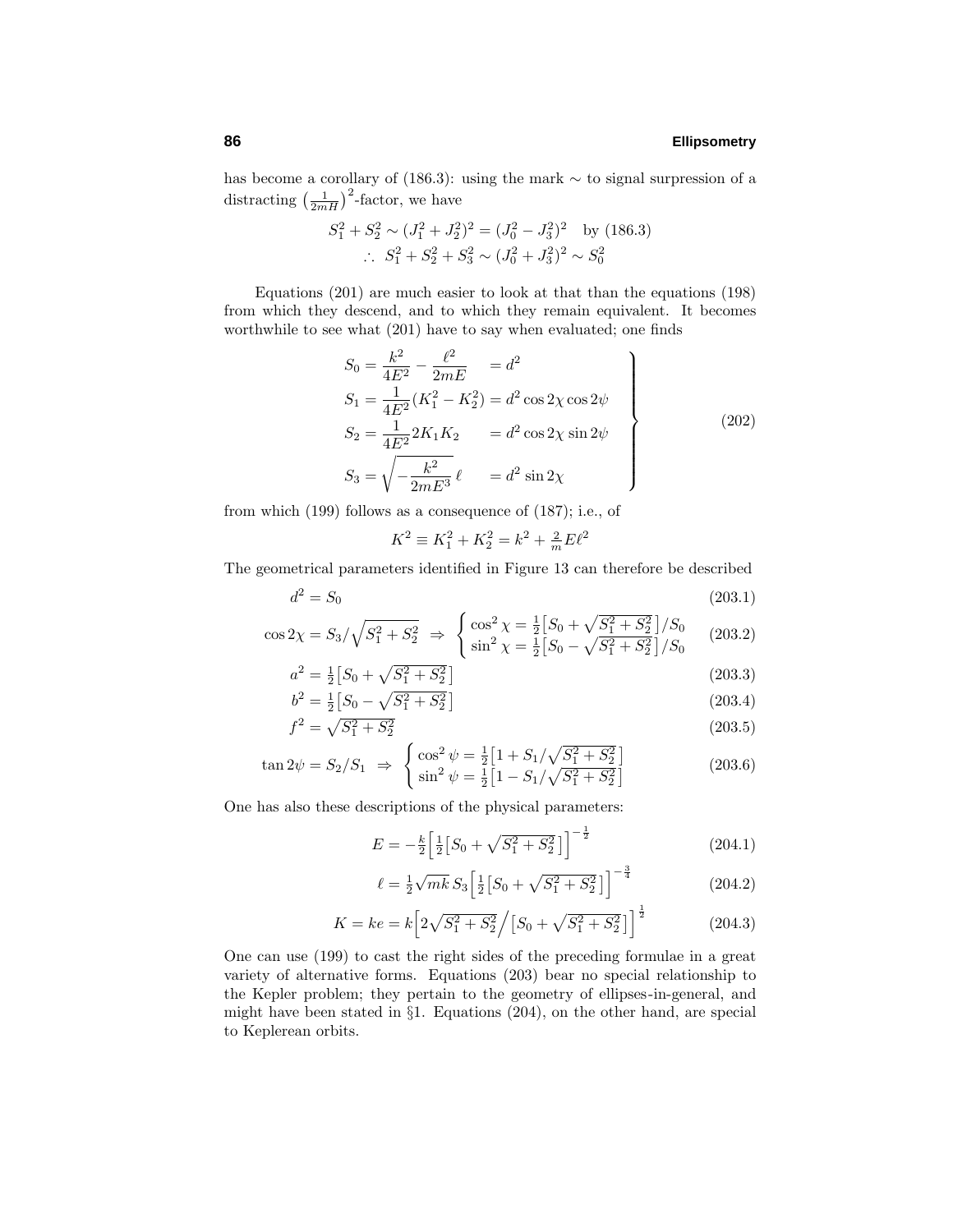has become a corollary of (186.3): using the mark $\sim$ to signal surpression of a distracting $\big(\frac{1}{2mH}\big)^2$-factor, we have

$$
\begin{gathered}
S_1^2 + S_2^2 \sim (J_1^2 + J_2^2)^2 = (J_0^2 - J_3^2)^2 \quad \text{by (186.3)} \\
\therefore \; S_1^2 + S_2^2 + S_3^2 \sim (J_0^2 + J_3^2)^2 \sim S_0^2
\end{gathered}
$$

Equations (201) are much easier to look at that than the equations (198) from which they descend, and to which they remain equivalent. It becomes worthwhile to see what (201) have to say when evaluated; one finds

$$
\left.
\begin{aligned}
S_0 &= \frac{k^2}{4E^2} - \frac{\ell^2}{2mE} &&= d^2 \\
S_1 &= \frac{1}{4E^2}(K_1^2 - K_2^2) &&= d^2 \cos 2\chi \cos 2\psi \\
S_2 &= \frac{1}{4E^2} 2K_1K_2 &&= d^2 \cos 2\chi \sin 2\psi \\
S_3 &= \sqrt{-\frac{k^2}{2mE^3}}\,\ell &&= d^2 \sin 2\chi
\end{aligned}
\right\}
\tag{202}
$$

from which (199) follows as a consequence of (187); i.e., of

$$
K^2 \equiv K_1^2 + K_2^2 = k^2 + \tfrac{2}{m}E\ell^2
$$

The geometrical parameters identified in Figure 13 can therefore be described

$$
d^2 = S_0 \tag{203.1}
$$

$$
\cos 2\chi = S_3\Big/\sqrt{S_1^2 + S_2^2} \;\Rightarrow\; \begin{cases} \cos^2\chi = \frac{1}{2}\big[S_0 + \sqrt{S_1^2 + S_2^2}\,\big]/S_0 \\ \sin^2\chi = \frac{1}{2}\big[S_0 - \sqrt{S_1^2 + S_2^2}\,\big]/S_0 \end{cases} \tag{203.2}
$$

$$
a^2 = \tfrac{1}{2}\big[S_0 + \sqrt{S_1^2 + S_2^2}\,\big] \tag{203.3}
$$

$$
b^2 = \tfrac{1}{2}\big[S_0 - \sqrt{S_1^2 + S_2^2}\,\big] \tag{203.4}
$$

$$
f^2 = \sqrt{S_1^2 + S_2^2} \tag{203.5}
$$

$$
\tan 2\psi = S_2/S_1 \;\Rightarrow\; \begin{cases} \cos^2\psi = \frac{1}{2}\big[1 + S_1/\sqrt{S_1^2 + S_2^2}\,\big] \\ \sin^2\psi = \frac{1}{2}\big[1 - S_1/\sqrt{S_1^2 + S_2^2}\,\big] \end{cases} \tag{203.6}
$$

One has also these descriptions of the physical parameters:

$$
E = -\tfrac{k}{2}\Big[\tfrac{1}{2}\big[S_0 + \sqrt{S_1^2 + S_2^2}\,\big]\Big]^{-\frac{1}{2}} \tag{204.1}
$$

$$
\ell = \tfrac{1}{2}\sqrt{mk}\,S_3\Big[\tfrac{1}{2}\big[S_0 + \sqrt{S_1^2 + S_2^2}\,\big]\Big]^{-\frac{3}{4}} \tag{204.2}
$$

$$
K = ke = k\Big[2\sqrt{S_1^2 + S_2^2}\Big/\big[S_0 + \sqrt{S_1^2 + S_2^2}\,\big]\Big]^{\frac{1}{2}} \tag{204.3}
$$

One can use (199) to cast the right sides of the preceding formulae in a great variety of alternative forms. Equations (203) bear no special relationship to the Kepler problem; they pertain to the geometry of ellipses-in-general, and might have been stated in §1. Equations (204), on the other hand, are special to Keplerean orbits.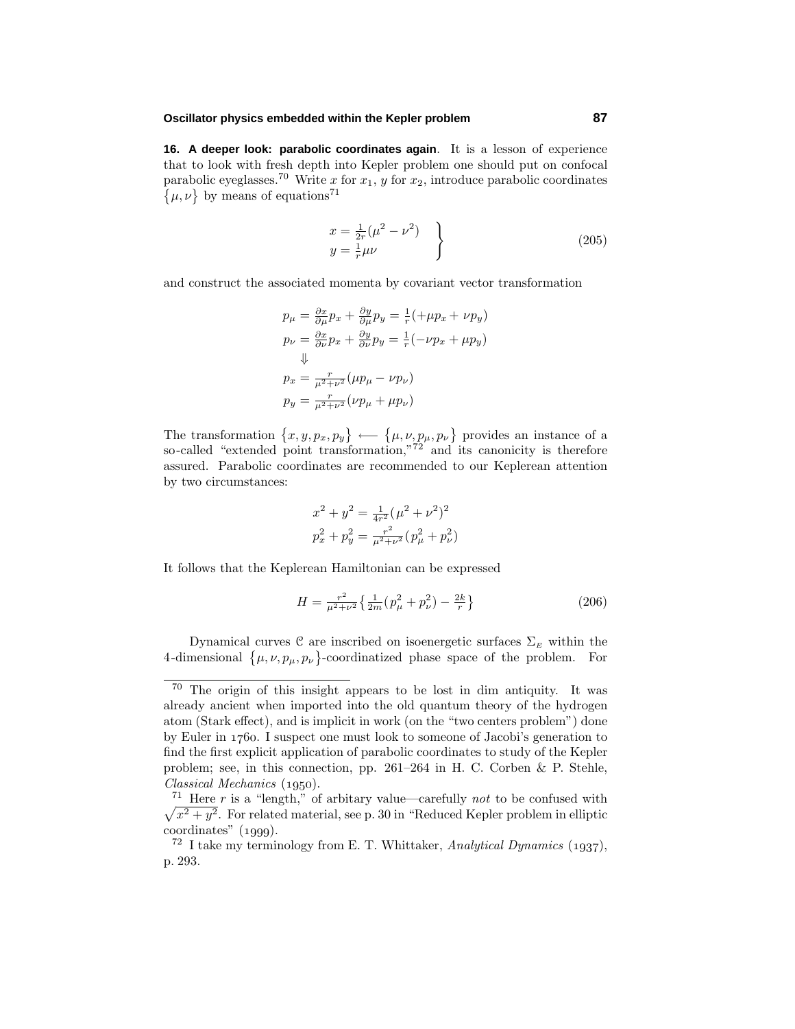**16. A deeper look: parabolic coordinates again**. It is a lesson of experience that to look with fresh depth into Kepler problem one should put on confocal parabolic eyeglasses.[70] Write $x$ for $x_1$, $y$ for $x_2$, introduce parabolic coordinates $\{\mu, \nu\}$ by means of equations[71]

$$\left.\begin{aligned} x &= \tfrac{1}{2r}(\mu^2 - \nu^2) \\ y &= \tfrac{1}{r}\mu\nu \end{aligned}\right\} \tag{205}$$

and construct the associated momenta by covariant vector transformation

$$\begin{aligned} p_\mu &= \tfrac{\partial x}{\partial \mu}p_x + \tfrac{\partial y}{\partial \mu}p_y = \tfrac{1}{r}(+\mu p_x + \nu p_y) \\ p_\nu &= \tfrac{\partial x}{\partial \nu}p_x + \tfrac{\partial y}{\partial \nu}p_y = \tfrac{1}{r}(-\nu p_x + \mu p_y) \\ &\Downarrow \\ p_x &= \tfrac{r}{\mu^2+\nu^2}(\mu p_\mu - \nu p_\nu) \\ p_y &= \tfrac{r}{\mu^2+\nu^2}(\nu p_\mu + \mu p_\nu) \end{aligned}$$

The transformation $\{x, y, p_x, p_y\} \longleftarrow \{\mu, \nu, p_\mu, p_\nu\}$ provides an instance of a so-called "extended point transformation,"[72] and its canonicity is therefore assured. Parabolic coordinates are recommended to our Keplerean attention by two circumstances:

$$\begin{aligned} x^2 + y^2 &= \tfrac{1}{4r^2}(\mu^2 + \nu^2)^2 \\ p_x^2 + p_y^2 &= \tfrac{r^2}{\mu^2+\nu^2}(p_\mu^2 + p_\nu^2) \end{aligned}$$

It follows that the Keplerean Hamiltonian can be expressed

$$H = \tfrac{r^2}{\mu^2+\nu^2}\left\{\tfrac{1}{2m}(p_\mu^2 + p_\nu^2) - \tfrac{2k}{r}\right\} \tag{206}$$

Dynamical curves $\mathcal{C}$ are inscribed on isoenergetic surfaces $\Sigma_E$ within the 4-dimensional $\{\mu, \nu, p_\mu, p_\nu\}$-coordinatized phase space of the problem. For

---

[70] The origin of this insight appears to be lost in dim antiquity. It was already ancient when imported into the old quantum theory of the hydrogen atom (Stark effect), and is implicit in work (on the "two centers problem") done by Euler in 1760. I suspect one must look to someone of Jacobi's generation to find the first explicit application of parabolic coordinates to study of the Kepler problem; see, in this connection, pp. 261–264 in H. C. Corben & P. Stehle, *Classical Mechanics* (1950).

[71] Here $r$ is a "length," of arbitary value—carefully *not* to be confused with $\sqrt{x^2+y^2}$. For related material, see p. 30 in "Reduced Kepler problem in elliptic coordinates" (1999).

[72] I take my terminology from E. T. Whittaker, *Analytical Dynamics* (1937), p. 293.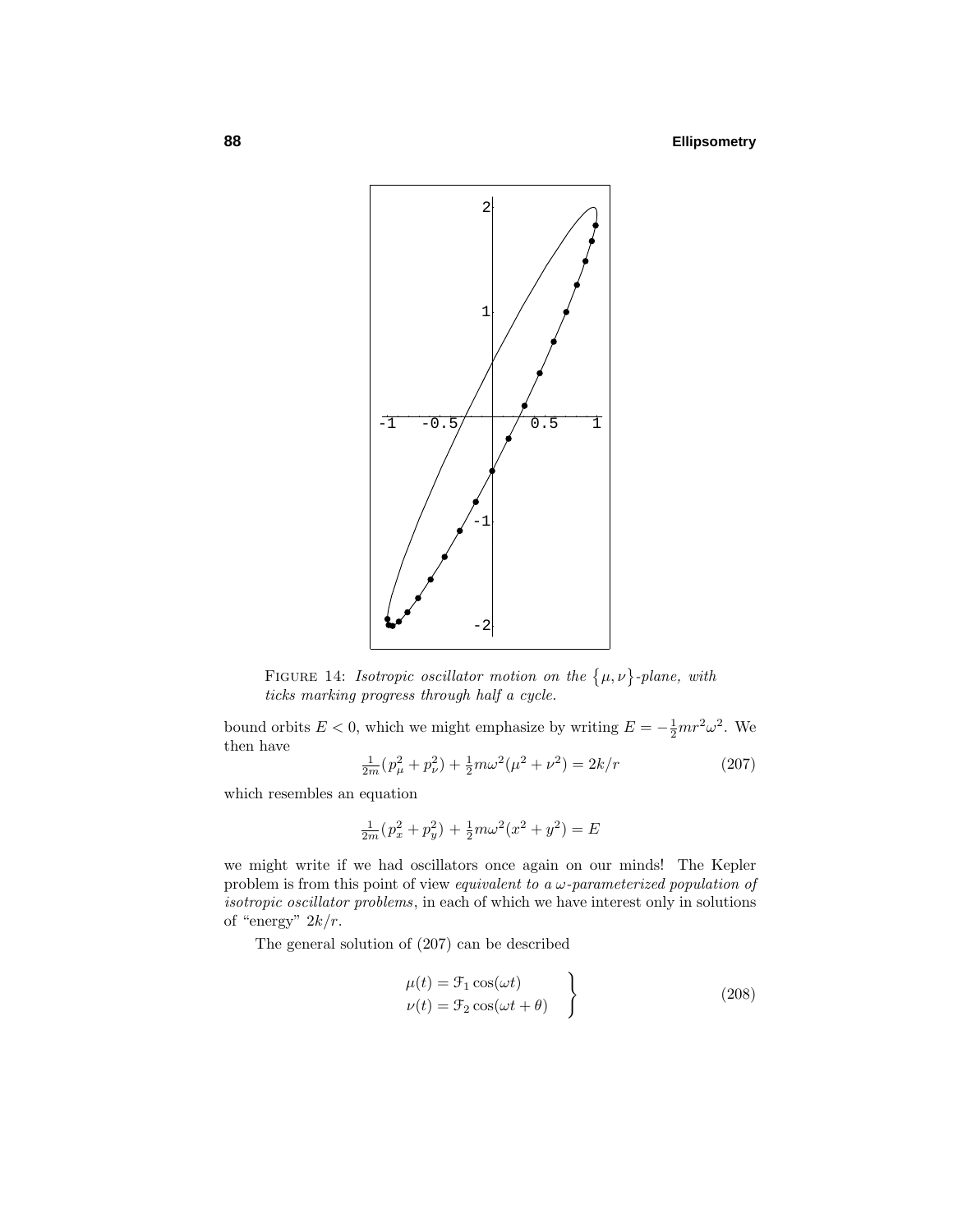FIGURE 14: *Isotropic oscillator motion on the $\{\mu, \nu\}$-plane, with ticks marking progress through half a cycle.*

bound orbits $E < 0$, which we might emphasize by writing $E = -\frac{1}{2}mr^2\omega^2$. We then have

$$\tfrac{1}{2m}(p_\mu^2 + p_\nu^2) + \tfrac{1}{2}m\omega^2(\mu^2 + \nu^2) = 2k/r \tag{207}$$

which resembles an equation

$$\tfrac{1}{2m}(p_x^2 + p_y^2) + \tfrac{1}{2}m\omega^2(x^2 + y^2) = E$$

we might write if we had oscillators once again on our minds! The Kepler problem is from this point of view *equivalent to a $\omega$-parameterized population of isotropic oscillator problems*, in each of which we have interest only in solutions of "energy" $2k/r$.

The general solution of (207) can be described

$$\left.\begin{aligned} \mu(t) &= \mathcal{F}_1 \cos(\omega t) \\ \nu(t) &= \mathcal{F}_2 \cos(\omega t + \theta) \end{aligned}\right\} \tag{208}$$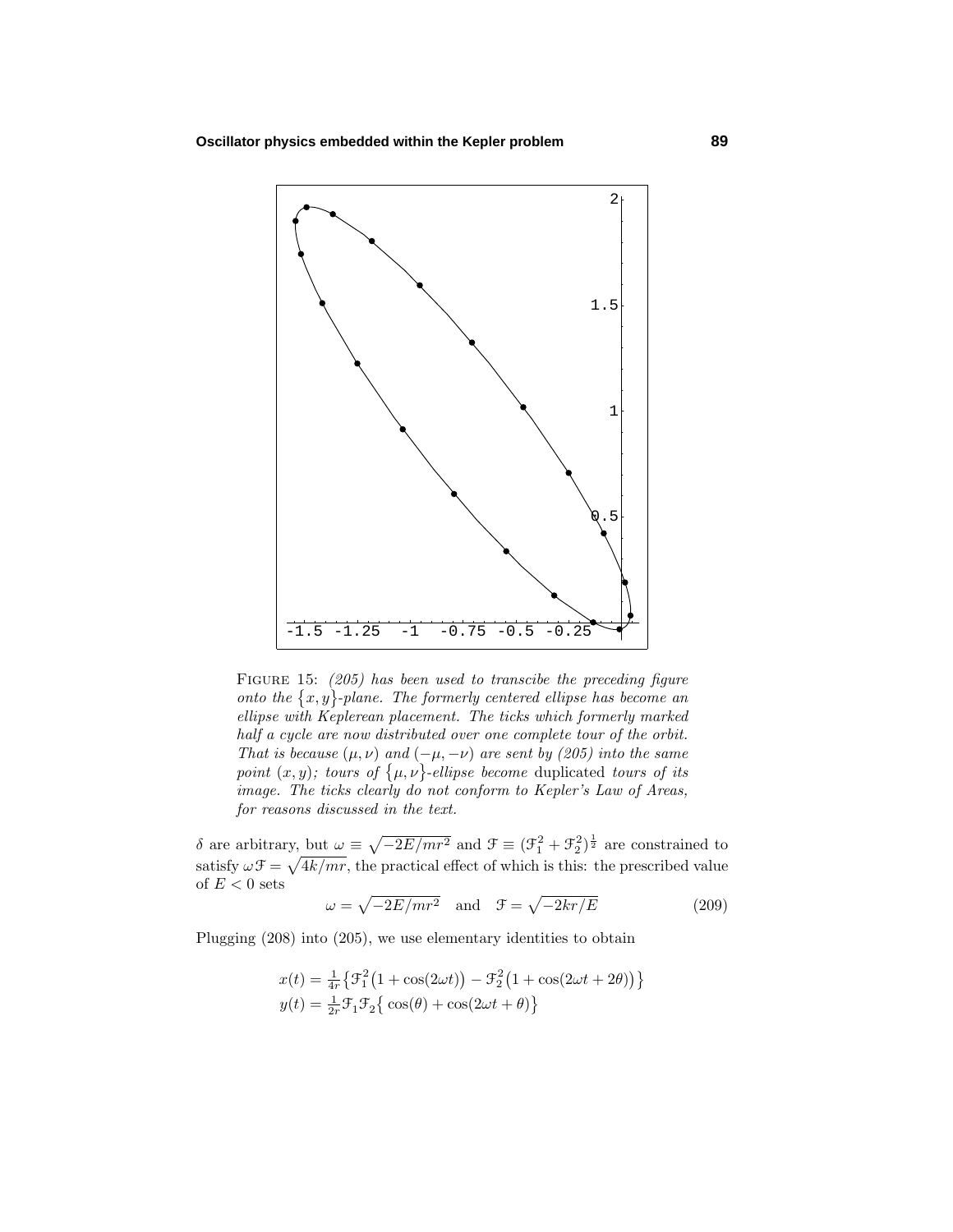FIGURE 15: *(205) has been used to transcibe the preceding figure onto the $\{x,y\}$-plane. The formerly centered ellipse has become an ellipse with Keplerean placement. The ticks which formerly marked half a cycle are now distributed over one complete tour of the orbit. That is because $(\mu,\nu)$ and $(-\mu,-\nu)$ are sent by (205) into the same point $(x,y)$; tours of $\{\mu,\nu\}$-ellipse become* duplicated *tours of its image. The ticks clearly do not conform to Kepler's Law of Areas, for reasons discussed in the text.*

$\delta$ are arbitrary, but $\omega \equiv \sqrt{-2E/mr^2}$ and $\mathcal{F} \equiv (\mathcal{F}_1^2 + \mathcal{F}_2^2)^{\frac{1}{2}}$ are constrained to satisfy $\omega\mathcal{F} = \sqrt{4k/mr}$, the practical effect of which is this: the prescribed value of $E < 0$ sets

$$\omega = \sqrt{-2E/mr^2} \quad \text{and} \quad \mathcal{F} = \sqrt{-2kr/E} \tag{209}$$

Plugging (208) into (205), we use elementary identities to obtain

$$\begin{aligned} x(t) &= \tfrac{1}{4r}\big\{\mathcal{F}_1^2\big(1+\cos(2\omega t)\big) - \mathcal{F}_2^2\big(1+\cos(2\omega t + 2\theta)\big)\big\} \\ y(t) &= \tfrac{1}{2r}\mathcal{F}_1\mathcal{F}_2\big\{\cos(\theta) + \cos(2\omega t + \theta)\big\} \end{aligned}$$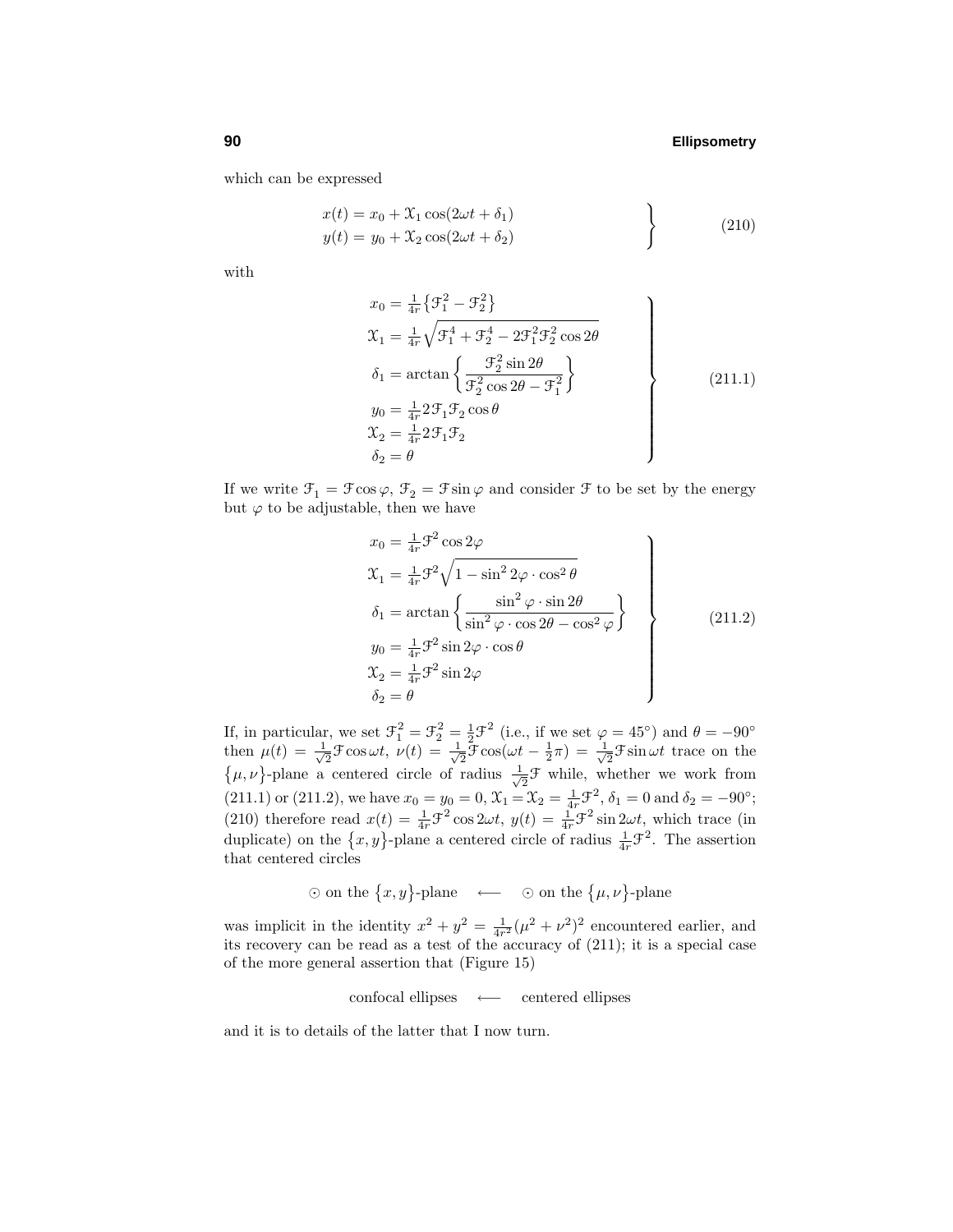which can be expressed

$$
\left.
\begin{aligned}
x(t) &= x_0 + \mathcal{X}_1 \cos(2\omega t + \delta_1) \\
y(t) &= y_0 + \mathcal{X}_2 \cos(2\omega t + \delta_2)
\end{aligned}
\right\} \tag{210}
$$

with

$$
\left.
\begin{aligned}
x_0 &= \tfrac{1}{4r}\big\{\mathcal{F}_1^2 - \mathcal{F}_2^2\big\} \\
\mathcal{X}_1 &= \tfrac{1}{4r}\sqrt{\mathcal{F}_1^4 + \mathcal{F}_2^4 - 2\mathcal{F}_1^2\mathcal{F}_2^2 \cos 2\theta} \\
\delta_1 &= \arctan\left\{\frac{\mathcal{F}_2^2 \sin 2\theta}{\mathcal{F}_2^2 \cos 2\theta - \mathcal{F}_1^2}\right\} \\
y_0 &= \tfrac{1}{4r} 2\mathcal{F}_1\mathcal{F}_2 \cos\theta \\
\mathcal{X}_2 &= \tfrac{1}{4r} 2\mathcal{F}_1\mathcal{F}_2 \\
\delta_2 &= \theta
\end{aligned}
\right\} \tag{211.1}
$$

If we write $\mathcal{F}_1 = \mathcal{F}\cos\varphi$, $\mathcal{F}_2 = \mathcal{F}\sin\varphi$ and consider $\mathcal{F}$ to be set by the energy but $\varphi$ to be adjustable, then we have

$$
\left.
\begin{aligned}
x_0 &= \tfrac{1}{4r}\mathcal{F}^2 \cos 2\varphi \\
\mathcal{X}_1 &= \tfrac{1}{4r}\mathcal{F}^2\sqrt{1 - \sin^2 2\varphi \cdot \cos^2\theta} \\
\delta_1 &= \arctan\left\{\frac{\sin^2\varphi \cdot \sin 2\theta}{\sin^2\varphi \cdot \cos 2\theta - \cos^2\varphi}\right\} \\
y_0 &= \tfrac{1}{4r}\mathcal{F}^2 \sin 2\varphi \cdot \cos\theta \\
\mathcal{X}_2 &= \tfrac{1}{4r}\mathcal{F}^2 \sin 2\varphi \\
\delta_2 &= \theta
\end{aligned}
\right\} \tag{211.2}
$$

If, in particular, we set $\mathcal{F}_1^2 = \mathcal{F}_2^2 = \frac{1}{2}\mathcal{F}^2$ (i.e., if we set $\varphi = 45°$) and $\theta = -90°$ then $\mu(t) = \frac{1}{\sqrt{2}}\mathcal{F}\cos\omega t$, $\nu(t) = \frac{1}{\sqrt{2}}\mathcal{F}\cos(\omega t - \frac{1}{2}\pi) = \frac{1}{\sqrt{2}}\mathcal{F}\sin\omega t$ trace on the $\{\mu, \nu\}$-plane a centered circle of radius $\frac{1}{\sqrt{2}}\mathcal{F}$ while, whether we work from (211.1) or (211.2), we have $x_0 = y_0 = 0$, $\mathcal{X}_1 = \mathcal{X}_2 = \frac{1}{4r}\mathcal{F}^2$, $\delta_1 = 0$ and $\delta_2 = -90°$; (210) therefore read $x(t) = \frac{1}{4r}\mathcal{F}^2\cos 2\omega t$, $y(t) = \frac{1}{4r}\mathcal{F}^2\sin 2\omega t$, which trace (in duplicate) on the $\{x, y\}$-plane a centered circle of radius $\frac{1}{4r}\mathcal{F}^2$. The assertion that centered circles

$$\odot \text{ on the } \{x, y\}\text{-plane} \quad \longleftarrow \quad \odot \text{ on the } \{\mu, \nu\}\text{-plane}$$

was implicit in the identity $x^2 + y^2 = \frac{1}{4r^2}(\mu^2 + \nu^2)^2$ encountered earlier, and its recovery can be read as a test of the accuracy of (211); it is a special case of the more general assertion that (Figure 15)

$$\text{confocal ellipses} \quad \longleftarrow \quad \text{centered ellipses}$$

and it is to details of the latter that I now turn.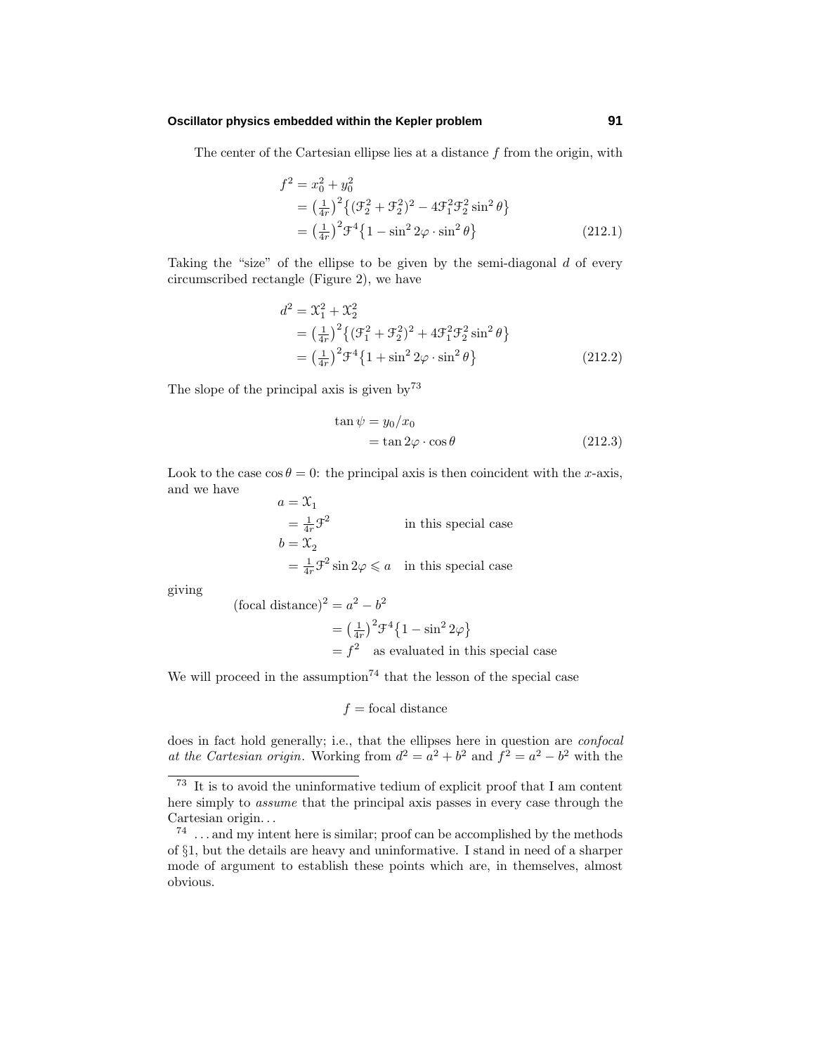The center of the Cartesian ellipse lies at a distance $f$ from the origin, with

$$
\begin{aligned}
f^2 &= x_0^2 + y_0^2 \\
&= \big(\tfrac{1}{4r}\big)^2\big\{(\mathcal{F}_2^2+\mathcal{F}_2^2)^2 - 4\mathcal{F}_1^2\mathcal{F}_2^2\sin^2\theta\big\} \\
&= \big(\tfrac{1}{4r}\big)^2\mathcal{F}^4\big\{1-\sin^2 2\varphi\cdot\sin^2\theta\big\}
\end{aligned}
\tag{212.1}
$$

Taking the "size" of the ellipse to be given by the semi-diagonal $d$ of every circumscribed rectangle (Figure 2), we have

$$
\begin{aligned}
d^2 &= \mathcal{X}_1^2 + \mathcal{X}_2^2 \\
&= \big(\tfrac{1}{4r}\big)^2\big\{(\mathcal{F}_1^2+\mathcal{F}_2^2)^2 + 4\mathcal{F}_1^2\mathcal{F}_2^2\sin^2\theta\big\} \\
&= \big(\tfrac{1}{4r}\big)^2\mathcal{F}^4\big\{1+\sin^2 2\varphi\cdot\sin^2\theta\big\}
\end{aligned}
\tag{212.2}
$$

The slope of the principal axis is given by[73]

$$
\begin{aligned}
\tan\psi &= y_0/x_0 \\
&= \tan 2\varphi\cdot\cos\theta
\end{aligned}
\tag{212.3}
$$

Look to the case $\cos\theta = 0$: the principal axis is then coincident with the $x$-axis, and we have

$$
\begin{aligned}
a &= \mathcal{X}_1 \\
&= \tfrac{1}{4r}\mathcal{F}^2 \qquad\qquad \text{in this special case} \\
b &= \mathcal{X}_2 \\
&= \tfrac{1}{4r}\mathcal{F}^2\sin 2\varphi \leqslant a \quad \text{in this special case}
\end{aligned}
$$

giving

$$
\begin{aligned}
(\text{focal distance})^2 &= a^2 - b^2 \\
&= \big(\tfrac{1}{4r}\big)^2\mathcal{F}^4\big\{1-\sin^2 2\varphi\big\} \\
&= f^2 \quad \text{as evaluated in this special case}
\end{aligned}
$$

We will proceed in the assumption[74] that the lesson of the special case

$$
f = \text{focal distance}
$$

does in fact hold generally; i.e., that the ellipses here in question are *confocal at the Cartesian origin.* Working from $d^2 = a^2 + b^2$ and $f^2 = a^2 - b^2$ with the

---

[73] It is to avoid the uninformative tedium of explicit proof that I am content here simply to *assume* that the principal axis passes in every case through the Cartesian origin. . .

[74] . . . and my intent here is similar; proof can be accomplished by the methods of §1, but the details are heavy and uninformative. I stand in need of a sharper mode of argument to establish these points which are, in themselves, almost obvious.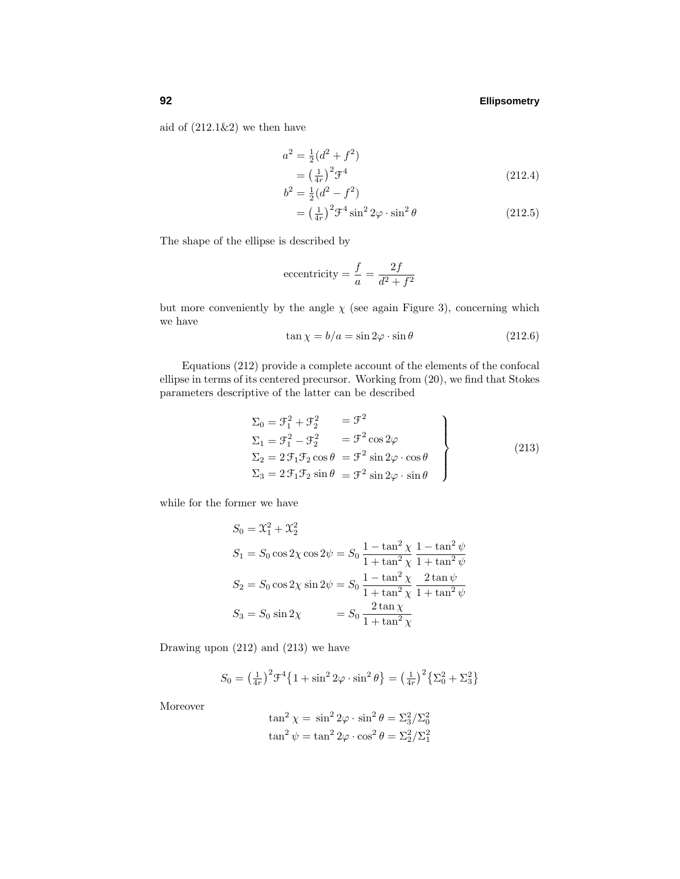aid of (212.1&2) we then have

$$
\begin{aligned}
a^2 &= \tfrac{1}{2}(d^2 + f^2) \\
&= \left(\tfrac{1}{4r}\right)^2 \mathcal{F}^4 \qquad (212.4) \\
b^2 &= \tfrac{1}{2}(d^2 - f^2) \\
&= \left(\tfrac{1}{4r}\right)^2 \mathcal{F}^4 \sin^2 2\varphi \cdot \sin^2\theta \qquad (212.5)
\end{aligned}
$$

The shape of the ellipse is described by

$$
\text{eccentricity} = \frac{f}{a} = \frac{2f}{d^2 + f^2}
$$

but more conveniently by the angle $\chi$ (see again Figure 3), concerning which we have

$$
\tan\chi = b/a = \sin 2\varphi \cdot \sin\theta \qquad (212.6)
$$

Equations (212) provide a complete account of the elements of the confocal ellipse in terms of its centered precursor. Working from (20), we find that Stokes parameters descriptive of the latter can be described

$$
\left.
\begin{aligned}
\Sigma_0 &= \mathcal{F}_1^2 + \mathcal{F}_2^2 &&= \mathcal{F}^2 \\
\Sigma_1 &= \mathcal{F}_1^2 - \mathcal{F}_2^2 &&= \mathcal{F}^2 \cos 2\varphi \\
\Sigma_2 &= 2\,\mathcal{F}_1\mathcal{F}_2 \cos\theta &&= \mathcal{F}^2 \sin 2\varphi \cdot \cos\theta \\
\Sigma_3 &= 2\,\mathcal{F}_1\mathcal{F}_2 \sin\theta &&= \mathcal{F}^2 \sin 2\varphi \cdot \sin\theta
\end{aligned}
\right\} \qquad (213)
$$

while for the former we have

$$
\begin{aligned}
S_0 &= \mathcal{X}_1^2 + \mathcal{X}_2^2 \\
S_1 &= S_0 \cos 2\chi \cos 2\psi = S_0\,\frac{1 - \tan^2\chi}{1 + \tan^2\chi}\,\frac{1 - \tan^2\psi}{1 + \tan^2\psi} \\
S_2 &= S_0 \cos 2\chi \sin 2\psi = S_0\,\frac{1 - \tan^2\chi}{1 + \tan^2\chi}\,\frac{2\tan\psi}{1 + \tan^2\psi} \\
S_3 &= S_0 \sin 2\chi \qquad\quad\;\; = S_0\,\frac{2\tan\chi}{1 + \tan^2\chi}
\end{aligned}
$$

Drawing upon (212) and (213) we have

$$
S_0 = \left(\tfrac{1}{4r}\right)^2 \mathcal{F}^4 \big\{1 + \sin^2 2\varphi \cdot \sin^2\theta\big\} = \left(\tfrac{1}{4r}\right)^2 \big\{\Sigma_0^2 + \Sigma_3^2\big\}
$$

Moreover

$$
\begin{aligned}
\tan^2\chi &= \;\sin^2 2\varphi \cdot \sin^2\theta = \Sigma_3^2/\Sigma_0^2 \\
\tan^2\psi &= \tan^2 2\varphi \cdot \cos^2\theta = \Sigma_2^2/\Sigma_1^2
\end{aligned}
$$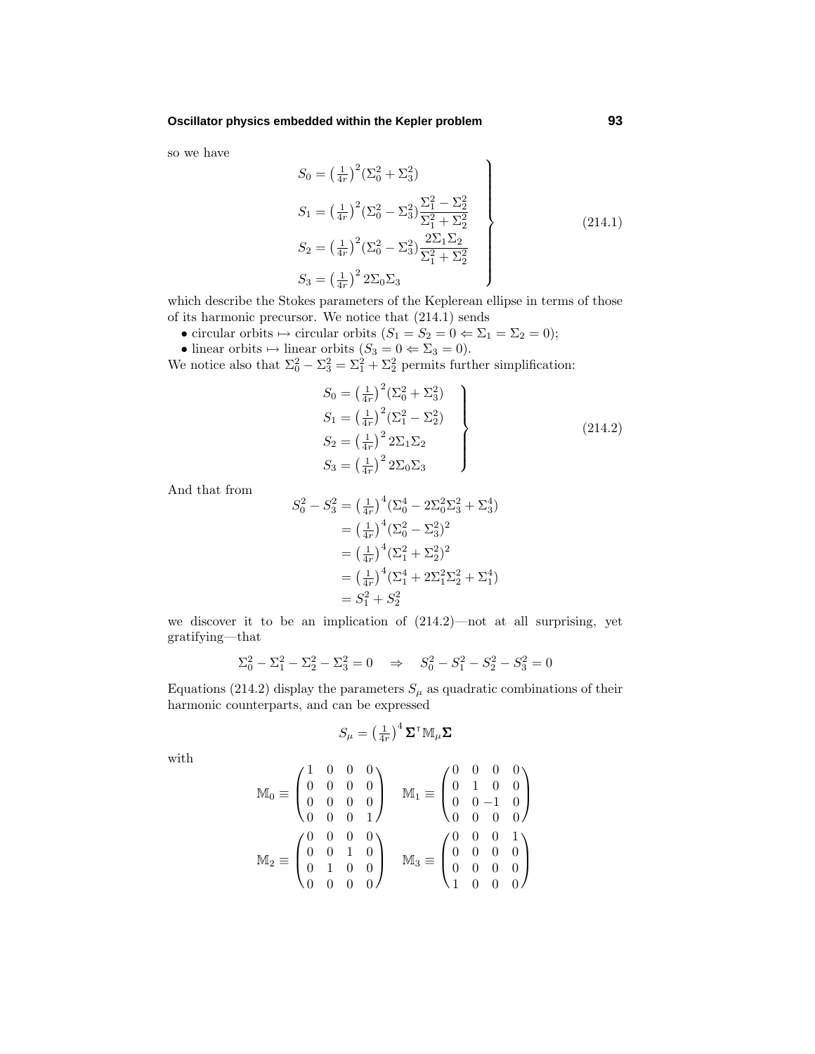so we have

$$
\left.\begin{aligned}
S_0 &= \left(\tfrac{1}{4r}\right)^2(\Sigma_0^2+\Sigma_3^2)\\
S_1 &= \left(\tfrac{1}{4r}\right)^2(\Sigma_0^2-\Sigma_3^2)\frac{\Sigma_1^2-\Sigma_2^2}{\Sigma_1^2+\Sigma_2^2}\\
S_2 &= \left(\tfrac{1}{4r}\right)^2(\Sigma_0^2-\Sigma_3^2)\frac{2\Sigma_1\Sigma_2}{\Sigma_1^2+\Sigma_2^2}\\
S_3 &= \left(\tfrac{1}{4r}\right)^2 2\Sigma_0\Sigma_3
\end{aligned}\right\}
\tag{214.1}
$$

which describe the Stokes parameters of the Keplerean ellipse in terms of those of its harmonic precursor. We notice that (214.1) sends

- circular orbits $\mapsto$ circular orbits ($S_1 = S_2 = 0 \Leftarrow \Sigma_1 = \Sigma_2 = 0$);
- linear orbits $\mapsto$ linear orbits ($S_3 = 0 \Leftarrow \Sigma_3 = 0$).

We notice also that $\Sigma_0^2 - \Sigma_3^2 = \Sigma_1^2 + \Sigma_2^2$ permits further simplification:

$$
\left.\begin{aligned}
S_0 &= \left(\tfrac{1}{4r}\right)^2(\Sigma_0^2+\Sigma_3^2)\\
S_1 &= \left(\tfrac{1}{4r}\right)^2(\Sigma_1^2-\Sigma_2^2)\\
S_2 &= \left(\tfrac{1}{4r}\right)^2 2\Sigma_1\Sigma_2\\
S_3 &= \left(\tfrac{1}{4r}\right)^2 2\Sigma_0\Sigma_3
\end{aligned}\right\}
\tag{214.2}
$$

And that from

$$
\begin{aligned}
S_0^2 - S_3^2 &= \left(\tfrac{1}{4r}\right)^4(\Sigma_0^4 - 2\Sigma_0^2\Sigma_3^2 + \Sigma_3^4)\\
&= \left(\tfrac{1}{4r}\right)^4(\Sigma_0^2 - \Sigma_3^2)^2\\
&= \left(\tfrac{1}{4r}\right)^4(\Sigma_1^2 + \Sigma_2^2)^2\\
&= \left(\tfrac{1}{4r}\right)^4(\Sigma_1^4 + 2\Sigma_1^2\Sigma_2^2 + \Sigma_1^4)\\
&= S_1^2 + S_2^2
\end{aligned}
$$

we discover it to be an implication of (214.2)—not at all surprising, yet gratifying—that

$$
\Sigma_0^2 - \Sigma_1^2 - \Sigma_2^2 - \Sigma_3^2 = 0 \quad\Rightarrow\quad S_0^2 - S_1^2 - S_2^2 - S_3^2 = 0
$$

Equations (214.2) display the parameters $S_\mu$ as quadratic combinations of their harmonic counterparts, and can be expressed

$$
S_\mu = \left(\tfrac{1}{4r}\right)^4 \boldsymbol{\Sigma}^{\mathsf{T}}\mathbb{M}_\mu\boldsymbol{\Sigma}
$$

with

$$
\mathbb{M}_0 \equiv \begin{pmatrix}1&0&0&0\\0&0&0&0\\0&0&0&0\\0&0&0&1\end{pmatrix}\quad
\mathbb{M}_1 \equiv \begin{pmatrix}0&0&0&0\\0&1&0&0\\0&0&-1&0\\0&0&0&0\end{pmatrix}
$$

$$
\mathbb{M}_2 \equiv \begin{pmatrix}0&0&0&0\\0&0&1&0\\0&1&0&0\\0&0&0&0\end{pmatrix}\quad
\mathbb{M}_3 \equiv \begin{pmatrix}0&0&0&1\\0&0&0&0\\0&0&0&0\\1&0&0&0\end{pmatrix}
$$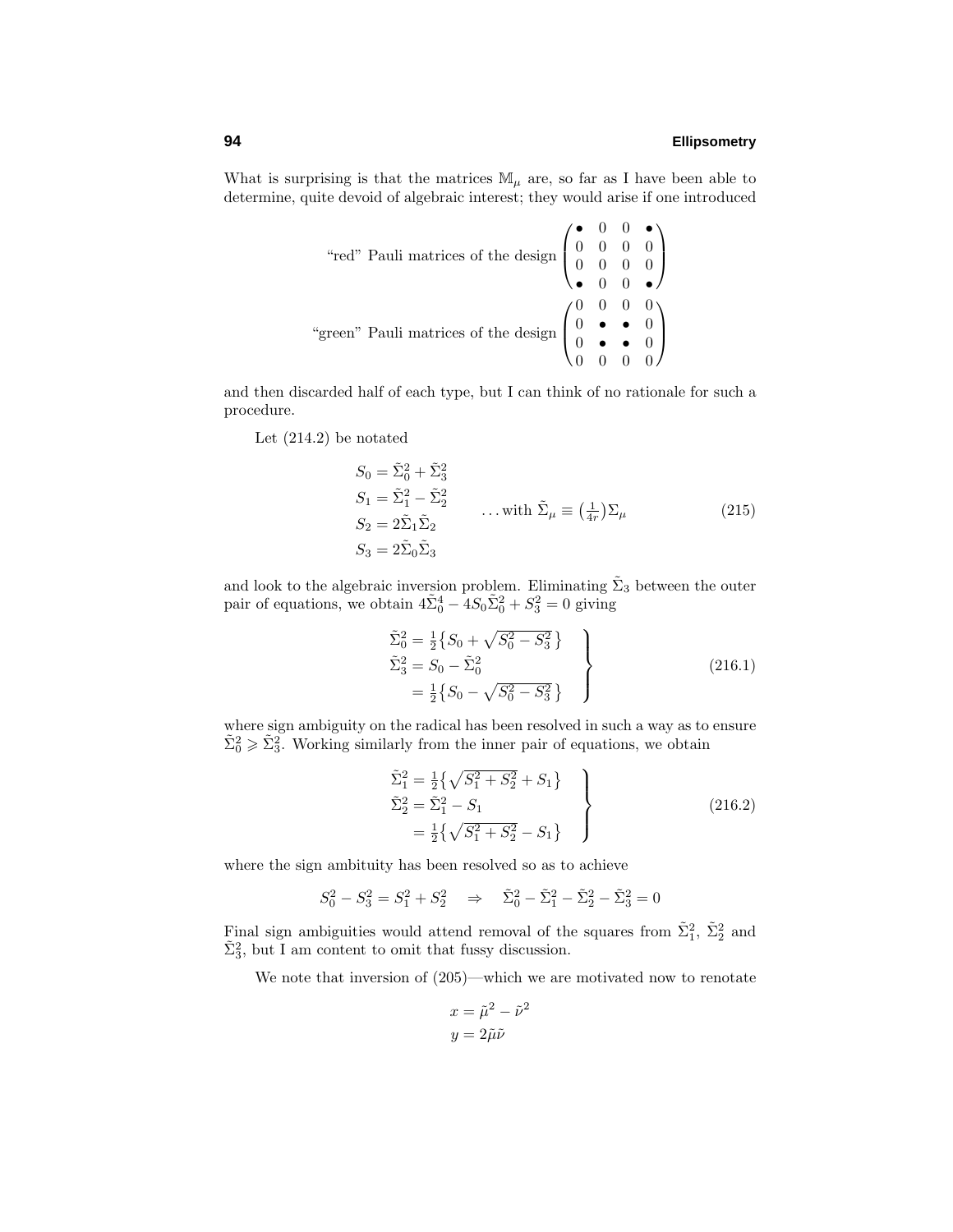What is surprising is that the matrices $\mathbb{M}_\mu$ are, so far as I have been able to determine, quite devoid of algebraic interest; they would arise if one introduced

$$\text{“red” Pauli matrices of the design}\begin{pmatrix} \bullet & 0 & 0 & \bullet \\ 0 & 0 & 0 & 0 \\ 0 & 0 & 0 & 0 \\ \bullet & 0 & 0 & \bullet \end{pmatrix}$$

$$\text{“green” Pauli matrices of the design}\begin{pmatrix} 0 & 0 & 0 & 0 \\ 0 & \bullet & \bullet & 0 \\ 0 & \bullet & \bullet & 0 \\ 0 & 0 & 0 & 0 \end{pmatrix}$$

and then discarded half of each type, but I can think of no rationale for such a procedure.

Let (214.2) be notated

$$\left.\begin{aligned} S_0 &= \tilde{\Sigma}_0^2 + \tilde{\Sigma}_3^2 \\ S_1 &= \tilde{\Sigma}_1^2 - \tilde{\Sigma}_2^2 \\ S_2 &= 2\tilde{\Sigma}_1\tilde{\Sigma}_2 \\ S_3 &= 2\tilde{\Sigma}_0\tilde{\Sigma}_3 \end{aligned}\right. \quad \ldots \text{with } \tilde{\Sigma}_\mu \equiv \big(\tfrac{1}{4r}\big)\Sigma_\mu \tag{215}$$

and look to the algebraic inversion problem. Eliminating $\tilde{\Sigma}_3$ between the outer pair of equations, we obtain $4\tilde{\Sigma}_0^4 - 4S_0\tilde{\Sigma}_0^2 + S_3^2 = 0$ giving

$$\left.\begin{aligned} \tilde{\Sigma}_0^2 &= \tfrac{1}{2}\big\{S_0 + \sqrt{S_0^2 - S_3^2}\,\big\} \\ \tilde{\Sigma}_3^2 &= S_0 - \tilde{\Sigma}_0^2 \\ &= \tfrac{1}{2}\big\{S_0 - \sqrt{S_0^2 - S_3^2}\,\big\} \end{aligned}\right\} \tag{216.1}$$

where sign ambiguity on the radical has been resolved in such a way as to ensure $\tilde{\Sigma}_0^2 \geqslant \tilde{\Sigma}_3^2$. Working similarly from the inner pair of equations, we obtain

$$\left.\begin{aligned} \tilde{\Sigma}_1^2 &= \tfrac{1}{2}\big\{\sqrt{S_1^2 + S_2^2} + S_1\big\} \\ \tilde{\Sigma}_2^2 &= \tilde{\Sigma}_1^2 - S_1 \\ &= \tfrac{1}{2}\big\{\sqrt{S_1^2 + S_2^2} - S_1\big\} \end{aligned}\right\} \tag{216.2}$$

where the sign ambituity has been resolved so as to achieve

$$S_0^2 - S_3^2 = S_1^2 + S_2^2 \quad \Rightarrow \quad \tilde{\Sigma}_0^2 - \tilde{\Sigma}_1^2 - \tilde{\Sigma}_2^2 - \tilde{\Sigma}_3^2 = 0$$

Final sign ambiguities would attend removal of the squares from $\tilde{\Sigma}_1^2$, $\tilde{\Sigma}_2^2$ and $\tilde{\Sigma}_3^2$, but I am content to omit that fussy discussion.

We note that inversion of (205)—which we are motivated now to renotate

$$\begin{aligned} x &= \tilde{\mu}^2 - \tilde{\nu}^2 \\ y &= 2\tilde{\mu}\tilde{\nu} \end{aligned}$$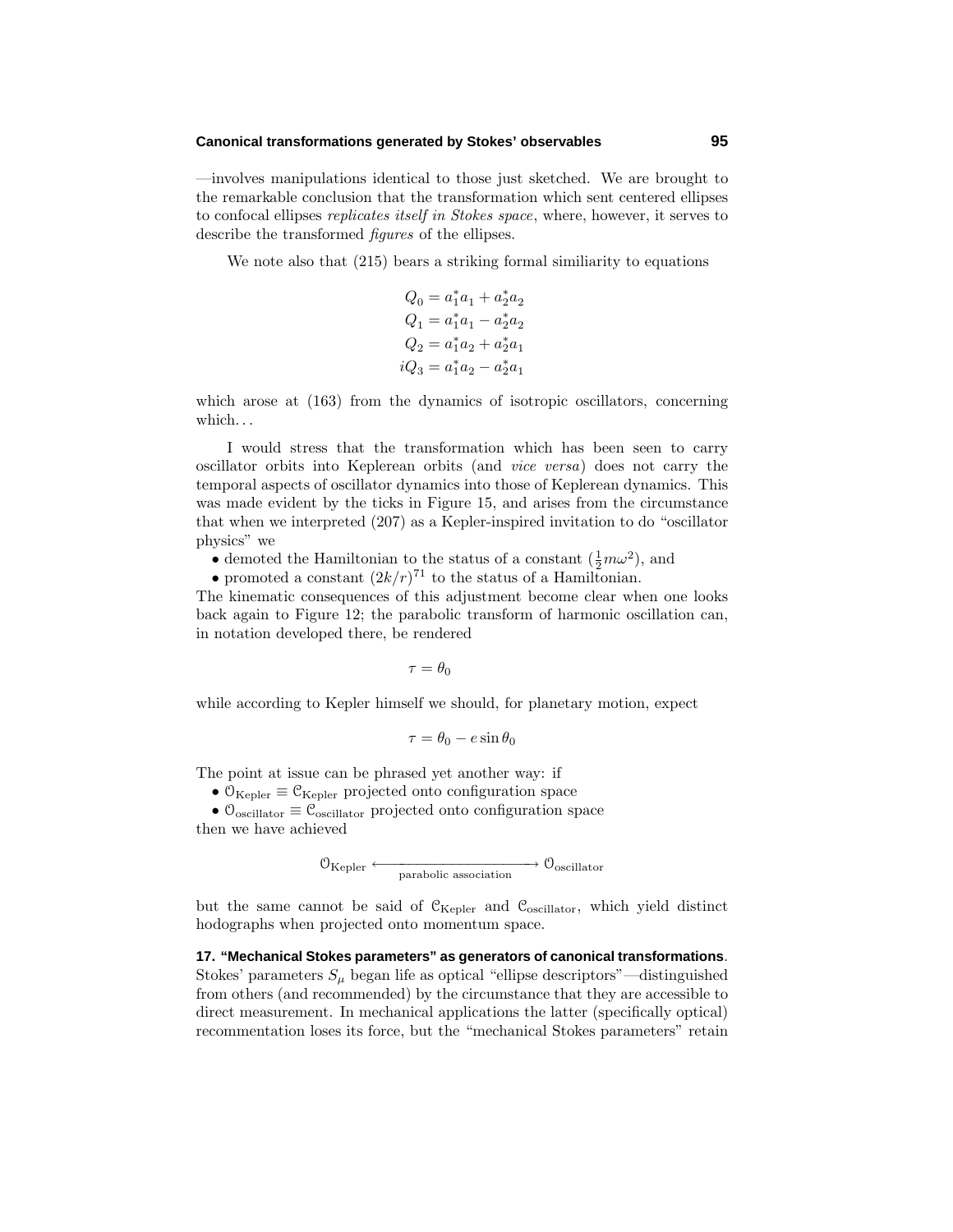—involves manipulations identical to those just sketched. We are brought to the remarkable conclusion that the transformation which sent centered ellipses to confocal ellipses *replicates itself in Stokes space*, where, however, it serves to describe the transformed *figures* of the ellipses.

We note also that (215) bears a striking formal similiarity to equations

$$
\begin{aligned}
Q_0 &= a_1^* a_1 + a_2^* a_2 \\
Q_1 &= a_1^* a_1 - a_2^* a_2 \\
Q_2 &= a_1^* a_2 + a_2^* a_1 \\
iQ_3 &= a_1^* a_2 - a_2^* a_1
\end{aligned}
$$

which arose at (163) from the dynamics of isotropic oscillators, concerning which...

I would stress that the transformation which has been seen to carry oscillator orbits into Keplerean orbits (and *vice versa*) does not carry the temporal aspects of oscillator dynamics into those of Keplerean dynamics. This was made evident by the ticks in Figure 15, and arises from the circumstance that when we interpreted (207) as a Kepler-inspired invitation to do "oscillator physics" we

- demoted the Hamiltonian to the status of a constant ($\frac{1}{2}m\omega^2$), and
- promoted a constant $(2k/r)^{71}$ to the status of a Hamiltonian.

The kinematic consequences of this adjustment become clear when one looks back again to Figure 12; the parabolic transform of harmonic oscillation can, in notation developed there, be rendered

$$\tau = \theta_0$$

while according to Kepler himself we should, for planetary motion, expect

$$\tau = \theta_0 - e \sin \theta_0$$

The point at issue can be phrased yet another way: if

- $\mathcal{O}_{\text{Kepler}} \equiv \mathcal{C}_{\text{Kepler}}$ projected onto configuration space
- $\mathcal{O}_{\text{oscillator}} \equiv \mathcal{C}_{\text{oscillator}}$ projected onto configuration space

then we have achieved

$$\mathcal{O}_{\text{Kepler}} \xleftrightarrow[\text{parabolic association}]{} \mathcal{O}_{\text{oscillator}}$$

but the same cannot be said of $\mathcal{C}_{\text{Kepler}}$ and $\mathcal{C}_{\text{oscillator}}$, which yield distinct hodographs when projected onto momentum space.

**17. "Mechanical Stokes parameters" as generators of canonical transformations.** Stokes' parameters $S_\mu$ began life as optical "ellipse descriptors"—distinguished from others (and recommended) by the circumstance that they are accessible to direct measurement. In mechanical applications the latter (specifically optical) recommentation loses its force, but the "mechanical Stokes parameters" retain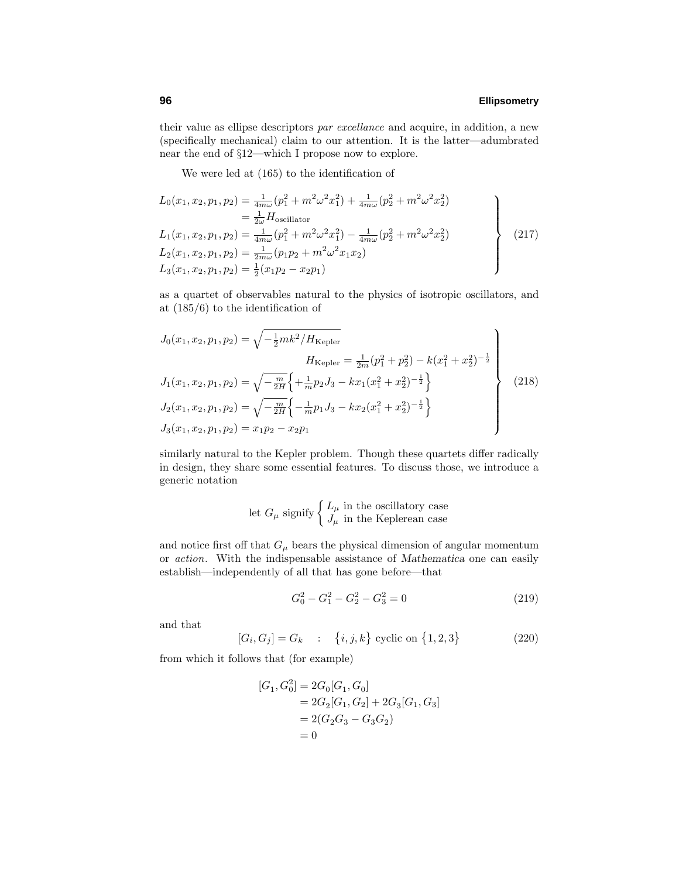their value as ellipse descriptors *par excellance* and acquire, in addition, a new (specifically mechanical) claim to our attention. It is the latter—adumbrated near the end of §12—which I propose now to explore.

We were led at (165) to the identification of

$$
\left.\begin{aligned}
L_0(x_1,x_2,p_1,p_2) &= \tfrac{1}{4m\omega}(p_1^2+m^2\omega^2x_1^2)+\tfrac{1}{4m\omega}(p_2^2+m^2\omega^2x_2^2)\\
&= \tfrac{1}{2\omega}H_{\text{oscillator}}\\
L_1(x_1,x_2,p_1,p_2) &= \tfrac{1}{4m\omega}(p_1^2+m^2\omega^2x_1^2)-\tfrac{1}{4m\omega}(p_2^2+m^2\omega^2x_2^2)\\
L_2(x_1,x_2,p_1,p_2) &= \tfrac{1}{2m\omega}(p_1p_2+m^2\omega^2x_1x_2)\\
L_3(x_1,x_2,p_1,p_2) &= \tfrac{1}{2}(x_1p_2-x_2p_1)
\end{aligned}\right\}\tag{217}
$$

as a quartet of observables natural to the physics of isotropic oscillators, and at (185/6) to the identification of

$$
\left.\begin{aligned}
J_0(x_1,x_2,p_1,p_2) &= \sqrt{-\tfrac{1}{2}mk^2/H_{\text{Kepler}}}\\
&\qquad\qquad H_{\text{Kepler}} = \tfrac{1}{2m}(p_1^2+p_2^2)-k(x_1^2+x_2^2)^{-\frac{1}{2}}\\
J_1(x_1,x_2,p_1,p_2) &= \sqrt{-\tfrac{m}{2H}}\Big\{+\tfrac{1}{m}p_2J_3-kx_1(x_1^2+x_2^2)^{-\frac{1}{2}}\Big\}\\
J_2(x_1,x_2,p_1,p_2) &= \sqrt{-\tfrac{m}{2H}}\Big\{-\tfrac{1}{m}p_1J_3-kx_2(x_1^2+x_2^2)^{-\frac{1}{2}}\Big\}\\
J_3(x_1,x_2,p_1,p_2) &= x_1p_2-x_2p_1
\end{aligned}\right\}\tag{218}
$$

similarly natural to the Kepler problem. Though these quartets differ radically in design, they share some essential features. To discuss those, we introduce a generic notation

$$
\text{let } G_\mu \text{ signify}\begin{cases} L_\mu \text{ in the oscillatory case}\\ J_\mu \text{ in the Keplerean case}\end{cases}
$$

and notice first off that $G_\mu$ bears the physical dimension of angular momentum or *action*. With the indispensable assistance of *Mathematica* one can easily establish—independently of all that has gone before—that

$$
G_0^2-G_1^2-G_2^2-G_3^2=0\tag{219}
$$

and that

$$
[G_i,G_j]=G_k \quad : \quad \big\{i,j,k\big\} \text{ cyclic on } \big\{1,2,3\big\}\tag{220}
$$

from which it follows that (for example)

$$
\begin{aligned}
[G_1,G_0^2] &= 2G_0[G_1,G_0]\\
&= 2G_2[G_1,G_2]+2G_3[G_1,G_3]\\
&= 2(G_2G_3-G_3G_2)\\
&= 0
\end{aligned}
$$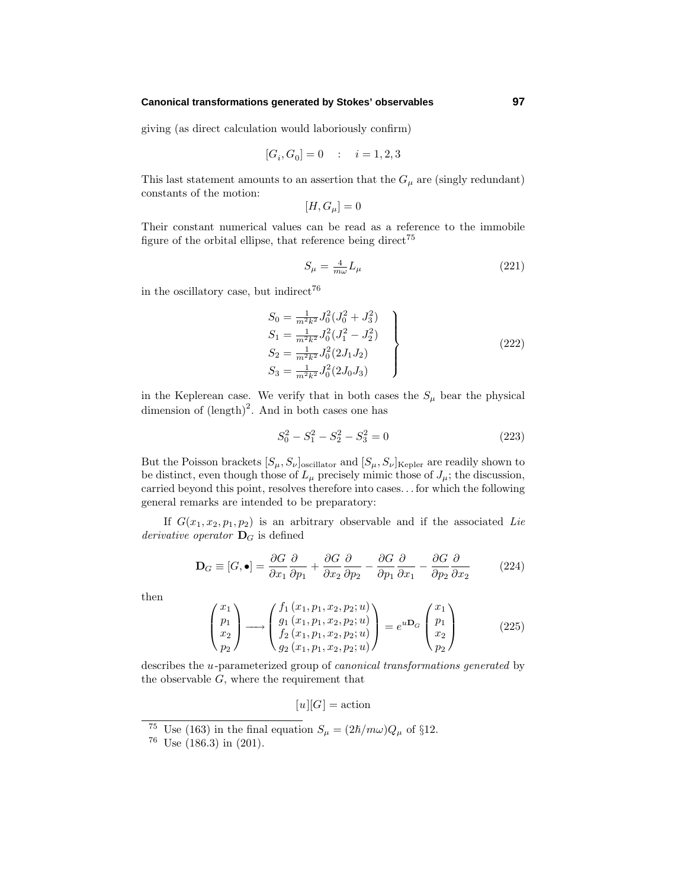giving (as direct calculation would laboriously confirm)

$$[G_i, G_0] = 0 \quad : \quad i = 1, 2, 3$$

This last statement amounts to an assertion that the $G_\mu$ are (singly redundant) constants of the motion:

$$[H, G_\mu] = 0$$

Their constant numerical values can be read as a reference to the immobile figure of the orbital ellipse, that reference being direct[75]

$$S_\mu = \tfrac{4}{m\omega} L_\mu \tag{221}$$

in the oscillatory case, but indirect[76]

$$\left.\begin{aligned}
S_0 &= \tfrac{1}{m^2k^2} J_0^2 (J_0^2 + J_3^2) \\
S_1 &= \tfrac{1}{m^2k^2} J_0^2 (J_1^2 - J_2^2) \\
S_2 &= \tfrac{1}{m^2k^2} J_0^2 (2J_1 J_2) \\
S_3 &= \tfrac{1}{m^2k^2} J_0^2 (2J_0 J_3)
\end{aligned}\right\} \tag{222}$$

in the Keplerean case. We verify that in both cases the $S_\mu$ bear the physical dimension of $(\text{length})^2$. And in both cases one has

$$S_0^2 - S_1^2 - S_2^2 - S_3^2 = 0 \tag{223}$$

But the Poisson brackets $[S_\mu, S_\nu]_{\text{oscillator}}$ and $[S_\mu, S_\nu]_{\text{Kepler}}$ are readily shown to be distinct, even though those of $L_\mu$ precisely mimic those of $J_\mu$; the discussion, carried beyond this point, resolves therefore into cases…for which the following general remarks are intended to be preparatory:

If $G(x_1, x_2, p_1, p_2)$ is an arbitrary observable and if the associated *Lie derivative operator* $\mathbf{D}_G$ is defined

$$\mathbf{D}_G \equiv [G, \bullet] = \frac{\partial G}{\partial x_1}\frac{\partial}{\partial p_1} + \frac{\partial G}{\partial x_2}\frac{\partial}{\partial p_2} - \frac{\partial G}{\partial p_1}\frac{\partial}{\partial x_1} - \frac{\partial G}{\partial p_2}\frac{\partial}{\partial x_2} \tag{224}$$

then

$$\begin{pmatrix} x_1 \\ p_1 \\ x_2 \\ p_2 \end{pmatrix} \longrightarrow \begin{pmatrix} f_1(x_1, p_1, x_2, p_2; u) \\ g_1(x_1, p_1, x_2, p_2; u) \\ f_2(x_1, p_1, x_2, p_2; u) \\ g_2(x_1, p_1, x_2, p_2; u) \end{pmatrix} = e^{u\mathbf{D}_G} \begin{pmatrix} x_1 \\ p_1 \\ x_2 \\ p_2 \end{pmatrix} \tag{225}$$

describes the $u$-parameterized group of *canonical transformations generated* by the observable $G$, where the requirement that

$$[u][G] = \text{action}$$

---

[75] Use (163) in the final equation $S_\mu = (2\hbar/m\omega)Q_\mu$ of §12.

[76] Use (186.3) in (201).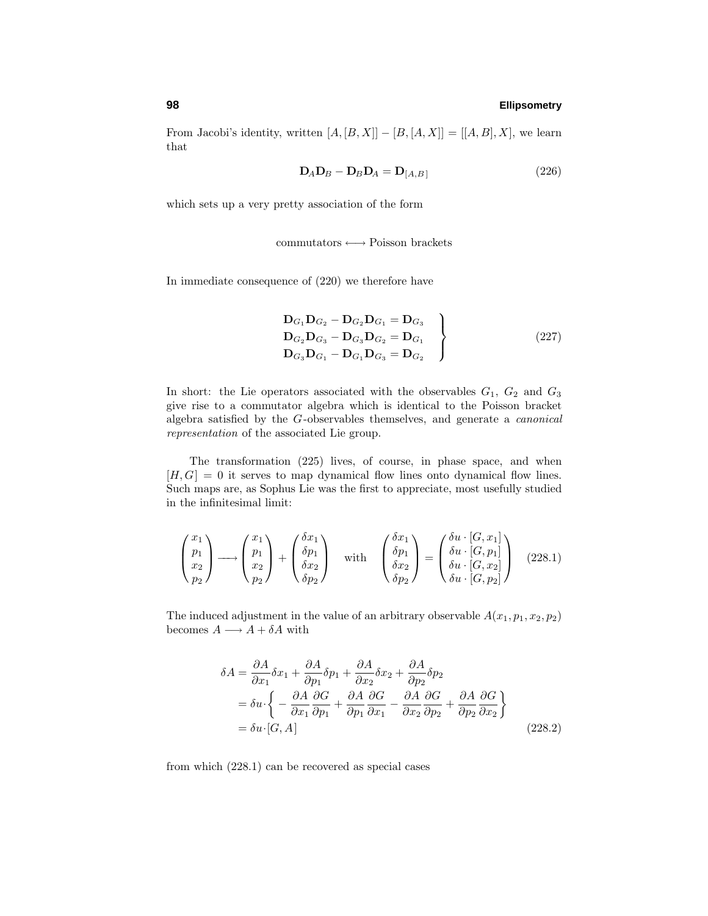From Jacobi's identity, written $[A,[B,X]] - [B,[A,X]] = [[A,B],X]$, we learn that

$$\mathbf{D}_A\mathbf{D}_B - \mathbf{D}_B\mathbf{D}_A = \mathbf{D}_{[A,B]} \tag{226}$$

which sets up a very pretty association of the form

$$\text{commutators} \longleftrightarrow \text{Poisson brackets}$$

In immediate consequence of (220) we therefore have

$$\left.\begin{aligned}
\mathbf{D}_{G_1}\mathbf{D}_{G_2} - \mathbf{D}_{G_2}\mathbf{D}_{G_1} &= \mathbf{D}_{G_3}\\
\mathbf{D}_{G_2}\mathbf{D}_{G_3} - \mathbf{D}_{G_3}\mathbf{D}_{G_2} &= \mathbf{D}_{G_1}\\
\mathbf{D}_{G_3}\mathbf{D}_{G_1} - \mathbf{D}_{G_1}\mathbf{D}_{G_3} &= \mathbf{D}_{G_2}
\end{aligned}\right\} \tag{227}$$

In short: the Lie operators associated with the observables $G_1$, $G_2$ and $G_3$ give rise to a commutator algebra which is identical to the Poisson bracket algebra satisfied by the $G$-observables themselves, and generate a *canonical representation* of the associated Lie group.

The transformation (225) lives, of course, in phase space, and when $[H,G]=0$ it serves to map dynamical flow lines onto dynamical flow lines. Such maps are, as Sophus Lie was the first to appreciate, most usefully studied in the infinitesimal limit:

$$\begin{pmatrix} x_1\\ p_1\\ x_2\\ p_2\end{pmatrix} \longrightarrow \begin{pmatrix} x_1\\ p_1\\ x_2\\ p_2\end{pmatrix} + \begin{pmatrix} \delta x_1\\ \delta p_1\\ \delta x_2\\ \delta p_2\end{pmatrix} \quad \text{with} \quad \begin{pmatrix} \delta x_1\\ \delta p_1\\ \delta x_2\\ \delta p_2\end{pmatrix} = \begin{pmatrix} \delta u\cdot[G,x_1]\\ \delta u\cdot[G,p_1]\\ \delta u\cdot[G,x_2]\\ \delta u\cdot[G,p_2]\end{pmatrix} \tag{228.1}$$

The induced adjustment in the value of an arbitrary observable $A(x_1,p_1,x_2,p_2)$ becomes $A \longrightarrow A + \delta A$ with

$$\begin{aligned}
\delta A &= \frac{\partial A}{\partial x_1}\delta x_1 + \frac{\partial A}{\partial p_1}\delta p_1 + \frac{\partial A}{\partial x_2}\delta x_2 + \frac{\partial A}{\partial p_2}\delta p_2\\
&= \delta u\cdot\left\{ -\frac{\partial A}{\partial x_1}\frac{\partial G}{\partial p_1} + \frac{\partial A}{\partial p_1}\frac{\partial G}{\partial x_1} - \frac{\partial A}{\partial x_2}\frac{\partial G}{\partial p_2} + \frac{\partial A}{\partial p_2}\frac{\partial G}{\partial x_2}\right\}\\
&= \delta u\cdot[G,A]
\end{aligned} \tag{228.2}$$

from which (228.1) can be recovered as special cases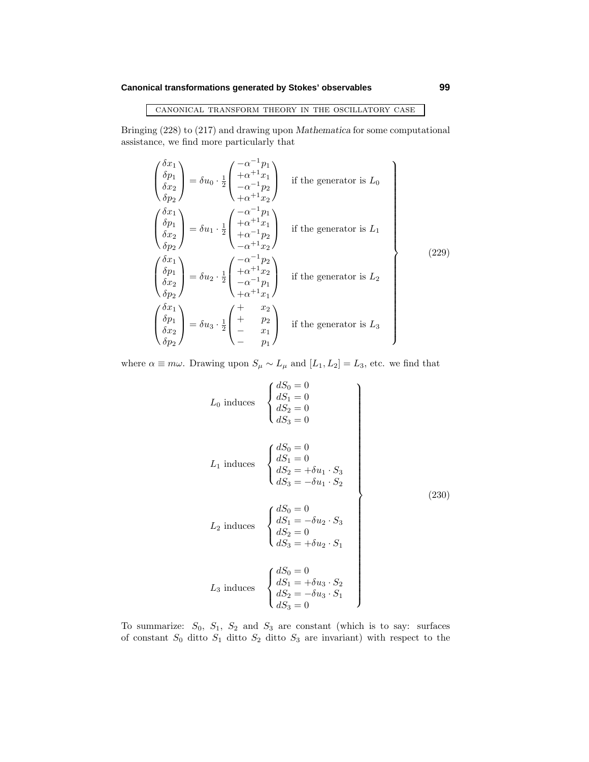CANONICAL TRANSFORM THEORY IN THE OSCILLATORY CASE

Bringing (228) to (217) and drawing upon *Mathematica* for some computational assistance, we find more particularly that

$$
\left.
\begin{aligned}
\begin{pmatrix}\delta x_1\\ \delta p_1\\ \delta x_2\\ \delta p_2\end{pmatrix} &= \delta u_0\cdot\tfrac{1}{2}\begin{pmatrix}-\alpha^{-1}p_1\\ +\alpha^{+1}x_1\\ -\alpha^{-1}p_2\\ +\alpha^{+1}x_2\end{pmatrix}\quad\text{if the generator is } L_0\\
\begin{pmatrix}\delta x_1\\ \delta p_1\\ \delta x_2\\ \delta p_2\end{pmatrix} &= \delta u_1\cdot\tfrac{1}{2}\begin{pmatrix}-\alpha^{-1}p_1\\ +\alpha^{+1}x_1\\ +\alpha^{-1}p_2\\ -\alpha^{+1}x_2\end{pmatrix}\quad\text{if the generator is } L_1\\
\begin{pmatrix}\delta x_1\\ \delta p_1\\ \delta x_2\\ \delta p_2\end{pmatrix} &= \delta u_2\cdot\tfrac{1}{2}\begin{pmatrix}-\alpha^{-1}p_2\\ +\alpha^{+1}x_2\\ -\alpha^{-1}p_1\\ +\alpha^{+1}x_1\end{pmatrix}\quad\text{if the generator is } L_2\\
\begin{pmatrix}\delta x_1\\ \delta p_1\\ \delta x_2\\ \delta p_2\end{pmatrix} &= \delta u_3\cdot\tfrac{1}{2}\begin{pmatrix}+\quad x_2\\ +\quad p_2\\ -\quad x_1\\ -\quad p_1\end{pmatrix}\quad\text{if the generator is } L_3
\end{aligned}
\right\}\tag{229}
$$

where $\alpha \equiv m\omega$. Drawing upon $S_\mu \sim L_\mu$ and $[L_1, L_2] = L_3$, etc. we find that

$$
\left.
\begin{aligned}
L_0 \text{ induces}\quad &\begin{cases} dS_0 = 0\\ dS_1 = 0\\ dS_2 = 0\\ dS_3 = 0\end{cases}\\[2mm]
L_1 \text{ induces}\quad &\begin{cases} dS_0 = 0\\ dS_1 = 0\\ dS_2 = +\delta u_1\cdot S_3\\ dS_3 = -\delta u_1\cdot S_2\end{cases}\\[2mm]
L_2 \text{ induces}\quad &\begin{cases} dS_0 = 0\\ dS_1 = -\delta u_2\cdot S_3\\ dS_2 = 0\\ dS_3 = +\delta u_2\cdot S_1\end{cases}\\[2mm]
L_3 \text{ induces}\quad &\begin{cases} dS_0 = 0\\ dS_1 = +\delta u_3\cdot S_2\\ dS_2 = -\delta u_3\cdot S_1\\ dS_3 = 0\end{cases}
\end{aligned}
\right\}\tag{230}
$$

To summarize: $S_0$, $S_1$, $S_2$ and $S_3$ are constant (which is to say: surfaces of constant $S_0$ ditto $S_1$ ditto $S_2$ ditto $S_3$ are invariant) with respect to the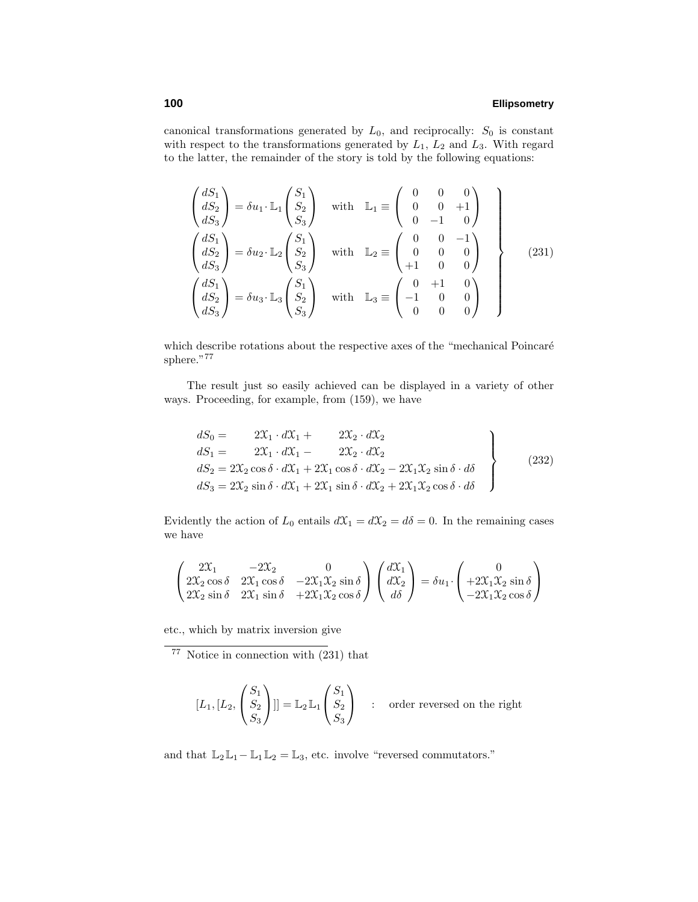canonical transformations generated by $L_0$, and reciprocally: $S_0$ is constant with respect to the transformations generated by $L_1$, $L_2$ and $L_3$. With regard to the latter, the remainder of the story is told by the following equations:

$$
\left.
\begin{aligned}
\begin{pmatrix} dS_1 \\ dS_2 \\ dS_3 \end{pmatrix} &= \delta u_1 \cdot \mathbb{L}_1 \begin{pmatrix} S_1 \\ S_2 \\ S_3 \end{pmatrix} \quad \text{with} \quad \mathbb{L}_1 \equiv \begin{pmatrix} 0 & 0 & 0 \\ 0 & 0 & +1 \\ 0 & -1 & 0 \end{pmatrix} \\
\begin{pmatrix} dS_1 \\ dS_2 \\ dS_3 \end{pmatrix} &= \delta u_2 \cdot \mathbb{L}_2 \begin{pmatrix} S_1 \\ S_2 \\ S_3 \end{pmatrix} \quad \text{with} \quad \mathbb{L}_2 \equiv \begin{pmatrix} 0 & 0 & -1 \\ 0 & 0 & 0 \\ +1 & 0 & 0 \end{pmatrix} \\
\begin{pmatrix} dS_1 \\ dS_2 \\ dS_3 \end{pmatrix} &= \delta u_3 \cdot \mathbb{L}_3 \begin{pmatrix} S_1 \\ S_2 \\ S_3 \end{pmatrix} \quad \text{with} \quad \mathbb{L}_3 \equiv \begin{pmatrix} 0 & +1 & 0 \\ -1 & 0 & 0 \\ 0 & 0 & 0 \end{pmatrix}
\end{aligned}
\right\} \tag{231}
$$

which describe rotations about the respective axes of the "mechanical Poincaré sphere."[77]

The result just so easily achieved can be displayed in a variety of other ways. Proceeding, for example, from (159), we have

$$
\left.
\begin{aligned}
dS_0 &= 2\mathcal{X}_1 \cdot d\mathcal{X}_1 + 2\mathcal{X}_2 \cdot d\mathcal{X}_2 \\
dS_1 &= 2\mathcal{X}_1 \cdot d\mathcal{X}_1 - 2\mathcal{X}_2 \cdot d\mathcal{X}_2 \\
dS_2 &= 2\mathcal{X}_2 \cos\delta \cdot d\mathcal{X}_1 + 2\mathcal{X}_1 \cos\delta \cdot d\mathcal{X}_2 - 2\mathcal{X}_1\mathcal{X}_2 \sin\delta \cdot d\delta \\
dS_3 &= 2\mathcal{X}_2 \sin\delta \cdot d\mathcal{X}_1 + 2\mathcal{X}_1 \sin\delta \cdot d\mathcal{X}_2 + 2\mathcal{X}_1\mathcal{X}_2 \cos\delta \cdot d\delta
\end{aligned}
\right\} \tag{232}
$$

Evidently the action of $L_0$ entails $d\mathcal{X}_1 = d\mathcal{X}_2 = d\delta = 0$. In the remaining cases we have

$$
\begin{pmatrix} 2\mathcal{X}_1 & -2\mathcal{X}_2 & 0 \\ 2\mathcal{X}_2 \cos\delta & 2\mathcal{X}_1 \cos\delta & -2\mathcal{X}_1\mathcal{X}_2 \sin\delta \\ 2\mathcal{X}_2 \sin\delta & 2\mathcal{X}_1 \sin\delta & +2\mathcal{X}_1\mathcal{X}_2 \cos\delta \end{pmatrix} \begin{pmatrix} d\mathcal{X}_1 \\ d\mathcal{X}_2 \\ d\delta \end{pmatrix} = \delta u_1 \cdot \begin{pmatrix} 0 \\ +2\mathcal{X}_1\mathcal{X}_2 \sin\delta \\ -2\mathcal{X}_1\mathcal{X}_2 \cos\delta \end{pmatrix}
$$

etc., which by matrix inversion give

---

[77] Notice in connection with (231) that

$$
[L_1, [L_2, \begin{pmatrix} S_1 \\ S_2 \\ S_3 \end{pmatrix}]] = \mathbb{L}_2 \mathbb{L}_1 \begin{pmatrix} S_1 \\ S_2 \\ S_3 \end{pmatrix} \quad : \quad \text{order reversed on the right}
$$

and that $\mathbb{L}_2\mathbb{L}_1 - \mathbb{L}_1\mathbb{L}_2 = \mathbb{L}_3$, etc. involve "reversed commutators."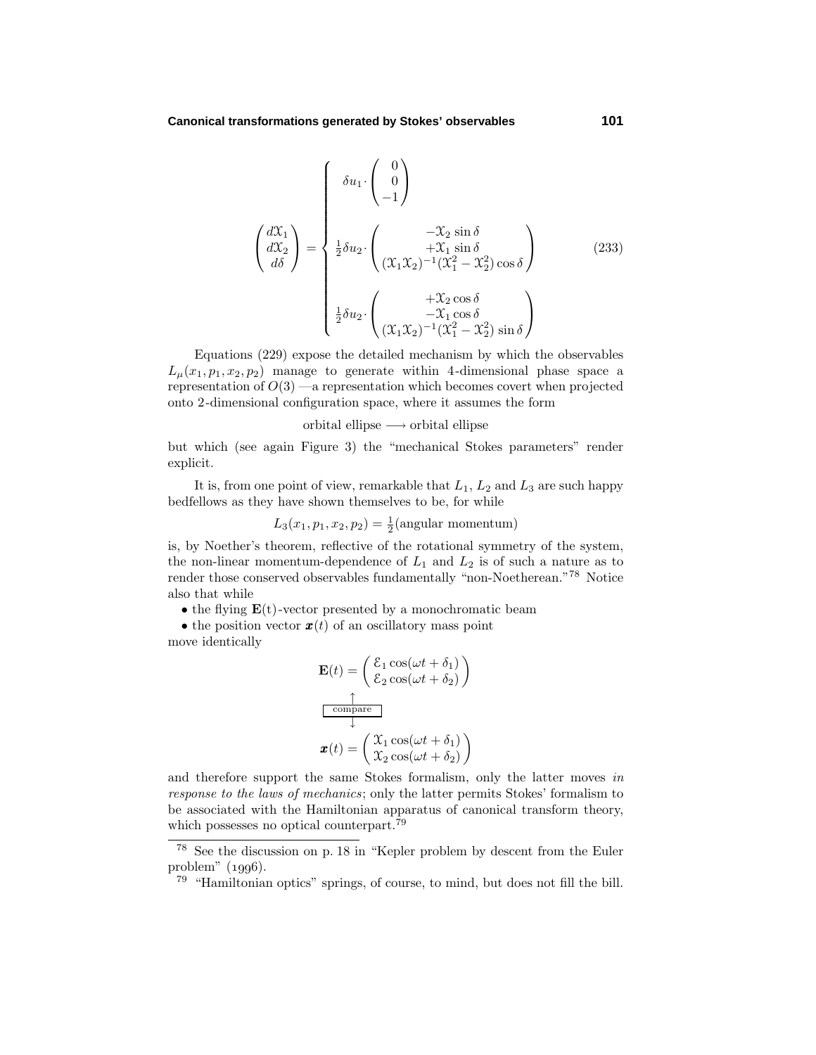$$
\begin{pmatrix} d\mathfrak{X}_1 \\ d\mathfrak{X}_2 \\ d\delta \end{pmatrix} = \begin{cases} \delta u_1 \cdot \begin{pmatrix} 0 \\ 0 \\ -1 \end{pmatrix} \\[2ex] \tfrac{1}{2}\delta u_2 \cdot \begin{pmatrix} -\mathfrak{X}_2 \sin\delta \\ +\mathfrak{X}_1 \sin\delta \\ (\mathfrak{X}_1\mathfrak{X}_2)^{-1}(\mathfrak{X}_1^2 - \mathfrak{X}_2^2)\cos\delta \end{pmatrix} \\[2ex] \tfrac{1}{2}\delta u_2 \cdot \begin{pmatrix} +\mathfrak{X}_2 \cos\delta \\ -\mathfrak{X}_1 \cos\delta \\ (\mathfrak{X}_1\mathfrak{X}_2)^{-1}(\mathfrak{X}_1^2 - \mathfrak{X}_2^2)\sin\delta \end{pmatrix} \end{cases} \tag{233}
$$

Equations (229) expose the detailed mechanism by which the observables $L_\mu(x_1, p_1, x_2, p_2)$ manage to generate within 4-dimensional phase space a representation of $O(3)$ —a representation which becomes covert when projected onto 2-dimensional configuration space, where it assumes the form

$$
\text{orbital ellipse} \longrightarrow \text{orbital ellipse}
$$

but which (see again Figure 3) the "mechanical Stokes parameters" render explicit.

It is, from one point of view, remarkable that $L_1$, $L_2$ and $L_3$ are such happy bedfellows as they have shown themselves to be, for while

$$
L_3(x_1, p_1, x_2, p_2) = \tfrac{1}{2}(\text{angular momentum})
$$

is, by Noether's theorem, reflective of the rotational symmetry of the system, the non-linear momentum-dependence of $L_1$ and $L_2$ is of such a nature as to render those conserved observables fundamentally "non-Noetherean."[78] Notice also that while

- the flying $\mathbf{E}(t)$-vector presented by a monochromatic beam
- the position vector $\boldsymbol{x}(t)$ of an oscillatory mass point

move identically

$$
\mathbf{E}(t) = \begin{pmatrix} \mathcal{E}_1 \cos(\omega t + \delta_1) \\ \mathcal{E}_2 \cos(\omega t + \delta_2) \end{pmatrix}
$$

$$
\updownarrow \ \boxed{\text{compare}}
$$

$$
\boldsymbol{x}(t) = \begin{pmatrix} \mathfrak{X}_1 \cos(\omega t + \delta_1) \\ \mathfrak{X}_2 \cos(\omega t + \delta_2) \end{pmatrix}
$$

and therefore support the same Stokes formalism, only the latter moves *in response to the laws of mechanics*; only the latter permits Stokes' formalism to be associated with the Hamiltonian apparatus of canonical transform theory, which possesses no optical counterpart.[79]

---

[78] See the discussion on p. 18 in "Kepler problem by descent from the Euler problem" (1996).

[79] "Hamiltonian optics" springs, of course, to mind, but does not fill the bill.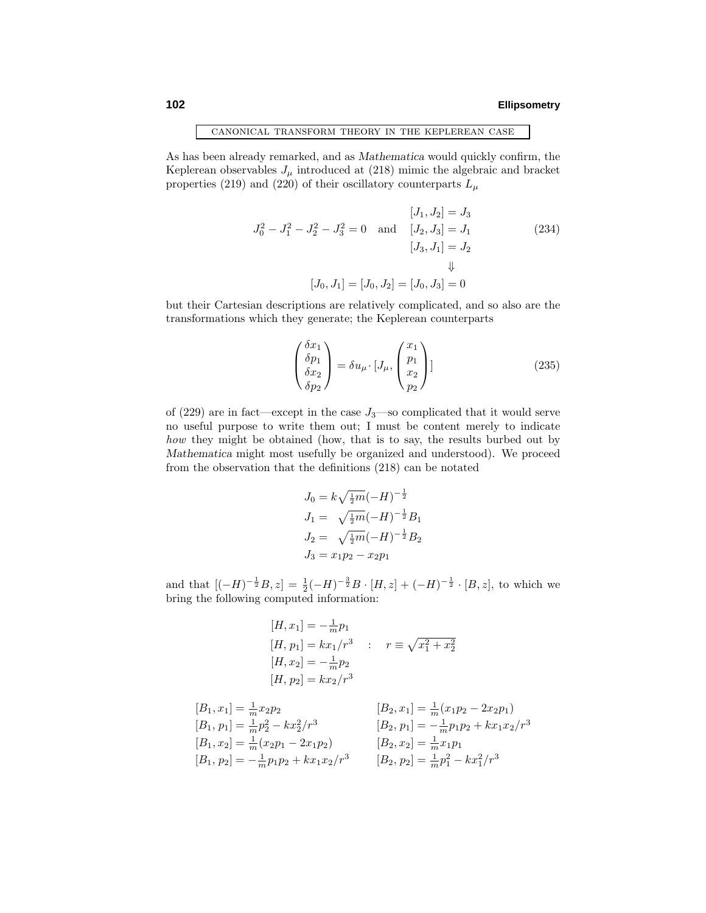## CANONICAL TRANSFORM THEORY IN THE KEPLEREAN CASE

As has been already remarked, and as *Mathematica* would quickly confirm, the Keplerean observables $J_\mu$ introduced at (218) mimic the algebraic and bracket properties (219) and (220) of their oscillatory counterparts $L_\mu$

$$J_0^2 - J_1^2 - J_2^2 - J_3^2 = 0 \quad \text{and} \quad \begin{aligned} [J_1, J_2] &= J_3 \\ [J_2, J_3] &= J_1 \\ [J_3, J_1] &= J_2 \end{aligned} \tag{234}$$

$$\Downarrow$$

$$[J_0, J_1] = [J_0, J_2] = [J_0, J_3] = 0$$

but their Cartesian descriptions are relatively complicated, and so also are the transformations which they generate; the Keplerean counterparts

$$\begin{pmatrix} \delta x_1 \\ \delta p_1 \\ \delta x_2 \\ \delta p_2 \end{pmatrix} = \delta u_\mu \cdot [J_\mu, \begin{pmatrix} x_1 \\ p_1 \\ x_2 \\ p_2 \end{pmatrix}] \tag{235}$$

of (229) are in fact—except in the case $J_3$—so complicated that it would serve no useful purpose to write them out; I must be content merely to indicate *how* they might be obtained (how, that is to say, the results burbed out by *Mathematica* might most usefully be organized and understood). We proceed from the observation that the definitions (218) can be notated

$$\begin{aligned} J_0 &= k\sqrt{\tfrac{1}{2}m}(-H)^{-\frac{1}{2}} \\ J_1 &= \sqrt{\tfrac{1}{2}m}(-H)^{-\frac{1}{2}}B_1 \\ J_2 &= \sqrt{\tfrac{1}{2}m}(-H)^{-\frac{1}{2}}B_2 \\ J_3 &= x_1 p_2 - x_2 p_1 \end{aligned}$$

and that $[(-H)^{-\frac{1}{2}}B, z] = \frac{1}{2}(-H)^{-\frac{3}{2}}B \cdot [H, z] + (-H)^{-\frac{1}{2}} \cdot [B, z]$, to which we bring the following computed information:

$$\begin{aligned} [H, x_1] &= -\tfrac{1}{m}p_1 \\ [H, p_1] &= kx_1/r^3 \quad : \quad r \equiv \sqrt{x_1^2 + x_2^2} \\ [H, x_2] &= -\tfrac{1}{m}p_2 \\ [H, p_2] &= kx_2/r^3 \end{aligned}$$

$$\begin{aligned} [B_1, x_1] &= \tfrac{1}{m}x_2 p_2 & [B_2, x_1] &= \tfrac{1}{m}(x_1 p_2 - 2x_2 p_1) \\ [B_1, p_1] &= \tfrac{1}{m}p_2^2 - kx_2^2/r^3 & [B_2, p_1] &= -\tfrac{1}{m}p_1 p_2 + kx_1 x_2/r^3 \\ [B_1, x_2] &= \tfrac{1}{m}(x_2 p_1 - 2x_1 p_2) & [B_2, x_2] &= \tfrac{1}{m}x_1 p_1 \\ [B_1, p_2] &= -\tfrac{1}{m}p_1 p_2 + kx_1 x_2/r^3 & [B_2, p_2] &= \tfrac{1}{m}p_1^2 - kx_1^2/r^3 \end{aligned}$$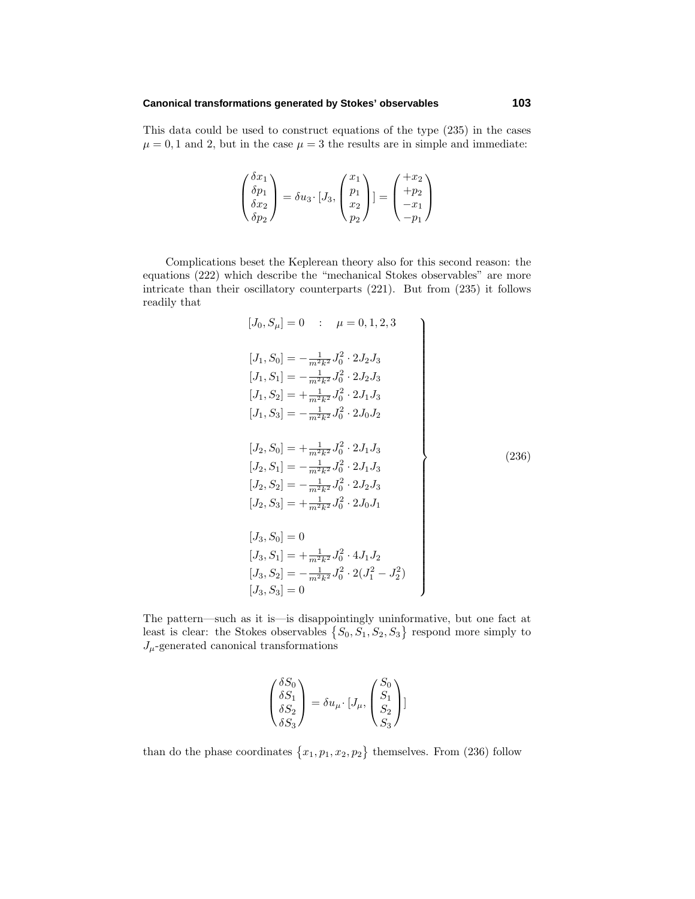This data could be used to construct equations of the type (235) in the cases $\mu = 0, 1$ and 2, but in the case $\mu = 3$ the results are in simple and immediate:

$$
\begin{pmatrix} \delta x_1 \\ \delta p_1 \\ \delta x_2 \\ \delta p_2 \end{pmatrix} = \delta u_3 \cdot [J_3, \begin{pmatrix} x_1 \\ p_1 \\ x_2 \\ p_2 \end{pmatrix}] = \begin{pmatrix} +x_2 \\ +p_2 \\ -x_1 \\ -p_1 \end{pmatrix}
$$

Complications beset the Keplerean theory also for this second reason: the equations (222) which describe the "mechanical Stokes observables" are more intricate than their oscillatory counterparts (221). But from (235) it follows readily that

$$
\left.
\begin{aligned}
&[J_0, S_\mu] = 0 \quad : \quad \mu = 0, 1, 2, 3 \\
\\
&[J_1, S_0] = -\tfrac{1}{m^2k^2} J_0^2 \cdot 2J_2J_3 \\
&[J_1, S_1] = -\tfrac{1}{m^2k^2} J_0^2 \cdot 2J_2J_3 \\
&[J_1, S_2] = +\tfrac{1}{m^2k^2} J_0^2 \cdot 2J_1J_3 \\
&[J_1, S_3] = -\tfrac{1}{m^2k^2} J_0^2 \cdot 2J_0J_2 \\
\\
&[J_2, S_0] = +\tfrac{1}{m^2k^2} J_0^2 \cdot 2J_1J_3 \\
&[J_2, S_1] = -\tfrac{1}{m^2k^2} J_0^2 \cdot 2J_1J_3 \\
&[J_2, S_2] = -\tfrac{1}{m^2k^2} J_0^2 \cdot 2J_2J_3 \\
&[J_2, S_3] = +\tfrac{1}{m^2k^2} J_0^2 \cdot 2J_0J_1 \\
\\
&[J_3, S_0] = 0 \\
&[J_3, S_1] = +\tfrac{1}{m^2k^2} J_0^2 \cdot 4J_1J_2 \\
&[J_3, S_2] = -\tfrac{1}{m^2k^2} J_0^2 \cdot 2(J_1^2 - J_2^2) \\
&[J_3, S_3] = 0
\end{aligned}
\right\} \tag{236}
$$

The pattern—such as it is—is disappointingly uninformative, but one fact at least is clear: the Stokes observables $\{S_0, S_1, S_2, S_3\}$ respond more simply to $J_\mu$-generated canonical transformations

$$
\begin{pmatrix} \delta S_0 \\ \delta S_1 \\ \delta S_2 \\ \delta S_3 \end{pmatrix} = \delta u_\mu \cdot [J_\mu, \begin{pmatrix} S_0 \\ S_1 \\ S_2 \\ S_3 \end{pmatrix}]
$$

than do the phase coordinates $\{x_1, p_1, x_2, p_2\}$ themselves. From (236) follow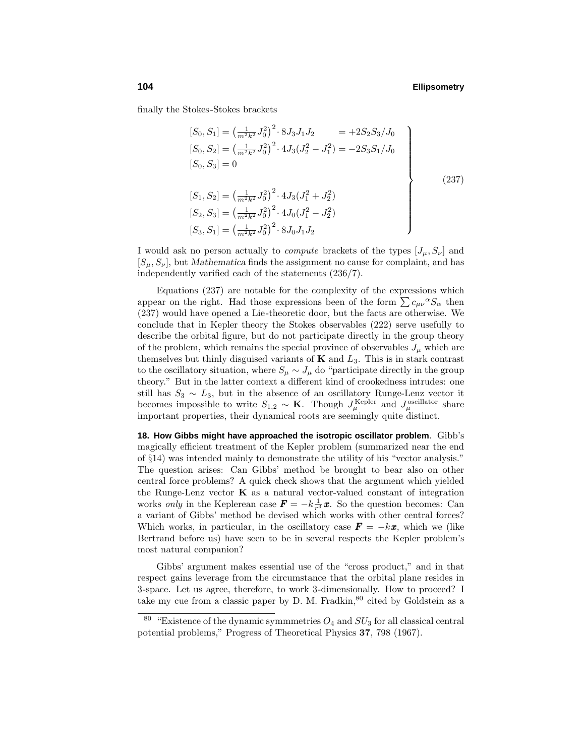finally the Stokes-Stokes brackets

$$
\left.
\begin{aligned}
[S_0, S_1] &= \left(\tfrac{1}{m^2k^2}J_0^2\right)^2\cdot 8J_3J_1J_2 \qquad\;\;\, = +2S_2S_3/J_0\\
[S_0, S_2] &= \left(\tfrac{1}{m^2k^2}J_0^2\right)^2\cdot 4J_3(J_2^2-J_1^2) = -2S_3S_1/J_0\\
[S_0, S_3] &= 0\\
\\
[S_1, S_2] &= \left(\tfrac{1}{m^2k^2}J_0^2\right)^2\cdot 4J_3(J_1^2+J_2^2)\\
[S_2, S_3] &= \left(\tfrac{1}{m^2k^2}J_0^2\right)^2\cdot 4J_0(J_1^2-J_2^2)\\
[S_3, S_1] &= \left(\tfrac{1}{m^2k^2}J_0^2\right)^2\cdot 8J_0J_1J_2
\end{aligned}
\right\}
\tag{237}
$$

I would ask no person actually to *compute* brackets of the types $[J_\mu, S_\nu]$ and $[S_\mu, S_\nu]$, but *Mathematica* finds the assignment no cause for complaint, and has independently varified each of the statements (236/7).

Equations (237) are notable for the complexity of the expressions which appear on the right. Had those expressions been of the form $\sum c_{\mu\nu}{}^{\alpha}S_\alpha$ then (237) would have opened a Lie-theoretic door, but the facts are otherwise. We conclude that in Kepler theory the Stokes observables (222) serve usefully to describe the orbital figure, but do not participate directly in the group theory of the problem, which remains the special province of observables $J_\mu$ which are themselves but thinly disguised variants of $\mathbf{K}$ and $L_3$. This is in stark contrast to the oscillatory situation, where $S_\mu \sim J_\mu$ do "participate directly in the group theory." But in the latter context a different kind of crookedness intrudes: one still has $S_3 \sim L_3$, but in the absence of an oscillatory Runge-Lenz vector it becomes impossible to write $S_{1,2} \sim \mathbf{K}$. Though $J_\mu^{\text{Kepler}}$ and $J_\mu^{\text{oscillator}}$ share important properties, their dynamical roots are seemingly quite distinct.

**18. How Gibbs might have approached the isotropic oscillator problem**. Gibb's magically efficient treatment of the Kepler problem (summarized near the end of §14) was intended mainly to demonstrate the utility of his "vector analysis." The question arises: Can Gibbs' method be brought to bear also on other central force problems? A quick check shows that the argument which yielded the Runge-Lenz vector $\mathbf{K}$ as a natural vector-valued constant of integration works *only* in the Keplerean case $\boldsymbol{F} = -k\frac{1}{r^3}\boldsymbol{x}$. So the question becomes: Can a variant of Gibbs' method be devised which works with other central forces? Which works, in particular, in the oscillatory case $\boldsymbol{F} = -k\boldsymbol{x}$, which we (like Bertrand before us) have seen to be in several respects the Kepler problem's most natural companion?

Gibbs' argument makes essential use of the "cross product," and in that respect gains leverage from the circumstance that the orbital plane resides in 3-space. Let us agree, therefore, to work 3-dimensionally. How to proceed? I take my cue from a classic paper by D. M. Fradkin,[80] cited by Goldstein as a

---

[80] "Existence of the dynamic symmmetries $O_4$ and $SU_3$ for all classical central potential problems," Progress of Theoretical Physics **37**, 798 (1967).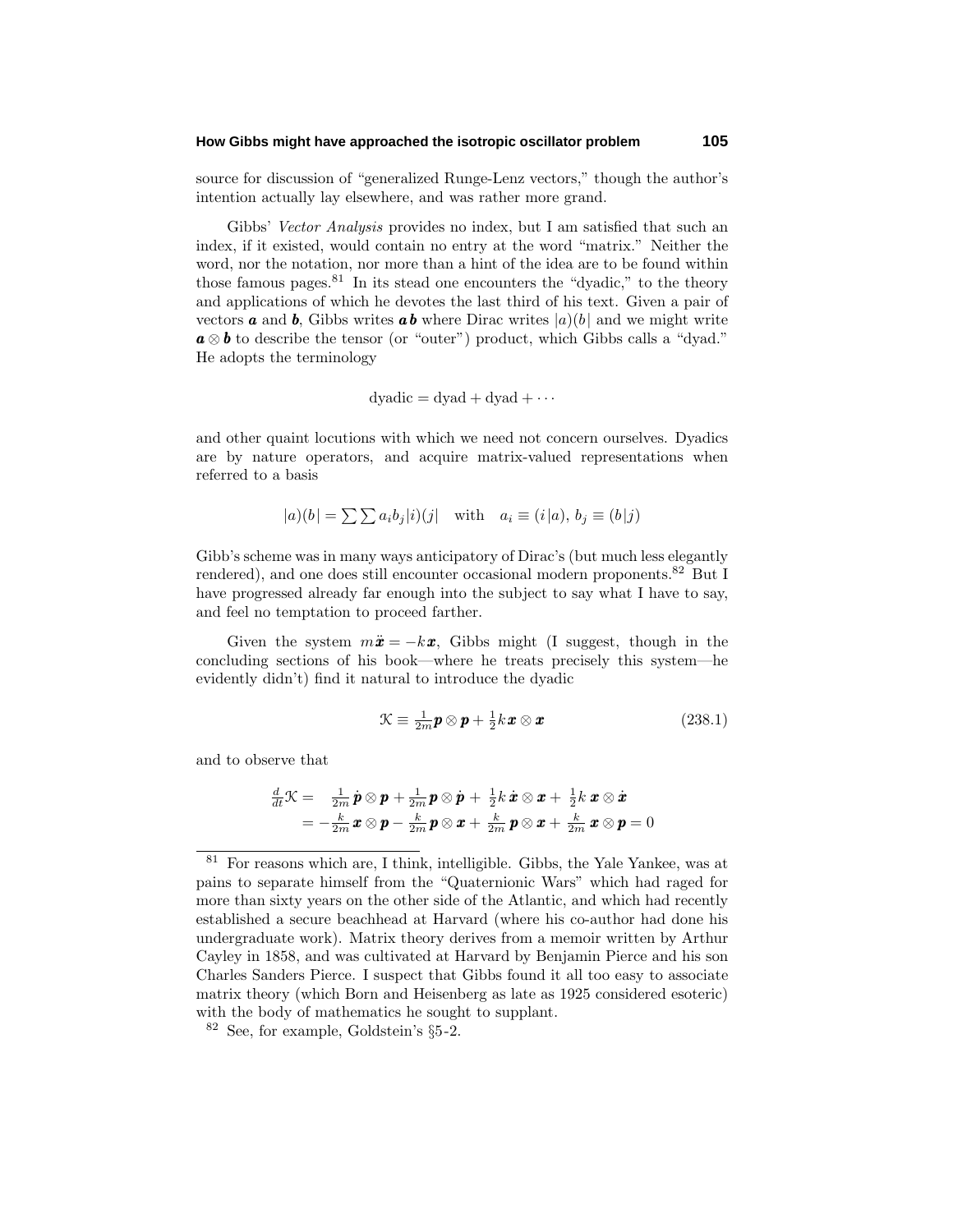source for discussion of "generalized Runge-Lenz vectors," though the author's intention actually lay elsewhere, and was rather more grand.

Gibbs' *Vector Analysis* provides no index, but I am satisfied that such an index, if it existed, would contain no entry at the word "matrix." Neither the word, nor the notation, nor more than a hint of the idea are to be found within those famous pages.[81] In its stead one encounters the "dyadic," to the theory and applications of which he devotes the last third of his text. Given a pair of vectors $\boldsymbol{a}$ and $\boldsymbol{b}$, Gibbs writes $\boldsymbol{a}\,\boldsymbol{b}$ where Dirac writes $|a)(b|$ and we might write $\boldsymbol{a}\otimes\boldsymbol{b}$ to describe the tensor (or "outer") product, which Gibbs calls a "dyad." He adopts the terminology

$$\text{dyadic} = \text{dyad} + \text{dyad} + \cdots$$

and other quaint locutions with which we need not concern ourselves. Dyadics are by nature operators, and acquire matrix-valued representations when referred to a basis

$$|a)(b| = \sum\sum a_i b_j |i)(j| \quad \text{with} \quad a_i \equiv (i|a),\, b_j \equiv (b|j)$$

Gibb's scheme was in many ways anticipatory of Dirac's (but much less elegantly rendered), and one does still encounter occasional modern proponents.[82] But I have progressed already far enough into the subject to say what I have to say, and feel no temptation to proceed farther.

Given the system $m\ddot{\boldsymbol{x}} = -k\boldsymbol{x}$, Gibbs might (I suggest, though in the concluding sections of his book—where he treats precisely this system—he evidently didn't) find it natural to introduce the dyadic

$$\mathcal{K} \equiv \tfrac{1}{2m}\boldsymbol{p}\otimes\boldsymbol{p} + \tfrac{1}{2}k\,\boldsymbol{x}\otimes\boldsymbol{x} \tag{238.1}$$

and to observe that

$$\begin{aligned}
\tfrac{d}{dt}\mathcal{K} &= \phantom{-}\tfrac{1}{2m}\,\dot{\boldsymbol{p}}\otimes\boldsymbol{p} + \tfrac{1}{2m}\boldsymbol{p}\otimes\dot{\boldsymbol{p}} + \tfrac{1}{2}k\,\dot{\boldsymbol{x}}\otimes\boldsymbol{x} + \tfrac{1}{2}k\,\boldsymbol{x}\otimes\dot{\boldsymbol{x}} \\
&= -\tfrac{k}{2m}\,\boldsymbol{x}\otimes\boldsymbol{p} - \tfrac{k}{2m}\boldsymbol{p}\otimes\boldsymbol{x} + \tfrac{k}{2m}\,\boldsymbol{p}\otimes\boldsymbol{x} + \tfrac{k}{2m}\,\boldsymbol{x}\otimes\boldsymbol{p} = 0
\end{aligned}$$

---

[81] For reasons which are, I think, intelligible. Gibbs, the Yale Yankee, was at pains to separate himself from the "Quaternionic Wars" which had raged for more than sixty years on the other side of the Atlantic, and which had recently established a secure beachhead at Harvard (where his co-author had done his undergraduate work). Matrix theory derives from a memoir written by Arthur Cayley in 1858, and was cultivated at Harvard by Benjamin Pierce and his son Charles Sanders Pierce. I suspect that Gibbs found it all too easy to associate matrix theory (which Born and Heisenberg as late as 1925 considered esoteric) with the body of mathematics he sought to supplant.

[82] See, for example, Goldstein's §5-2.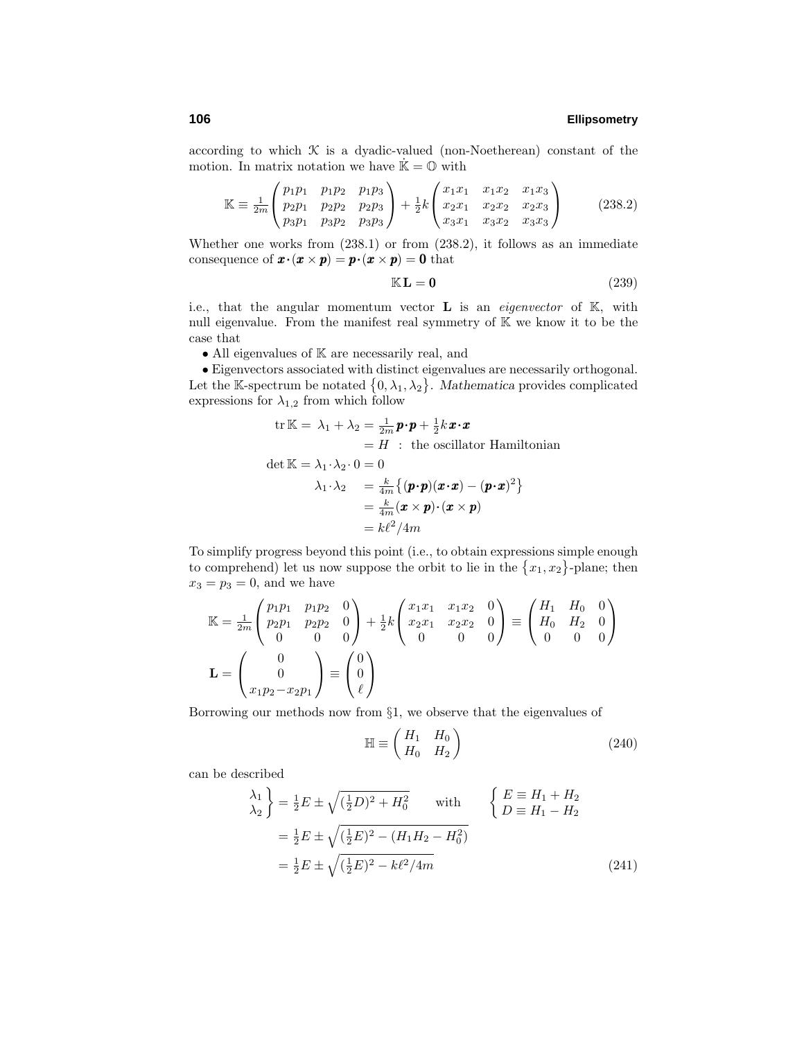according to which $\mathcal{K}$ is a dyadic-valued (non-Noetherean) constant of the motion. In matrix notation we have $\dot{\mathbb{K}} = \mathbb{O}$ with

$$\mathbb{K} \equiv \tfrac{1}{2m}\begin{pmatrix} p_1p_1 & p_1p_2 & p_1p_3 \\ p_2p_1 & p_2p_2 & p_2p_3 \\ p_3p_1 & p_3p_2 & p_3p_3 \end{pmatrix} + \tfrac{1}{2}k\begin{pmatrix} x_1x_1 & x_1x_2 & x_1x_3 \\ x_2x_1 & x_2x_2 & x_2x_3 \\ x_3x_1 & x_3x_2 & x_3x_3 \end{pmatrix} \tag{238.2}$$

Whether one works from (238.1) or from (238.2), it follows as an immediate consequence of $\boldsymbol{x}\cdot(\boldsymbol{x}\times\boldsymbol{p}) = \boldsymbol{p}\cdot(\boldsymbol{x}\times\boldsymbol{p}) = \mathbf{0}$ that

$$\mathbb{K}\mathbf{L} = \mathbf{0} \tag{239}$$

i.e., that the angular momentum vector $\mathbf{L}$ is an *eigenvector* of $\mathbb{K}$, with null eigenvalue. From the manifest real symmetry of $\mathbb{K}$ we know it to be the case that

- All eigenvalues of $\mathbb{K}$ are necessarily real, and
- Eigenvectors associated with distinct eigenvalues are necessarily orthogonal.

Let the $\mathbb{K}$-spectrum be notated $\{0, \lambda_1, \lambda_2\}$. *Mathematica* provides complicated expressions for $\lambda_{1,2}$ from which follow

$$\begin{aligned}
\operatorname{tr}\mathbb{K} = \ \lambda_1 + \lambda_2 &= \tfrac{1}{2m}\boldsymbol{p}\cdot\boldsymbol{p} + \tfrac{1}{2}k\,\boldsymbol{x}\cdot\boldsymbol{x} \\
&= H \ \ : \ \text{the oscillator Hamiltonian} \\
\det\mathbb{K} = \lambda_1\cdot\lambda_2\cdot 0 &= 0 \\
\lambda_1\cdot\lambda_2 \quad &= \tfrac{k}{4m}\big\{(\boldsymbol{p}\cdot\boldsymbol{p})(\boldsymbol{x}\cdot\boldsymbol{x}) - (\boldsymbol{p}\cdot\boldsymbol{x})^2\big\} \\
&= \tfrac{k}{4m}(\boldsymbol{x}\times\boldsymbol{p})\cdot(\boldsymbol{x}\times\boldsymbol{p}) \\
&= k\ell^2/4m
\end{aligned}$$

To simplify progress beyond this point (i.e., to obtain expressions simple enough to comprehend) let us now suppose the orbit to lie in the $\{x_1, x_2\}$-plane; then $x_3 = p_3 = 0$, and we have

$$\mathbb{K} = \tfrac{1}{2m}\begin{pmatrix} p_1p_1 & p_1p_2 & 0 \\ p_2p_1 & p_2p_2 & 0 \\ 0 & 0 & 0 \end{pmatrix} + \tfrac{1}{2}k\begin{pmatrix} x_1x_1 & x_1x_2 & 0 \\ x_2x_1 & x_2x_2 & 0 \\ 0 & 0 & 0 \end{pmatrix} \equiv \begin{pmatrix} H_1 & H_0 & 0 \\ H_0 & H_2 & 0 \\ 0 & 0 & 0 \end{pmatrix}$$

$$\mathbf{L} = \begin{pmatrix} 0 \\ 0 \\ x_1p_2 - x_2p_1 \end{pmatrix} \equiv \begin{pmatrix} 0 \\ 0 \\ \ell \end{pmatrix}$$

Borrowing our methods now from §1, we observe that the eigenvalues of

$$\mathbb{H} \equiv \begin{pmatrix} H_1 & H_0 \\ H_0 & H_2 \end{pmatrix} \tag{240}$$

can be described

$$\begin{aligned}
\left.\begin{matrix}\lambda_1 \\ \lambda_2\end{matrix}\right\} &= \tfrac{1}{2}E \pm \sqrt{(\tfrac{1}{2}D)^2 + H_0^2} \qquad \text{with} \qquad \left\{\begin{matrix} E \equiv H_1 + H_2 \\ D \equiv H_1 - H_2 \end{matrix}\right. \\
&= \tfrac{1}{2}E \pm \sqrt{(\tfrac{1}{2}E)^2 - (H_1H_2 - H_0^2)} \\
&= \tfrac{1}{2}E \pm \sqrt{(\tfrac{1}{2}E)^2 - k\ell^2/4m}
\end{aligned} \tag{241}$$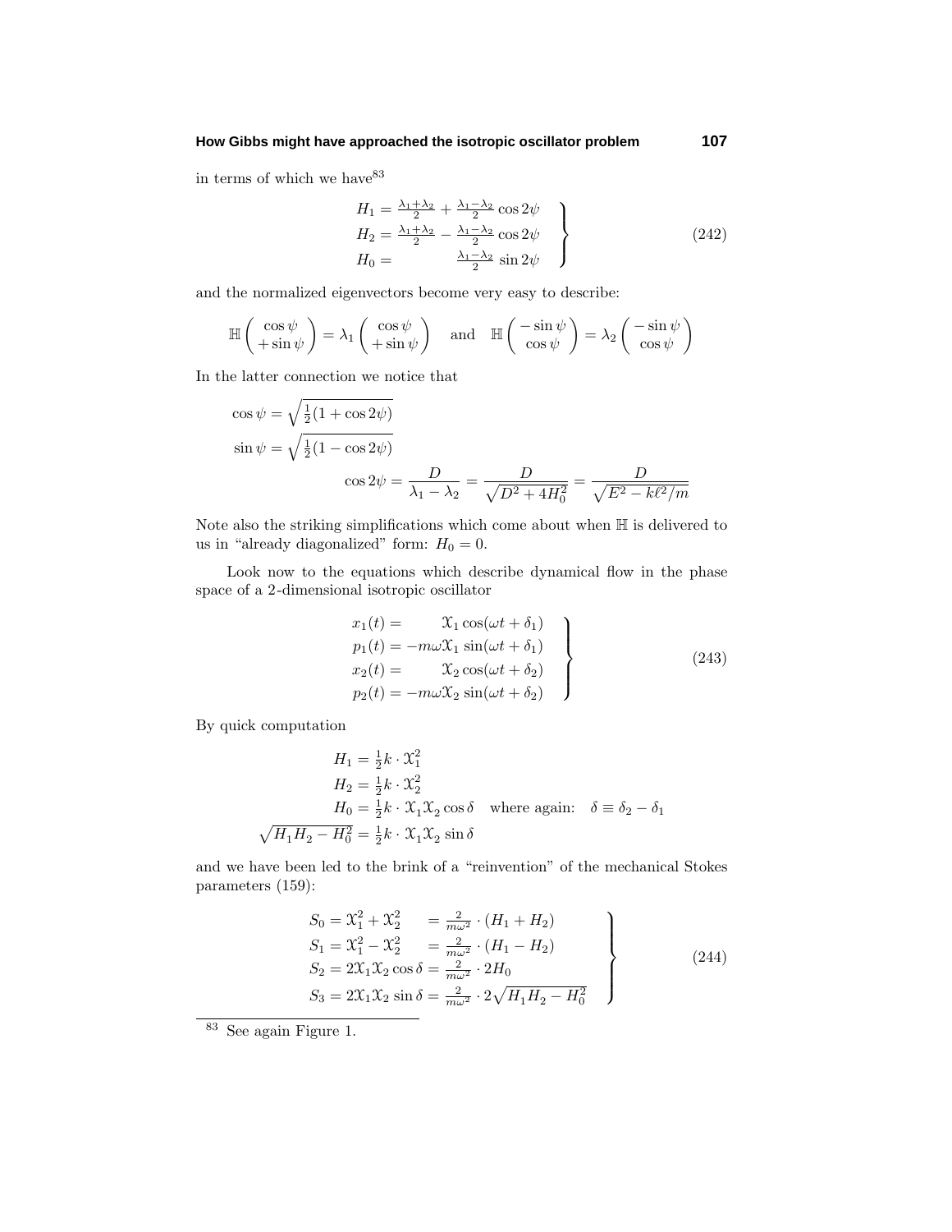in terms of which we have[83]

$$
\left.
\begin{aligned}
H_1 &= \tfrac{\lambda_1+\lambda_2}{2} + \tfrac{\lambda_1-\lambda_2}{2}\cos 2\psi \\
H_2 &= \tfrac{\lambda_1+\lambda_2}{2} - \tfrac{\lambda_1-\lambda_2}{2}\cos 2\psi \\
H_0 &= \qquad\qquad\; \tfrac{\lambda_1-\lambda_2}{2}\sin 2\psi
\end{aligned}
\right\}
\tag{242}
$$

and the normalized eigenvectors become very easy to describe:

$$
\mathbb{H}\begin{pmatrix}\cos\psi\\ +\sin\psi\end{pmatrix} = \lambda_1\begin{pmatrix}\cos\psi\\ +\sin\psi\end{pmatrix} \quad\text{and}\quad \mathbb{H}\begin{pmatrix}-\sin\psi\\ \cos\psi\end{pmatrix} = \lambda_2\begin{pmatrix}-\sin\psi\\ \cos\psi\end{pmatrix}
$$

In the latter connection we notice that

$$
\begin{aligned}
\cos\psi &= \sqrt{\tfrac{1}{2}(1+\cos 2\psi)}\\
\sin\psi &= \sqrt{\tfrac{1}{2}(1-\cos 2\psi)}\\
&\qquad\qquad \cos 2\psi = \frac{D}{\lambda_1-\lambda_2} = \frac{D}{\sqrt{D^2+4H_0^2}} = \frac{D}{\sqrt{E^2-k\ell^2/m}}
\end{aligned}
$$

Note also the striking simplifications which come about when $\mathbb{H}$ is delivered to us in "already diagonalized" form: $H_0 = 0$.

Look now to the equations which describe dynamical flow in the phase space of a 2-dimensional isotropic oscillator

$$
\left.
\begin{aligned}
x_1(t) &= \qquad\;\; \mathcal{X}_1\cos(\omega t+\delta_1)\\
p_1(t) &= -m\omega\mathcal{X}_1\sin(\omega t+\delta_1)\\
x_2(t) &= \qquad\;\; \mathcal{X}_2\cos(\omega t+\delta_2)\\
p_2(t) &= -m\omega\mathcal{X}_2\sin(\omega t+\delta_2)
\end{aligned}
\right\}
\tag{243}
$$

By quick computation

$$
\begin{aligned}
H_1 &= \tfrac{1}{2}k\cdot\mathcal{X}_1^2\\
H_2 &= \tfrac{1}{2}k\cdot\mathcal{X}_2^2\\
H_0 &= \tfrac{1}{2}k\cdot\mathcal{X}_1\mathcal{X}_2\cos\delta \quad\text{where again:}\quad \delta\equiv\delta_2-\delta_1\\
\sqrt{H_1H_2-H_0^2} &= \tfrac{1}{2}k\cdot\mathcal{X}_1\mathcal{X}_2\sin\delta
\end{aligned}
$$

and we have been led to the brink of a "reinvention" of the mechanical Stokes parameters (159):

$$
\left.
\begin{aligned}
S_0 &= \mathcal{X}_1^2+\mathcal{X}_2^2 &&= \tfrac{2}{m\omega^2}\cdot(H_1+H_2)\\
S_1 &= \mathcal{X}_1^2-\mathcal{X}_2^2 &&= \tfrac{2}{m\omega^2}\cdot(H_1-H_2)\\
S_2 &= 2\mathcal{X}_1\mathcal{X}_2\cos\delta &&= \tfrac{2}{m\omega^2}\cdot 2H_0\\
S_3 &= 2\mathcal{X}_1\mathcal{X}_2\sin\delta &&= \tfrac{2}{m\omega^2}\cdot 2\sqrt{H_1H_2-H_0^2}
\end{aligned}
\right\}
\tag{244}
$$

---

[83] See again Figure 1.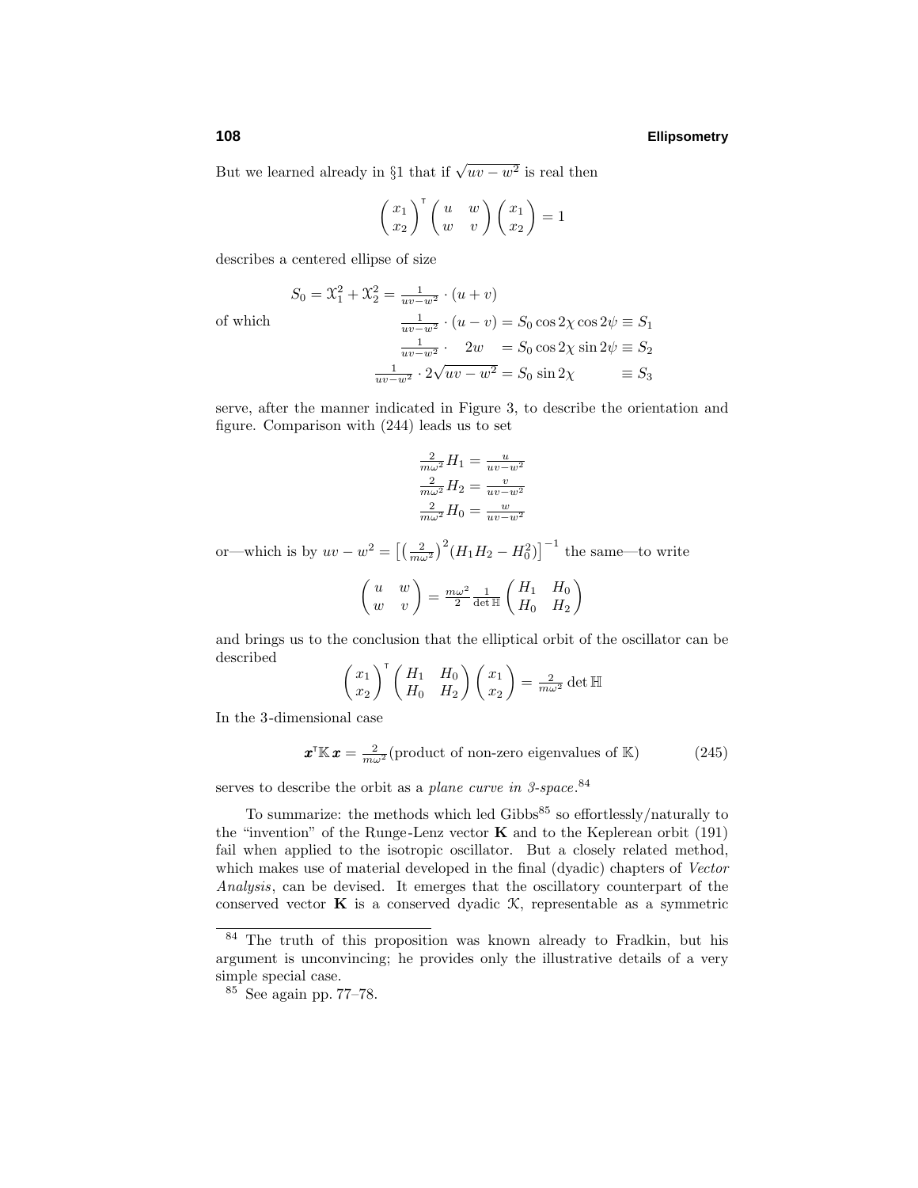But we learned already in §1 that if $\sqrt{uv - w^2}$ is real then

$$\begin{pmatrix} x_1 \\ x_2 \end{pmatrix}^{\mathsf{T}} \begin{pmatrix} u & w \\ w & v \end{pmatrix} \begin{pmatrix} x_1 \\ x_2 \end{pmatrix} = 1$$

describes a centered ellipse of size

$$S_0 = \mathfrak{X}_1^2 + \mathfrak{X}_2^2 = \tfrac{1}{uv-w^2} \cdot (u+v)$$

of which

$$\begin{aligned}
\tfrac{1}{uv-w^2} \cdot (u-v) &= S_0 \cos 2\chi \cos 2\psi \equiv S_1 \\
\tfrac{1}{uv-w^2} \cdot \quad 2w \quad &= S_0 \cos 2\chi \sin 2\psi \equiv S_2 \\
\tfrac{1}{uv-w^2} \cdot 2\sqrt{uv-w^2} &= S_0 \sin 2\chi \qquad\quad\; \equiv S_3
\end{aligned}$$

serve, after the manner indicated in Figure 3, to describe the orientation and figure. Comparison with (244) leads us to set

$$\begin{aligned}
\tfrac{2}{m\omega^2} H_1 &= \tfrac{u}{uv-w^2} \\
\tfrac{2}{m\omega^2} H_2 &= \tfrac{v}{uv-w^2} \\
\tfrac{2}{m\omega^2} H_0 &= \tfrac{w}{uv-w^2}
\end{aligned}$$

or—which is by $uv - w^2 = \left[\left(\frac{2}{m\omega^2}\right)^2 (H_1 H_2 - H_0^2)\right]^{-1}$ the same—to write

$$\begin{pmatrix} u & w \\ w & v \end{pmatrix} = \tfrac{m\omega^2}{2} \tfrac{1}{\det \mathbb{H}} \begin{pmatrix} H_1 & H_0 \\ H_0 & H_2 \end{pmatrix}$$

and brings us to the conclusion that the elliptical orbit of the oscillator can be described

$$\begin{pmatrix} x_1 \\ x_2 \end{pmatrix}^{\mathsf{T}} \begin{pmatrix} H_1 & H_0 \\ H_0 & H_2 \end{pmatrix} \begin{pmatrix} x_1 \\ x_2 \end{pmatrix} = \tfrac{2}{m\omega^2} \det \mathbb{H}$$

In the 3-dimensional case

$$\boldsymbol{x}^{\mathsf{T}} \mathbb{K}\, \boldsymbol{x} = \tfrac{2}{m\omega^2} (\text{product of non-zero eigenvalues of } \mathbb{K}) \tag{245}$$

serves to describe the orbit as a *plane curve in 3-space*.[84]

To summarize: the methods which led Gibbs[85] so effortlessly/naturally to the "invention" of the Runge-Lenz vector $\mathbf{K}$ and to the Keplerean orbit (191) fail when applied to the isotropic oscillator. But a closely related method, which makes use of material developed in the final (dyadic) chapters of *Vector Analysis*, can be devised. It emerges that the oscillatory counterpart of the conserved vector $\mathbf{K}$ is a conserved dyadic $\mathcal{K}$, representable as a symmetric

---

[84] The truth of this proposition was known already to Fradkin, but his argument is unconvincing; he provides only the illustrative details of a very simple special case.

[85] See again pp. 77–78.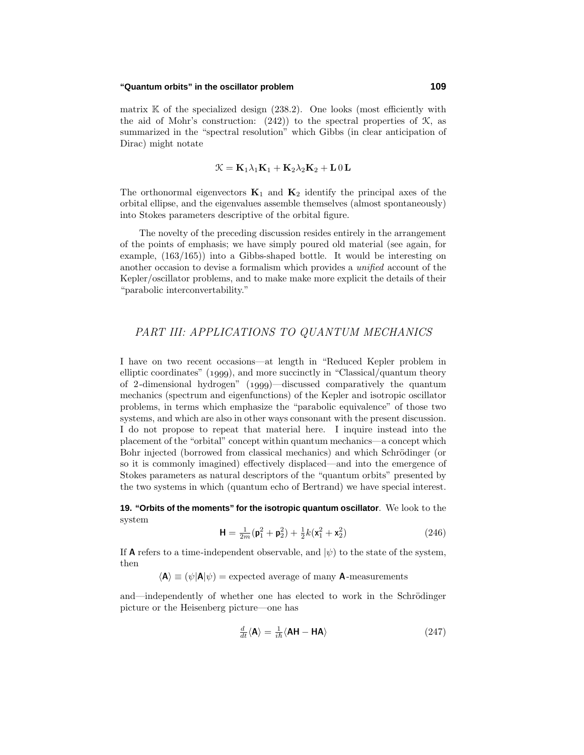matrix $\mathbb{K}$ of the specialized design (238.2). One looks (most efficiently with the aid of Mohr's construction: (242)) to the spectral properties of $\mathcal{K}$, as summarized in the "spectral resolution" which Gibbs (in clear anticipation of Dirac) might notate

$$\mathcal{K} = \mathbf{K}_1\lambda_1\mathbf{K}_1 + \mathbf{K}_2\lambda_2\mathbf{K}_2 + \mathbf{L}\,0\,\mathbf{L}$$

The orthonormal eigenvectors $\mathbf{K}_1$ and $\mathbf{K}_2$ identify the principal axes of the orbital ellipse, and the eigenvalues assemble themselves (almost spontaneously) into Stokes parameters descriptive of the orbital figure.

The novelty of the preceding discussion resides entirely in the arrangement of the points of emphasis; we have simply poured old material (see again, for example, (163/165)) into a Gibbs-shaped bottle. It would be interesting on another occasion to devise a formalism which provides a *unified* account of the Kepler/oscillator problems, and to make make more explicit the details of their "parabolic interconvertability."

## *PART III: APPLICATIONS TO QUANTUM MECHANICS*

I have on two recent occasions—at length in "Reduced Kepler problem in elliptic coordinates" (1999), and more succinctly in "Classical/quantum theory of 2-dimensional hydrogen" (1999)—discussed comparatively the quantum mechanics (spectrum and eigenfunctions) of the Kepler and isotropic oscillator problems, in terms which emphasize the "parabolic equivalence" of those two systems, and which are also in other ways consonant with the present discussion. I do not propose to repeat that material here. I inquire instead into the placement of the "orbital" concept within quantum mechanics—a concept which Bohr injected (borrowed from classical mechanics) and which Schrödinger (or so it is commonly imagined) effectively displaced—and into the emergence of Stokes parameters as natural descriptors of the "quantum orbits" presented by the two systems in which (quantum echo of Bertrand) we have special interest.

**19. "Orbits of the moments" for the isotropic quantum oscillator**. We look to the system

$$\mathsf{H} = \tfrac{1}{2m}(\mathsf{p}_1^2 + \mathsf{p}_2^2) + \tfrac{1}{2}k(\mathsf{x}_1^2 + \mathsf{x}_2^2) \tag{246}$$

If $\mathsf{A}$ refers to a time-independent observable, and $|\psi)$ to the state of the system, then

$$\langle\mathsf{A}\rangle \equiv (\psi|\mathsf{A}|\psi) = \text{expected average of many } \mathsf{A}\text{-measurements}$$

and—independently of whether one has elected to work in the Schrödinger picture or the Heisenberg picture—one has

$$\tfrac{d}{dt}\langle\mathsf{A}\rangle = \tfrac{1}{i\hbar}\langle\mathsf{AH} - \mathsf{HA}\rangle \tag{247}$$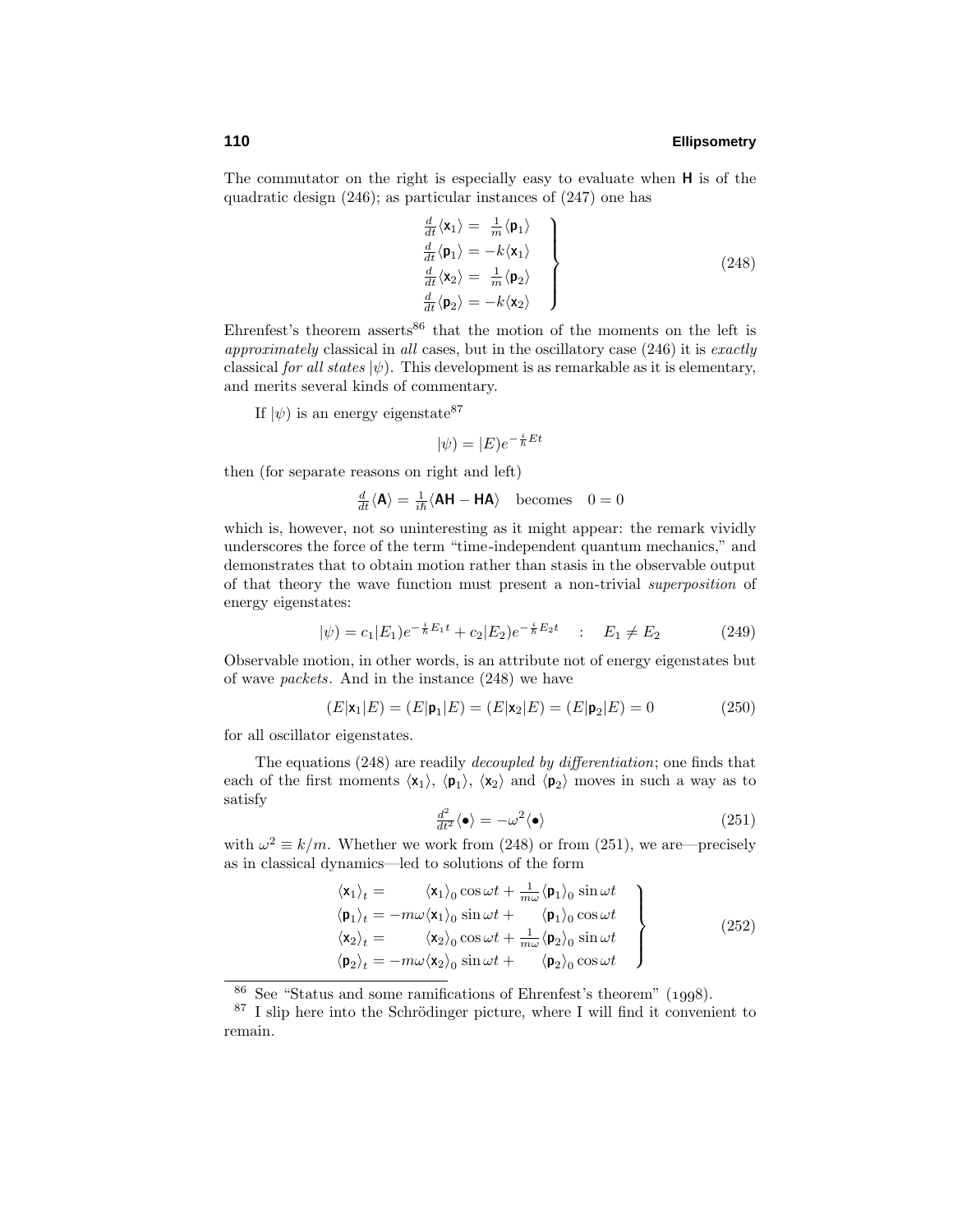The commutator on the right is especially easy to evaluate when $\mathsf{H}$ is of the quadratic design (246); as particular instances of (247) one has

$$\left.\begin{aligned}
\tfrac{d}{dt}\langle \mathsf{x}_1\rangle &= \ \tfrac{1}{m}\langle \mathsf{p}_1\rangle \\
\tfrac{d}{dt}\langle \mathsf{p}_1\rangle &= -k\langle \mathsf{x}_1\rangle \\
\tfrac{d}{dt}\langle \mathsf{x}_2\rangle &= \ \tfrac{1}{m}\langle \mathsf{p}_2\rangle \\
\tfrac{d}{dt}\langle \mathsf{p}_2\rangle &= -k\langle \mathsf{x}_2\rangle
\end{aligned}\right\} \tag{248}$$

Ehrenfest's theorem asserts[86] that the motion of the moments on the left is *approximately* classical in *all* cases, but in the oscillatory case (246) it is *exactly* classical *for all states* $|\psi)$. This development is as remarkable as it is elementary, and merits several kinds of commentary.

If $|\psi)$ is an energy eigenstate[87]

$$|\psi) = |E)e^{-\frac{i}{\hbar}Et}$$

then (for separate reasons on right and left)

$$\tfrac{d}{dt}\langle \mathsf{A}\rangle = \tfrac{1}{i\hbar}\langle \mathsf{AH}-\mathsf{HA}\rangle \quad \text{becomes} \quad 0=0$$

which is, however, not so uninteresting as it might appear: the remark vividly underscores the force of the term "time-independent quantum mechanics," and demonstrates that to obtain motion rather than stasis in the observable output of that theory the wave function must present a non-trivial *superposition* of energy eigenstates:

$$|\psi) = c_1|E_1)e^{-\frac{i}{\hbar}E_1 t} + c_2|E_2)e^{-\frac{i}{\hbar}E_2 t} \quad : \quad E_1 \neq E_2 \tag{249}$$

Observable motion, in other words, is an attribute not of energy eigenstates but of wave *packets*. And in the instance (248) we have

$$(E|\mathsf{x}_1|E) = (E|\mathsf{p}_1|E) = (E|\mathsf{x}_2|E) = (E|\mathsf{p}_2|E) = 0 \tag{250}$$

for all oscillator eigenstates.

The equations (248) are readily *decoupled by differentiation*; one finds that each of the first moments $\langle \mathsf{x}_1\rangle$, $\langle \mathsf{p}_1\rangle$, $\langle \mathsf{x}_2\rangle$ and $\langle \mathsf{p}_2\rangle$ moves in such a way as to satisfy

$$\tfrac{d^2}{dt^2}\langle\bullet\rangle = -\omega^2\langle\bullet\rangle \tag{251}$$

with $\omega^2 \equiv k/m$. Whether we work from (248) or from (251), we are—precisely as in classical dynamics—led to solutions of the form

$$\left.\begin{aligned}
\langle \mathsf{x}_1\rangle_t &= \qquad\ \ \langle \mathsf{x}_1\rangle_0 \cos\omega t + \tfrac{1}{m\omega}\langle \mathsf{p}_1\rangle_0 \sin\omega t \\
\langle \mathsf{p}_1\rangle_t &= -m\omega\langle \mathsf{x}_1\rangle_0 \sin\omega t + \qquad \langle \mathsf{p}_1\rangle_0 \cos\omega t \\
\langle \mathsf{x}_2\rangle_t &= \qquad\ \ \langle \mathsf{x}_2\rangle_0 \cos\omega t + \tfrac{1}{m\omega}\langle \mathsf{p}_2\rangle_0 \sin\omega t \\
\langle \mathsf{p}_2\rangle_t &= -m\omega\langle \mathsf{x}_2\rangle_0 \sin\omega t + \qquad \langle \mathsf{p}_2\rangle_0 \cos\omega t
\end{aligned}\right\} \tag{252}$$

---

[86] See "Status and some ramifications of Ehrenfest's theorem" (1998).

[87] I slip here into the Schrödinger picture, where I will find it convenient to remain.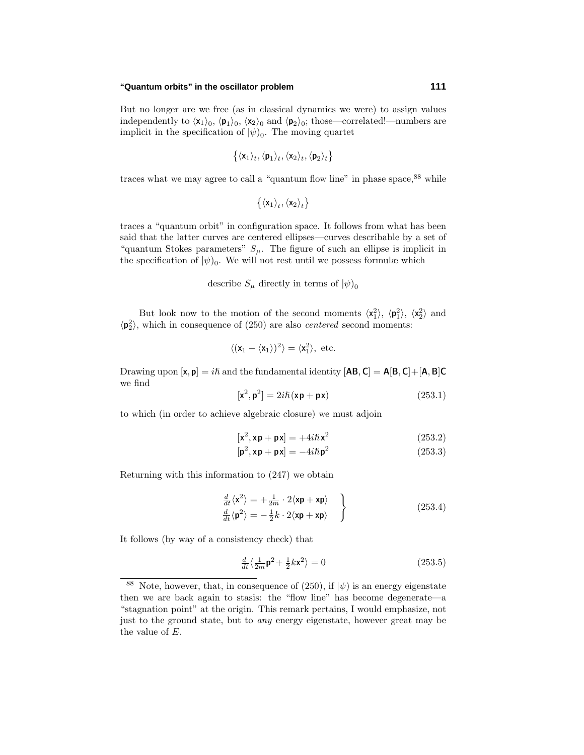But no longer are we free (as in classical dynamics we were) to assign values independently to $\langle \mathsf{x}_1\rangle_0$, $\langle \mathsf{p}_1\rangle_0$, $\langle \mathsf{x}_2\rangle_0$ and $\langle \mathsf{p}_2\rangle_0$; those—correlated!—numbers are implicit in the specification of $|\psi)_0$. The moving quartet

$$\big\{\langle \mathsf{x}_1\rangle_t, \langle \mathsf{p}_1\rangle_t, \langle \mathsf{x}_2\rangle_t, \langle \mathsf{p}_2\rangle_t\big\}$$

traces what we may agree to call a "quantum flow line" in phase space,[88] while

$$\big\{\langle \mathsf{x}_1\rangle_t, \langle \mathsf{x}_2\rangle_t\big\}$$

traces a "quantum orbit" in configuration space. It follows from what has been said that the latter curves are centered ellipses—curves describable by a set of "quantum Stokes parameters" $S_\mu$. The figure of such an ellipse is implicit in the specification of $|\psi)_0$. We will not rest until we possess formulæ which

describe $S_\mu$ directly in terms of $|\psi)_0$

But look now to the motion of the second moments $\langle \mathsf{x}_1^2\rangle$, $\langle \mathsf{p}_1^2\rangle$, $\langle \mathsf{x}_2^2\rangle$ and $\langle \mathsf{p}_2^2\rangle$, which in consequence of (250) are also *centered* second moments:

$$\langle(\mathsf{x}_1 - \langle \mathsf{x}_1\rangle)^2\rangle = \langle \mathsf{x}_1^2\rangle, \text{ etc.}$$

Drawing upon $[\mathsf{x},\mathsf{p}] = i\hbar$ and the fundamental identity $[\mathbf{AB},\mathbf{C}] = \mathbf{A}[\mathbf{B},\mathbf{C}]+[\mathbf{A},\mathbf{B}]\mathbf{C}$ we find

$$[\mathsf{x}^2,\mathsf{p}^2] = 2i\hbar(\mathsf{x}\mathsf{p}+\mathsf{p}\mathsf{x}) \tag{253.1}$$

to which (in order to achieve algebraic closure) we must adjoin

$$[\mathsf{x}^2,\mathsf{x}\mathsf{p}+\mathsf{p}\mathsf{x}] = +4i\hbar\,\mathsf{x}^2 \tag{253.2}$$

$$[\mathsf{p}^2,\mathsf{x}\mathsf{p}+\mathsf{p}\mathsf{x}] = -4i\hbar\,\mathsf{p}^2 \tag{253.3}$$

Returning with this information to (247) we obtain

$$\left.\begin{aligned}\tfrac{d}{dt}\langle \mathsf{x}^2\rangle &= +\tfrac{1}{2m}\cdot 2\langle \mathsf{x}\mathsf{p}+\mathsf{x}\mathsf{p}\rangle\\ \tfrac{d}{dt}\langle \mathsf{p}^2\rangle &= -\tfrac{1}{2}k\cdot 2\langle \mathsf{x}\mathsf{p}+\mathsf{x}\mathsf{p}\rangle\end{aligned}\right\} \tag{253.4}$$

It follows (by way of a consistency check) that

$$\tfrac{d}{dt}\langle \tfrac{1}{2m}\mathsf{p}^2 + \tfrac{1}{2}k\mathsf{x}^2\rangle = 0 \tag{253.5}$$

---

[88] Note, however, that, in consequence of (250), if $|\psi)$ is an energy eigenstate then we are back again to stasis: the "flow line" has become degenerate—a "stagnation point" at the origin. This remark pertains, I would emphasize, not just to the ground state, but to *any* energy eigenstate, however great may be the value of $E$.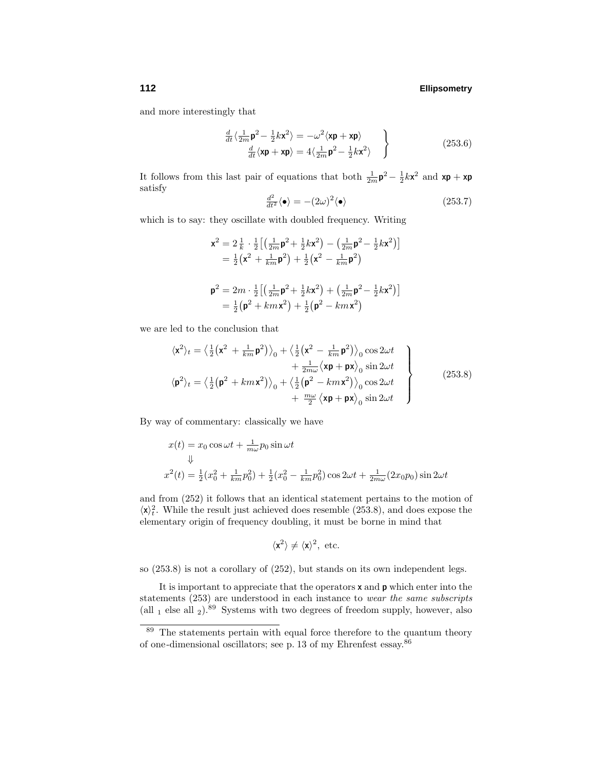and more interestingly that

$$\left.\begin{aligned}\tfrac{d}{dt}\langle\tfrac{1}{2m}\mathsf{p}^2-\tfrac{1}{2}k\mathsf{x}^2\rangle &= -\omega^2\langle\mathsf{xp}+\mathsf{xp}\rangle\\ \tfrac{d}{dt}\langle\mathsf{xp}+\mathsf{xp}\rangle &= 4\langle\tfrac{1}{2m}\mathsf{p}^2-\tfrac{1}{2}k\mathsf{x}^2\rangle\end{aligned}\right\}\tag{253.6}$$

It follows from this last pair of equations that both $\frac{1}{2m}\mathsf{p}^2-\frac{1}{2}k\mathsf{x}^2$ and $\mathsf{xp}+\mathsf{xp}$ satisfy

$$\tfrac{d^2}{dt^2}\langle\bullet\rangle = -(2\omega)^2\langle\bullet\rangle\tag{253.7}$$

which is to say: they oscillate with doubled frequency. Writing

$$\begin{aligned}\mathsf{x}^2 &= 2\tfrac{1}{k}\cdot\tfrac{1}{2}\big[\big(\tfrac{1}{2m}\mathsf{p}^2+\tfrac{1}{2}k\mathsf{x}^2\big)-\big(\tfrac{1}{2m}\mathsf{p}^2-\tfrac{1}{2}k\mathsf{x}^2\big)\big]\\ &= \tfrac{1}{2}\big(\mathsf{x}^2+\tfrac{1}{km}\mathsf{p}^2\big)+\tfrac{1}{2}\big(\mathsf{x}^2-\tfrac{1}{km}\mathsf{p}^2\big)\end{aligned}$$

$$\begin{aligned}\mathsf{p}^2 &= 2m\cdot\tfrac{1}{2}\big[\big(\tfrac{1}{2m}\mathsf{p}^2+\tfrac{1}{2}k\mathsf{x}^2\big)+\big(\tfrac{1}{2m}\mathsf{p}^2-\tfrac{1}{2}k\mathsf{x}^2\big)\big]\\ &= \tfrac{1}{2}\big(\mathsf{p}^2+km\mathsf{x}^2\big)+\tfrac{1}{2}\big(\mathsf{p}^2-km\mathsf{x}^2\big)\end{aligned}$$

we are led to the conclusion that

$$\left.\begin{aligned}\langle\mathsf{x}^2\rangle_t &= \big\langle\tfrac{1}{2}\big(\mathsf{x}^2+\tfrac{1}{km}\mathsf{p}^2\big)\big\rangle_0+\big\langle\tfrac{1}{2}\big(\mathsf{x}^2-\tfrac{1}{km}\mathsf{p}^2\big)\big\rangle_0\cos 2\omega t\\ &\qquad+\tfrac{1}{2m\omega}\big\langle\mathsf{xp}+\mathsf{px}\big\rangle_0\sin 2\omega t\\ \langle\mathsf{p}^2\rangle_t &= \big\langle\tfrac{1}{2}\big(\mathsf{p}^2+km\mathsf{x}^2\big)\big\rangle_0+\big\langle\tfrac{1}{2}\big(\mathsf{p}^2-km\mathsf{x}^2\big)\big\rangle_0\cos 2\omega t\\ &\qquad+\tfrac{m\omega}{2}\big\langle\mathsf{xp}+\mathsf{px}\big\rangle_0\sin 2\omega t\end{aligned}\right\}\tag{253.8}$$

By way of commentary: classically we have

$$\begin{aligned}x(t) &= x_0\cos\omega t+\tfrac{1}{m\omega}p_0\sin\omega t\\ &\Downarrow\\ x^2(t) &= \tfrac{1}{2}(x_0^2+\tfrac{1}{km}p_0^2)+\tfrac{1}{2}(x_0^2-\tfrac{1}{km}p_0^2)\cos 2\omega t+\tfrac{1}{2m\omega}(2x_0p_0)\sin 2\omega t\end{aligned}$$

and from (252) it follows that an identical statement pertains to the motion of $\langle\mathsf{x}\rangle_t^2$. While the result just achieved does resemble (253.8), and does expose the elementary origin of frequency doubling, it must be borne in mind that

$$\langle\mathsf{x}^2\rangle\neq\langle\mathsf{x}\rangle^2,\ \text{etc.}$$

so (253.8) is not a corollary of (252), but stands on its own independent legs.

It is important to appreciate that the operators $\mathsf{x}$ and $\mathsf{p}$ which enter into the statements (253) are understood in each instance to *wear the same subscripts* (all $_1$ else all $_2$).[89] Systems with two degrees of freedom supply, however, also

[89] The statements pertain with equal force therefore to the quantum theory of one-dimensional oscillators; see p. 13 of my Ehrenfest essay.[86]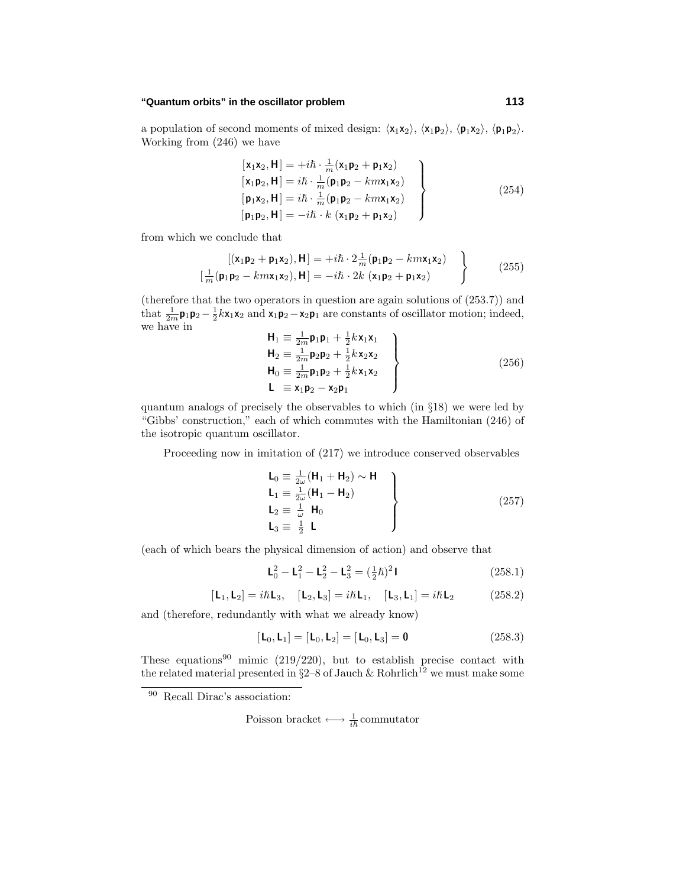a population of second moments of mixed design: $\langle \mathsf{x}_1\mathsf{x}_2\rangle$, $\langle \mathsf{x}_1\mathsf{p}_2\rangle$, $\langle \mathsf{p}_1\mathsf{x}_2\rangle$, $\langle \mathsf{p}_1\mathsf{p}_2\rangle$. Working from (246) we have

$$
\left.\begin{aligned}
[\mathsf{x}_1\mathsf{x}_2, \mathsf{H}] &= +i\hbar\cdot\tfrac{1}{m}(\mathsf{x}_1\mathsf{p}_2 + \mathsf{p}_1\mathsf{x}_2)\\
[\mathsf{x}_1\mathsf{p}_2, \mathsf{H}] &= i\hbar\cdot\tfrac{1}{m}(\mathsf{p}_1\mathsf{p}_2 - km\mathsf{x}_1\mathsf{x}_2)\\
[\mathsf{p}_1\mathsf{x}_2, \mathsf{H}] &= i\hbar\cdot\tfrac{1}{m}(\mathsf{p}_1\mathsf{p}_2 - km\mathsf{x}_1\mathsf{x}_2)\\
[\mathsf{p}_1\mathsf{p}_2, \mathsf{H}] &= -i\hbar\cdot k\;(\mathsf{x}_1\mathsf{p}_2 + \mathsf{p}_1\mathsf{x}_2)
\end{aligned}\right\}\tag{254}
$$

from which we conclude that

$$
\left.\begin{aligned}
[(\mathsf{x}_1\mathsf{p}_2 + \mathsf{p}_1\mathsf{x}_2), \mathsf{H}] &= +i\hbar\cdot 2\tfrac{1}{m}(\mathsf{p}_1\mathsf{p}_2 - km\mathsf{x}_1\mathsf{x}_2)\\
[\tfrac{1}{m}(\mathsf{p}_1\mathsf{p}_2 - km\mathsf{x}_1\mathsf{x}_2), \mathsf{H}] &= -i\hbar\cdot 2k\;(\mathsf{x}_1\mathsf{p}_2 + \mathsf{p}_1\mathsf{x}_2)
\end{aligned}\right\}\tag{255}
$$

(therefore that the two operators in question are again solutions of (253.7)) and that $\frac{1}{2m}\mathsf{p}_1\mathsf{p}_2 - \frac{1}{2}k\mathsf{x}_1\mathsf{x}_2$ and $\mathsf{x}_1\mathsf{p}_2 - \mathsf{x}_2\mathsf{p}_1$ are constants of oscillator motion; indeed, we have in

$$
\left.\begin{aligned}
\mathsf{H}_1 &\equiv \tfrac{1}{2m}\mathsf{p}_1\mathsf{p}_1 + \tfrac{1}{2}k\,\mathsf{x}_1\mathsf{x}_1\\
\mathsf{H}_2 &\equiv \tfrac{1}{2m}\mathsf{p}_2\mathsf{p}_2 + \tfrac{1}{2}k\,\mathsf{x}_2\mathsf{x}_2\\
\mathsf{H}_0 &\equiv \tfrac{1}{2m}\mathsf{p}_1\mathsf{p}_2 + \tfrac{1}{2}k\,\mathsf{x}_1\mathsf{x}_2\\
\mathsf{L}\; &\equiv \mathsf{x}_1\mathsf{p}_2 - \mathsf{x}_2\mathsf{p}_1
\end{aligned}\right\}\tag{256}
$$

quantum analogs of precisely the observables to which (in §18) we were led by "Gibbs' construction," each of which commutes with the Hamiltonian (246) of the isotropic quantum oscillator.

Proceeding now in imitation of (217) we introduce conserved observables

$$
\left.\begin{aligned}
\mathsf{L}_0 &\equiv \tfrac{1}{2\omega}(\mathsf{H}_1 + \mathsf{H}_2) \sim \mathsf{H}\\
\mathsf{L}_1 &\equiv \tfrac{1}{2\omega}(\mathsf{H}_1 - \mathsf{H}_2)\\
\mathsf{L}_2 &\equiv \;\tfrac{1}{\omega}\;\;\mathsf{H}_0\\
\mathsf{L}_3 &\equiv \;\tfrac{1}{2}\;\;\mathsf{L}
\end{aligned}\right\}\tag{257}
$$

(each of which bears the physical dimension of action) and observe that

$$
\mathsf{L}_0^2 - \mathsf{L}_1^2 - \mathsf{L}_2^2 - \mathsf{L}_3^2 = (\tfrac{1}{2}\hbar)^2\,\mathsf{I}\tag{258.1}
$$

$$
[\mathsf{L}_1, \mathsf{L}_2] = i\hbar\mathsf{L}_3,\quad [\mathsf{L}_2, \mathsf{L}_3] = i\hbar\mathsf{L}_1,\quad [\mathsf{L}_3, \mathsf{L}_1] = i\hbar\mathsf{L}_2\tag{258.2}
$$

and (therefore, redundantly with what we already know)

$$
[\mathsf{L}_0, \mathsf{L}_1] = [\mathsf{L}_0, \mathsf{L}_2] = [\mathsf{L}_0, \mathsf{L}_3] = \mathbf{0}\tag{258.3}
$$

These equations[90] mimic (219/220), but to establish precise contact with the related material presented in §2–8 of Jauch & Rohrlich[12] we must make some

---

[90] Recall Dirac's association:

$$
\text{Poisson bracket} \longleftrightarrow \tfrac{1}{i\hbar}\,\text{commutator}
$$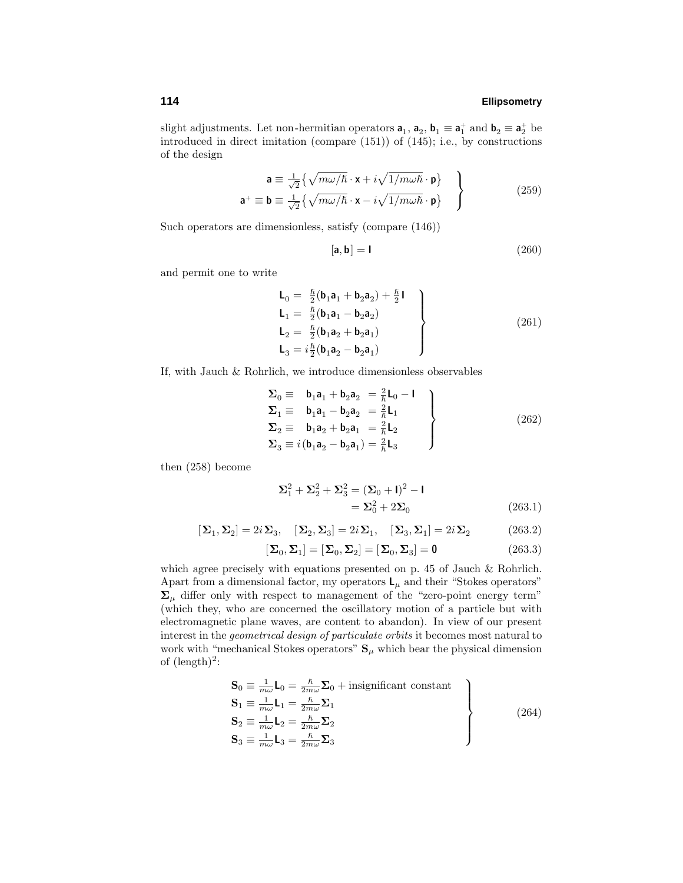slight adjustments. Let non-hermitian operators $\mathsf{a}_1$, $\mathsf{a}_2$, $\mathsf{b}_1 \equiv \mathsf{a}_1^+$ and $\mathsf{b}_2 \equiv \mathsf{a}_2^+$ be introduced in direct imitation (compare (151)) of (145); i.e., by constructions of the design

$$
\left.
\begin{aligned}
\mathsf{a} &\equiv \tfrac{1}{\sqrt{2}}\big\{\sqrt{m\omega/\hbar}\cdot\mathsf{x} + i\sqrt{1/m\omega\hbar}\cdot\mathsf{p}\big\}\\
\mathsf{a}^+ \equiv \mathsf{b} &\equiv \tfrac{1}{\sqrt{2}}\big\{\sqrt{m\omega/\hbar}\cdot\mathsf{x} - i\sqrt{1/m\omega\hbar}\cdot\mathsf{p}\big\}
\end{aligned}
\right\}
\tag{259}
$$

Such operators are dimensionless, satisfy (compare (146))

$$
[\mathsf{a},\mathsf{b}] = \mathsf{I}
\tag{260}
$$

and permit one to write

$$
\left.
\begin{aligned}
\mathsf{L}_0 &= \tfrac{\hbar}{2}(\mathsf{b}_1\mathsf{a}_1 + \mathsf{b}_2\mathsf{a}_2) + \tfrac{\hbar}{2}\mathsf{I}\\
\mathsf{L}_1 &= \tfrac{\hbar}{2}(\mathsf{b}_1\mathsf{a}_1 - \mathsf{b}_2\mathsf{a}_2)\\
\mathsf{L}_2 &= \tfrac{\hbar}{2}(\mathsf{b}_1\mathsf{a}_2 + \mathsf{b}_2\mathsf{a}_1)\\
\mathsf{L}_3 &= i\tfrac{\hbar}{2}(\mathsf{b}_1\mathsf{a}_2 - \mathsf{b}_2\mathsf{a}_1)
\end{aligned}
\right\}
\tag{261}
$$

If, with Jauch & Rohrlich, we introduce dimensionless observables

$$
\left.
\begin{aligned}
\boldsymbol{\Sigma}_0 &\equiv \quad \mathsf{b}_1\mathsf{a}_1 + \mathsf{b}_2\mathsf{a}_2 \ = \tfrac{2}{\hbar}\mathsf{L}_0 - \mathsf{I}\\
\boldsymbol{\Sigma}_1 &\equiv \quad \mathsf{b}_1\mathsf{a}_1 - \mathsf{b}_2\mathsf{a}_2 \ = \tfrac{2}{\hbar}\mathsf{L}_1\\
\boldsymbol{\Sigma}_2 &\equiv \quad \mathsf{b}_1\mathsf{a}_2 + \mathsf{b}_2\mathsf{a}_1 \ = \tfrac{2}{\hbar}\mathsf{L}_2\\
\boldsymbol{\Sigma}_3 &\equiv i\,(\mathsf{b}_1\mathsf{a}_2 - \mathsf{b}_2\mathsf{a}_1) = \tfrac{2}{\hbar}\mathsf{L}_3
\end{aligned}
\right\}
\tag{262}
$$

then (258) become

$$
\begin{aligned}
\boldsymbol{\Sigma}_1^2 + \boldsymbol{\Sigma}_2^2 + \boldsymbol{\Sigma}_3^2 &= (\boldsymbol{\Sigma}_0 + \mathsf{I})^2 - \mathsf{I}\\
&= \boldsymbol{\Sigma}_0^2 + 2\boldsymbol{\Sigma}_0
\end{aligned}
\tag{263.1}
$$

$$
[\boldsymbol{\Sigma}_1,\boldsymbol{\Sigma}_2] = 2i\,\boldsymbol{\Sigma}_3, \quad [\boldsymbol{\Sigma}_2,\boldsymbol{\Sigma}_3] = 2i\,\boldsymbol{\Sigma}_1, \quad [\boldsymbol{\Sigma}_3,\boldsymbol{\Sigma}_1] = 2i\,\boldsymbol{\Sigma}_2
\tag{263.2}
$$

$$
[\boldsymbol{\Sigma}_0,\boldsymbol{\Sigma}_1] = [\boldsymbol{\Sigma}_0,\boldsymbol{\Sigma}_2] = [\boldsymbol{\Sigma}_0,\boldsymbol{\Sigma}_3] = \mathsf{0}
\tag{263.3}
$$

which agree precisely with equations presented on p. 45 of Jauch & Rohrlich. Apart from a dimensional factor, my operators $\mathsf{L}_\mu$ and their "Stokes operators" $\boldsymbol{\Sigma}_\mu$ differ only with respect to management of the "zero-point energy term" (which they, who are concerned the oscillatory motion of a particle but with electromagnetic plane waves, are content to abandon). In view of our present interest in the *geometrical design of particulate orbits* it becomes most natural to work with "mechanical Stokes operators" $\mathbf{S}_\mu$ which bear the physical dimension of $(\text{length})^2$:

$$
\left.
\begin{aligned}
\mathbf{S}_0 &\equiv \tfrac{1}{m\omega}\mathsf{L}_0 = \tfrac{\hbar}{2m\omega}\boldsymbol{\Sigma}_0 + \text{insignificant constant}\\
\mathbf{S}_1 &\equiv \tfrac{1}{m\omega}\mathsf{L}_1 = \tfrac{\hbar}{2m\omega}\boldsymbol{\Sigma}_1\\
\mathbf{S}_2 &\equiv \tfrac{1}{m\omega}\mathsf{L}_2 = \tfrac{\hbar}{2m\omega}\boldsymbol{\Sigma}_2\\
\mathbf{S}_3 &\equiv \tfrac{1}{m\omega}\mathsf{L}_3 = \tfrac{\hbar}{2m\omega}\boldsymbol{\Sigma}_3
\end{aligned}
\right\}
\tag{264}
$$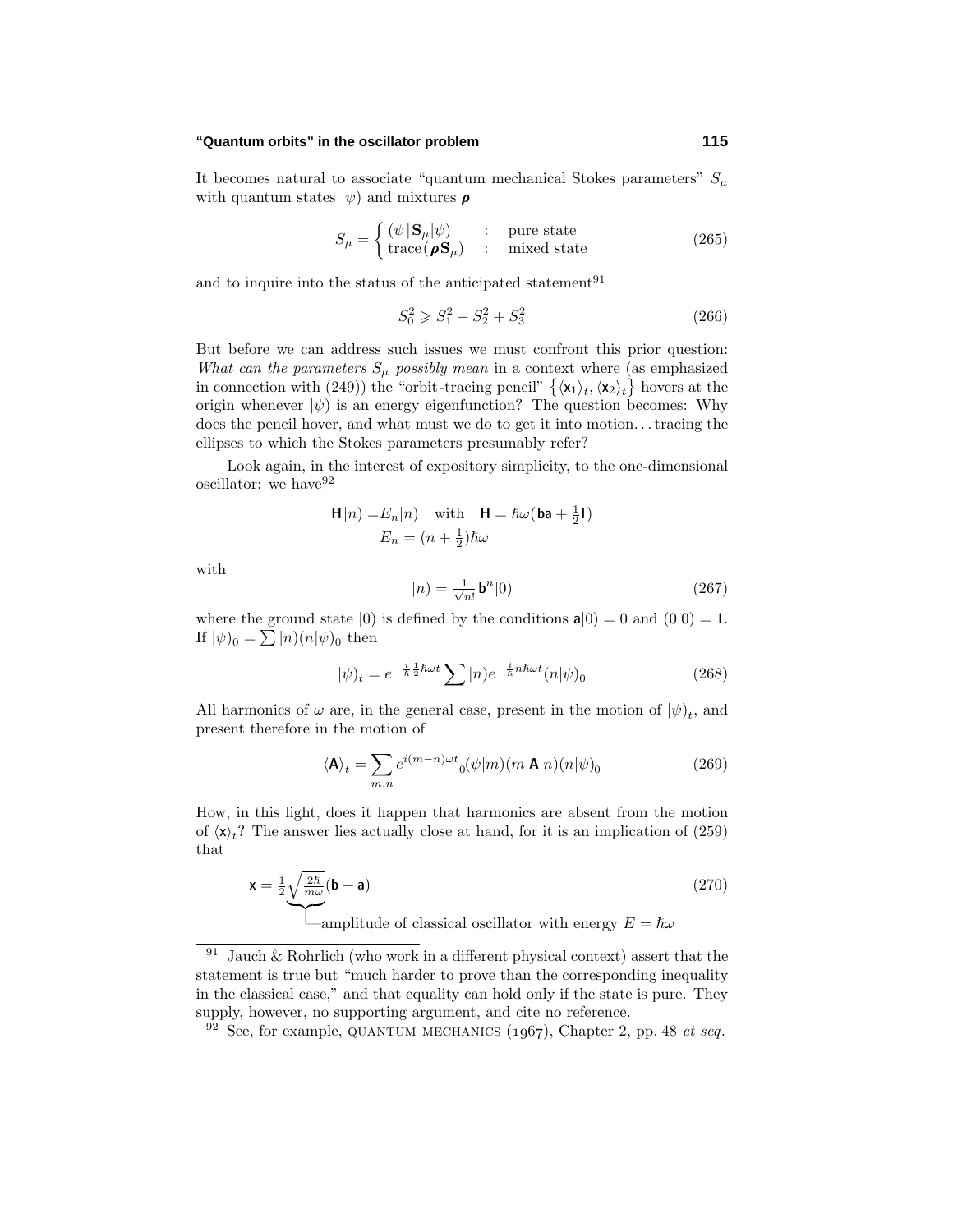It becomes natural to associate "quantum mechanical Stokes parameters" $S_\mu$ with quantum states $|\psi)$ and mixtures $\boldsymbol{\rho}$

$$S_\mu = \begin{cases} (\psi|\mathbf{S}_\mu|\psi) & : \quad \text{pure state} \\ \text{trace}(\boldsymbol{\rho}\mathbf{S}_\mu) & : \quad \text{mixed state} \end{cases} \tag{265}$$

and to inquire into the status of the anticipated statement[91]

$$S_0^2 \geqslant S_1^2 + S_2^2 + S_3^2 \tag{266}$$

But before we can address such issues we must confront this prior question: *What can the parameters $S_\mu$ possibly mean* in a context where (as emphasized in connection with (249)) the "orbit-tracing pencil" $\{\langle \mathsf{x}_1\rangle_t, \langle \mathsf{x}_2\rangle_t\}$ hovers at the origin whenever $|\psi)$ is an energy eigenfunction? The question becomes: Why does the pencil hover, and what must we do to get it into motion... tracing the ellipses to which the Stokes parameters presumably refer?

Look again, in the interest of expository simplicity, to the one-dimensional oscillator: we have[92]

$$\begin{aligned} \mathsf{H}|n) &= E_n|n) \quad \text{with} \quad \mathsf{H} = \hbar\omega(\mathsf{ba} + \tfrac{1}{2}\mathsf{I}) \\ E_n &= (n + \tfrac{1}{2})\hbar\omega \end{aligned}$$

with

$$|n) = \tfrac{1}{\sqrt{n!}}\,\mathsf{b}^n|0) \tag{267}$$

where the ground state $|0)$ is defined by the conditions $\mathsf{a}|0) = 0$ and $(0|0) = 1$. If $|\psi)_0 = \sum |n)(n|\psi)_0$ then

$$|\psi)_t = e^{-\frac{i}{\hbar}\frac{1}{2}\hbar\omega t}\sum |n)e^{-\frac{i}{\hbar}n\hbar\omega t}(n|\psi)_0 \tag{268}$$

All harmonics of $\omega$ are, in the general case, present in the motion of $|\psi)_t$, and present therefore in the motion of

$$\langle \mathsf{A}\rangle_t = \sum_{m,n} e^{i(m-n)\omega t}{}_0(\psi|m)(m|\mathsf{A}|n)(n|\psi)_0 \tag{269}$$

How, in this light, does it happen that harmonics are absent from the motion of $\langle \mathsf{x}\rangle_t$? The answer lies actually close at hand, for it is an implication of (259) that

$$\mathsf{x} = \underbrace{\tfrac{1}{2}\sqrt{\tfrac{2\hbar}{m\omega}}}_{\text{amplitude of classical oscillator with energy } E=\hbar\omega}(\mathsf{b} + \mathsf{a}) \tag{270}$$

---

[91] Jauch & Rohrlich (who work in a different physical context) assert that the statement is true but "much harder to prove than the corresponding inequality in the classical case," and that equality can hold only if the state is pure. They supply, however, no supporting argument, and cite no reference.

[92] See, for example, QUANTUM MECHANICS (1967), Chapter 2, pp. 48 *et seq.*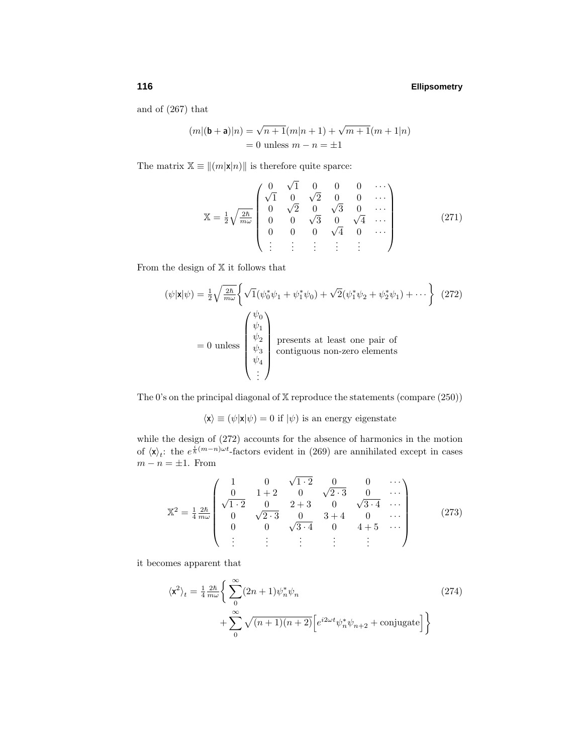and of (267) that

$$
\begin{aligned}
(m|(\mathsf{b}+\mathsf{a})|n) &= \sqrt{n+1}(m|n+1) + \sqrt{m+1}(m+1|n) \\
&= 0 \text{ unless } m-n = \pm 1
\end{aligned}
$$

The matrix $\mathbb{X} \equiv \|(m|\mathsf{x}|n)\|$ is therefore quite sparce:

$$
\mathbb{X} = \tfrac{1}{2}\sqrt{\tfrac{2\hbar}{m\omega}}\begin{pmatrix}
0 & \sqrt{1} & 0 & 0 & 0 & \cdots \\
\sqrt{1} & 0 & \sqrt{2} & 0 & 0 & \cdots \\
0 & \sqrt{2} & 0 & \sqrt{3} & 0 & \cdots \\
0 & 0 & \sqrt{3} & 0 & \sqrt{4} & \cdots \\
0 & 0 & 0 & \sqrt{4} & 0 & \cdots \\
\vdots & \vdots & \vdots & \vdots & \vdots &
\end{pmatrix} \tag{271}
$$

From the design of $\mathbb{X}$ it follows that

$$
\begin{aligned}
(\psi|\mathsf{x}|\psi) &= \tfrac{1}{2}\sqrt{\tfrac{2\hbar}{m\omega}}\Big\{\sqrt{1}(\psi_0^*\psi_1 + \psi_1^*\psi_0) + \sqrt{2}(\psi_1^*\psi_2 + \psi_2^*\psi_1) + \cdots\Big\} \qquad (272)\\
&= 0 \text{ unless } \begin{pmatrix}\psi_0\\ \psi_1\\ \psi_2\\ \psi_3\\ \psi_4\\ \vdots\end{pmatrix} \begin{array}{l}\text{presents at least one pair of}\\ \text{contiguous non-zero elements}\end{array}
\end{aligned}
$$

The 0's on the principal diagonal of $\mathbb{X}$ reproduce the statements (compare (250))

$$
\langle \mathsf{x} \rangle \equiv (\psi|\mathsf{x}|\psi) = 0 \text{ if } |\psi) \text{ is an energy eigenstate}
$$

while the design of (272) accounts for the absence of harmonics in the motion of $\langle \mathsf{x} \rangle_t$: the $e^{\frac{i}{\hbar}(m-n)\omega t}$-factors evident in (269) are annihilated except in cases $m-n = \pm 1$. From

$$
\mathbb{X}^2 = \tfrac{1}{4}\tfrac{2\hbar}{m\omega}\begin{pmatrix}
1 & 0 & \sqrt{1\cdot 2} & 0 & 0 & \cdots \\
0 & 1+2 & 0 & \sqrt{2\cdot 3} & 0 & \cdots \\
\sqrt{1\cdot 2} & 0 & 2+3 & 0 & \sqrt{3\cdot 4} & \cdots \\
0 & \sqrt{2\cdot 3} & 0 & 3+4 & 0 & \cdots \\
0 & 0 & \sqrt{3\cdot 4} & 0 & 4+5 & \cdots \\
\vdots & \vdots & \vdots & \vdots & \vdots &
\end{pmatrix} \tag{273}
$$

it becomes apparent that

$$
\begin{aligned}
\langle \mathsf{x}^2 \rangle_t = \tfrac{1}{4}\tfrac{2\hbar}{m\omega}\Big\{ &\sum_0^\infty (2n+1)\psi_n^*\psi_n \qquad (274)\\
&+ \sum_0^\infty \sqrt{(n+1)(n+2)}\Big[e^{i2\omega t}\psi_n^*\psi_{n+2} + \text{conjugate}\Big]\Big\}
\end{aligned}
$$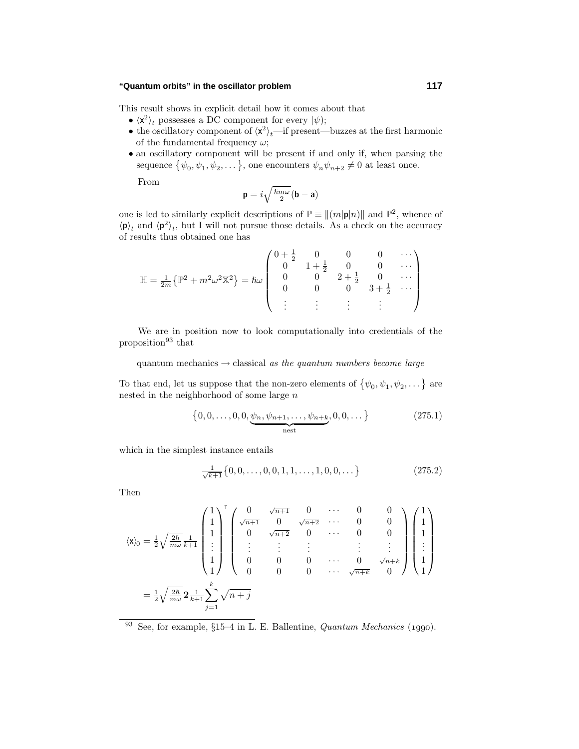This result shows in explicit detail how it comes about that

- $\langle \mathsf{x}^2 \rangle_t$ possesses a DC component for every $|\psi)$;
- the oscillatory component of $\langle \mathsf{x}^2 \rangle_t$—if present—buzzes at the first harmonic of the fundamental frequency $\omega$;
- an oscillatory component will be present if and only if, when parsing the sequence $\{\psi_0, \psi_1, \psi_2, \dots\}$, one encounters $\psi_n \psi_{n+2} \neq 0$ at least once.

From

$$\mathsf{p} = i\sqrt{\tfrac{\hbar m\omega}{2}}(\mathsf{b} - \mathsf{a})$$

one is led to similarly explicit descriptions of $\mathbb{P} \equiv \|(m|\mathsf{p}|n)\|$ and $\mathbb{P}^2$, whence of $\langle \mathsf{p} \rangle_t$ and $\langle \mathsf{p}^2 \rangle_t$, but I will not pursue those details. As a check on the accuracy of results thus obtained one has

$$\mathbb{H} = \tfrac{1}{2m}\big\{\mathbb{P}^2 + m^2\omega^2\mathbb{X}^2\big\} = \hbar\omega \begin{pmatrix} 0+\frac{1}{2} & 0 & 0 & 0 & \cdots \\ 0 & 1+\frac{1}{2} & 0 & 0 & \cdots \\ 0 & 0 & 2+\frac{1}{2} & 0 & \cdots \\ 0 & 0 & 0 & 3+\frac{1}{2} & \cdots \\ \vdots & \vdots & \vdots & \vdots & \end{pmatrix}$$

We are in position now to look computationally into credentials of the proposition[93] that

quantum mechanics $\rightarrow$ classical *as the quantum numbers become large*

To that end, let us suppose that the non-zero elements of $\{\psi_0, \psi_1, \psi_2, \dots\}$ are nested in the neighborhood of some large $n$

$$\big\{0, 0, \dots, 0, 0, \underbrace{\psi_n, \psi_{n+1}, \dots, \psi_{n+k}}_{\text{nest}}, 0, 0, \dots\big\} \tag{275.1}$$

which in the simplest instance entails

$$\tfrac{1}{\sqrt{k+1}}\big\{0, 0, \dots, 0, 0, 1, 1, \dots, 1, 0, 0, \dots\big\} \tag{275.2}$$

Then

$$\begin{aligned}
\langle \mathsf{x} \rangle_0 &= \tfrac{1}{2}\sqrt{\tfrac{2\hbar}{m\omega}}\,\tfrac{1}{k+1} \begin{pmatrix} 1 \\ 1 \\ 1 \\ \vdots \\ 1 \\ 1 \end{pmatrix}^{\mathsf{T}} \begin{pmatrix} 0 & \sqrt{n+1} & 0 & \cdots & 0 & 0 \\ \sqrt{n+1} & 0 & \sqrt{n+2} & \cdots & 0 & 0 \\ 0 & \sqrt{n+2} & 0 & \cdots & 0 & 0 \\ \vdots & \vdots & \vdots & & \vdots & \vdots \\ 0 & 0 & 0 & \cdots & 0 & \sqrt{n+k} \\ 0 & 0 & 0 & \cdots & \sqrt{n+k} & 0 \end{pmatrix} \begin{pmatrix} 1 \\ 1 \\ 1 \\ \vdots \\ 1 \\ 1 \end{pmatrix} \\
&= \tfrac{1}{2}\sqrt{\tfrac{2\hbar}{m\omega}}\,\mathbf{2}\,\tfrac{1}{k+1}\sum_{j=1}^{k}\sqrt{n+j}
\end{aligned}$$

---

[93] See, for example, §15–4 in L. E. Ballentine, *Quantum Mechanics* (1990).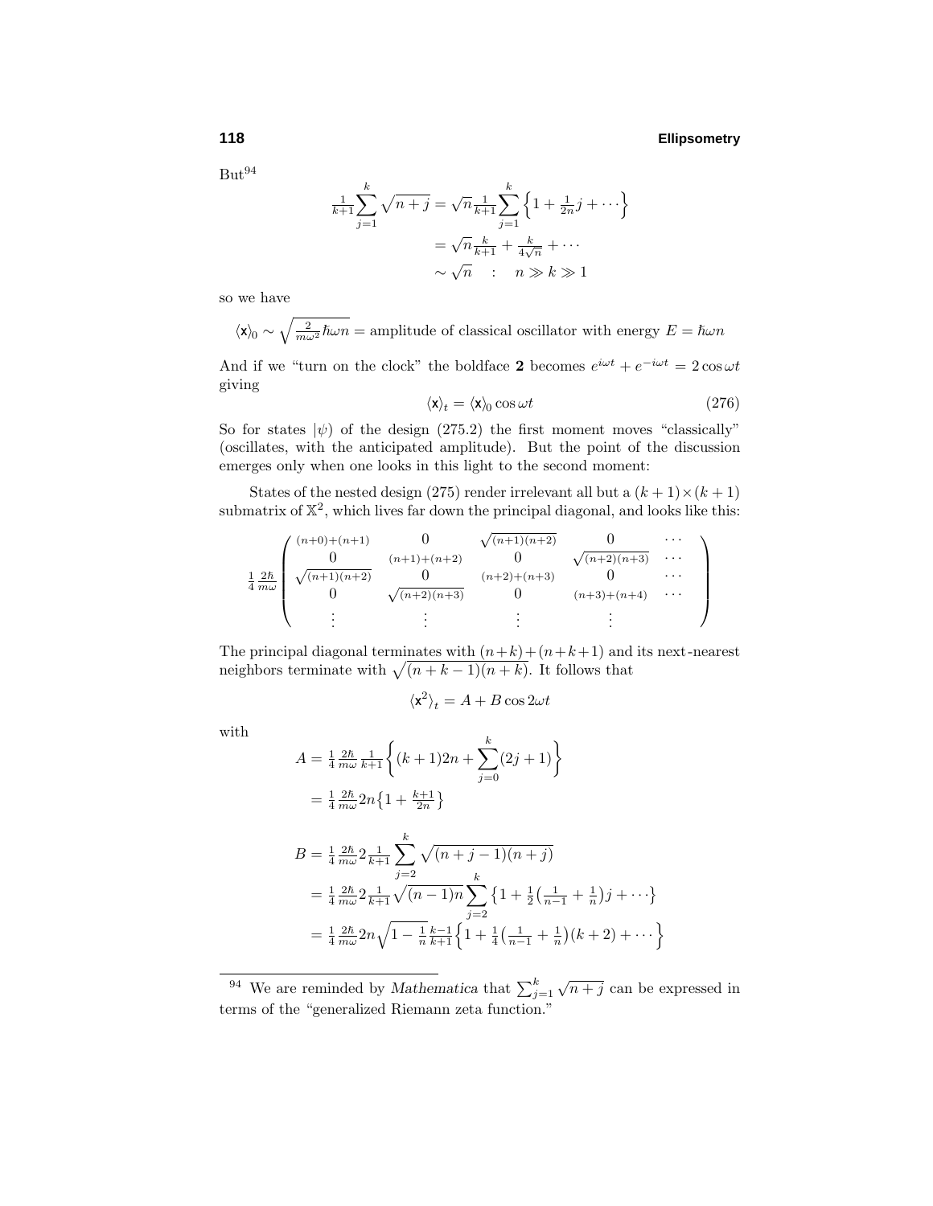But[94]

$$
\begin{aligned}
\tfrac{1}{k+1}\sum_{j=1}^{k}\sqrt{n+j} &= \sqrt{n}\,\tfrac{1}{k+1}\sum_{j=1}^{k}\Big\{1+\tfrac{1}{2n}j+\cdots\Big\}\\
&= \sqrt{n}\,\tfrac{k}{k+1}+\tfrac{k}{4\sqrt{n}}+\cdots\\
&\sim \sqrt{n} \quad : \quad n \gg k \gg 1
\end{aligned}
$$

so we have

$$
\langle \mathsf{x} \rangle_0 \sim \sqrt{\tfrac{2}{m\omega^2}\hbar\omega n} = \text{amplitude of classical oscillator with energy } E = \hbar\omega n
$$

And if we "turn on the clock" the boldface **2** becomes $e^{i\omega t}+e^{-i\omega t} = 2\cos\omega t$ giving

$$
\langle \mathsf{x} \rangle_t = \langle \mathsf{x} \rangle_0 \cos\omega t \tag{276}
$$

So for states $|\psi)$ of the design (275.2) the first moment moves "classically" (oscillates, with the anticipated amplitude). But the point of the discussion emerges only when one looks in this light to the second moment:

States of the nested design (275) render irrelevant all but a $(k+1)\times(k+1)$ submatrix of $\mathbb{X}^2$, which lives far down the principal diagonal, and looks like this:

$$
\tfrac{1}{4}\tfrac{2\hbar}{m\omega}
\begin{pmatrix}
(n+0)+(n+1) & 0 & \sqrt{(n+1)(n+2)} & 0 & \cdots\\
0 & (n+1)+(n+2) & 0 & \sqrt{(n+2)(n+3)} & \cdots\\
\sqrt{(n+1)(n+2)} & 0 & (n+2)+(n+3) & 0 & \cdots\\
0 & \sqrt{(n+2)(n+3)} & 0 & (n+3)+(n+4) & \cdots\\
\vdots & \vdots & \vdots & \vdots &
\end{pmatrix}
$$

The principal diagonal terminates with $(n+k)+(n+k+1)$ and its next-nearest neighbors terminate with $\sqrt{(n+k-1)(n+k)}$. It follows that

$$
\langle \mathsf{x}^2 \rangle_t = A + B\cos 2\omega t
$$

with

$$
\begin{aligned}
A &= \tfrac{1}{4}\tfrac{2\hbar}{m\omega}\tfrac{1}{k+1}\Big\{(k+1)2n+\sum_{j=0}^{k}(2j+1)\Big\}\\
&= \tfrac{1}{4}\tfrac{2\hbar}{m\omega}2n\big\{1+\tfrac{k+1}{2n}\big\}
\end{aligned}
$$

$$
\begin{aligned}
B &= \tfrac{1}{4}\tfrac{2\hbar}{m\omega}2\tfrac{1}{k+1}\sum_{j=2}^{k}\sqrt{(n+j-1)(n+j)}\\
&= \tfrac{1}{4}\tfrac{2\hbar}{m\omega}2\tfrac{1}{k+1}\sqrt{(n-1)n}\sum_{j=2}^{k}\big\{1+\tfrac{1}{2}\big(\tfrac{1}{n-1}+\tfrac{1}{n}\big)j+\cdots\big\}\\
&= \tfrac{1}{4}\tfrac{2\hbar}{m\omega}2n\sqrt{1-\tfrac{1}{n}}\,\tfrac{k-1}{k+1}\Big\{1+\tfrac{1}{4}\big(\tfrac{1}{n-1}+\tfrac{1}{n}\big)(k+2)+\cdots\Big\}
\end{aligned}
$$

---

[94] We are reminded by *Mathematica* that $\sum_{j=1}^{k}\sqrt{n+j}$ can be expressed in terms of the "generalized Riemann zeta function."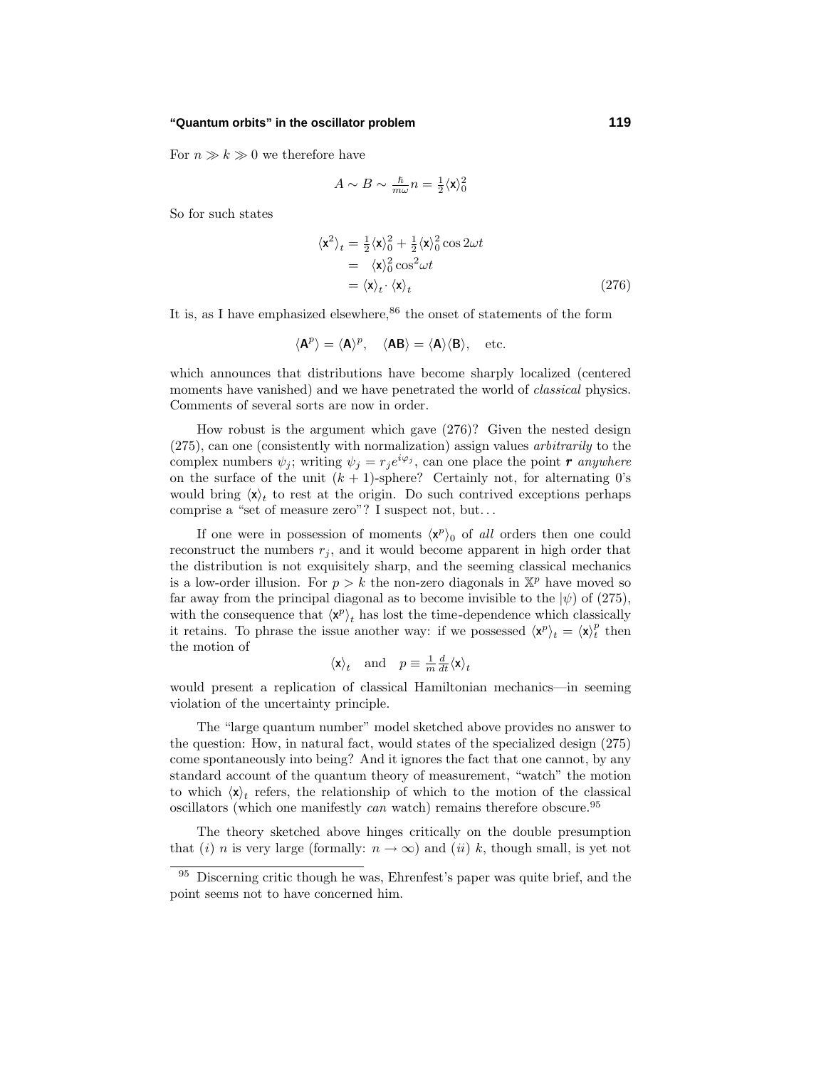For $n \gg k \gg 0$ we therefore have

$$A \sim B \sim \tfrac{\hbar}{m\omega}n = \tfrac{1}{2}\langle \mathsf{x}\rangle_0^2$$

So for such states

$$\begin{aligned}
\langle \mathsf{x}^2\rangle_t &= \tfrac{1}{2}\langle \mathsf{x}\rangle_0^2 + \tfrac{1}{2}\langle \mathsf{x}\rangle_0^2 \cos 2\omega t \\
&= \langle \mathsf{x}\rangle_0^2 \cos^2\!\omega t \\
&= \langle \mathsf{x}\rangle_t \cdot \langle \mathsf{x}\rangle_t
\end{aligned} \tag{276}$$

It is, as I have emphasized elsewhere,[86] the onset of statements of the form

$$\langle \mathsf{A}^p\rangle = \langle \mathsf{A}\rangle^p, \quad \langle \mathsf{AB}\rangle = \langle \mathsf{A}\rangle\langle \mathsf{B}\rangle, \quad \text{etc.}$$

which announces that distributions have become sharply localized (centered moments have vanished) and we have penetrated the world of *classical* physics. Comments of several sorts are now in order.

How robust is the argument which gave (276)? Given the nested design (275), can one (consistently with normalization) assign values *arbitrarily* to the complex numbers $\psi_j$; writing $\psi_j = r_j e^{i\varphi_j}$, can one place the point $\boldsymbol{r}$ *anywhere* on the surface of the unit $(k+1)$-sphere? Certainly not, for alternating 0's would bring $\langle \mathsf{x}\rangle_t$ to rest at the origin. Do such contrived exceptions perhaps comprise a "set of measure zero"? I suspect not, but...

If one were in possession of moments $\langle \mathsf{x}^p\rangle_0$ of *all* orders then one could reconstruct the numbers $r_j$, and it would become apparent in high order that the distribution is not exquisitely sharp, and the seeming classical mechanics is a low-order illusion. For $p > k$ the non-zero diagonals in $\mathbb{X}^p$ have moved so far away from the principal diagonal as to become invisible to the $|\psi)$ of (275), with the consequence that $\langle \mathsf{x}^p\rangle_t$ has lost the time-dependence which classically it retains. To phrase the issue another way: if we possessed $\langle \mathsf{x}^p\rangle_t = \langle \mathsf{x}\rangle_t^p$ then the motion of

$$\langle \mathsf{x}\rangle_t \quad \text{and} \quad p \equiv \tfrac{1}{m}\tfrac{d}{dt}\langle \mathsf{x}\rangle_t$$

would present a replication of classical Hamiltonian mechanics—in seeming violation of the uncertainty principle.

The "large quantum number" model sketched above provides no answer to the question: How, in natural fact, would states of the specialized design (275) come spontaneously into being? And it ignores the fact that one cannot, by any standard account of the quantum theory of measurement, "watch" the motion to which $\langle \mathsf{x}\rangle_t$ refers, the relationship of which to the motion of the classical oscillators (which one manifestly *can* watch) remains therefore obscure.[95]

The theory sketched above hinges critically on the double presumption that $(i)$ $n$ is very large (formally: $n \to \infty$) and $(ii)$ $k$, though small, is yet not

---

[95] Discerning critic though he was, Ehrenfest's paper was quite brief, and the point seems not to have concerned him.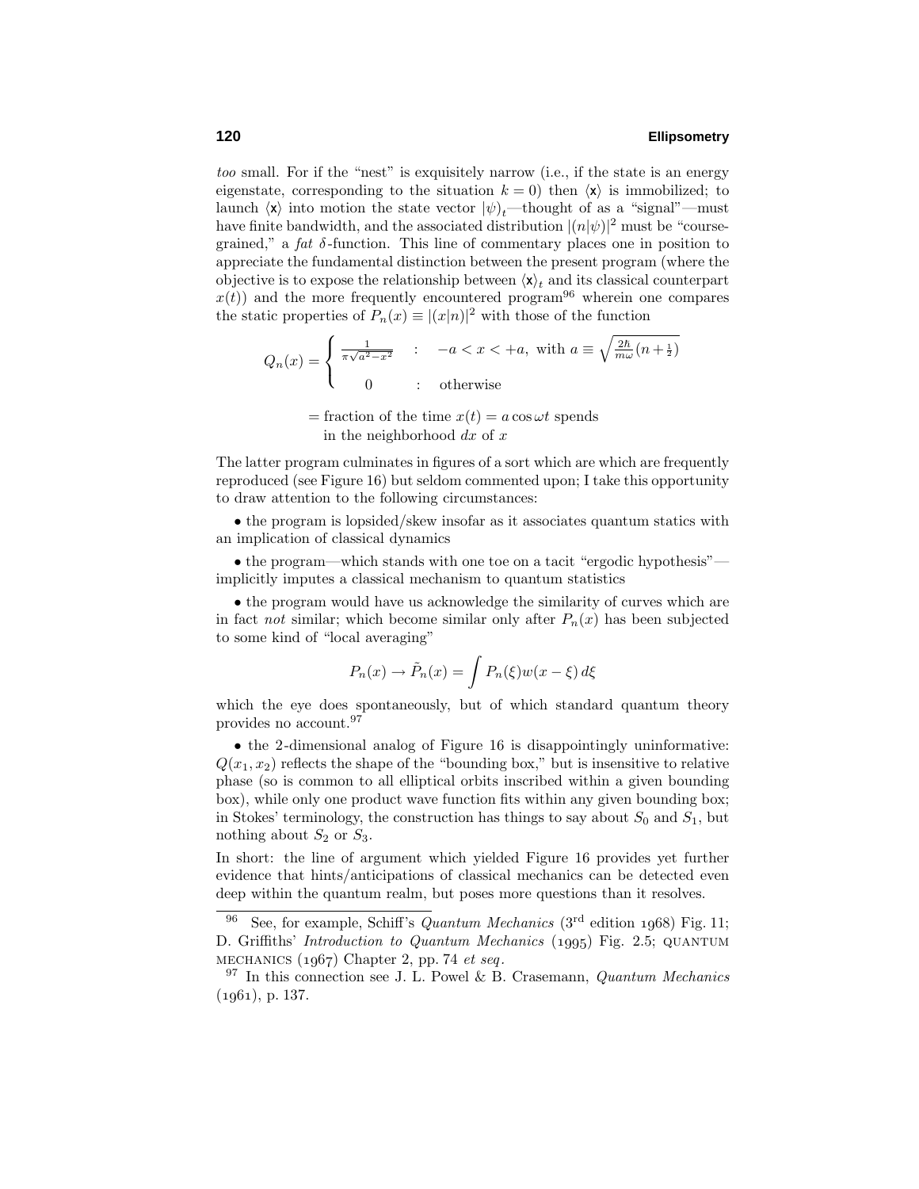*too* small. For if the "nest" is exquisitely narrow (i.e., if the state is an energy eigenstate, corresponding to the situation $k = 0$) then $\langle \mathsf{x} \rangle$ is immobilized; to launch $\langle \mathsf{x} \rangle$ into motion the state vector $|\psi)_t$—thought of as a "signal"—must have finite bandwidth, and the associated distribution $|(n|\psi)|^2$ must be "course-grained," a *fat* $\delta$-function. This line of commentary places one in position to appreciate the fundamental distinction between the present program (where the objective is to expose the relationship between $\langle \mathsf{x} \rangle_t$ and its classical counterpart $x(t)$) and the more frequently encountered program[96] wherein one compares the static properties of $P_n(x) \equiv |(x|n)|^2$ with those of the function

$$
Q_n(x) = \begin{cases} \frac{1}{\pi\sqrt{a^2 - x^2}} & : \quad -a < x < +a, \text{ with } a \equiv \sqrt{\frac{2\hbar}{m\omega}(n + \frac{1}{2})} \\ 0 & : \quad \text{otherwise} \end{cases}
$$

$$
\begin{aligned} &= \text{fraction of the time } x(t) = a\cos\omega t \text{ spends} \\ &\quad \text{in the neighborhood } dx \text{ of } x \end{aligned}
$$

The latter program culminates in figures of a sort which are which are frequently reproduced (see Figure 16) but seldom commented upon; I take this opportunity to draw attention to the following circumstances:

- the program is lopsided/skew insofar as it associates quantum statics with an implication of classical dynamics

- the program—which stands with one toe on a tacit "ergodic hypothesis"—implicitly imputes a classical mechanism to quantum statistics

- the program would have us acknowledge the similarity of curves which are in fact *not* similar; which become similar only after $P_n(x)$ has been subjected to some kind of "local averaging"

$$
P_n(x) \rightarrow \tilde{P}_n(x) = \int P_n(\xi) w(x - \xi)\, d\xi
$$

which the eye does spontaneously, but of which standard quantum theory provides no account.[97]

- the 2-dimensional analog of Figure 16 is disappointingly uninformative: $Q(x_1, x_2)$ reflects the shape of the "bounding box," but is insensitive to relative phase (so is common to all elliptical orbits inscribed within a given bounding box), while only one product wave function fits within any given bounding box; in Stokes' terminology, the construction has things to say about $S_0$ and $S_1$, but nothing about $S_2$ or $S_3$.

In short: the line of argument which yielded Figure 16 provides yet further evidence that hints/anticipations of classical mechanics can be detected even deep within the quantum realm, but poses more questions than it resolves.

---

[96] See, for example, Schiff's *Quantum Mechanics* (3rd edition 1968) Fig. 11; D. Griffiths' *Introduction to Quantum Mechanics* (1995) Fig. 2.5; QUANTUM MECHANICS (1967) Chapter 2, pp. 74 *et seq*.

[97] In this connection see J. L. Powel & B. Crasemann, *Quantum Mechanics* (1961), p. 137.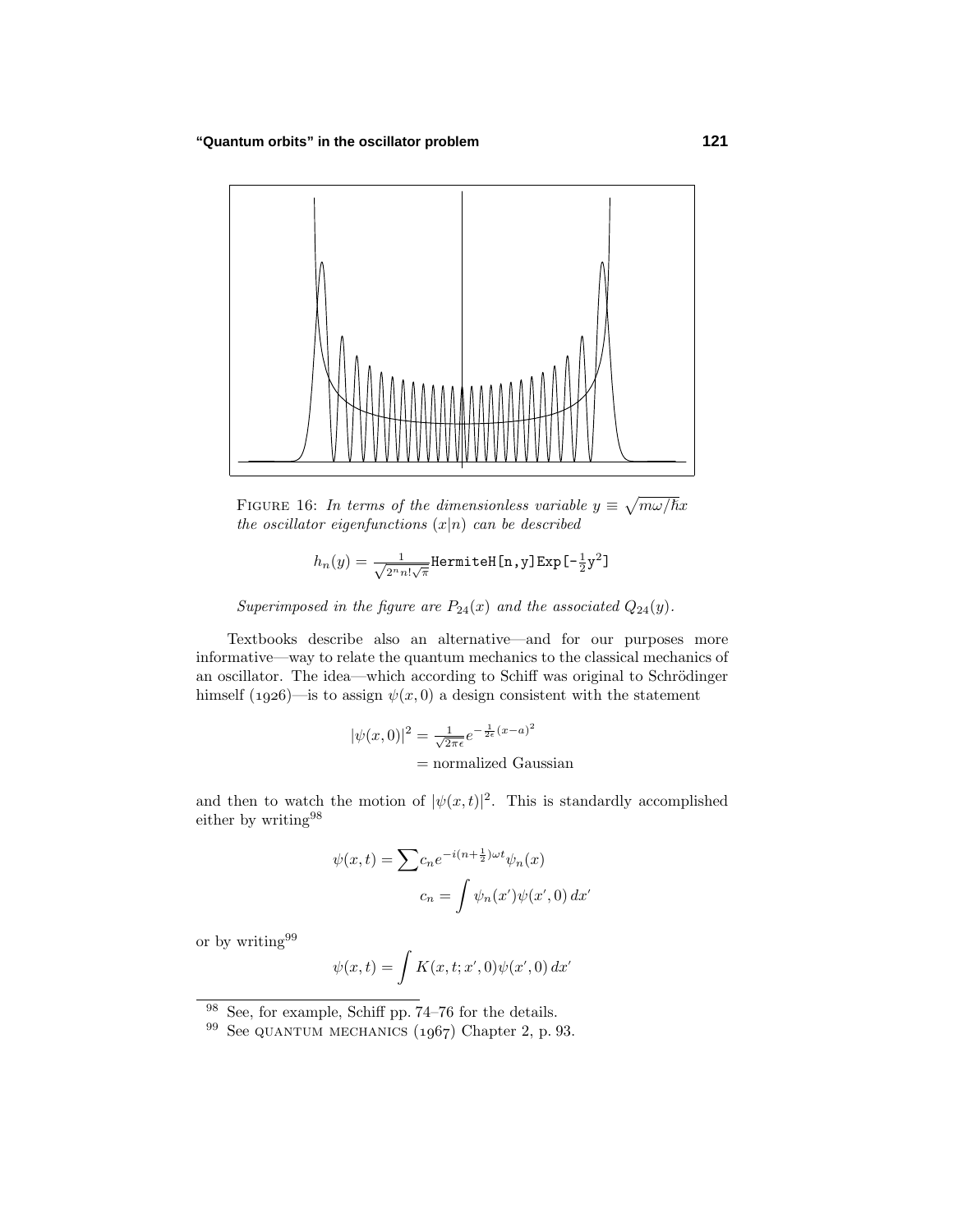FIGURE 16: *In terms of the dimensionless variable* $y \equiv \sqrt{m\omega/\hbar}\,x$ *the oscillator eigenfunctions* $(x|n)$ *can be described*

$$h_n(y) = \frac{1}{\sqrt{2^n n! \sqrt{\pi}}}\texttt{HermiteH[n,y]Exp[-}\tfrac{1}{2}\texttt{y}^2\texttt{]}$$

*Superimposed in the figure are* $P_{24}(x)$ *and the associated* $Q_{24}(y)$.

Textbooks describe also an alternative—and for our purposes more informative—way to relate the quantum mechanics to the classical mechanics of an oscillator. The idea—which according to Schiff was original to Schrödinger himself (1926)—is to assign $\psi(x,0)$ a design consistent with the statement

$$\begin{aligned}|\psi(x,0)|^2 &= \tfrac{1}{\sqrt{2\pi\epsilon}}e^{-\frac{1}{2\epsilon}(x-a)^2}\\ &= \text{normalized Gaussian}\end{aligned}$$

and then to watch the motion of $|\psi(x,t)|^2$. This is standardly accomplished either by writing[98]

$$\begin{aligned}\psi(x,t) &= \sum c_n e^{-i(n+\frac{1}{2})\omega t}\psi_n(x)\\ c_n &= \int \psi_n(x')\psi(x',0)\,dx'\end{aligned}$$

or by writing[99]

$$\psi(x,t) = \int K(x,t;x',0)\psi(x',0)\,dx'$$

---

[98] See, for example, Schiff pp. 74–76 for the details.

[99] See QUANTUM MECHANICS (1967) Chapter 2, p. 93.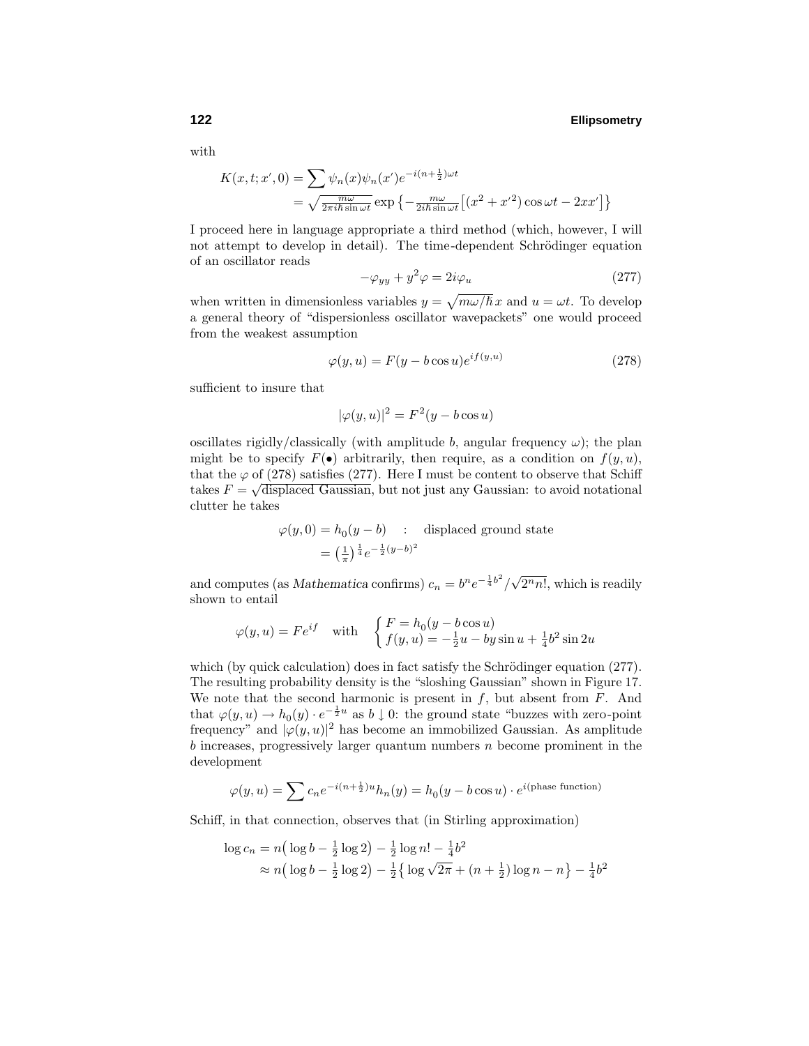with

$$
\begin{aligned}
K(x,t;x',0) &= \sum \psi_n(x)\psi_n(x')e^{-i(n+\frac{1}{2})\omega t}\\
&= \sqrt{\tfrac{m\omega}{2\pi i\hbar \sin\omega t}}\exp\left\{-\tfrac{m\omega}{2i\hbar\sin\omega t}\big[(x^2+x'^2)\cos\omega t - 2xx'\big]\right\}
\end{aligned}
$$

I proceed here in language appropriate a third method (which, however, I will not attempt to develop in detail). The time-dependent Schrödinger equation of an oscillator reads

$$
-\varphi_{yy} + y^2\varphi = 2i\varphi_u \tag{277}
$$

when written in dimensionless variables $y = \sqrt{m\omega/\hbar}\,x$ and $u = \omega t$. To develop a general theory of "dispersionless oscillator wavepackets" one would proceed from the weakest assumption

$$
\varphi(y,u) = F(y - b\cos u)e^{if(y,u)} \tag{278}
$$

sufficient to insure that

$$
|\varphi(y,u)|^2 = F^2(y - b\cos u)
$$

oscillates rigidly/classically (with amplitude $b$, angular frequency $\omega$); the plan might be to specify $F(\bullet)$ arbitrarily, then require, as a condition on $f(y,u)$, that the $\varphi$ of (278) satisfies (277). Here I must be content to observe that Schiff takes $F = \sqrt{\text{displaced Gaussian}}$, but not just any Gaussian: to avoid notational clutter he takes

$$
\begin{aligned}
\varphi(y,0) &= h_0(y-b) \quad : \quad \text{displaced ground state}\\
&= \left(\tfrac{1}{\pi}\right)^{\frac{1}{4}} e^{-\frac{1}{2}(y-b)^2}
\end{aligned}
$$

and computes (as *Mathematica* confirms) $c_n = b^n e^{-\frac{1}{4}b^2}/\sqrt{2^n n!}$, which is readily shown to entail

$$
\varphi(y,u) = Fe^{if} \quad \text{with} \quad \begin{cases} F = h_0(y - b\cos u)\\ f(y,u) = -\frac{1}{2}u - by\sin u + \frac{1}{4}b^2\sin 2u\end{cases}
$$

which (by quick calculation) does in fact satisfy the Schrödinger equation (277). The resulting probability density is the "sloshing Gaussian" shown in Figure 17. We note that the second harmonic is present in $f$, but absent from $F$. And that $\varphi(y,u) \to h_0(y)\cdot e^{-\frac{1}{2}u}$ as $b \downarrow 0$: the ground state "buzzes with zero-point frequency" and $|\varphi(y,u)|^2$ has become an immobilized Gaussian. As amplitude $b$ increases, progressively larger quantum numbers $n$ become prominent in the development

$$
\varphi(y,u) = \sum c_n e^{-i(n+\frac{1}{2})u}h_n(y) = h_0(y - b\cos u)\cdot e^{i(\text{phase function})}
$$

Schiff, in that connection, observes that (in Stirling approximation)

$$
\begin{aligned}
\log c_n &= n\big(\log b - \tfrac{1}{2}\log 2\big) - \tfrac{1}{2}\log n! - \tfrac{1}{4}b^2\\
&\approx n\big(\log b - \tfrac{1}{2}\log 2\big) - \tfrac{1}{2}\big\{\log\sqrt{2\pi} + (n+\tfrac{1}{2})\log n - n\big\} - \tfrac{1}{4}b^2
\end{aligned}
$$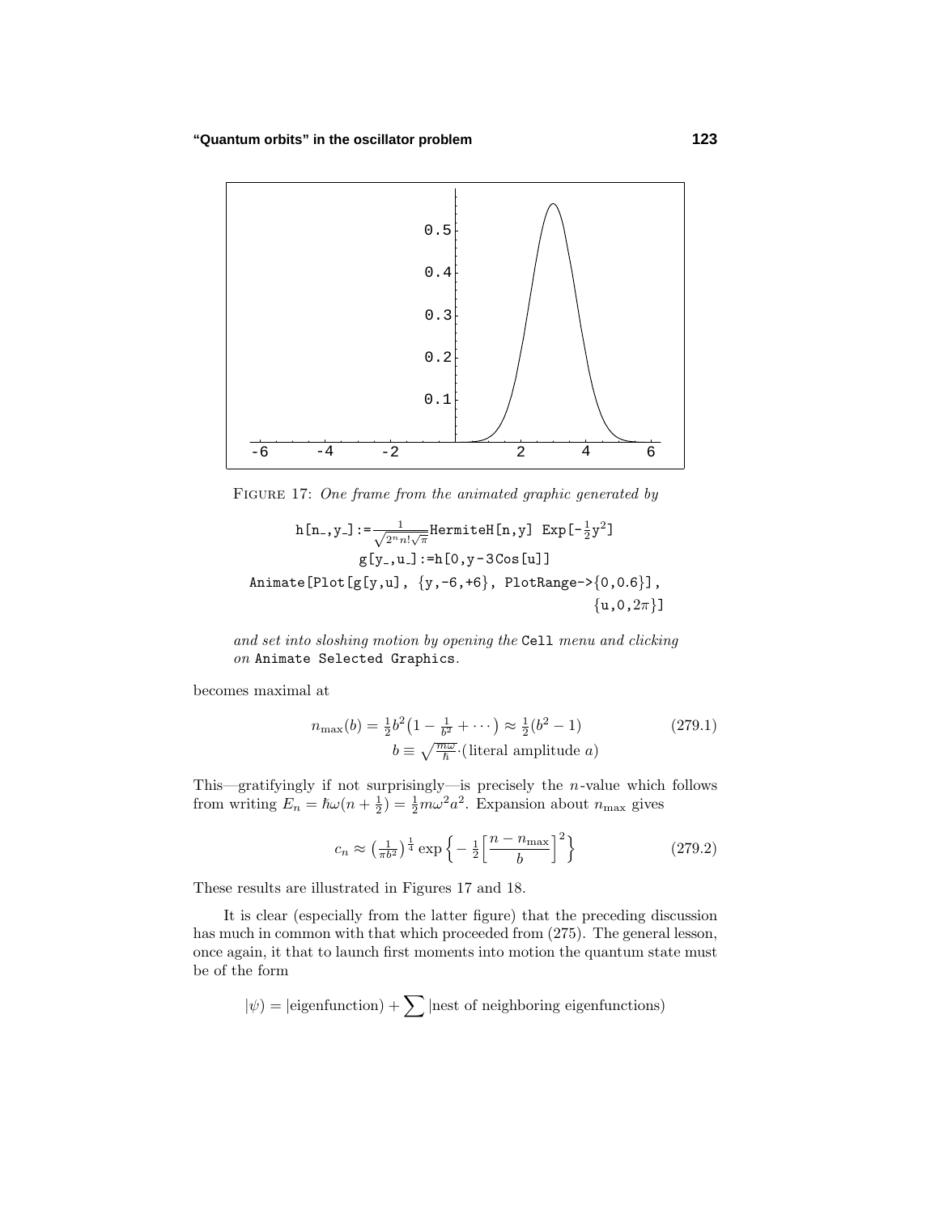FIGURE 17: *One frame from the animated graphic generated by*

```
h[n_,y_]:=1/Sqrt[2^n n! Sqrt[π]] HermiteH[n,y] Exp[-½y²]
g[y_,u_]:=h[0,y-3Cos[u]]
Animate[Plot[g[y,u], {y,-6,+6}, PlotRange->{0,0.6}],
                                            {u,0,2π}]
```

*and set into sloshing motion by opening the* `Cell` *menu and clicking on* `Animate Selected Graphics`*.*

becomes maximal at

$$n_{\max}(b) = \tfrac{1}{2}b^2\left(1 - \tfrac{1}{b^2} + \cdots\right) \approx \tfrac{1}{2}(b^2 - 1) \tag{279.1}$$
$$b \equiv \sqrt{\tfrac{m\omega}{\hbar}}\cdot(\text{literal amplitude } a)$$

This—gratifyingly if not surprisingly—is precisely the $n$-value which follows from writing $E_n = \hbar\omega(n + \frac{1}{2}) = \frac{1}{2}m\omega^2 a^2$. Expansion about $n_{\max}$ gives

$$c_n \approx \left(\tfrac{1}{\pi b^2}\right)^{\frac{1}{4}} \exp\left\{-\tfrac{1}{2}\Big[\frac{n - n_{\max}}{b}\Big]^2\right\} \tag{279.2}$$

These results are illustrated in Figures 17 and 18.

It is clear (especially from the latter figure) that the preceding discussion has much in common with that which proceeded from (275). The general lesson, once again, it that to launch first moments into motion the quantum state must be of the form

$$|\psi) = |\text{eigenfunction}) + \sum |\text{nest of neighboring eigenfunctions})$$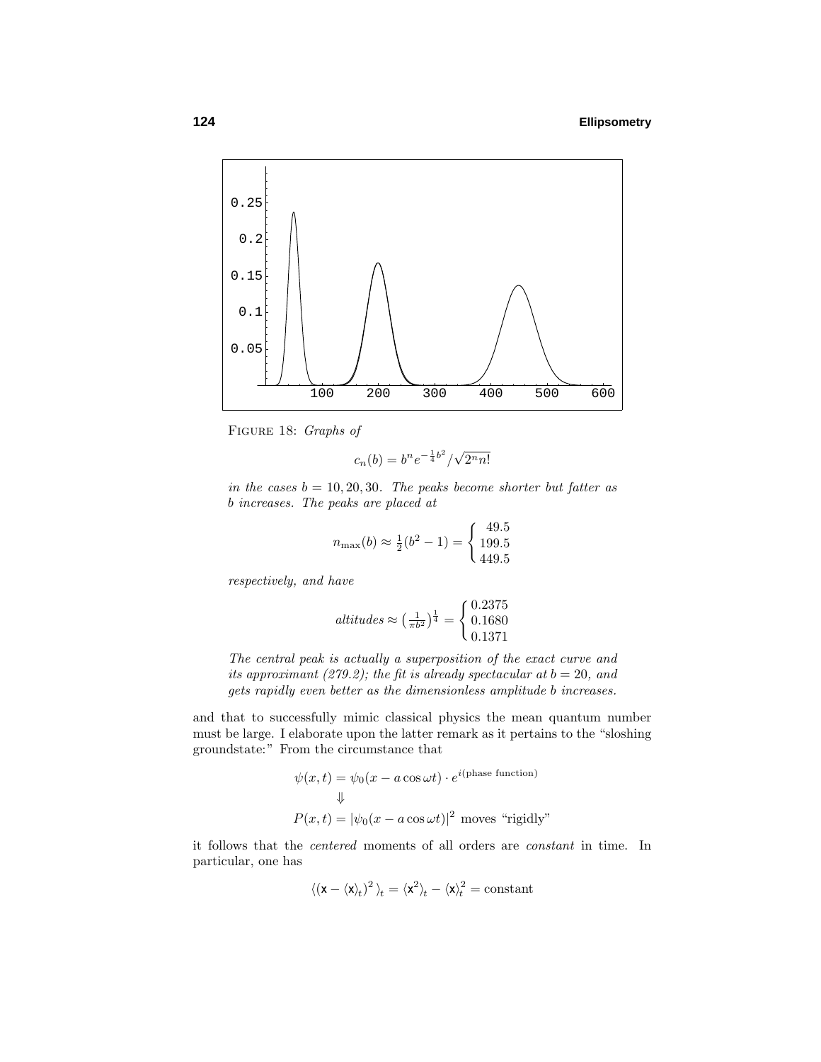Figure 18: *Graphs of*

$$c_n(b) = b^n e^{-\frac{1}{4}b^2}/\sqrt{2^n n!}$$

*in the cases $b = 10, 20, 30$. The peaks become shorter but fatter as $b$ increases. The peaks are placed at*

$$n_{\max}(b) \approx \tfrac{1}{2}(b^2 - 1) = \begin{cases} 49.5 \\ 199.5 \\ 449.5 \end{cases}$$

*respectively, and have*

$$altitudes \approx \left(\tfrac{1}{\pi b^2}\right)^{\frac{1}{4}} = \begin{cases} 0.2375 \\ 0.1680 \\ 0.1371 \end{cases}$$

*The central peak is actually a superposition of the exact curve and its approximant (279.2); the fit is already spectacular at $b = 20$, and gets rapidly even better as the dimensionless amplitude $b$ increases.*

and that to successfully mimic classical physics the mean quantum number must be large. I elaborate upon the latter remark as it pertains to the "sloshing groundstate:" From the circumstance that

$$\begin{gathered}\psi(x,t) = \psi_0(x - a\cos\omega t)\cdot e^{i(\text{phase function})}\\ \Downarrow \\ P(x,t) = |\psi_0(x - a\cos\omega t)|^2 \text{ moves "rigidly"}\end{gathered}$$

it follows that the *centered* moments of all orders are *constant* in time. In particular, one has

$$\langle(\mathsf{x} - \langle\mathsf{x}\rangle_t)^2\rangle_t = \langle\mathsf{x}^2\rangle_t - \langle\mathsf{x}\rangle_t^2 = \text{constant}$$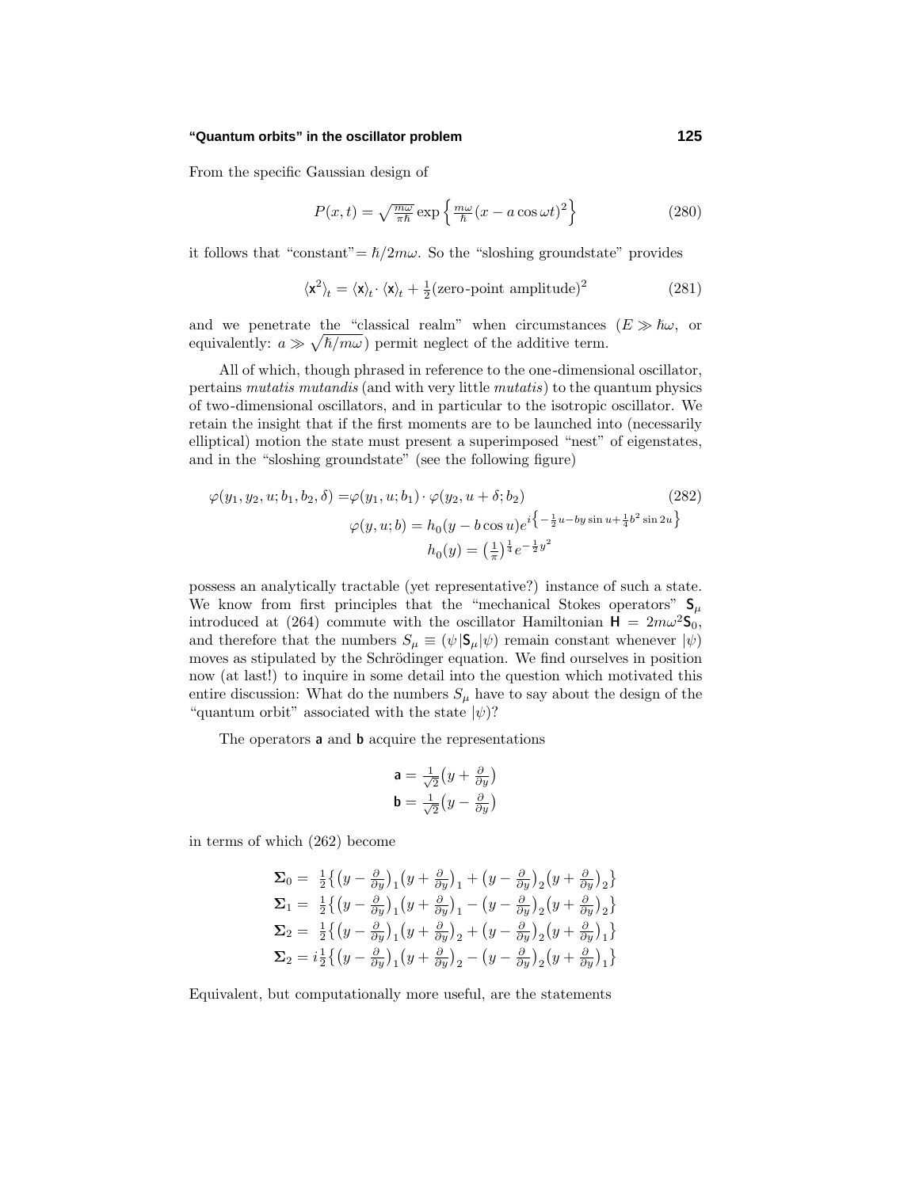From the specific Gaussian design of

$$P(x,t) = \sqrt{\tfrac{m\omega}{\pi\hbar}} \exp\left\{\tfrac{m\omega}{\hbar}(x - a\cos\omega t)^2\right\} \tag{280}$$

it follows that "constant"$= \hbar/2m\omega$. So the "sloshing groundstate" provides

$$\langle \mathsf{x}^2\rangle_t = \langle \mathsf{x}\rangle_t \cdot \langle \mathsf{x}\rangle_t + \tfrac{1}{2}(\text{zero-point amplitude})^2 \tag{281}$$

and we penetrate the "classical realm" when circumstances ($E \gg \hbar\omega$, or equivalently: $a \gg \sqrt{\hbar/m\omega}$) permit neglect of the additive term.

All of which, though phrased in reference to the one-dimensional oscillator, pertains *mutatis mutandis* (and with very little *mutatis*) to the quantum physics of two-dimensional oscillators, and in particular to the isotropic oscillator. We retain the insight that if the first moments are to be launched into (necessarily elliptical) motion the state must present a superimposed "nest" of eigenstates, and in the "sloshing groundstate" (see the following figure)

$$\begin{aligned}
\varphi(y_1, y_2, u; b_1, b_2, \delta) &= \varphi(y_1, u; b_1)\cdot \varphi(y_2, u+\delta; b_2) \qquad\qquad (282)\\
\varphi(y, u; b) &= h_0(y - b\cos u)e^{i\left\{-\frac{1}{2}u - by\sin u + \frac{1}{4}b^2 \sin 2u\right\}}\\
h_0(y) &= \left(\tfrac{1}{\pi}\right)^{\frac{1}{4}} e^{-\frac{1}{2}y^2}
\end{aligned}$$

possess an analytically tractable (yet representative?) instance of such a state. We know from first principles that the "mechanical Stokes operators" $\mathsf{S}_\mu$ introduced at (264) commute with the oscillator Hamiltonian $\mathsf{H} = 2m\omega^2\mathsf{S}_0$, and therefore that the numbers $S_\mu \equiv (\psi|\mathsf{S}_\mu|\psi)$ remain constant whenever $|\psi)$ moves as stipulated by the Schrödinger equation. We find ourselves in position now (at last!) to inquire in some detail into the question which motivated this entire discussion: What do the numbers $S_\mu$ have to say about the design of the "quantum orbit" associated with the state $|\psi)$?

The operators $\mathsf{a}$ and $\mathsf{b}$ acquire the representations

$$\begin{aligned}
\mathsf{a} &= \tfrac{1}{\sqrt{2}}\big(y + \tfrac{\partial}{\partial y}\big)\\
\mathsf{b} &= \tfrac{1}{\sqrt{2}}\big(y - \tfrac{\partial}{\partial y}\big)
\end{aligned}$$

in terms of which (262) become

$$\begin{aligned}
\boldsymbol{\Sigma}_0 &= \tfrac{1}{2}\big\{\big(y - \tfrac{\partial}{\partial y}\big)_1\big(y + \tfrac{\partial}{\partial y}\big)_1 + \big(y - \tfrac{\partial}{\partial y}\big)_2\big(y + \tfrac{\partial}{\partial y}\big)_2\big\}\\
\boldsymbol{\Sigma}_1 &= \tfrac{1}{2}\big\{\big(y - \tfrac{\partial}{\partial y}\big)_1\big(y + \tfrac{\partial}{\partial y}\big)_1 - \big(y - \tfrac{\partial}{\partial y}\big)_2\big(y + \tfrac{\partial}{\partial y}\big)_2\big\}\\
\boldsymbol{\Sigma}_2 &= \tfrac{1}{2}\big\{\big(y - \tfrac{\partial}{\partial y}\big)_1\big(y + \tfrac{\partial}{\partial y}\big)_2 + \big(y - \tfrac{\partial}{\partial y}\big)_2\big(y + \tfrac{\partial}{\partial y}\big)_1\big\}\\
\boldsymbol{\Sigma}_2 &= i\tfrac{1}{2}\big\{\big(y - \tfrac{\partial}{\partial y}\big)_1\big(y + \tfrac{\partial}{\partial y}\big)_2 - \big(y - \tfrac{\partial}{\partial y}\big)_2\big(y + \tfrac{\partial}{\partial y}\big)_1\big\}
\end{aligned}$$

Equivalent, but computationally more useful, are the statements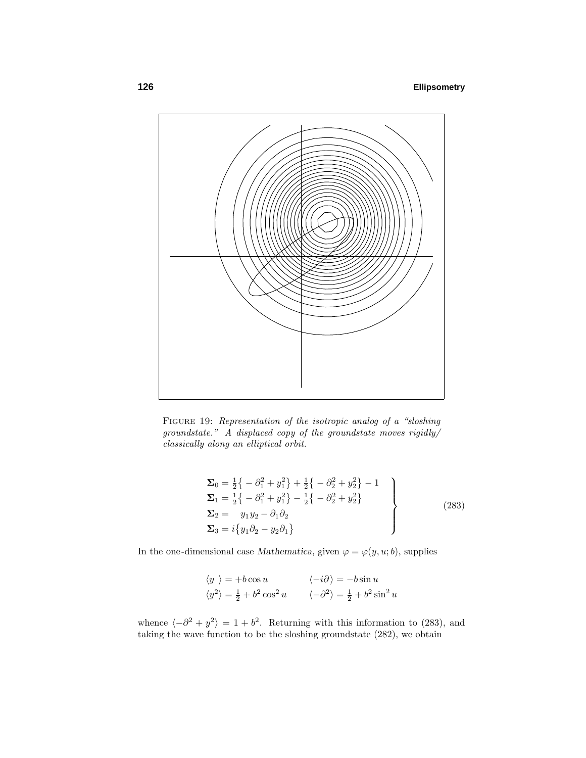FIGURE 19: *Representation of the isotropic analog of a "sloshing groundstate." A displaced copy of the groundstate moves rigidly/classically along an elliptical orbit.*

$$
\left.\begin{aligned}
\mathbf{\Sigma}_0 &= \tfrac{1}{2}\big\{-\partial_1^2 + y_1^2\big\} + \tfrac{1}{2}\big\{-\partial_2^2 + y_2^2\big\} - 1\\
\mathbf{\Sigma}_1 &= \tfrac{1}{2}\big\{-\partial_1^2 + y_1^2\big\} - \tfrac{1}{2}\big\{-\partial_2^2 + y_2^2\big\}\\
\mathbf{\Sigma}_2 &= \quad y_1 y_2 - \partial_1\partial_2\\
\mathbf{\Sigma}_3 &= i\big\{y_1\partial_2 - y_2\partial_1\big\}
\end{aligned}\right\}
\tag{283}
$$

In the one-dimensional case *Mathematica*, given $\varphi = \varphi(y, u; b)$, supplies

$$
\begin{aligned}
\langle y\ \rangle &= +b\cos u & \langle -i\partial\rangle &= -b\sin u\\
\langle y^2\rangle &= \tfrac{1}{2} + b^2\cos^2 u & \langle -\partial^2\rangle &= \tfrac{1}{2} + b^2\sin^2 u
\end{aligned}
$$

whence $\langle -\partial^2 + y^2\rangle = 1 + b^2$. Returning with this information to (283), and taking the wave function to be the sloshing groundstate (282), we obtain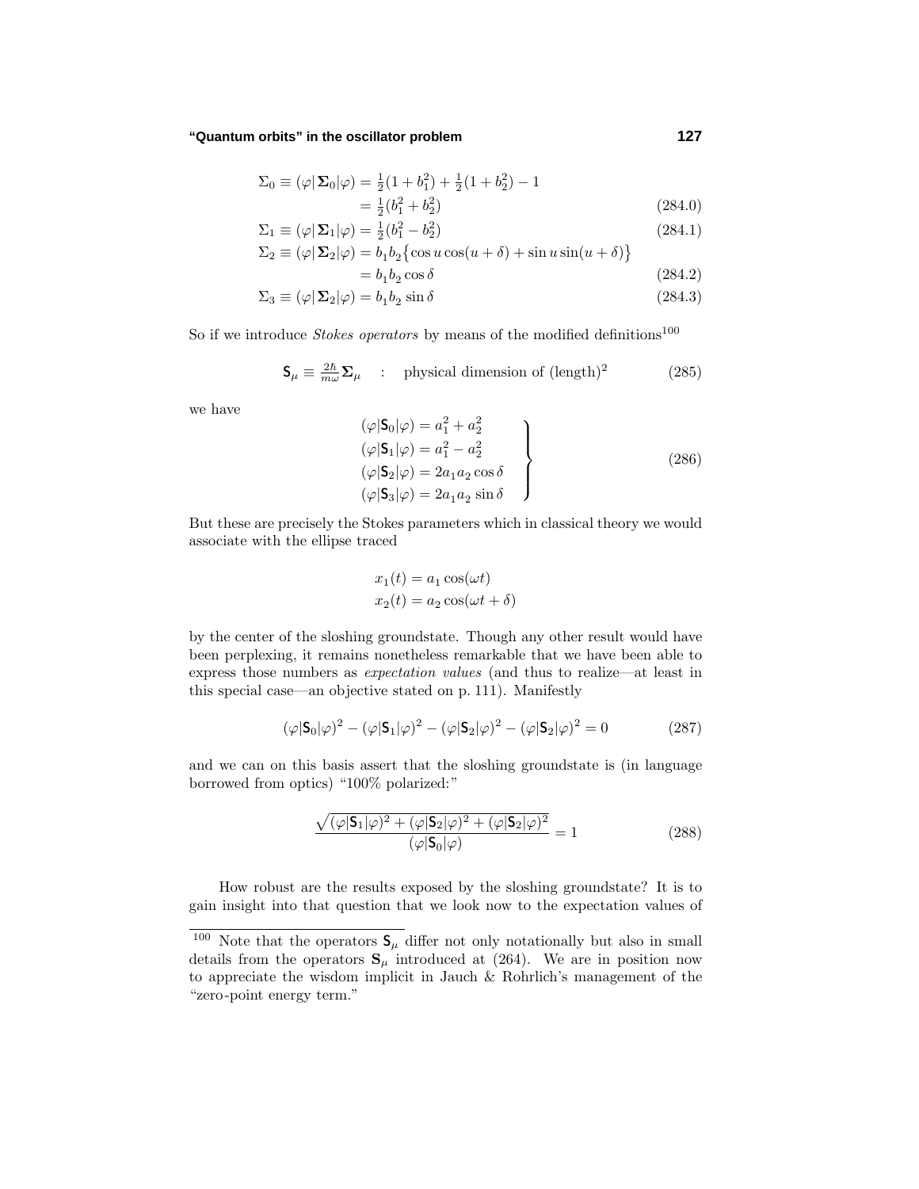$$
\begin{aligned}
\Sigma_0 \equiv (\varphi|\,\boldsymbol{\Sigma}_0|\varphi) &= \tfrac{1}{2}(1+b_1^2) + \tfrac{1}{2}(1+b_2^2) - 1 \\
&= \tfrac{1}{2}(b_1^2 + b_2^2) 
\end{aligned}
\tag{284.0}
$$

$$
\Sigma_1 \equiv (\varphi|\,\boldsymbol{\Sigma}_1|\varphi) = \tfrac{1}{2}(b_1^2 - b_2^2) \tag{284.1}
$$

$$
\begin{aligned}
\Sigma_2 \equiv (\varphi|\,\boldsymbol{\Sigma}_2|\varphi) &= b_1 b_2 \big\{\cos u \cos(u+\delta) + \sin u \sin(u+\delta)\big\} \\
&= b_1 b_2 \cos\delta
\end{aligned}
\tag{284.2}
$$

$$
\Sigma_3 \equiv (\varphi|\,\boldsymbol{\Sigma}_2|\varphi) = b_1 b_2 \sin\delta \tag{284.3}
$$

So if we introduce *Stokes operators* by means of the modified definitions[100]

$$
\mathsf{S}_\mu \equiv \tfrac{2\hbar}{m\omega}\boldsymbol{\Sigma}_\mu \quad : \quad \text{physical dimension of (length)}^2 \tag{285}
$$

we have

$$
\left.
\begin{aligned}
(\varphi|\mathsf{S}_0|\varphi) &= a_1^2 + a_2^2 \\
(\varphi|\mathsf{S}_1|\varphi) &= a_1^2 - a_2^2 \\
(\varphi|\mathsf{S}_2|\varphi) &= 2a_1 a_2 \cos\delta \\
(\varphi|\mathsf{S}_3|\varphi) &= 2a_1 a_2 \sin\delta
\end{aligned}
\right\} \tag{286}
$$

But these are precisely the Stokes parameters which in classical theory we would associate with the ellipse traced

$$
\begin{aligned}
x_1(t) &= a_1 \cos(\omega t) \\
x_2(t) &= a_2 \cos(\omega t + \delta)
\end{aligned}
$$

by the center of the sloshing groundstate. Though any other result would have been perplexing, it remains nonetheless remarkable that we have been able to express those numbers as *expectation values* (and thus to realize—at least in this special case—an objective stated on p. 111). Manifestly

$$
(\varphi|\mathsf{S}_0|\varphi)^2 - (\varphi|\mathsf{S}_1|\varphi)^2 - (\varphi|\mathsf{S}_2|\varphi)^2 - (\varphi|\mathsf{S}_2|\varphi)^2 = 0 \tag{287}
$$

and we can on this basis assert that the sloshing groundstate is (in language borrowed from optics) "100% polarized:"

$$
\frac{\sqrt{(\varphi|\mathsf{S}_1|\varphi)^2 + (\varphi|\mathsf{S}_2|\varphi)^2 + (\varphi|\mathsf{S}_2|\varphi)^2}}{(\varphi|\mathsf{S}_0|\varphi)} = 1 \tag{288}
$$

How robust are the results exposed by the sloshing groundstate? It is to gain insight into that question that we look now to the expectation values of

---

[100] Note that the operators $\mathsf{S}_\mu$ differ not only notationally but also in small details from the operators $\mathbf{S}_\mu$ introduced at (264). We are in position now to appreciate the wisdom implicit in Jauch & Rohrlich's management of the "zero-point energy term."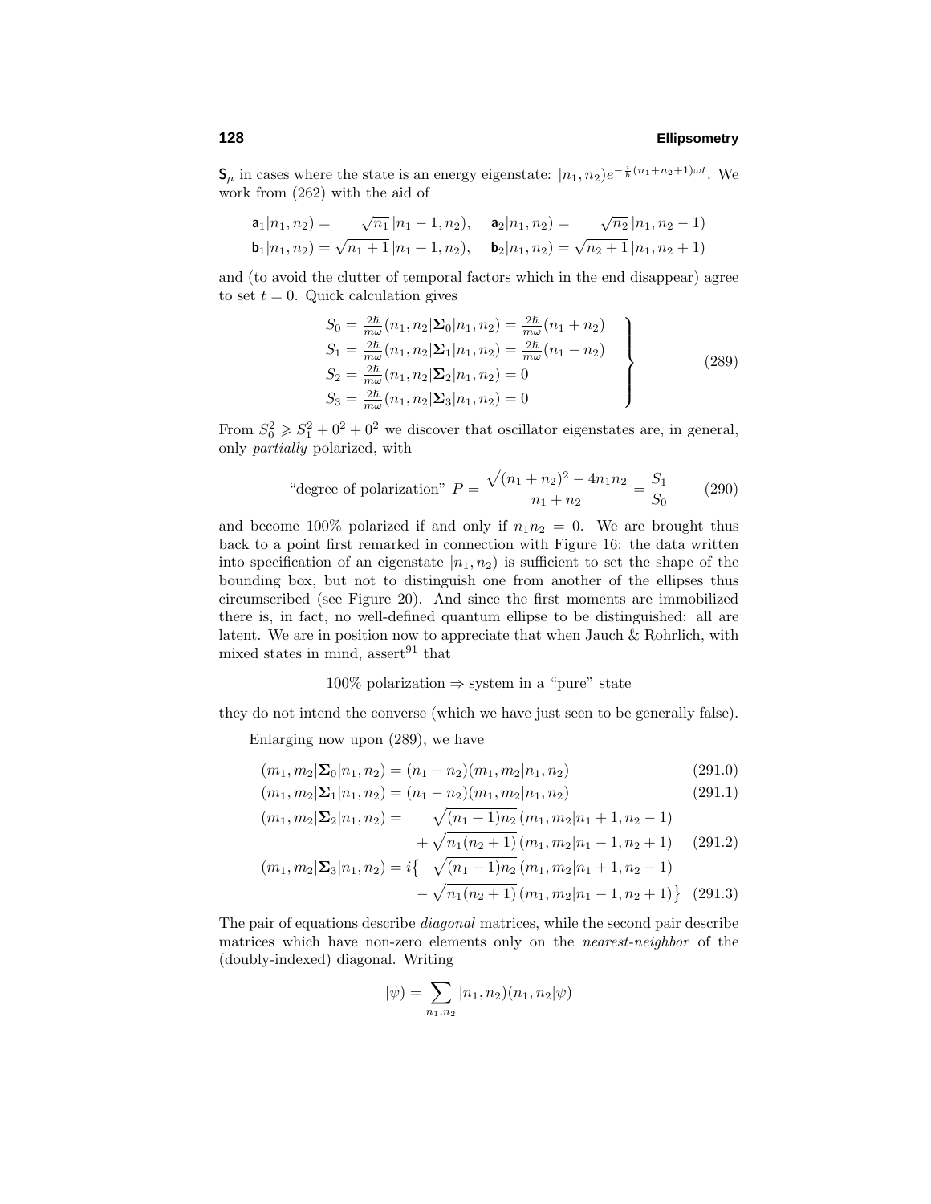$\mathbf{S}_\mu$ in cases where the state is an energy eigenstate: $|n_1, n_2)e^{-\frac{i}{\hbar}(n_1+n_2+1)\omega t}$. We work from (262) with the aid of

$$
\begin{aligned}
\mathbf{a}_1|n_1,n_2) &= \quad\sqrt{n_1}\,|n_1-1,n_2), \quad \mathbf{a}_2|n_1,n_2) = \quad\sqrt{n_2}\,|n_1,n_2-1)\\
\mathbf{b}_1|n_1,n_2) &= \sqrt{n_1+1}\,|n_1+1,n_2), \quad \mathbf{b}_2|n_1,n_2) = \sqrt{n_2+1}\,|n_1,n_2+1)
\end{aligned}
$$

and (to avoid the clutter of temporal factors which in the end disappear) agree to set $t = 0$. Quick calculation gives

$$
\left.
\begin{aligned}
S_0 &= \tfrac{2\hbar}{m\omega}(n_1,n_2|\boldsymbol{\Sigma}_0|n_1,n_2) = \tfrac{2\hbar}{m\omega}(n_1+n_2)\\
S_1 &= \tfrac{2\hbar}{m\omega}(n_1,n_2|\boldsymbol{\Sigma}_1|n_1,n_2) = \tfrac{2\hbar}{m\omega}(n_1-n_2)\\
S_2 &= \tfrac{2\hbar}{m\omega}(n_1,n_2|\boldsymbol{\Sigma}_2|n_1,n_2) = 0\\
S_3 &= \tfrac{2\hbar}{m\omega}(n_1,n_2|\boldsymbol{\Sigma}_3|n_1,n_2) = 0
\end{aligned}
\right\}
\tag{289}
$$

From $S_0^2 \geqslant S_1^2 + 0^2 + 0^2$ we discover that oscillator eigenstates are, in general, only *partially* polarized, with

$$
\text{“degree of polarization”}\ P = \frac{\sqrt{(n_1+n_2)^2 - 4n_1n_2}}{n_1+n_2} = \frac{S_1}{S_0} \tag{290}
$$

and become 100% polarized if and only if $n_1n_2 = 0$. We are brought thus back to a point first remarked in connection with Figure 16: the data written into specification of an eigenstate $|n_1, n_2)$ is sufficient to set the shape of the bounding box, but not to distinguish one from another of the ellipses thus circumscribed (see Figure 20). And since the first moments are immobilized there is, in fact, no well-defined quantum ellipse to be distinguished: all are latent. We are in position now to appreciate that when Jauch & Rohrlich, with mixed states in mind, assert[91] that

$$
100\%\ \text{polarization} \Rightarrow \text{system in a “pure” state}
$$

they do not intend the converse (which we have just seen to be generally false).

Enlarging now upon (289), we have

$$
(m_1,m_2|\boldsymbol{\Sigma}_0|n_1,n_2) = (n_1+n_2)(m_1,m_2|n_1,n_2) \tag{291.0}
$$

$$
(m_1,m_2|\boldsymbol{\Sigma}_1|n_1,n_2) = (n_1-n_2)(m_1,m_2|n_1,n_2) \tag{291.1}
$$

$$
\begin{aligned}
(m_1,m_2|\boldsymbol{\Sigma}_2|n_1,n_2) = &\quad\sqrt{(n_1+1)n_2}\,(m_1,m_2|n_1+1,n_2-1)\\
&+\sqrt{n_1(n_2+1)}\,(m_1,m_2|n_1-1,n_2+1)
\end{aligned}
\tag{291.2}
$$

$$
\begin{aligned}
(m_1,m_2|\boldsymbol{\Sigma}_3|n_1,n_2) = i\big\{&\quad\sqrt{(n_1+1)n_2}\,(m_1,m_2|n_1+1,n_2-1)\\
&-\sqrt{n_1(n_2+1)}\,(m_1,m_2|n_1-1,n_2+1)\big\}
\end{aligned}
\tag{291.3}
$$

The pair of equations describe *diagonal* matrices, while the second pair describe matrices which have non-zero elements only on the *nearest-neighbor* of the (doubly-indexed) diagonal. Writing

$$
|\psi) = \sum_{n_1,n_2}|n_1,n_2)(n_1,n_2|\psi)
$$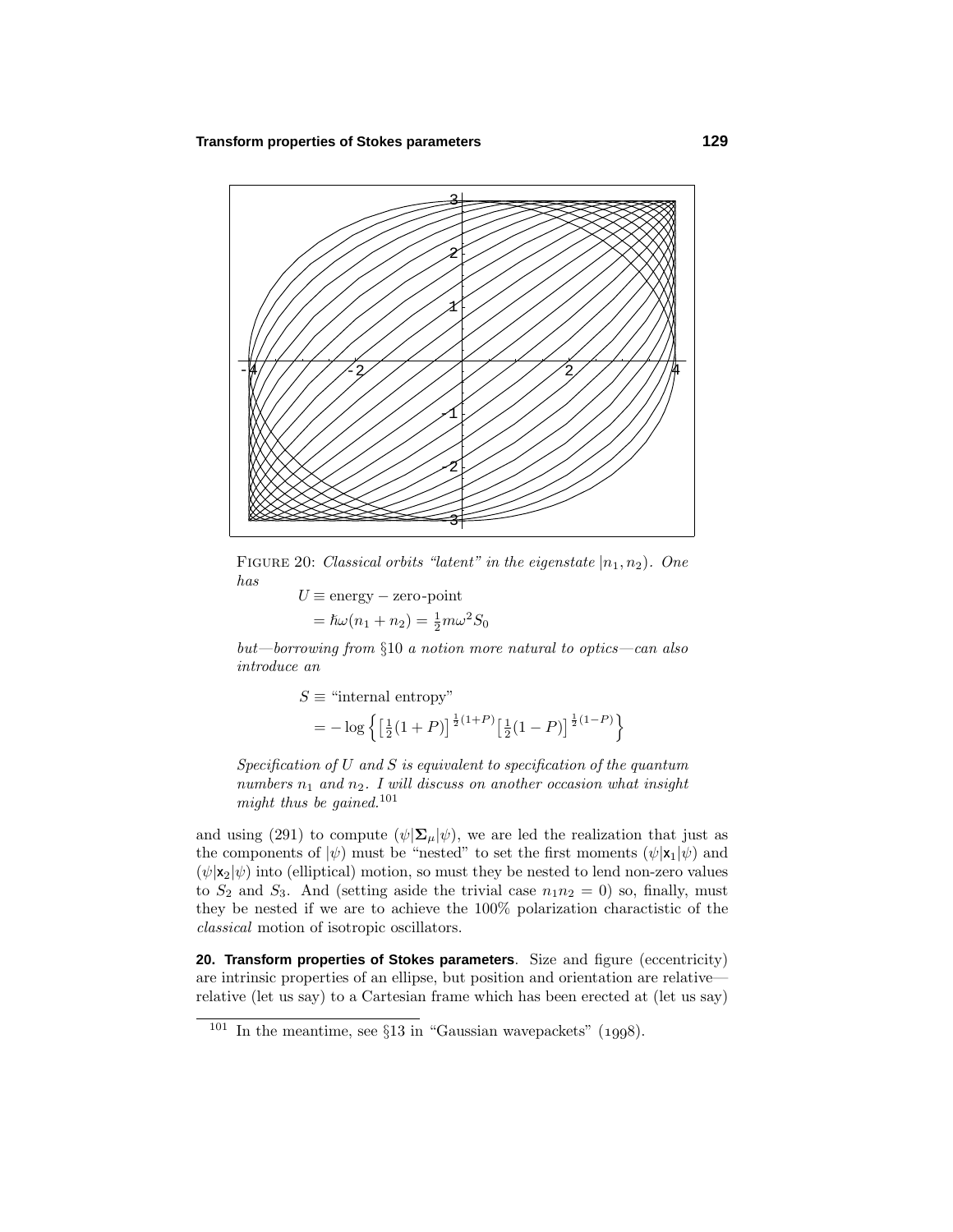FIGURE 20: *Classical orbits "latent" in the eigenstate $|n_1, n_2)$. One has*

$$U \equiv \text{energy} - \text{zero-point}$$
$$= \hbar\omega(n_1 + n_2) = \tfrac{1}{2}m\omega^2 S_0$$

*but—borrowing from §10 a notion more natural to optics—can also introduce an*

$$S \equiv \text{"internal entropy"}$$
$$= -\log\Big\{\big[\tfrac{1}{2}(1+P)\big]^{\frac{1}{2}(1+P)}\big[\tfrac{1}{2}(1-P)\big]^{\frac{1}{2}(1-P)}\Big\}$$

*Specification of $U$ and $S$ is equivalent to specification of the quantum numbers $n_1$ and $n_2$. I will discuss on another occasion what insight might thus be gained.*[101]

and using (291) to compute $(\psi|\boldsymbol{\Sigma}_\mu|\psi)$, we are led the realization that just as the components of $|\psi)$ must be "nested" to set the first moments $(\psi|\mathbf{x}_1|\psi)$ and $(\psi|\mathbf{x}_2|\psi)$ into (elliptical) motion, so must they be nested to lend non-zero values to $S_2$ and $S_3$. And (setting aside the trivial case $n_1 n_2 = 0$) so, finally, must they be nested if we are to achieve the 100% polarization charactistic of the *classical* motion of isotropic oscillators.

**20. Transform properties of Stokes parameters**. Size and figure (eccentricity) are intrinsic properties of an ellipse, but position and orientation are relative—relative (let us say) to a Cartesian frame which has been erected at (let us say)

---

[101] In the meantime, see §13 in "Gaussian wavepackets" (1998).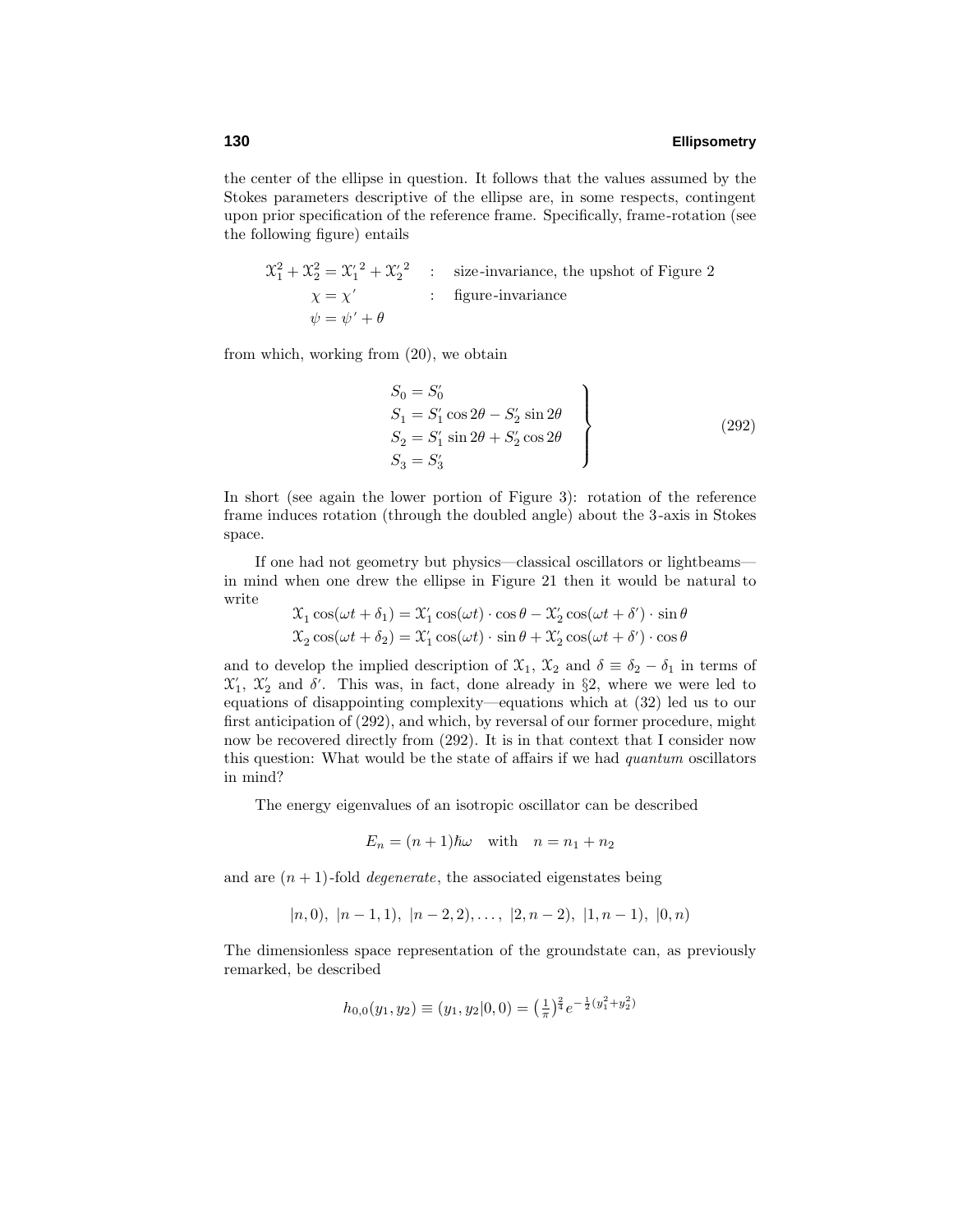the center of the ellipse in question. It follows that the values assumed by the Stokes parameters descriptive of the ellipse are, in some respects, contingent upon prior specification of the reference frame. Specifically, frame-rotation (see the following figure) entails

$$
\begin{aligned}
\mathcal{X}_1^2 + \mathcal{X}_2^2 &= \mathcal{X}_1'^{\,2} + \mathcal{X}_2'^{\,2} &&: \quad \text{size-invariance, the upshot of Figure 2}\\
\chi &= \chi' &&: \quad \text{figure-invariance}\\
\psi &= \psi' + \theta
\end{aligned}
$$

from which, working from (20), we obtain

$$
\left.
\begin{aligned}
S_0 &= S_0'\\
S_1 &= S_1'\cos 2\theta - S_2'\sin 2\theta\\
S_2 &= S_1'\sin 2\theta + S_2'\cos 2\theta\\
S_3 &= S_3'
\end{aligned}
\right\}
\tag{292}
$$

In short (see again the lower portion of Figure 3): rotation of the reference frame induces rotation (through the doubled angle) about the 3-axis in Stokes space.

If one had not geometry but physics—classical oscillators or lightbeams—in mind when one drew the ellipse in Figure 21 then it would be natural to write

$$
\begin{aligned}
\mathcal{X}_1\cos(\omega t + \delta_1) &= \mathcal{X}_1'\cos(\omega t)\cdot\cos\theta - \mathcal{X}_2'\cos(\omega t + \delta')\cdot\sin\theta\\
\mathcal{X}_2\cos(\omega t + \delta_2) &= \mathcal{X}_1'\cos(\omega t)\cdot\sin\theta + \mathcal{X}_2'\cos(\omega t + \delta')\cdot\cos\theta
\end{aligned}
$$

and to develop the implied description of $\mathcal{X}_1$, $\mathcal{X}_2$ and $\delta \equiv \delta_2 - \delta_1$ in terms of $\mathcal{X}_1'$, $\mathcal{X}_2'$ and $\delta'$. This was, in fact, done already in §2, where we were led to equations of disappointing complexity—equations which at (32) led us to our first anticipation of (292), and which, by reversal of our former procedure, might now be recovered directly from (292). It is in that context that I consider now this question: What would be the state of affairs if we had *quantum* oscillators in mind?

The energy eigenvalues of an isotropic oscillator can be described

$$
E_n = (n+1)\hbar\omega \quad \text{with} \quad n = n_1 + n_2
$$

and are $(n+1)$-fold *degenerate*, the associated eigenstates being

$$
|n,0),\ |n-1,1),\ |n-2,2),\ldots,\ |2,n-2),\ |1,n-1),\ |0,n)
$$

The dimensionless space representation of the groundstate can, as previously remarked, be described

$$
h_{0,0}(y_1,y_2) \equiv (y_1,y_2|0,0) = \left(\tfrac{1}{\pi}\right)^{\frac{2}{4}} e^{-\frac{1}{2}(y_1^2+y_2^2)}
$$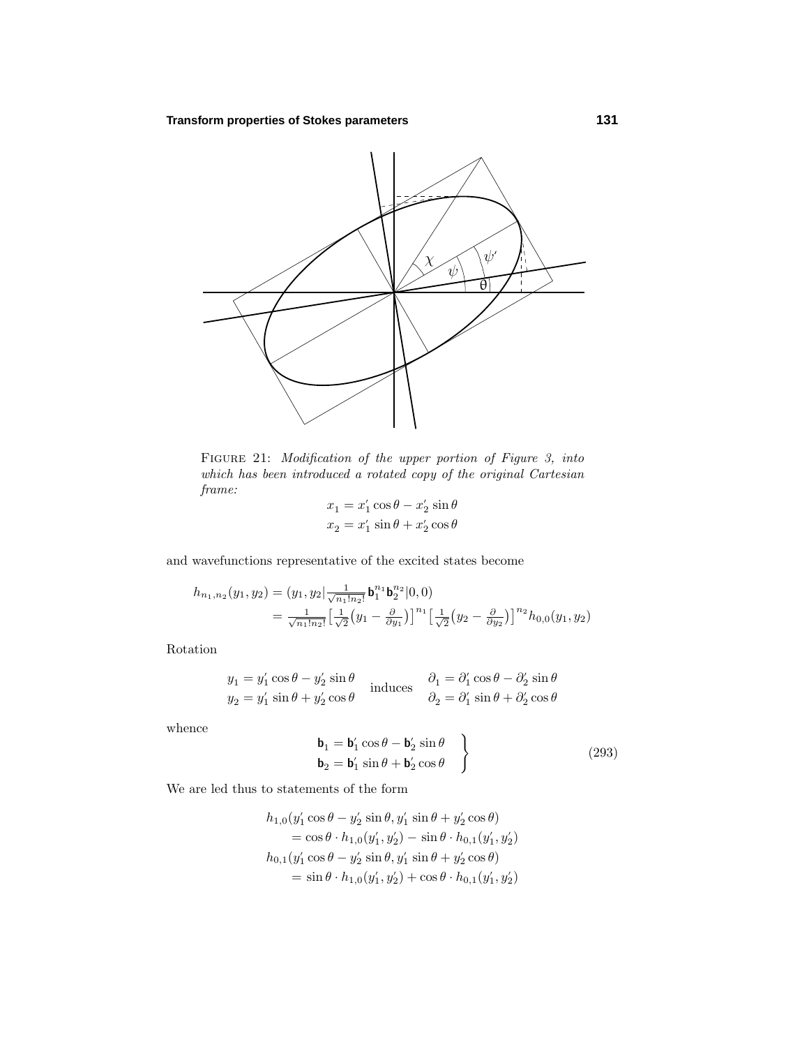FIGURE 21: *Modification of the upper portion of Figure 3, into which has been introduced a rotated copy of the original Cartesian frame:*

$$x_1 = x_1' \cos\theta - x_2' \sin\theta$$
$$x_2 = x_1' \sin\theta + x_2' \cos\theta$$

and wavefunctions representative of the excited states become

$$
\begin{aligned}
h_{n_1,n_2}(y_1,y_2) &= (y_1,y_2|\tfrac{1}{\sqrt{n_1!n_2!}}\mathbf{b}_1^{n_1}\mathbf{b}_2^{n_2}|0,0)\\
&= \tfrac{1}{\sqrt{n_1!n_2!}}\big[\tfrac{1}{\sqrt{2}}\big(y_1 - \tfrac{\partial}{\partial y_1}\big)\big]^{n_1}\big[\tfrac{1}{\sqrt{2}}\big(y_2 - \tfrac{\partial}{\partial y_2}\big)\big]^{n_2} h_{0,0}(y_1,y_2)
\end{aligned}
$$

Rotation

$$
\begin{aligned}
y_1 &= y_1' \cos\theta - y_2' \sin\theta\\
y_2 &= y_1' \sin\theta + y_2' \cos\theta
\end{aligned}
\quad \text{induces} \quad
\begin{aligned}
\partial_1 &= \partial_1' \cos\theta - \partial_2' \sin\theta\\
\partial_2 &= \partial_1' \sin\theta + \partial_2' \cos\theta
\end{aligned}
$$

whence

$$
\left.
\begin{aligned}
\mathbf{b}_1 &= \mathbf{b}_1' \cos\theta - \mathbf{b}_2' \sin\theta\\
\mathbf{b}_2 &= \mathbf{b}_1' \sin\theta + \mathbf{b}_2' \cos\theta
\end{aligned}
\right\} \tag{293}
$$

We are led thus to statements of the form

$$
\begin{aligned}
&h_{1,0}(y_1' \cos\theta - y_2' \sin\theta, y_1' \sin\theta + y_2' \cos\theta)\\
&\qquad = \cos\theta \cdot h_{1,0}(y_1', y_2') - \sin\theta \cdot h_{0,1}(y_1', y_2')\\
&h_{0,1}(y_1' \cos\theta - y_2' \sin\theta, y_1' \sin\theta + y_2' \cos\theta)\\
&\qquad = \sin\theta \cdot h_{1,0}(y_1', y_2') + \cos\theta \cdot h_{0,1}(y_1', y_2')
\end{aligned}
$$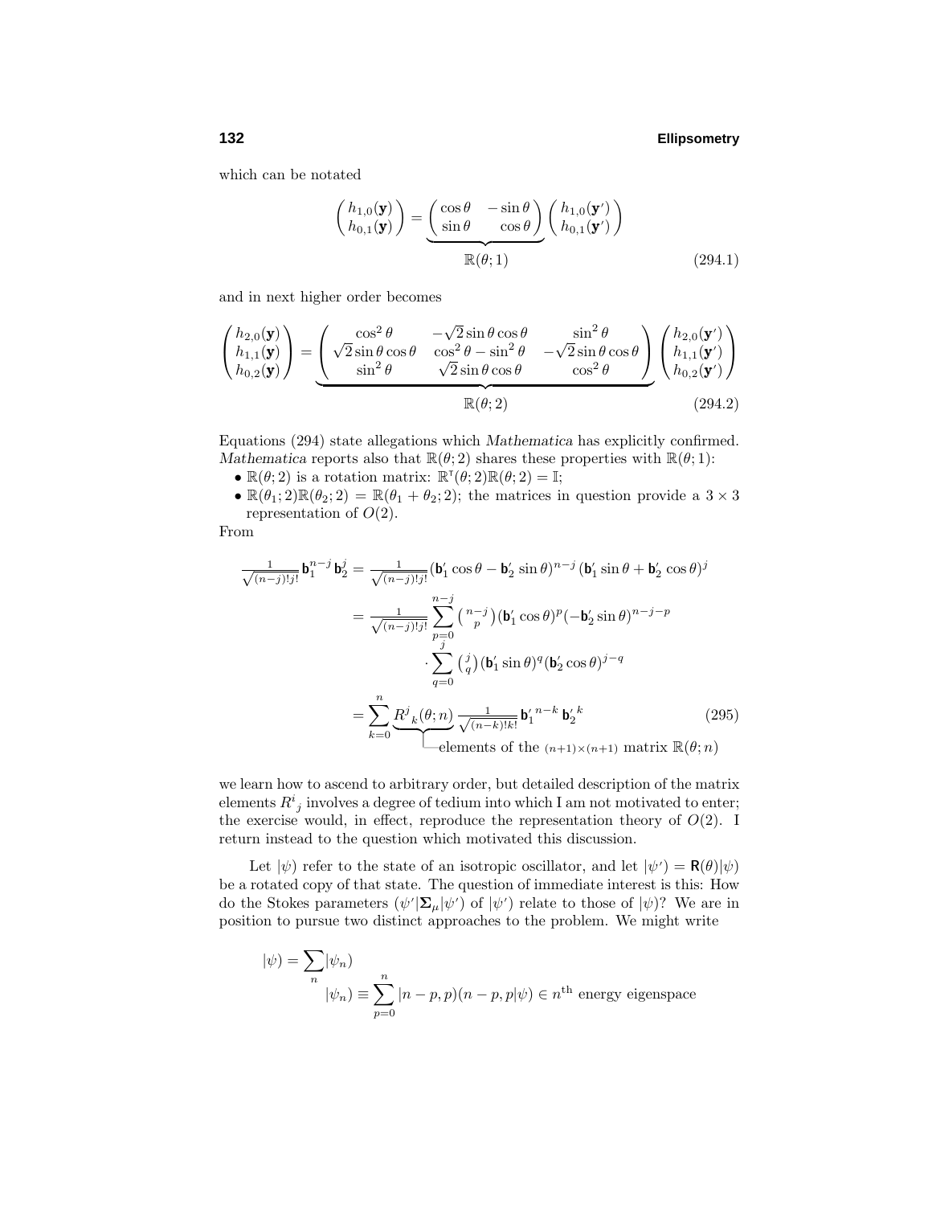which can be notated

$$
\begin{pmatrix} h_{1,0}(\mathbf{y}) \\ h_{0,1}(\mathbf{y}) \end{pmatrix} = \underbrace{\begin{pmatrix} \cos\theta & -\sin\theta \\ \sin\theta & \cos\theta \end{pmatrix}}_{\mathbb{R}(\theta;1)} \begin{pmatrix} h_{1,0}(\mathbf{y}') \\ h_{0,1}(\mathbf{y}') \end{pmatrix} \tag{294.1}
$$

and in next higher order becomes

$$
\begin{pmatrix} h_{2,0}(\mathbf{y}) \\ h_{1,1}(\mathbf{y}) \\ h_{0,2}(\mathbf{y}) \end{pmatrix} = \underbrace{\begin{pmatrix} \cos^2\theta & -\sqrt{2}\sin\theta\cos\theta & \sin^2\theta \\ \sqrt{2}\sin\theta\cos\theta & \cos^2\theta - \sin^2\theta & -\sqrt{2}\sin\theta\cos\theta \\ \sin^2\theta & \sqrt{2}\sin\theta\cos\theta & \cos^2\theta \end{pmatrix}}_{\mathbb{R}(\theta;2)} \begin{pmatrix} h_{2,0}(\mathbf{y}') \\ h_{1,1}(\mathbf{y}') \\ h_{0,2}(\mathbf{y}') \end{pmatrix} \tag{294.2}
$$

Equations (294) state allegations which *Mathematica* has explicitly confirmed. *Mathematica* reports also that $\mathbb{R}(\theta;2)$ shares these properties with $\mathbb{R}(\theta;1)$:

- $\mathbb{R}(\theta;2)$ is a rotation matrix: $\mathbb{R}^{\mathsf{T}}(\theta;2)\mathbb{R}(\theta;2) = \mathbb{I}$;
- $\mathbb{R}(\theta_1;2)\mathbb{R}(\theta_2;2) = \mathbb{R}(\theta_1+\theta_2;2)$; the matrices in question provide a $3\times 3$ representation of $O(2)$.

From

$$
\begin{aligned}
\tfrac{1}{\sqrt{(n-j)!j!}}\,\mathbf{b}_1^{n-j}\,\mathbf{b}_2^{j} &= \tfrac{1}{\sqrt{(n-j)!j!}}(\mathbf{b}_1'\cos\theta - \mathbf{b}_2'\sin\theta)^{n-j}\,(\mathbf{b}_1'\sin\theta + \mathbf{b}_2'\cos\theta)^{j} \\
&= \tfrac{1}{\sqrt{(n-j)!j!}}\sum_{p=0}^{n-j}\tbinom{n-j}{p}(\mathbf{b}_1'\cos\theta)^p(-\mathbf{b}_2'\sin\theta)^{n-j-p} \\
&\qquad\cdot\sum_{q=0}^{j}\tbinom{j}{q}(\mathbf{b}_1'\sin\theta)^q(\mathbf{b}_2'\cos\theta)^{j-q} \\
&= \sum_{k=0}^{n}\underbrace{R^j{}_k(\theta;n)}_{\text{elements of the }(n+1)\times(n+1)\text{ matrix }\mathbb{R}(\theta;n)}\tfrac{1}{\sqrt{(n-k)!k!}}\,\mathbf{b}_1'^{\,n-k}\,\mathbf{b}_2'^{\,k}
\end{aligned} \tag{295}
$$

we learn how to ascend to arbitrary order, but detailed description of the matrix elements $R^i{}_j$ involves a degree of tedium into which I am not motivated to enter; the exercise would, in effect, reproduce the representation theory of $O(2)$. I return instead to the question which motivated this discussion.

Let $|\psi)$ refer to the state of an isotropic oscillator, and let $|\psi') = \mathbf{R}(\theta)|\psi)$ be a rotated copy of that state. The question of immediate interest is this: How do the Stokes parameters $(\psi'|\boldsymbol{\Sigma}_\mu|\psi')$ of $|\psi')$ relate to those of $|\psi)$? We are in position to pursue two distinct approaches to the problem. We might write

$$
\begin{aligned}
|\psi) &= \sum_n |\psi_n) \\
&\qquad |\psi_n) \equiv \sum_{p=0}^{n}|n-p,p)(n-p,p|\psi) \in n^{\text{th}}\text{ energy eigenspace}
\end{aligned}
$$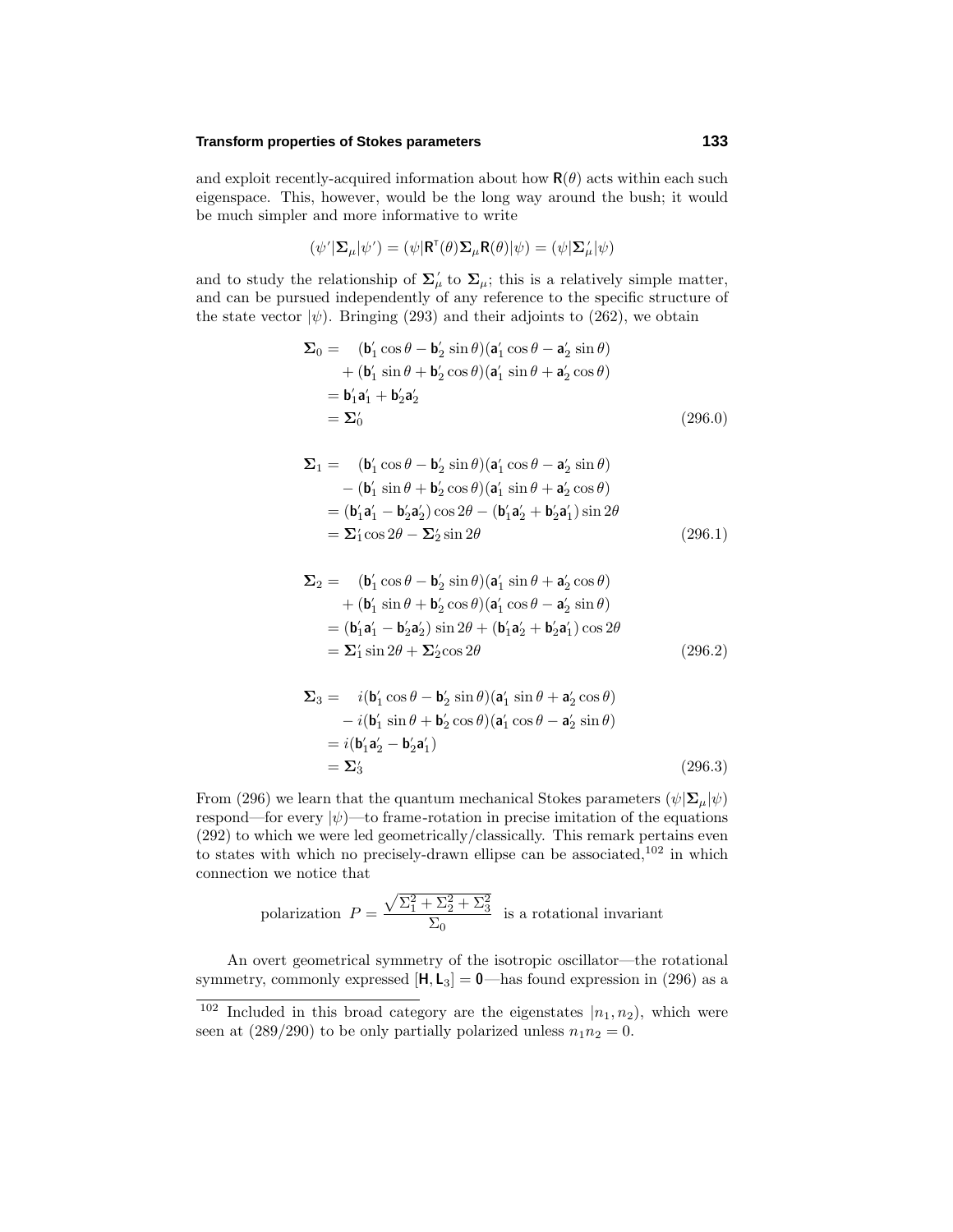and exploit recently-acquired information about how $\mathsf{R}(\theta)$ acts within each such eigenspace. This, however, would be the long way around the bush; it would be much simpler and more informative to write

$$(\psi'|\boldsymbol{\Sigma}_\mu|\psi') = (\psi|\mathsf{R}^\mathsf{T}(\theta)\boldsymbol{\Sigma}_\mu\mathsf{R}(\theta)|\psi) = (\psi|\boldsymbol{\Sigma}'_\mu|\psi)$$

and to study the relationship of $\boldsymbol{\Sigma}'_\mu$ to $\boldsymbol{\Sigma}_\mu$; this is a relatively simple matter, and can be pursued independently of any reference to the specific structure of the state vector $|\psi)$. Bringing (293) and their adjoints to (262), we obtain

$$\begin{aligned}
\boldsymbol{\Sigma}_0 = &\quad(\mathsf{b}'_1\cos\theta - \mathsf{b}'_2\sin\theta)(\mathsf{a}'_1\cos\theta - \mathsf{a}'_2\sin\theta)\\
&+ (\mathsf{b}'_1\sin\theta + \mathsf{b}'_2\cos\theta)(\mathsf{a}'_1\sin\theta + \mathsf{a}'_2\cos\theta)\\
&= \mathsf{b}'_1\mathsf{a}'_1 + \mathsf{b}'_2\mathsf{a}'_2\\
&= \boldsymbol{\Sigma}'_0
\end{aligned} \tag{296.0}$$

$$\begin{aligned}
\boldsymbol{\Sigma}_1 = &\quad(\mathsf{b}'_1\cos\theta - \mathsf{b}'_2\sin\theta)(\mathsf{a}'_1\cos\theta - \mathsf{a}'_2\sin\theta)\\
&- (\mathsf{b}'_1\sin\theta + \mathsf{b}'_2\cos\theta)(\mathsf{a}'_1\sin\theta + \mathsf{a}'_2\cos\theta)\\
&= (\mathsf{b}'_1\mathsf{a}'_1 - \mathsf{b}'_2\mathsf{a}'_2)\cos 2\theta - (\mathsf{b}'_1\mathsf{a}'_2 + \mathsf{b}'_2\mathsf{a}'_1)\sin 2\theta\\
&= \boldsymbol{\Sigma}'_1\cos 2\theta - \boldsymbol{\Sigma}'_2\sin 2\theta
\end{aligned} \tag{296.1}$$

$$\begin{aligned}
\boldsymbol{\Sigma}_2 = &\quad(\mathsf{b}'_1\cos\theta - \mathsf{b}'_2\sin\theta)(\mathsf{a}'_1\sin\theta + \mathsf{a}'_2\cos\theta)\\
&+ (\mathsf{b}'_1\sin\theta + \mathsf{b}'_2\cos\theta)(\mathsf{a}'_1\cos\theta - \mathsf{a}'_2\sin\theta)\\
&= (\mathsf{b}'_1\mathsf{a}'_1 - \mathsf{b}'_2\mathsf{a}'_2)\sin 2\theta + (\mathsf{b}'_1\mathsf{a}'_2 + \mathsf{b}'_2\mathsf{a}'_1)\cos 2\theta\\
&= \boldsymbol{\Sigma}'_1\sin 2\theta + \boldsymbol{\Sigma}'_2\cos 2\theta
\end{aligned} \tag{296.2}$$

$$\begin{aligned}
\boldsymbol{\Sigma}_3 = &\quad i(\mathsf{b}'_1\cos\theta - \mathsf{b}'_2\sin\theta)(\mathsf{a}'_1\sin\theta + \mathsf{a}'_2\cos\theta)\\
&- i(\mathsf{b}'_1\sin\theta + \mathsf{b}'_2\cos\theta)(\mathsf{a}'_1\cos\theta - \mathsf{a}'_2\sin\theta)\\
&= i(\mathsf{b}'_1\mathsf{a}'_2 - \mathsf{b}'_2\mathsf{a}'_1)\\
&= \boldsymbol{\Sigma}'_3
\end{aligned} \tag{296.3}$$

From (296) we learn that the quantum mechanical Stokes parameters $(\psi|\boldsymbol{\Sigma}_\mu|\psi)$ respond—for every $|\psi)$—to frame-rotation in precise imitation of the equations (292) to which we were led geometrically/classically. This remark pertains even to states with which no precisely-drawn ellipse can be associated,[102] in which connection we notice that

$$\text{polarization } P = \frac{\sqrt{\Sigma_1^2 + \Sigma_2^2 + \Sigma_3^2}}{\Sigma_0} \quad \text{is a rotational invariant}$$

An overt geometrical symmetry of the isotropic oscillator—the rotational symmetry, commonly expressed $[\mathsf{H}, \mathsf{L}_3] = \mathbf{0}$—has found expression in (296) as a

[102] Included in this broad category are the eigenstates $|n_1, n_2)$, which were seen at (289/290) to be only partially polarized unless $n_1 n_2 = 0$.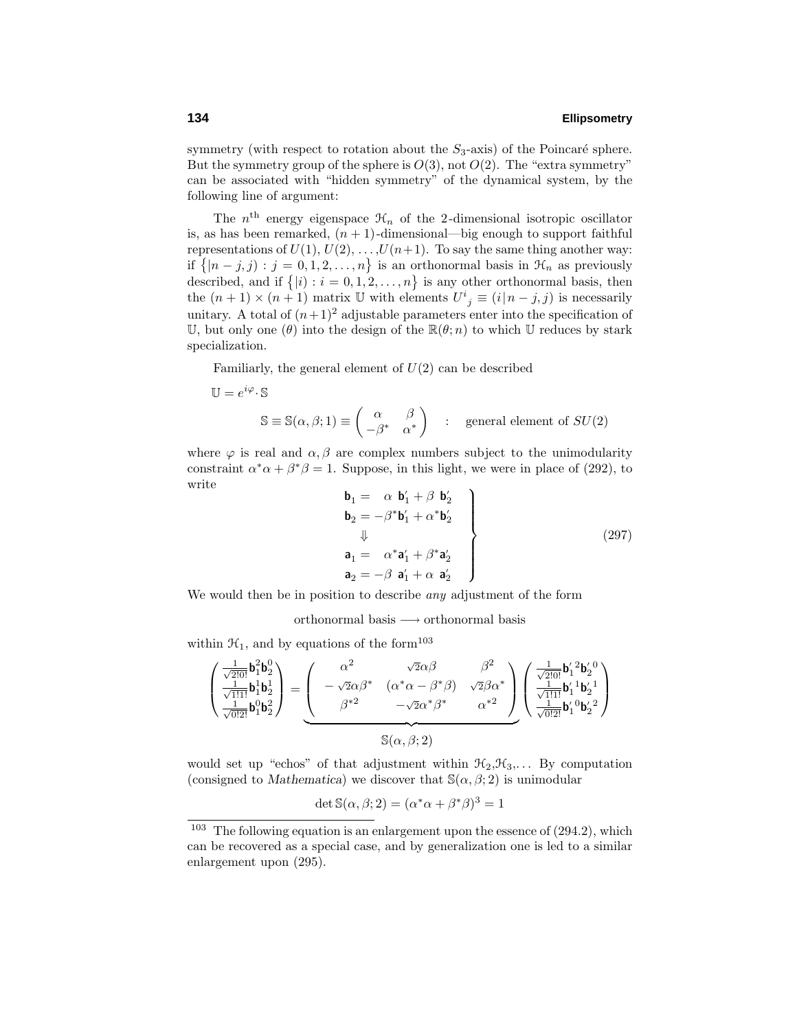symmetry (with respect to rotation about the $S_3$-axis) of the Poincaré sphere. But the symmetry group of the sphere is $O(3)$, not $O(2)$. The "extra symmetry" can be associated with "hidden symmetry" of the dynamical system, by the following line of argument:

The $n^{\text{th}}$ energy eigenspace $\mathcal{H}_n$ of the 2-dimensional isotropic oscillator is, as has been remarked, $(n+1)$-dimensional—big enough to support faithful representations of $U(1)$, $U(2)$, $\ldots$,$U(n+1)$. To say the same thing another way: if $\{|n-j,j) : j = 0,1,2,\ldots,n\}$ is an orthonormal basis in $\mathcal{H}_n$ as previously described, and if $\{|i) : i = 0,1,2,\ldots,n\}$ is any other orthonormal basis, then the $(n+1)\times(n+1)$ matrix $\mathbb{U}$ with elements $U^i{}_j \equiv (i|n-j,j)$ is necessarily unitary. A total of $(n+1)^2$ adjustable parameters enter into the specification of $\mathbb{U}$, but only one ($\theta$) into the design of the $\mathbb{R}(\theta;n)$ to which $\mathbb{U}$ reduces by stark specialization.

Familiarly, the general element of $U(2)$ can be described

$$\mathbb{U} = e^{i\varphi}\cdot\mathbb{S}$$

$$\mathbb{S} \equiv \mathbb{S}(\alpha,\beta;1) \equiv \begin{pmatrix} \alpha & \beta \\ -\beta^* & \alpha^* \end{pmatrix} \quad : \quad \text{general element of } SU(2)$$

where $\varphi$ is real and $\alpha,\beta$ are complex numbers subject to the unimodularity constraint $\alpha^*\alpha + \beta^*\beta = 1$. Suppose, in this light, we were in place of (292), to write

$$\left.\begin{aligned} \mathsf{b}_1 &= \phantom{-}\alpha\ \mathsf{b}_1' + \beta\ \mathsf{b}_2' \\ \mathsf{b}_2 &= -\beta^*\mathsf{b}_1' + \alpha^*\mathsf{b}_2' \\ &\Downarrow \\ \mathsf{a}_1 &= \phantom{-}\alpha^*\mathsf{a}_1' + \beta^*\mathsf{a}_2' \\ \mathsf{a}_2 &= -\beta\ \mathsf{a}_1' + \alpha\ \mathsf{a}_2' \end{aligned}\right\} \tag{297}$$

We would then be in position to describe *any* adjustment of the form

$$\text{orthonormal basis} \longrightarrow \text{orthonormal basis}$$

within $\mathcal{H}_1$, and by equations of the form[103]

$$\begin{pmatrix} \frac{1}{\sqrt{2!0!}}\mathsf{b}_1^2\mathsf{b}_2^0 \\ \frac{1}{\sqrt{1!1!}}\mathsf{b}_1^1\mathsf{b}_2^1 \\ \frac{1}{\sqrt{0!2!}}\mathsf{b}_1^0\mathsf{b}_2^2 \end{pmatrix} = \underbrace{\begin{pmatrix} \alpha^2 & \sqrt{2}\alpha\beta & \beta^2 \\ -\sqrt{2}\alpha\beta^* & (\alpha^*\alpha - \beta^*\beta) & \sqrt{2}\beta\alpha^* \\ \beta^{*2} & -\sqrt{2}\alpha^*\beta^* & \alpha^{*2} \end{pmatrix}}_{\mathbb{S}(\alpha,\beta;2)} \begin{pmatrix} \frac{1}{\sqrt{2!0!}}\mathsf{b}_1'^{\,2}\mathsf{b}_2'^{\,0} \\ \frac{1}{\sqrt{1!1!}}\mathsf{b}_1'^{\,1}\mathsf{b}_2'^{\,1} \\ \frac{1}{\sqrt{0!2!}}\mathsf{b}_1'^{\,0}\mathsf{b}_2'^{\,2} \end{pmatrix}$$

would set up "echos" of that adjustment within $\mathcal{H}_2$,$\mathcal{H}_3$,... By computation (consigned to *Mathematica*) we discover that $\mathbb{S}(\alpha,\beta;2)$ is unimodular

$$\det\mathbb{S}(\alpha,\beta;2) = (\alpha^*\alpha + \beta^*\beta)^3 = 1$$

---

[103] The following equation is an enlargement upon the essence of (294.2), which can be recovered as a special case, and by generalization one is led to a similar enlargement upon (295).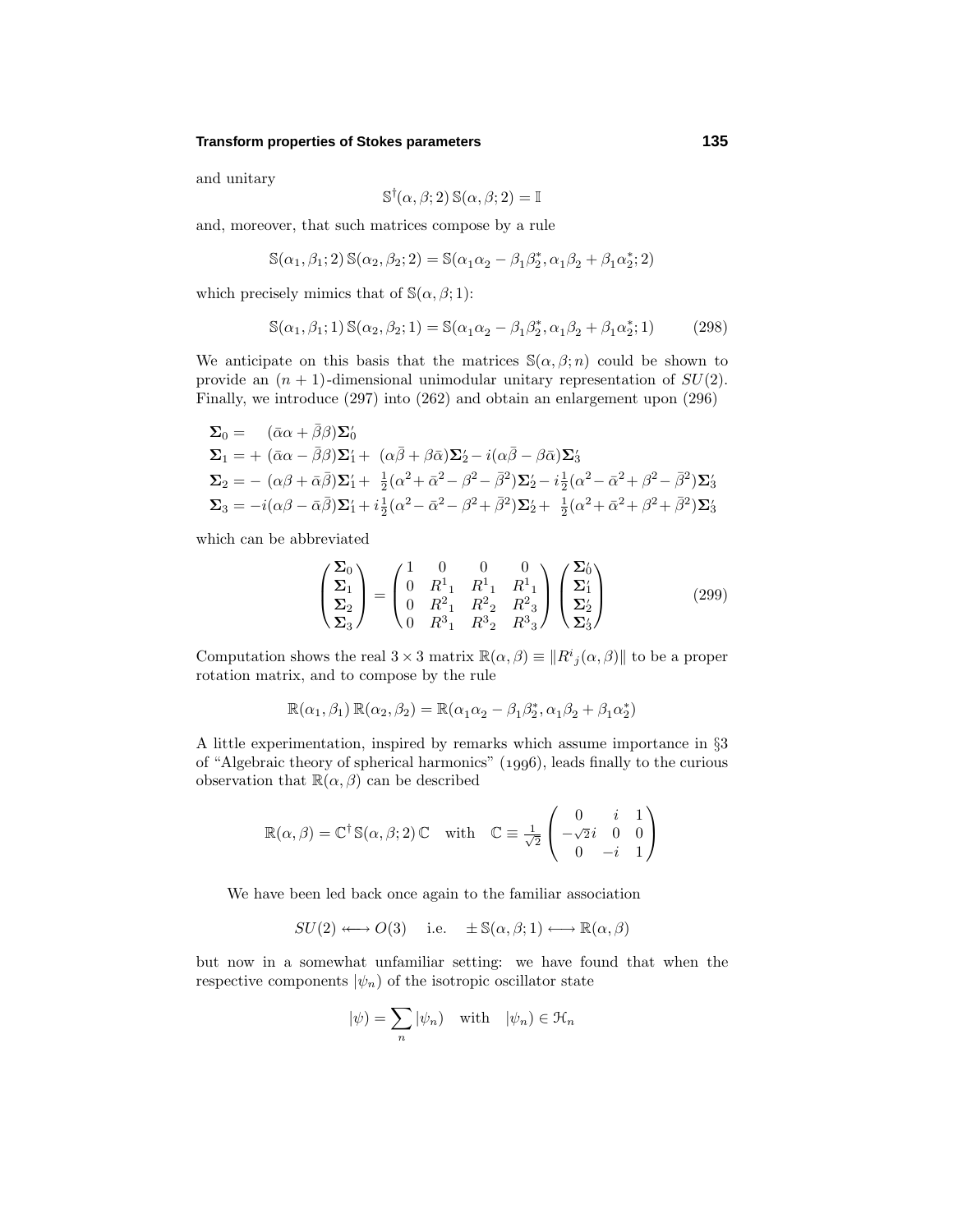and unitary

$$\mathbb{S}^{\dagger}(\alpha,\beta;2)\,\mathbb{S}(\alpha,\beta;2)=\mathbb{I}$$

and, moreover, that such matrices compose by a rule

$$\mathbb{S}(\alpha_1,\beta_1;2)\,\mathbb{S}(\alpha_2,\beta_2;2)=\mathbb{S}(\alpha_1\alpha_2-\beta_1\beta_2^*,\alpha_1\beta_2+\beta_1\alpha_2^*;2)$$

which precisely mimics that of $\mathbb{S}(\alpha,\beta;1)$:

$$\mathbb{S}(\alpha_1,\beta_1;1)\,\mathbb{S}(\alpha_2,\beta_2;1)=\mathbb{S}(\alpha_1\alpha_2-\beta_1\beta_2^*,\alpha_1\beta_2+\beta_1\alpha_2^*;1) \tag{298}$$

We anticipate on this basis that the matrices $\mathbb{S}(\alpha,\beta;n)$ could be shown to provide an $(n+1)$-dimensional unimodular unitary representation of $SU(2)$. Finally, we introduce (297) into (262) and obtain an enlargement upon (296)

$$\begin{aligned}
\boldsymbol{\Sigma}_0 &= \quad(\bar\alpha\alpha+\bar\beta\beta)\boldsymbol{\Sigma}_0'\\
\boldsymbol{\Sigma}_1 &= +\,(\bar\alpha\alpha-\bar\beta\beta)\boldsymbol{\Sigma}_1'+\ (\alpha\bar\beta+\beta\bar\alpha)\boldsymbol{\Sigma}_2'-i(\alpha\bar\beta-\beta\bar\alpha)\boldsymbol{\Sigma}_3'\\
\boldsymbol{\Sigma}_2 &= -\,(\alpha\beta+\bar\alpha\bar\beta)\boldsymbol{\Sigma}_1'+\ \tfrac{1}{2}(\alpha^2+\bar\alpha^2-\beta^2-\bar\beta^2)\boldsymbol{\Sigma}_2'-i\tfrac{1}{2}(\alpha^2-\bar\alpha^2+\beta^2-\bar\beta^2)\boldsymbol{\Sigma}_3'\\
\boldsymbol{\Sigma}_3 &= -i(\alpha\beta-\bar\alpha\bar\beta)\boldsymbol{\Sigma}_1'+i\tfrac{1}{2}(\alpha^2-\bar\alpha^2-\beta^2+\bar\beta^2)\boldsymbol{\Sigma}_2'+\ \tfrac{1}{2}(\alpha^2+\bar\alpha^2+\beta^2+\bar\beta^2)\boldsymbol{\Sigma}_3'
\end{aligned}$$

which can be abbreviated

$$\begin{pmatrix}\boldsymbol{\Sigma}_0\\ \boldsymbol{\Sigma}_1\\ \boldsymbol{\Sigma}_2\\ \boldsymbol{\Sigma}_3\end{pmatrix}=\begin{pmatrix}1&0&0&0\\ 0&R^1{}_1&R^1{}_1&R^1{}_1\\ 0&R^2{}_1&R^2{}_2&R^2{}_3\\ 0&R^3{}_1&R^3{}_2&R^3{}_3\end{pmatrix}\begin{pmatrix}\boldsymbol{\Sigma}_0'\\ \boldsymbol{\Sigma}_1'\\ \boldsymbol{\Sigma}_2'\\ \boldsymbol{\Sigma}_3'\end{pmatrix} \tag{299}$$

Computation shows the real $3\times3$ matrix $\mathbb{R}(\alpha,\beta)\equiv\|R^i{}_j(\alpha,\beta)\|$ to be a proper rotation matrix, and to compose by the rule

$$\mathbb{R}(\alpha_1,\beta_1)\,\mathbb{R}(\alpha_2,\beta_2)=\mathbb{R}(\alpha_1\alpha_2-\beta_1\beta_2^*,\alpha_1\beta_2+\beta_1\alpha_2^*)$$

A little experimentation, inspired by remarks which assume importance in §3 of "Algebraic theory of spherical harmonics" (1996), leads finally to the curious observation that $\mathbb{R}(\alpha,\beta)$ can be described

$$\mathbb{R}(\alpha,\beta)=\mathbb{C}^{\dagger}\,\mathbb{S}(\alpha,\beta;2)\,\mathbb{C}\quad\text{with}\quad \mathbb{C}\equiv\tfrac{1}{\sqrt2}\begin{pmatrix}0&i&1\\ -\sqrt2 i&0&0\\ 0&-i&1\end{pmatrix}$$

We have been led back once again to the familiar association

$$SU(2)\longleftrightarrow O(3)\quad\text{i.e.}\quad \pm\,\mathbb{S}(\alpha,\beta;1)\longleftrightarrow\mathbb{R}(\alpha,\beta)$$

but now in a somewhat unfamiliar setting: we have found that when the respective components $|\psi_n)$ of the isotropic oscillator state

$$|\psi)=\sum_n|\psi_n)\quad\text{with}\quad|\psi_n)\in\mathcal{H}_n$$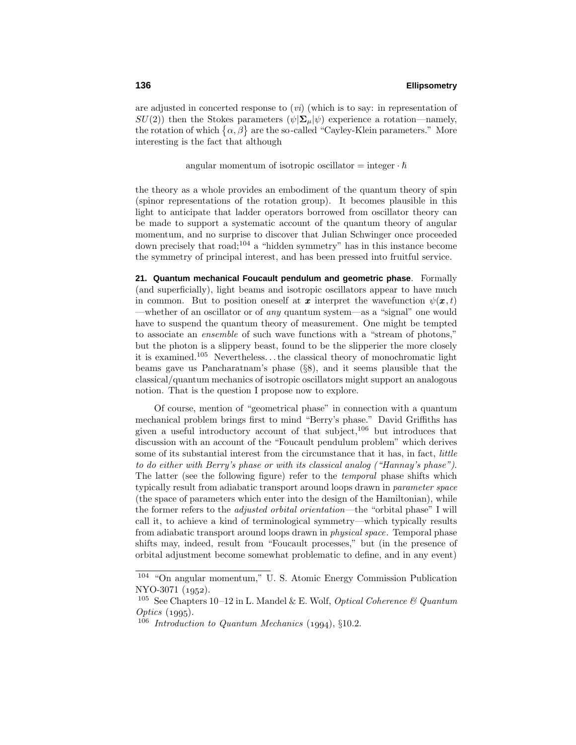are adjusted in concerted response to ($vi$) (which is to say: in representation of $SU(2)$) then the Stokes parameters $(\psi|\mathbf{\Sigma}_\mu|\psi)$ experience a rotation—namely, the rotation of which $\{\alpha, \beta\}$ are the so-called "Cayley-Klein parameters." More interesting is the fact that although

$$\text{angular momentum of isotropic oscillator} = \text{integer} \cdot \hbar$$

the theory as a whole provides an embodiment of the quantum theory of spin (spinor representations of the rotation group). It becomes plausible in this light to anticipate that ladder operators borrowed from oscillator theory can be made to support a systematic account of the quantum theory of angular momentum, and no surprise to discover that Julian Schwinger once proceeded down precisely that road;[104] a "hidden symmetry" has in this instance become the symmetry of principal interest, and has been pressed into fruitful service.

**21. Quantum mechanical Foucault pendulum and geometric phase**. Formally (and superficially), light beams and isotropic oscillators appear to have much in common. But to position oneself at $\boldsymbol{x}$ interpret the wavefunction $\psi(\boldsymbol{x}, t)$ —whether of an oscillator or of *any* quantum system—as a "signal" one would have to suspend the quantum theory of measurement. One might be tempted to associate an *ensemble* of such wave functions with a "stream of photons," but the photon is a slippery beast, found to be the slipperier the more closely it is examined.[105] Nevertheless... the classical theory of monochromatic light beams gave us Pancharatnam's phase (§8), and it seems plausible that the classical/quantum mechanics of isotropic oscillators might support an analogous notion. That is the question I propose now to explore.

Of course, mention of "geometrical phase" in connection with a quantum mechanical problem brings first to mind "Berry's phase." David Griffiths has given a useful introductory account of that subject,[106] but introduces that discussion with an account of the "Foucault pendulum problem" which derives some of its substantial interest from the circumstance that it has, in fact, *little to do either with Berry's phase or with its classical analog ("Hannay's phase")*. The latter (see the following figure) refer to the *temporal* phase shifts which typically result from adiabatic transport around loops drawn in *parameter space* (the space of parameters which enter into the design of the Hamiltonian), while the former refers to the *adjusted orbital orientation*—the "orbital phase" I will call it, to achieve a kind of terminological symmetry—which typically results from adiabatic transport around loops drawn in *physical space*. Temporal phase shifts may, indeed, result from "Foucault processes," but (in the presence of orbital adjustment become somewhat problematic to define, and in any event)

---

[104] "On angular momentum," U. S. Atomic Energy Commission Publication NYO-3071 (1952).

[105] See Chapters 10–12 in L. Mandel & E. Wolf, *Optical Coherence & Quantum Optics* (1995).

[106] *Introduction to Quantum Mechanics* (1994), §10.2.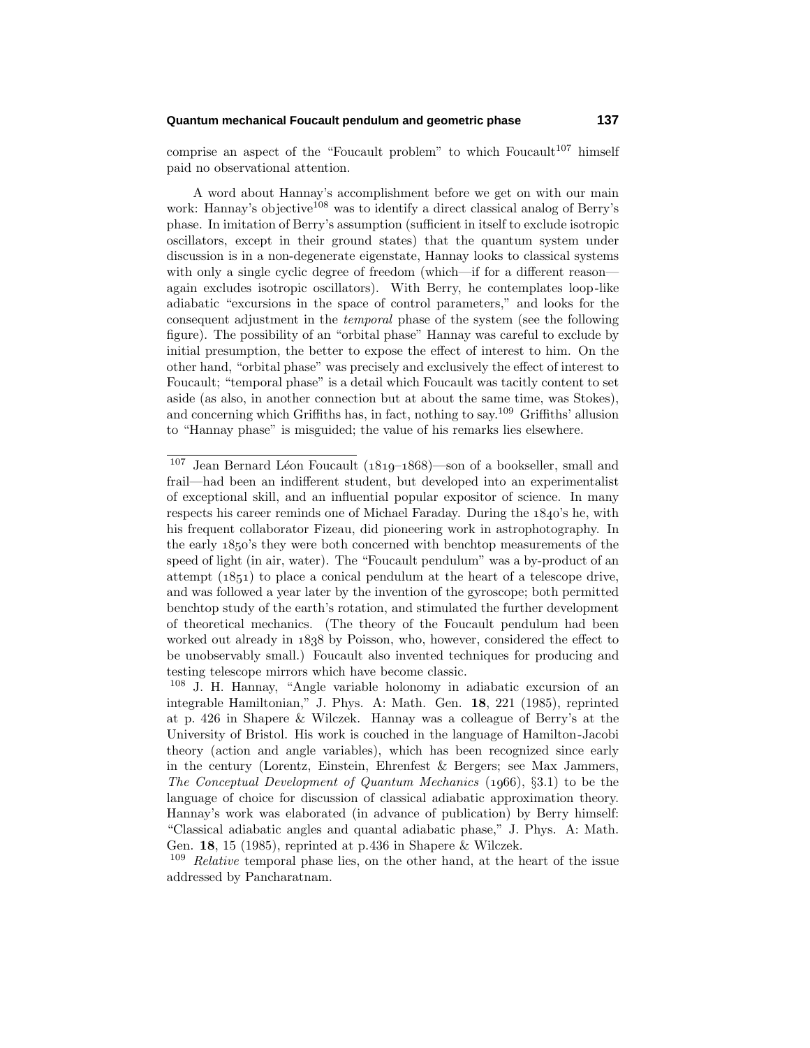comprise an aspect of the "Foucault problem" to which Foucault[107] himself paid no observational attention.

A word about Hannay's accomplishment before we get on with our main work: Hannay's objective[108] was to identify a direct classical analog of Berry's phase. In imitation of Berry's assumption (sufficient in itself to exclude isotropic oscillators, except in their ground states) that the quantum system under discussion is in a non-degenerate eigenstate, Hannay looks to classical systems with only a single cyclic degree of freedom (which—if for a different reason—again excludes isotropic oscillators). With Berry, he contemplates loop-like adiabatic "excursions in the space of control parameters," and looks for the consequent adjustment in the *temporal* phase of the system (see the following figure). The possibility of an "orbital phase" Hannay was careful to exclude by initial presumption, the better to expose the effect of interest to him. On the other hand, "orbital phase" was precisely and exclusively the effect of interest to Foucault; "temporal phase" is a detail which Foucault was tacitly content to set aside (as also, in another connection but at about the same time, was Stokes), and concerning which Griffiths has, in fact, nothing to say.[109] Griffiths' allusion to "Hannay phase" is misguided; the value of his remarks lies elsewhere.

---

[107] Jean Bernard Léon Foucault (1819–1868)—son of a bookseller, small and frail—had been an indifferent student, but developed into an experimentalist of exceptional skill, and an influential popular expositor of science. In many respects his career reminds one of Michael Faraday. During the 1840's he, with his frequent collaborator Fizeau, did pioneering work in astrophotography. In the early 1850's they were both concerned with benchtop measurements of the speed of light (in air, water). The "Foucault pendulum" was a by-product of an attempt (1851) to place a conical pendulum at the heart of a telescope drive, and was followed a year later by the invention of the gyroscope; both permitted benchtop study of the earth's rotation, and stimulated the further development of theoretical mechanics. (The theory of the Foucault pendulum had been worked out already in 1838 by Poisson, who, however, considered the effect to be unobservably small.) Foucault also invented techniques for producing and testing telescope mirrors which have become classic.

[108] J. H. Hannay, "Angle variable holonomy in adiabatic excursion of an integrable Hamiltonian," J. Phys. A: Math. Gen. **18**, 221 (1985), reprinted at p. 426 in Shapere & Wilczek. Hannay was a colleague of Berry's at the University of Bristol. His work is couched in the language of Hamilton-Jacobi theory (action and angle variables), which has been recognized since early in the century (Lorentz, Einstein, Ehrenfest & Bergers; see Max Jammers, *The Conceptual Development of Quantum Mechanics* (1966), §3.1) to be the language of choice for discussion of classical adiabatic approximation theory. Hannay's work was elaborated (in advance of publication) by Berry himself: "Classical adiabatic angles and quantal adiabatic phase," J. Phys. A: Math. Gen. **18**, 15 (1985), reprinted at p.436 in Shapere & Wilczek.

[109] *Relative* temporal phase lies, on the other hand, at the heart of the issue addressed by Pancharatnam.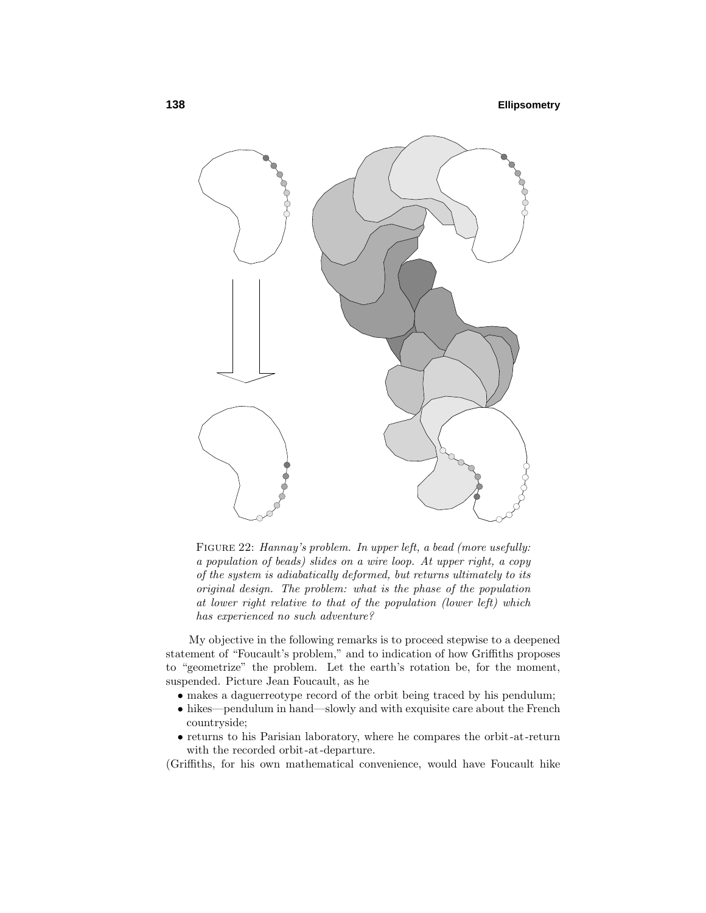FIGURE 22: *Hannay's problem. In upper left, a bead (more usefully: a population of beads) slides on a wire loop. At upper right, a copy of the system is adiabatically deformed, but returns ultimately to its original design. The problem: what is the phase of the population at lower right relative to that of the population (lower left) which has experienced no such adventure?*

My objective in the following remarks is to proceed stepwise to a deepened statement of "Foucault's problem," and to indication of how Griffiths proposes to "geometrize" the problem. Let the earth's rotation be, for the moment, suspended. Picture Jean Foucault, as he

- makes a daguerreotype record of the orbit being traced by his pendulum;
- hikes—pendulum in hand—slowly and with exquisite care about the French countryside;
- returns to his Parisian laboratory, where he compares the orbit-at-return with the recorded orbit-at-departure.

(Griffiths, for his own mathematical convenience, would have Foucault hike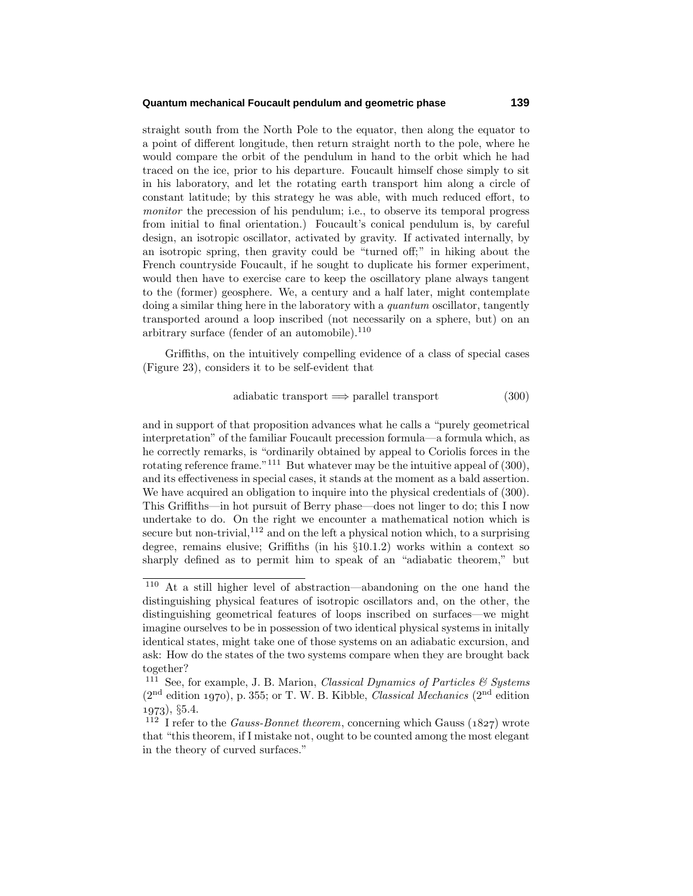straight south from the North Pole to the equator, then along the equator to a point of different longitude, then return straight north to the pole, where he would compare the orbit of the pendulum in hand to the orbit which he had traced on the ice, prior to his departure. Foucault himself chose simply to sit in his laboratory, and let the rotating earth transport him along a circle of constant latitude; by this strategy he was able, with much reduced effort, to *monitor* the precession of his pendulum; i.e., to observe its temporal progress from initial to final orientation.) Foucault's conical pendulum is, by careful design, an isotropic oscillator, activated by gravity. If activated internally, by an isotropic spring, then gravity could be "turned off;" in hiking about the French countryside Foucault, if he sought to duplicate his former experiment, would then have to exercise care to keep the oscillatory plane always tangent to the (former) geosphere. We, a century and a half later, might contemplate doing a similar thing here in the laboratory with a *quantum* oscillator, tangently transported around a loop inscribed (not necessarily on a sphere, but) on an arbitrary surface (fender of an automobile).[110]

Griffiths, on the intuitively compelling evidence of a class of special cases (Figure 23), considers it to be self-evident that

$$\text{adiabatic transport} \Longrightarrow \text{parallel transport} \tag{300}$$

and in support of that proposition advances what he calls a "purely geometrical interpretation" of the familiar Foucault precession formula—a formula which, as he correctly remarks, is "ordinarily obtained by appeal to Coriolis forces in the rotating reference frame."[111] But whatever may be the intuitive appeal of (300), and its effectiveness in special cases, it stands at the moment as a bald assertion. We have acquired an obligation to inquire into the physical credentials of (300). This Griffiths—in hot pursuit of Berry phase—does not linger to do; this I now undertake to do. On the right we encounter a mathematical notion which is secure but non-trivial,[112] and on the left a physical notion which, to a surprising degree, remains elusive; Griffiths (in his §10.1.2) works within a context so sharply defined as to permit him to speak of an "adiabatic theorem," but

---

[110] At a still higher level of abstraction—abandoning on the one hand the distinguishing physical features of isotropic oscillators and, on the other, the distinguishing geometrical features of loops inscribed on surfaces—we might imagine ourselves to be in possession of two identical physical systems in initally identical states, might take one of those systems on an adiabatic excursion, and ask: How do the states of the two systems compare when they are brought back together?

[111] See, for example, J. B. Marion, *Classical Dynamics of Particles & Systems* (2nd edition 1970), p. 355; or T. W. B. Kibble, *Classical Mechanics* (2nd edition 1973), §5.4.

[112] I refer to the *Gauss-Bonnet theorem*, concerning which Gauss (1827) wrote that "this theorem, if I mistake not, ought to be counted among the most elegant in the theory of curved surfaces."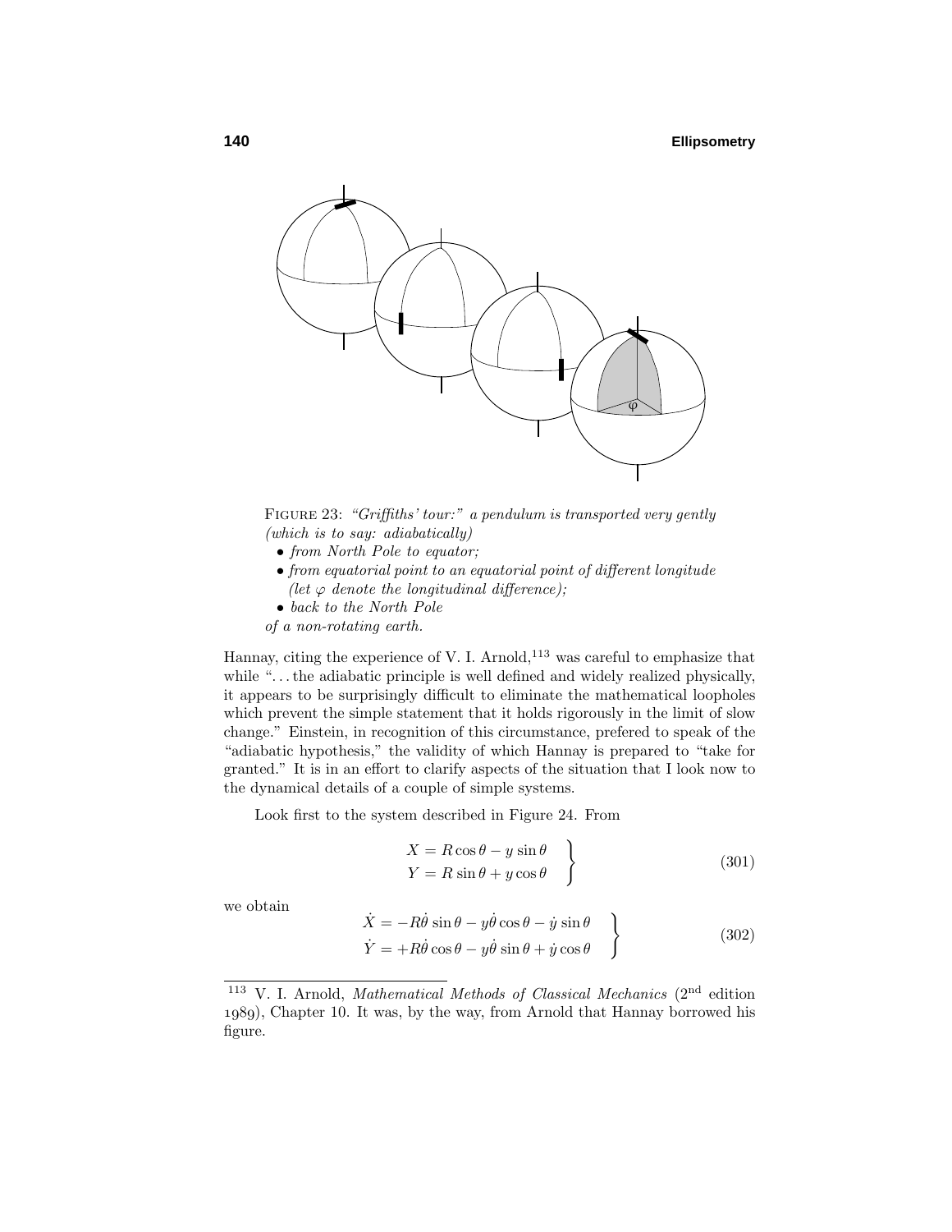FIGURE 23: *"Griffiths' tour:" a pendulum is transported very gently (which is to say: adiabatically)*

- *from North Pole to equator;*
- *from equatorial point to an equatorial point of different longitude (let $\varphi$ denote the longitudinal difference);*
- *back to the North Pole*

*of a non-rotating earth.*

Hannay, citing the experience of V. I. Arnold,[113] was careful to emphasize that while ". . . the adiabatic principle is well defined and widely realized physically, it appears to be surprisingly difficult to eliminate the mathematical loopholes which prevent the simple statement that it holds rigorously in the limit of slow change." Einstein, in recognition of this circumstance, prefered to speak of the "adiabatic hypothesis," the validity of which Hannay is prepared to "take for granted." It is in an effort to clarify aspects of the situation that I look now to the dynamical details of a couple of simple systems.

Look first to the system described in Figure 24. From

$$\left.\begin{aligned} X &= R\cos\theta - y\sin\theta \\ Y &= R\sin\theta + y\cos\theta \end{aligned}\right\} \tag{301}$$

we obtain

$$\left.\begin{aligned} \dot{X} &= -R\dot{\theta}\sin\theta - y\dot{\theta}\cos\theta - \dot{y}\sin\theta \\ \dot{Y} &= +R\dot{\theta}\cos\theta - y\dot{\theta}\sin\theta + \dot{y}\cos\theta \end{aligned}\right\} \tag{302}$$

[113] V. I. Arnold, *Mathematical Methods of Classical Mechanics* (2nd edition 1989), Chapter 10. It was, by the way, from Arnold that Hannay borrowed his figure.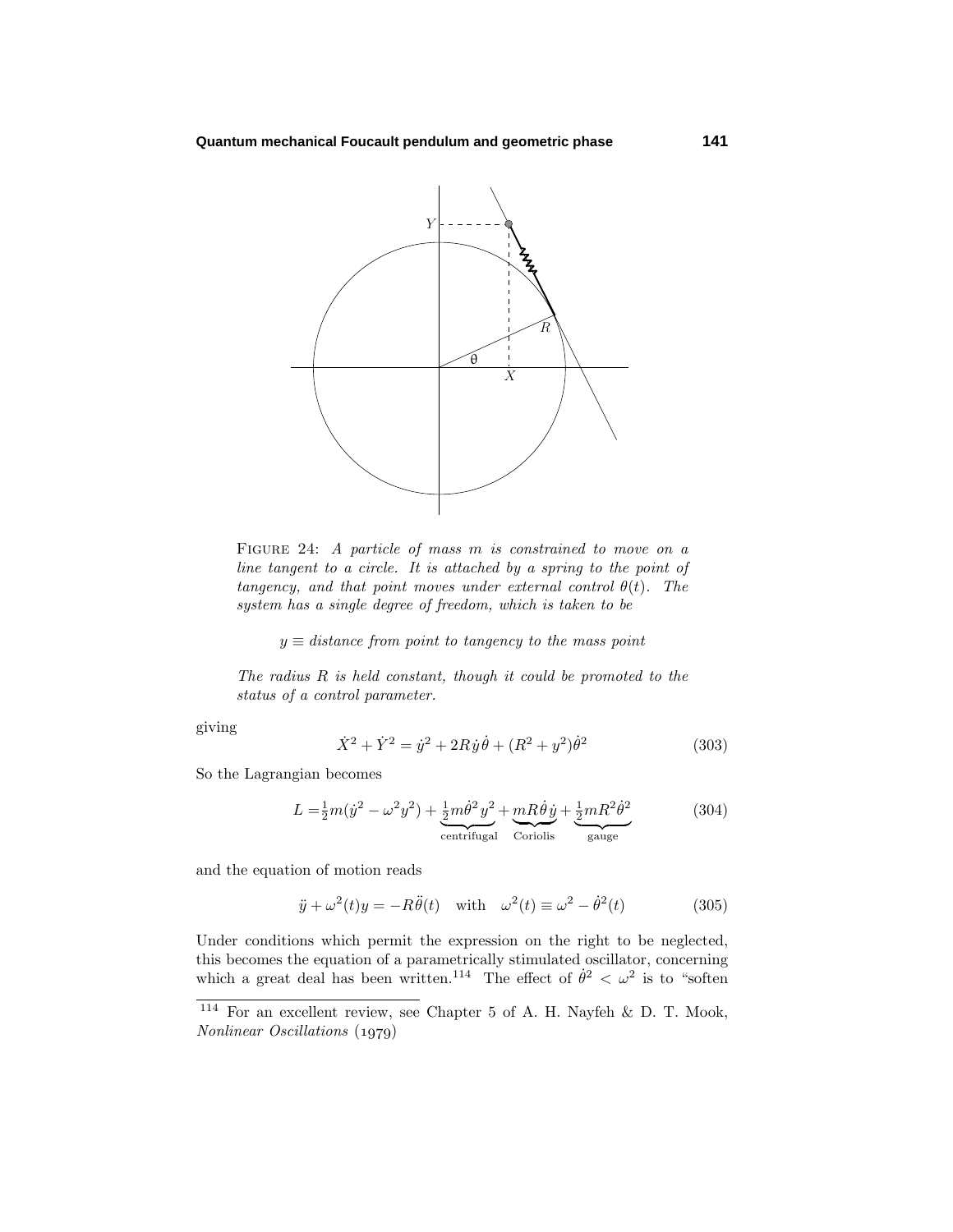FIGURE 24: *A particle of mass m is constrained to move on a line tangent to a circle. It is attached by a spring to the point of tangency, and that point moves under external control $\theta(t)$. The system has a single degree of freedom, which is taken to be*

$$y \equiv \textit{distance from point to tangency to the mass point}$$

*The radius R is held constant, though it could be promoted to the status of a control parameter.*

giving

$$\dot{X}^2 + \dot{Y}^2 = \dot{y}^2 + 2R\dot{y}\dot{\theta} + (R^2 + y^2)\dot{\theta}^2 \tag{303}$$

So the Lagrangian becomes

$$L = \tfrac{1}{2}m(\dot{y}^2 - \omega^2 y^2) + \underbrace{\tfrac{1}{2}m\dot{\theta}^2 y^2}_{\text{centrifugal}} + \underbrace{mR\dot{\theta}\dot{y}}_{\text{Coriolis}} + \underbrace{\tfrac{1}{2}mR^2\dot{\theta}^2}_{\text{gauge}} \tag{304}$$

and the equation of motion reads

$$\ddot{y} + \omega^2(t)y = -R\ddot{\theta}(t) \quad \text{with} \quad \omega^2(t) \equiv \omega^2 - \dot{\theta}^2(t) \tag{305}$$

Under conditions which permit the expression on the right to be neglected, this becomes the equation of a parametrically stimulated oscillator, concerning which a great deal has been written.[114] The effect of $\dot{\theta}^2 < \omega^2$ is to "soften

[114] For an excellent review, see Chapter 5 of A. H. Nayfeh & D. T. Mook, *Nonlinear Oscillations* (1979)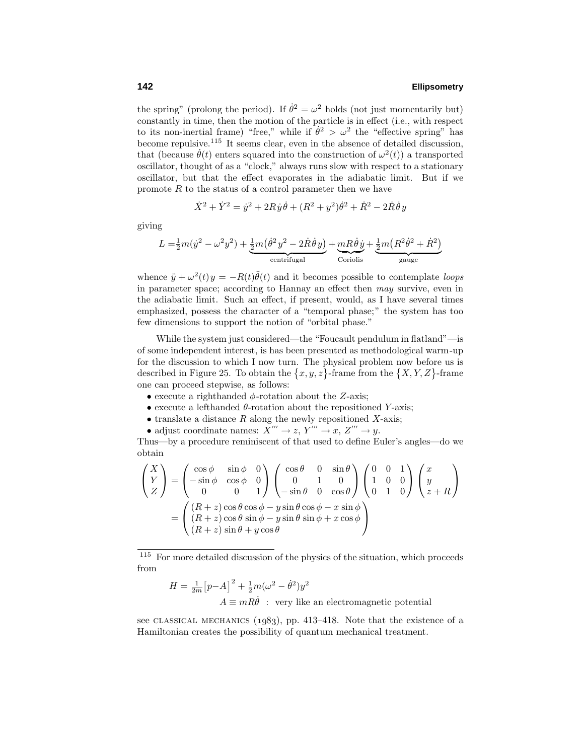the spring" (prolong the period). If $\dot\theta^2 = \omega^2$ holds (not just momentarily but) constantly in time, then the motion of the particle is in effect (i.e., with respect to its non-inertial frame) "free," while if $\dot\theta^2 > \omega^2$ the "effective spring" has become repulsive.[115] It seems clear, even in the absence of detailed discussion, that (because $\dot\theta(t)$ enters squared into the construction of $\omega^2(t)$) a transported oscillator, thought of as a "clock," always runs slow with respect to a stationary oscillator, but that the effect evaporates in the adiabatic limit. But if we promote $R$ to the status of a control parameter then we have

$$\dot X^2 + \dot Y^2 = \dot y^2 + 2R\dot y\dot\theta + (R^2 + y^2)\dot\theta^2 + \dot R^2 - 2\dot R\dot\theta y$$

giving

$$L = \tfrac{1}{2}m(\dot y^2 - \omega^2 y^2) + \underbrace{\tfrac{1}{2}m\big(\dot\theta^2 y^2 - 2\dot R\dot\theta y\big)}_{\text{centrifugal}} + \underbrace{mR\dot\theta\dot y}_{\text{Coriolis}} + \underbrace{\tfrac{1}{2}m\big(R^2\dot\theta^2 + \dot R^2\big)}_{\text{gauge}}$$

whence $\ddot y + \omega^2(t)\,y = -R(t)\ddot\theta(t)$ and it becomes possible to contemplate *loops* in parameter space; according to Hannay an effect then *may* survive, even in the adiabatic limit. Such an effect, if present, would, as I have several times emphasized, possess the character of a "temporal phase;" the system has too few dimensions to support the notion of "orbital phase."

While the system just considered—the "Foucault pendulum in flatland"—is of some independent interest, is has been presented as methodological warm-up for the discussion to which I now turn. The physical problem now before us is described in Figure 25. To obtain the $\{x, y, z\}$-frame from the $\{X, Y, Z\}$-frame one can proceed stepwise, as follows:

- execute a righthanded $\phi$-rotation about the $Z$-axis;
- execute a lefthanded $\theta$-rotation about the repositioned $Y$-axis;
- translate a distance $R$ along the newly repositioned $X$-axis;
- adjust coordinate names: $X''' \to z$, $Y''' \to x$, $Z''' \to y$.

Thus—by a procedure reminiscent of that used to define Euler's angles—do we obtain

$$\begin{pmatrix} X \\ Y \\ Z \end{pmatrix} = \begin{pmatrix} \cos\phi & \sin\phi & 0 \\ -\sin\phi & \cos\phi & 0 \\ 0 & 0 & 1 \end{pmatrix} \begin{pmatrix} \cos\theta & 0 & \sin\theta \\ 0 & 1 & 0 \\ -\sin\theta & 0 & \cos\theta \end{pmatrix} \begin{pmatrix} 0 & 0 & 1 \\ 1 & 0 & 0 \\ 0 & 1 & 0 \end{pmatrix} \begin{pmatrix} x \\ y \\ z + R \end{pmatrix}$$
$$= \begin{pmatrix} (R+z)\cos\theta\cos\phi - y\sin\theta\cos\phi - x\sin\phi \\ (R+z)\cos\theta\sin\phi - y\sin\theta\sin\phi + x\cos\phi \\ (R+z)\sin\theta + y\cos\theta \end{pmatrix}$$

---

[115] For more detailed discussion of the physics of the situation, which proceeds from

$$H = \tfrac{1}{2m}\big[p - A\big]^2 + \tfrac{1}{2}m(\omega^2 - \dot\theta^2)y^2$$
$$A \equiv mR\dot\theta \;\;:\;\; \text{very like an electromagnetic potential}$$

see CLASSICAL MECHANICS (1983), pp. 413–418. Note that the existence of a Hamiltonian creates the possibility of quantum mechanical treatment.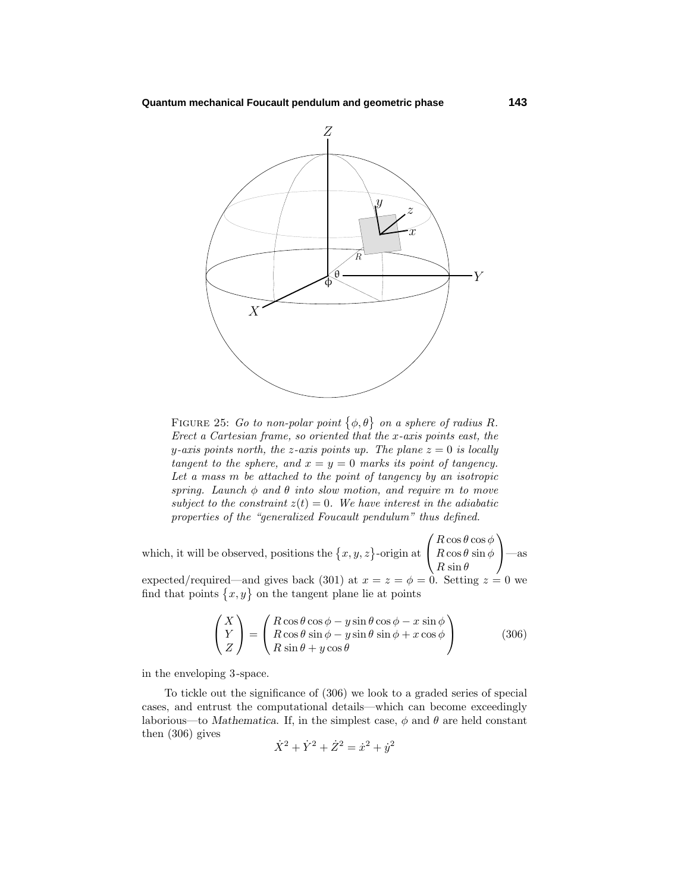FIGURE 25: *Go to non-polar point $\{\phi, \theta\}$ on a sphere of radius $R$. Erect a Cartesian frame, so oriented that the $x$-axis points east, the $y$-axis points north, the $z$-axis points up. The plane $z = 0$ is locally tangent to the sphere, and $x = y = 0$ marks its point of tangency. Let a mass $m$ be attached to the point of tangency by an isotropic spring. Launch $\phi$ and $\theta$ into slow motion, and require $m$ to move subject to the constraint $z(t) = 0$. We have interest in the adiabatic properties of the "generalized Foucault pendulum" thus defined.*

which, it will be observed, positions the $\{x, y, z\}$-origin at $\begin{pmatrix} R\cos\theta\cos\phi \\ R\cos\theta\sin\phi \\ R\sin\theta \end{pmatrix}$—as expected/required—and gives back (301) at $x = z = \phi = 0$. Setting $z = 0$ we find that points $\{x, y\}$ on the tangent plane lie at points

$$\begin{pmatrix} X \\ Y \\ Z \end{pmatrix} = \begin{pmatrix} R\cos\theta\cos\phi - y\sin\theta\cos\phi - x\sin\phi \\ R\cos\theta\sin\phi - y\sin\theta\sin\phi + x\cos\phi \\ R\sin\theta + y\cos\theta \end{pmatrix} \tag{306}$$

in the enveloping 3-space.

To tickle out the significance of (306) we look to a graded series of special cases, and entrust the computational details—which can become exceedingly laborious—to *Mathematica*. If, in the simplest case, $\phi$ and $\theta$ are held constant then (306) gives

$$\dot{X}^2 + \dot{Y}^2 + \dot{Z}^2 = \dot{x}^2 + \dot{y}^2$$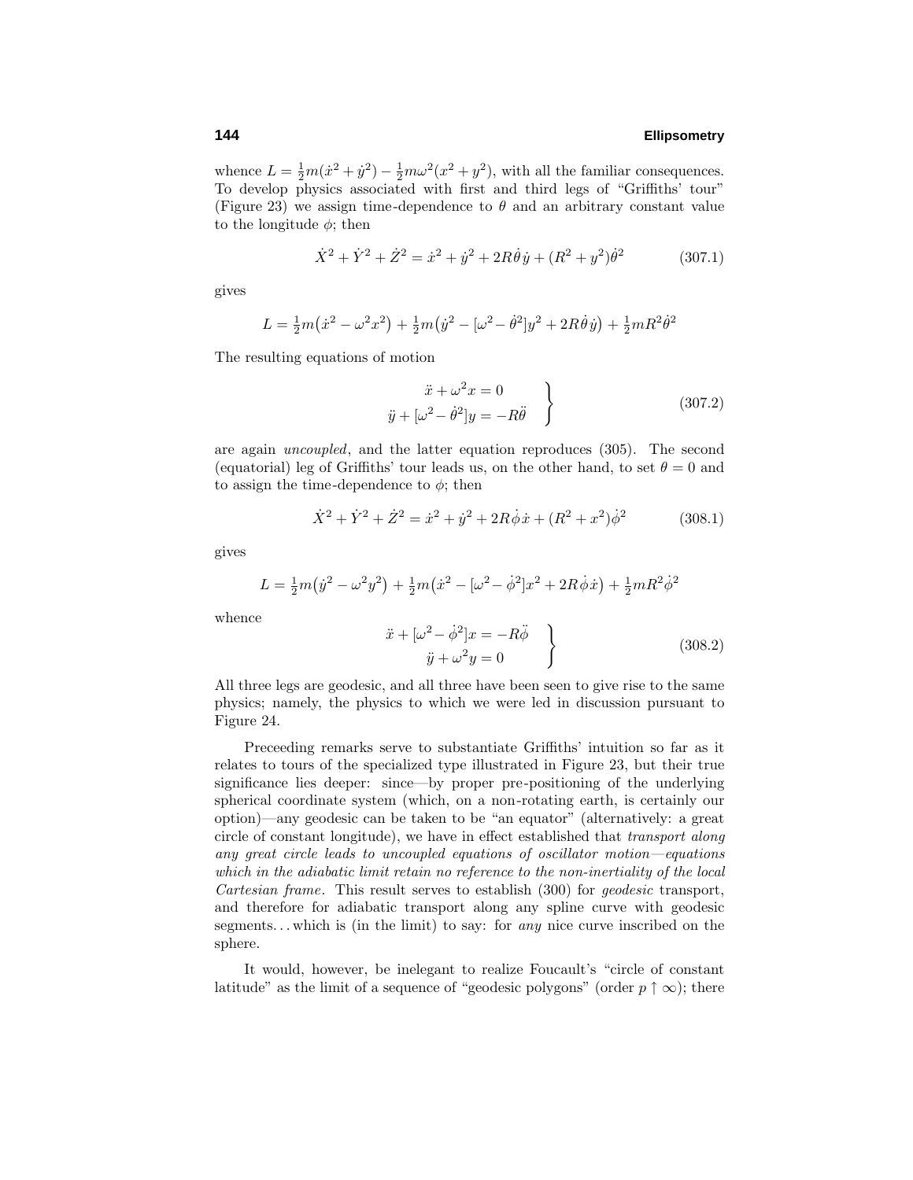whence $L = \frac{1}{2}m(\dot{x}^2 + \dot{y}^2) - \frac{1}{2}m\omega^2(x^2 + y^2)$, with all the familiar consequences. To develop physics associated with first and third legs of "Griffiths' tour" (Figure 23) we assign time-dependence to $\theta$ and an arbitrary constant value to the longitude $\phi$; then

$$\dot{X}^2 + \dot{Y}^2 + \dot{Z}^2 = \dot{x}^2 + \dot{y}^2 + 2R\dot{\theta}\dot{y} + (R^2 + y^2)\dot{\theta}^2 \tag{307.1}$$

gives

$$L = \tfrac{1}{2}m\big(\dot{x}^2 - \omega^2 x^2\big) + \tfrac{1}{2}m\big(\dot{y}^2 - [\omega^2 - \dot{\theta}^2]y^2 + 2R\dot{\theta}\dot{y}\big) + \tfrac{1}{2}mR^2\dot{\theta}^2$$

The resulting equations of motion

$$\left.\begin{aligned} \ddot{x} + \omega^2 x &= 0 \\ \ddot{y} + [\omega^2 - \dot{\theta}^2]y &= -R\ddot{\theta} \end{aligned}\right\} \tag{307.2}$$

are again *uncoupled*, and the latter equation reproduces (305). The second (equatorial) leg of Griffiths' tour leads us, on the other hand, to set $\theta = 0$ and to assign the time-dependence to $\phi$; then

$$\dot{X}^2 + \dot{Y}^2 + \dot{Z}^2 = \dot{x}^2 + \dot{y}^2 + 2R\dot{\phi}\dot{x} + (R^2 + x^2)\dot{\phi}^2 \tag{308.1}$$

gives

$$L = \tfrac{1}{2}m\big(\dot{y}^2 - \omega^2 y^2\big) + \tfrac{1}{2}m\big(\dot{x}^2 - [\omega^2 - \dot{\phi}^2]x^2 + 2R\dot{\phi}\dot{x}\big) + \tfrac{1}{2}mR^2\dot{\phi}^2$$

whence

$$\left.\begin{aligned} \ddot{x} + [\omega^2 - \dot{\phi}^2]x &= -R\ddot{\phi} \\ \ddot{y} + \omega^2 y &= 0 \end{aligned}\right\} \tag{308.2}$$

All three legs are geodesic, and all three have been seen to give rise to the same physics; namely, the physics to which we were led in discussion pursuant to Figure 24.

Preceeding remarks serve to substantiate Griffiths' intuition so far as it relates to tours of the specialized type illustrated in Figure 23, but their true significance lies deeper: since—by proper pre-positioning of the underlying spherical coordinate system (which, on a non-rotating earth, is certainly our option)—any geodesic can be taken to be "an equator" (alternatively: a great circle of constant longitude), we have in effect established that *transport along any great circle leads to uncoupled equations of oscillator motion—equations which in the adiabatic limit retain no reference to the non-inertiality of the local Cartesian frame*. This result serves to establish (300) for *geodesic* transport, and therefore for adiabatic transport along any spline curve with geodesic segments. . . which is (in the limit) to say: for *any* nice curve inscribed on the sphere.

It would, however, be inelegant to realize Foucault's "circle of constant latitude" as the limit of a sequence of "geodesic polygons" (order $p \uparrow \infty$); there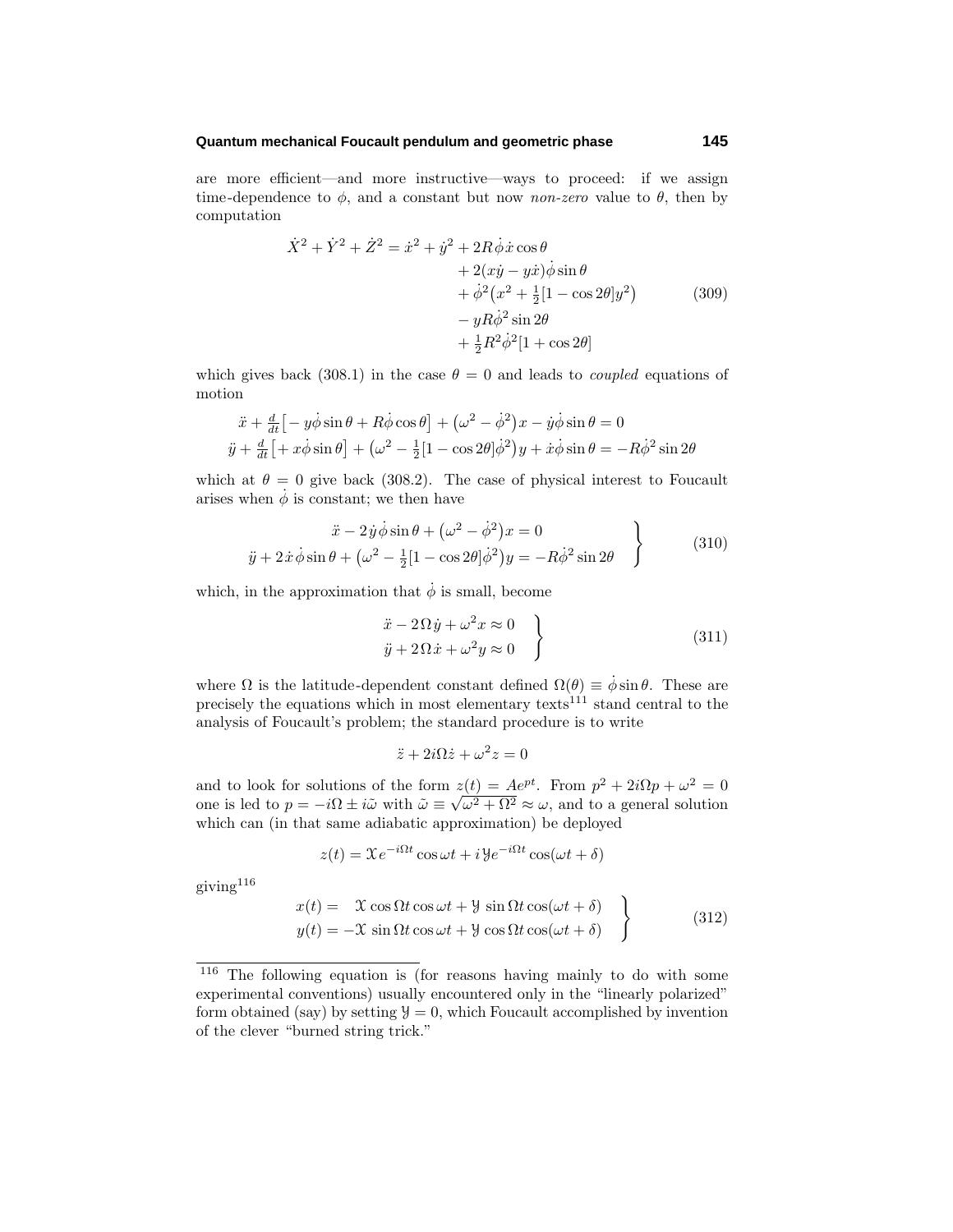are more efficient—and more instructive—ways to proceed: if we assign time-dependence to $\phi$, and a constant but now *non-zero* value to $\theta$, then by computation

$$
\begin{aligned}
\dot{X}^2 + \dot{Y}^2 + \dot{Z}^2 = \dot{x}^2 + \dot{y}^2 &+ 2R\dot{\phi}\,\dot{x}\cos\theta \\
&+ 2(x\dot{y} - y\dot{x})\dot{\phi}\sin\theta \\
&+ \dot{\phi}^2\big(x^2 + \tfrac{1}{2}[1-\cos 2\theta]y^2\big) \\
&- yR\dot{\phi}^2\sin 2\theta \\
&+ \tfrac{1}{2}R^2\dot{\phi}^2[1+\cos 2\theta]
\end{aligned}
\tag{309}
$$

which gives back (308.1) in the case $\theta = 0$ and leads to *coupled* equations of motion

$$
\begin{aligned}
\ddot{x} + \tfrac{d}{dt}\big[-y\dot{\phi}\sin\theta + R\dot{\phi}\cos\theta\big] + \big(\omega^2 - \dot{\phi}^2\big)x - \dot{y}\dot{\phi}\sin\theta &= 0 \\
\ddot{y} + \tfrac{d}{dt}\big[+x\dot{\phi}\sin\theta\big] + \big(\omega^2 - \tfrac{1}{2}[1-\cos 2\theta]\dot{\phi}^2\big)y + \dot{x}\dot{\phi}\sin\theta &= -R\dot{\phi}^2\sin 2\theta
\end{aligned}
$$

which at $\theta = 0$ give back (308.2). The case of physical interest to Foucault arises when $\dot{\phi}$ is constant; we then have

$$
\left.
\begin{aligned}
\ddot{x} - 2\dot{y}\dot{\phi}\sin\theta + \big(\omega^2 - \dot{\phi}^2\big)x &= 0 \\
\ddot{y} + 2\dot{x}\dot{\phi}\sin\theta + \big(\omega^2 - \tfrac{1}{2}[1-\cos 2\theta]\dot{\phi}^2\big)y &= -R\dot{\phi}^2\sin 2\theta
\end{aligned}
\right\}
\tag{310}
$$

which, in the approximation that $\dot{\phi}$ is small, become

$$
\left.
\begin{aligned}
\ddot{x} - 2\Omega\dot{y} + \omega^2 x &\approx 0 \\
\ddot{y} + 2\Omega\dot{x} + \omega^2 y &\approx 0
\end{aligned}
\right\}
\tag{311}
$$

where $\Omega$ is the latitude-dependent constant defined $\Omega(\theta) \equiv \dot{\phi}\sin\theta$. These are precisely the equations which in most elementary texts[111] stand central to the analysis of Foucault's problem; the standard procedure is to write

$$
\ddot{z} + 2i\Omega\dot{z} + \omega^2 z = 0
$$

and to look for solutions of the form $z(t) = Ae^{pt}$. From $p^2 + 2i\Omega p + \omega^2 = 0$ one is led to $p = -i\Omega \pm i\tilde{\omega}$ with $\tilde{\omega} \equiv \sqrt{\omega^2 + \Omega^2} \approx \omega$, and to a general solution which can (in that same adiabatic approximation) be deployed

$$
z(t) = \mathcal{X}e^{-i\Omega t}\cos\omega t + i\,\mathcal{Y}e^{-i\Omega t}\cos(\omega t + \delta)
$$

giving[116]

$$
\left.
\begin{aligned}
x(t) &= \phantom{-}\mathcal{X}\cos\Omega t\cos\omega t + \mathcal{Y}\sin\Omega t\cos(\omega t + \delta) \\
y(t) &= -\mathcal{X}\sin\Omega t\cos\omega t + \mathcal{Y}\cos\Omega t\cos(\omega t + \delta)
\end{aligned}
\right\}
\tag{312}
$$

---

[116] The following equation is (for reasons having mainly to do with some experimental conventions) usually encountered only in the "linearly polarized" form obtained (say) by setting $\mathcal{Y} = 0$, which Foucault accomplished by invention of the clever "burned string trick."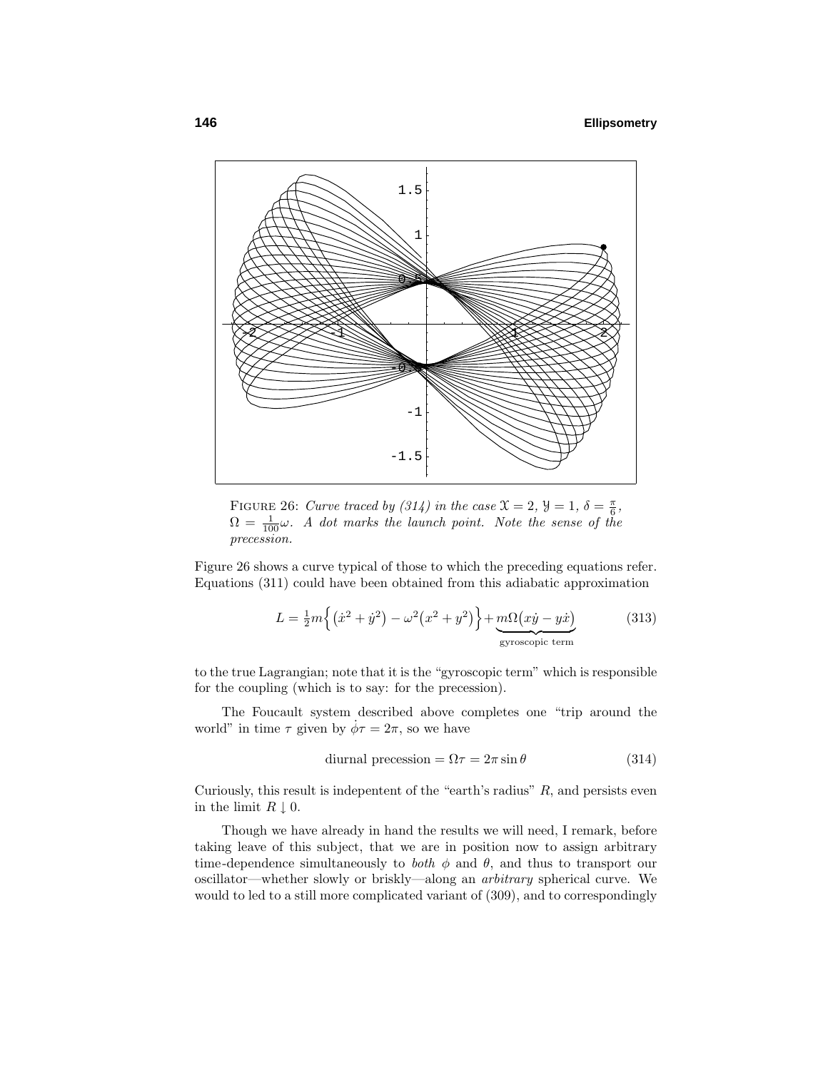FIGURE 26: *Curve traced by (314) in the case $\mathfrak{X} = 2$, $\mathfrak{Y} = 1$, $\delta = \frac{\pi}{6}$, $\Omega = \frac{1}{100}\omega$. A dot marks the launch point. Note the sense of the precession.*

Figure 26 shows a curve typical of those to which the preceding equations refer. Equations (311) could have been obtained from this adiabatic approximation

$$L = \tfrac{1}{2}m\Big\{\big(\dot{x}^2 + \dot{y}^2\big) - \omega^2\big(x^2 + y^2\big)\Big\} + \underbrace{m\Omega\big(x\dot{y} - y\dot{x}\big)}_{\text{gyroscopic term}} \tag{313}$$

to the true Lagrangian; note that it is the "gyroscopic term" which is responsible for the coupling (which is to say: for the precession).

The Foucault system described above completes one "trip around the world" in time $\tau$ given by $\dot{\phi}\tau = 2\pi$, so we have

$$\text{diurnal precession} = \Omega\tau = 2\pi\sin\theta \tag{314}$$

Curiously, this result is indepentent of the "earth's radius" $R$, and persists even in the limit $R \downarrow 0$.

Though we have already in hand the results we will need, I remark, before taking leave of this subject, that we are in position now to assign arbitrary time-dependence simultaneously to *both* $\phi$ and $\theta$, and thus to transport our oscillator—whether slowly or briskly—along an *arbitrary* spherical curve. We would to led to a still more complicated variant of (309), and to correspondingly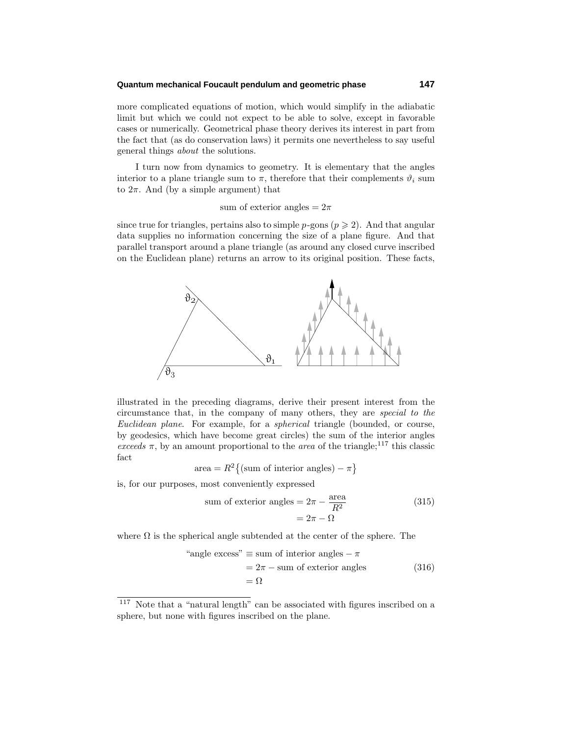more complicated equations of motion, which would simplify in the adiabatic limit but which we could not expect to be able to solve, except in favorable cases or numerically. Geometrical phase theory derives its interest in part from the fact that (as do conservation laws) it permits one nevertheless to say useful general things *about* the solutions.

I turn now from dynamics to geometry. It is elementary that the angles interior to a plane triangle sum to $\pi$, therefore that their complements $\vartheta_i$ sum to $2\pi$. And (by a simple argument) that

$$\text{sum of exterior angles} = 2\pi$$

since true for triangles, pertains also to simple $p$-gons ($p \geqslant 2$). And that angular data supplies no information concerning the size of a plane figure. And that parallel transport around a plane triangle (as around any closed curve inscribed on the Euclidean plane) returns an arrow to its original position. These facts, illustrated in the preceding diagrams, derive their present interest from the circumstance that, in the company of many others, they are *special to the Euclidean plane*. For example, for a *spherical* triangle (bounded, or course, by geodesics, which have become great circles) the sum of the interior angles *exceeds* $\pi$, by an amount proportional to the *area* of the triangle;[117] this classic fact

$$\text{area} = R^2\big\{(\text{sum of interior angles}) - \pi\big\}$$

is, for our purposes, most conveniently expressed

$$\begin{aligned}\text{sum of exterior angles} &= 2\pi - \frac{\text{area}}{R^2} \\ &= 2\pi - \Omega\end{aligned} \tag{315}$$

where $\Omega$ is the spherical angle subtended at the center of the sphere. The

$$\begin{aligned}\text{“angle excess”} &\equiv \text{sum of interior angles} - \pi \\ &= 2\pi - \text{sum of exterior angles} \\ &= \Omega\end{aligned} \tag{316}$$

[117] Note that a “natural length” can be associated with figures inscribed on a sphere, but none with figures inscribed on the plane.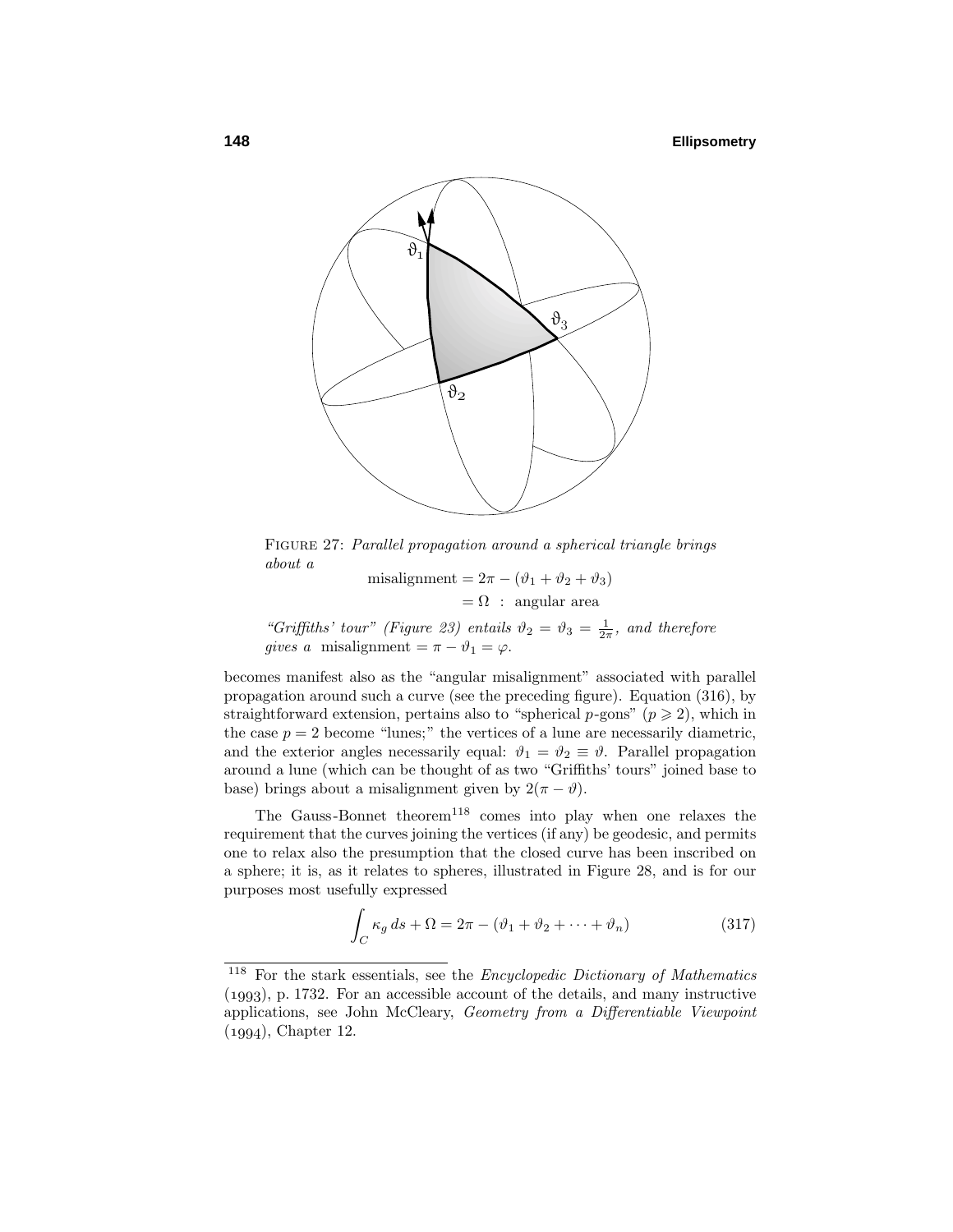FIGURE 27: *Parallel propagation around a spherical triangle brings about a*

$$\begin{aligned}\text{misalignment} &= 2\pi - (\vartheta_1 + \vartheta_2 + \vartheta_3) \\ &= \Omega \ : \ \text{angular area}\end{aligned}$$

*"Griffiths' tour" (Figure 23) entails* $\vartheta_2 = \vartheta_3 = \frac{1}{2\pi}$*, and therefore gives a* misalignment $= \pi - \vartheta_1 = \varphi$.

becomes manifest also as the "angular misalignment" associated with parallel propagation around such a curve (see the preceding figure). Equation (316), by straightforward extension, pertains also to "spherical $p$-gons" ($p \geqslant 2$), which in the case $p = 2$ become "lunes;" the vertices of a lune are necessarily diametric, and the exterior angles necessarily equal: $\vartheta_1 = \vartheta_2 \equiv \vartheta$. Parallel propagation around a lune (which can be thought of as two "Griffiths' tours" joined base to base) brings about a misalignment given by $2(\pi - \vartheta)$.

The Gauss-Bonnet theorem[118] comes into play when one relaxes the requirement that the curves joining the vertices (if any) be geodesic, and permits one to relax also the presumption that the closed curve has been inscribed on a sphere; it is, as it relates to spheres, illustrated in Figure 28, and is for our purposes most usefully expressed

$$\int_C \kappa_g \, ds + \Omega = 2\pi - (\vartheta_1 + \vartheta_2 + \cdots + \vartheta_n) \tag{317}$$

---

[118] For the stark essentials, see the *Encyclopedic Dictionary of Mathematics* (1993), p. 1732. For an accessible account of the details, and many instructive applications, see John McCleary, *Geometry from a Differentiable Viewpoint* (1994), Chapter 12.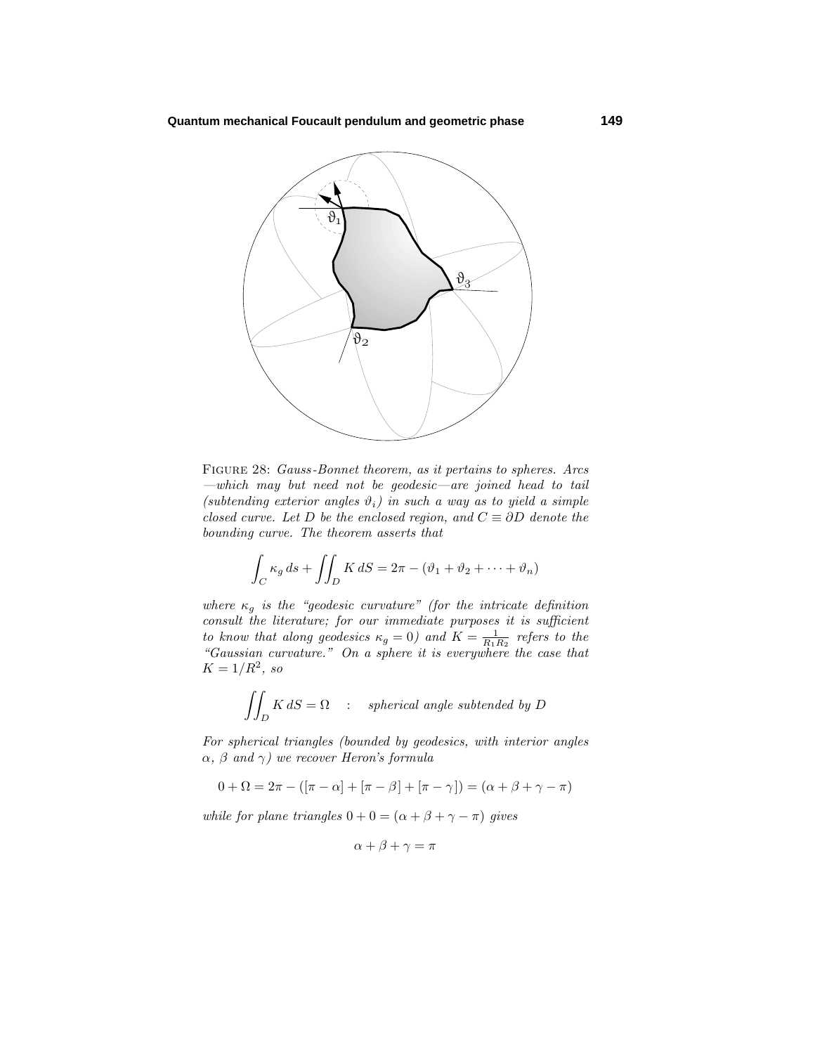FIGURE 28: *Gauss-Bonnet theorem, as it pertains to spheres. Arcs —which may but need not be geodesic—are joined head to tail (subtending exterior angles* $\vartheta_i$*) in such a way as to yield a simple closed curve. Let* $D$ *be the enclosed region, and* $C \equiv \partial D$ *denote the bounding curve. The theorem asserts that*

$$\int_C \kappa_g \, ds + \iint_D K \, dS = 2\pi - (\vartheta_1 + \vartheta_2 + \cdots + \vartheta_n)$$

*where* $\kappa_g$ *is the "geodesic curvature" (for the intricate definition consult the literature; for our immediate purposes it is sufficient to know that along geodesics* $\kappa_g = 0$*) and* $K = \frac{1}{R_1 R_2}$ *refers to the "Gaussian curvature." On a sphere it is everywhere the case that* $K = 1/R^2$*, so*

$$\iint_D K \, dS = \Omega \quad : \quad \text{spherical angle subtended by } D$$

*For spherical triangles (bounded by geodesics, with interior angles* $\alpha$*,* $\beta$ *and* $\gamma$*) we recover Heron's formula*

$$0 + \Omega = 2\pi - ([\pi - \alpha] + [\pi - \beta] + [\pi - \gamma]) = (\alpha + \beta + \gamma - \pi)$$

*while for plane triangles* $0 + 0 = (\alpha + \beta + \gamma - \pi)$ *gives*

$$\alpha + \beta + \gamma = \pi$$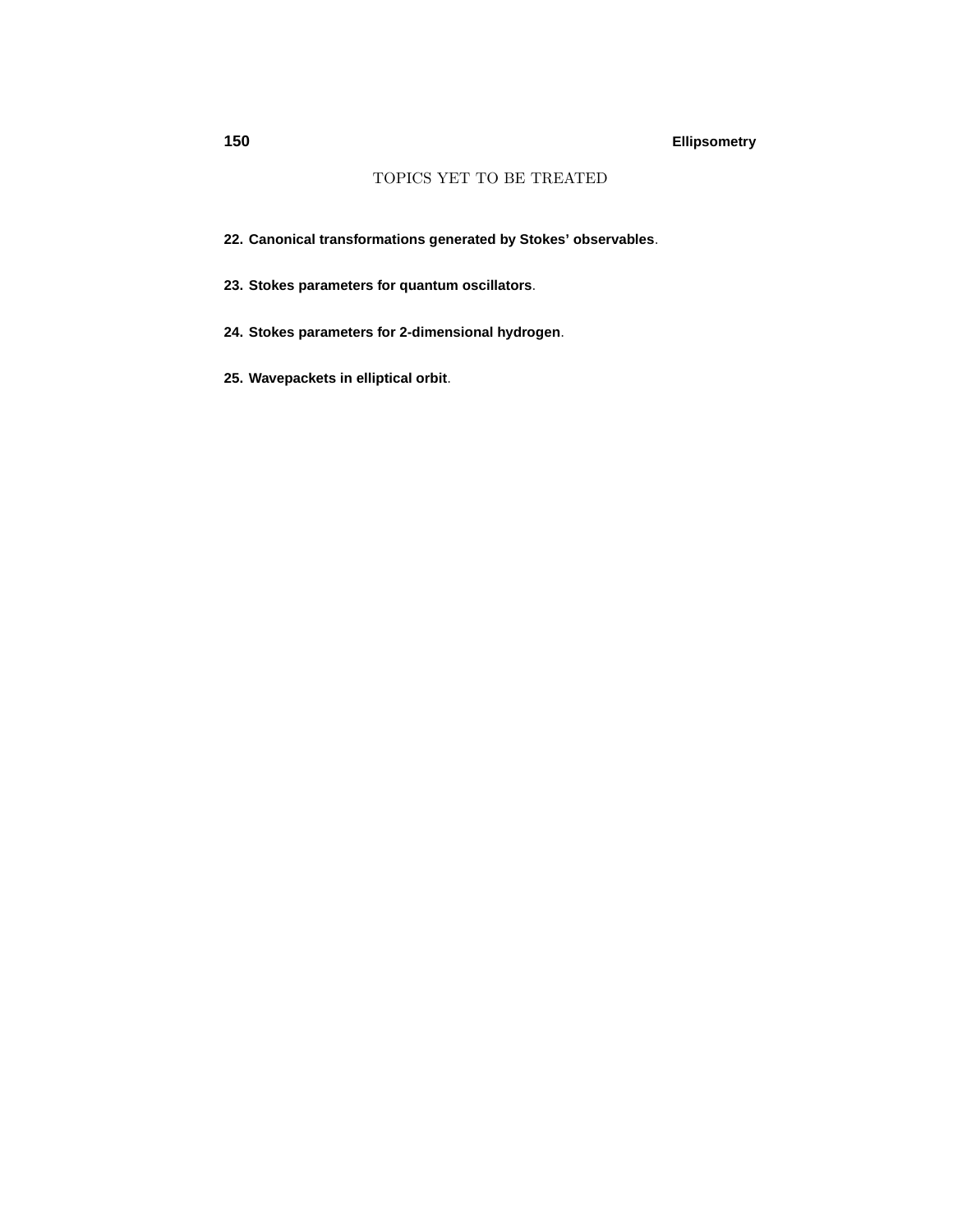## TOPICS YET TO BE TREATED

**22. Canonical transformations generated by Stokes' observables**.

**23. Stokes parameters for quantum oscillators**.

**24. Stokes parameters for 2-dimensional hydrogen**.

**25. Wavepackets in elliptical orbit**.